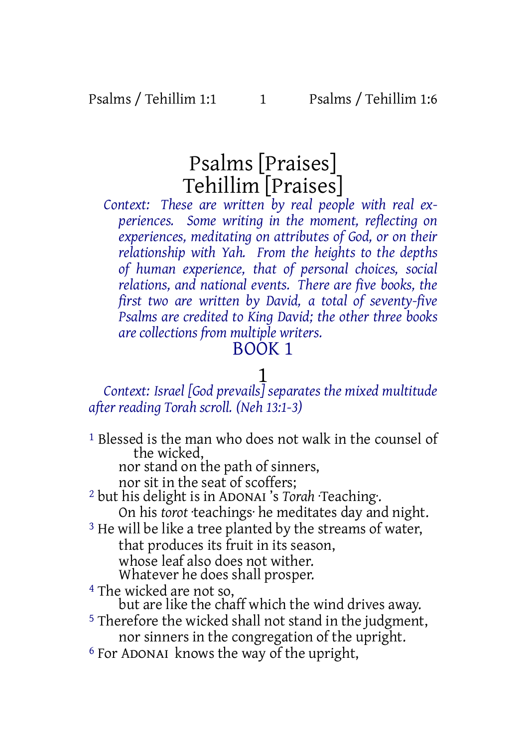# Psalms [Praises]
# Tehillim [Praises]

*Context: These are written by real people with real experiences. Some writing in the moment, reflecting on experiences, meditating on attributes of God, or on their relationship with Yah. From the heights to the depths of human experience, that of personal choices, social relations, and national events. There are five books, the first two are written by David, a total of seventy-five Psalms are credited to King David; the other three books are collections from multiple writers.*

## BOOK 1

### 1

*Context: Israel [God prevails] separates the mixed multitude after reading Torah scroll. (Neh 13:1-3)*

[1] Blessed is the man who does not walk in the counsel of the wicked,
nor stand on the path of sinners,
nor sit in the seat of scoffers;
[2] but his delight is in ADONAI 's *Torah* ·Teaching·.
On his *torot* ·teachings· he meditates day and night.
[3] He will be like a tree planted by the streams of water,
that produces its fruit in its season,
whose leaf also does not wither.
Whatever he does shall prosper.
[4] The wicked are not so,
but are like the chaff which the wind drives away.
[5] Therefore the wicked shall not stand in the judgment,
nor sinners in the congregation of the upright.
[6] For ADONAI knows the way of the upright,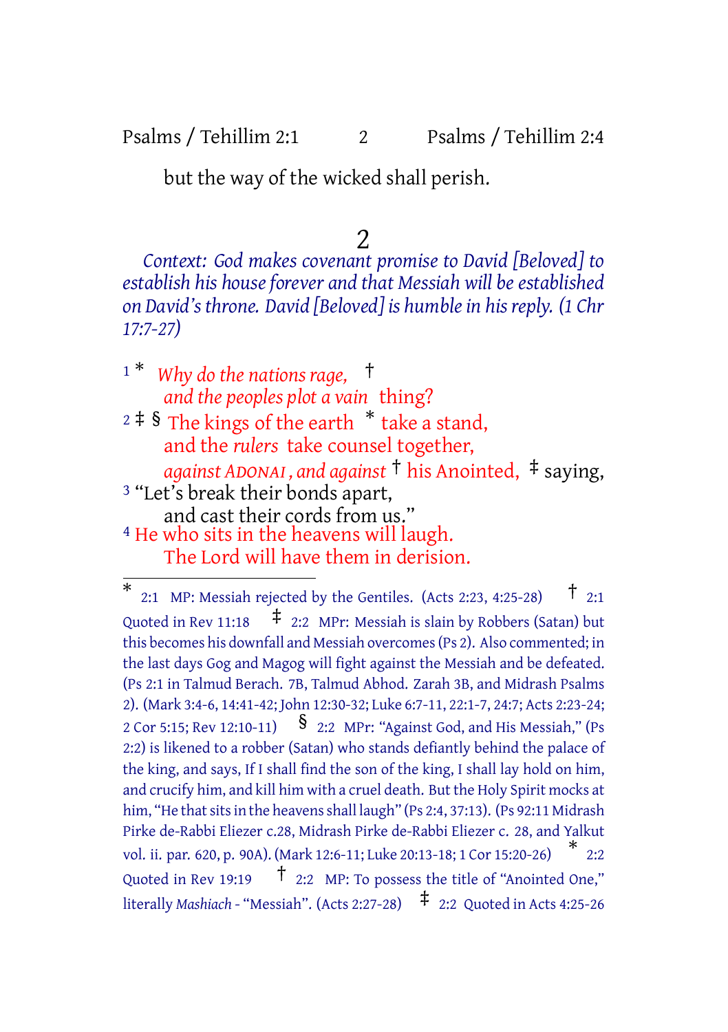but the way of the wicked shall perish.

## 2

*Context: God makes covenant promise to David [Beloved] to establish his house forever and that Messiah will be established on David's throne. David [Beloved] is humble in his reply. (1 Chr 17:7-27)*

[1] * *Why do the nations rage,* †
*and the peoples plot a vain* thing?
[2] ‡ § The kings of the earth * take a stand,
and the *rulers* take counsel together,
*against ADONAI , and against* † his Anointed, ‡ saying,
[3] "Let's break their bonds apart,
and cast their cords from us."
[4] He who sits in the heavens will laugh.
The Lord will have them in derision.

---

\* 2:1 MP: Messiah rejected by the Gentiles. (Acts 2:23, 4:25-28) † 2:1 Quoted in Rev 11:18 ‡ 2:2 MPr: Messiah is slain by Robbers (Satan) but this becomes his downfall and Messiah overcomes (Ps 2). Also commented; in the last days Gog and Magog will fight against the Messiah and be defeated. (Ps 2:1 in Talmud Berach. 7B, Talmud Abhod. Zarah 3B, and Midrash Psalms 2). (Mark 3:4-6, 14:41-42; John 12:30-32; Luke 6:7-11, 22:1-7, 24:7; Acts 2:23-24; 2 Cor 5:15; Rev 12:10-11) § 2:2 MPr: "Against God, and His Messiah," (Ps 2:2) is likened to a robber (Satan) who stands defiantly behind the palace of the king, and says, If I shall find the son of the king, I shall lay hold on him, and crucify him, and kill him with a cruel death. But the Holy Spirit mocks at him, "He that sits in the heavens shall laugh" (Ps 2:4, 37:13). (Ps 92:11 Midrash Pirke de-Rabbi Eliezer c.28, Midrash Pirke de-Rabbi Eliezer c. 28, and Yalkut vol. ii. par. 620, p. 90A). (Mark 12:6-11; Luke 20:13-18; 1 Cor 15:20-26) * 2:2 Quoted in Rev 19:19 † 2:2 MP: To possess the title of "Anointed One," literally *Mashiach* - "Messiah". (Acts 2:27-28) ‡ 2:2 Quoted in Acts 4:25-26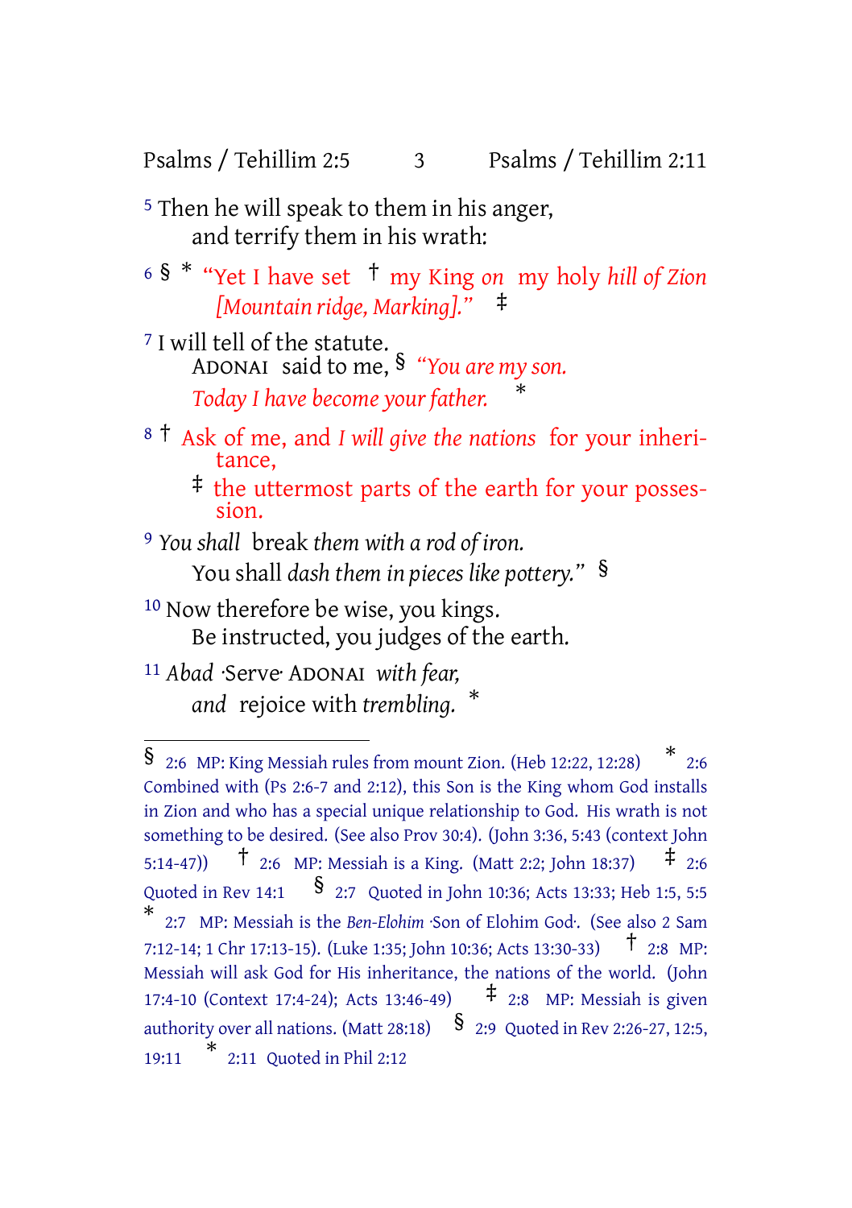5 Then he will speak to them in his anger,
and terrify them in his wrath:

6 § * “Yet I have set † my King *on* my holy *hill of Zion [Mountain ridge, Marking].”* ‡

7 I will tell of the statute.
ADONAI said to me, § *“You are my son.*
*Today I have become your father.* *

8 † Ask of me, and *I will give the nations* for your inheritance,
‡ the uttermost parts of the earth for your possession.

9 *You shall* break *them with a rod of iron.*
You shall *dash them in pieces like pottery.”* §

10 Now therefore be wise, you kings.
Be instructed, you judges of the earth.

11 *Abad* ·Serve· ADONAI *with fear,*
*and* rejoice with *trembling.* *

---

§ 2:6 MP: King Messiah rules from mount Zion. (Heb 12:22, 12:28) * 2:6 Combined with (Ps 2:6-7 and 2:12), this Son is the King whom God installs in Zion and who has a special unique relationship to God. His wrath is not something to be desired. (See also Prov 30:4). (John 3:36, 5:43 (context John 5:14-47)) † 2:6 MP: Messiah is a King. (Matt 2:2; John 18:37) ‡ 2:6 Quoted in Rev 14:1 § 2:7 Quoted in John 10:36; Acts 13:33; Heb 1:5, 5:5 * 2:7 MP: Messiah is the *Ben-Elohim* ·Son of Elohim God·. (See also 2 Sam 7:12-14; 1 Chr 17:13-15). (Luke 1:35; John 10:36; Acts 13:30-33) † 2:8 MP: Messiah will ask God for His inheritance, the nations of the world. (John 17:4-10 (Context 17:4-24); Acts 13:46-49) ‡ 2:8 MP: Messiah is given authority over all nations. (Matt 28:18) § 2:9 Quoted in Rev 2:26-27, 12:5, 19:11 * 2:11 Quoted in Phil 2:12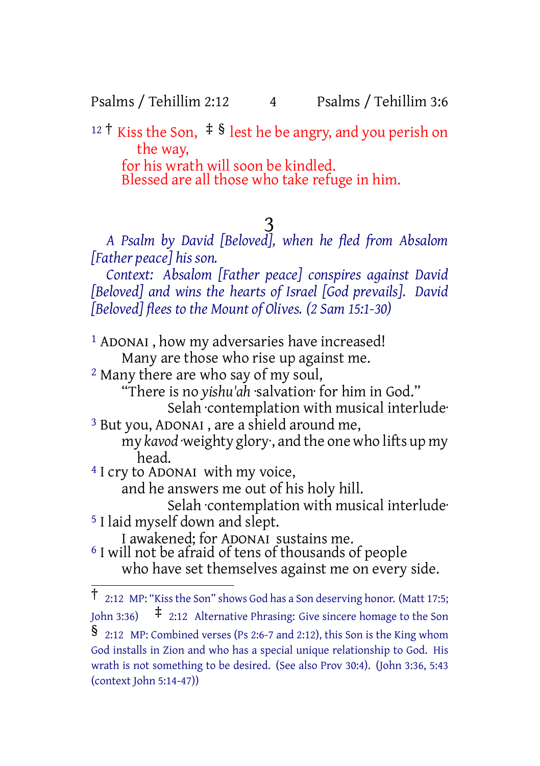12 † Kiss the Son, ‡ § lest he be angry, and you perish on the way,
for his wrath will soon be kindled.
Blessed are all those who take refuge in him.

# 3

*A Psalm by David [Beloved], when he fled from Absalom [Father peace] his son.*

*Context: Absalom [Father peace] conspires against David [Beloved] and wins the hearts of Israel [God prevails]. David [Beloved] flees to the Mount of Olives. (2 Sam 15:1-30)*

1 ADONAI , how my adversaries have increased!
Many are those who rise up against me.
2 Many there are who say of my soul,
"There is no *yishu'ah* ·salvation· for him in God."
Selah ·contemplation with musical interlude·
3 But you, ADONAI , are a shield around me,
my *kavod* ·weighty glory·, and the one who lifts up my head.
4 I cry to ADONAI with my voice,
and he answers me out of his holy hill.
Selah ·contemplation with musical interlude·
5 I laid myself down and slept.
I awakened; for ADONAI sustains me.
6 I will not be afraid of tens of thousands of people
who have set themselves against me on every side.

---

† 2:12 MP: "Kiss the Son" shows God has a Son deserving honor. (Matt 17:5; John 3:36) ‡ 2:12 Alternative Phrasing: Give sincere homage to the Son § 2:12 MP: Combined verses (Ps 2:6-7 and 2:12), this Son is the King whom God installs in Zion and who has a special unique relationship to God. His wrath is not something to be desired. (See also Prov 30:4). (John 3:36, 5:43 (context John 5:14-47))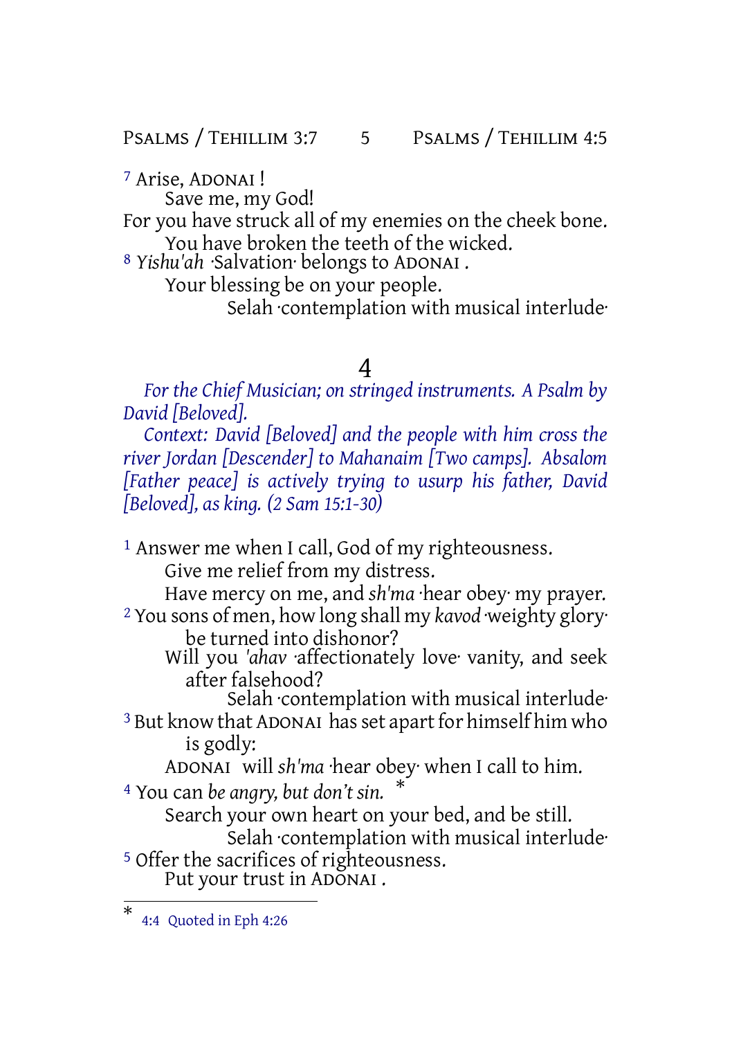[7] Arise, ADONAI!
Save me, my God!
For you have struck all of my enemies on the cheek bone.
You have broken the teeth of the wicked.
[8] *Yishu'ah* ·Salvation· belongs to ADONAI.
Your blessing be on your people.
Selah ·contemplation with musical interlude·

# 4

*For the Chief Musician; on stringed instruments. A Psalm by David [Beloved].*

*Context: David [Beloved] and the people with him cross the river Jordan [Descender] to Mahanaim [Two camps]. Absalom [Father peace] is actively trying to usurp his father, David [Beloved], as king. (2 Sam 15:1-30)*

[1] Answer me when I call, God of my righteousness.
Give me relief from my distress.
Have mercy on me, and *sh'ma* ·hear obey· my prayer.
[2] You sons of men, how long shall my *kavod* ·weighty glory· be turned into dishonor?
Will you *'ahav* ·affectionately love· vanity, and seek after falsehood?
Selah ·contemplation with musical interlude·
[3] But know that ADONAI has set apart for himself him who is godly:
ADONAI will *sh'ma* ·hear obey· when I call to him.
[4] You can *be angry, but don't sin.* *
Search your own heart on your bed, and be still.
Selah ·contemplation with musical interlude·
[5] Offer the sacrifices of righteousness.
Put your trust in ADONAI.

---

* 4:4 Quoted in Eph 4:26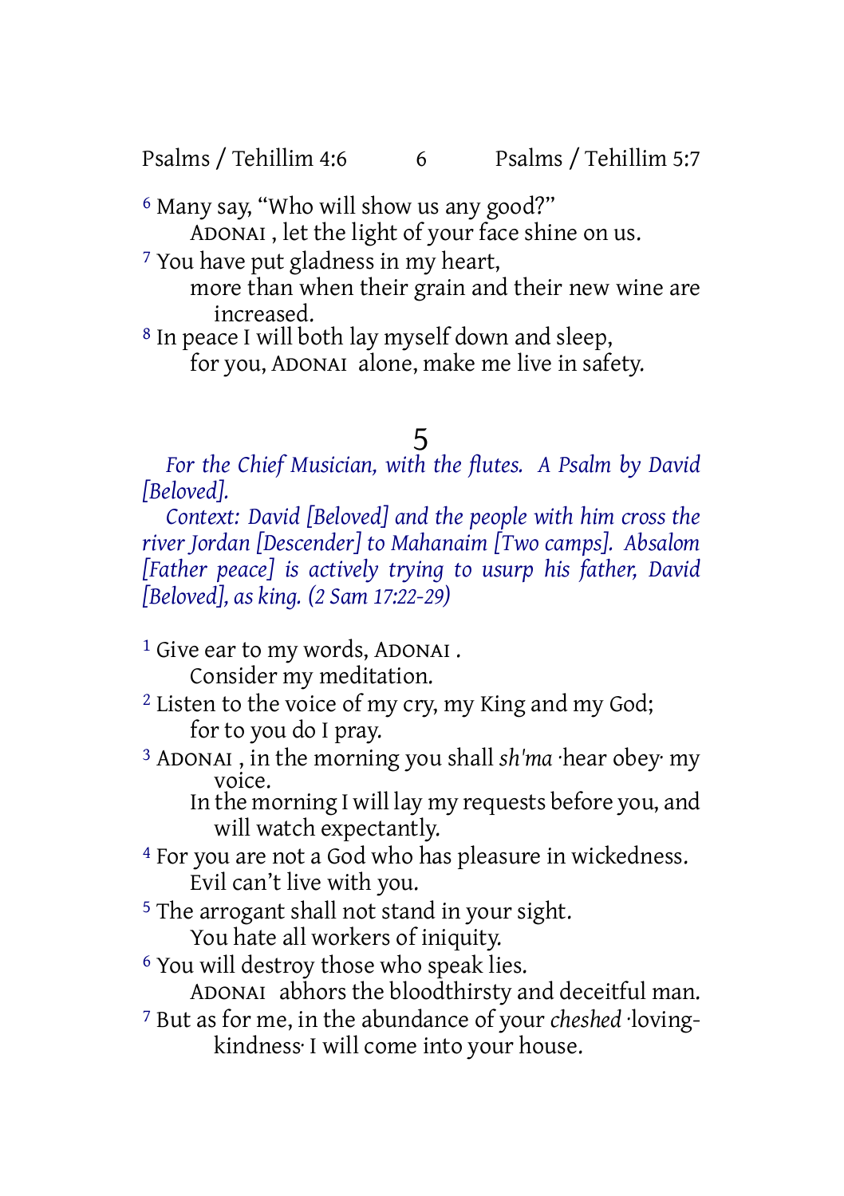[6] Many say, "Who will show us any good?"
ADONAI, let the light of your face shine on us.

[7] You have put gladness in my heart,
more than when their grain and their new wine are increased.

[8] In peace I will both lay myself down and sleep,
for you, ADONAI alone, make me live in safety.

# 5

*For the Chief Musician, with the flutes. A Psalm by David [Beloved].*

*Context: David [Beloved] and the people with him cross the river Jordan [Descender] to Mahanaim [Two camps]. Absalom [Father peace] is actively trying to usurp his father, David [Beloved], as king. (2 Sam 17:22-29)*

[1] Give ear to my words, ADONAI.
Consider my meditation.

[2] Listen to the voice of my cry, my King and my God;
for to you do I pray.

[3] ADONAI, in the morning you shall *sh'ma* ·hear obey· my voice.
In the morning I will lay my requests before you, and will watch expectantly.

[4] For you are not a God who has pleasure in wickedness.
Evil can't live with you.

[5] The arrogant shall not stand in your sight.
You hate all workers of iniquity.

[6] You will destroy those who speak lies.
ADONAI abhors the bloodthirsty and deceitful man.

[7] But as for me, in the abundance of your *cheshed* ·loving-kindness· I will come into your house.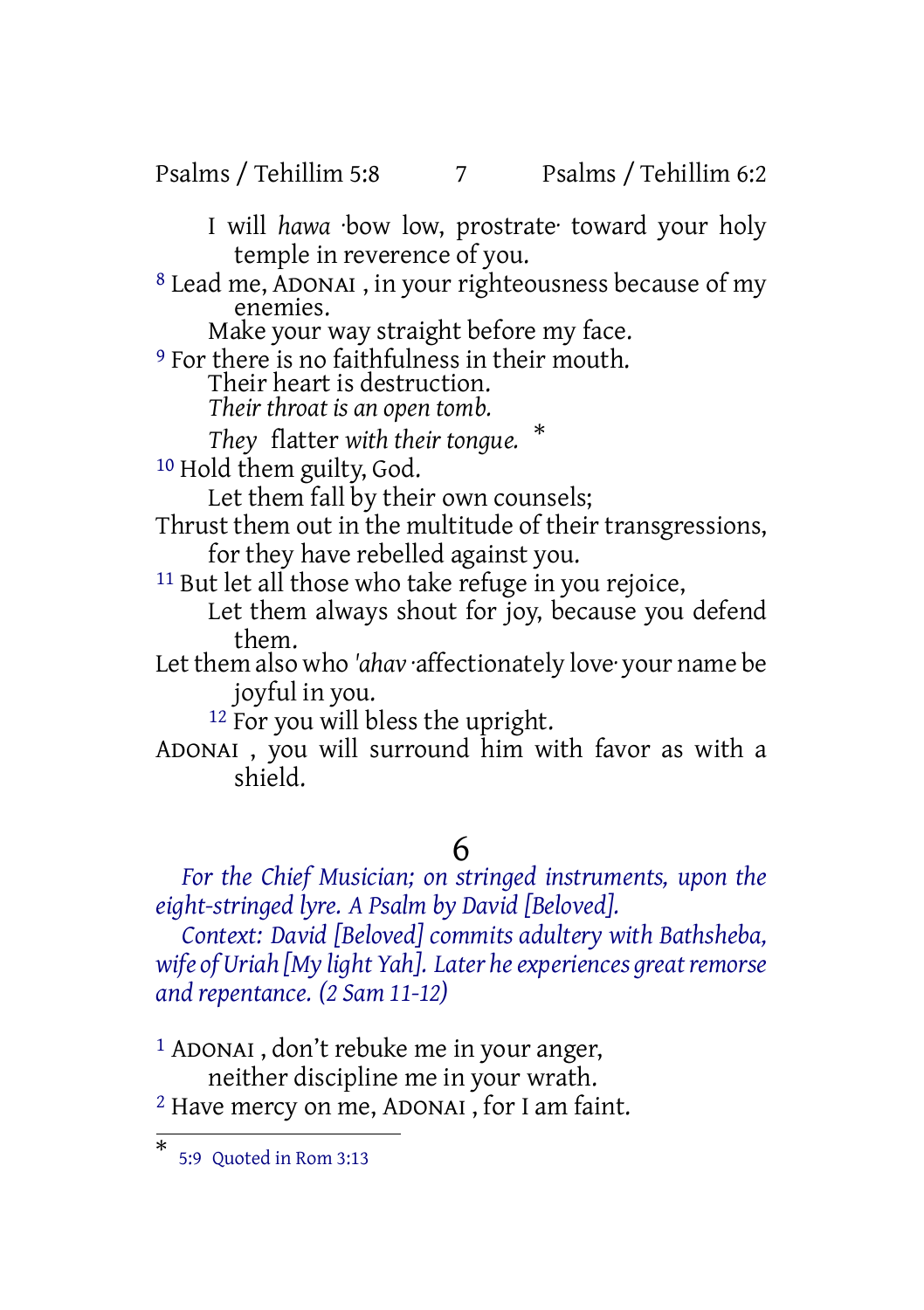I will *hawa* ·bow low, prostrate· toward your holy temple in reverence of you.

[8] Lead me, ADONAI , in your righteousness because of my enemies.
Make your way straight before my face.

[9] For there is no faithfulness in their mouth.
Their heart is destruction.
*Their throat is an open tomb.*
*They* flatter *with their tongue.* *

[10] Hold them guilty, God.
Let them fall by their own counsels;
Thrust them out in the multitude of their transgressions,
for they have rebelled against you.

[11] But let all those who take refuge in you rejoice,
Let them always shout for joy, because you defend them.
Let them also who *'ahav* ·affectionately love· your name be joyful in you.

[12] For you will bless the upright.
ADONAI , you will surround him with favor as with a shield.

# 6

*For the Chief Musician; on stringed instruments, upon the eight-stringed lyre. A Psalm by David [Beloved].*

*Context: David [Beloved] commits adultery with Bathsheba, wife of Uriah [My light Yah]. Later he experiences great remorse and repentance. (2 Sam 11-12)*

[1] ADONAI , don't rebuke me in your anger,
neither discipline me in your wrath.

[2] Have mercy on me, ADONAI , for I am faint.

---

* 5:9 Quoted in Rom 3:13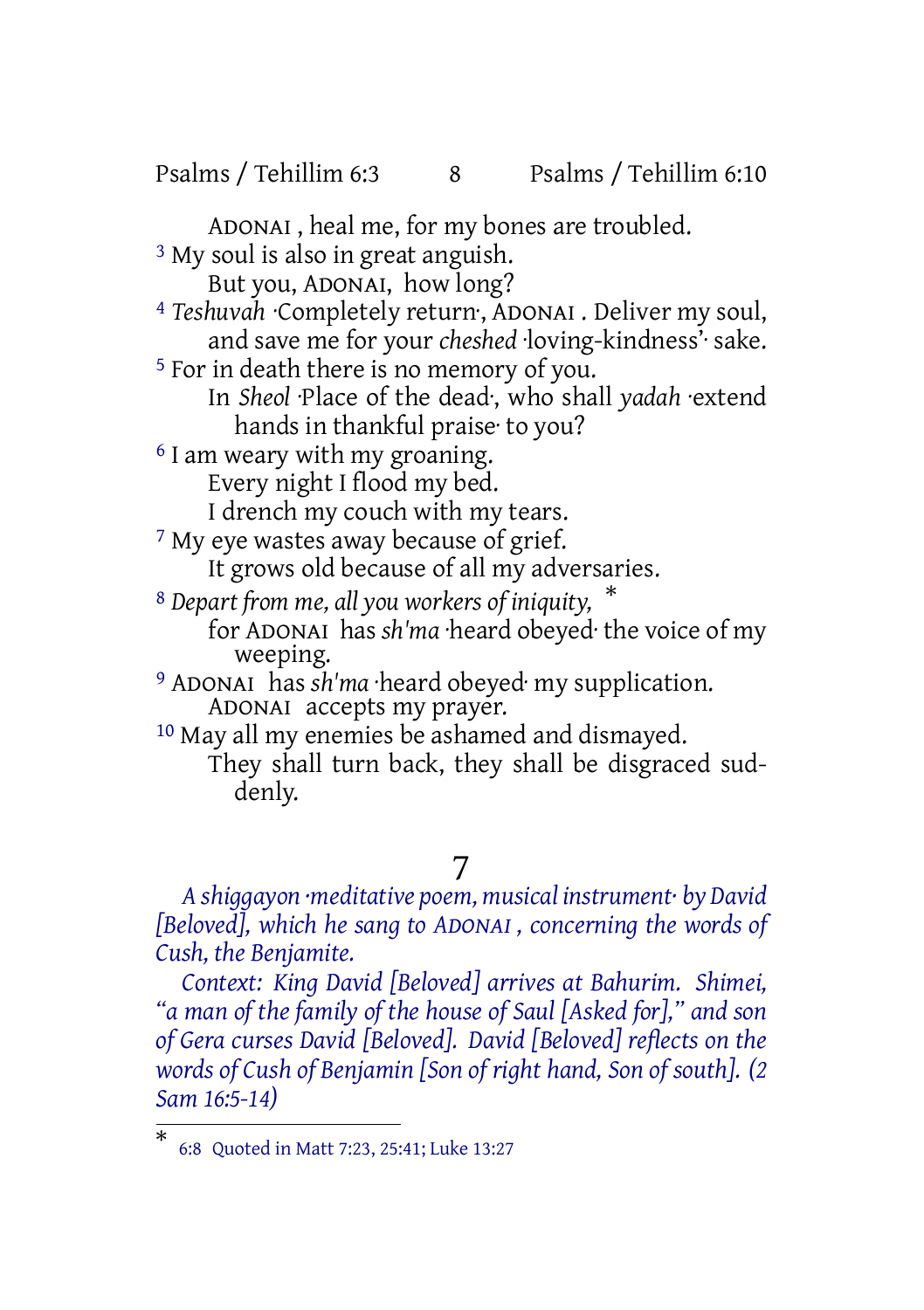ADONAI , heal me, for my bones are troubled.

[3] My soul is also in great anguish.
But you, ADONAI, how long?

[4] *Teshuvah* ·Completely return·, ADONAI . Deliver my soul,
and save me for your *cheshed* ·loving-kindness'· sake.

[5] For in death there is no memory of you.
In *Sheol* ·Place of the dead·, who shall *yadah* ·extend hands in thankful praise· to you?

[6] I am weary with my groaning.
Every night I flood my bed.
I drench my couch with my tears.

[7] My eye wastes away because of grief.
It grows old because of all my adversaries.

[8] *Depart from me, all you workers of iniquity,* *
for ADONAI has *sh'ma* ·heard obeyed· the voice of my weeping.

[9] ADONAI has *sh'ma* ·heard obeyed· my supplication.
ADONAI accepts my prayer.

[10] May all my enemies be ashamed and dismayed.
They shall turn back, they shall be disgraced suddenly.

## 7

*A shiggayon ·meditative poem, musical instrument· by David [Beloved], which he sang to ADONAI , concerning the words of Cush, the Benjamite.*

*Context: King David [Beloved] arrives at Bahurim. Shimei, "a man of the family of the house of Saul [Asked for]," and son of Gera curses David [Beloved]. David [Beloved] reflects on the words of Cush of Benjamin [Son of right hand, Son of south]. (2 Sam 16:5-14)*

---

* 6:8 Quoted in Matt 7:23, 25:41; Luke 13:27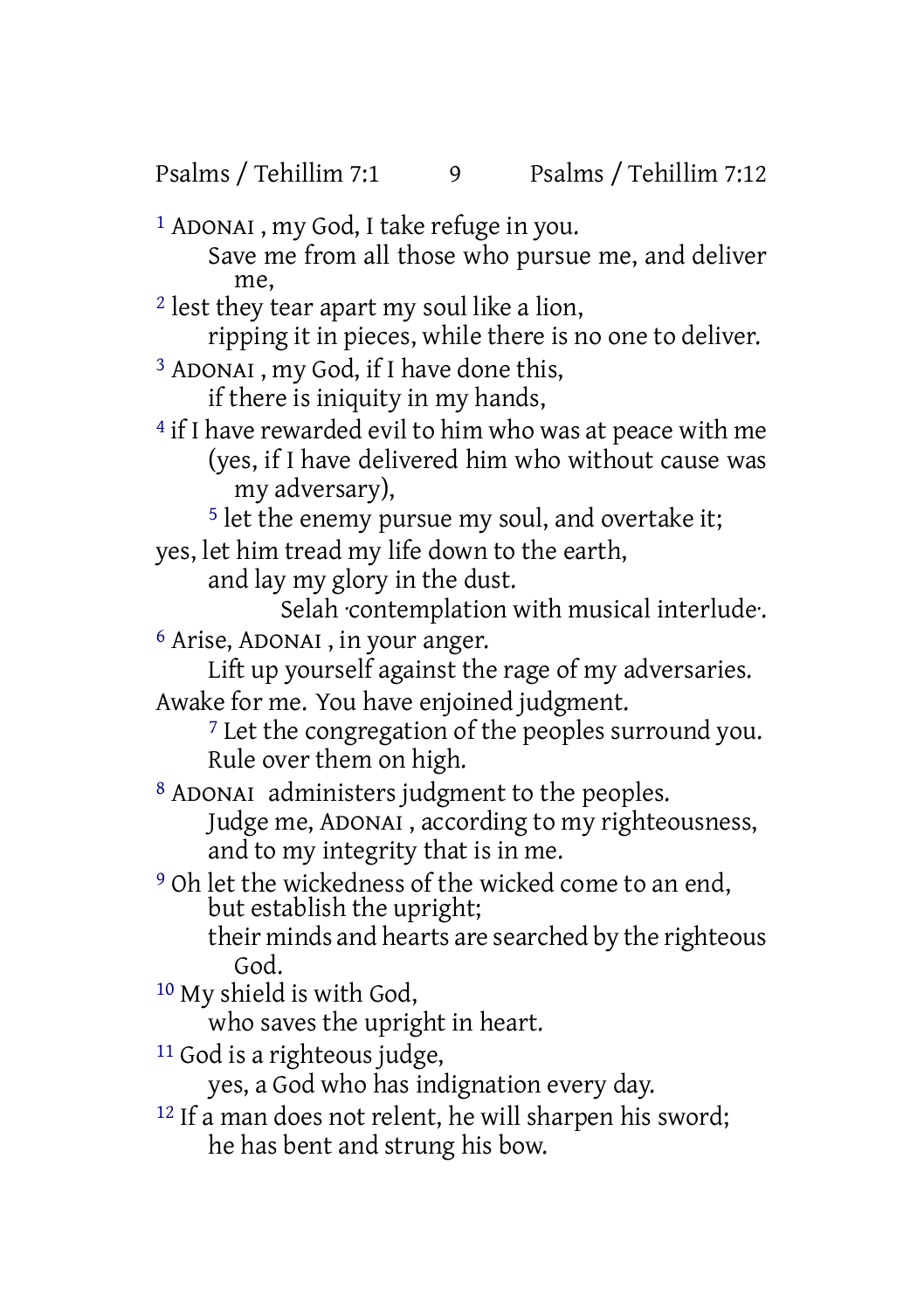[1] ADONAI , my God, I take refuge in you.
Save me from all those who pursue me, and deliver me,
[2] lest they tear apart my soul like a lion,
ripping it in pieces, while there is no one to deliver.
[3] ADONAI , my God, if I have done this,
if there is iniquity in my hands,
[4] if I have rewarded evil to him who was at peace with me
(yes, if I have delivered him who without cause was my adversary),
[5] let the enemy pursue my soul, and overtake it;
yes, let him tread my life down to the earth,
and lay my glory in the dust.
Selah ·contemplation with musical interlude·.
[6] Arise, ADONAI , in your anger.
Lift up yourself against the rage of my adversaries.
Awake for me. You have enjoined judgment.
[7] Let the congregation of the peoples surround you.
Rule over them on high.
[8] ADONAI administers judgment to the peoples.
Judge me, ADONAI , according to my righteousness,
and to my integrity that is in me.
[9] Oh let the wickedness of the wicked come to an end,
but establish the upright;
their minds and hearts are searched by the righteous God.
[10] My shield is with God,
who saves the upright in heart.
[11] God is a righteous judge,
yes, a God who has indignation every day.
[12] If a man does not relent, he will sharpen his sword;
he has bent and strung his bow.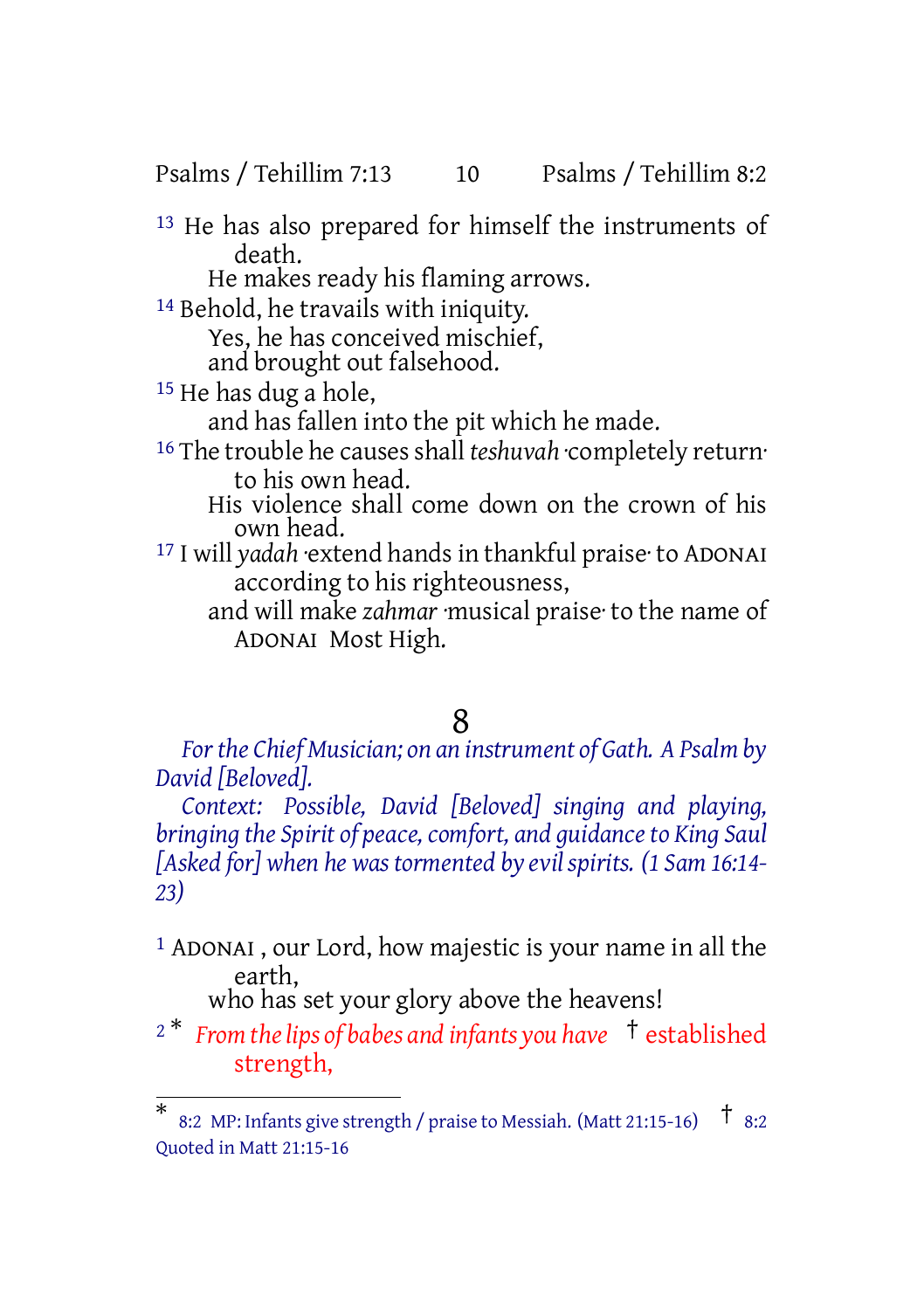[13] He has also prepared for himself the instruments of death.
He makes ready his flaming arrows.
[14] Behold, he travails with iniquity.
Yes, he has conceived mischief,
and brought out falsehood.
[15] He has dug a hole,
and has fallen into the pit which he made.
[16] The trouble he causes shall *teshuvah* ·completely return· to his own head.
His violence shall come down on the crown of his own head.
[17] I will *yadah* ·extend hands in thankful praise· to ADONAI according to his righteousness,
and will make *zahmar* ·musical praise· to the name of ADONAI Most High.

# 8

*For the Chief Musician; on an instrument of Gath. A Psalm by David [Beloved].*

*Context: Possible, David [Beloved] singing and playing, bringing the Spirit of peace, comfort, and guidance to King Saul [Asked for] when he was tormented by evil spirits. (1 Sam 16:14-23)*

[1] ADONAI , our Lord, how majestic is your name in all the earth,
who has set your glory above the heavens!
[2] * *From the lips of babes and infants you have* † established strength,

---

* 8:2 MP: Infants give strength / praise to Messiah. (Matt 21:15-16) † 8:2 Quoted in Matt 21:15-16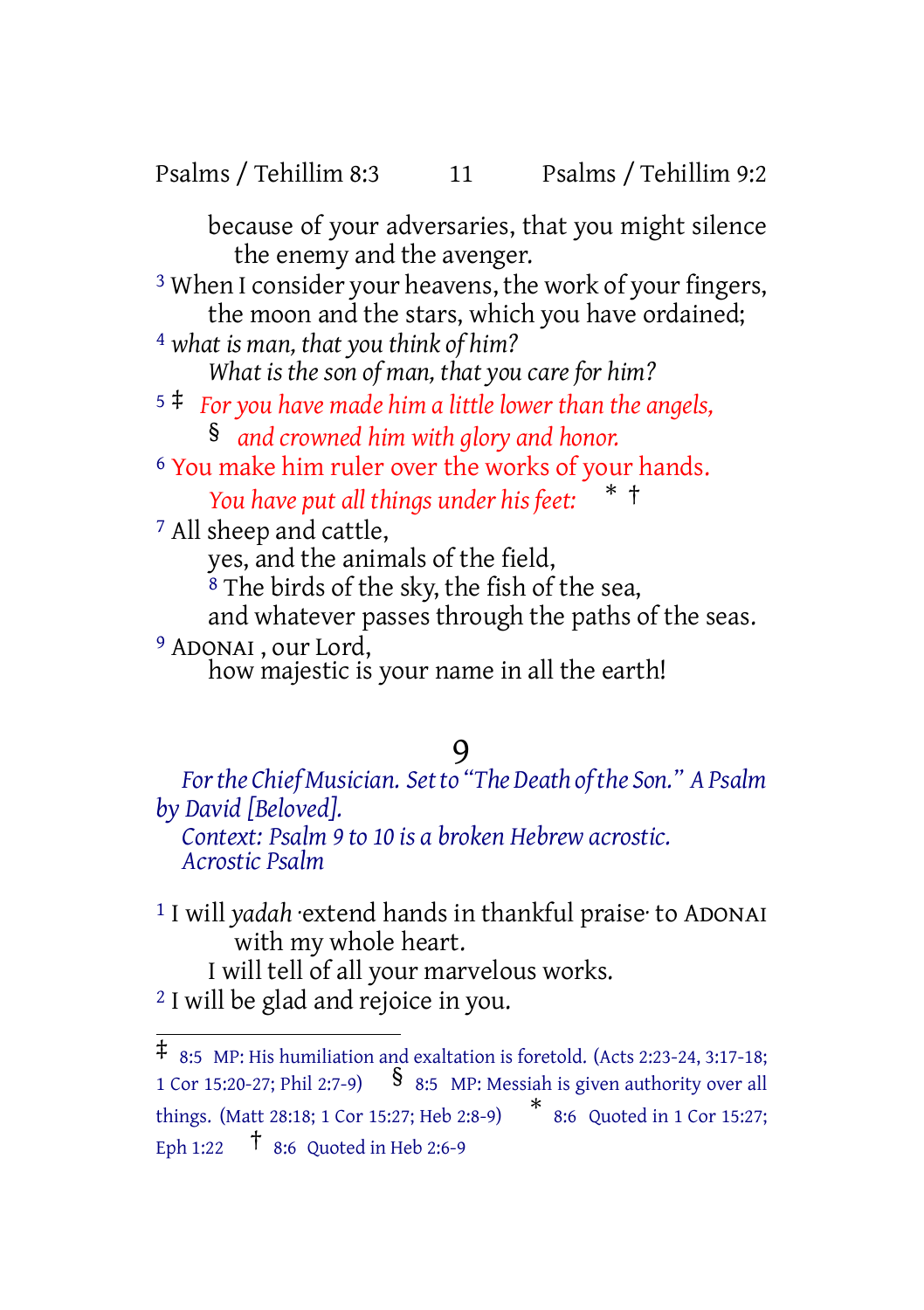because of your adversaries, that you might silence the enemy and the avenger.

[3] When I consider your heavens, the work of your fingers, the moon and the stars, which you have ordained;

[4] *what is man, that you think of him? What is the son of man, that you care for him?*

[5] ‡ *For you have made him a little lower than the angels,*
§ *and crowned him with glory and honor.*

[6] You make him ruler over the works of your hands.
*You have put all things under his feet:* * †

[7] All sheep and cattle,
yes, and the animals of the field,
[8] The birds of the sky, the fish of the sea,
and whatever passes through the paths of the seas.

[9] ADONAI , our Lord,
how majestic is your name in all the earth!

# 9

*For the Chief Musician. Set to "The Death of the Son." A Psalm by David [Beloved].*
*Context: Psalm 9 to 10 is a broken Hebrew acrostic.*
*Acrostic Psalm*

[1] I will *yadah* ·extend hands in thankful praise· to ADONAI with my whole heart.
I will tell of all your marvelous works.

[2] I will be glad and rejoice in you.

---

‡ 8:5 MP: His humiliation and exaltation is foretold. (Acts 2:23-24, 3:17-18; 1 Cor 15:20-27; Phil 2:7-9) § 8:5 MP: Messiah is given authority over all things. (Matt 28:18; 1 Cor 15:27; Heb 2:8-9) * 8:6 Quoted in 1 Cor 15:27; Eph 1:22 † 8:6 Quoted in Heb 2:6-9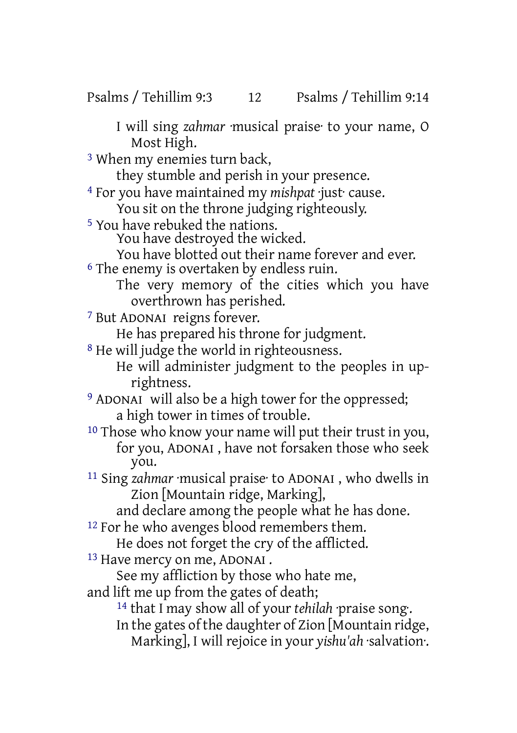I will sing *zahmar* ·musical praise· to your name, O Most High.

[3] When my enemies turn back,
they stumble and perish in your presence.

[4] For you have maintained my *mishpat* ·just· cause.
You sit on the throne judging righteously.

[5] You have rebuked the nations.
You have destroyed the wicked.
You have blotted out their name forever and ever.

[6] The enemy is overtaken by endless ruin.
The very memory of the cities which you have overthrown has perished.

[7] But ADONAI reigns forever.
He has prepared his throne for judgment.

[8] He will judge the world in righteousness.
He will administer judgment to the peoples in uprightness.

[9] ADONAI will also be a high tower for the oppressed;
a high tower in times of trouble.

[10] Those who know your name will put their trust in you,
for you, ADONAI , have not forsaken those who seek you.

[11] Sing *zahmar* ·musical praise· to ADONAI , who dwells in Zion [Mountain ridge, Marking],
and declare among the people what he has done.

[12] For he who avenges blood remembers them.
He does not forget the cry of the afflicted.

[13] Have mercy on me, ADONAI .
See my affliction by those who hate me,
and lift me up from the gates of death;

[14] that I may show all of your *tehilah* ·praise song·.
In the gates of the daughter of Zion [Mountain ridge, Marking], I will rejoice in your *yishu'ah* ·salvation·.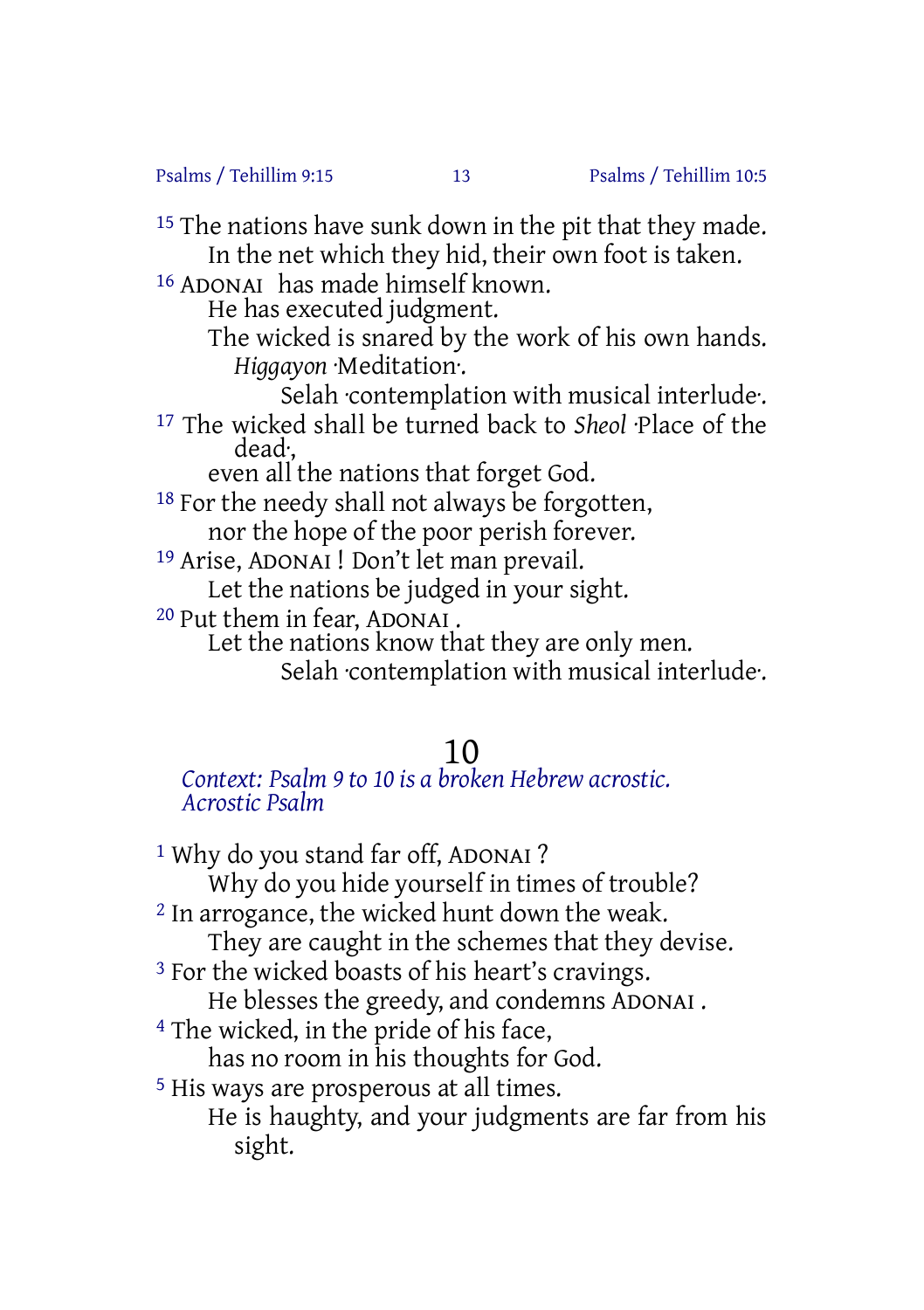[15] The nations have sunk down in the pit that they made.
In the net which they hid, their own foot is taken.

[16] ADONAI has made himself known.
He has executed judgment.
The wicked is snared by the work of his own hands.
*Higgayon* ·Meditation·.
Selah ·contemplation with musical interlude·.

[17] The wicked shall be turned back to *Sheol* ·Place of the dead·,
even all the nations that forget God.

[18] For the needy shall not always be forgotten,
nor the hope of the poor perish forever.

[19] Arise, ADONAI ! Don't let man prevail.
Let the nations be judged in your sight.

[20] Put them in fear, ADONAI .
Let the nations know that they are only men.
Selah ·contemplation with musical interlude·.

# 10

*Context: Psalm 9 to 10 is a broken Hebrew acrostic.*
*Acrostic Psalm*

[1] Why do you stand far off, ADONAI ?
Why do you hide yourself in times of trouble?

[2] In arrogance, the wicked hunt down the weak.
They are caught in the schemes that they devise.

[3] For the wicked boasts of his heart's cravings.
He blesses the greedy, and condemns ADONAI .

[4] The wicked, in the pride of his face,
has no room in his thoughts for God.

[5] His ways are prosperous at all times.
He is haughty, and your judgments are far from his sight.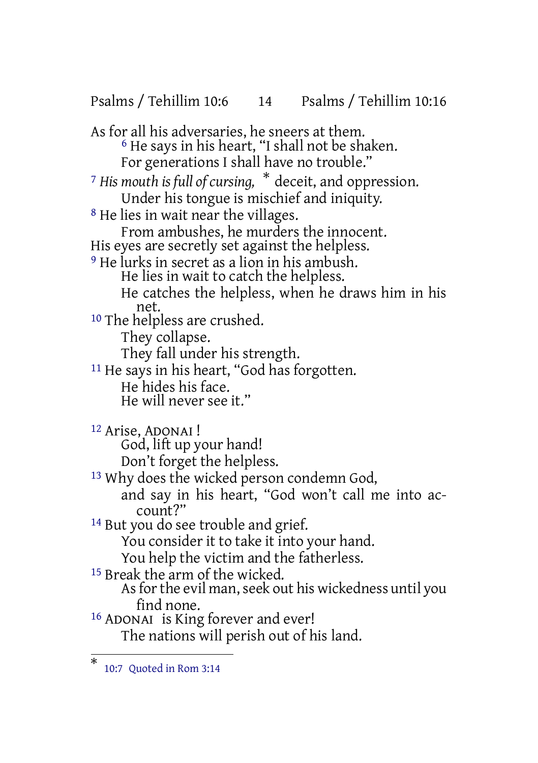As for all his adversaries, he sneers at them.
[6] He says in his heart, "I shall not be shaken.
For generations I shall have no trouble."

[7] *His mouth is full of cursing,* * deceit, and oppression.
Under his tongue is mischief and iniquity.

[8] He lies in wait near the villages.
From ambushes, he murders the innocent.
His eyes are secretly set against the helpless.

[9] He lurks in secret as a lion in his ambush.
He lies in wait to catch the helpless.
He catches the helpless, when he draws him in his net.

[10] The helpless are crushed.
They collapse.
They fall under his strength.

[11] He says in his heart, "God has forgotten.
He hides his face.
He will never see it."

[12] Arise, ADONAI!
God, lift up your hand!
Don't forget the helpless.

[13] Why does the wicked person condemn God,
and say in his heart, "God won't call me into account?"

[14] But you do see trouble and grief.
You consider it to take it into your hand.
You help the victim and the fatherless.

[15] Break the arm of the wicked.
As for the evil man, seek out his wickedness until you find none.

[16] ADONAI is King forever and ever!
The nations will perish out of his land.

---

* 10:7 Quoted in Rom 3:14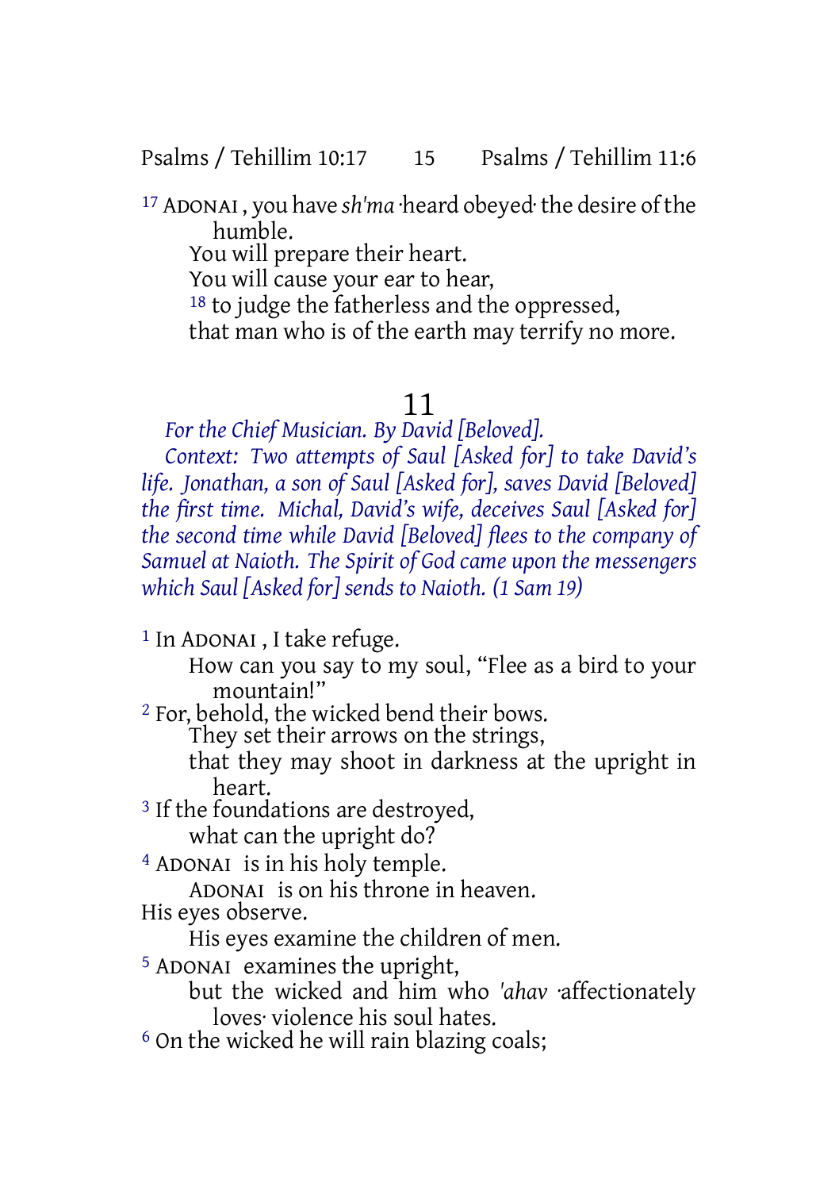[17] ADONAI, you have *sh'ma* ·heard obeyed· the desire of the humble.
You will prepare their heart.
You will cause your ear to hear,
[18] to judge the fatherless and the oppressed,
that man who is of the earth may terrify no more.

# 11

*For the Chief Musician. By David [Beloved].*

*Context: Two attempts of Saul [Asked for] to take David's life. Jonathan, a son of Saul [Asked for], saves David [Beloved] the first time. Michal, David's wife, deceives Saul [Asked for] the second time while David [Beloved] flees to the company of Samuel at Naioth. The Spirit of God came upon the messengers which Saul [Asked for] sends to Naioth. (1 Sam 19)*

[1] In ADONAI, I take refuge.
How can you say to my soul, "Flee as a bird to your mountain!"
[2] For, behold, the wicked bend their bows.
They set their arrows on the strings,
that they may shoot in darkness at the upright in heart.
[3] If the foundations are destroyed,
what can the upright do?
[4] ADONAI is in his holy temple.
ADONAI is on his throne in heaven.
His eyes observe.
His eyes examine the children of men.
[5] ADONAI examines the upright,
but the wicked and him who *'ahav* ·affectionately loves· violence his soul hates.
[6] On the wicked he will rain blazing coals;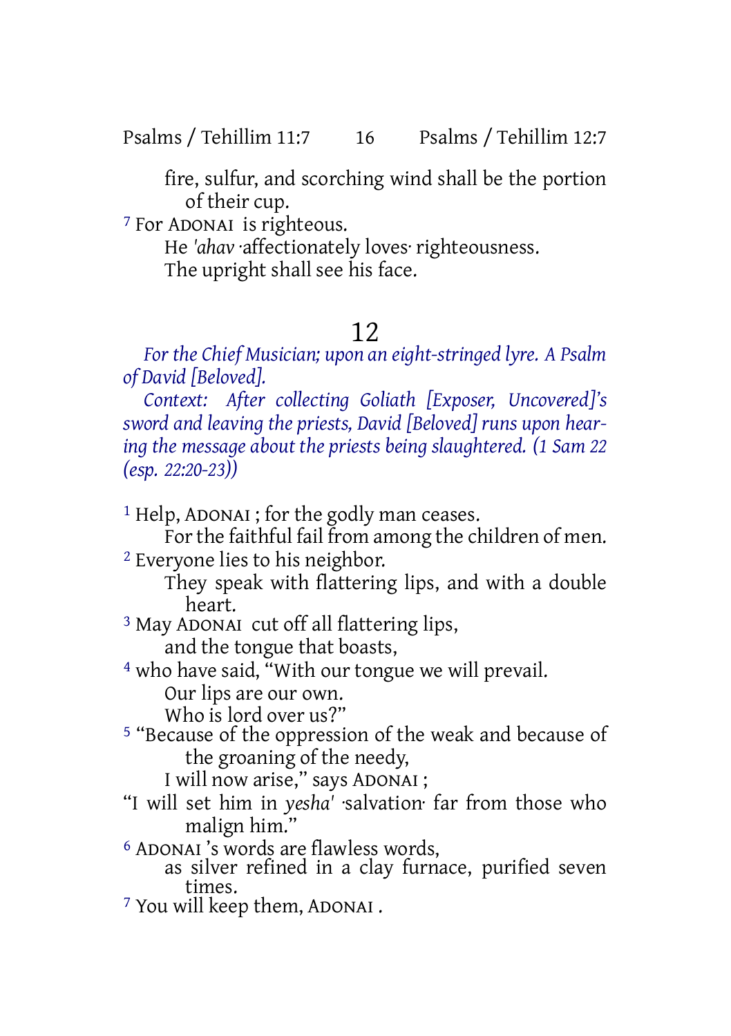fire, sulfur, and scorching wind shall be the portion of their cup.

7 For ADONAI is righteous.
He *'ahav* ·affectionately loves· righteousness.
The upright shall see his face.

# 12

*For the Chief Musician; upon an eight-stringed lyre. A Psalm of David [Beloved].*

*Context: After collecting Goliath [Exposer, Uncovered]'s sword and leaving the priests, David [Beloved] runs upon hearing the message about the priests being slaughtered. (1 Sam 22 (esp. 22:20-23))*

1 Help, ADONAI ; for the godly man ceases.
For the faithful fail from among the children of men.

2 Everyone lies to his neighbor.
They speak with flattering lips, and with a double heart.

3 May ADONAI cut off all flattering lips,
and the tongue that boasts,

4 who have said, "With our tongue we will prevail.
Our lips are our own.
Who is lord over us?"

5 "Because of the oppression of the weak and because of the groaning of the needy,
I will now arise," says ADONAI ;
"I will set him in *yesha'* ·salvation· far from those who malign him."

6 ADONAI 's words are flawless words,
as silver refined in a clay furnace, purified seven times.

7 You will keep them, ADONAI .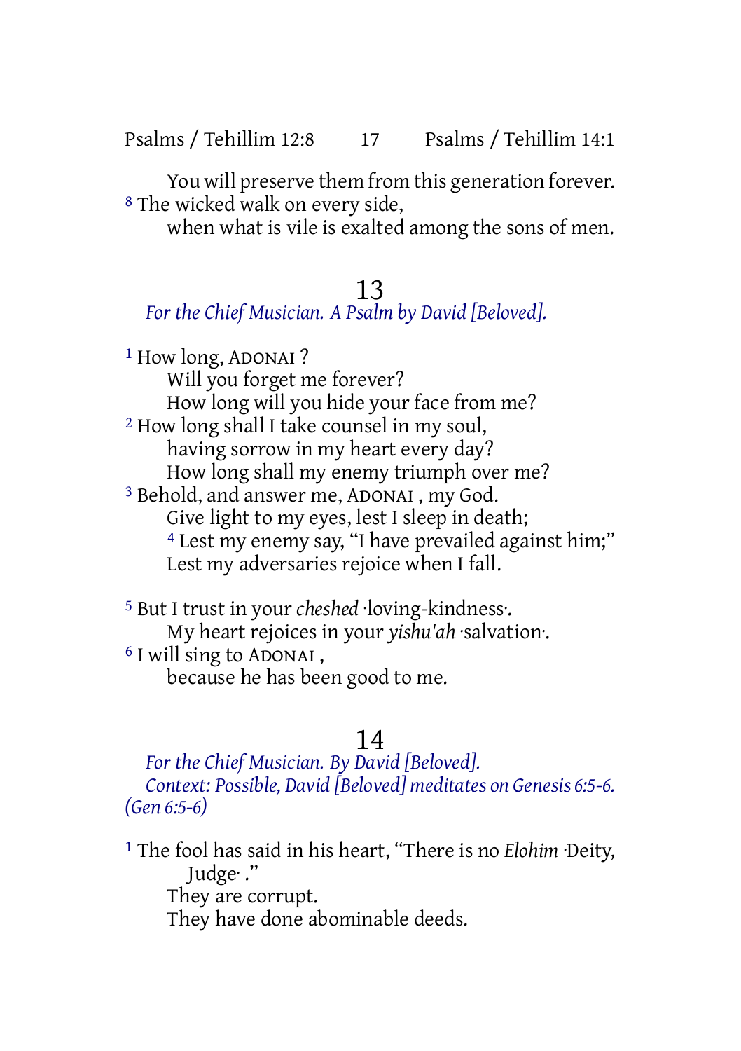You will preserve them from this generation forever.

[8] The wicked walk on every side,
when what is vile is exalted among the sons of men.

## 13

*For the Chief Musician. A Psalm by David [Beloved].*

[1] How long, ADONAI ?
Will you forget me forever?
How long will you hide your face from me?

[2] How long shall I take counsel in my soul,
having sorrow in my heart every day?
How long shall my enemy triumph over me?

[3] Behold, and answer me, ADONAI , my God.
Give light to my eyes, lest I sleep in death;
[4] Lest my enemy say, "I have prevailed against him;"
Lest my adversaries rejoice when I fall.

[5] But I trust in your *cheshed* ·loving-kindness·.
My heart rejoices in your *yishu'ah* ·salvation·.

[6] I will sing to ADONAI ,
because he has been good to me.

## 14

*For the Chief Musician. By David [Beloved].*
*Context: Possible, David [Beloved] meditates on Genesis 6:5-6. (Gen 6:5-6)*

[1] The fool has said in his heart, "There is no *Elohim* ·Deity, Judge· ."
They are corrupt.
They have done abominable deeds.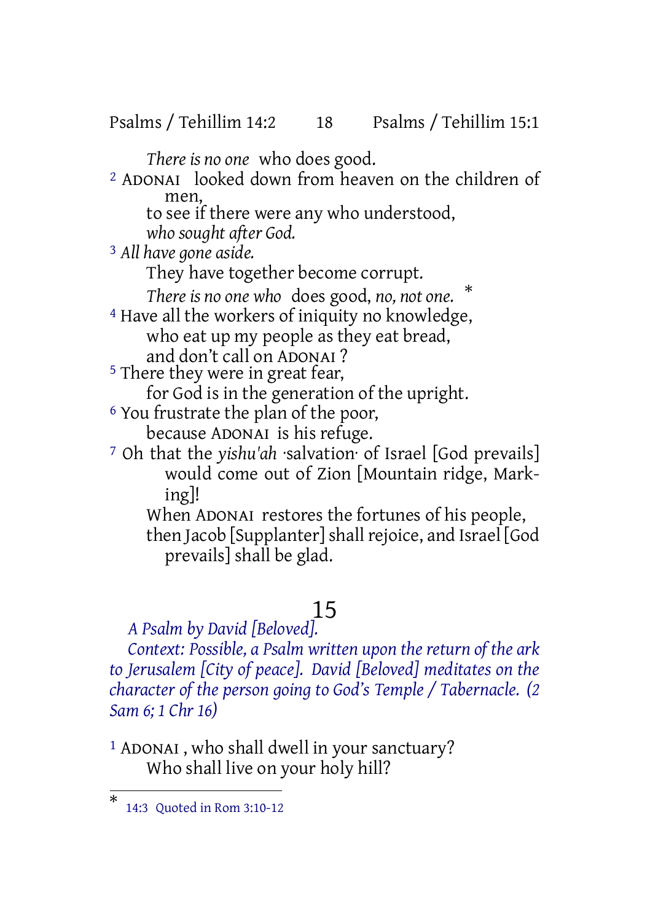*There is no one* who does good.

2 ADONAI looked down from heaven on the children of men,
to see if there were any who understood,
*who sought after God.*

3 *All have gone aside.*
They have together become corrupt.
*There is no one who* does good, *no, not one.* *

4 Have all the workers of iniquity no knowledge,
who eat up my people as they eat bread,
and don't call on ADONAI ?

5 There they were in great fear,
for God is in the generation of the upright.

6 You frustrate the plan of the poor,
because ADONAI is his refuge.

7 Oh that the *yishu'ah* ·salvation· of Israel [God prevails] would come out of Zion [Mountain ridge, Marking]!
When ADONAI restores the fortunes of his people,
then Jacob [Supplanter] shall rejoice, and Israel [God prevails] shall be glad.

# 15

*A Psalm by David [Beloved].*

*Context: Possible, a Psalm written upon the return of the ark to Jerusalem [City of peace]. David [Beloved] meditates on the character of the person going to God's Temple / Tabernacle. (2 Sam 6; 1 Chr 16)*

1 ADONAI , who shall dwell in your sanctuary?
Who shall live on your holy hill?

---

* 14:3 Quoted in Rom 3:10-12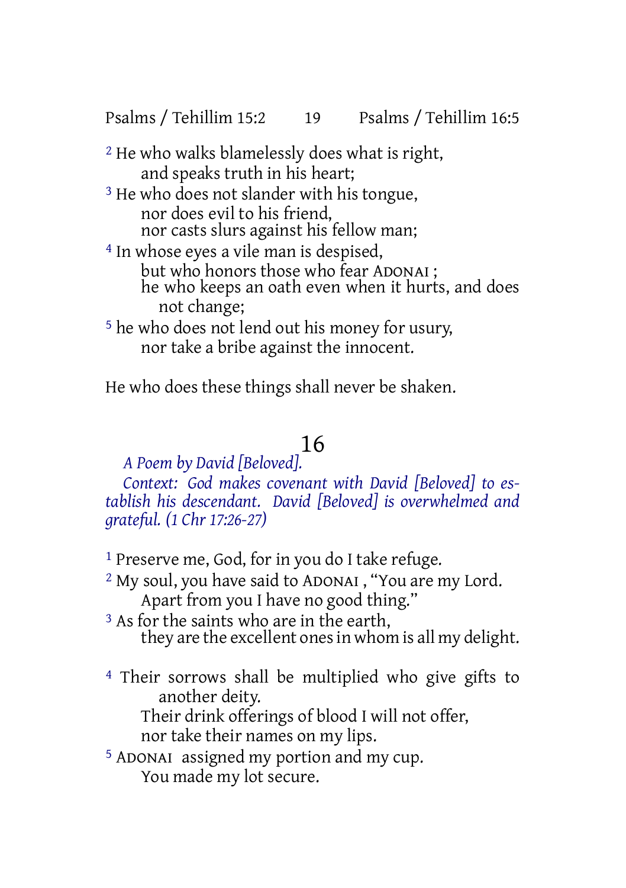[2] He who walks blamelessly does what is right,
and speaks truth in his heart;

[3] He who does not slander with his tongue,
nor does evil to his friend,
nor casts slurs against his fellow man;

[4] In whose eyes a vile man is despised,
but who honors those who fear ADONAI ;
he who keeps an oath even when it hurts, and does not change;

[5] he who does not lend out his money for usury,
nor take a bribe against the innocent.

He who does these things shall never be shaken.

# 16

*A Poem by David [Beloved].*

*Context: God makes covenant with David [Beloved] to establish his descendant. David [Beloved] is overwhelmed and grateful. (1 Chr 17:26-27)*

[1] Preserve me, God, for in you do I take refuge.

[2] My soul, you have said to ADONAI , "You are my Lord.
Apart from you I have no good thing."

[3] As for the saints who are in the earth,
they are the excellent ones in whom is all my delight.

[4] Their sorrows shall be multiplied who give gifts to another deity.
Their drink offerings of blood I will not offer,
nor take their names on my lips.

[5] ADONAI assigned my portion and my cup.
You made my lot secure.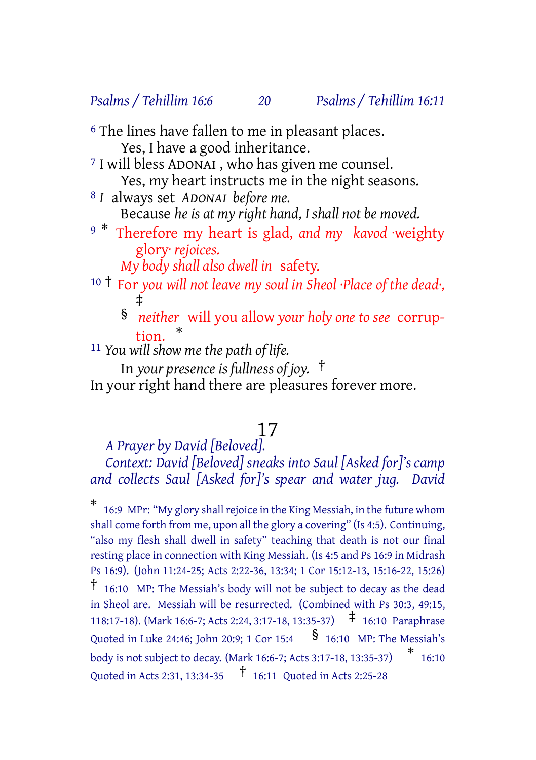[6] The lines have fallen to me in pleasant places.
Yes, I have a good inheritance.
[7] I will bless ADONAI , who has given me counsel.
Yes, my heart instructs me in the night seasons.
[8] *I* always set *ADONAI before me.*
Because *he is at my right hand, I shall not be moved.*
[9] * Therefore my heart is glad, *and my kavod* ·weighty glory· *rejoices.*
*My body shall also dwell in* safety.
[10] † For *you will not leave my soul in Sheol ·Place of the dead·,* ‡
§ *neither* will you allow *your holy one to see* corruption. *
[11] *You will show me the path of life.*
In *your presence is fullness of joy.* †
In your right hand there are pleasures forever more.

## 17

*A Prayer by David [Beloved].*
*Context: David [Beloved] sneaks into Saul [Asked for]'s camp and collects Saul [Asked for]'s spear and water jug. David*

---

* 16:9 MPr: "My glory shall rejoice in the King Messiah, in the future whom shall come forth from me, upon all the glory a covering" (Is 4:5). Continuing, "also my flesh shall dwell in safety" teaching that death is not our final resting place in connection with King Messiah. (Is 4:5 and Ps 16:9 in Midrash Ps 16:9). (John 11:24-25; Acts 2:22-36, 13:34; 1 Cor 15:12-13, 15:16-22, 15:26)
† 16:10 MP: The Messiah's body will not be subject to decay as the dead in Sheol are. Messiah will be resurrected. (Combined with Ps 30:3, 49:15, 118:17-18). (Mark 16:6-7; Acts 2:24, 3:17-18, 13:35-37)
‡ 16:10 Paraphrase Quoted in Luke 24:46; John 20:9; 1 Cor 15:4
§ 16:10 MP: The Messiah's body is not subject to decay. (Mark 16:6-7; Acts 3:17-18, 13:35-37)
* 16:10 Quoted in Acts 2:31, 13:34-35
† 16:11 Quoted in Acts 2:25-28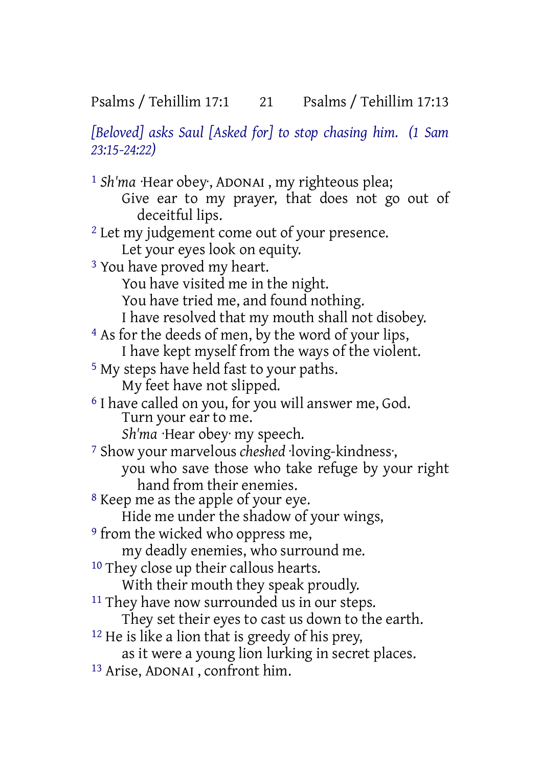*[Beloved] asks Saul [Asked for] to stop chasing him. (1 Sam 23:15-24:22)*

[1] *Sh'ma* ·Hear obey·, ADONAI , my righteous plea;
Give ear to my prayer, that does not go out of deceitful lips.
[2] Let my judgement come out of your presence.
Let your eyes look on equity.
[3] You have proved my heart.
You have visited me in the night.
You have tried me, and found nothing.
I have resolved that my mouth shall not disobey.
[4] As for the deeds of men, by the word of your lips,
I have kept myself from the ways of the violent.
[5] My steps have held fast to your paths.
My feet have not slipped.
[6] I have called on you, for you will answer me, God.
Turn your ear to me.
*Sh'ma* ·Hear obey· my speech.
[7] Show your marvelous *cheshed* ·loving-kindness·,
you who save those who take refuge by your right hand from their enemies.
[8] Keep me as the apple of your eye.
Hide me under the shadow of your wings,
[9] from the wicked who oppress me,
my deadly enemies, who surround me.
[10] They close up their callous hearts.
With their mouth they speak proudly.
[11] They have now surrounded us in our steps.
They set their eyes to cast us down to the earth.
[12] He is like a lion that is greedy of his prey,
as it were a young lion lurking in secret places.
[13] Arise, ADONAI , confront him.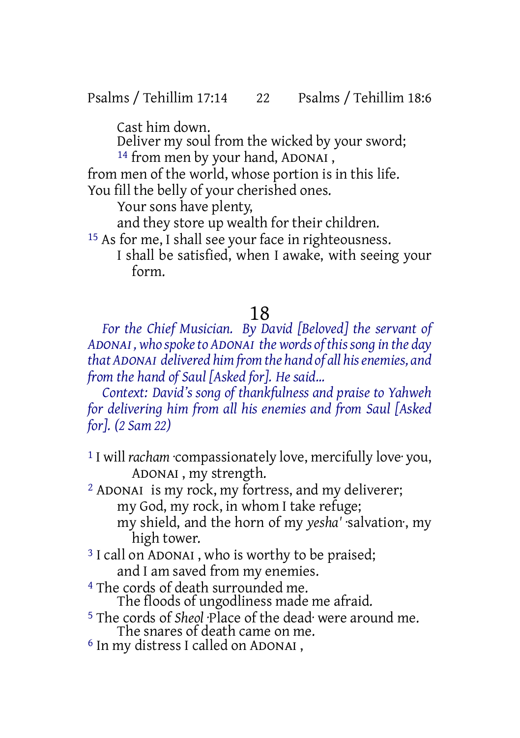Cast him down.
Deliver my soul from the wicked by your sword;
[14] from men by your hand, ADONAI ,
from men of the world, whose portion is in this life.
You fill the belly of your cherished ones.
Your sons have plenty,
and they store up wealth for their children.
[15] As for me, I shall see your face in righteousness.
I shall be satisfied, when I awake, with seeing your form.

# 18

*For the Chief Musician. By David [Beloved] the servant of ADONAI , who spoke to ADONAI the words of this song in the day that ADONAI delivered him from the hand of all his enemies, and from the hand of Saul [Asked for]. He said...*

*Context: David's song of thankfulness and praise to Yahweh for delivering him from all his enemies and from Saul [Asked for]. (2 Sam 22)*

[1] I will *racham* ·compassionately love, mercifully love· you, ADONAI , my strength.
[2] ADONAI is my rock, my fortress, and my deliverer;
my God, my rock, in whom I take refuge;
my shield, and the horn of my *yesha'* ·salvation·, my high tower.
[3] I call on ADONAI , who is worthy to be praised;
and I am saved from my enemies.
[4] The cords of death surrounded me.
The floods of ungodliness made me afraid.
[5] The cords of *Sheol* ·Place of the dead· were around me.
The snares of death came on me.
[6] In my distress I called on ADONAI ,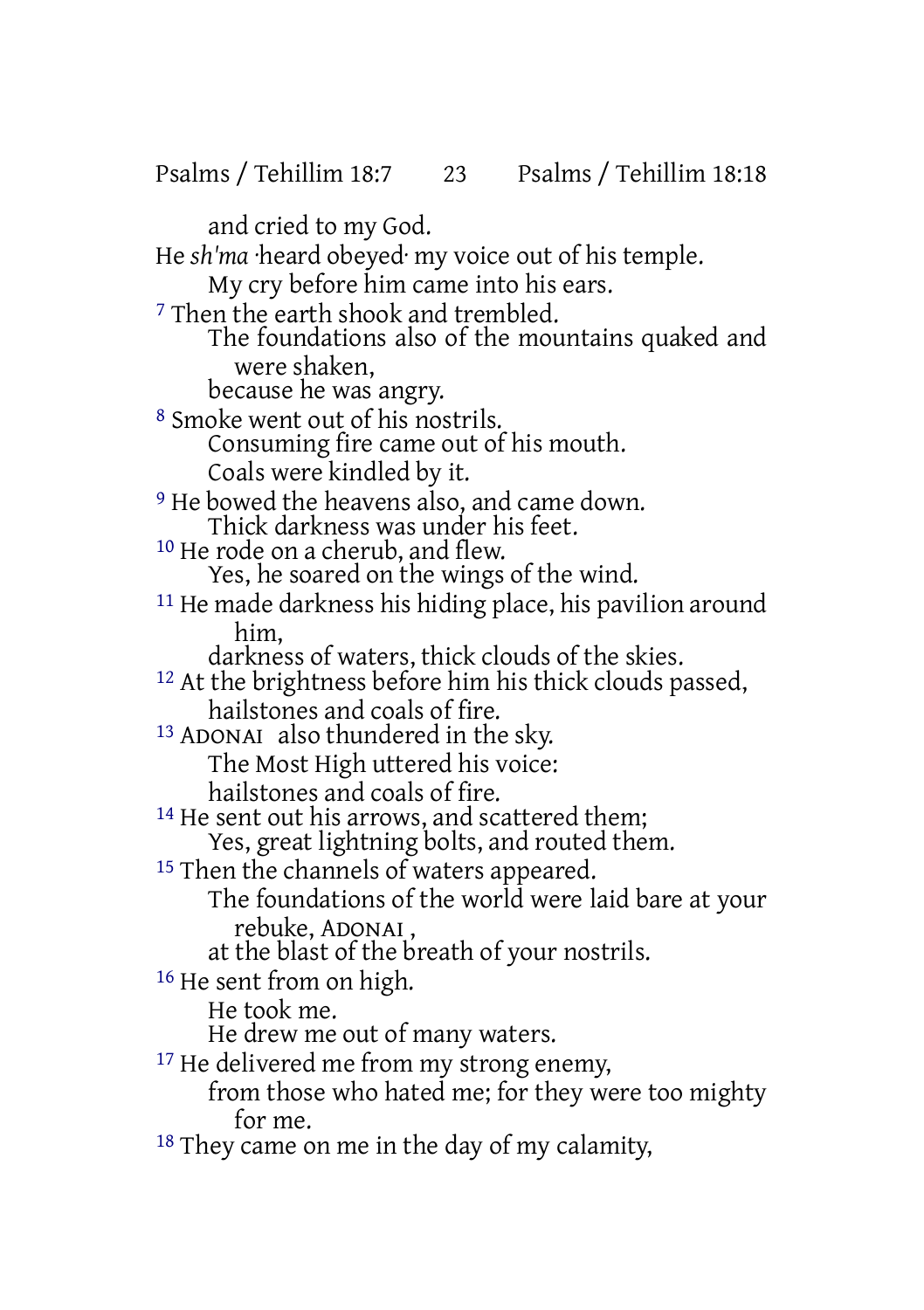and cried to my God.

He *sh'ma* ·heard obeyed· my voice out of his temple.

My cry before him came into his ears.

[7] Then the earth shook and trembled.

The foundations also of the mountains quaked and were shaken,

because he was angry.

[8] Smoke went out of his nostrils.

Consuming fire came out of his mouth.

Coals were kindled by it.

[9] He bowed the heavens also, and came down.

Thick darkness was under his feet.

[10] He rode on a cherub, and flew.

Yes, he soared on the wings of the wind.

[11] He made darkness his hiding place, his pavilion around him,

darkness of waters, thick clouds of the skies.

[12] At the brightness before him his thick clouds passed,

hailstones and coals of fire.

[13] ADONAI also thundered in the sky.

The Most High uttered his voice:

hailstones and coals of fire.

[14] He sent out his arrows, and scattered them;

Yes, great lightning bolts, and routed them.

[15] Then the channels of waters appeared.

The foundations of the world were laid bare at your rebuke, ADONAI ,

at the blast of the breath of your nostrils.

[16] He sent from on high.

He took me.

He drew me out of many waters.

[17] He delivered me from my strong enemy,

from those who hated me; for they were too mighty for me.

[18] They came on me in the day of my calamity,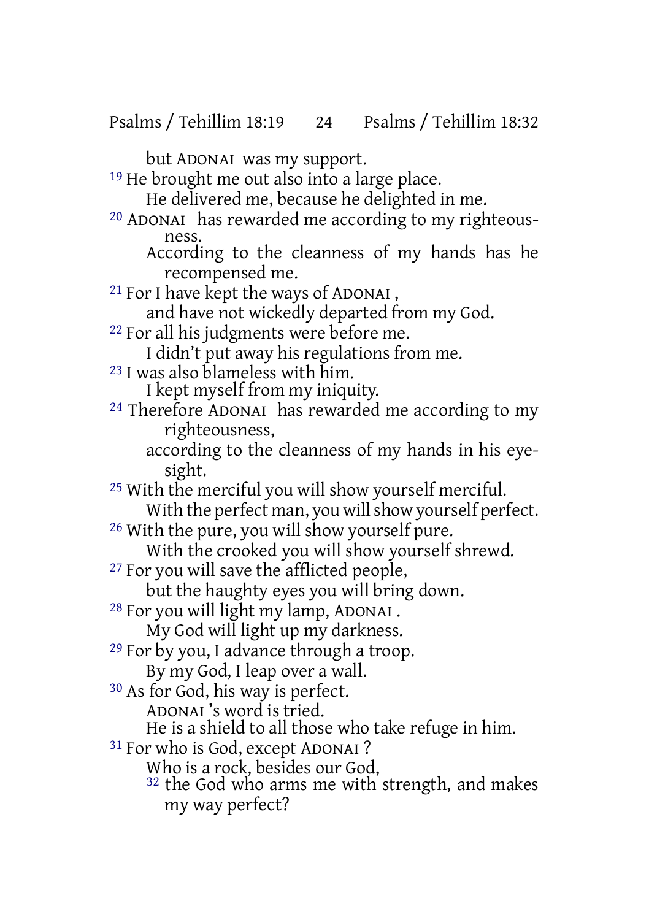but ADONAI was my support.

[19] He brought me out also into a large place.
He delivered me, because he delighted in me.

[20] ADONAI has rewarded me according to my righteousness.
According to the cleanness of my hands has he recompensed me.

[21] For I have kept the ways of ADONAI ,
and have not wickedly departed from my God.

[22] For all his judgments were before me.
I didn't put away his regulations from me.

[23] I was also blameless with him.
I kept myself from my iniquity.

[24] Therefore ADONAI has rewarded me according to my righteousness,
according to the cleanness of my hands in his eyesight.

[25] With the merciful you will show yourself merciful.
With the perfect man, you will show yourself perfect.

[26] With the pure, you will show yourself pure.
With the crooked you will show yourself shrewd.

[27] For you will save the afflicted people,
but the haughty eyes you will bring down.

[28] For you will light my lamp, ADONAI .
My God will light up my darkness.

[29] For by you, I advance through a troop.
By my God, I leap over a wall.

[30] As for God, his way is perfect.
ADONAI 's word is tried.
He is a shield to all those who take refuge in him.

[31] For who is God, except ADONAI ?
Who is a rock, besides our God,
[32] the God who arms me with strength, and makes my way perfect?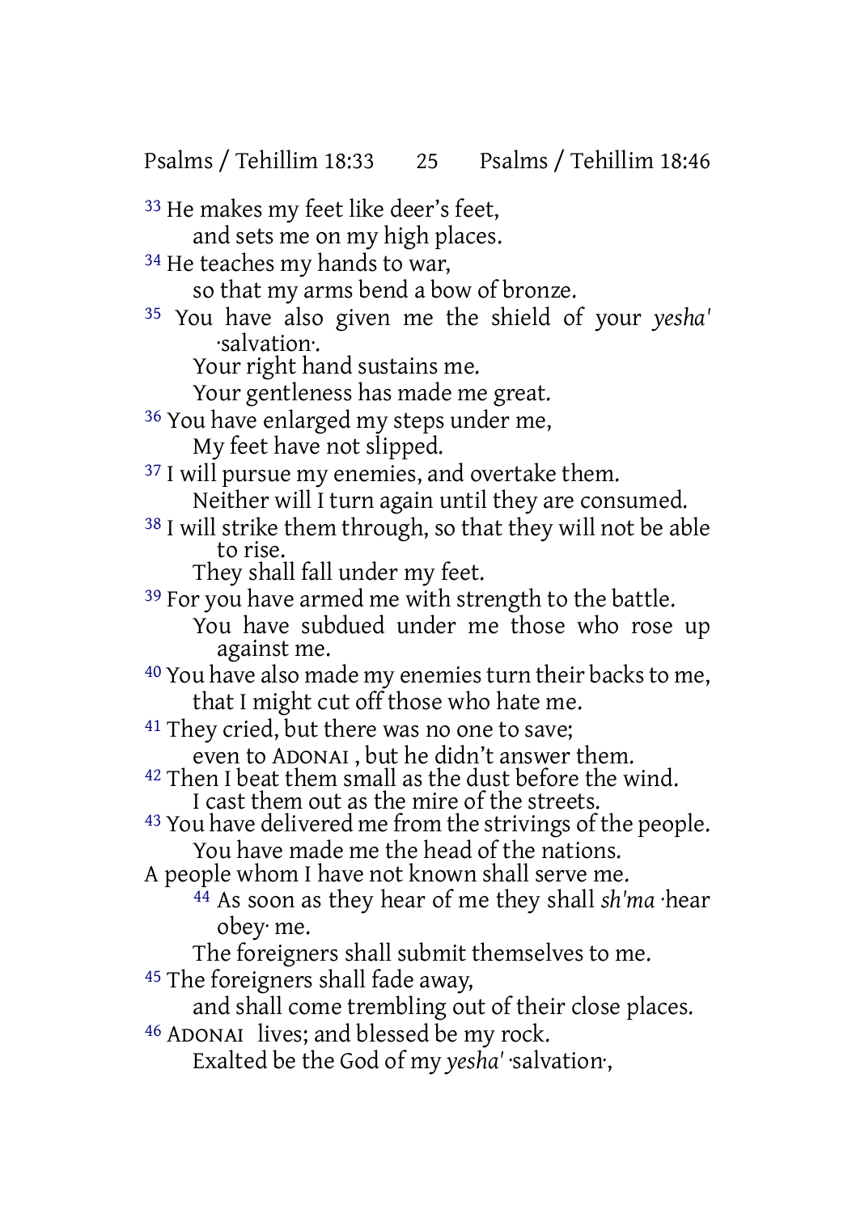33 He makes my feet like deer's feet,
and sets me on my high places.
34 He teaches my hands to war,
so that my arms bend a bow of bronze.
35 You have also given me the shield of your *yesha'* ·salvation·.
Your right hand sustains me.
Your gentleness has made me great.
36 You have enlarged my steps under me,
My feet have not slipped.
37 I will pursue my enemies, and overtake them.
Neither will I turn again until they are consumed.
38 I will strike them through, so that they will not be able to rise.
They shall fall under my feet.
39 For you have armed me with strength to the battle.
You have subdued under me those who rose up against me.
40 You have also made my enemies turn their backs to me,
that I might cut off those who hate me.
41 They cried, but there was no one to save;
even to ADONAI , but he didn't answer them.
42 Then I beat them small as the dust before the wind.
I cast them out as the mire of the streets.
43 You have delivered me from the strivings of the people.
You have made me the head of the nations.
A people whom I have not known shall serve me.
44 As soon as they hear of me they shall *sh'ma* ·hear obey· me.
The foreigners shall submit themselves to me.
45 The foreigners shall fade away,
and shall come trembling out of their close places.
46 ADONAI lives; and blessed be my rock.
Exalted be the God of my *yesha'* ·salvation·,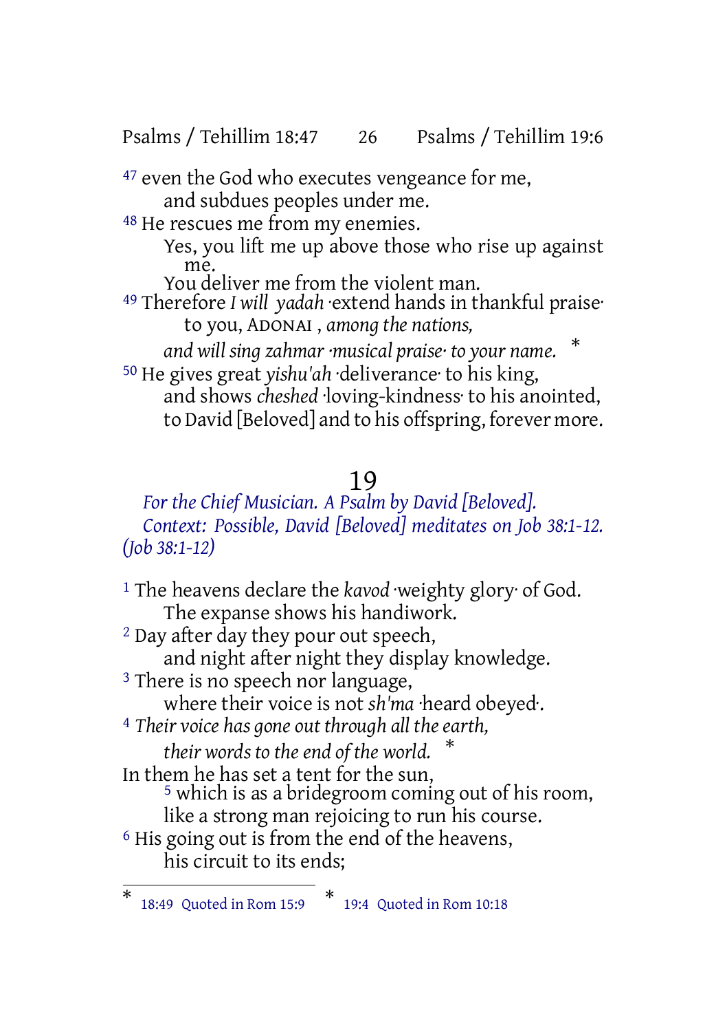47 even the God who executes vengeance for me,
and subdues peoples under me.

48 He rescues me from my enemies.
Yes, you lift me up above those who rise up against me.
You deliver me from the violent man.

49 Therefore *I will yadah* ·extend hands in thankful praise· to you, ADONAI , *among the nations,*
*and will sing zahmar ·musical praise· to your name.* *

50 He gives great *yishu'ah* ·deliverance· to his king,
and shows *cheshed* ·loving-kindness· to his anointed,
to David [Beloved] and to his offspring, forever more.

## 19

*For the Chief Musician. A Psalm by David [Beloved].*
*Context: Possible, David [Beloved] meditates on Job 38:1-12. (Job 38:1-12)*

1 The heavens declare the *kavod* ·weighty glory· of God.
The expanse shows his handiwork.

2 Day after day they pour out speech,
and night after night they display knowledge.

3 There is no speech nor language,
where their voice is not *sh'ma* ·heard obeyed·.

4 *Their voice has gone out through all the earth,*
*their words to the end of the world.* *

In them he has set a tent for the sun,
5 which is as a bridegroom coming out of his room,
like a strong man rejoicing to run his course.

6 His going out is from the end of the heavens,
his circuit to its ends;

---

* 18:49 Quoted in Rom 15:9
* 19:4 Quoted in Rom 10:18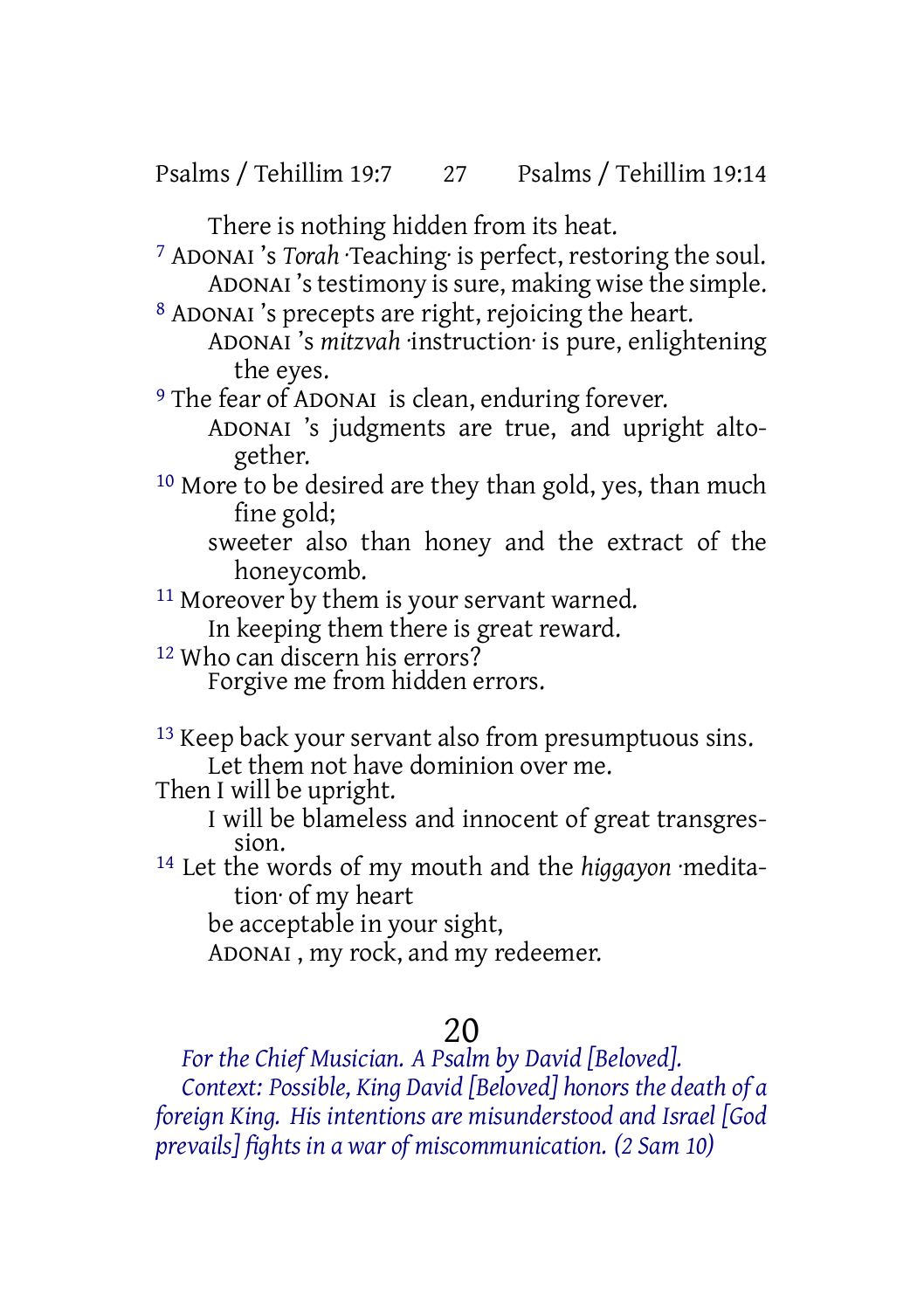There is nothing hidden from its heat.

[7] ADONAI 's *Torah* ·Teaching· is perfect, restoring the soul.
ADONAI 's testimony is sure, making wise the simple.

[8] ADONAI 's precepts are right, rejoicing the heart.
ADONAI 's *mitzvah* ·instruction· is pure, enlightening the eyes.

[9] The fear of ADONAI is clean, enduring forever.
ADONAI 's judgments are true, and upright altogether.

[10] More to be desired are they than gold, yes, than much fine gold;
sweeter also than honey and the extract of the honeycomb.

[11] Moreover by them is your servant warned.
In keeping them there is great reward.

[12] Who can discern his errors?
Forgive me from hidden errors.

[13] Keep back your servant also from presumptuous sins.
Let them not have dominion over me.
Then I will be upright.
I will be blameless and innocent of great transgression.

[14] Let the words of my mouth and the *higgayon* ·meditation· of my heart
be acceptable in your sight,
ADONAI , my rock, and my redeemer.

# 20

*For the Chief Musician. A Psalm by David [Beloved].*

*Context: Possible, King David [Beloved] honors the death of a foreign King. His intentions are misunderstood and Israel [God prevails] fights in a war of miscommunication. (2 Sam 10)*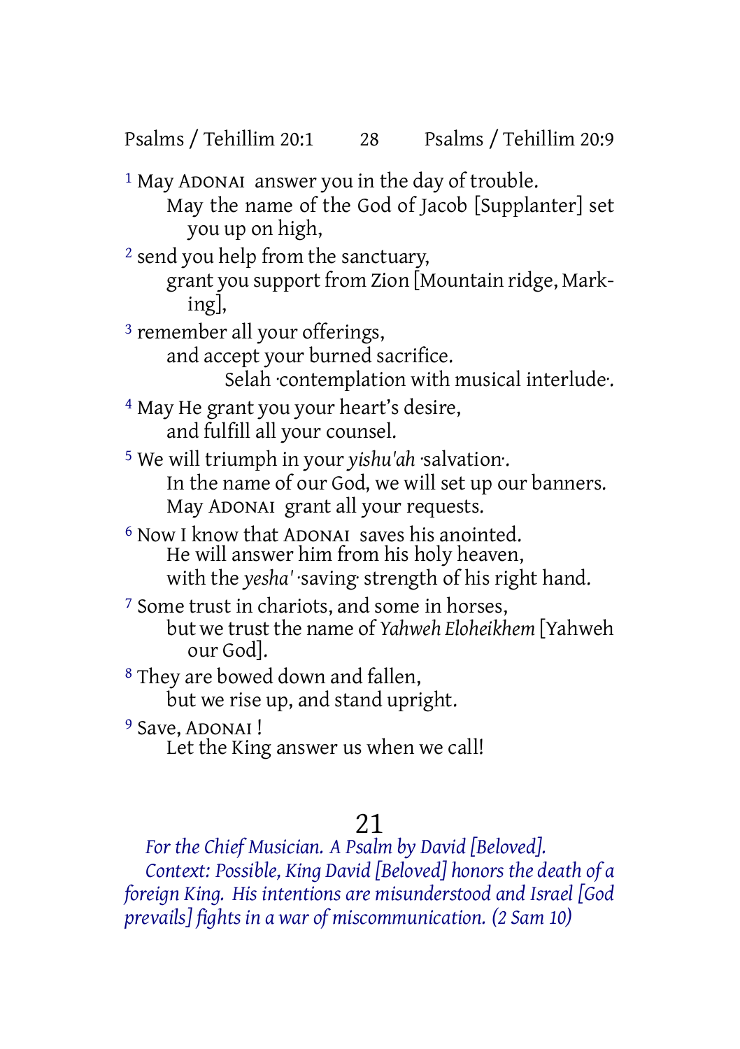[1] May ADONAI answer you in the day of trouble.
May the name of the God of Jacob [Supplanter] set you up on high,

[2] send you help from the sanctuary,
grant you support from Zion [Mountain ridge, Marking],

[3] remember all your offerings,
and accept your burned sacrifice.
Selah ·contemplation with musical interlude·.

[4] May He grant you your heart's desire,
and fulfill all your counsel.

[5] We will triumph in your *yishu'ah* ·salvation·.
In the name of our God, we will set up our banners.
May ADONAI grant all your requests.

[6] Now I know that ADONAI saves his anointed.
He will answer him from his holy heaven,
with the *yesha'* ·saving· strength of his right hand.

[7] Some trust in chariots, and some in horses,
but we trust the name of *Yahweh Eloheikhem* [Yahweh our God].

[8] They are bowed down and fallen,
but we rise up, and stand upright.

[9] Save, ADONAI !
Let the King answer us when we call!

# 21

*For the Chief Musician. A Psalm by David [Beloved].*

*Context: Possible, King David [Beloved] honors the death of a foreign King. His intentions are misunderstood and Israel [God prevails] fights in a war of miscommunication. (2 Sam 10)*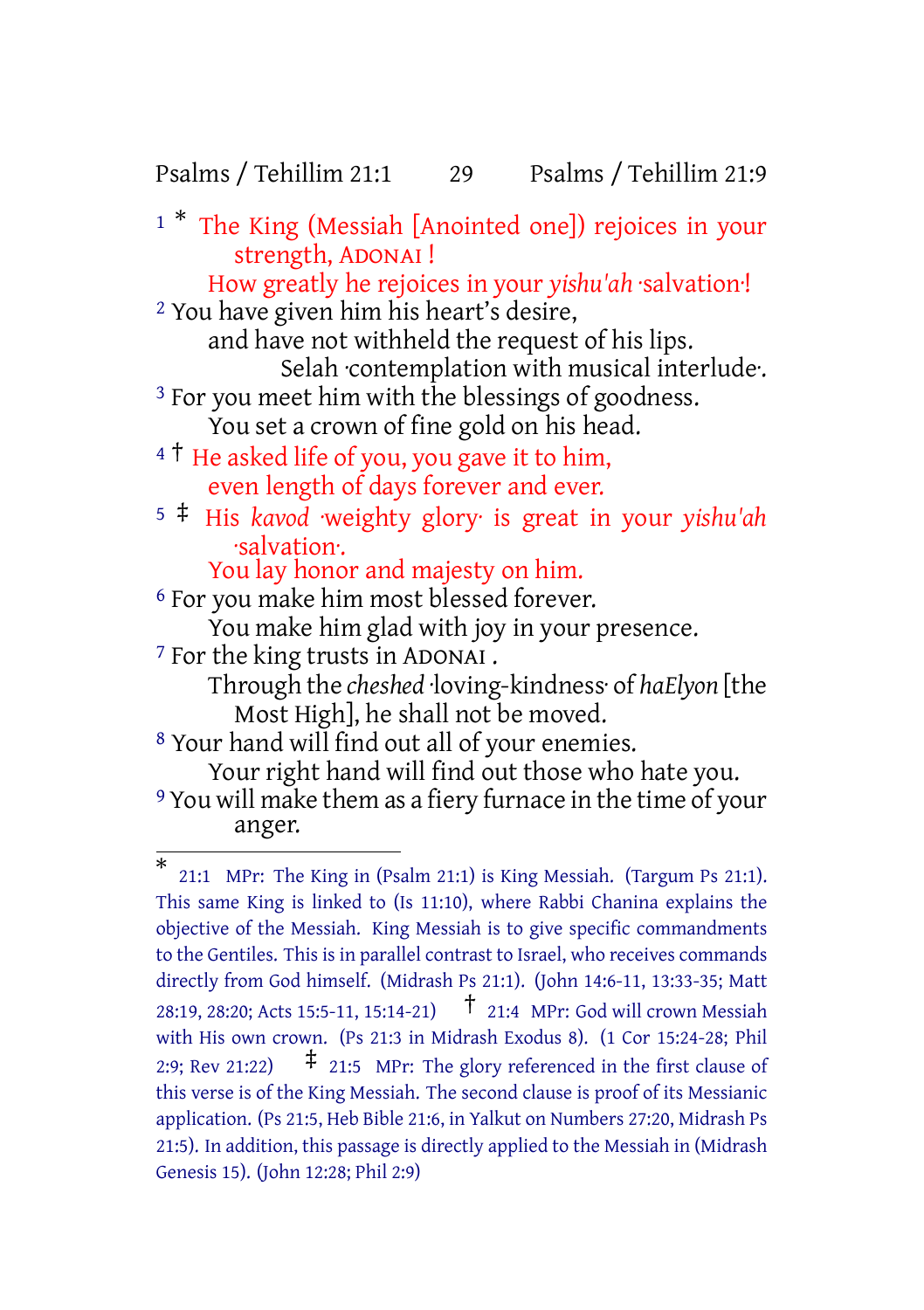1 * The King (Messiah [Anointed one]) rejoices in your strength, ADONAI !
  How greatly he rejoices in your *yishu'ah* ·salvation·!

2 You have given him his heart's desire,
  and have not withheld the request of his lips.
    Selah ·contemplation with musical interlude·.

3 For you meet him with the blessings of goodness.
  You set a crown of fine gold on his head.

4 † He asked life of you, you gave it to him,
  even length of days forever and ever.

5 ‡ His *kavod* ·weighty glory· is great in your *yishu'ah* ·salvation·.
  You lay honor and majesty on him.

6 For you make him most blessed forever.
  You make him glad with joy in your presence.

7 For the king trusts in ADONAI .
  Through the *cheshed* ·loving-kindness· of *haElyon* [the Most High], he shall not be moved.

8 Your hand will find out all of your enemies.
  Your right hand will find out those who hate you.

9 You will make them as a fiery furnace in the time of your anger.

---

* 21:1 MPr: The King in (Psalm 21:1) is King Messiah. (Targum Ps 21:1). This same King is linked to (Is 11:10), where Rabbi Chanina explains the objective of the Messiah. King Messiah is to give specific commandments to the Gentiles. This is in parallel contrast to Israel, who receives commands directly from God himself. (Midrash Ps 21:1). (John 14:6-11, 13:33-35; Matt 28:19, 28:20; Acts 15:5-11, 15:14-21) † 21:4 MPr: God will crown Messiah with His own crown. (Ps 21:3 in Midrash Exodus 8). (1 Cor 15:24-28; Phil 2:9; Rev 21:22) ‡ 21:5 MPr: The glory referenced in the first clause of this verse is of the King Messiah. The second clause is proof of its Messianic application. (Ps 21:5, Heb Bible 21:6, in Yalkut on Numbers 27:20, Midrash Ps 21:5). In addition, this passage is directly applied to the Messiah in (Midrash Genesis 15). (John 12:28; Phil 2:9)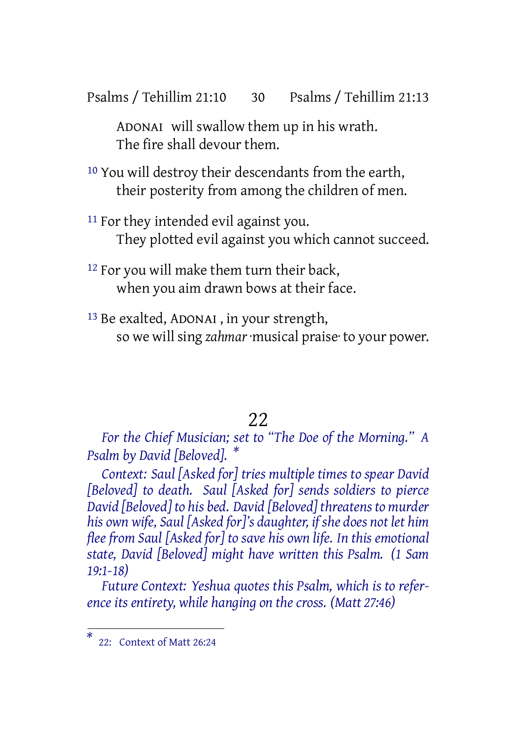ADONAI will swallow them up in his wrath.
The fire shall devour them.

10 You will destroy their descendants from the earth,
their posterity from among the children of men.

11 For they intended evil against you.
They plotted evil against you which cannot succeed.

12 For you will make them turn their back,
when you aim drawn bows at their face.

13 Be exalted, ADONAI , in your strength,
so we will sing *zahmar* ·musical praise· to your power.

# 22

*For the Chief Musician; set to "The Doe of the Morning." A Psalm by David [Beloved].* *

*Context: Saul [Asked for] tries multiple times to spear David [Beloved] to death. Saul [Asked for] sends soldiers to pierce David [Beloved] to his bed. David [Beloved] threatens to murder his own wife, Saul [Asked for]'s daughter, if she does not let him flee from Saul [Asked for] to save his own life. In this emotional state, David [Beloved] might have written this Psalm. (1 Sam 19:1-18)*

*Future Context: Yeshua quotes this Psalm, which is to reference its entirety, while hanging on the cross. (Matt 27:46)*

---

* 22: Context of Matt 26:24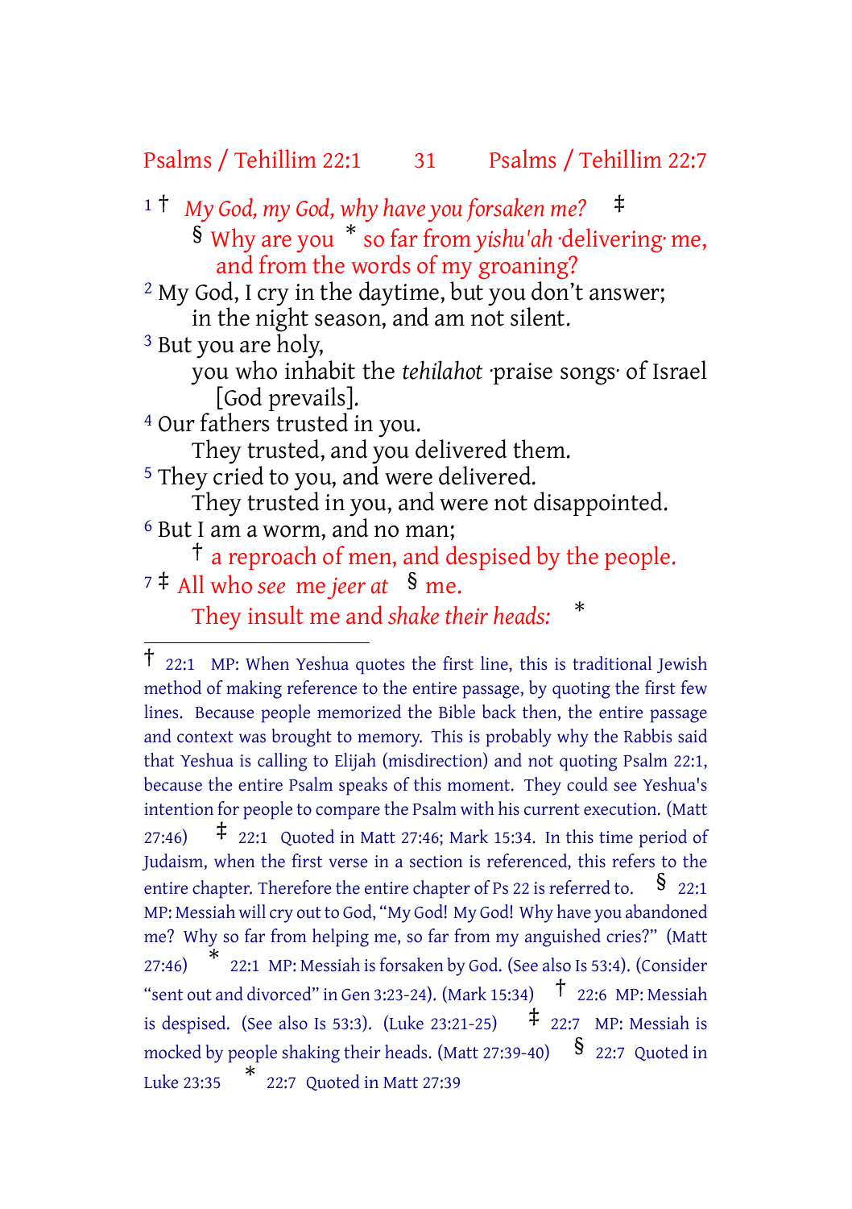1 † *My God, my God, why have you forsaken me?* ‡
§ Why are you * so far from *yishu'ah* ·delivering· me,
and from the words of my groaning?

2 My God, I cry in the daytime, but you don't answer;
in the night season, and am not silent.

3 But you are holy,
you who inhabit the *tehilahot* ·praise songs· of Israel
[God prevails].

4 Our fathers trusted in you.
They trusted, and you delivered them.

5 They cried to you, and were delivered.
They trusted in you, and were not disappointed.

6 But I am a worm, and no man;
† a reproach of men, and despised by the people.

7 ‡ All who *see* me *jeer at* § me.
They insult me and *shake their heads:* *

---

† 22:1 MP: When Yeshua quotes the first line, this is traditional Jewish method of making reference to the entire passage, by quoting the first few lines. Because people memorized the Bible back then, the entire passage and context was brought to memory. This is probably why the Rabbis said that Yeshua is calling to Elijah (misdirection) and not quoting Psalm 22:1, because the entire Psalm speaks of this moment. They could see Yeshua's intention for people to compare the Psalm with his current execution. (Matt 27:46) ‡ 22:1 Quoted in Matt 27:46; Mark 15:34. In this time period of Judaism, when the first verse in a section is referenced, this refers to the entire chapter. Therefore the entire chapter of Ps 22 is referred to. § 22:1 MP: Messiah will cry out to God, "My God! My God! Why have you abandoned me? Why so far from helping me, so far from my anguished cries?" (Matt 27:46) * 22:1 MP: Messiah is forsaken by God. (See also Is 53:4). (Consider "sent out and divorced" in Gen 3:23-24). (Mark 15:34) † 22:6 MP: Messiah is despised. (See also Is 53:3). (Luke 23:21-25) ‡ 22:7 MP: Messiah is mocked by people shaking their heads. (Matt 27:39-40) § 22:7 Quoted in Luke 23:35 * 22:7 Quoted in Matt 27:39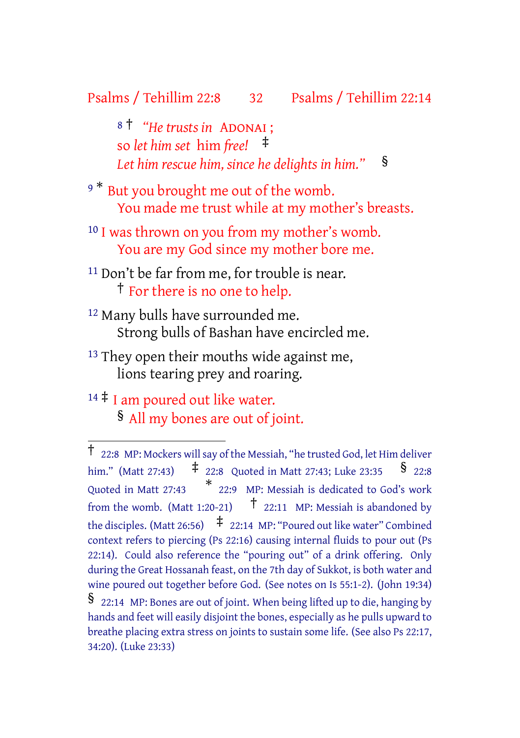8 † *"He trusts in* ADONAI ;
so *let him set* him *free!* ‡
*Let him rescue him, since he delights in him."* §

9 * But you brought me out of the womb.
You made me trust while at my mother's breasts.

10 I was thrown on you from my mother's womb.
You are my God since my mother bore me.

11 Don't be far from me, for trouble is near.
† For there is no one to help.

12 Many bulls have surrounded me.
Strong bulls of Bashan have encircled me.

13 They open their mouths wide against me,
lions tearing prey and roaring.

14 ‡ I am poured out like water.
§ All my bones are out of joint.

---

† 22:8 MP: Mockers will say of the Messiah, "he trusted God, let Him deliver him." (Matt 27:43) ‡ 22:8 Quoted in Matt 27:43; Luke 23:35 § 22:8 Quoted in Matt 27:43 * 22:9 MP: Messiah is dedicated to God's work from the womb. (Matt 1:20-21) † 22:11 MP: Messiah is abandoned by the disciples. (Matt 26:56) ‡ 22:14 MP: "Poured out like water" Combined context refers to piercing (Ps 22:16) causing internal fluids to pour out (Ps 22:14). Could also reference the "pouring out" of a drink offering. Only during the Great Hossanah feast, on the 7th day of Sukkot, is both water and wine poured out together before God. (See notes on Is 55:1-2). (John 19:34) § 22:14 MP: Bones are out of joint. When being lifted up to die, hanging by hands and feet will easily disjoint the bones, especially as he pulls upward to breathe placing extra stress on joints to sustain some life. (See also Ps 22:17, 34:20). (Luke 23:33)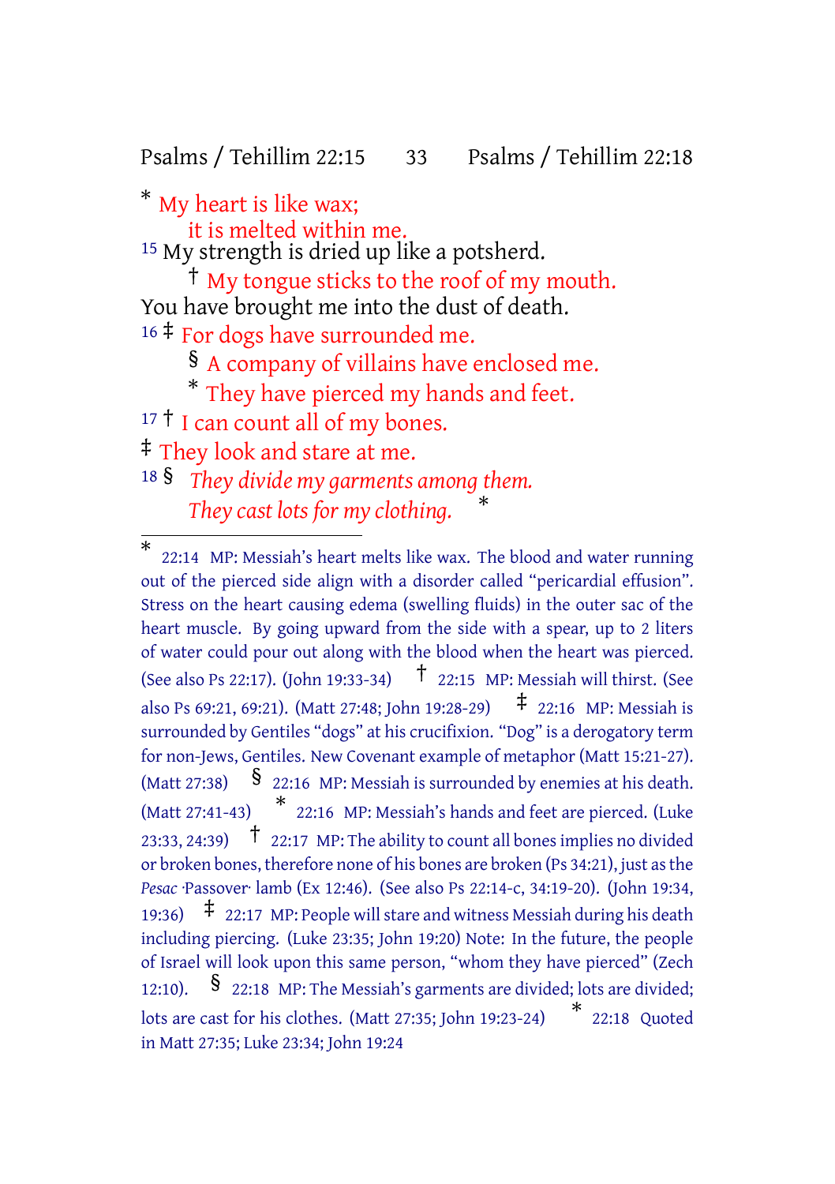* My heart is like wax;
it is melted within me.

15 My strength is dried up like a potsherd.
† My tongue sticks to the roof of my mouth.
You have brought me into the dust of death.

16 ‡ For dogs have surrounded me.
§ A company of villains have enclosed me.
* They have pierced my hands and feet.

17 † I can count all of my bones.
‡ They look and stare at me.

18 § *They divide my garments among them.*
*They cast lots for my clothing.* *

---

* 22:14 MP: Messiah's heart melts like wax. The blood and water running out of the pierced side align with a disorder called "pericardial effusion". Stress on the heart causing edema (swelling fluids) in the outer sac of the heart muscle. By going upward from the side with a spear, up to 2 liters of water could pour out along with the blood when the heart was pierced. (See also Ps 22:17). (John 19:33-34) † 22:15 MP: Messiah will thirst. (See also Ps 69:21, 69:21). (Matt 27:48; John 19:28-29) ‡ 22:16 MP: Messiah is surrounded by Gentiles "dogs" at his crucifixion. "Dog" is a derogatory term for non-Jews, Gentiles. New Covenant example of metaphor (Matt 15:21-27). (Matt 27:38) § 22:16 MP: Messiah is surrounded by enemies at his death. (Matt 27:41-43) * 22:16 MP: Messiah's hands and feet are pierced. (Luke 23:33, 24:39) † 22:17 MP: The ability to count all bones implies no divided or broken bones, therefore none of his bones are broken (Ps 34:21), just as the *Pesac* ·Passover· lamb (Ex 12:46). (See also Ps 22:14-c, 34:19-20). (John 19:34, 19:36) ‡ 22:17 MP: People will stare and witness Messiah during his death including piercing. (Luke 23:35; John 19:20) Note: In the future, the people of Israel will look upon this same person, "whom they have pierced" (Zech 12:10). § 22:18 MP: The Messiah's garments are divided; lots are divided; lots are cast for his clothes. (Matt 27:35; John 19:23-24) * 22:18 Quoted in Matt 27:35; Luke 23:34; John 19:24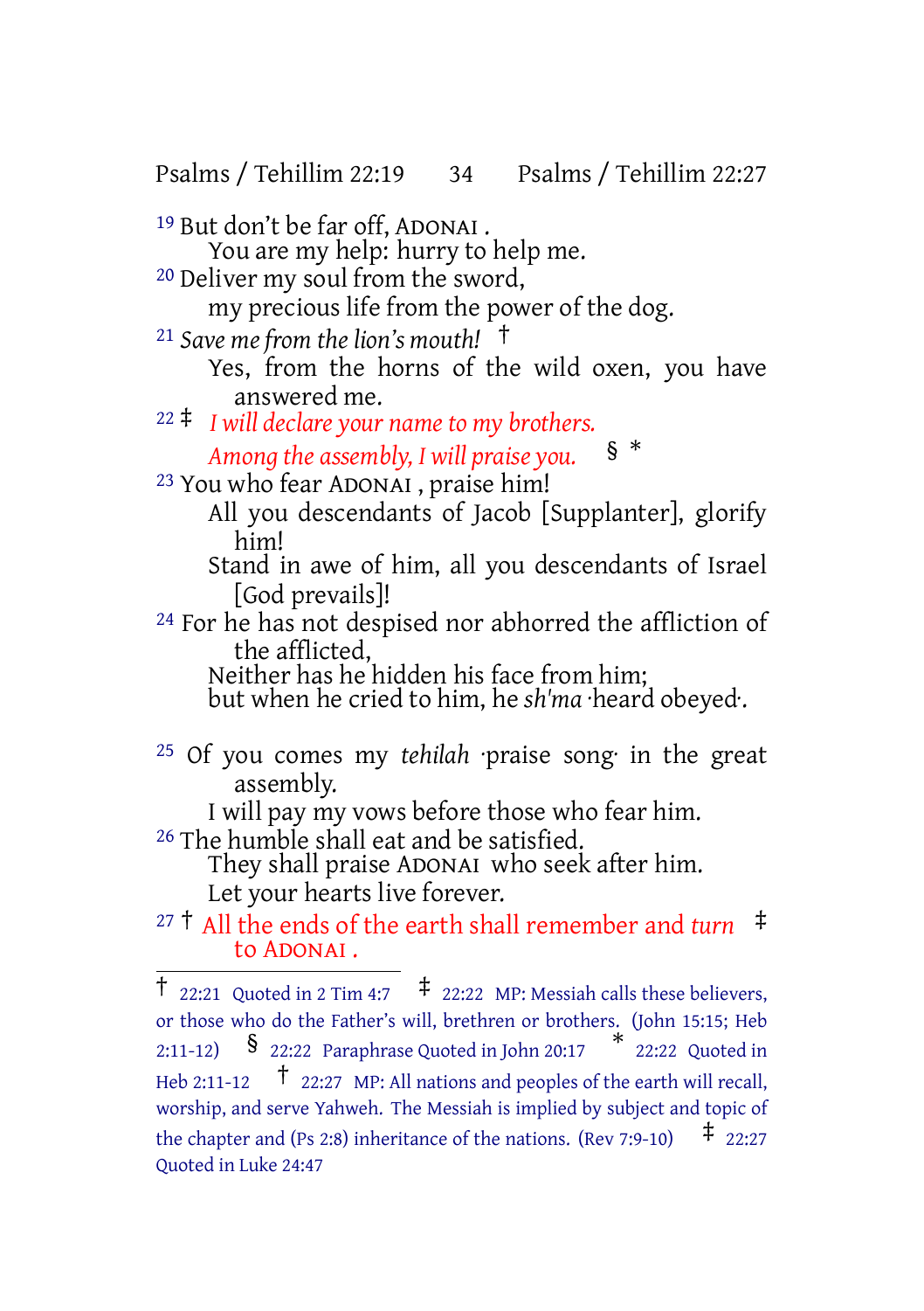19 But don't be far off, ADONAI .
  You are my help: hurry to help me.
20 Deliver my soul from the sword,
  my precious life from the power of the dog.
21 *Save me from the lion's mouth!* †
  Yes, from the horns of the wild oxen, you have answered me.
22 ‡ *I will declare your name to my brothers.*
  *Among the assembly, I will praise you.* § *
23 You who fear ADONAI , praise him!
  All you descendants of Jacob [Supplanter], glorify him!
  Stand in awe of him, all you descendants of Israel [God prevails]!
24 For he has not despised nor abhorred the affliction of the afflicted,
  Neither has he hidden his face from him;
  but when he cried to him, he *sh'ma* ·heard obeyed·.

25 Of you comes my *tehilah* ·praise song· in the great assembly.
  I will pay my vows before those who fear him.
26 The humble shall eat and be satisfied.
  They shall praise ADONAI who seek after him.
  Let your hearts live forever.
27 † All the ends of the earth shall remember and *turn* ‡ to ADONAI .

---

† 22:21 Quoted in 2 Tim 4:7 ‡ 22:22 MP: Messiah calls these believers, or those who do the Father's will, brethren or brothers. (John 15:15; Heb 2:11-12) § 22:22 Paraphrase Quoted in John 20:17 * 22:22 Quoted in Heb 2:11-12 † 22:27 MP: All nations and peoples of the earth will recall, worship, and serve Yahweh. The Messiah is implied by subject and topic of the chapter and (Ps 2:8) inheritance of the nations. (Rev 7:9-10) ‡ 22:27 Quoted in Luke 24:47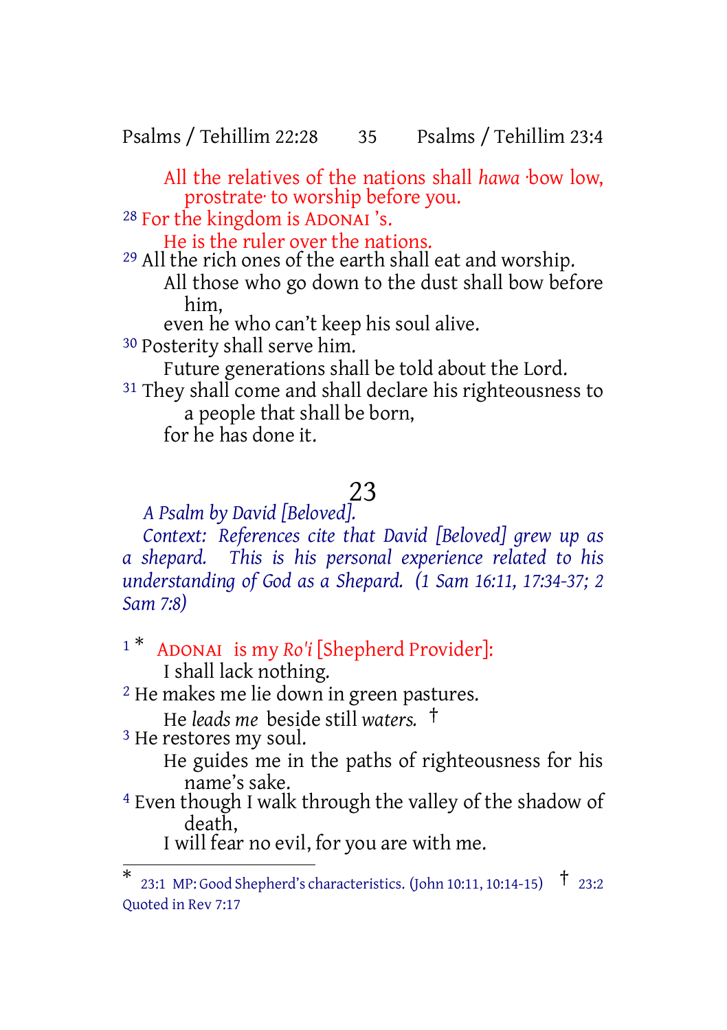All the relatives of the nations shall *hawa* ·bow low, prostrate· to worship before you.

[28] For the kingdom is ADONAI 's.
He is the ruler over the nations.

[29] All the rich ones of the earth shall eat and worship.
All those who go down to the dust shall bow before him,
even he who can't keep his soul alive.

[30] Posterity shall serve him.
Future generations shall be told about the Lord.

[31] They shall come and shall declare his righteousness to a people that shall be born,
for he has done it.

# 23

*A Psalm by David [Beloved].*

*Context: References cite that David [Beloved] grew up as a shepard. This is his personal experience related to his understanding of God as a Shepard. (1 Sam 16:11, 17:34-37; 2 Sam 7:8)*

[1] * ADONAI is my *Ro'i* [Shepherd Provider]:
I shall lack nothing.

[2] He makes me lie down in green pastures.
He *leads me* beside still *waters.* †

[3] He restores my soul.
He guides me in the paths of righteousness for his name's sake.

[4] Even though I walk through the valley of the shadow of death,
I will fear no evil, for you are with me.

---

* 23:1 MP: Good Shepherd's characteristics. (John 10:11, 10:14-15) † 23:2 Quoted in Rev 7:17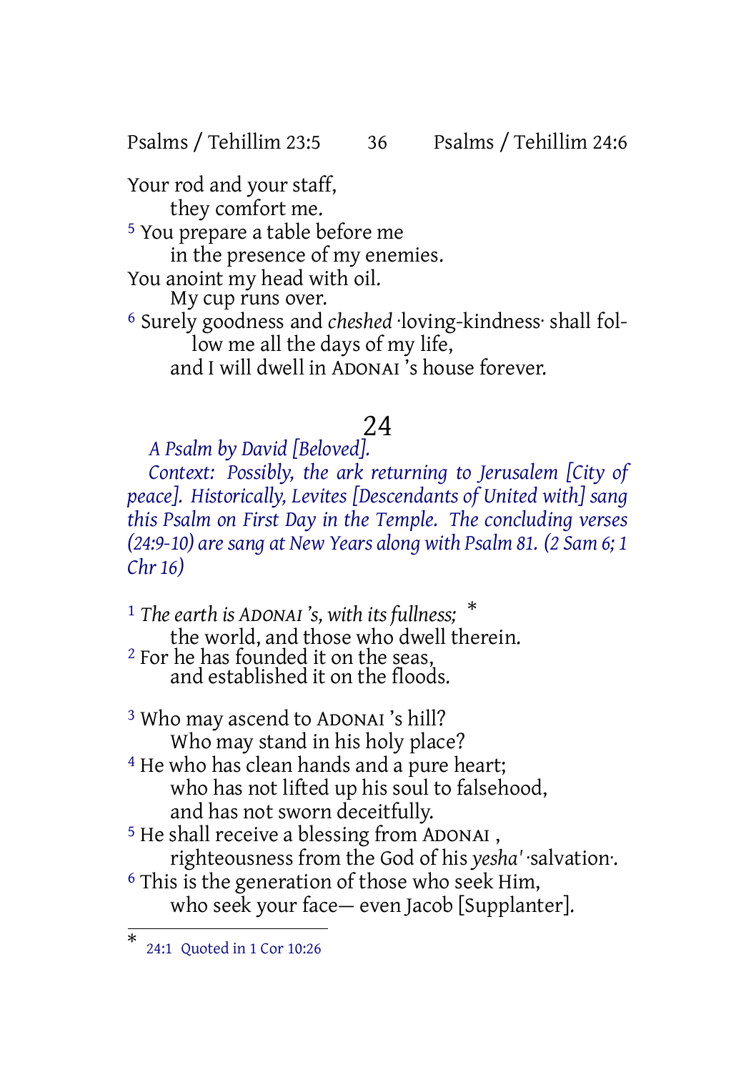Your rod and your staff,
they comfort me.

[5] You prepare a table before me
in the presence of my enemies.
You anoint my head with oil.
My cup runs over.

[6] Surely goodness and *cheshed* ·loving-kindness· shall follow me all the days of my life,
and I will dwell in ADONAI 's house forever.

## 24

*A Psalm by David [Beloved].*

*Context: Possibly, the ark returning to Jerusalem [City of peace]. Historically, Levites [Descendants of United with] sang this Psalm on First Day in the Temple. The concluding verses (24:9-10) are sang at New Years along with Psalm 81. (2 Sam 6; 1 Chr 16)*

[1] *The earth is ADONAI 's, with its fullness;* *
the world, and those who dwell therein.

[2] For he has founded it on the seas,
and established it on the floods.

[3] Who may ascend to ADONAI 's hill?
Who may stand in his holy place?

[4] He who has clean hands and a pure heart;
who has not lifted up his soul to falsehood,
and has not sworn deceitfully.

[5] He shall receive a blessing from ADONAI ,
righteousness from the God of his *yesha'* ·salvation·.

[6] This is the generation of those who seek Him,
who seek your face— even Jacob [Supplanter].

---

* 24:1 Quoted in 1 Cor 10:26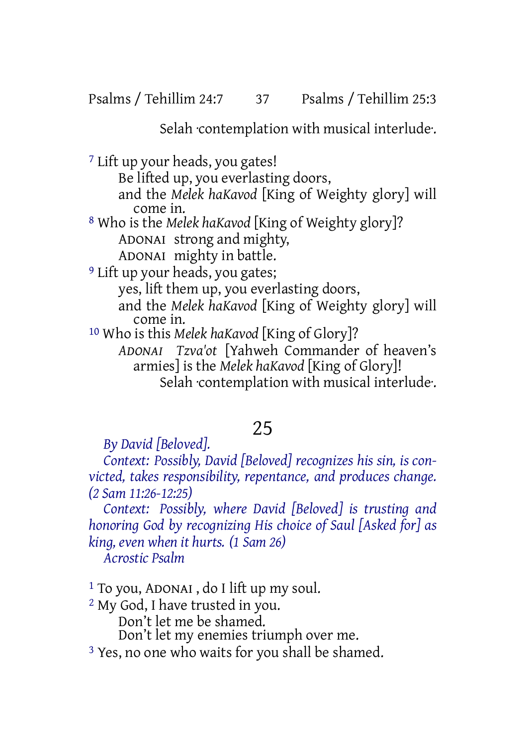Selah ·contemplation with musical interlude·.

[7] Lift up your heads, you gates!
Be lifted up, you everlasting doors,
and the *Melek haKavod* [King of Weighty glory] will come in.
[8] Who is the *Melek haKavod* [King of Weighty glory]?
ADONAI strong and mighty,
ADONAI mighty in battle.
[9] Lift up your heads, you gates;
yes, lift them up, you everlasting doors,
and the *Melek haKavod* [King of Weighty glory] will come in.
[10] Who is this *Melek haKavod* [King of Glory]?
*ADONAI Tzva'ot* [Yahweh Commander of heaven's armies] is the *Melek haKavod* [King of Glory]!
Selah ·contemplation with musical interlude·.

## 25

*By David [Beloved].*

*Context: Possibly, David [Beloved] recognizes his sin, is convicted, takes responsibility, repentance, and produces change. (2 Sam 11:26-12:25)*

*Context: Possibly, where David [Beloved] is trusting and honoring God by recognizing His choice of Saul [Asked for] as king, even when it hurts. (1 Sam 26)*

*Acrostic Psalm*

[1] To you, ADONAI , do I lift up my soul.
[2] My God, I have trusted in you.
Don't let me be shamed.
Don't let my enemies triumph over me.
[3] Yes, no one who waits for you shall be shamed.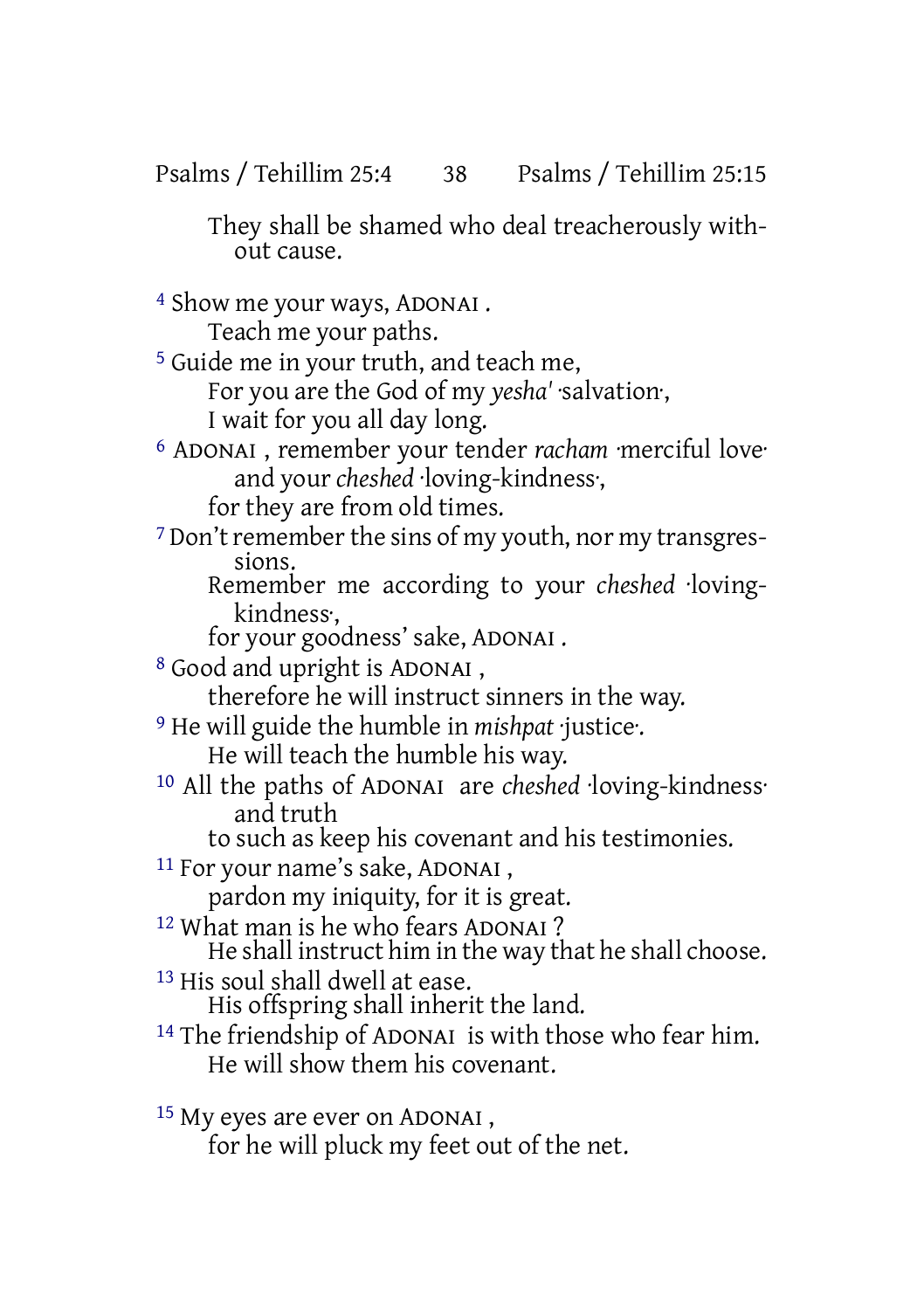They shall be shamed who deal treacherously without cause.

[4] Show me your ways, ADONAI .
Teach me your paths.
[5] Guide me in your truth, and teach me,
For you are the God of my *yesha'* ·salvation·,
I wait for you all day long.
[6] ADONAI , remember your tender *racham* ·merciful love· and your *cheshed* ·loving-kindness·,
for they are from old times.
[7] Don't remember the sins of my youth, nor my transgressions.
Remember me according to your *cheshed* ·loving-kindness·,
for your goodness' sake, ADONAI .
[8] Good and upright is ADONAI ,
therefore he will instruct sinners in the way.
[9] He will guide the humble in *mishpat* ·justice·.
He will teach the humble his way.
[10] All the paths of ADONAI are *cheshed* ·loving-kindness· and truth
to such as keep his covenant and his testimonies.
[11] For your name's sake, ADONAI ,
pardon my iniquity, for it is great.
[12] What man is he who fears ADONAI ?
He shall instruct him in the way that he shall choose.
[13] His soul shall dwell at ease.
His offspring shall inherit the land.
[14] The friendship of ADONAI is with those who fear him.
He will show them his covenant.

[15] My eyes are ever on ADONAI ,
for he will pluck my feet out of the net.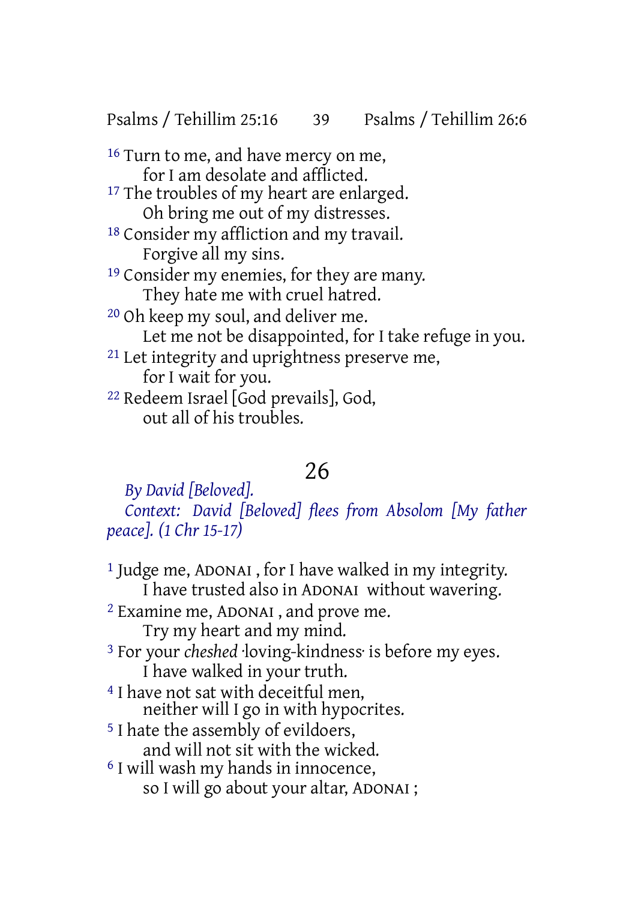16 Turn to me, and have mercy on me,
    for I am desolate and afflicted.
17 The troubles of my heart are enlarged.
    Oh bring me out of my distresses.
18 Consider my affliction and my travail.
    Forgive all my sins.
19 Consider my enemies, for they are many.
    They hate me with cruel hatred.
20 Oh keep my soul, and deliver me.
    Let me not be disappointed, for I take refuge in you.
21 Let integrity and uprightness preserve me,
    for I wait for you.
22 Redeem Israel [God prevails], God,
    out all of his troubles.

## 26

*By David [Beloved].*

*Context: David [Beloved] flees from Absolom [My father peace]. (1 Chr 15-17)*

1 Judge me, ADONAI , for I have walked in my integrity.
    I have trusted also in ADONAI without wavering.
2 Examine me, ADONAI , and prove me.
    Try my heart and my mind.
3 For your *cheshed* ·loving-kindness· is before my eyes.
    I have walked in your truth.
4 I have not sat with deceitful men,
    neither will I go in with hypocrites.
5 I hate the assembly of evildoers,
    and will not sit with the wicked.
6 I will wash my hands in innocence,
    so I will go about your altar, ADONAI ;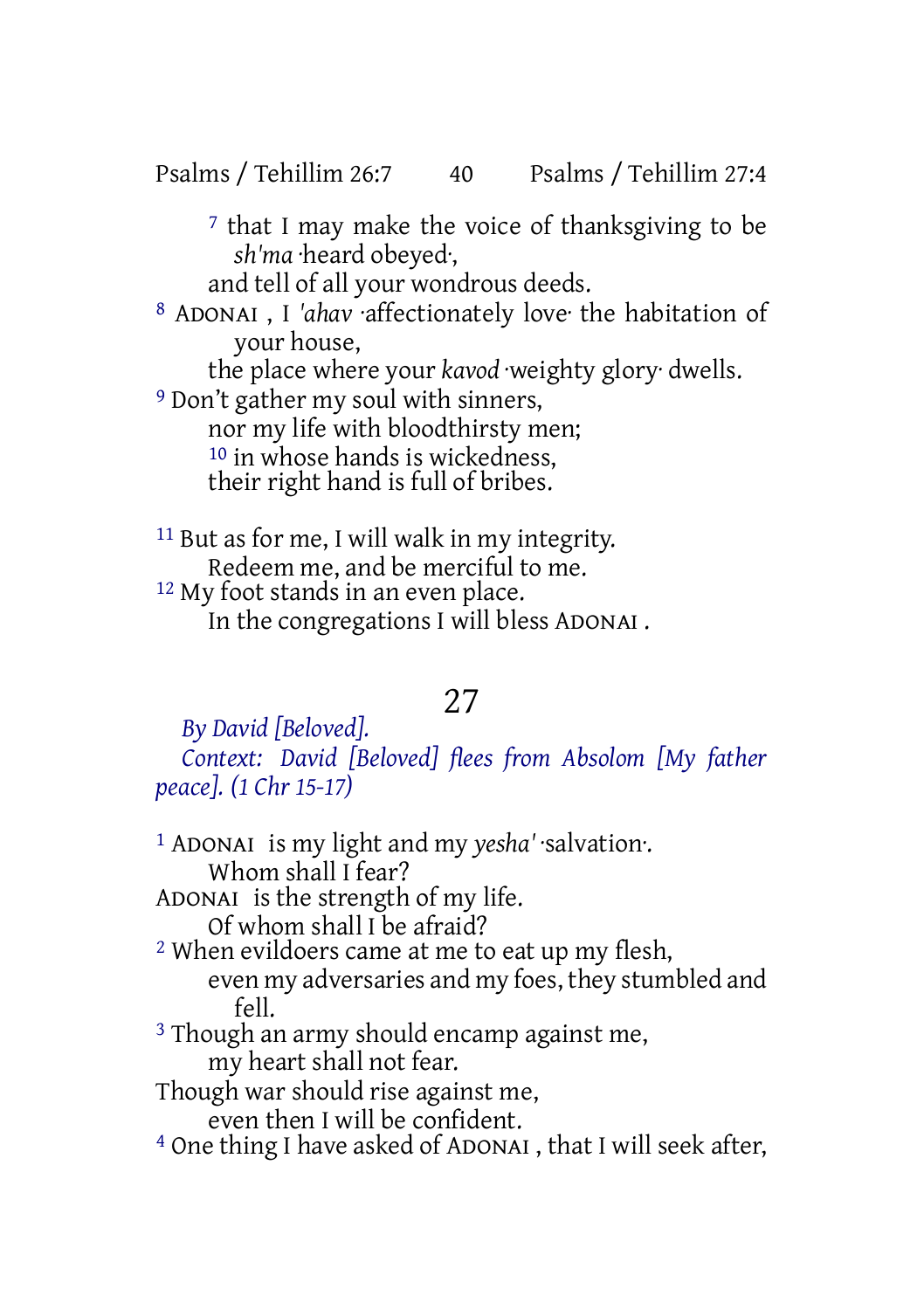[7] that I may make the voice of thanksgiving to be *sh'ma* ·heard obeyed·,
and tell of all your wondrous deeds.

[8] ADONAI , I *'ahav* ·affectionately love· the habitation of your house,
the place where your *kavod* ·weighty glory· dwells.

[9] Don't gather my soul with sinners,
nor my life with bloodthirsty men;
[10] in whose hands is wickedness,
their right hand is full of bribes.

[11] But as for me, I will walk in my integrity.
Redeem me, and be merciful to me.

[12] My foot stands in an even place.
In the congregations I will bless ADONAI .

## 27

*By David [Beloved].*

*Context: David [Beloved] flees from Absolom [My father peace]. (1 Chr 15-17)*

[1] ADONAI is my light and my *yesha'* ·salvation·.
Whom shall I fear?
ADONAI is the strength of my life.
Of whom shall I be afraid?

[2] When evildoers came at me to eat up my flesh,
even my adversaries and my foes, they stumbled and fell.

[3] Though an army should encamp against me,
my heart shall not fear.
Though war should rise against me,
even then I will be confident.

[4] One thing I have asked of ADONAI , that I will seek after,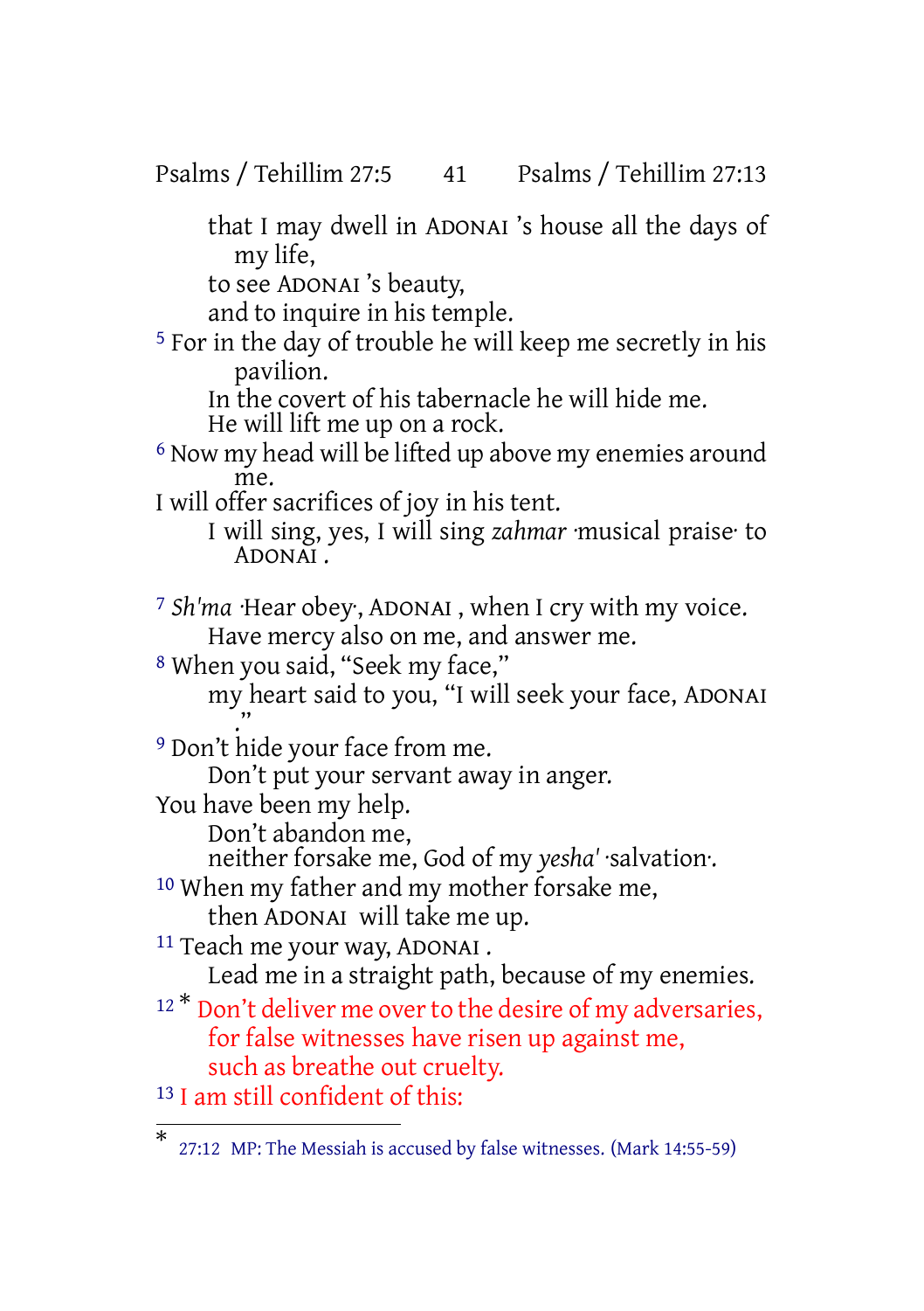that I may dwell in ADONAI 's house all the days of my life,
to see ADONAI 's beauty,
and to inquire in his temple.

[5] For in the day of trouble he will keep me secretly in his pavilion.
In the covert of his tabernacle he will hide me.
He will lift me up on a rock.

[6] Now my head will be lifted up above my enemies around me.
I will offer sacrifices of joy in his tent.
I will sing, yes, I will sing *zahmar* ·musical praise· to ADONAI .

[7] *Sh'ma* ·Hear obey·, ADONAI , when I cry with my voice.
Have mercy also on me, and answer me.

[8] When you said, "Seek my face,"
my heart said to you, "I will seek your face, ADONAI ."

[9] Don't hide your face from me.
Don't put your servant away in anger.
You have been my help.
Don't abandon me,
neither forsake me, God of my *yesha'* ·salvation·.

[10] When my father and my mother forsake me,
then ADONAI will take me up.

[11] Teach me your way, ADONAI .
Lead me in a straight path, because of my enemies.

[12] * Don't deliver me over to the desire of my adversaries,
for false witnesses have risen up against me,
such as breathe out cruelty.

[13] I am still confident of this:

---

\* 27:12 MP: The Messiah is accused by false witnesses. (Mark 14:55-59)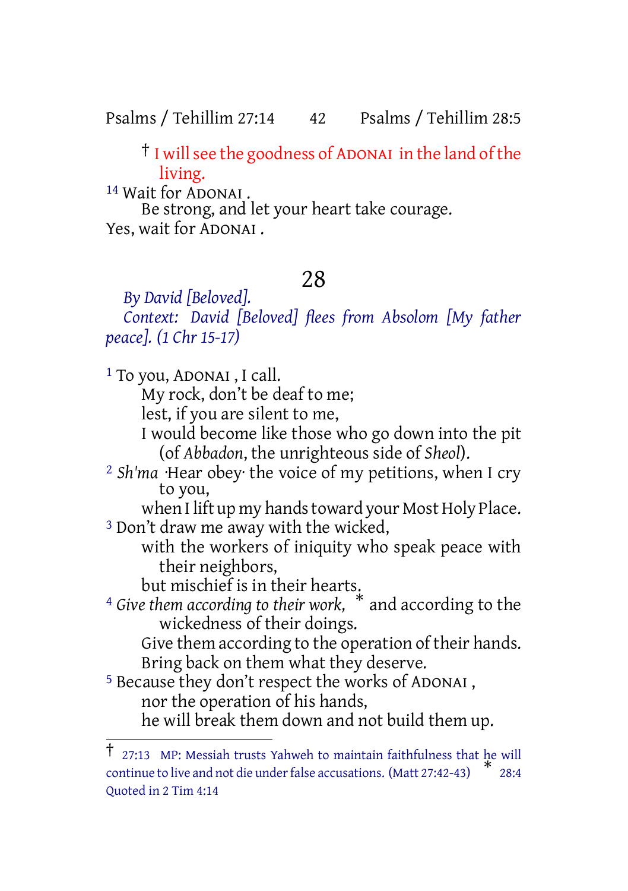† I will see the goodness of ADONAI in the land of the living.

[14] Wait for ADONAI.
Be strong, and let your heart take courage.
Yes, wait for ADONAI.

## 28

*By David [Beloved].*
*Context: David [Beloved] flees from Absolom [My father peace]. (1 Chr 15-17)*

[1] To you, ADONAI, I call.
My rock, don't be deaf to me;
lest, if you are silent to me,
I would become like those who go down into the pit (of *Abbadon*, the unrighteous side of *Sheol*).

[2] *Sh'ma* ·Hear obey· the voice of my petitions, when I cry to you,
when I lift up my hands toward your Most Holy Place.

[3] Don't draw me away with the wicked,
with the workers of iniquity who speak peace with their neighbors,
but mischief is in their hearts.

[4] *Give them according to their work,* * and according to the wickedness of their doings.
Give them according to the operation of their hands.
Bring back on them what they deserve.

[5] Because they don't respect the works of ADONAI,
nor the operation of his hands,
he will break them down and not build them up.

---

† 27:13 MP: Messiah trusts Yahweh to maintain faithfulness that he will continue to live and not die under false accusations. (Matt 27:42-43) * 28:4 Quoted in 2 Tim 4:14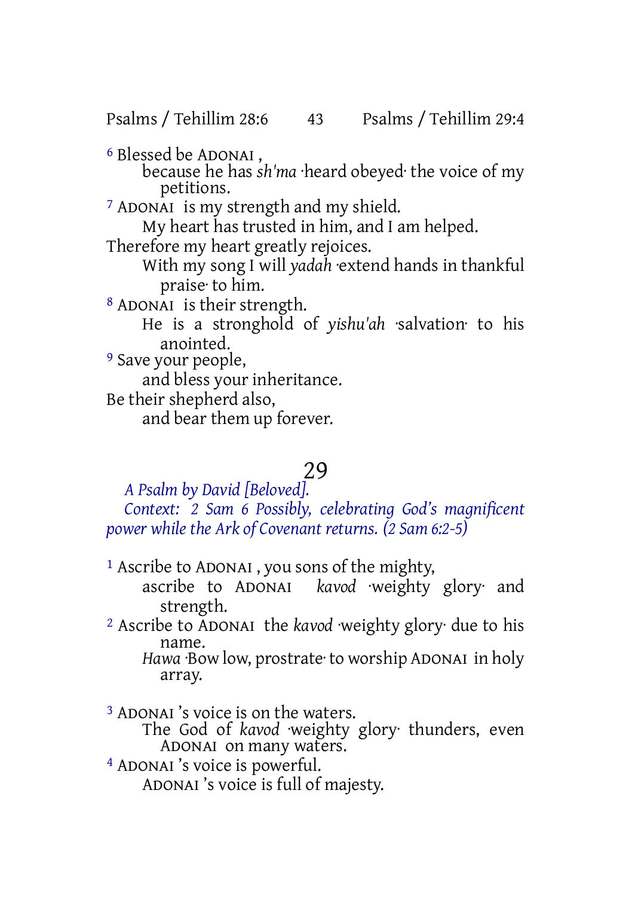[6] Blessed be ADONAI ,
because he has *sh'ma* ·heard obeyed· the voice of my petitions.

[7] ADONAI is my strength and my shield.
My heart has trusted in him, and I am helped.
Therefore my heart greatly rejoices.
With my song I will *yadah* ·extend hands in thankful praise· to him.

[8] ADONAI is their strength.
He is a stronghold of *yishu'ah* ·salvation· to his anointed.

[9] Save your people,
and bless your inheritance.
Be their shepherd also,
and bear them up forever.

# 29

*A Psalm by David [Beloved].*

*Context: 2 Sam 6 Possibly, celebrating God's magnificent power while the Ark of Covenant returns. (2 Sam 6:2-5)*

[1] Ascribe to ADONAI , you sons of the mighty,
ascribe to ADONAI *kavod* ·weighty glory· and strength.

[2] Ascribe to ADONAI the *kavod* ·weighty glory· due to his name.
*Hawa* ·Bow low, prostrate· to worship ADONAI in holy array.

[3] ADONAI 's voice is on the waters.
The God of *kavod* ·weighty glory· thunders, even ADONAI on many waters.

[4] ADONAI 's voice is powerful.
ADONAI 's voice is full of majesty.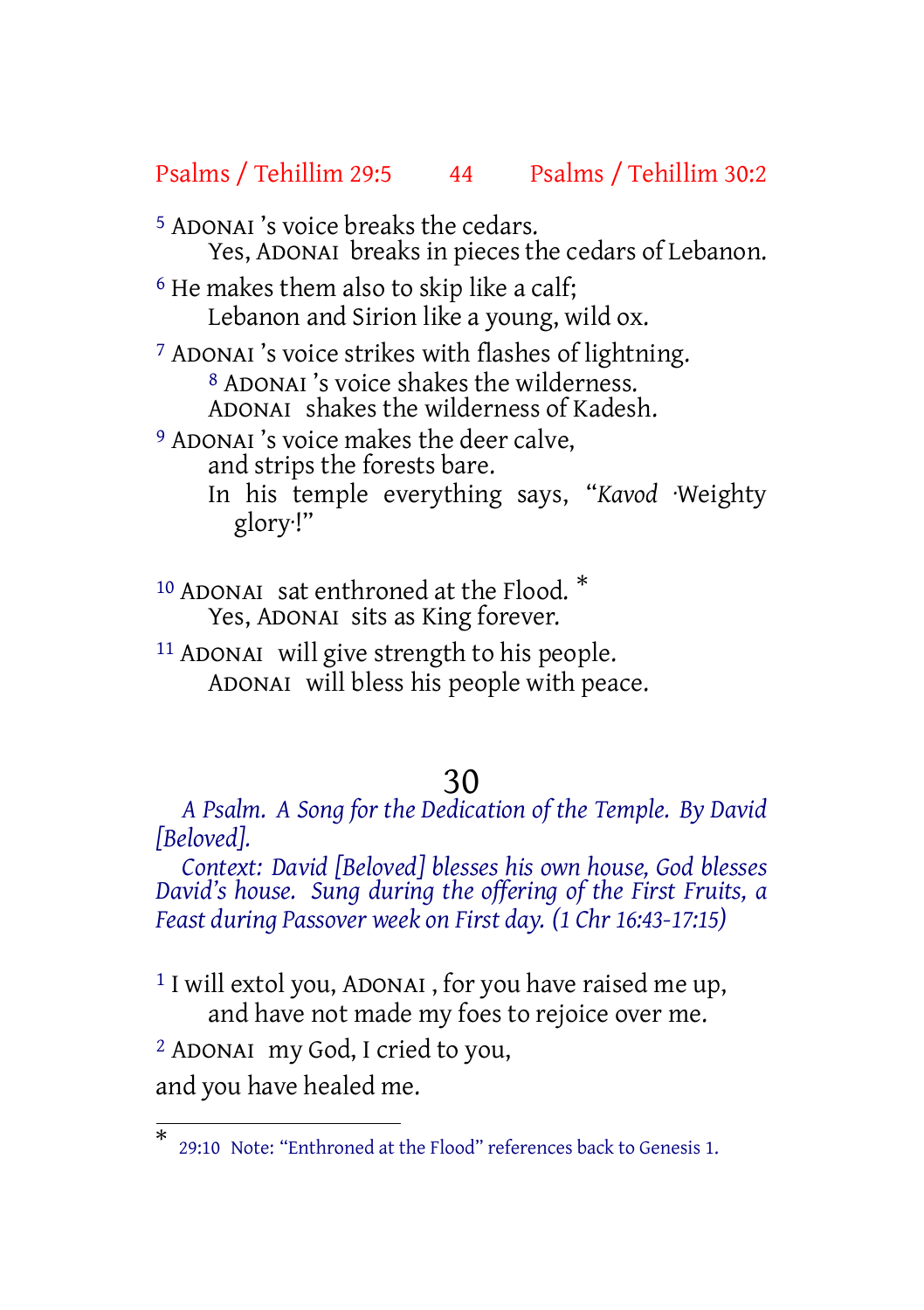[5] ADONAI 's voice breaks the cedars.
Yes, ADONAI breaks in pieces the cedars of Lebanon.

[6] He makes them also to skip like a calf;
Lebanon and Sirion like a young, wild ox.

[7] ADONAI 's voice strikes with flashes of lightning.
[8] ADONAI 's voice shakes the wilderness.
ADONAI shakes the wilderness of Kadesh.

[9] ADONAI 's voice makes the deer calve,
and strips the forests bare.
In his temple everything says, "*Kavod* ·Weighty glory·!"

[10] ADONAI sat enthroned at the Flood. *
Yes, ADONAI sits as King forever.

[11] ADONAI will give strength to his people.
ADONAI will bless his people with peace.

## 30

*A Psalm. A Song for the Dedication of the Temple. By David [Beloved].*

*Context: David [Beloved] blesses his own house, God blesses David's house. Sung during the offering of the First Fruits, a Feast during Passover week on First day. (1 Chr 16:43-17:15)*

[1] I will extol you, ADONAI , for you have raised me up,
and have not made my foes to rejoice over me.

[2] ADONAI my God, I cried to you,
and you have healed me.

---

* 29:10 Note: "Enthroned at the Flood" references back to Genesis 1.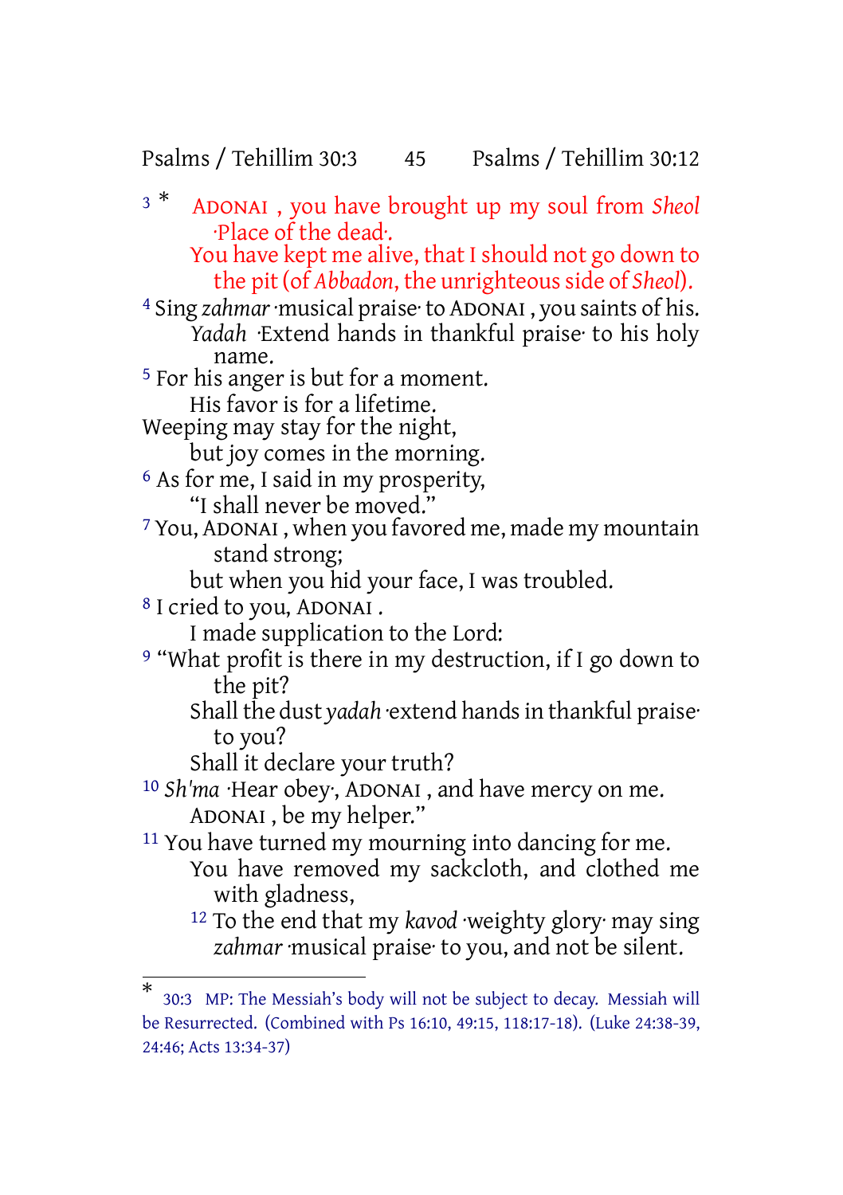3 * ADONAI , you have brought up my soul from *Sheol* ·Place of the dead·.
You have kept me alive, that I should not go down to the pit (of *Abbadon*, the unrighteous side of *Sheol*).

4 Sing *zahmar* ·musical praise· to ADONAI , you saints of his.
*Yadah* ·Extend hands in thankful praise· to his holy name.

5 For his anger is but for a moment.
His favor is for a lifetime.
Weeping may stay for the night,
but joy comes in the morning.

6 As for me, I said in my prosperity,
"I shall never be moved."

7 You, ADONAI , when you favored me, made my mountain stand strong;
but when you hid your face, I was troubled.

8 I cried to you, ADONAI .
I made supplication to the Lord:

9 "What profit is there in my destruction, if I go down to the pit?
Shall the dust *yadah* ·extend hands in thankful praise· to you?
Shall it declare your truth?

10 *Sh'ma* ·Hear obey·, ADONAI , and have mercy on me.
ADONAI , be my helper."

11 You have turned my mourning into dancing for me.
You have removed my sackcloth, and clothed me with gladness,
12 To the end that my *kavod* ·weighty glory· may sing *zahmar* ·musical praise· to you, and not be silent.

---

* 30:3 MP: The Messiah's body will not be subject to decay. Messiah will be Resurrected. (Combined with Ps 16:10, 49:15, 118:17-18). (Luke 24:38-39, 24:46; Acts 13:34-37)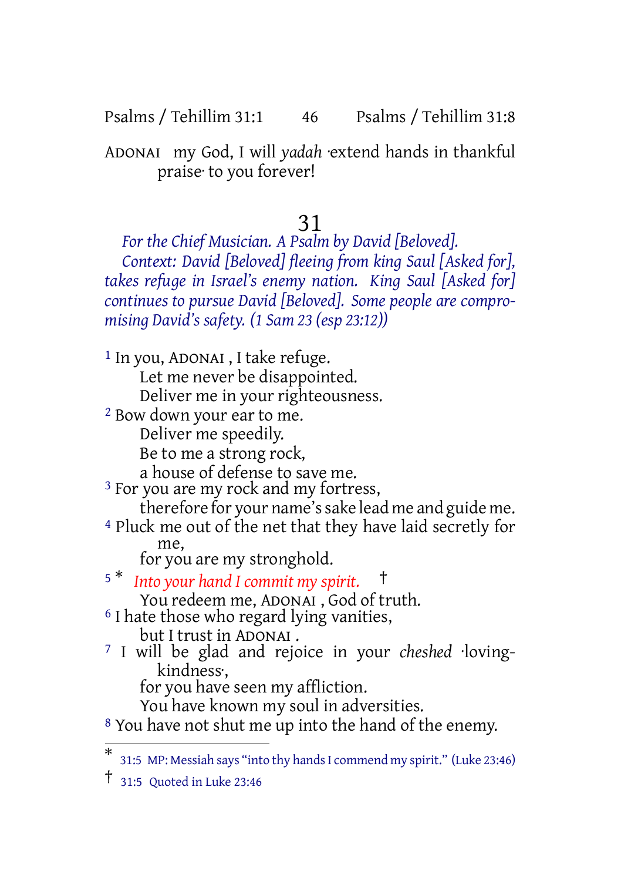ADONAI my God, I will *yadah* ·extend hands in thankful praise· to you forever!

# 31

*For the Chief Musician. A Psalm by David [Beloved].*

*Context: David [Beloved] fleeing from king Saul [Asked for], takes refuge in Israel's enemy nation. King Saul [Asked for] continues to pursue David [Beloved]. Some people are compromising David's safety. (1 Sam 23 (esp 23:12))*

[1] In you, ADONAI , I take refuge.
Let me never be disappointed.
Deliver me in your righteousness.
[2] Bow down your ear to me.
Deliver me speedily.
Be to me a strong rock,
a house of defense to save me.
[3] For you are my rock and my fortress,
therefore for your name's sake lead me and guide me.
[4] Pluck me out of the net that they have laid secretly for me,
for you are my stronghold.
[5] [*] *Into your hand I commit my spirit.* [†]
You redeem me, ADONAI , God of truth.
[6] I hate those who regard lying vanities,
but I trust in ADONAI .
[7] I will be glad and rejoice in your *cheshed* ·loving-kindness·,
for you have seen my affliction.
You have known my soul in adversities.
[8] You have not shut me up into the hand of the enemy.

---

[*] 31:5 MP: Messiah says "into thy hands I commend my spirit." (Luke 23:46)

[†] 31:5 Quoted in Luke 23:46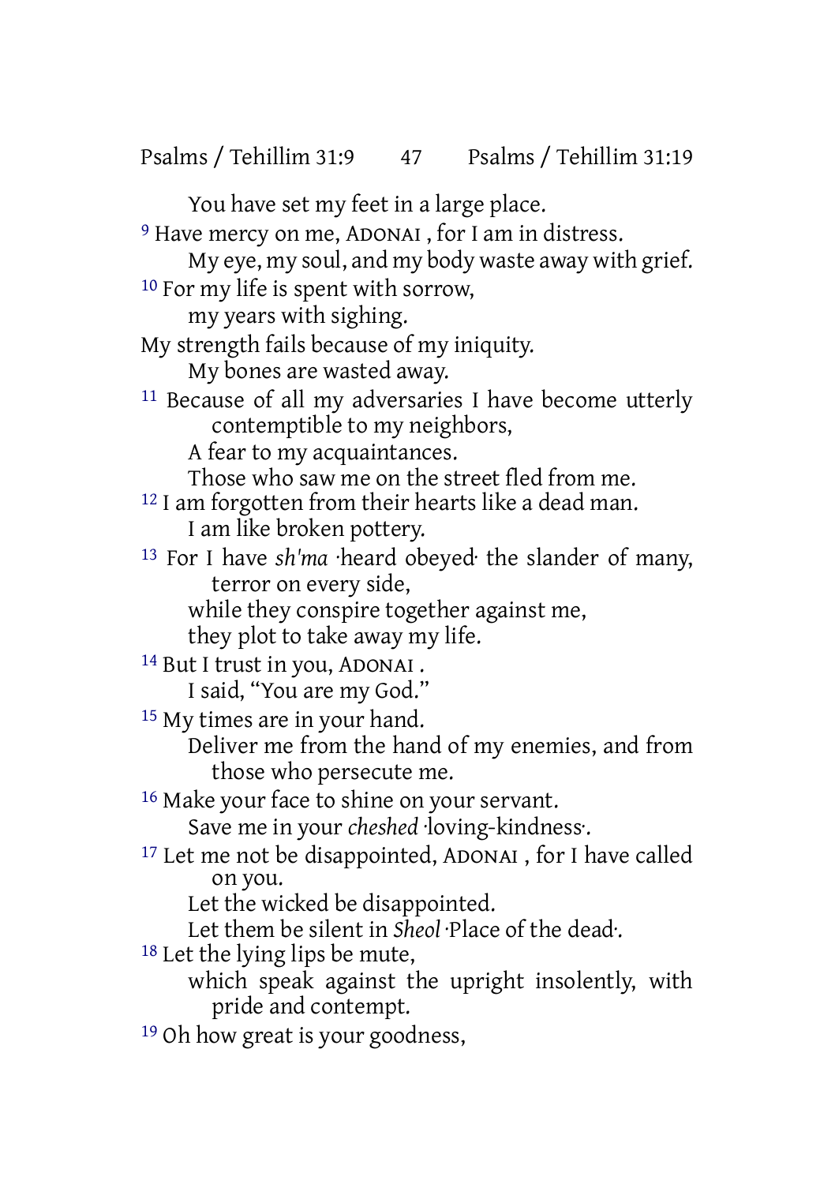You have set my feet in a large place.

[9] Have mercy on me, ADONAI , for I am in distress.
My eye, my soul, and my body waste away with grief.

[10] For my life is spent with sorrow,
my years with sighing.
My strength fails because of my iniquity.
My bones are wasted away.

[11] Because of all my adversaries I have become utterly contemptible to my neighbors,
A fear to my acquaintances.
Those who saw me on the street fled from me.

[12] I am forgotten from their hearts like a dead man.
I am like broken pottery.

[13] For I have *sh'ma* ·heard obeyed· the slander of many, terror on every side,
while they conspire together against me,
they plot to take away my life.

[14] But I trust in you, ADONAI .
I said, "You are my God."

[15] My times are in your hand.
Deliver me from the hand of my enemies, and from those who persecute me.

[16] Make your face to shine on your servant.
Save me in your *cheshed* ·loving-kindness·.

[17] Let me not be disappointed, ADONAI , for I have called on you.
Let the wicked be disappointed.
Let them be silent in *Sheol* ·Place of the dead·.

[18] Let the lying lips be mute,
which speak against the upright insolently, with pride and contempt.

[19] Oh how great is your goodness,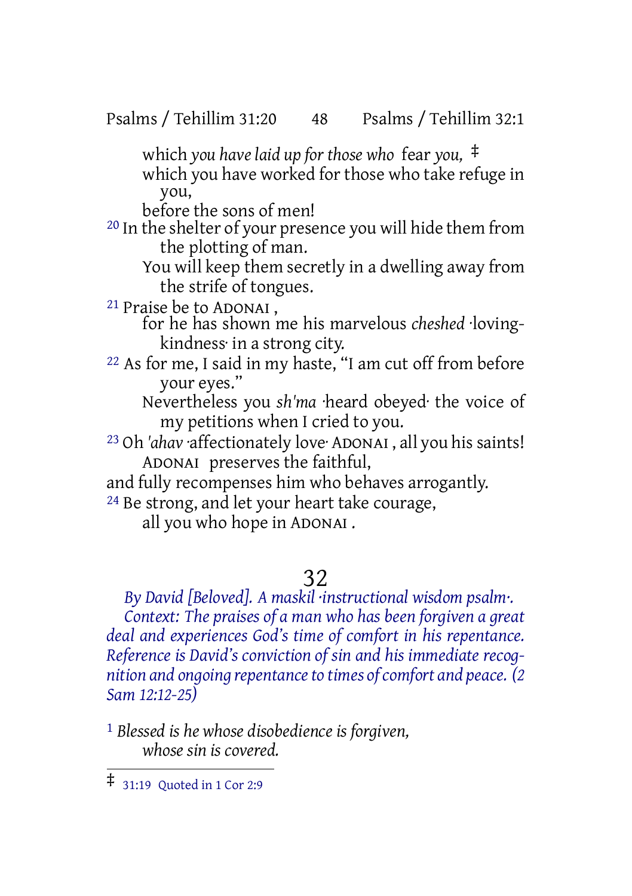which *you have laid up for those who* fear *you,* ‡
which you have worked for those who take refuge in you,
before the sons of men!

[20] In the shelter of your presence you will hide them from the plotting of man.
You will keep them secretly in a dwelling away from the strife of tongues.

[21] Praise be to ADONAI ,
for he has shown me his marvelous *cheshed* ·loving-kindness· in a strong city.

[22] As for me, I said in my haste, "I am cut off from before your eyes."
Nevertheless you *sh'ma* ·heard obeyed· the voice of my petitions when I cried to you.

[23] Oh *'ahav* ·affectionately love· ADONAI , all you his saints!
ADONAI preserves the faithful,
and fully recompenses him who behaves arrogantly.

[24] Be strong, and let your heart take courage,
all you who hope in ADONAI .

# 32

*By David [Beloved]. A maskil ·instructional wisdom psalm·.*
*Context: The praises of a man who has been forgiven a great deal and experiences God's time of comfort in his repentance. Reference is David's conviction of sin and his immediate recognition and ongoing repentance to times of comfort and peace. (2 Sam 12:12-25)*

[1] *Blessed is he whose disobedience is forgiven,*
*whose sin is covered.*

---

‡ 31:19 Quoted in 1 Cor 2:9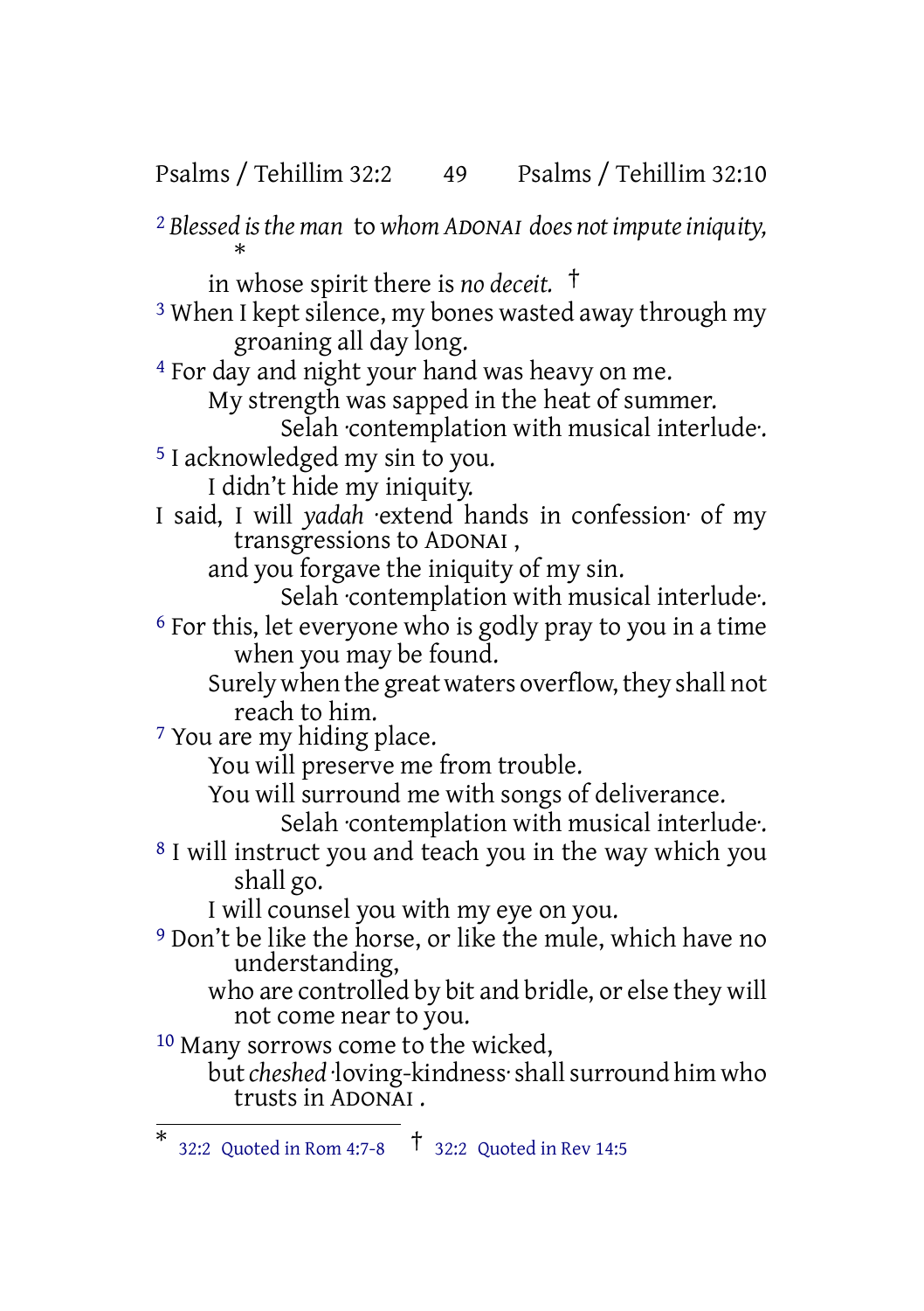[2] *Blessed is the man* to *whom ADONAI does not impute iniquity,* *
in whose spirit there is *no deceit.* †

[3] When I kept silence, my bones wasted away through my groaning all day long.

[4] For day and night your hand was heavy on me.
My strength was sapped in the heat of summer.
Selah ·contemplation with musical interlude·.

[5] I acknowledged my sin to you.
I didn't hide my iniquity.
I said, I will *yadah* ·extend hands in confession· of my transgressions to ADONAI ,
and you forgave the iniquity of my sin.
Selah ·contemplation with musical interlude·.

[6] For this, let everyone who is godly pray to you in a time when you may be found.
Surely when the great waters overflow, they shall not reach to him.

[7] You are my hiding place.
You will preserve me from trouble.
You will surround me with songs of deliverance.
Selah ·contemplation with musical interlude·.

[8] I will instruct you and teach you in the way which you shall go.
I will counsel you with my eye on you.

[9] Don't be like the horse, or like the mule, which have no understanding,
who are controlled by bit and bridle, or else they will not come near to you.

[10] Many sorrows come to the wicked,
but *cheshed* ·loving-kindness· shall surround him who trusts in ADONAI .

---

* 32:2 Quoted in Rom 4:7-8 † 32:2 Quoted in Rev 14:5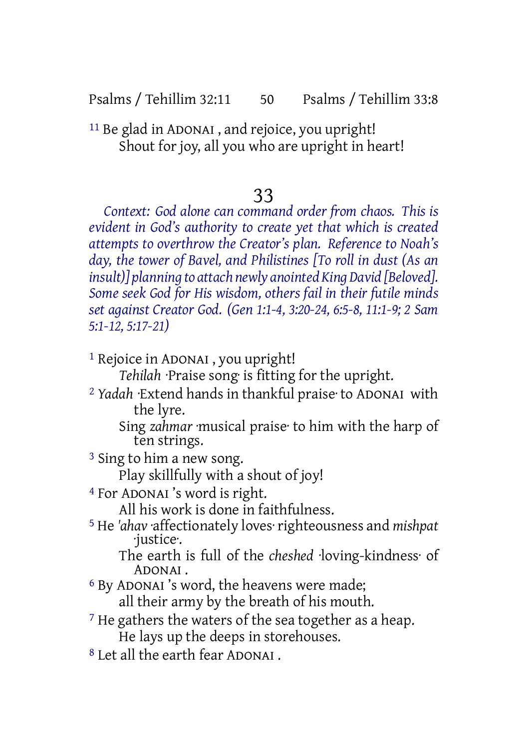[11] Be glad in ADONAI , and rejoice, you upright!
Shout for joy, all you who are upright in heart!

# 33

*Context: God alone can command order from chaos. This is evident in God's authority to create yet that which is created attempts to overthrow the Creator's plan. Reference to Noah's day, the tower of Bavel, and Philistines [To roll in dust (As an insult)] planning to attach newly anointed King David [Beloved]. Some seek God for His wisdom, others fail in their futile minds set against Creator God. (Gen 1:1-4, 3:20-24, 6:5-8, 11:1-9; 2 Sam 5:1-12, 5:17-21)*

[1] Rejoice in ADONAI , you upright!
*Tehilah* ·Praise song· is fitting for the upright.

[2] *Yadah* ·Extend hands in thankful praise· to ADONAI with the lyre.
Sing *zahmar* ·musical praise· to him with the harp of ten strings.

[3] Sing to him a new song.
Play skillfully with a shout of joy!

[4] For ADONAI 's word is right.
All his work is done in faithfulness.

[5] He *'ahav* ·affectionately loves· righteousness and *mishpat* ·justice·.
The earth is full of the *cheshed* ·loving-kindness· of ADONAI .

[6] By ADONAI 's word, the heavens were made;
all their army by the breath of his mouth.

[7] He gathers the waters of the sea together as a heap.
He lays up the deeps in storehouses.

[8] Let all the earth fear ADONAI .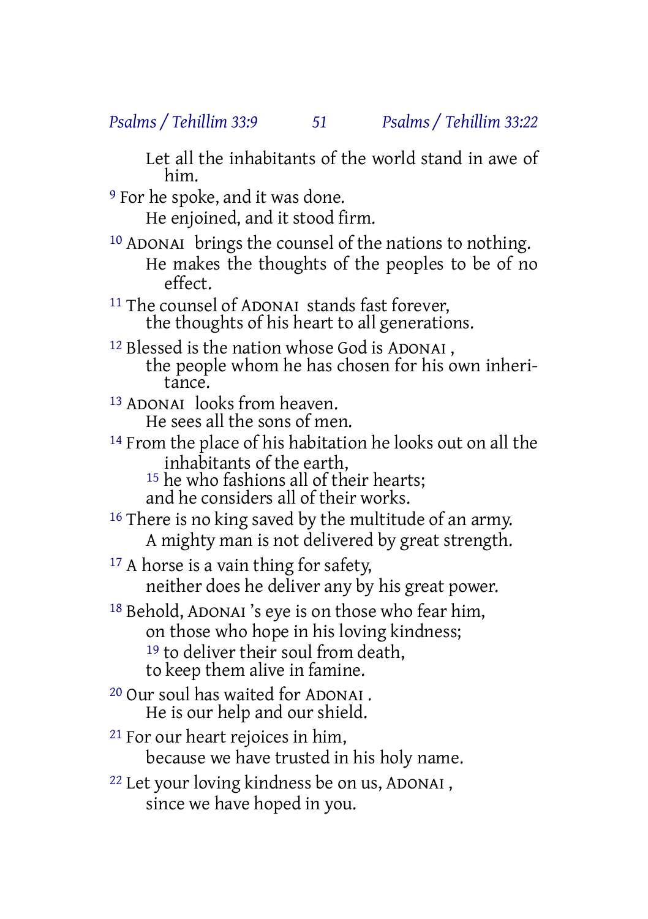Let all the inhabitants of the world stand in awe of him.

[9] For he spoke, and it was done.
He enjoined, and it stood firm.

[10] ADONAI brings the counsel of the nations to nothing.
He makes the thoughts of the peoples to be of no effect.

[11] The counsel of ADONAI stands fast forever,
the thoughts of his heart to all generations.

[12] Blessed is the nation whose God is ADONAI ,
the people whom he has chosen for his own inheritance.

[13] ADONAI looks from heaven.
He sees all the sons of men.

[14] From the place of his habitation he looks out on all the inhabitants of the earth,
[15] he who fashions all of their hearts;
and he considers all of their works.

[16] There is no king saved by the multitude of an army.
A mighty man is not delivered by great strength.

[17] A horse is a vain thing for safety,
neither does he deliver any by his great power.

[18] Behold, ADONAI 's eye is on those who fear him,
on those who hope in his loving kindness;
[19] to deliver their soul from death,
to keep them alive in famine.

[20] Our soul has waited for ADONAI .
He is our help and our shield.

[21] For our heart rejoices in him,
because we have trusted in his holy name.

[22] Let your loving kindness be on us, ADONAI ,
since we have hoped in you.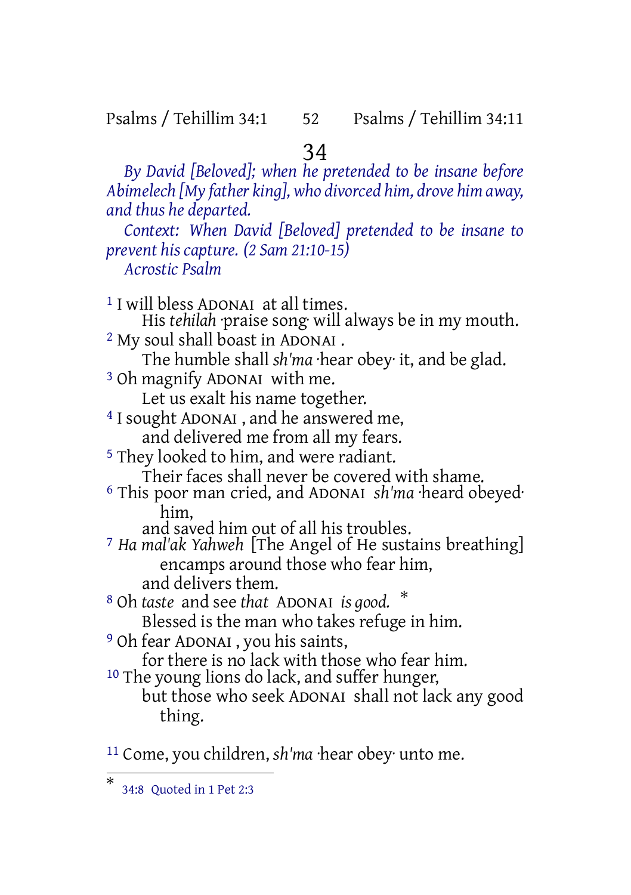# 34

*By David [Beloved]; when he pretended to be insane before Abimelech [My father king], who divorced him, drove him away, and thus he departed.*

*Context: When David [Beloved] pretended to be insane to prevent his capture. (2 Sam 21:10-15)*

*Acrostic Psalm*

1 I will bless ADONAI at all times.
His *tehilah* ·praise song· will always be in my mouth.
2 My soul shall boast in ADONAI .
The humble shall *sh'ma* ·hear obey· it, and be glad.
3 Oh magnify ADONAI with me.
Let us exalt his name together.
4 I sought ADONAI , and he answered me,
and delivered me from all my fears.
5 They looked to him, and were radiant.
Their faces shall never be covered with shame.
6 This poor man cried, and ADONAI *sh'ma* ·heard obeyed· him,
and saved him out of all his troubles.
7 *Ha mal'ak Yahweh* [The Angel of He sustains breathing] encamps around those who fear him,
and delivers them.
8 Oh *taste* and see *that* ADONAI *is good.* *
Blessed is the man who takes refuge in him.
9 Oh fear ADONAI , you his saints,
for there is no lack with those who fear him.
10 The young lions do lack, and suffer hunger,
but those who seek ADONAI shall not lack any good thing.

11 Come, you children, *sh'ma* ·hear obey· unto me.

---

\* 34:8 Quoted in 1 Pet 2:3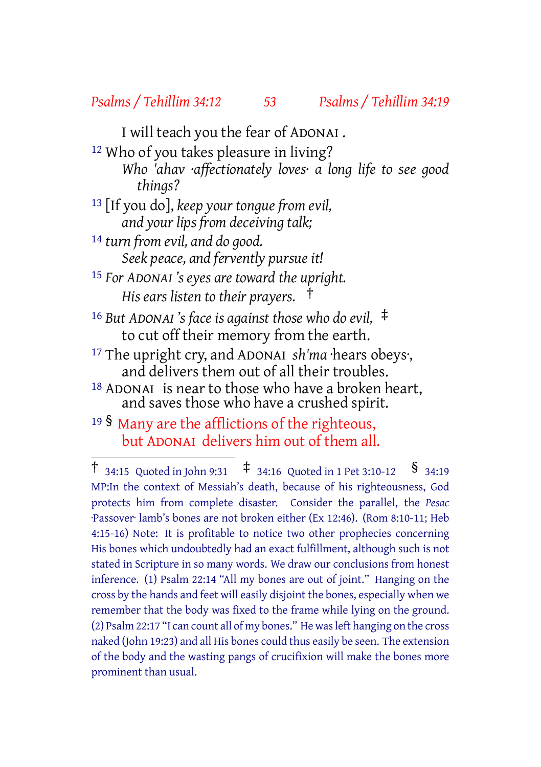I will teach you the fear of ADONAI .

12 Who of you takes pleasure in living?
*Who 'ahav ·affectionately loves· a long life to see good things?*

13 [If you do], *keep your tongue from evil,*
*and your lips from deceiving talk;*

14 *turn from evil, and do good.*
*Seek peace, and fervently pursue it!*

15 *For ADONAI 's eyes are toward the upright.*
*His ears listen to their prayers.* †

16 *But ADONAI 's face is against those who do evil,* ‡
to cut off their memory from the earth.

17 The upright cry, and ADONAI *sh'ma* ·hears obeys·,
and delivers them out of all their troubles.

18 ADONAI is near to those who have a broken heart,
and saves those who have a crushed spirit.

19 § Many are the afflictions of the righteous,
but ADONAI delivers him out of them all.

---

† 34:15 Quoted in John 9:31 ‡ 34:16 Quoted in 1 Pet 3:10-12 § 34:19 MP:In the context of Messiah's death, because of his righteousness, God protects him from complete disaster. Consider the parallel, the *Pesac* ·Passover· lamb's bones are not broken either (Ex 12:46). (Rom 8:10-11; Heb 4:15-16) Note: It is profitable to notice two other prophecies concerning His bones which undoubtedly had an exact fulfillment, although such is not stated in Scripture in so many words. We draw our conclusions from honest inference. (1) Psalm 22:14 "All my bones are out of joint." Hanging on the cross by the hands and feet will easily disjoint the bones, especially when we remember that the body was fixed to the frame while lying on the ground. (2) Psalm 22:17 "I can count all of my bones." He was left hanging on the cross naked (John 19:23) and all His bones could thus easily be seen. The extension of the body and the wasting pangs of crucifixion will make the bones more prominent than usual.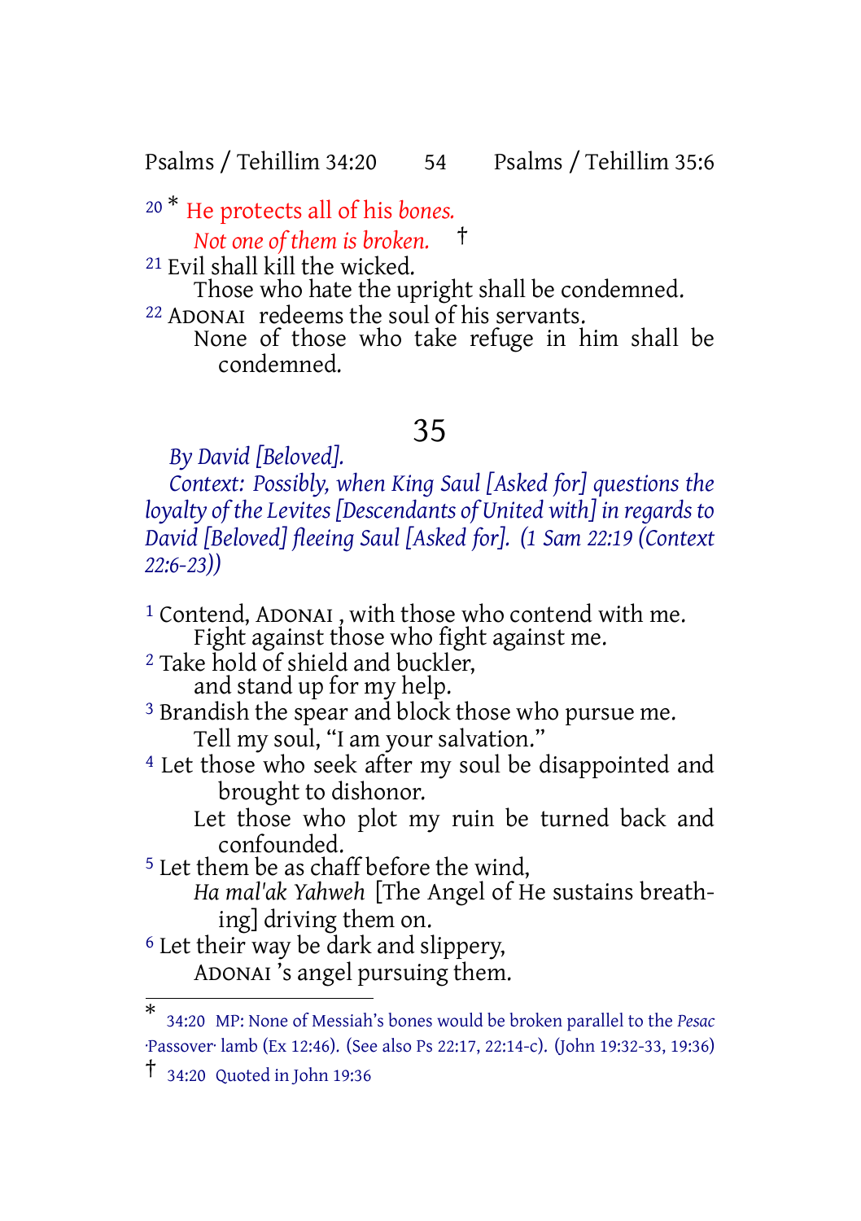20 * He protects all of his *bones.*
*Not one of them is broken.* †

21 Evil shall kill the wicked.
Those who hate the upright shall be condemned.

22 ADONAI redeems the soul of his servants.
None of those who take refuge in him shall be condemned.

## 35

*By David [Beloved].*

*Context: Possibly, when King Saul [Asked for] questions the loyalty of the Levites [Descendants of United with] in regards to David [Beloved] fleeing Saul [Asked for]. (1 Sam 22:19 (Context 22:6-23))*

1 Contend, ADONAI , with those who contend with me.
Fight against those who fight against me.

2 Take hold of shield and buckler,
and stand up for my help.

3 Brandish the spear and block those who pursue me.
Tell my soul, "I am your salvation."

4 Let those who seek after my soul be disappointed and brought to dishonor.
Let those who plot my ruin be turned back and confounded.

5 Let them be as chaff before the wind,
*Ha mal'ak Yahweh* [The Angel of He sustains breathing] driving them on.

6 Let their way be dark and slippery,
ADONAI 's angel pursuing them.

---

\* 34:20 MP: None of Messiah's bones would be broken parallel to the *Pesac* ·Passover· lamb (Ex 12:46). (See also Ps 22:17, 22:14-c). (John 19:32-33, 19:36)

† 34:20 Quoted in John 19:36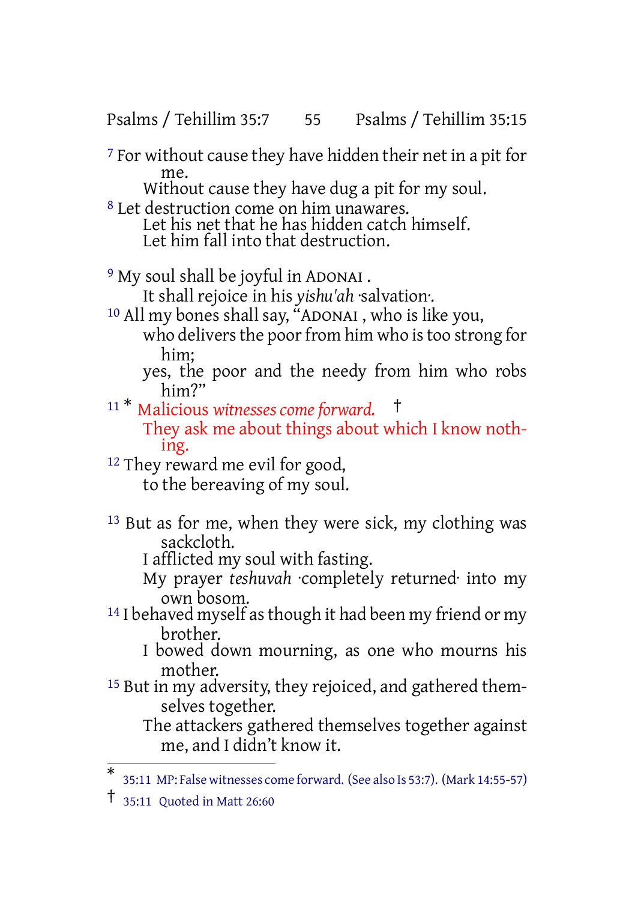[7] For without cause they have hidden their net in a pit for me.
Without cause they have dug a pit for my soul.
[8] Let destruction come on him unawares.
Let his net that he has hidden catch himself.
Let him fall into that destruction.

[9] My soul shall be joyful in ADONAI .
It shall rejoice in his *yishu'ah* ·salvation·.
[10] All my bones shall say, "ADONAI , who is like you,
who delivers the poor from him who is too strong for him;
yes, the poor and the needy from him who robs him?"
[11] * Malicious *witnesses come forward.* †
They ask me about things about which I know nothing.
[12] They reward me evil for good,
to the bereaving of my soul.

[13] But as for me, when they were sick, my clothing was sackcloth.
I afflicted my soul with fasting.
My prayer *teshuvah* ·completely returned· into my own bosom.
[14] I behaved myself as though it had been my friend or my brother.
I bowed down mourning, as one who mourns his mother.
[15] But in my adversity, they rejoiced, and gathered themselves together.
The attackers gathered themselves together against me, and I didn't know it.

---

* 35:11 MP: False witnesses come forward. (See also Is 53:7). (Mark 14:55-57)

† 35:11 Quoted in Matt 26:60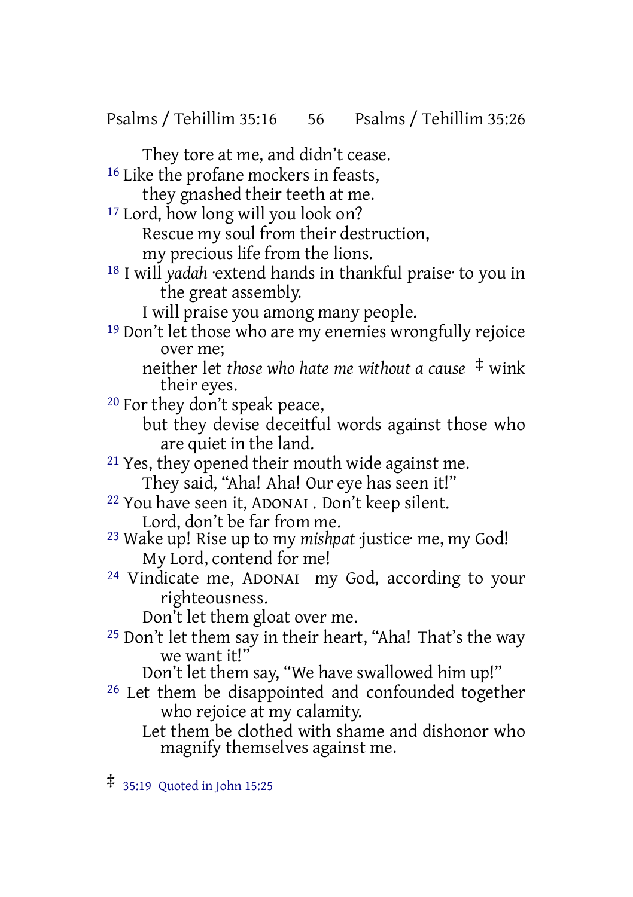They tore at me, and didn't cease.

16 Like the profane mockers in feasts,
they gnashed their teeth at me.

17 Lord, how long will you look on?
Rescue my soul from their destruction,
my precious life from the lions.

18 I will *yadah* ·extend hands in thankful praise· to you in the great assembly.
I will praise you among many people.

19 Don't let those who are my enemies wrongfully rejoice over me;
neither let *those who hate me without a cause* ‡ wink their eyes.

20 For they don't speak peace,
but they devise deceitful words against those who are quiet in the land.

21 Yes, they opened their mouth wide against me.
They said, "Aha! Aha! Our eye has seen it!"

22 You have seen it, ADONAI . Don't keep silent.
Lord, don't be far from me.

23 Wake up! Rise up to my *mishpat* ·justice· me, my God!
My Lord, contend for me!

24 Vindicate me, ADONAI my God, according to your righteousness.
Don't let them gloat over me.

25 Don't let them say in their heart, "Aha! That's the way we want it!"
Don't let them say, "We have swallowed him up!"

26 Let them be disappointed and confounded together who rejoice at my calamity.
Let them be clothed with shame and dishonor who magnify themselves against me.

---

‡ 35:19 Quoted in John 15:25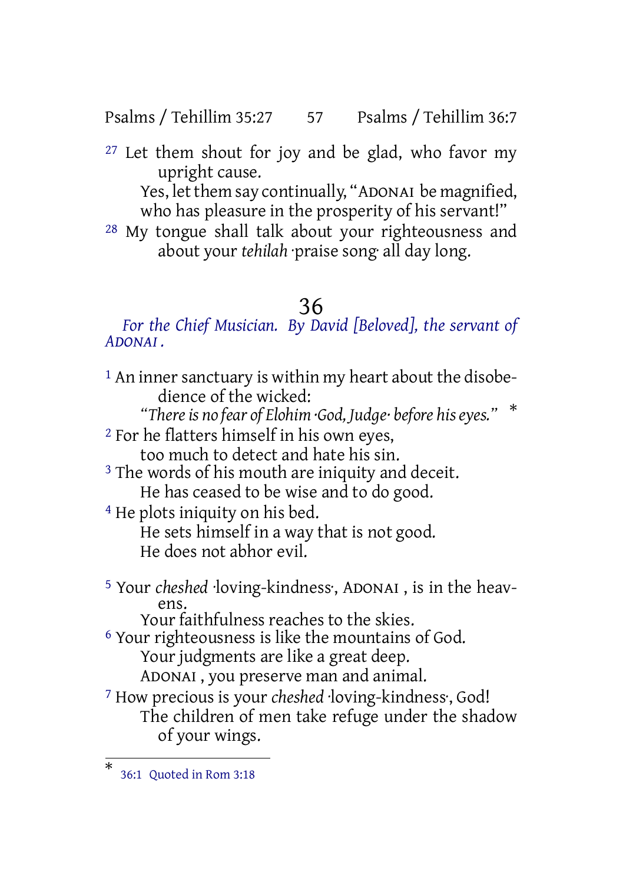[27] Let them shout for joy and be glad, who favor my upright cause.
Yes, let them say continually, "ADONAI be magnified, who has pleasure in the prosperity of his servant!"

[28] My tongue shall talk about your righteousness and about your *tehilah* ·praise song· all day long.

# 36

*For the Chief Musician. By David [Beloved], the servant of ADONAI .*

[1] An inner sanctuary is within my heart about the disobedience of the wicked:
*"There is no fear of Elohim ·God, Judge· before his eyes."* *

[2] For he flatters himself in his own eyes,
too much to detect and hate his sin.

[3] The words of his mouth are iniquity and deceit.
He has ceased to be wise and to do good.

[4] He plots iniquity on his bed.
He sets himself in a way that is not good.
He does not abhor evil.

[5] Your *cheshed* ·loving-kindness·, ADONAI , is in the heavens.
Your faithfulness reaches to the skies.

[6] Your righteousness is like the mountains of God.
Your judgments are like a great deep.
ADONAI , you preserve man and animal.

[7] How precious is your *cheshed* ·loving-kindness·, God!
The children of men take refuge under the shadow of your wings.

---

* 36:1 Quoted in Rom 3:18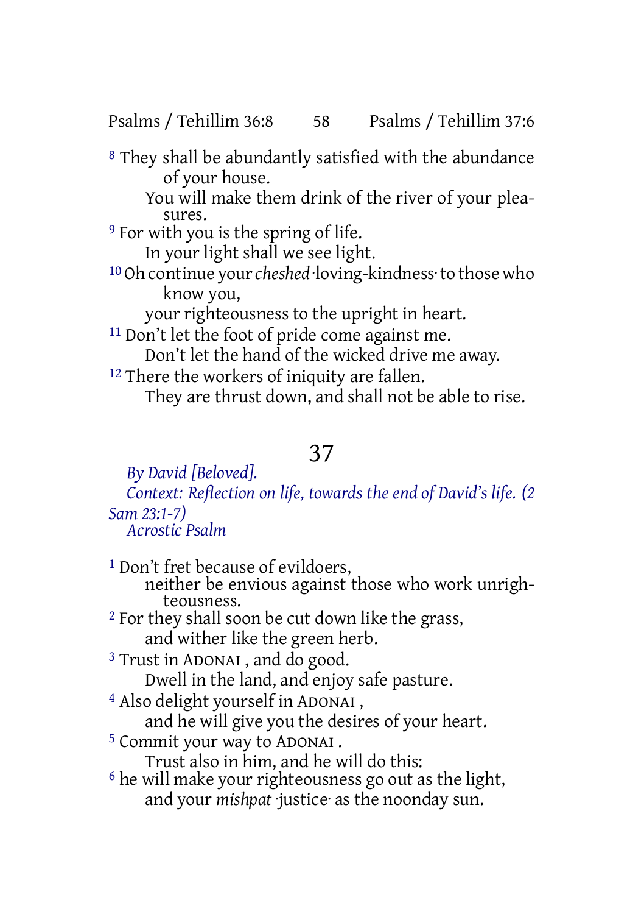[8] They shall be abundantly satisfied with the abundance of your house.
You will make them drink of the river of your pleasures.

[9] For with you is the spring of life.
In your light shall we see light.

[10] Oh continue your *cheshed* ·loving-kindness· to those who know you,
your righteousness to the upright in heart.

[11] Don't let the foot of pride come against me.
Don't let the hand of the wicked drive me away.

[12] There the workers of iniquity are fallen.
They are thrust down, and shall not be able to rise.

## 37

*By David [Beloved].*

*Context: Reflection on life, towards the end of David's life. (2 Sam 23:1-7)*

*Acrostic Psalm*

[1] Don't fret because of evildoers,
neither be envious against those who work unrighteousness.

[2] For they shall soon be cut down like the grass,
and wither like the green herb.

[3] Trust in ADONAI , and do good.
Dwell in the land, and enjoy safe pasture.

[4] Also delight yourself in ADONAI ,
and he will give you the desires of your heart.

[5] Commit your way to ADONAI .
Trust also in him, and he will do this:

[6] he will make your righteousness go out as the light,
and your *mishpat* ·justice· as the noonday sun.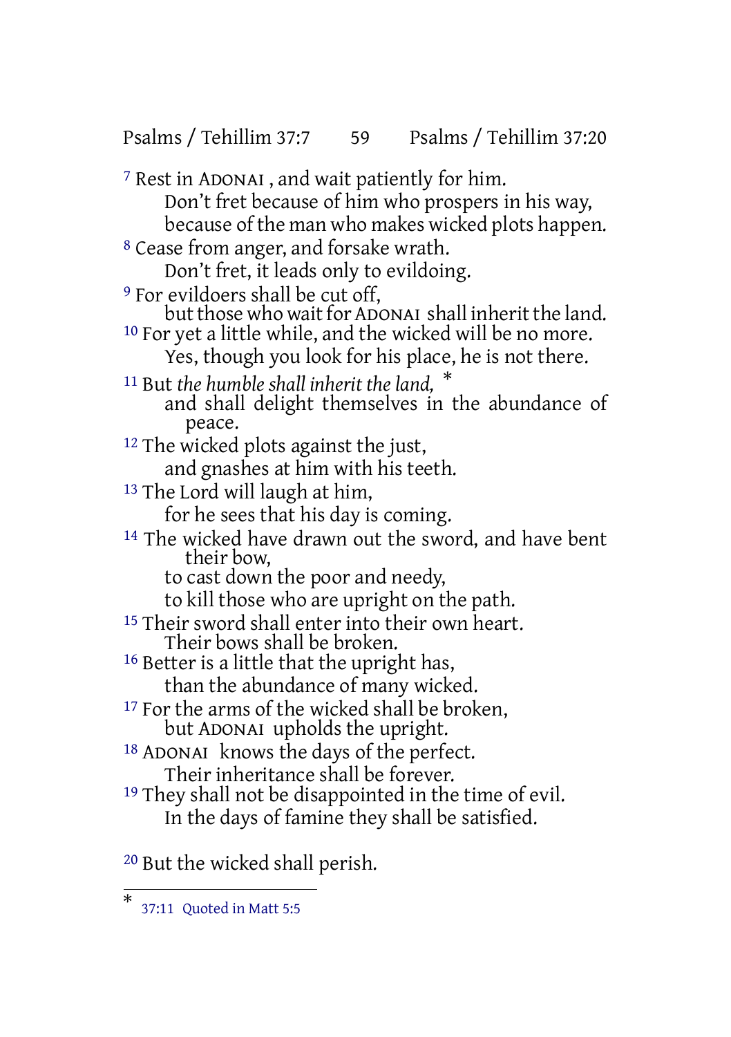7 Rest in ADONAI , and wait patiently for him.
Don't fret because of him who prospers in his way,
because of the man who makes wicked plots happen.
8 Cease from anger, and forsake wrath.
Don't fret, it leads only to evildoing.
9 For evildoers shall be cut off,
but those who wait for ADONAI shall inherit the land.
10 For yet a little while, and the wicked will be no more.
Yes, though you look for his place, he is not there.
11 But *the humble shall inherit the land,* *
and shall delight themselves in the abundance of peace.
12 The wicked plots against the just,
and gnashes at him with his teeth.
13 The Lord will laugh at him,
for he sees that his day is coming.
14 The wicked have drawn out the sword, and have bent their bow,
to cast down the poor and needy,
to kill those who are upright on the path.
15 Their sword shall enter into their own heart.
Their bows shall be broken.
16 Better is a little that the upright has,
than the abundance of many wicked.
17 For the arms of the wicked shall be broken,
but ADONAI upholds the upright.
18 ADONAI knows the days of the perfect.
Their inheritance shall be forever.
19 They shall not be disappointed in the time of evil.
In the days of famine they shall be satisfied.

20 But the wicked shall perish.

---

* 37:11 Quoted in Matt 5:5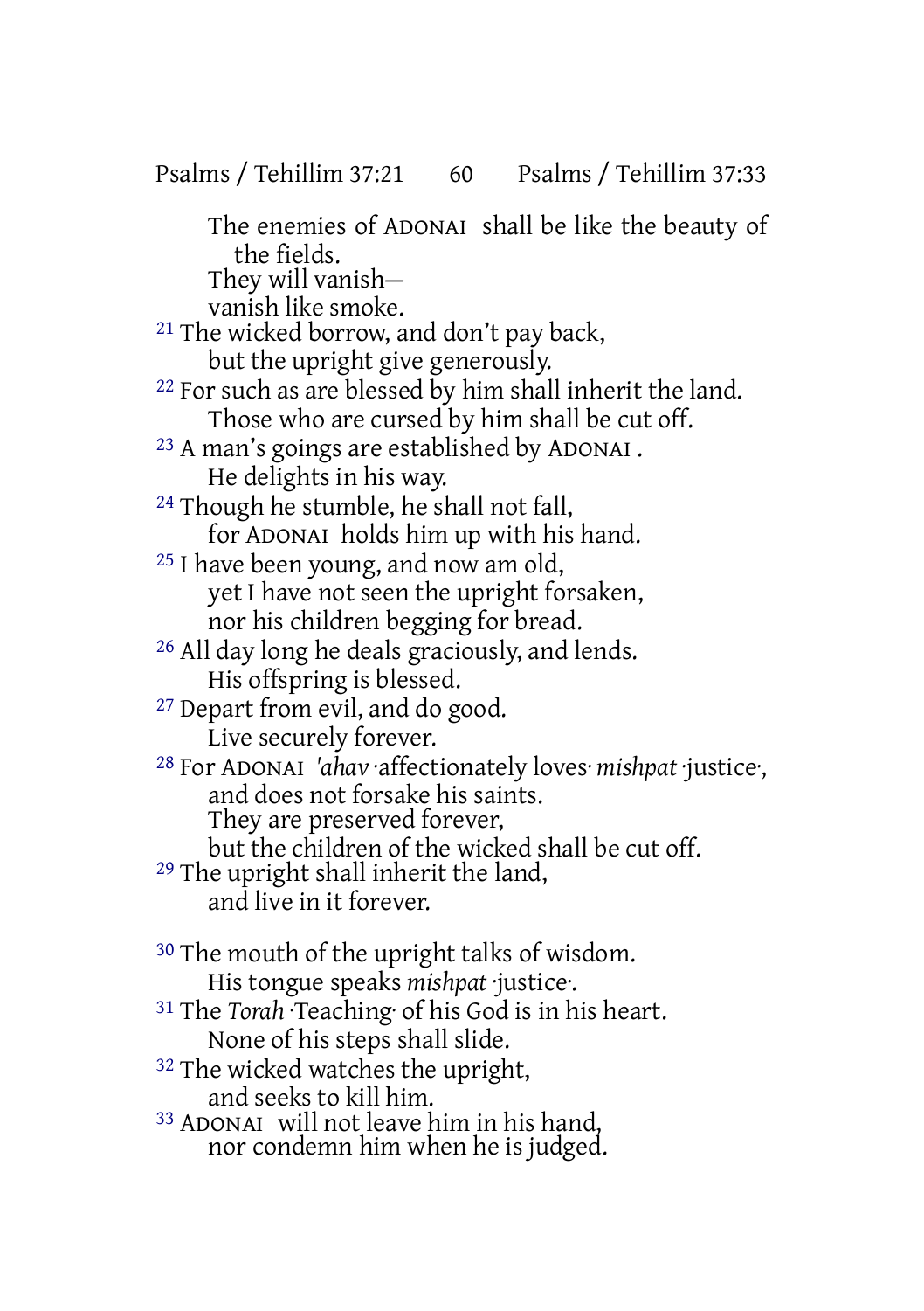The enemies of ADONAI shall be like the beauty of the fields.
They will vanish—
vanish like smoke.

21 The wicked borrow, and don't pay back,
but the upright give generously.

22 For such as are blessed by him shall inherit the land.
Those who are cursed by him shall be cut off.

23 A man's goings are established by ADONAI .
He delights in his way.

24 Though he stumble, he shall not fall,
for ADONAI holds him up with his hand.

25 I have been young, and now am old,
yet I have not seen the upright forsaken,
nor his children begging for bread.

26 All day long he deals graciously, and lends.
His offspring is blessed.

27 Depart from evil, and do good.
Live securely forever.

28 For ADONAI *'ahav* ·affectionately loves· *mishpat* ·justice·,
and does not forsake his saints.
They are preserved forever,
but the children of the wicked shall be cut off.

29 The upright shall inherit the land,
and live in it forever.

30 The mouth of the upright talks of wisdom.
His tongue speaks *mishpat* ·justice·.

31 The *Torah* ·Teaching· of his God is in his heart.
None of his steps shall slide.

32 The wicked watches the upright,
and seeks to kill him.

33 ADONAI will not leave him in his hand,
nor condemn him when he is judged.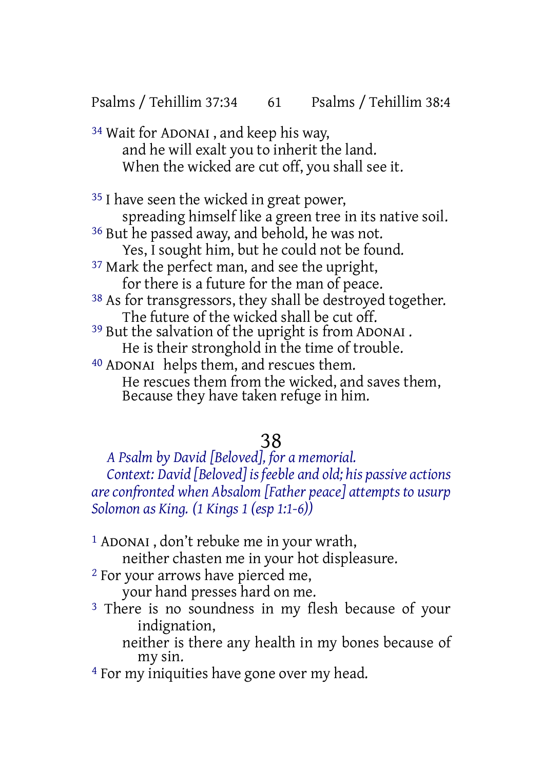[34] Wait for ADONAI , and keep his way,
and he will exalt you to inherit the land.
When the wicked are cut off, you shall see it.

[35] I have seen the wicked in great power,
spreading himself like a green tree in its native soil.
[36] But he passed away, and behold, he was not.
Yes, I sought him, but he could not be found.
[37] Mark the perfect man, and see the upright,
for there is a future for the man of peace.
[38] As for transgressors, they shall be destroyed together.
The future of the wicked shall be cut off.
[39] But the salvation of the upright is from ADONAI .
He is their stronghold in the time of trouble.
[40] ADONAI helps them, and rescues them.
He rescues them from the wicked, and saves them,
Because they have taken refuge in him.

# 38

*A Psalm by David [Beloved], for a memorial.*
*Context: David [Beloved] is feeble and old; his passive actions are confronted when Absalom [Father peace] attempts to usurp Solomon as King. (1 Kings 1 (esp 1:1-6))*

[1] ADONAI , don't rebuke me in your wrath,
neither chasten me in your hot displeasure.
[2] For your arrows have pierced me,
your hand presses hard on me.
[3] There is no soundness in my flesh because of your indignation,
neither is there any health in my bones because of my sin.
[4] For my iniquities have gone over my head.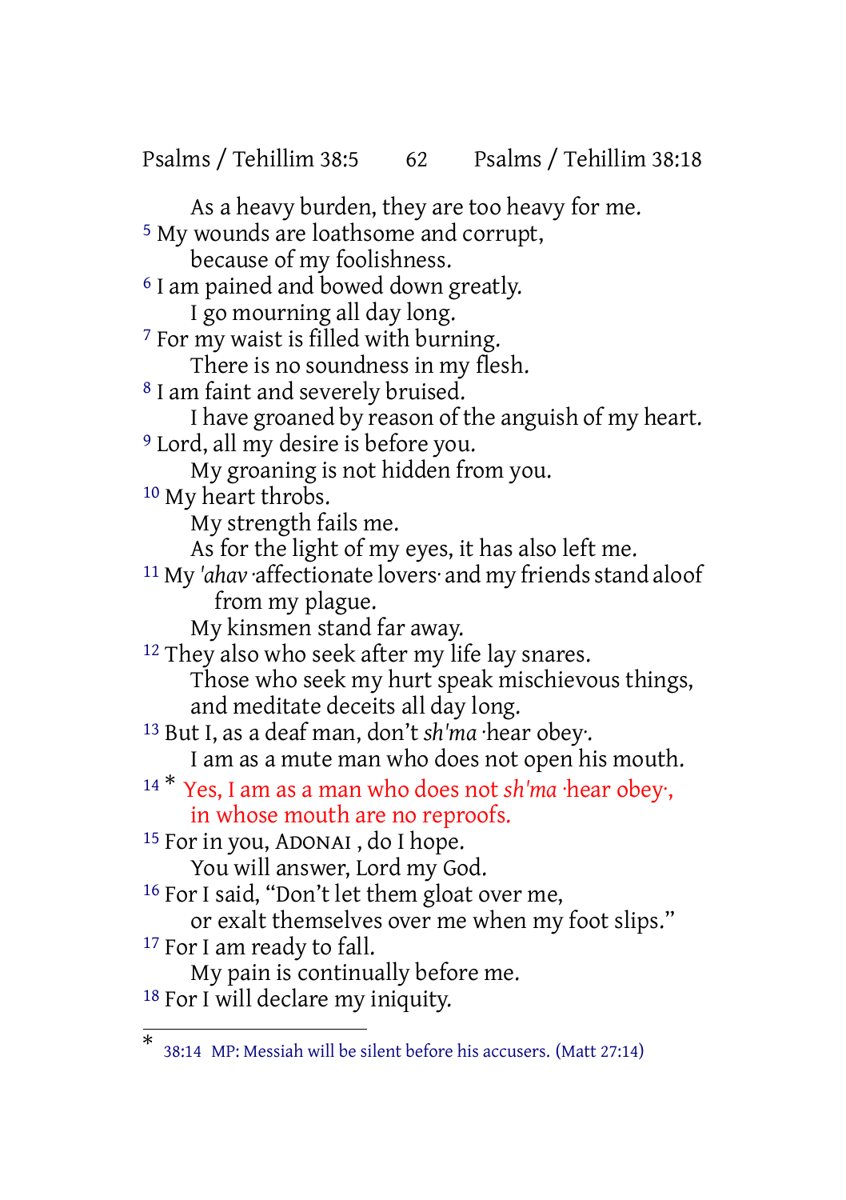As a heavy burden, they are too heavy for me.
5 My wounds are loathsome and corrupt,
because of my foolishness.
6 I am pained and bowed down greatly.
I go mourning all day long.
7 For my waist is filled with burning.
There is no soundness in my flesh.
8 I am faint and severely bruised.
I have groaned by reason of the anguish of my heart.
9 Lord, all my desire is before you.
My groaning is not hidden from you.
10 My heart throbs.
My strength fails me.
As for the light of my eyes, it has also left me.
11 My *'ahav* ·affectionate lovers· and my friends stand aloof from my plague.
My kinsmen stand far away.
12 They also who seek after my life lay snares.
Those who seek my hurt speak mischievous things,
and meditate deceits all day long.
13 But I, as a deaf man, don't *sh'ma* ·hear obey·.
I am as a mute man who does not open his mouth.
14 * Yes, I am as a man who does not *sh'ma* ·hear obey·,
in whose mouth are no reproofs.
15 For in you, ADONAI , do I hope.
You will answer, Lord my God.
16 For I said, "Don't let them gloat over me,
or exalt themselves over me when my foot slips."
17 For I am ready to fall.
My pain is continually before me.
18 For I will declare my iniquity.

---

* 38:14 MP: Messiah will be silent before his accusers. (Matt 27:14)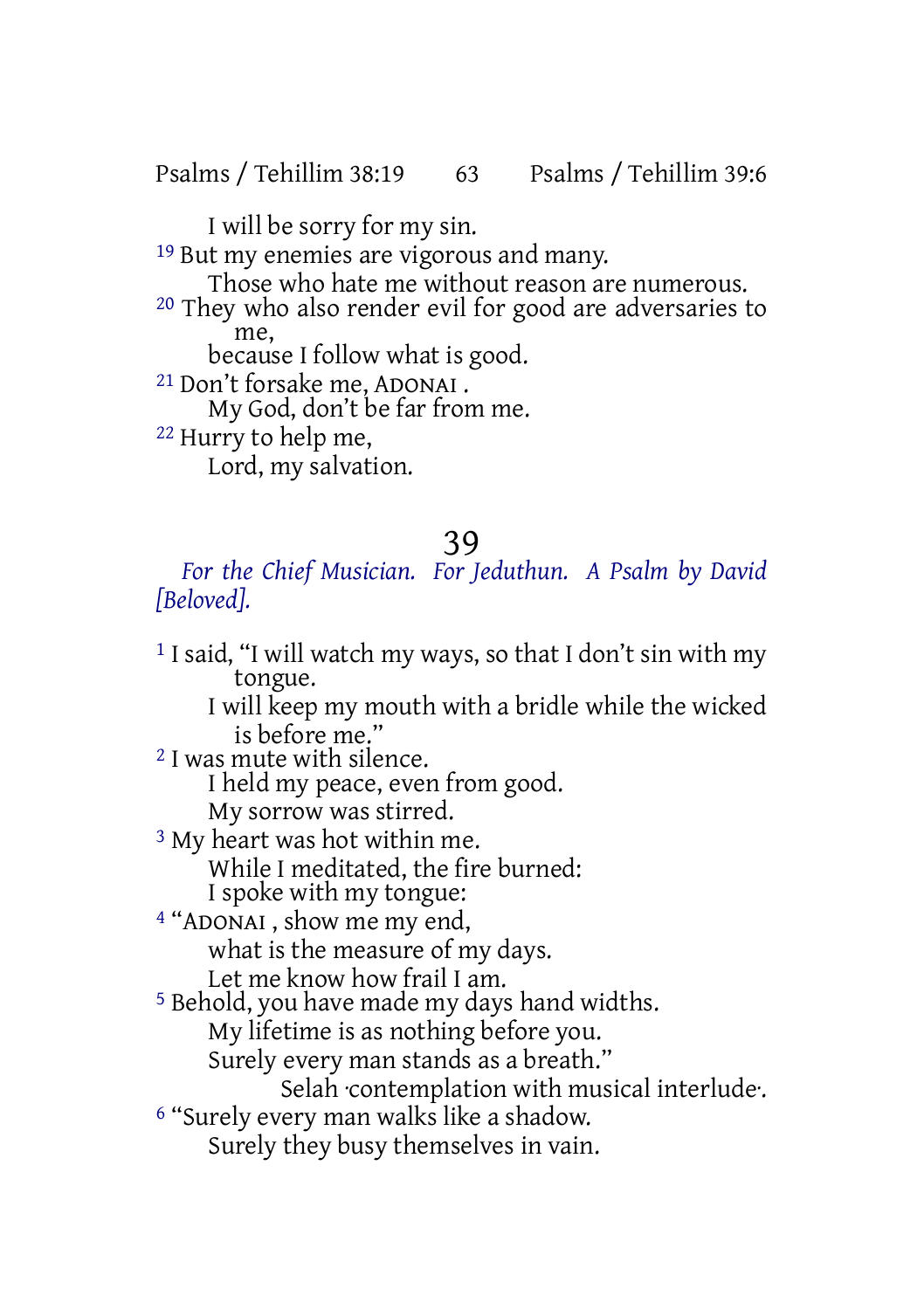I will be sorry for my sin.

[19] But my enemies are vigorous and many.
Those who hate me without reason are numerous.

[20] They who also render evil for good are adversaries to me,
because I follow what is good.

[21] Don't forsake me, ADONAI .
My God, don't be far from me.

[22] Hurry to help me,
Lord, my salvation.

# 39

*For the Chief Musician. For Jeduthun. A Psalm by David [Beloved].*

[1] I said, "I will watch my ways, so that I don't sin with my tongue.
I will keep my mouth with a bridle while the wicked is before me."

[2] I was mute with silence.
I held my peace, even from good.
My sorrow was stirred.

[3] My heart was hot within me.
While I meditated, the fire burned:
I spoke with my tongue:

[4] "ADONAI , show me my end,
what is the measure of my days.
Let me know how frail I am.

[5] Behold, you have made my days hand widths.
My lifetime is as nothing before you.
Surely every man stands as a breath."
Selah ·contemplation with musical interlude·.

[6] "Surely every man walks like a shadow.
Surely they busy themselves in vain.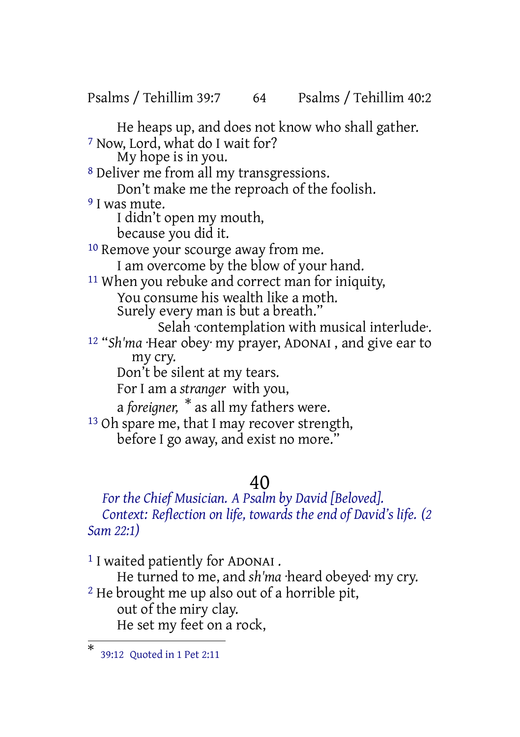He heaps up, and does not know who shall gather.

[7] Now, Lord, what do I wait for?
My hope is in you.

[8] Deliver me from all my transgressions.
Don't make me the reproach of the foolish.

[9] I was mute.
I didn't open my mouth,
because you did it.

[10] Remove your scourge away from me.
I am overcome by the blow of your hand.

[11] When you rebuke and correct man for iniquity,
You consume his wealth like a moth.
Surely every man is but a breath."
Selah ·contemplation with musical interlude·.

[12] "*Sh'ma* ·Hear obey· my prayer, ADONAI , and give ear to my cry.
Don't be silent at my tears.
For I am a *stranger* with you,
a *foreigner,* * as all my fathers were.

[13] Oh spare me, that I may recover strength,
before I go away, and exist no more."

## 40

*For the Chief Musician. A Psalm by David [Beloved].*
*Context: Reflection on life, towards the end of David's life. (2 Sam 22:1)*

[1] I waited patiently for ADONAI .
He turned to me, and *sh'ma* ·heard obeyed· my cry.

[2] He brought me up also out of a horrible pit,
out of the miry clay.
He set my feet on a rock,

---

* 39:12 Quoted in 1 Pet 2:11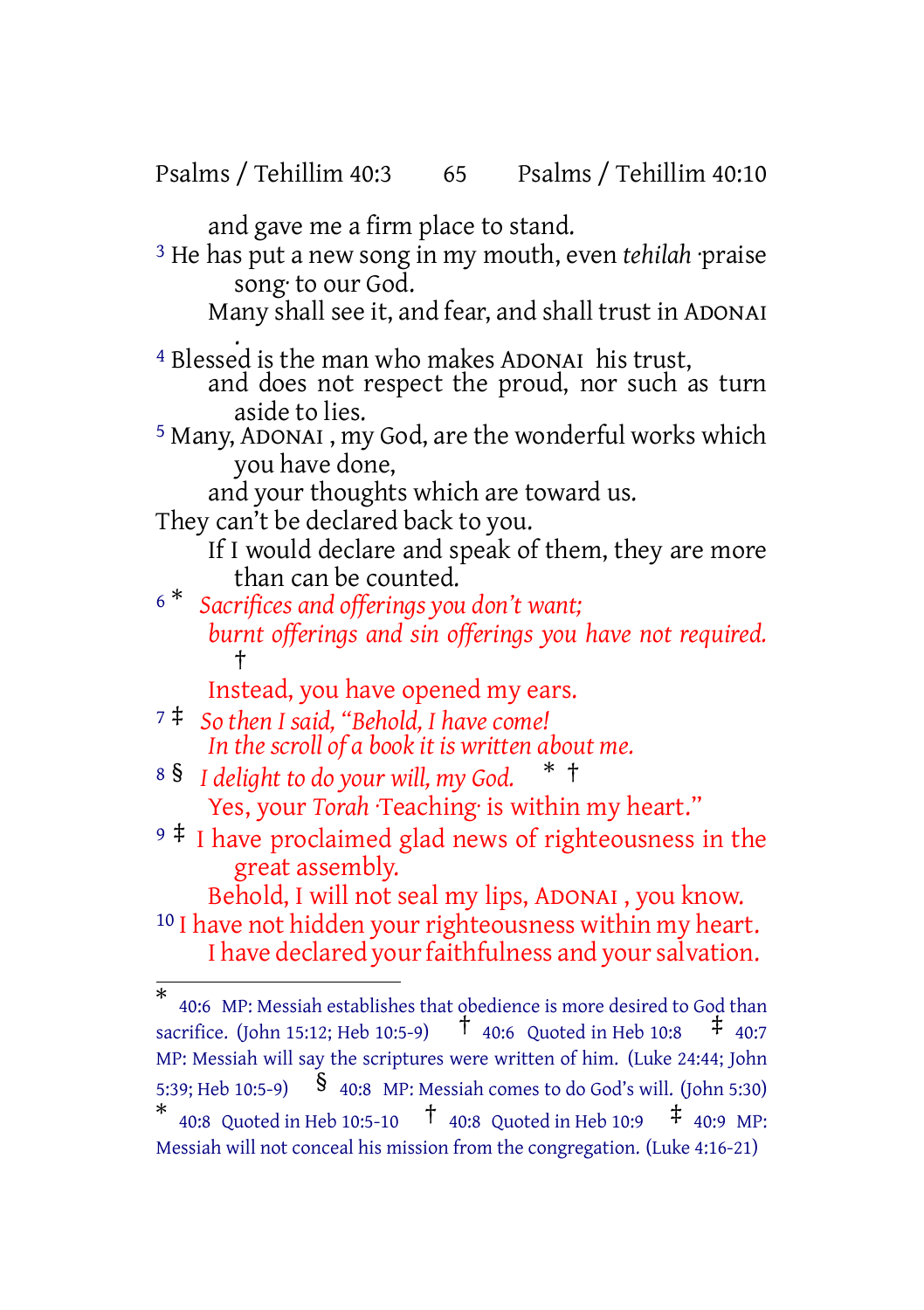and gave me a firm place to stand.

3 He has put a new song in my mouth, even *tehilah* ·praise song· to our God.
Many shall see it, and fear, and shall trust in ADONAI .

4 Blessed is the man who makes ADONAI his trust,
and does not respect the proud, nor such as turn aside to lies.

5 Many, ADONAI , my God, are the wonderful works which you have done,
and your thoughts which are toward us.
They can't be declared back to you.
If I would declare and speak of them, they are more than can be counted.

6 * *Sacrifices and offerings you don't want;*
*burnt offerings and sin offerings you have not required.* †
Instead, you have opened my ears.

7 ‡ *So then I said, "Behold, I have come!*
*In the scroll of a book it is written about me.*

8 § *I delight to do your will, my God.* * †
Yes, your *Torah* ·Teaching· is within my heart."

9 ‡ I have proclaimed glad news of righteousness in the great assembly.
Behold, I will not seal my lips, ADONAI , you know.

10 I have not hidden your righteousness within my heart.
I have declared your faithfulness and your salvation.

---

* 40:6 MP: Messiah establishes that obedience is more desired to God than sacrifice. (John 15:12; Heb 10:5-9) † 40:6 Quoted in Heb 10:8 ‡ 40:7 MP: Messiah will say the scriptures were written of him. (Luke 24:44; John 5:39; Heb 10:5-9) § 40:8 MP: Messiah comes to do God's will. (John 5:30) * 40:8 Quoted in Heb 10:5-10 † 40:8 Quoted in Heb 10:9 ‡ 40:9 MP: Messiah will not conceal his mission from the congregation. (Luke 4:16-21)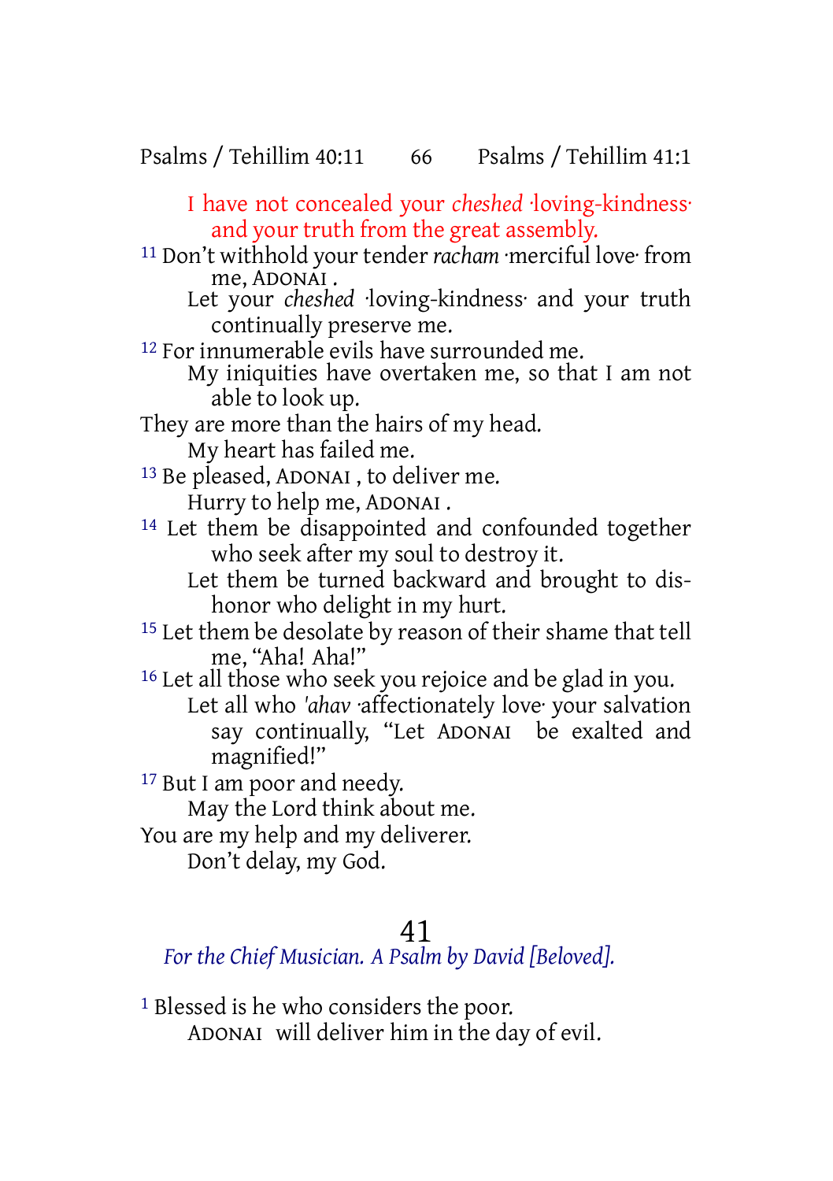I have not concealed your *cheshed* ·loving-kindness·
and your truth from the great assembly.

11 Don't withhold your tender *racham* ·merciful love· from me, ADONAI .
Let your *cheshed* ·loving-kindness· and your truth continually preserve me.

12 For innumerable evils have surrounded me.
My iniquities have overtaken me, so that I am not able to look up.
They are more than the hairs of my head.
My heart has failed me.

13 Be pleased, ADONAI , to deliver me.
Hurry to help me, ADONAI .

14 Let them be disappointed and confounded together who seek after my soul to destroy it.
Let them be turned backward and brought to dishonor who delight in my hurt.

15 Let them be desolate by reason of their shame that tell me, "Aha! Aha!"

16 Let all those who seek you rejoice and be glad in you.
Let all who *'ahav* ·affectionately love· your salvation say continually, "Let ADONAI be exalted and magnified!"

17 But I am poor and needy.
May the Lord think about me.
You are my help and my deliverer.
Don't delay, my God.

# 41

*For the Chief Musician. A Psalm by David [Beloved].*

1 Blessed is he who considers the poor.
ADONAI will deliver him in the day of evil.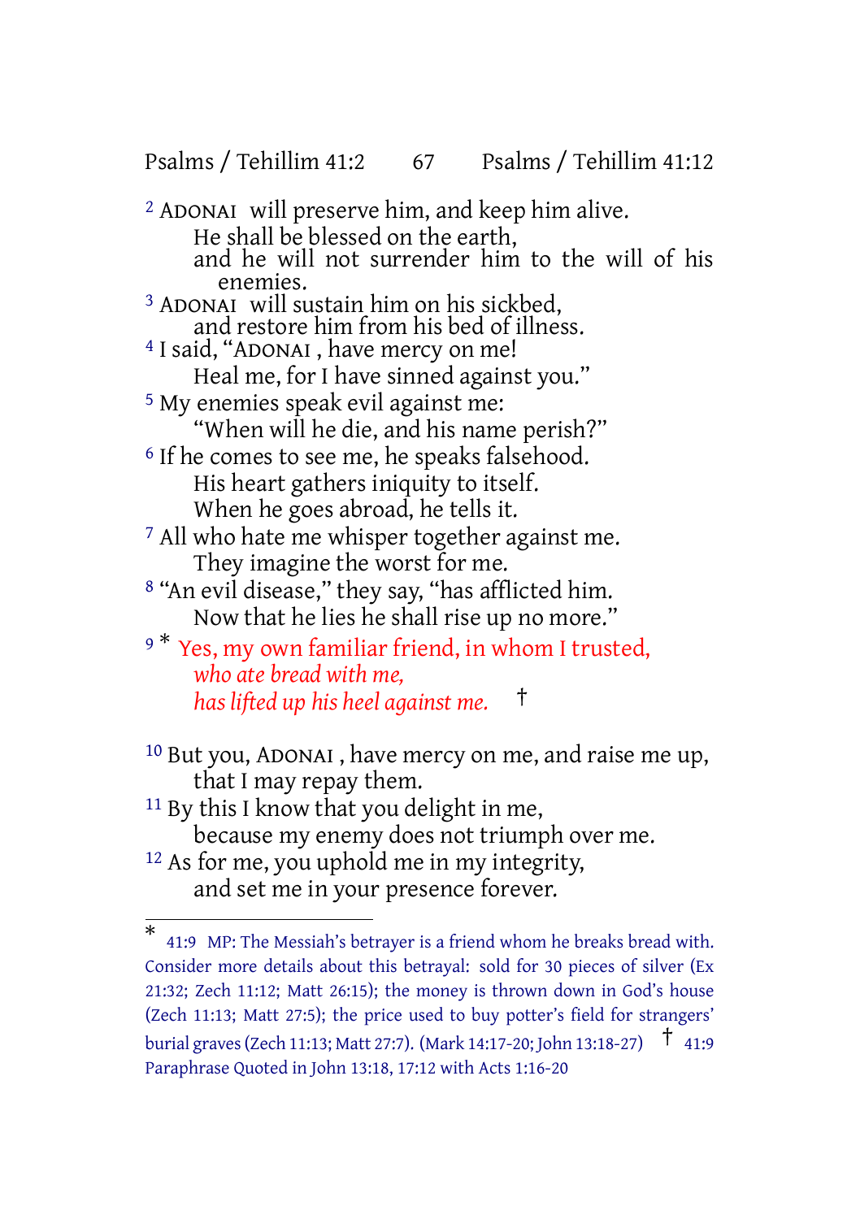[2] ADONAI will preserve him, and keep him alive.
He shall be blessed on the earth,
and he will not surrender him to the will of his enemies.

[3] ADONAI will sustain him on his sickbed,
and restore him from his bed of illness.

[4] I said, "ADONAI , have mercy on me!
Heal me, for I have sinned against you."

[5] My enemies speak evil against me:
"When will he die, and his name perish?"

[6] If he comes to see me, he speaks falsehood.
His heart gathers iniquity to itself.
When he goes abroad, he tells it.

[7] All who hate me whisper together against me.
They imagine the worst for me.

[8] "An evil disease," they say, "has afflicted him.
Now that he lies he shall rise up no more."

[9] * Yes, my own familiar friend, in whom I trusted,
*who ate bread with me,*
*has lifted up his heel against me.* †

[10] But you, ADONAI , have mercy on me, and raise me up,
that I may repay them.

[11] By this I know that you delight in me,
because my enemy does not triumph over me.

[12] As for me, you uphold me in my integrity,
and set me in your presence forever.

---

* 41:9 MP: The Messiah's betrayer is a friend whom he breaks bread with. Consider more details about this betrayal: sold for 30 pieces of silver (Ex 21:32; Zech 11:12; Matt 26:15); the money is thrown down in God's house (Zech 11:13; Matt 27:5); the price used to buy potter's field for strangers' burial graves (Zech 11:13; Matt 27:7). (Mark 14:17-20; John 13:18-27) † 41:9 Paraphrase Quoted in John 13:18, 17:12 with Acts 1:16-20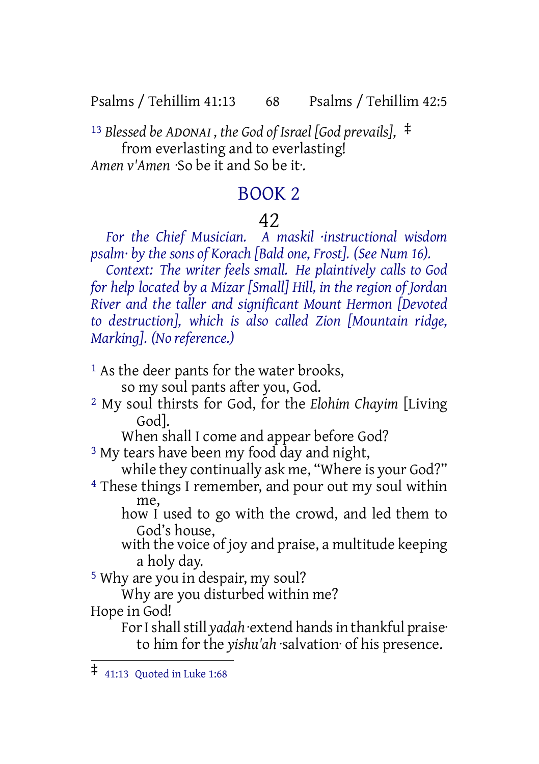[13] *Blessed be ADONAI , the God of Israel [God prevails],* ‡
from everlasting and to everlasting!
*Amen v'Amen* ·So be it and So be it·.

## BOOK 2

### 42

*For the Chief Musician. A maskil ·instructional wisdom psalm· by the sons of Korach [Bald one, Frost]. (See Num 16).*

*Context: The writer feels small. He plaintively calls to God for help located by a Mizar [Small] Hill, in the region of Jordan River and the taller and significant Mount Hermon [Devoted to destruction], which is also called Zion [Mountain ridge, Marking]. (No reference.)*

[1] As the deer pants for the water brooks,
so my soul pants after you, God.
[2] My soul thirsts for God, for the *Elohim Chayim* [Living God].
When shall I come and appear before God?
[3] My tears have been my food day and night,
while they continually ask me, "Where is your God?"
[4] These things I remember, and pour out my soul within me,
how I used to go with the crowd, and led them to God's house,
with the voice of joy and praise, a multitude keeping a holy day.
[5] Why are you in despair, my soul?
Why are you disturbed within me?
Hope in God!
For I shall still *yadah* ·extend hands in thankful praise· to him for the *yishu'ah* ·salvation· of his presence.

---

‡ 41:13 Quoted in Luke 1:68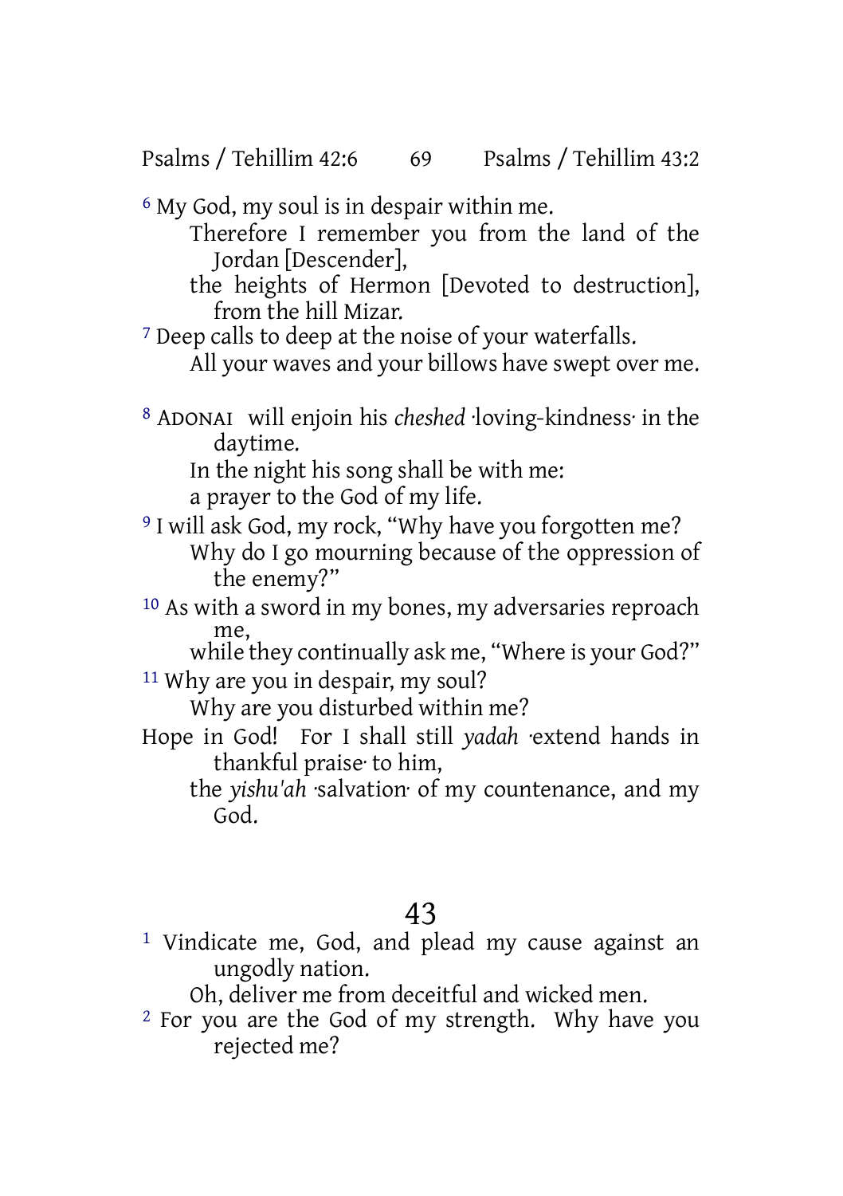[6] My God, my soul is in despair within me.
Therefore I remember you from the land of the Jordan [Descender],
the heights of Hermon [Devoted to destruction], from the hill Mizar.
[7] Deep calls to deep at the noise of your waterfalls.
All your waves and your billows have swept over me.

[8] ADONAI will enjoin his *cheshed* ·loving-kindness· in the daytime.
In the night his song shall be with me:
a prayer to the God of my life.
[9] I will ask God, my rock, "Why have you forgotten me?
Why do I go mourning because of the oppression of the enemy?"
[10] As with a sword in my bones, my adversaries reproach me,
while they continually ask me, "Where is your God?"
[11] Why are you in despair, my soul?
Why are you disturbed within me?
Hope in God! For I shall still *yadah* ·extend hands in thankful praise· to him,
the *yishu'ah* ·salvation· of my countenance, and my God.

## 43

[1] Vindicate me, God, and plead my cause against an ungodly nation.
Oh, deliver me from deceitful and wicked men.
[2] For you are the God of my strength. Why have you rejected me?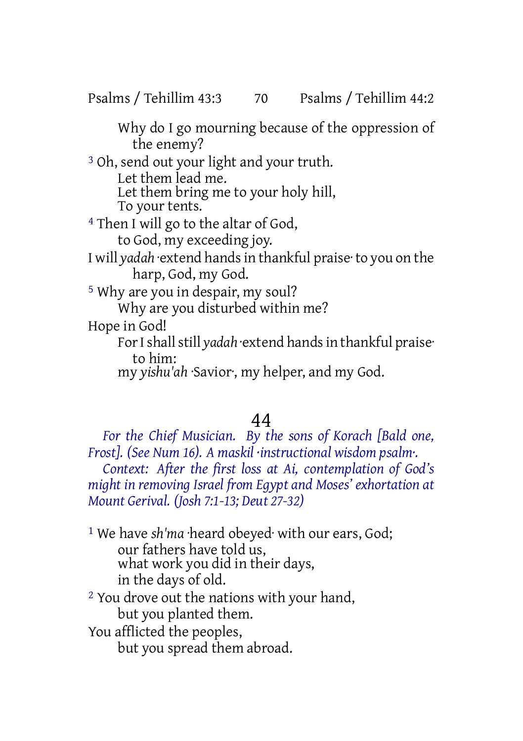Why do I go mourning because of the oppression of the enemy?

[3] Oh, send out your light and your truth.
Let them lead me.
Let them bring me to your holy hill,
To your tents.

[4] Then I will go to the altar of God,
to God, my exceeding joy.
I will *yadah* ·extend hands in thankful praise· to you on the harp, God, my God.

[5] Why are you in despair, my soul?
Why are you disturbed within me?
Hope in God!
For I shall still *yadah* ·extend hands in thankful praise· to him:
my *yishu'ah* ·Savior·, my helper, and my God.

# 44

*For the Chief Musician. By the sons of Korach [Bald one, Frost]. (See Num 16). A maskil ·instructional wisdom psalm·.*

*Context: After the first loss at Ai, contemplation of God's might in removing Israel from Egypt and Moses' exhortation at Mount Gerival. (Josh 7:1-13; Deut 27-32)*

[1] We have *sh'ma* ·heard obeyed· with our ears, God;
our fathers have told us,
what work you did in their days,
in the days of old.

[2] You drove out the nations with your hand,
but you planted them.
You afflicted the peoples,
but you spread them abroad.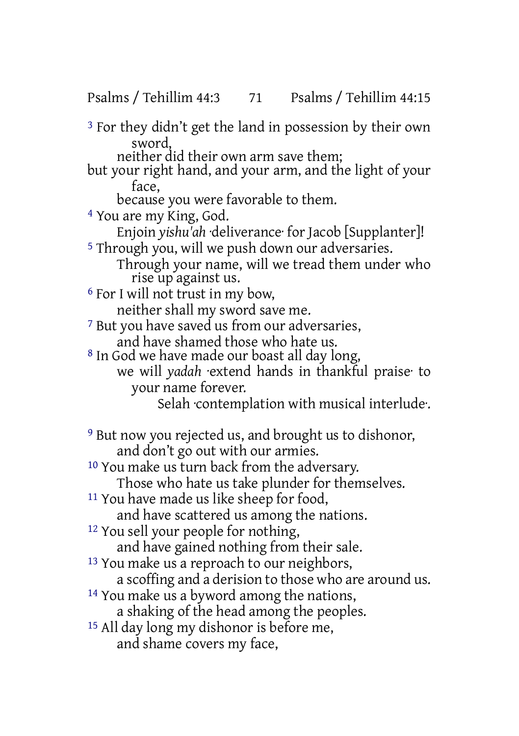[3] For they didn't get the land in possession by their own sword,
neither did their own arm save them;
but your right hand, and your arm, and the light of your face,
because you were favorable to them.

[4] You are my King, God.
Enjoin *yishu'ah* ·deliverance· for Jacob [Supplanter]!

[5] Through you, will we push down our adversaries.
Through your name, will we tread them under who rise up against us.

[6] For I will not trust in my bow,
neither shall my sword save me.

[7] But you have saved us from our adversaries,
and have shamed those who hate us.

[8] In God we have made our boast all day long,
we will *yadah* ·extend hands in thankful praise· to your name forever.
Selah ·contemplation with musical interlude·.

[9] But now you rejected us, and brought us to dishonor,
and don't go out with our armies.

[10] You make us turn back from the adversary.
Those who hate us take plunder for themselves.

[11] You have made us like sheep for food,
and have scattered us among the nations.

[12] You sell your people for nothing,
and have gained nothing from their sale.

[13] You make us a reproach to our neighbors,
a scoffing and a derision to those who are around us.

[14] You make us a byword among the nations,
a shaking of the head among the peoples.

[15] All day long my dishonor is before me,
and shame covers my face,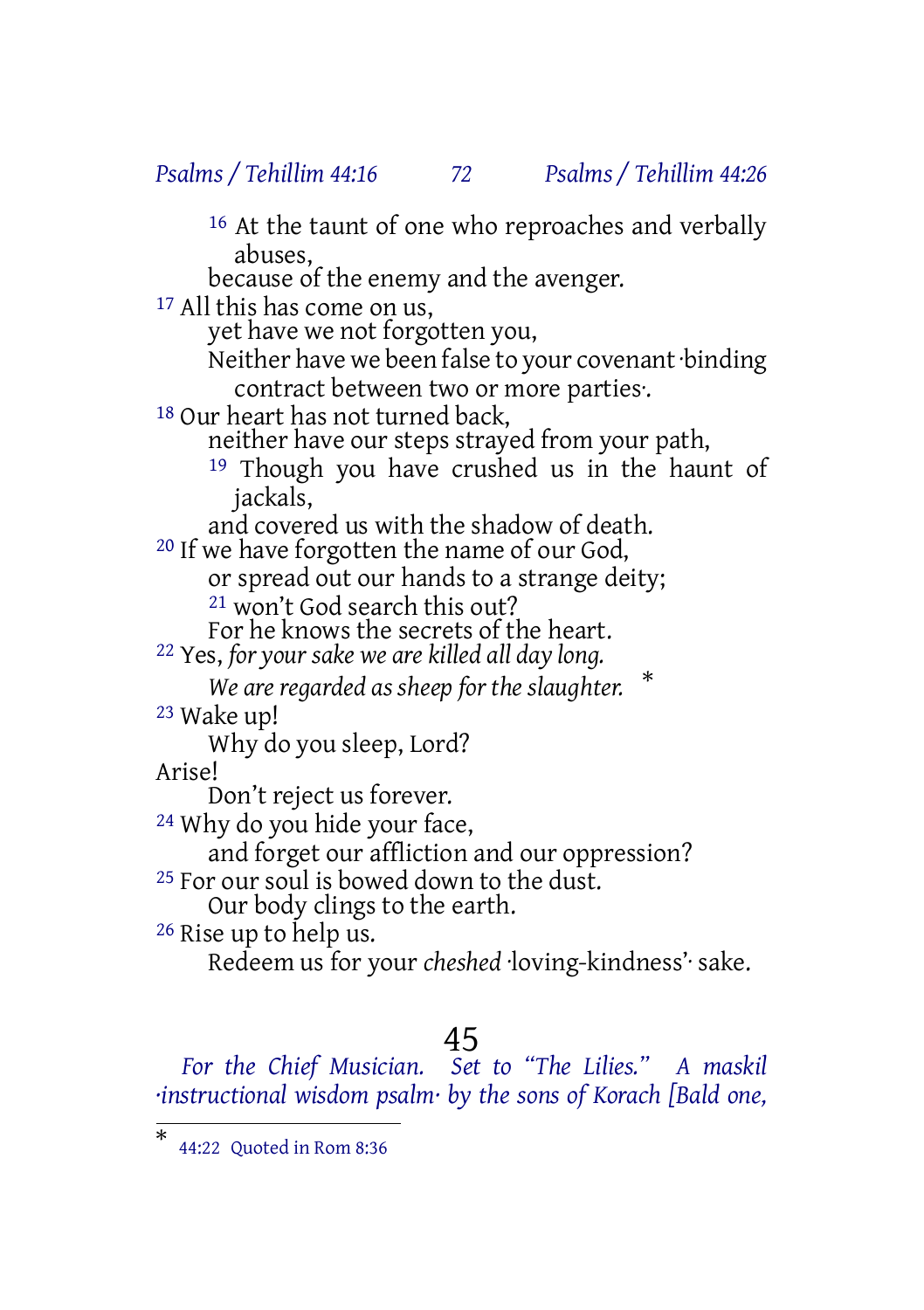[16] At the taunt of one who reproaches and verbally abuses,
because of the enemy and the avenger.

[17] All this has come on us,
yet have we not forgotten you,
Neither have we been false to your covenant ·binding contract between two or more parties·.

[18] Our heart has not turned back,
neither have our steps strayed from your path,
[19] Though you have crushed us in the haunt of jackals,
and covered us with the shadow of death.

[20] If we have forgotten the name of our God,
or spread out our hands to a strange deity;
[21] won't God search this out?
For he knows the secrets of the heart.

[22] Yes, *for your sake we are killed all day long.*
*We are regarded as sheep for the slaughter.* *

[23] Wake up!
Why do you sleep, Lord?
Arise!
Don't reject us forever.

[24] Why do you hide your face,
and forget our affliction and our oppression?

[25] For our soul is bowed down to the dust.
Our body clings to the earth.

[26] Rise up to help us.
Redeem us for your *cheshed* ·loving-kindness'· sake.

# 45

*For the Chief Musician. Set to "The Lilies." A maskil ·instructional wisdom psalm· by the sons of Korach [Bald one,*

---

* 44:22 Quoted in Rom 8:36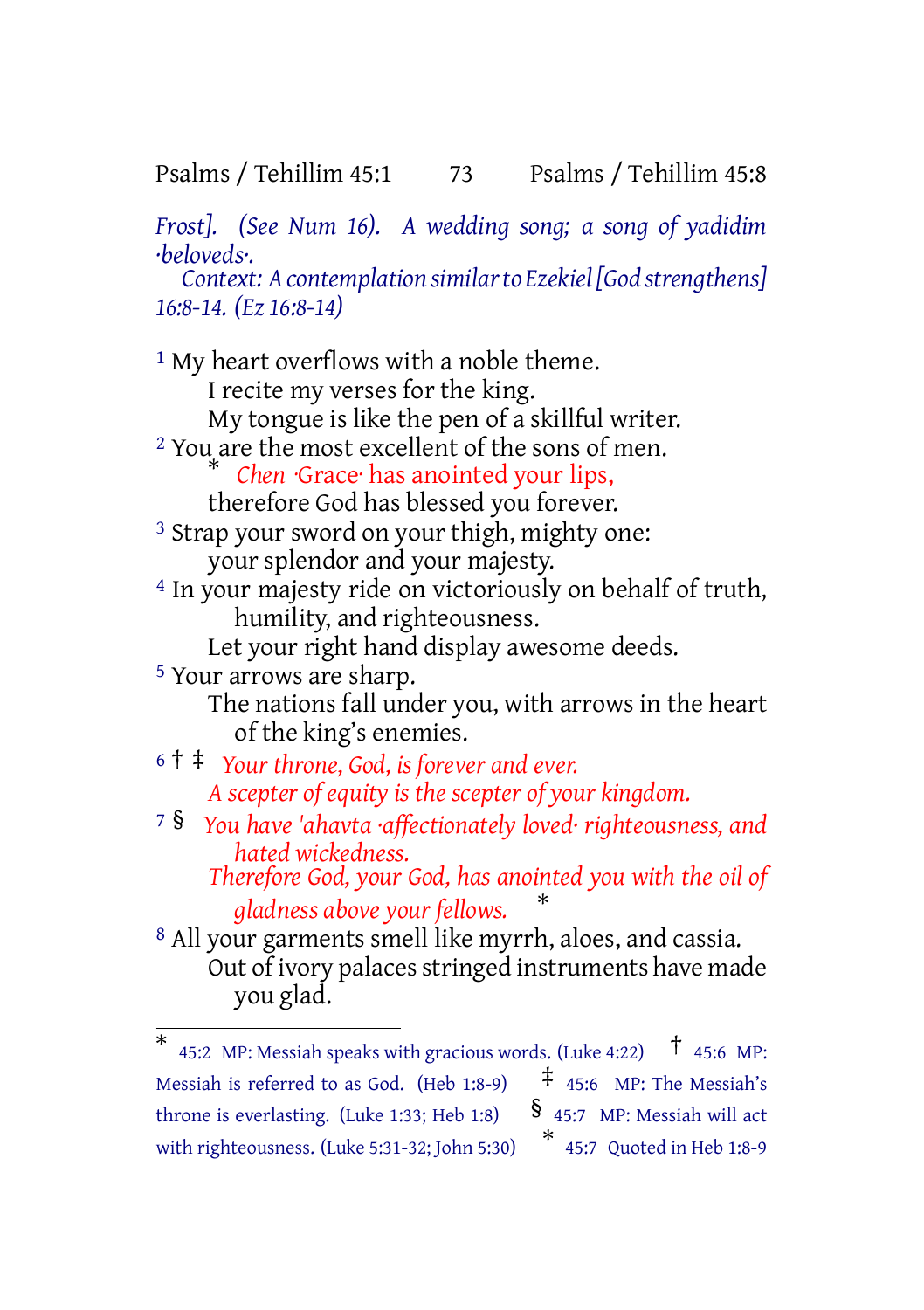*Frost]. (See Num 16). A wedding song; a song of yadidim ·beloveds·.*

*Context: A contemplation similar to Ezekiel [God strengthens] 16:8-14. (Ez 16:8-14)*

[1] My heart overflows with a noble theme.
I recite my verses for the king.
My tongue is like the pen of a skillful writer.
[2] You are the most excellent of the sons of men.
* Chen ·Grace· has anointed your lips,
therefore God has blessed you forever.
[3] Strap your sword on your thigh, mighty one:
your splendor and your majesty.
[4] In your majesty ride on victoriously on behalf of truth,
humility, and righteousness.
Let your right hand display awesome deeds.
[5] Your arrows are sharp.
The nations fall under you, with arrows in the heart
of the king's enemies.
[6] † ‡ *Your throne, God, is forever and ever.*
*A scepter of equity is the scepter of your kingdom.*
[7] § *You have 'ahavta ·affectionately loved· righteousness, and hated wickedness.*
*Therefore God, your God, has anointed you with the oil of gladness above your fellows.* *
[8] All your garments smell like myrrh, aloes, and cassia.
Out of ivory palaces stringed instruments have made
you glad.

---

\* 45:2 MP: Messiah speaks with gracious words. (Luke 4:22) † 45:6 MP: Messiah is referred to as God. (Heb 1:8-9) ‡ 45:6 MP: The Messiah's throne is everlasting. (Luke 1:33; Heb 1:8) § 45:7 MP: Messiah will act with righteousness. (Luke 5:31-32; John 5:30) * 45:7 Quoted in Heb 1:8-9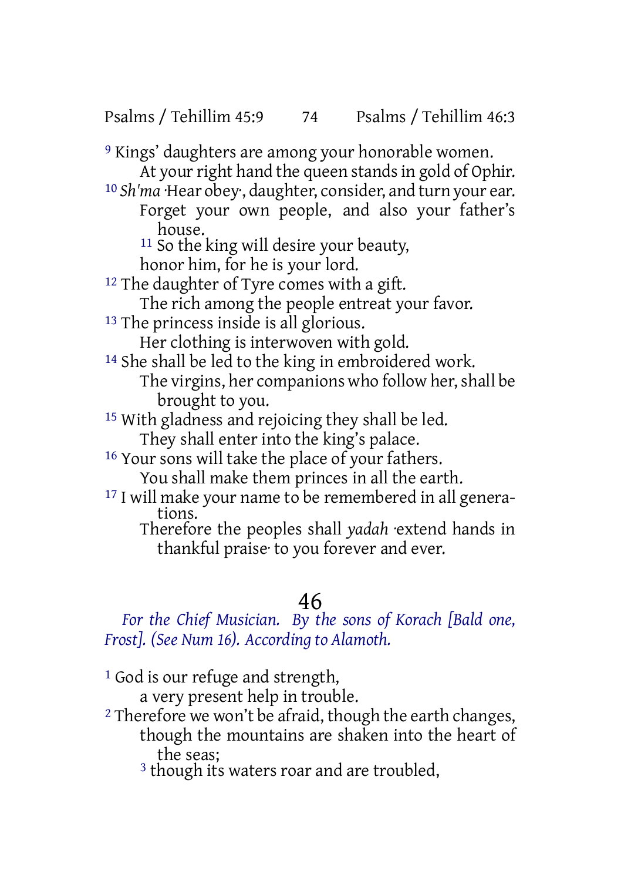[9] Kings' daughters are among your honorable women.
At your right hand the queen stands in gold of Ophir.

[10] *Sh'ma* ·Hear obey·, daughter, consider, and turn your ear.
Forget your own people, and also your father's house.
[11] So the king will desire your beauty,
honor him, for he is your lord.

[12] The daughter of Tyre comes with a gift.
The rich among the people entreat your favor.

[13] The princess inside is all glorious.
Her clothing is interwoven with gold.

[14] She shall be led to the king in embroidered work.
The virgins, her companions who follow her, shall be brought to you.

[15] With gladness and rejoicing they shall be led.
They shall enter into the king's palace.

[16] Your sons will take the place of your fathers.
You shall make them princes in all the earth.

[17] I will make your name to be remembered in all generations.
Therefore the peoples shall *yadah* ·extend hands in thankful praise· to you forever and ever.

## 46

*For the Chief Musician. By the sons of Korach [Bald one, Frost]. (See Num 16). According to Alamoth.*

[1] God is our refuge and strength,
a very present help in trouble.

[2] Therefore we won't be afraid, though the earth changes,
though the mountains are shaken into the heart of the seas;
[3] though its waters roar and are troubled,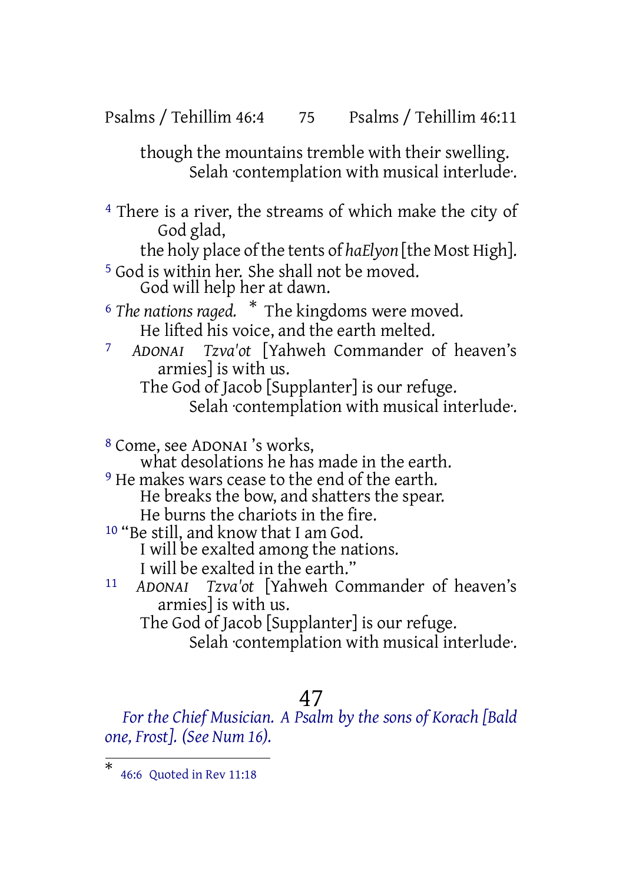though the mountains tremble with their swelling.
Selah ·contemplation with musical interlude·.

4 There is a river, the streams of which make the city of God glad,
the holy place of the tents of *haElyon* [the Most High].
5 God is within her. She shall not be moved.
God will help her at dawn.
6 *The nations raged.* * The kingdoms were moved.
He lifted his voice, and the earth melted.
7 *ADONAI Tzva'ot* [Yahweh Commander of heaven's armies] is with us.
The God of Jacob [Supplanter] is our refuge.
Selah ·contemplation with musical interlude·.

8 Come, see ADONAI 's works,
what desolations he has made in the earth.
9 He makes wars cease to the end of the earth.
He breaks the bow, and shatters the spear.
He burns the chariots in the fire.
10 "Be still, and know that I am God.
I will be exalted among the nations.
I will be exalted in the earth."
11 *ADONAI Tzva'ot* [Yahweh Commander of heaven's armies] is with us.
The God of Jacob [Supplanter] is our refuge.
Selah ·contemplation with musical interlude·.

# 47

*For the Chief Musician. A Psalm by the sons of Korach [Bald one, Frost]. (See Num 16).*

---

* 46:6 Quoted in Rev 11:18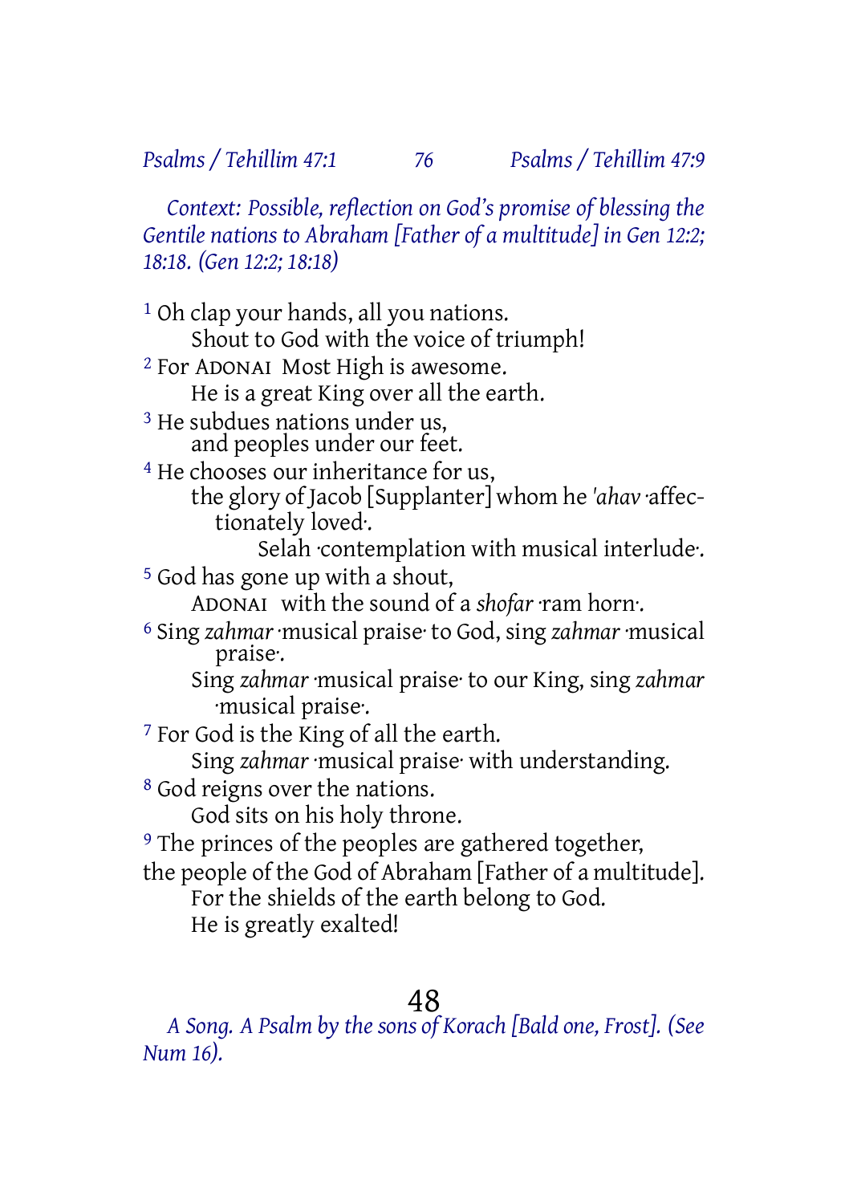*Context: Possible, reflection on God's promise of blessing the Gentile nations to Abraham [Father of a multitude] in Gen 12:2; 18:18. (Gen 12:2; 18:18)*

[1] Oh clap your hands, all you nations.
Shout to God with the voice of triumph!
[2] For ADONAI Most High is awesome.
He is a great King over all the earth.
[3] He subdues nations under us,
and peoples under our feet.
[4] He chooses our inheritance for us,
the glory of Jacob [Supplanter] whom he *'ahav* ·affectionately loved·.
Selah ·contemplation with musical interlude·.
[5] God has gone up with a shout,
ADONAI with the sound of a *shofar* ·ram horn·.
[6] Sing *zahmar* ·musical praise· to God, sing *zahmar* ·musical praise·.
Sing *zahmar* ·musical praise· to our King, sing *zahmar* ·musical praise·.
[7] For God is the King of all the earth.
Sing *zahmar* ·musical praise· with understanding.
[8] God reigns over the nations.
God sits on his holy throne.
[9] The princes of the peoples are gathered together,
the people of the God of Abraham [Father of a multitude].
For the shields of the earth belong to God.
He is greatly exalted!

## 48

*A Song. A Psalm by the sons of Korach [Bald one, Frost]. (See Num 16).*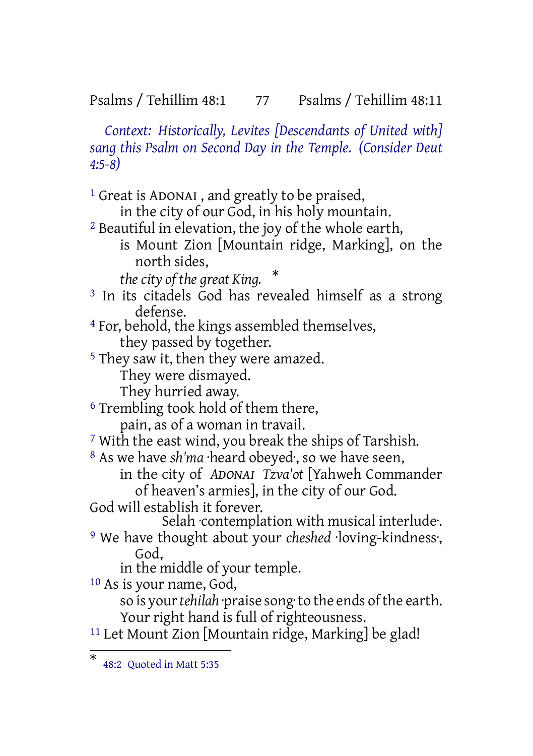*Context: Historically, Levites [Descendants of United with] sang this Psalm on Second Day in the Temple. (Consider Deut 4:5-8)*

[1] Great is ADONAI , and greatly to be praised,
in the city of our God, in his holy mountain.
[2] Beautiful in elevation, the joy of the whole earth,
is Mount Zion [Mountain ridge, Marking], on the north sides,
*the city of the great King.* *
[3] In its citadels God has revealed himself as a strong defense.
[4] For, behold, the kings assembled themselves,
they passed by together.
[5] They saw it, then they were amazed.
They were dismayed.
They hurried away.
[6] Trembling took hold of them there,
pain, as of a woman in travail.
[7] With the east wind, you break the ships of Tarshish.
[8] As we have *sh'ma* ·heard obeyed·, so we have seen,
in the city of *ADONAI Tzva'ot* [Yahweh Commander of heaven's armies], in the city of our God.
God will establish it forever.
Selah ·contemplation with musical interlude·.
[9] We have thought about your *cheshed* ·loving-kindness·, God,
in the middle of your temple.
[10] As is your name, God,
so is your *tehilah* ·praise song· to the ends of the earth.
Your right hand is full of righteousness.
[11] Let Mount Zion [Mountain ridge, Marking] be glad!

---

* 48:2 Quoted in Matt 5:35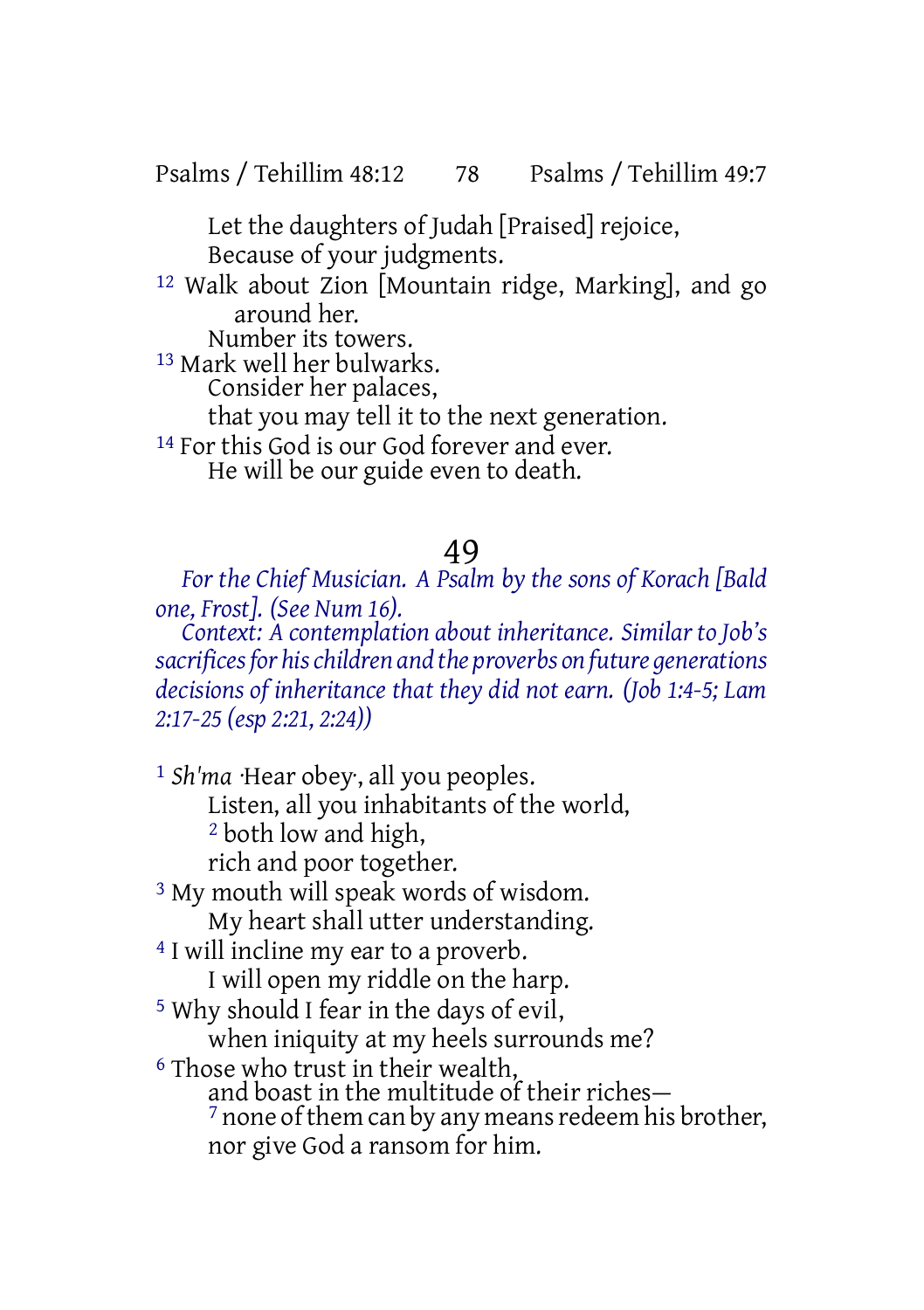Let the daughters of Judah [Praised] rejoice,
Because of your judgments.

[12] Walk about Zion [Mountain ridge, Marking], and go around her.
Number its towers.

[13] Mark well her bulwarks.
Consider her palaces,
that you may tell it to the next generation.

[14] For this God is our God forever and ever.
He will be our guide even to death.

# 49

*For the Chief Musician. A Psalm by the sons of Korach [Bald one, Frost]. (See Num 16).*

*Context: A contemplation about inheritance. Similar to Job's sacrifices for his children and the proverbs on future generations decisions of inheritance that they did not earn. (Job 1:4-5; Lam 2:17-25 (esp 2:21, 2:24))*

[1] *Sh'ma* ·Hear obey·, all you peoples.
Listen, all you inhabitants of the world,
[2] both low and high,
rich and poor together.

[3] My mouth will speak words of wisdom.
My heart shall utter understanding.

[4] I will incline my ear to a proverb.
I will open my riddle on the harp.

[5] Why should I fear in the days of evil,
when iniquity at my heels surrounds me?

[6] Those who trust in their wealth,
and boast in the multitude of their riches—
[7] none of them can by any means redeem his brother,
nor give God a ransom for him.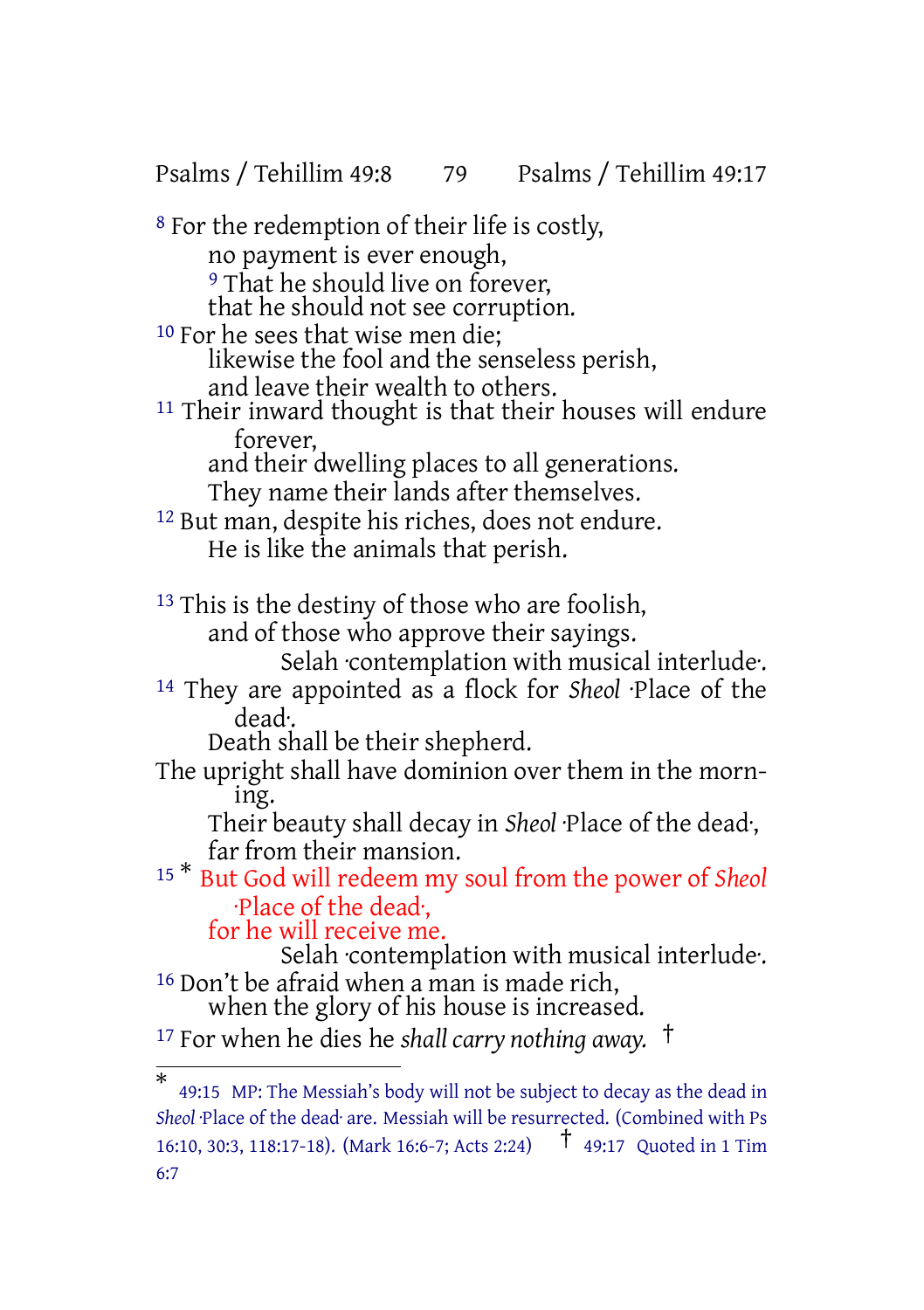[8] For the redemption of their life is costly,
no payment is ever enough,
[9] That he should live on forever,
that he should not see corruption.
[10] For he sees that wise men die;
likewise the fool and the senseless perish,
and leave their wealth to others.
[11] Their inward thought is that their houses will endure forever,
and their dwelling places to all generations.
They name their lands after themselves.
[12] But man, despite his riches, does not endure.
He is like the animals that perish.

[13] This is the destiny of those who are foolish,
and of those who approve their sayings.
Selah ·contemplation with musical interlude·.
[14] They are appointed as a flock for *Sheol* ·Place of the dead·.
Death shall be their shepherd.
The upright shall have dominion over them in the morning.
Their beauty shall decay in *Sheol* ·Place of the dead·,
far from their mansion.
[15] * But God will redeem my soul from the power of *Sheol* ·Place of the dead·,
for he will receive me.
Selah ·contemplation with musical interlude·.
[16] Don't be afraid when a man is made rich,
when the glory of his house is increased.
[17] For when he dies he *shall carry nothing away.* †

---

* 49:15 MP: The Messiah's body will not be subject to decay as the dead in *Sheol* ·Place of the dead· are. Messiah will be resurrected. (Combined with Ps 16:10, 30:3, 118:17-18). (Mark 16:6-7; Acts 2:24) † 49:17 Quoted in 1 Tim 6:7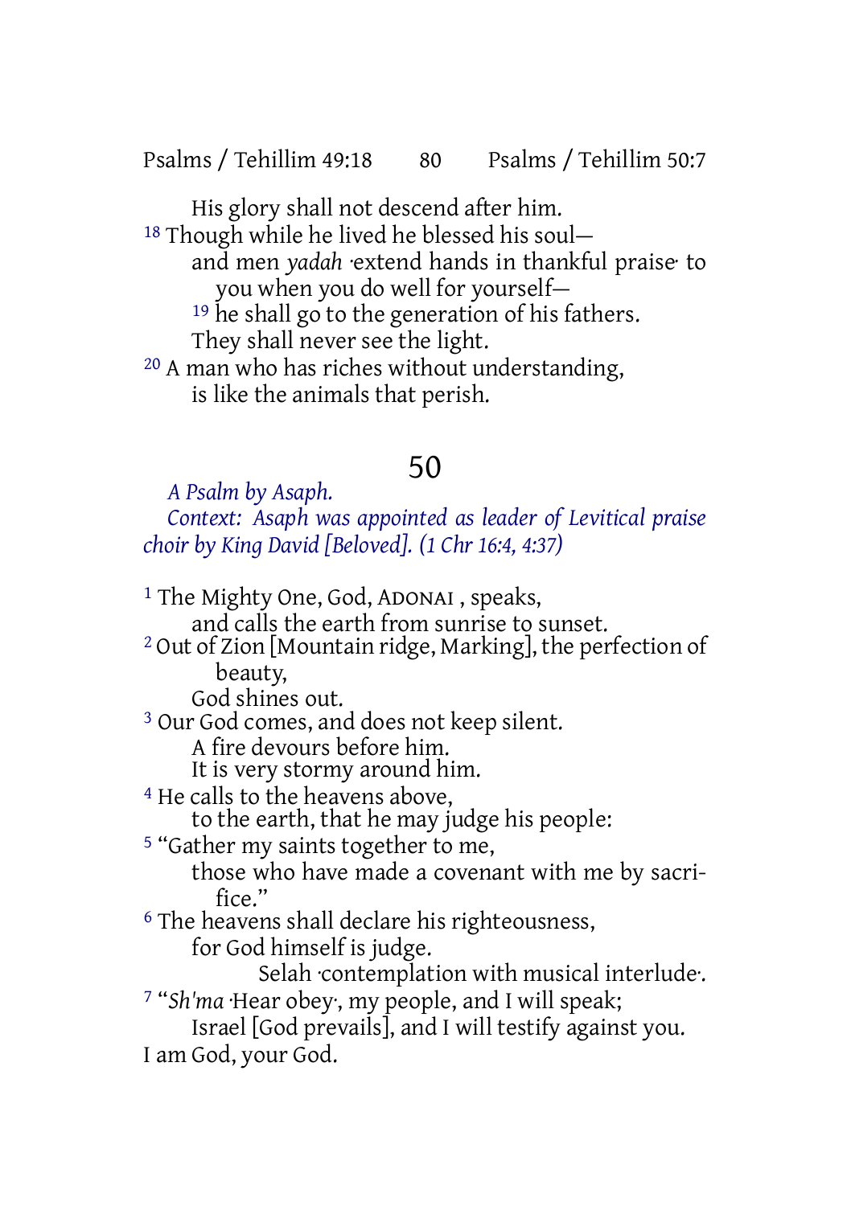His glory shall not descend after him.

[18] Though while he lived he blessed his soul—
and men *yadah* ·extend hands in thankful praise· to you when you do well for yourself—
[19] he shall go to the generation of his fathers.
They shall never see the light.

[20] A man who has riches without understanding,
is like the animals that perish.

## 50

*A Psalm by Asaph.*

*Context: Asaph was appointed as leader of Levitical praise choir by King David [Beloved]. (1 Chr 16:4, 4:37)*

[1] The Mighty One, God, ADONAI , speaks,
and calls the earth from sunrise to sunset.

[2] Out of Zion [Mountain ridge, Marking], the perfection of beauty,
God shines out.

[3] Our God comes, and does not keep silent.
A fire devours before him.
It is very stormy around him.

[4] He calls to the heavens above,
to the earth, that he may judge his people:

[5] "Gather my saints together to me,
those who have made a covenant with me by sacrifice."

[6] The heavens shall declare his righteousness,
for God himself is judge.
Selah ·contemplation with musical interlude·.

[7] "*Sh'ma* ·Hear obey·, my people, and I will speak;
Israel [God prevails], and I will testify against you.
I am God, your God.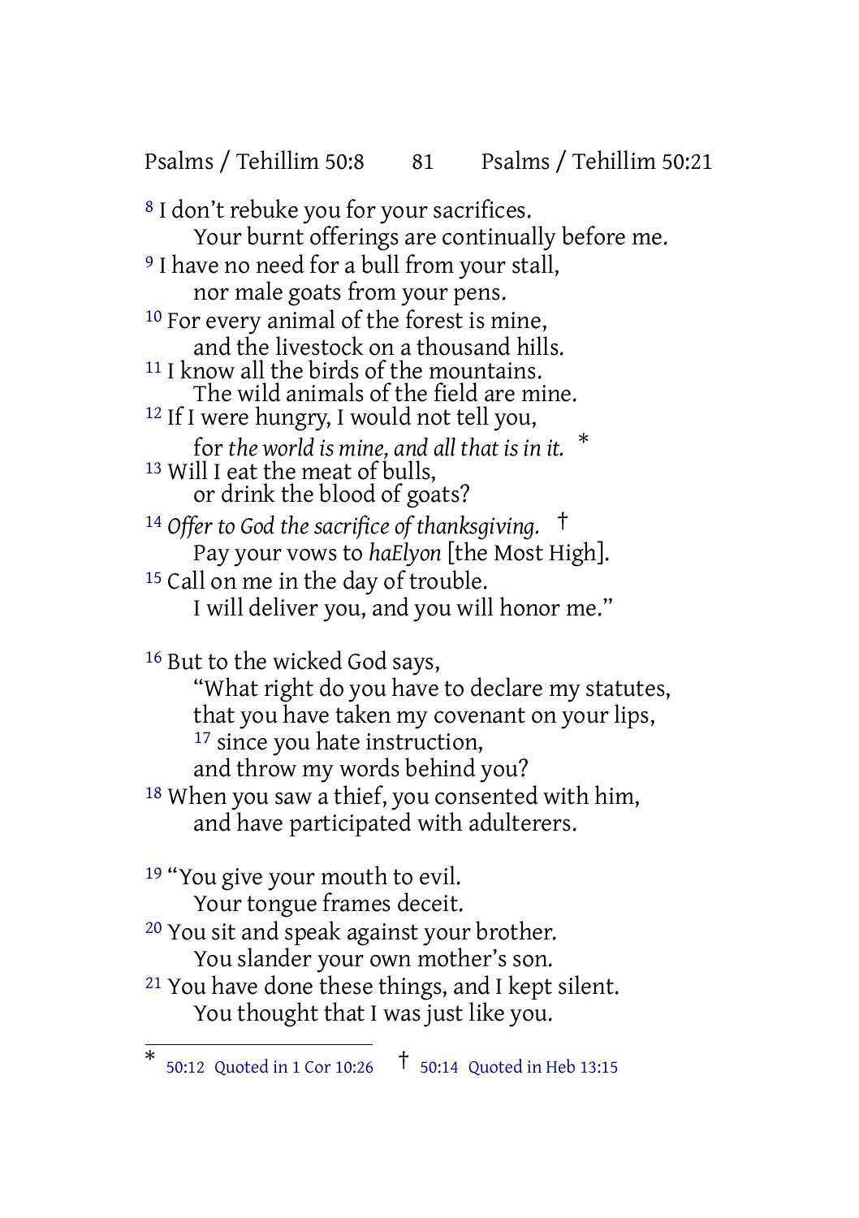[8] I don't rebuke you for your sacrifices.
    Your burnt offerings are continually before me.
[9] I have no need for a bull from your stall,
    nor male goats from your pens.
[10] For every animal of the forest is mine,
    and the livestock on a thousand hills.
[11] I know all the birds of the mountains.
    The wild animals of the field are mine.
[12] If I were hungry, I would not tell you,
    for *the world is mine, and all that is in it.* *
[13] Will I eat the meat of bulls,
    or drink the blood of goats?
[14] *Offer to God the sacrifice of thanksgiving.* †
    Pay your vows to *haElyon* [the Most High].
[15] Call on me in the day of trouble.
    I will deliver you, and you will honor me."

[16] But to the wicked God says,
    "What right do you have to declare my statutes,
    that you have taken my covenant on your lips,
    [17] since you hate instruction,
    and throw my words behind you?
[18] When you saw a thief, you consented with him,
    and have participated with adulterers.

[19] "You give your mouth to evil.
    Your tongue frames deceit.
[20] You sit and speak against your brother.
    You slander your own mother's son.
[21] You have done these things, and I kept silent.
    You thought that I was just like you.

---

* 50:12 Quoted in 1 Cor 10:26 † 50:14 Quoted in Heb 13:15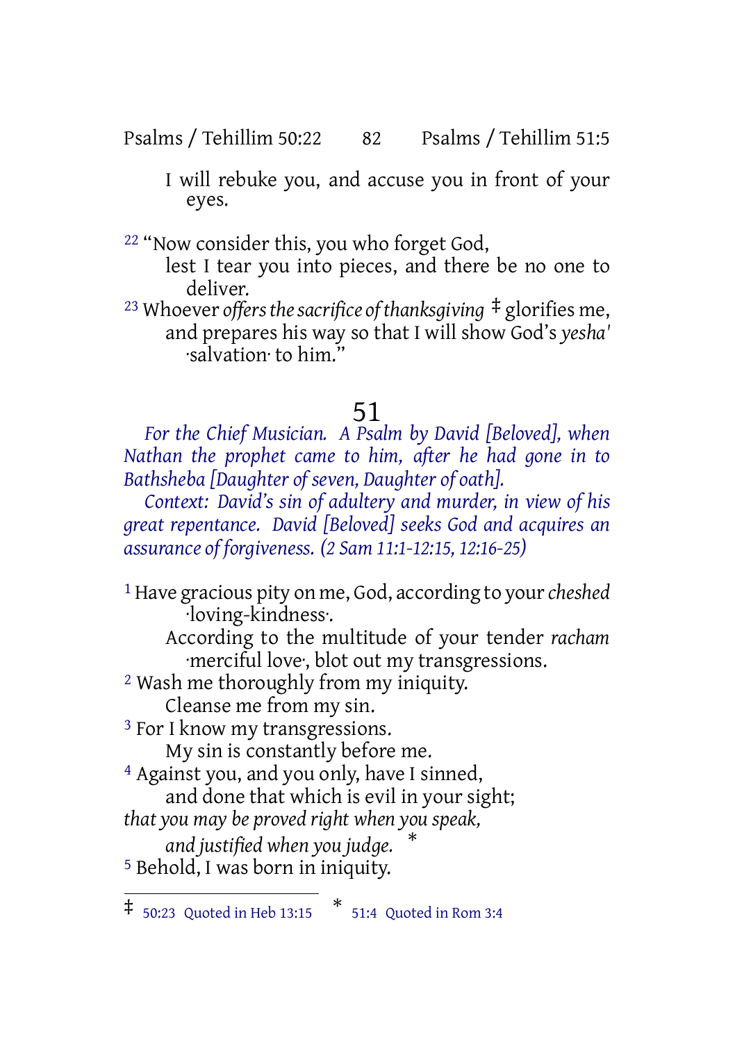I will rebuke you, and accuse you in front of your eyes.

[22] "Now consider this, you who forget God,
lest I tear you into pieces, and there be no one to deliver.

[23] Whoever *offers the sacrifice of thanksgiving* ‡ glorifies me,
and prepares his way so that I will show God's *yesha'* ·salvation· to him."

# 51

*For the Chief Musician. A Psalm by David [Beloved], when Nathan the prophet came to him, after he had gone in to Bathsheba [Daughter of seven, Daughter of oath].*

*Context: David's sin of adultery and murder, in view of his great repentance. David [Beloved] seeks God and acquires an assurance of forgiveness. (2 Sam 11:1-12:15, 12:16-25)*

[1] Have gracious pity on me, God, according to your *cheshed* ·loving-kindness·.
According to the multitude of your tender *racham* ·merciful love·, blot out my transgressions.

[2] Wash me thoroughly from my iniquity.
Cleanse me from my sin.

[3] For I know my transgressions.
My sin is constantly before me.

[4] Against you, and you only, have I sinned,
and done that which is evil in your sight;
*that you may be proved right when you speak,*
*and justified when you judge.* *

[5] Behold, I was born in iniquity.

---

‡ 50:23 Quoted in Heb 13:15 * 51:4 Quoted in Rom 3:4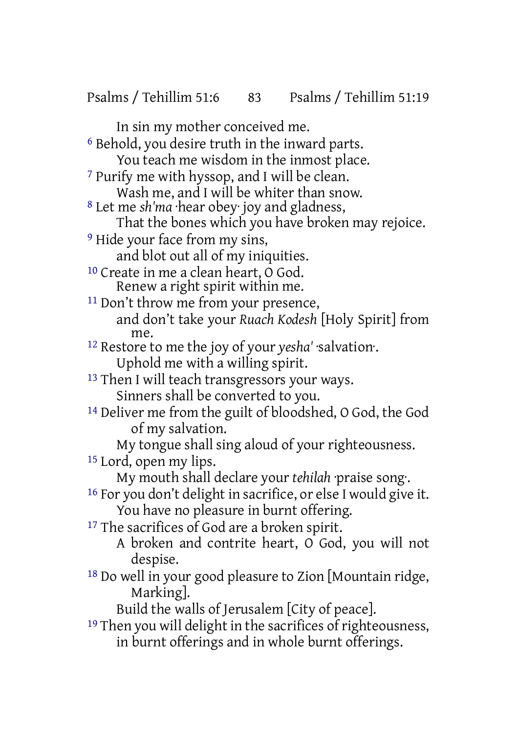In sin my mother conceived me.

6 Behold, you desire truth in the inward parts.
You teach me wisdom in the inmost place.

7 Purify me with hyssop, and I will be clean.
Wash me, and I will be whiter than snow.

8 Let me *sh'ma* ·hear obey· joy and gladness,
That the bones which you have broken may rejoice.

9 Hide your face from my sins,
and blot out all of my iniquities.

10 Create in me a clean heart, O God.
Renew a right spirit within me.

11 Don't throw me from your presence,
and don't take your *Ruach Kodesh* [Holy Spirit] from me.

12 Restore to me the joy of your *yesha'* ·salvation·.
Uphold me with a willing spirit.

13 Then I will teach transgressors your ways.
Sinners shall be converted to you.

14 Deliver me from the guilt of bloodshed, O God, the God of my salvation.
My tongue shall sing aloud of your righteousness.

15 Lord, open my lips.
My mouth shall declare your *tehilah* ·praise song·.

16 For you don't delight in sacrifice, or else I would give it.
You have no pleasure in burnt offering.

17 The sacrifices of God are a broken spirit.
A broken and contrite heart, O God, you will not despise.

18 Do well in your good pleasure to Zion [Mountain ridge, Marking].
Build the walls of Jerusalem [City of peace].

19 Then you will delight in the sacrifices of righteousness,
in burnt offerings and in whole burnt offerings.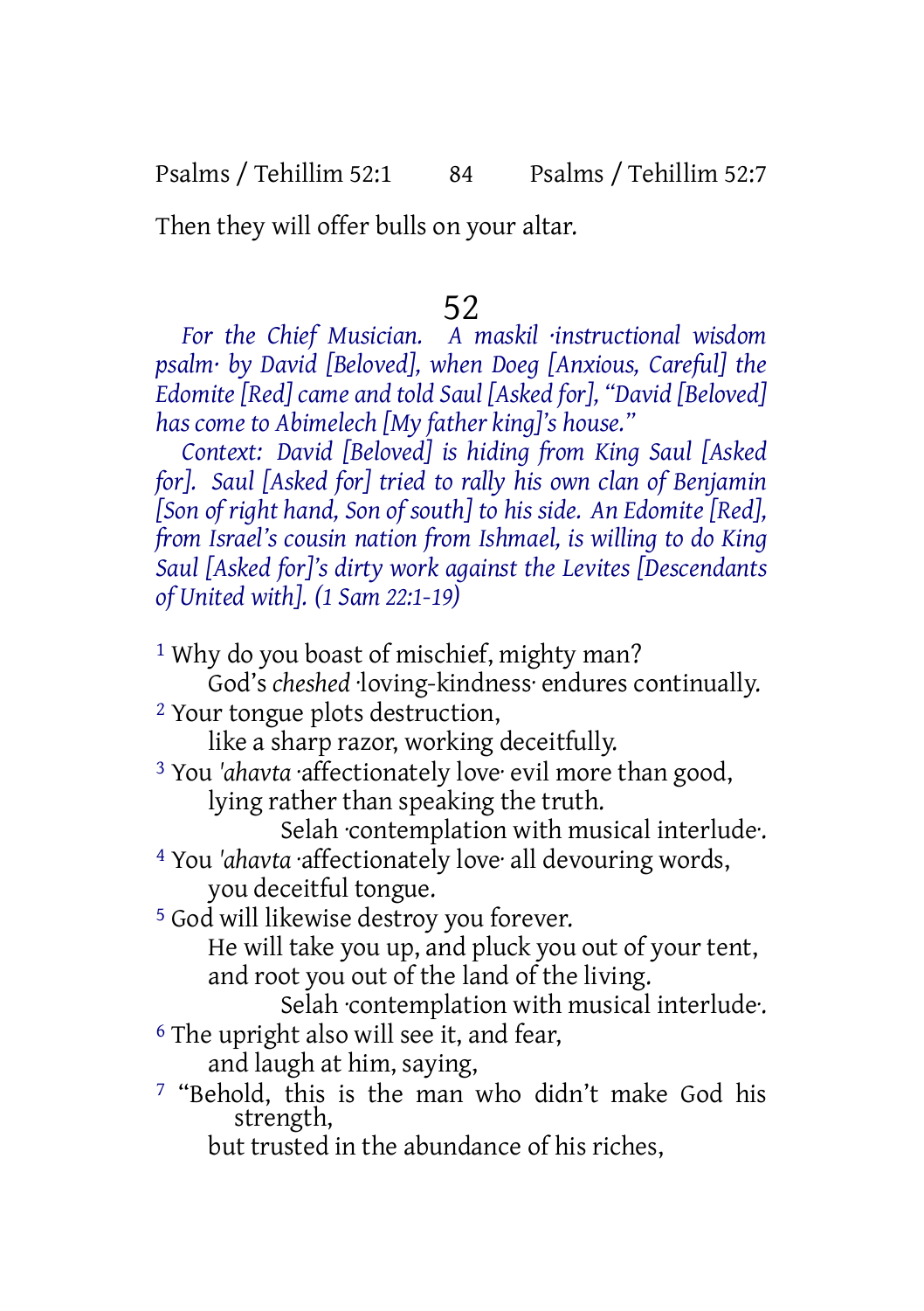Then they will offer bulls on your altar.

## 52

*For the Chief Musician. A maskil ·instructional wisdom psalm· by David [Beloved], when Doeg [Anxious, Careful] the Edomite [Red] came and told Saul [Asked for], "David [Beloved] has come to Abimelech [My father king]'s house."*

*Context: David [Beloved] is hiding from King Saul [Asked for]. Saul [Asked for] tried to rally his own clan of Benjamin [Son of right hand, Son of south] to his side. An Edomite [Red], from Israel's cousin nation from Ishmael, is willing to do King Saul [Asked for]'s dirty work against the Levites [Descendants of United with]. (1 Sam 22:1-19)*

1 Why do you boast of mischief, mighty man?
God's *cheshed* ·loving-kindness· endures continually.
2 Your tongue plots destruction,
like a sharp razor, working deceitfully.
3 You *'ahavta* ·affectionately love· evil more than good,
lying rather than speaking the truth.
Selah ·contemplation with musical interlude·.
4 You *'ahavta* ·affectionately love· all devouring words,
you deceitful tongue.
5 God will likewise destroy you forever.
He will take you up, and pluck you out of your tent,
and root you out of the land of the living.
Selah ·contemplation with musical interlude·.
6 The upright also will see it, and fear,
and laugh at him, saying,
7 "Behold, this is the man who didn't make God his strength,
but trusted in the abundance of his riches,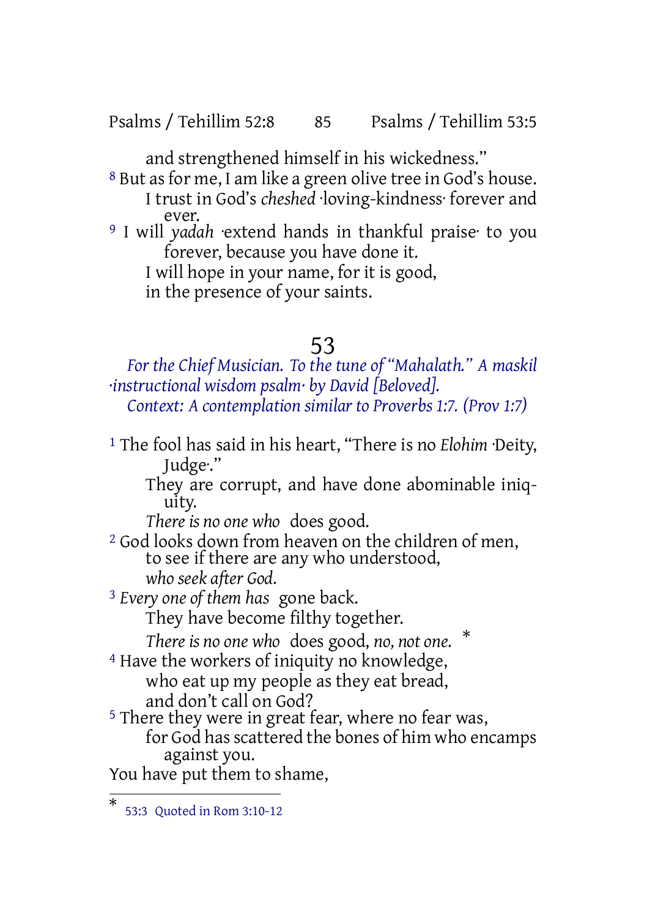and strengthened himself in his wickedness."

[8] But as for me, I am like a green olive tree in God's house.
I trust in God's *cheshed* ·loving-kindness· forever and ever.

[9] I will *yadah* ·extend hands in thankful praise· to you forever, because you have done it.
I will hope in your name, for it is good,
in the presence of your saints.

# 53

*For the Chief Musician. To the tune of "Mahalath." A maskil ·instructional wisdom psalm· by David [Beloved].*
*Context: A contemplation similar to Proverbs 1:7. (Prov 1:7)*

[1] The fool has said in his heart, "There is no *Elohim* ·Deity, Judge·."
They are corrupt, and have done abominable iniquity.
*There is no one who* does good.

[2] God looks down from heaven on the children of men,
to see if there are any who understood,
*who seek after God.*

[3] *Every one of them has* gone back.
They have become filthy together.
*There is no one who* does good, *no, not one.* *

[4] Have the workers of iniquity no knowledge,
who eat up my people as they eat bread,
and don't call on God?

[5] There they were in great fear, where no fear was,
for God has scattered the bones of him who encamps against you.
You have put them to shame,

---

\* 53:3 Quoted in Rom 3:10-12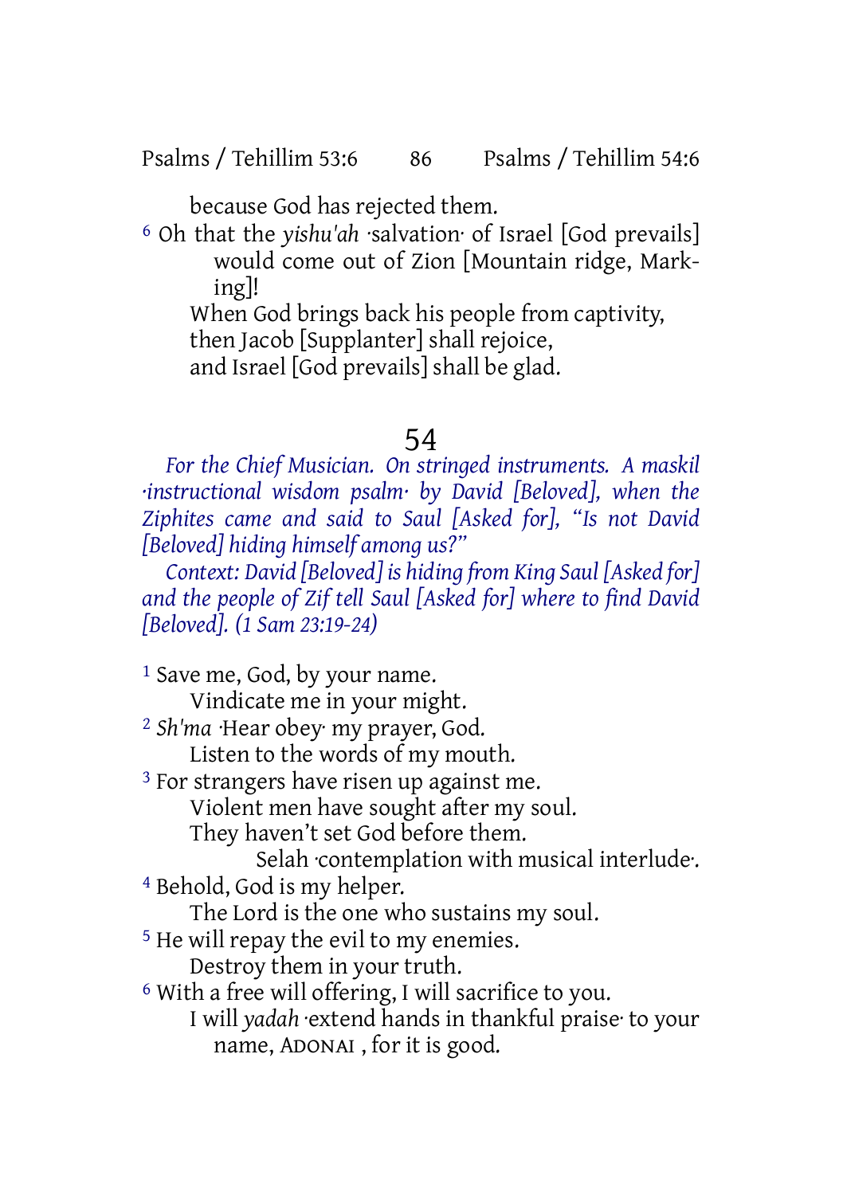because God has rejected them.

[6] Oh that the *yishu'ah* ·salvation· of Israel [God prevails] would come out of Zion [Mountain ridge, Marking]!
When God brings back his people from captivity,
then Jacob [Supplanter] shall rejoice,
and Israel [God prevails] shall be glad.

# 54

*For the Chief Musician. On stringed instruments. A maskil ·instructional wisdom psalm· by David [Beloved], when the Ziphites came and said to Saul [Asked for], "Is not David [Beloved] hiding himself among us?"*

*Context: David [Beloved] is hiding from King Saul [Asked for] and the people of Zif tell Saul [Asked for] where to find David [Beloved]. (1 Sam 23:19-24)*

[1] Save me, God, by your name.
Vindicate me in your might.
[2] *Sh'ma* ·Hear obey· my prayer, God.
Listen to the words of my mouth.
[3] For strangers have risen up against me.
Violent men have sought after my soul.
They haven't set God before them.
Selah ·contemplation with musical interlude·.
[4] Behold, God is my helper.
The Lord is the one who sustains my soul.
[5] He will repay the evil to my enemies.
Destroy them in your truth.
[6] With a free will offering, I will sacrifice to you.
I will *yadah* ·extend hands in thankful praise· to your name, ADONAI , for it is good.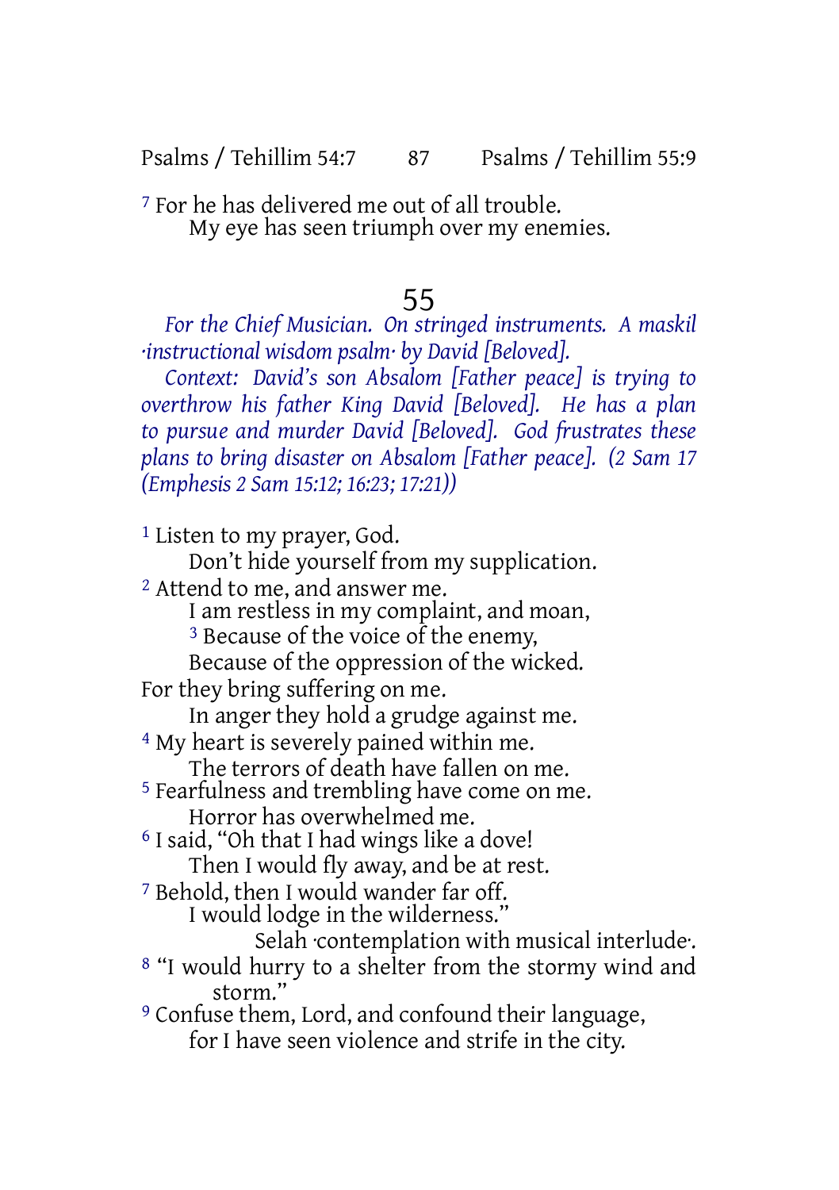[7] For he has delivered me out of all trouble.
My eye has seen triumph over my enemies.

# 55

*For the Chief Musician. On stringed instruments. A maskil ·instructional wisdom psalm· by David [Beloved].*

*Context: David's son Absalom [Father peace] is trying to overthrow his father King David [Beloved]. He has a plan to pursue and murder David [Beloved]. God frustrates these plans to bring disaster on Absalom [Father peace]. (2 Sam 17 (Emphesis 2 Sam 15:12; 16:23; 17:21))*

[1] Listen to my prayer, God.
Don't hide yourself from my supplication.
[2] Attend to me, and answer me.
I am restless in my complaint, and moan,
[3] Because of the voice of the enemy,
Because of the oppression of the wicked.
For they bring suffering on me.
In anger they hold a grudge against me.
[4] My heart is severely pained within me.
The terrors of death have fallen on me.
[5] Fearfulness and trembling have come on me.
Horror has overwhelmed me.
[6] I said, "Oh that I had wings like a dove!
Then I would fly away, and be at rest.
[7] Behold, then I would wander far off.
I would lodge in the wilderness."
Selah ·contemplation with musical interlude·.
[8] "I would hurry to a shelter from the stormy wind and storm."
[9] Confuse them, Lord, and confound their language,
for I have seen violence and strife in the city.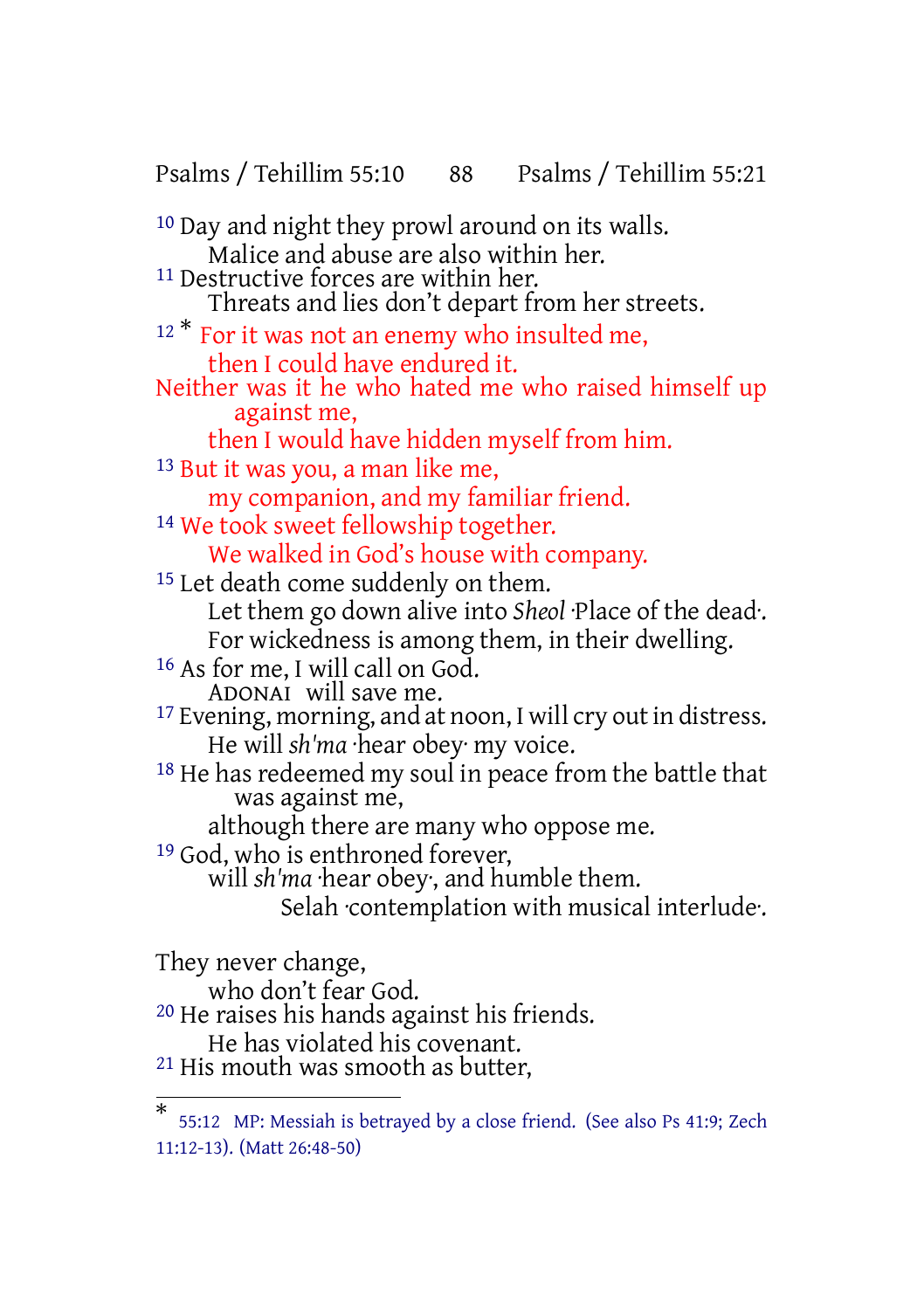[10] Day and night they prowl around on its walls.
Malice and abuse are also within her.
[11] Destructive forces are within her.
Threats and lies don't depart from her streets.
[12] * For it was not an enemy who insulted me,
then I could have endured it.
Neither was it he who hated me who raised himself up against me,
then I would have hidden myself from him.
[13] But it was you, a man like me,
my companion, and my familiar friend.
[14] We took sweet fellowship together.
We walked in God's house with company.
[15] Let death come suddenly on them.
Let them go down alive into *Sheol* ·Place of the dead·.
For wickedness is among them, in their dwelling.
[16] As for me, I will call on God.
ADONAI will save me.
[17] Evening, morning, and at noon, I will cry out in distress.
He will *sh'ma* ·hear obey· my voice.
[18] He has redeemed my soul in peace from the battle that was against me,
although there are many who oppose me.
[19] God, who is enthroned forever,
will *sh'ma* ·hear obey·, and humble them.
Selah ·contemplation with musical interlude·.

They never change,
who don't fear God.
[20] He raises his hands against his friends.
He has violated his covenant.
[21] His mouth was smooth as butter,

---

* 55:12 MP: Messiah is betrayed by a close friend. (See also Ps 41:9; Zech 11:12-13). (Matt 26:48-50)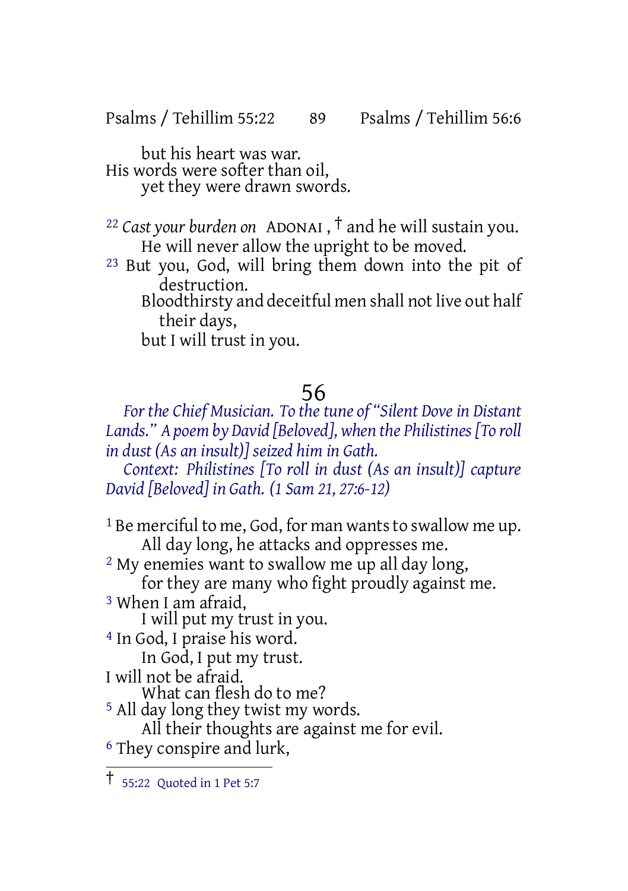but his heart was war.
His words were softer than oil,
yet they were drawn swords.

[22] *Cast your burden on* ADONAI , † and he will sustain you.
He will never allow the upright to be moved.
[23] But you, God, will bring them down into the pit of destruction.
Bloodthirsty and deceitful men shall not live out half their days,
but I will trust in you.

## 56

*For the Chief Musician. To the tune of "Silent Dove in Distant Lands." A poem by David [Beloved], when the Philistines [To roll in dust (As an insult)] seized him in Gath.*

*Context: Philistines [To roll in dust (As an insult)] capture David [Beloved] in Gath. (1 Sam 21, 27:6-12)*

[1] Be merciful to me, God, for man wants to swallow me up.
All day long, he attacks and oppresses me.
[2] My enemies want to swallow me up all day long,
for they are many who fight proudly against me.
[3] When I am afraid,
I will put my trust in you.
[4] In God, I praise his word.
In God, I put my trust.
I will not be afraid.
What can flesh do to me?
[5] All day long they twist my words.
All their thoughts are against me for evil.
[6] They conspire and lurk,

† 55:22 Quoted in 1 Pet 5:7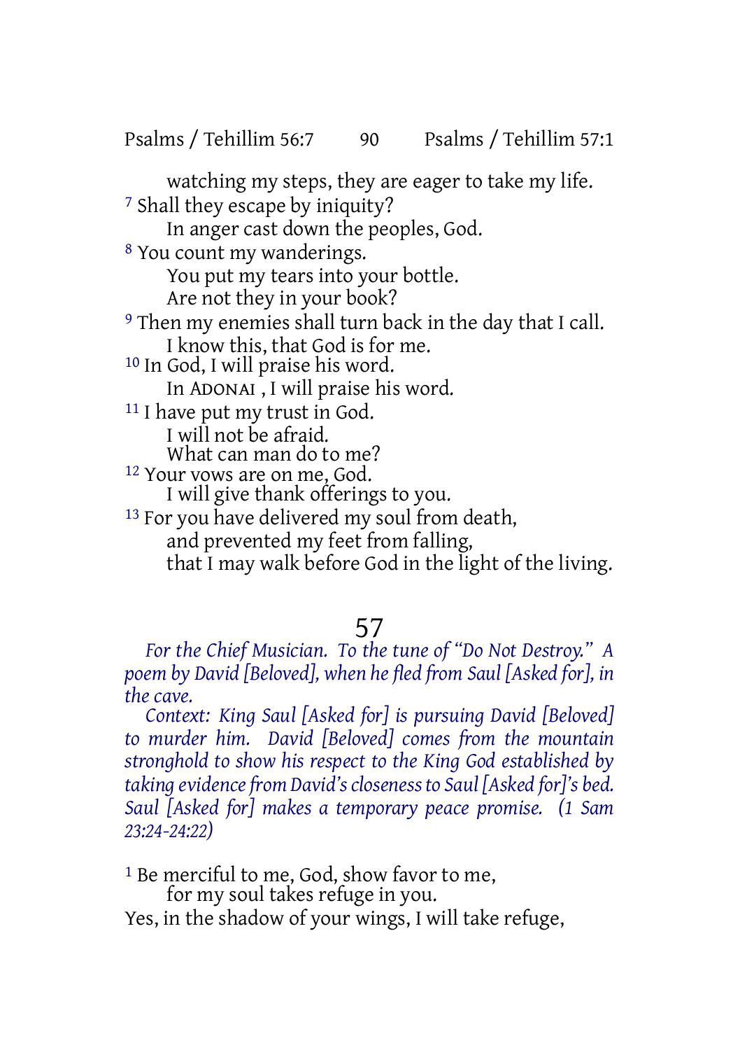watching my steps, they are eager to take my life.

[7] Shall they escape by iniquity?
In anger cast down the peoples, God.

[8] You count my wanderings.
You put my tears into your bottle.
Are not they in your book?

[9] Then my enemies shall turn back in the day that I call.
I know this, that God is for me.

[10] In God, I will praise his word.
In ADONAI , I will praise his word.

[11] I have put my trust in God.
I will not be afraid.
What can man do to me?

[12] Your vows are on me, God.
I will give thank offerings to you.

[13] For you have delivered my soul from death,
and prevented my feet from falling,
that I may walk before God in the light of the living.

## 57

*For the Chief Musician. To the tune of "Do Not Destroy." A poem by David [Beloved], when he fled from Saul [Asked for], in the cave.*

*Context: King Saul [Asked for] is pursuing David [Beloved] to murder him. David [Beloved] comes from the mountain stronghold to show his respect to the King God established by taking evidence from David's closeness to Saul [Asked for]'s bed. Saul [Asked for] makes a temporary peace promise. (1 Sam 23:24-24:22)*

[1] Be merciful to me, God, show favor to me,
for my soul takes refuge in you.
Yes, in the shadow of your wings, I will take refuge,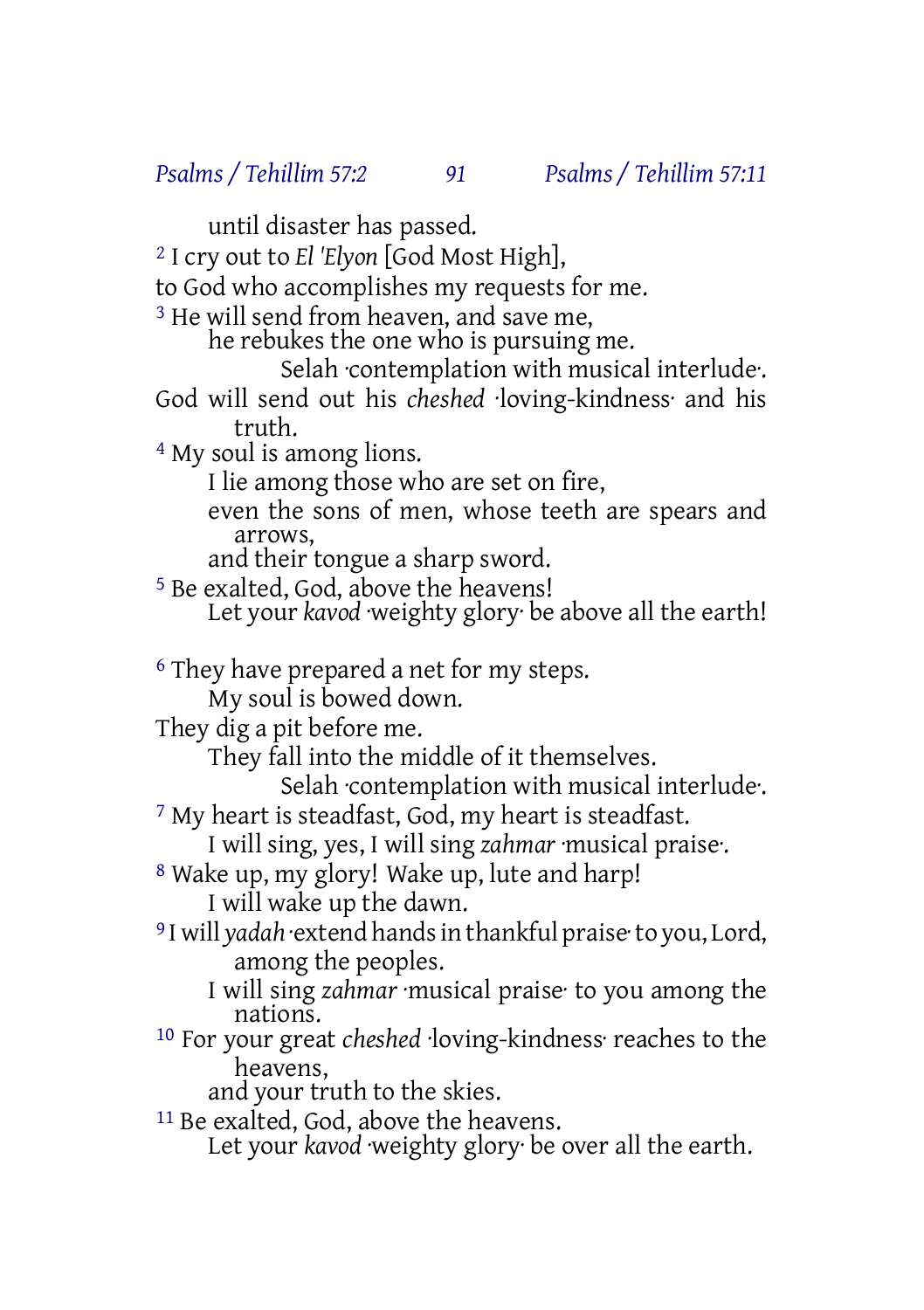until disaster has passed.

[2] I cry out to *El 'Elyon* [God Most High],
to God who accomplishes my requests for me.

[3] He will send from heaven, and save me,
he rebukes the one who is pursuing me.
Selah ·contemplation with musical interlude·.
God will send out his *cheshed* ·loving-kindness· and his truth.

[4] My soul is among lions.
I lie among those who are set on fire,
even the sons of men, whose teeth are spears and arrows,
and their tongue a sharp sword.

[5] Be exalted, God, above the heavens!
Let your *kavod* ·weighty glory· be above all the earth!

[6] They have prepared a net for my steps.
My soul is bowed down.
They dig a pit before me.
They fall into the middle of it themselves.
Selah ·contemplation with musical interlude·.

[7] My heart is steadfast, God, my heart is steadfast.
I will sing, yes, I will sing *zahmar* ·musical praise·.

[8] Wake up, my glory! Wake up, lute and harp!
I will wake up the dawn.

[9] I will *yadah* ·extend hands in thankful praise· to you, Lord, among the peoples.
I will sing *zahmar* ·musical praise· to you among the nations.

[10] For your great *cheshed* ·loving-kindness· reaches to the heavens,
and your truth to the skies.

[11] Be exalted, God, above the heavens.
Let your *kavod* ·weighty glory· be over all the earth.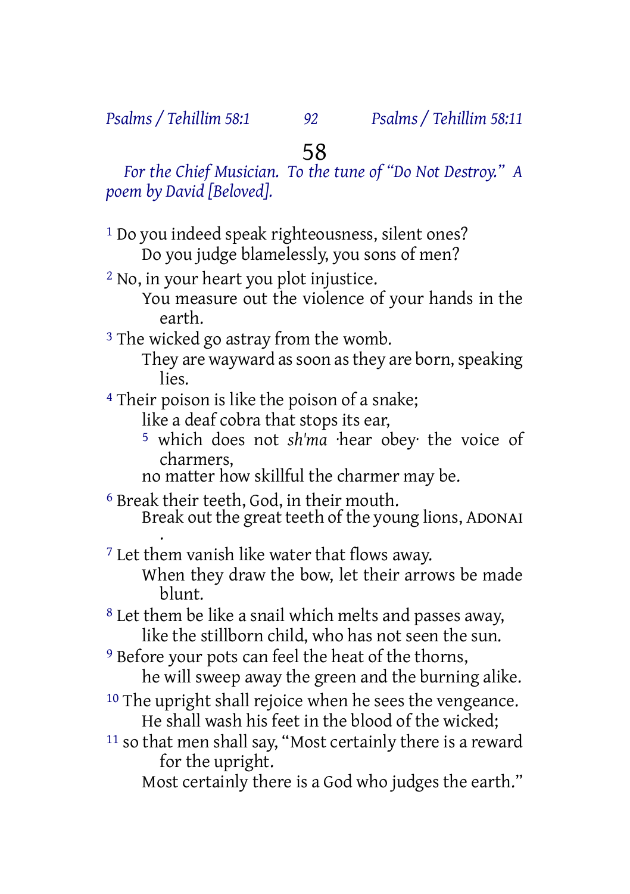# 58

*For the Chief Musician. To the tune of "Do Not Destroy." A poem by David [Beloved].*

1 Do you indeed speak righteousness, silent ones?
Do you judge blamelessly, you sons of men?

2 No, in your heart you plot injustice.
You measure out the violence of your hands in the earth.

3 The wicked go astray from the womb.
They are wayward as soon as they are born, speaking lies.

4 Their poison is like the poison of a snake;
like a deaf cobra that stops its ear,
5 which does not *sh'ma* ·hear obey· the voice of charmers,
no matter how skillful the charmer may be.

6 Break their teeth, God, in their mouth.
Break out the great teeth of the young lions, ADONAI.

7 Let them vanish like water that flows away.
When they draw the bow, let their arrows be made blunt.

8 Let them be like a snail which melts and passes away,
like the stillborn child, who has not seen the sun.

9 Before your pots can feel the heat of the thorns,
he will sweep away the green and the burning alike.

10 The upright shall rejoice when he sees the vengeance.
He shall wash his feet in the blood of the wicked;

11 so that men shall say, "Most certainly there is a reward for the upright.
Most certainly there is a God who judges the earth."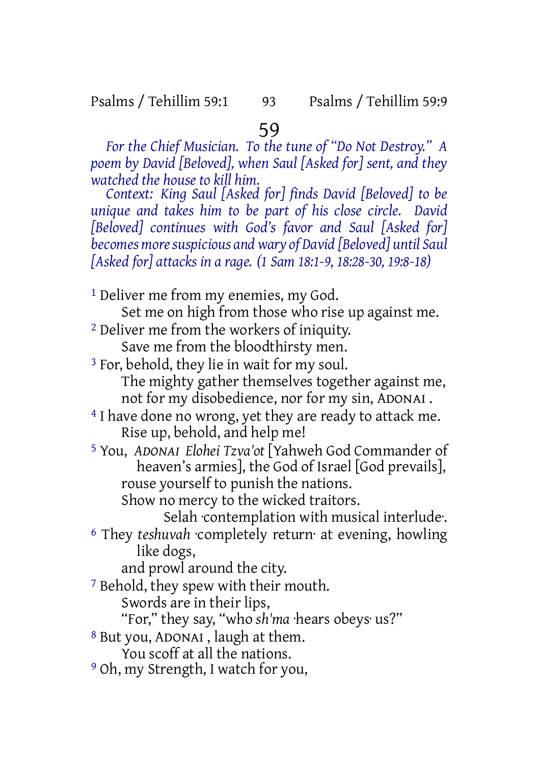# 59

*For the Chief Musician. To the tune of "Do Not Destroy." A poem by David [Beloved], when Saul [Asked for] sent, and they watched the house to kill him.*

*Context: King Saul [Asked for] finds David [Beloved] to be unique and takes him to be part of his close circle. David [Beloved] continues with God's favor and Saul [Asked for] becomes more suspicious and wary of David [Beloved] until Saul [Asked for] attacks in a rage. (1 Sam 18:1-9, 18:28-30, 19:8-18)*

1 Deliver me from my enemies, my God.
Set me on high from those who rise up against me.

2 Deliver me from the workers of iniquity.
Save me from the bloodthirsty men.

3 For, behold, they lie in wait for my soul.
The mighty gather themselves together against me,
not for my disobedience, nor for my sin, ADONAI .

4 I have done no wrong, yet they are ready to attack me.
Rise up, behold, and help me!

5 You, *ADONAI Elohei Tzva'ot* [Yahweh God Commander of heaven's armies], the God of Israel [God prevails],
rouse yourself to punish the nations.
Show no mercy to the wicked traitors.
Selah ·contemplation with musical interlude·.

6 They *teshuvah* ·completely return· at evening, howling like dogs,
and prowl around the city.

7 Behold, they spew with their mouth.
Swords are in their lips,
"For," they say, "who *sh'ma* ·hears obeys· us?"

8 But you, ADONAI , laugh at them.
You scoff at all the nations.

9 Oh, my Strength, I watch for you,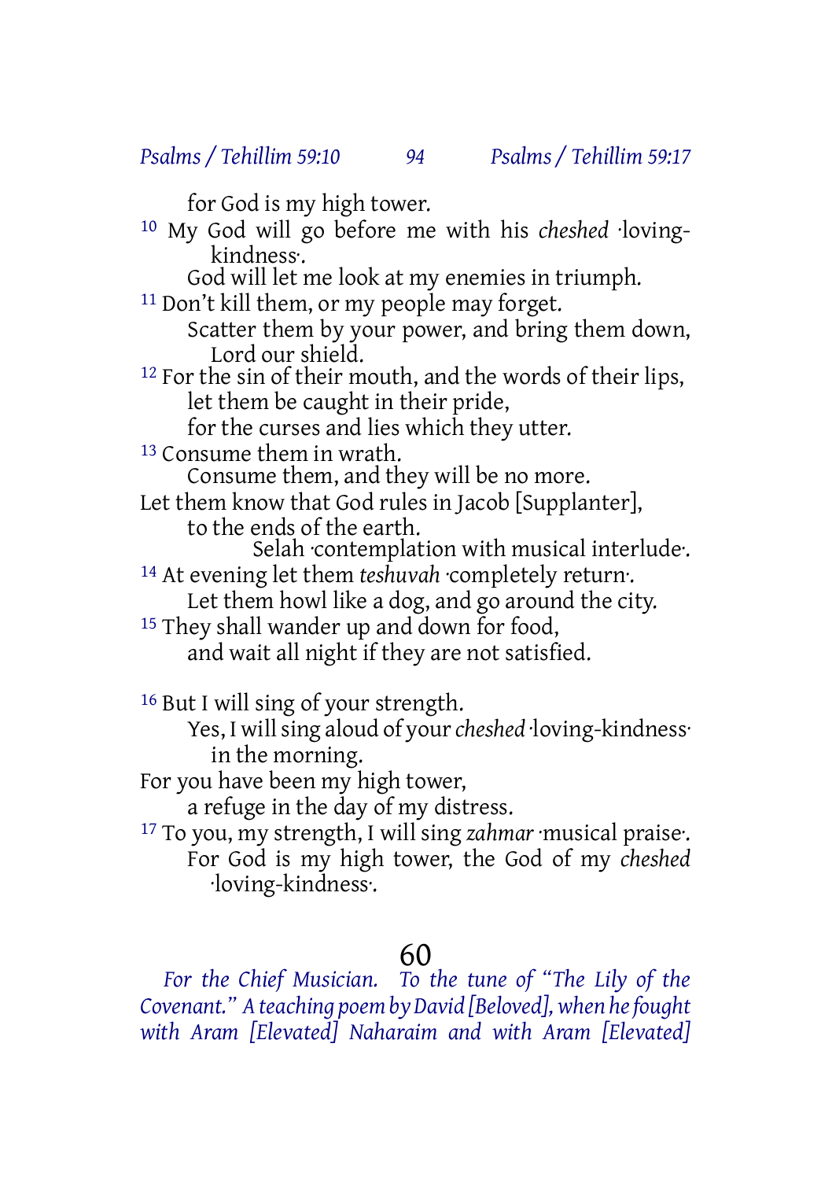for God is my high tower.

[10] My God will go before me with his *cheshed* ·loving-kindness·.
God will let me look at my enemies in triumph.

[11] Don't kill them, or my people may forget.
Scatter them by your power, and bring them down, Lord our shield.

[12] For the sin of their mouth, and the words of their lips,
let them be caught in their pride,
for the curses and lies which they utter.

[13] Consume them in wrath.
Consume them, and they will be no more.
Let them know that God rules in Jacob [Supplanter],
to the ends of the earth.
Selah ·contemplation with musical interlude·.

[14] At evening let them *teshuvah* ·completely return·.
Let them howl like a dog, and go around the city.

[15] They shall wander up and down for food,
and wait all night if they are not satisfied.

[16] But I will sing of your strength.
Yes, I will sing aloud of your *cheshed* ·loving-kindness· in the morning.
For you have been my high tower,
a refuge in the day of my distress.

[17] To you, my strength, I will sing *zahmar* ·musical praise·.
For God is my high tower, the God of my *cheshed* ·loving-kindness·.

# 60

*For the Chief Musician. To the tune of "The Lily of the Covenant." A teaching poem by David [Beloved], when he fought with Aram [Elevated] Naharaim and with Aram [Elevated]*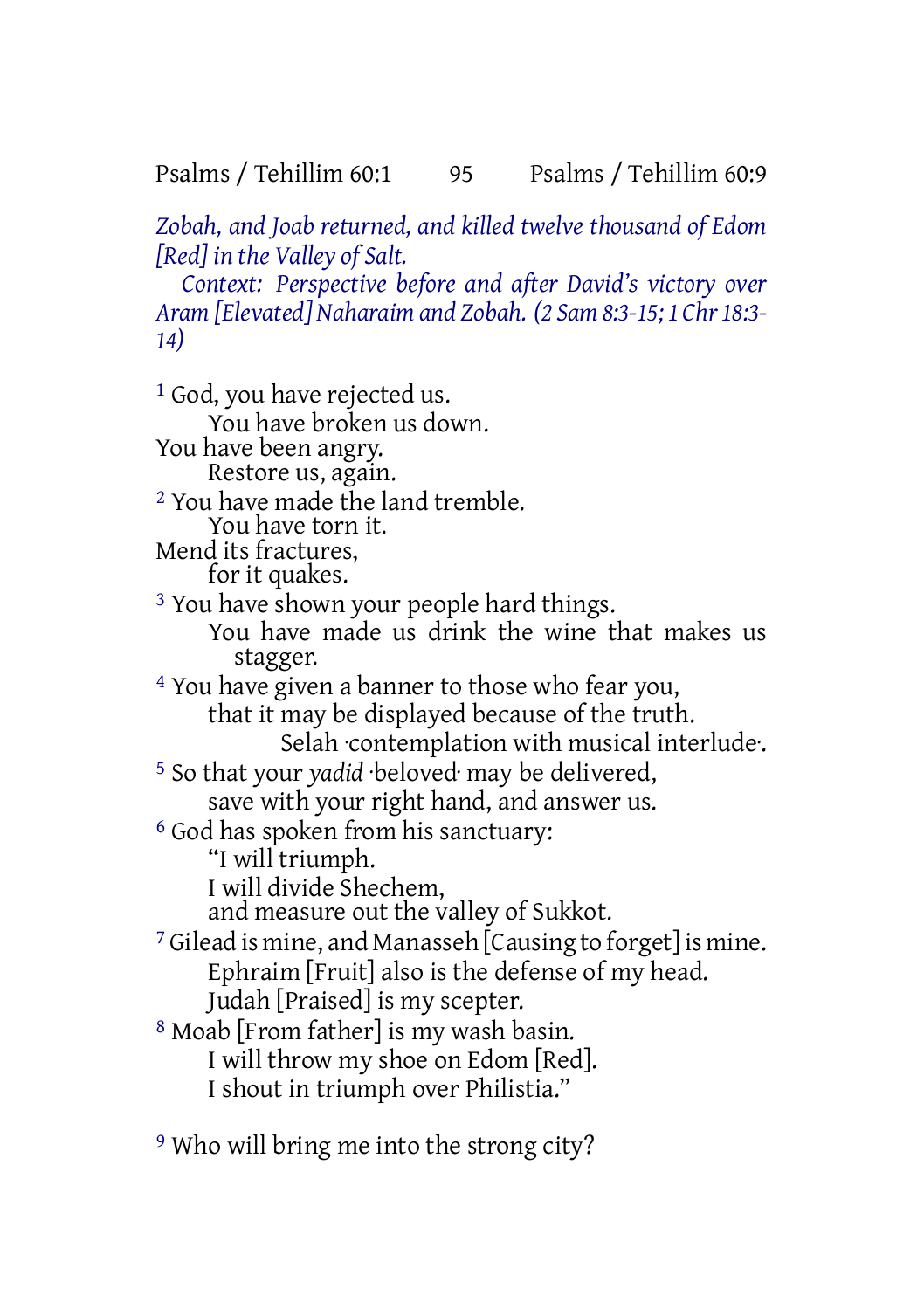*Zobah, and Joab returned, and killed twelve thousand of Edom [Red] in the Valley of Salt.*

*Context: Perspective before and after David's victory over Aram [Elevated] Naharaim and Zobah. (2 Sam 8:3-15; 1 Chr 18:3-14)*

[1] God, you have rejected us.
You have broken us down.
You have been angry.
Restore us, again.

[2] You have made the land tremble.
You have torn it.
Mend its fractures,
for it quakes.

[3] You have shown your people hard things.
You have made us drink the wine that makes us stagger.

[4] You have given a banner to those who fear you,
that it may be displayed because of the truth.
Selah ·contemplation with musical interlude·.

[5] So that your *yadid* ·beloved· may be delivered,
save with your right hand, and answer us.

[6] God has spoken from his sanctuary:
"I will triumph.
I will divide Shechem,
and measure out the valley of Sukkot.

[7] Gilead is mine, and Manasseh [Causing to forget] is mine.
Ephraim [Fruit] also is the defense of my head.
Judah [Praised] is my scepter.

[8] Moab [From father] is my wash basin.
I will throw my shoe on Edom [Red].
I shout in triumph over Philistia."

[9] Who will bring me into the strong city?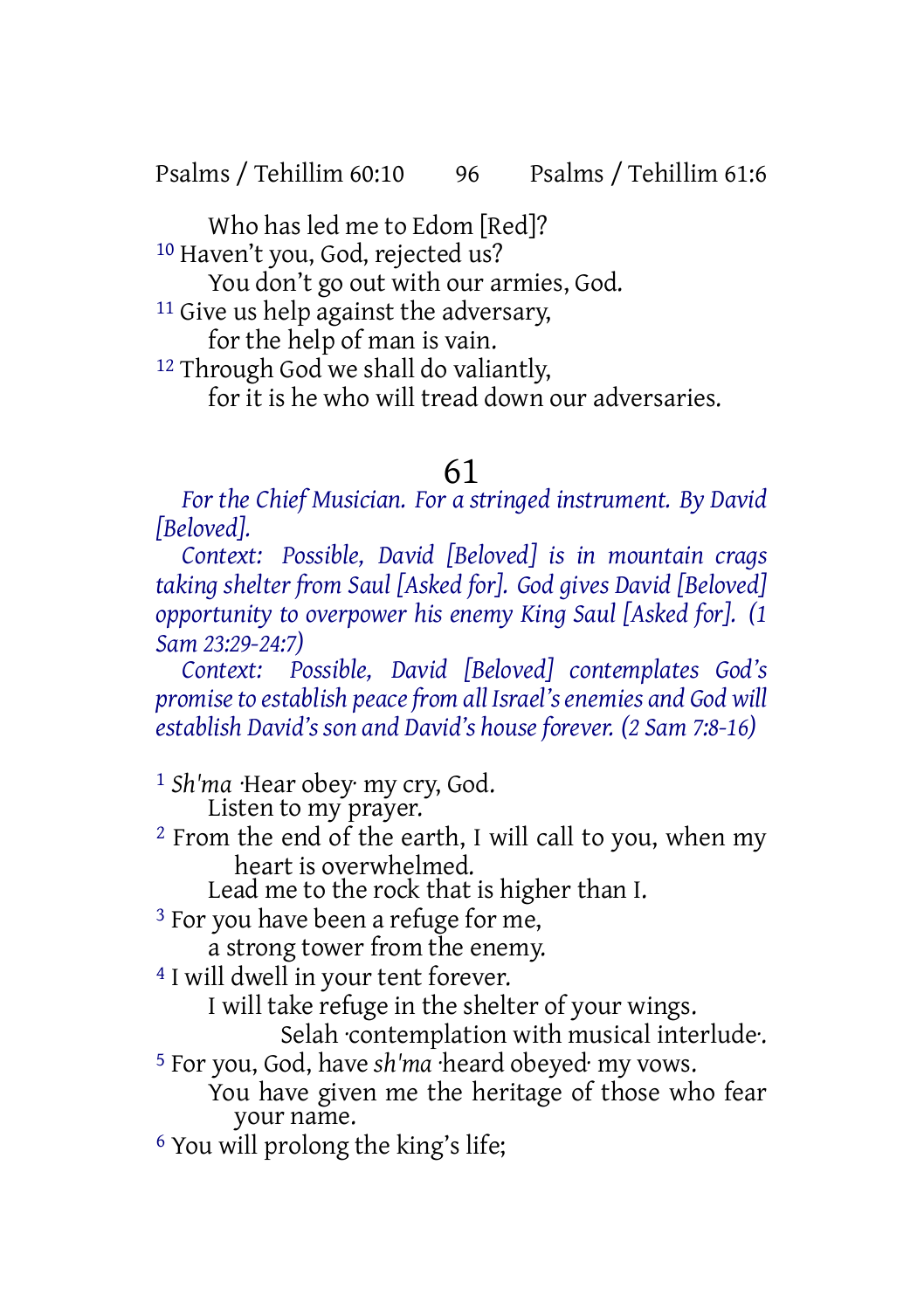Who has led me to Edom [Red]?

10 Haven't you, God, rejected us?
You don't go out with our armies, God.

11 Give us help against the adversary,
for the help of man is vain.

12 Through God we shall do valiantly,
for it is he who will tread down our adversaries.

## 61

*For the Chief Musician. For a stringed instrument. By David [Beloved].*

*Context: Possible, David [Beloved] is in mountain crags taking shelter from Saul [Asked for]. God gives David [Beloved] opportunity to overpower his enemy King Saul [Asked for]. (1 Sam 23:29-24:7)*

*Context: Possible, David [Beloved] contemplates God's promise to establish peace from all Israel's enemies and God will establish David's son and David's house forever. (2 Sam 7:8-16)*

1 *Sh'ma* ·Hear obey· my cry, God.
Listen to my prayer.

2 From the end of the earth, I will call to you, when my heart is overwhelmed.
Lead me to the rock that is higher than I.

3 For you have been a refuge for me,
a strong tower from the enemy.

4 I will dwell in your tent forever.
I will take refuge in the shelter of your wings.
Selah ·contemplation with musical interlude·.

5 For you, God, have *sh'ma* ·heard obeyed· my vows.
You have given me the heritage of those who fear your name.

6 You will prolong the king's life;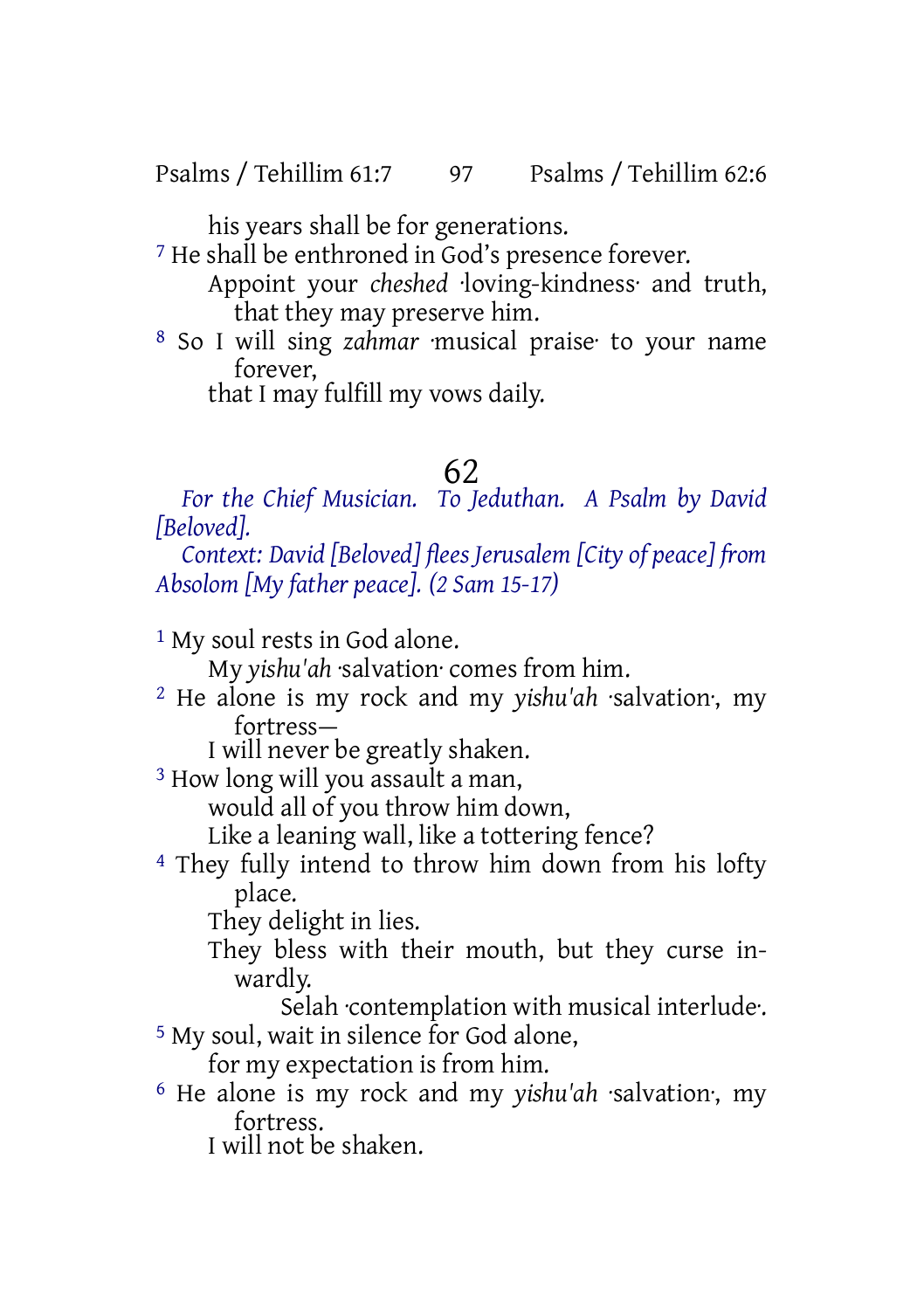his years shall be for generations.

[7] He shall be enthroned in God's presence forever.
Appoint your *cheshed* ·loving-kindness· and truth,
that they may preserve him.

[8] So I will sing *zahmar* ·musical praise· to your name forever,
that I may fulfill my vows daily.

## 62

*For the Chief Musician. To Jeduthan. A Psalm by David [Beloved].*

*Context: David [Beloved] flees Jerusalem [City of peace] from Absolom [My father peace]. (2 Sam 15-17)*

[1] My soul rests in God alone.
My *yishu'ah* ·salvation· comes from him.

[2] He alone is my rock and my *yishu'ah* ·salvation·, my fortress—
I will never be greatly shaken.

[3] How long will you assault a man,
would all of you throw him down,
Like a leaning wall, like a tottering fence?

[4] They fully intend to throw him down from his lofty place.
They delight in lies.
They bless with their mouth, but they curse inwardly.
Selah ·contemplation with musical interlude·.

[5] My soul, wait in silence for God alone,
for my expectation is from him.

[6] He alone is my rock and my *yishu'ah* ·salvation·, my fortress.
I will not be shaken.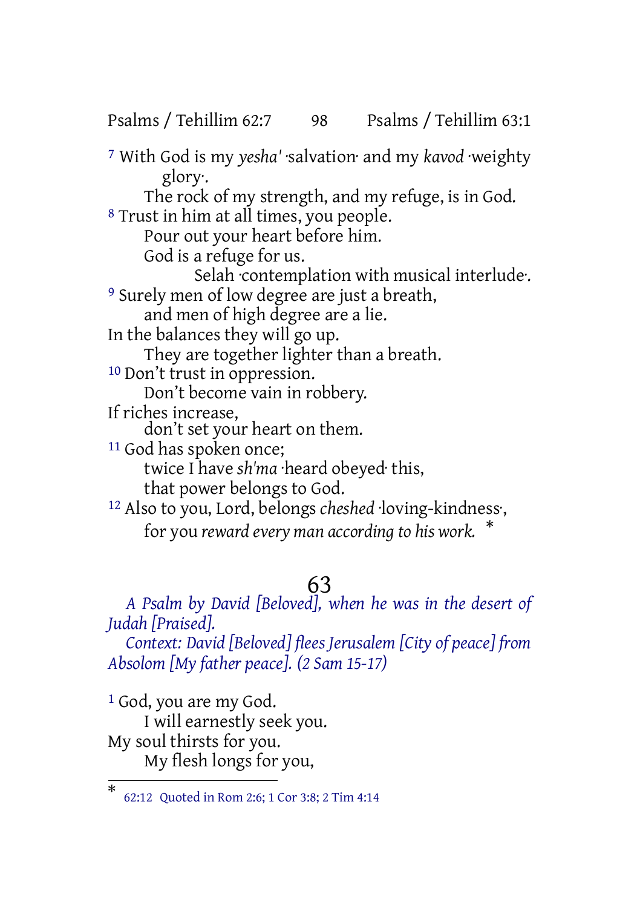[7] With God is my *yesha'* ·salvation· and my *kavod* ·weighty glory·.
The rock of my strength, and my refuge, is in God.
[8] Trust in him at all times, you people.
Pour out your heart before him.
God is a refuge for us.
Selah ·contemplation with musical interlude·.
[9] Surely men of low degree are just a breath,
and men of high degree are a lie.
In the balances they will go up.
They are together lighter than a breath.
[10] Don't trust in oppression.
Don't become vain in robbery.
If riches increase,
don't set your heart on them.
[11] God has spoken once;
twice I have *sh'ma* ·heard obeyed· this,
that power belongs to God.
[12] Also to you, Lord, belongs *cheshed* ·loving-kindness·,
for you *reward every man according to his work.* *

# 63

*A Psalm by David [Beloved], when he was in the desert of Judah [Praised].*

*Context: David [Beloved] flees Jerusalem [City of peace] from Absolom [My father peace]. (2 Sam 15-17)*

[1] God, you are my God.
I will earnestly seek you.
My soul thirsts for you.
My flesh longs for you,

---

* 62:12 Quoted in Rom 2:6; 1 Cor 3:8; 2 Tim 4:14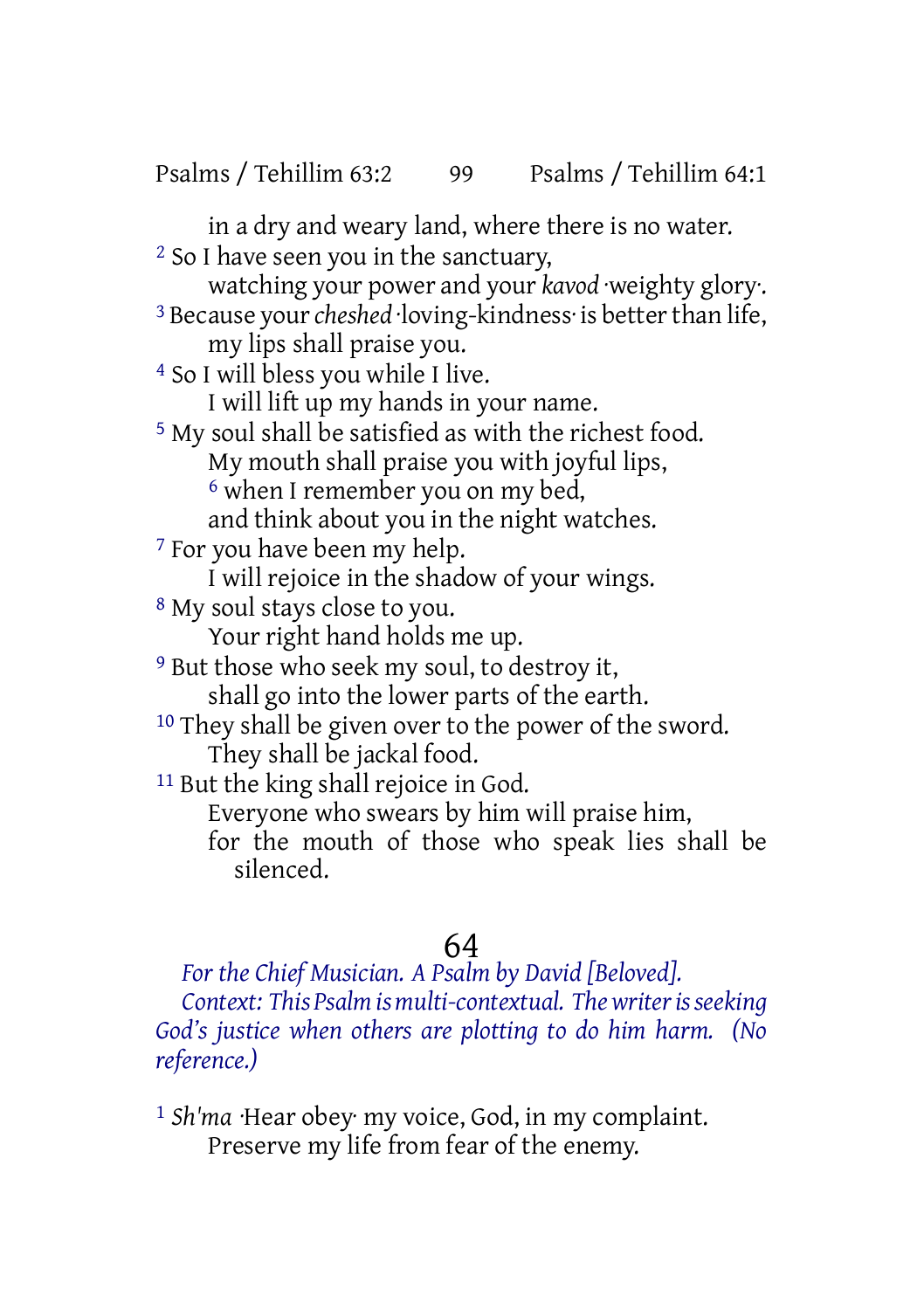in a dry and weary land, where there is no water.
[2] So I have seen you in the sanctuary,
watching your power and your *kavod* ·weighty glory·.
[3] Because your *cheshed* ·loving-kindness· is better than life,
my lips shall praise you.
[4] So I will bless you while I live.
I will lift up my hands in your name.
[5] My soul shall be satisfied as with the richest food.
My mouth shall praise you with joyful lips,
[6] when I remember you on my bed,
and think about you in the night watches.
[7] For you have been my help.
I will rejoice in the shadow of your wings.
[8] My soul stays close to you.
Your right hand holds me up.
[9] But those who seek my soul, to destroy it,
shall go into the lower parts of the earth.
[10] They shall be given over to the power of the sword.
They shall be jackal food.
[11] But the king shall rejoice in God.
Everyone who swears by him will praise him,
for the mouth of those who speak lies shall be silenced.

## 64

*For the Chief Musician. A Psalm by David [Beloved].*
*Context: This Psalm is multi-contextual. The writer is seeking God's justice when others are plotting to do him harm. (No reference.)*

[1] *Sh'ma* ·Hear obey· my voice, God, in my complaint.
Preserve my life from fear of the enemy.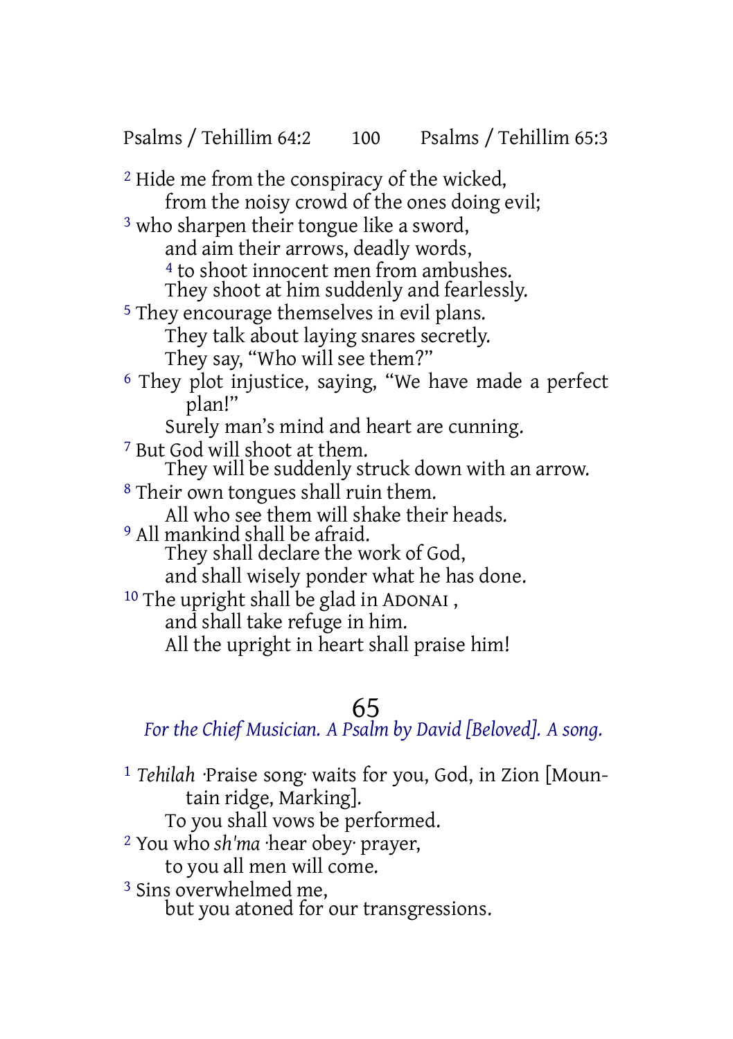[2] Hide me from the conspiracy of the wicked,
from the noisy crowd of the ones doing evil;
[3] who sharpen their tongue like a sword,
and aim their arrows, deadly words,
[4] to shoot innocent men from ambushes.
They shoot at him suddenly and fearlessly.
[5] They encourage themselves in evil plans.
They talk about laying snares secretly.
They say, “Who will see them?”
[6] They plot injustice, saying, “We have made a perfect plan!”
Surely man’s mind and heart are cunning.
[7] But God will shoot at them.
They will be suddenly struck down with an arrow.
[8] Their own tongues shall ruin them.
All who see them will shake their heads.
[9] All mankind shall be afraid.
They shall declare the work of God,
and shall wisely ponder what he has done.
[10] The upright shall be glad in ADONAI ,
and shall take refuge in him.
All the upright in heart shall praise him!

## 65

*For the Chief Musician. A Psalm by David [Beloved]. A song.*

[1] *Tehilah* ·Praise song· waits for you, God, in Zion [Mountain ridge, Marking].
To you shall vows be performed.
[2] You who *sh'ma* ·hear obey· prayer,
to you all men will come.
[3] Sins overwhelmed me,
but you atoned for our transgressions.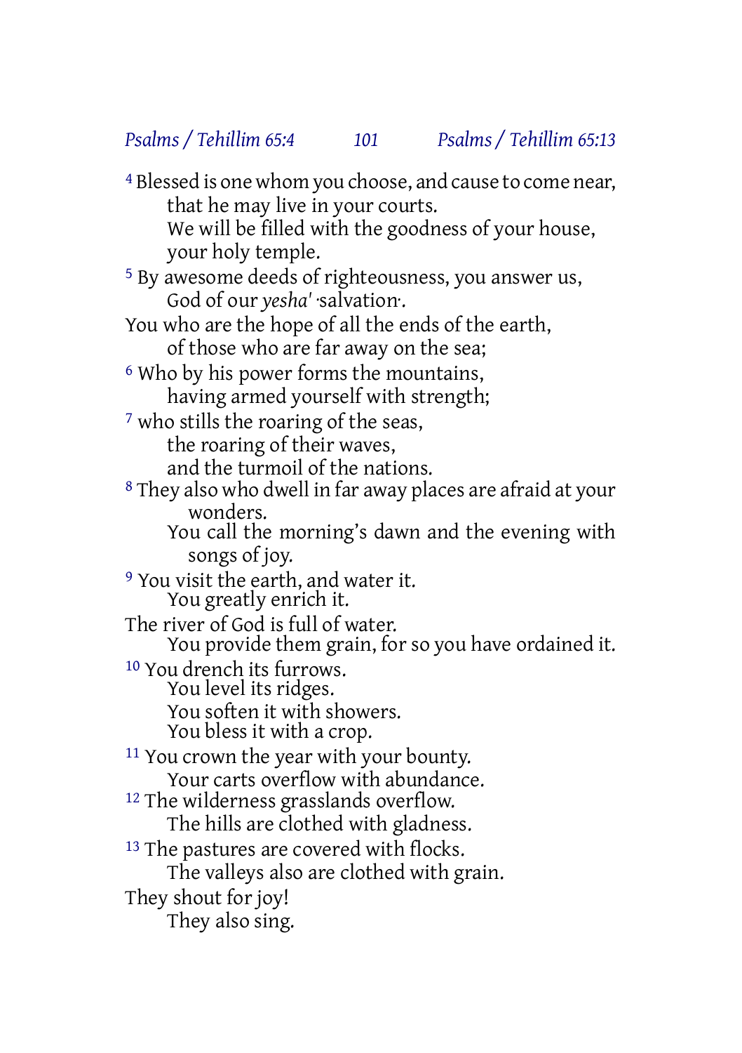[4] Blessed is one whom you choose, and cause to come near,
that he may live in your courts.
We will be filled with the goodness of your house,
your holy temple.

[5] By awesome deeds of righteousness, you answer us,
God of our *yesha'* ·salvation·.
You who are the hope of all the ends of the earth,
of those who are far away on the sea;

[6] Who by his power forms the mountains,
having armed yourself with strength;

[7] who stills the roaring of the seas,
the roaring of their waves,
and the turmoil of the nations.

[8] They also who dwell in far away places are afraid at your wonders.
You call the morning's dawn and the evening with songs of joy.

[9] You visit the earth, and water it.
You greatly enrich it.
The river of God is full of water.
You provide them grain, for so you have ordained it.

[10] You drench its furrows.
You level its ridges.
You soften it with showers.
You bless it with a crop.

[11] You crown the year with your bounty.
Your carts overflow with abundance.

[12] The wilderness grasslands overflow.
The hills are clothed with gladness.

[13] The pastures are covered with flocks.
The valleys also are clothed with grain.
They shout for joy!
They also sing.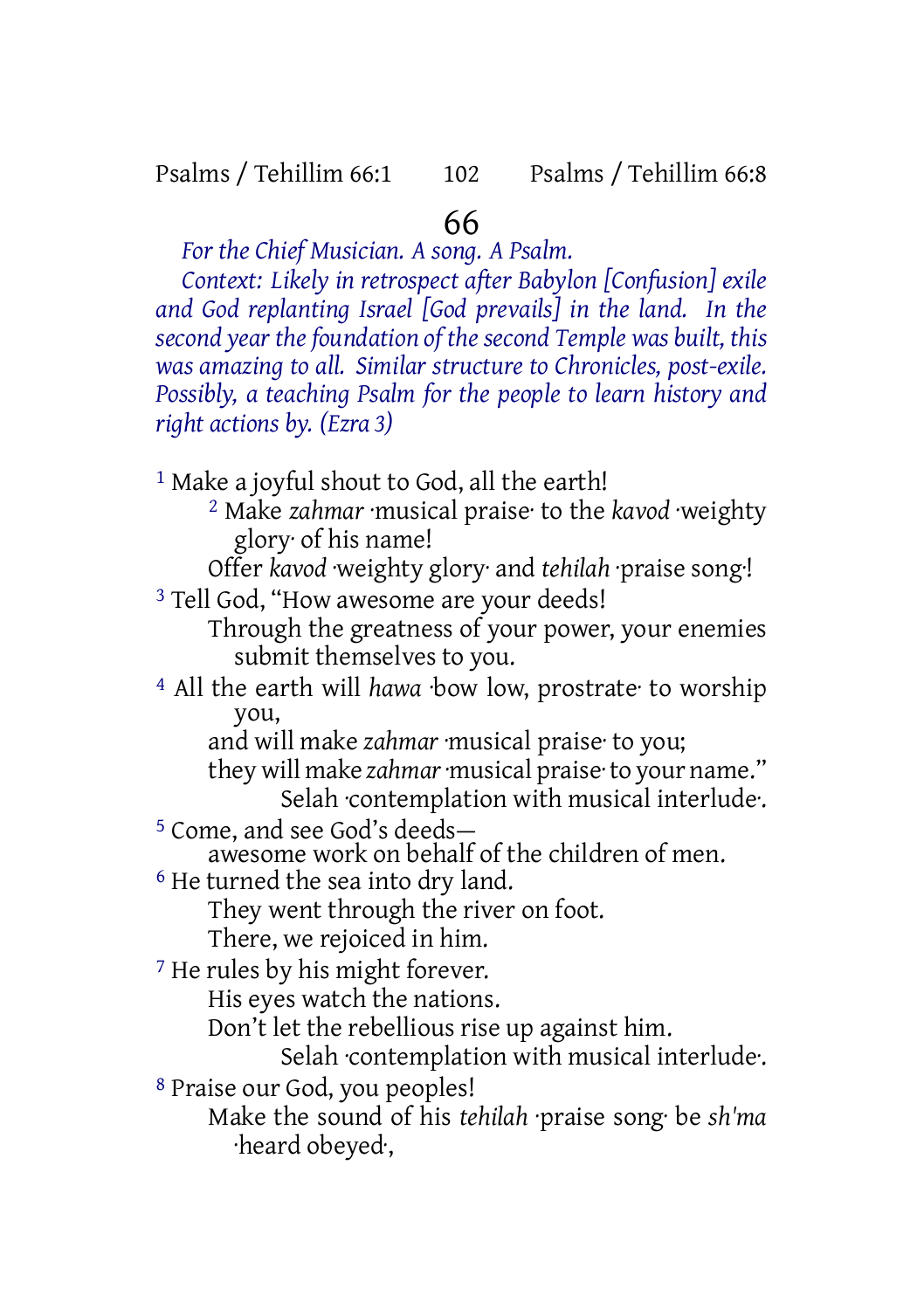# 66

*For the Chief Musician. A song. A Psalm.*

*Context: Likely in retrospect after Babylon [Confusion] exile and God replanting Israel [God prevails] in the land. In the second year the foundation of the second Temple was built, this was amazing to all. Similar structure to Chronicles, post-exile. Possibly, a teaching Psalm for the people to learn history and right actions by. (Ezra 3)*

[1] Make a joyful shout to God, all the earth!
[2] Make *zahmar* ·musical praise· to the *kavod* ·weighty glory· of his name!
Offer *kavod* ·weighty glory· and *tehilah* ·praise song·!
[3] Tell God, "How awesome are your deeds!
Through the greatness of your power, your enemies submit themselves to you.
[4] All the earth will *hawa* ·bow low, prostrate· to worship you,
and will make *zahmar* ·musical praise· to you;
they will make *zahmar* ·musical praise· to your name."
Selah ·contemplation with musical interlude·.
[5] Come, and see God's deeds—
awesome work on behalf of the children of men.
[6] He turned the sea into dry land.
They went through the river on foot.
There, we rejoiced in him.
[7] He rules by his might forever.
His eyes watch the nations.
Don't let the rebellious rise up against him.
Selah ·contemplation with musical interlude·.
[8] Praise our God, you peoples!
Make the sound of his *tehilah* ·praise song· be *sh'ma* ·heard obeyed·,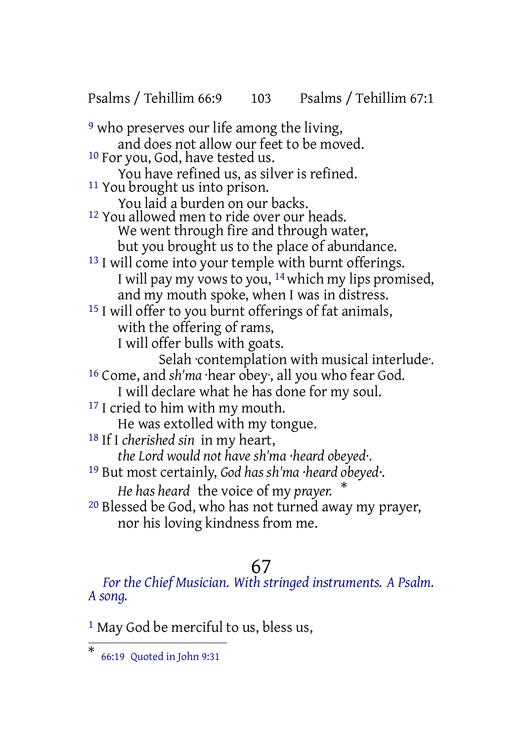[9] who preserves our life among the living,
and does not allow our feet to be moved.
[10] For you, God, have tested us.
You have refined us, as silver is refined.
[11] You brought us into prison.
You laid a burden on our backs.
[12] You allowed men to ride over our heads.
We went through fire and through water,
but you brought us to the place of abundance.
[13] I will come into your temple with burnt offerings.
I will pay my vows to you, [14] which my lips promised,
and my mouth spoke, when I was in distress.
[15] I will offer to you burnt offerings of fat animals,
with the offering of rams,
I will offer bulls with goats.
Selah ·contemplation with musical interlude·.
[16] Come, and *sh'ma* ·hear obey·, all you who fear God.
I will declare what he has done for my soul.
[17] I cried to him with my mouth.
He was extolled with my tongue.
[18] If I *cherished sin* in my heart,
*the Lord would not have sh'ma ·heard obeyed·.*
[19] But most certainly, *God has sh'ma ·heard obeyed·.*
*He has heard* the voice of my *prayer.* *
[20] Blessed be God, who has not turned away my prayer,
nor his loving kindness from me.

# 67

*For the Chief Musician. With stringed instruments. A Psalm. A song.*

[1] May God be merciful to us, bless us,

---

\* 66:19 Quoted in John 9:31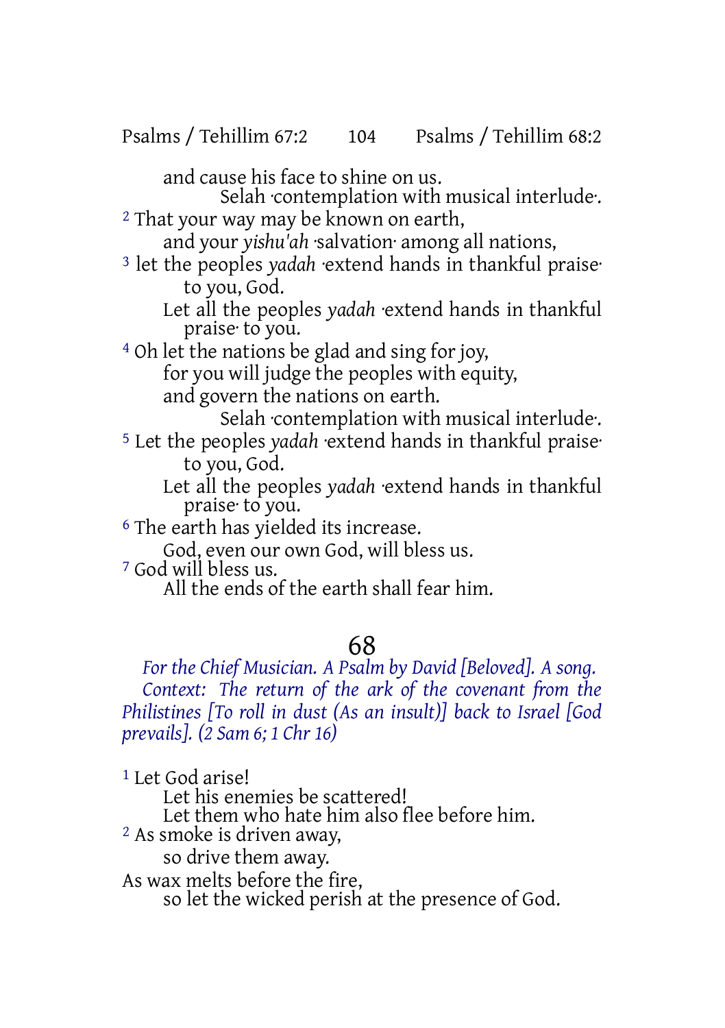and cause his face to shine on us.
Selah ·contemplation with musical interlude·.

[2] That your way may be known on earth,
and your *yishu'ah* ·salvation· among all nations,

[3] let the peoples *yadah* ·extend hands in thankful praise· to you, God.
Let all the peoples *yadah* ·extend hands in thankful praise· to you.

[4] Oh let the nations be glad and sing for joy,
for you will judge the peoples with equity,
and govern the nations on earth.
Selah ·contemplation with musical interlude·.

[5] Let the peoples *yadah* ·extend hands in thankful praise· to you, God.
Let all the peoples *yadah* ·extend hands in thankful praise· to you.

[6] The earth has yielded its increase.
God, even our own God, will bless us.

[7] God will bless us.
All the ends of the earth shall fear him.

# 68

*For the Chief Musician. A Psalm by David [Beloved]. A song. Context: The return of the ark of the covenant from the Philistines [To roll in dust (As an insult)] back to Israel [God prevails]. (2 Sam 6; 1 Chr 16)*

[1] Let God arise!
Let his enemies be scattered!
Let them who hate him also flee before him.

[2] As smoke is driven away,
so drive them away.
As wax melts before the fire,
so let the wicked perish at the presence of God.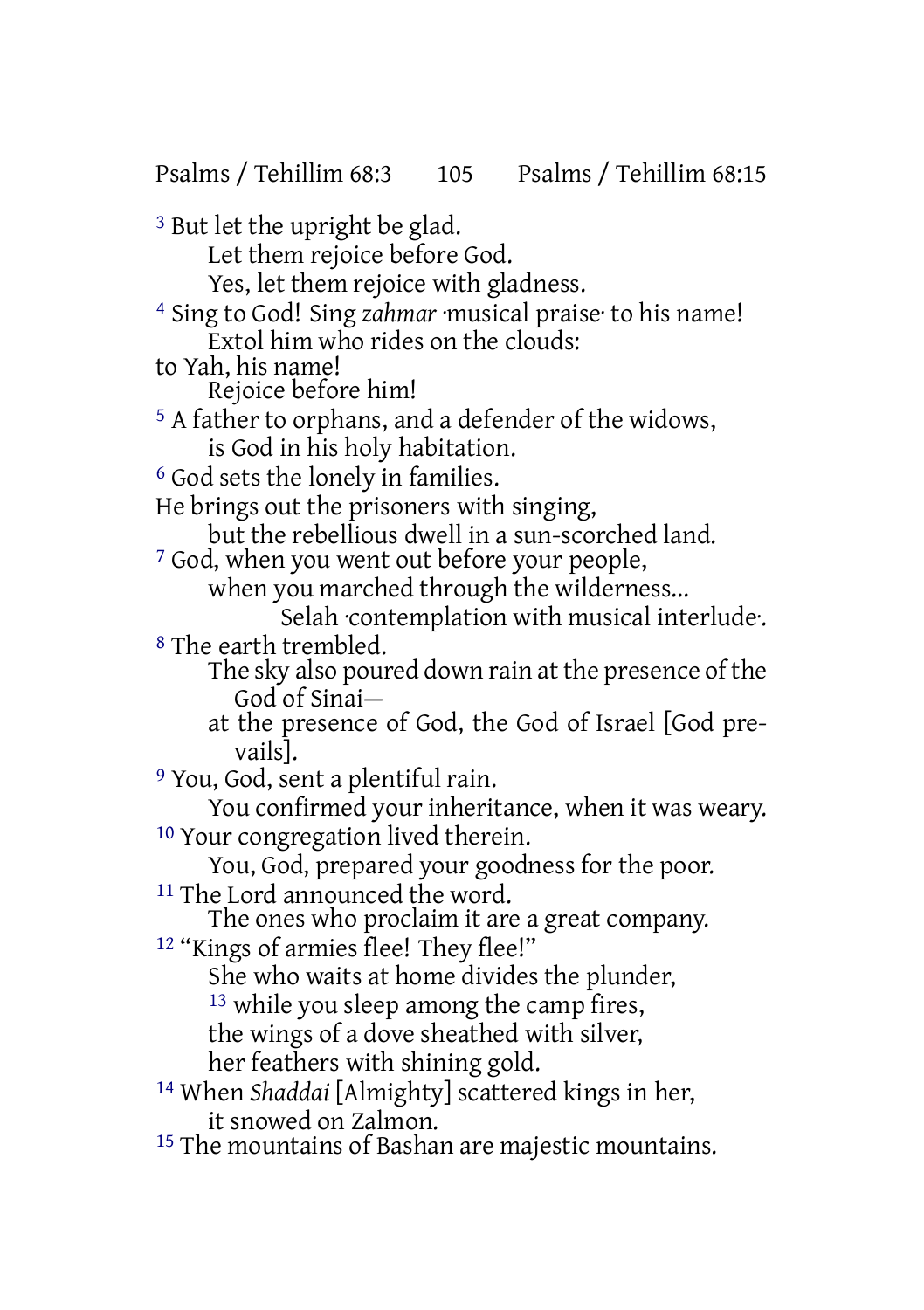[3] But let the upright be glad.
Let them rejoice before God.
Yes, let them rejoice with gladness.
[4] Sing to God! Sing *zahmar* ·musical praise· to his name!
Extol him who rides on the clouds:
to Yah, his name!
Rejoice before him!
[5] A father to orphans, and a defender of the widows,
is God in his holy habitation.
[6] God sets the lonely in families.
He brings out the prisoners with singing,
but the rebellious dwell in a sun-scorched land.
[7] God, when you went out before your people,
when you marched through the wilderness...
Selah ·contemplation with musical interlude·.
[8] The earth trembled.
The sky also poured down rain at the presence of the God of Sinai—
at the presence of God, the God of Israel [God prevails].
[9] You, God, sent a plentiful rain.
You confirmed your inheritance, when it was weary.
[10] Your congregation lived therein.
You, God, prepared your goodness for the poor.
[11] The Lord announced the word.
The ones who proclaim it are a great company.
[12] "Kings of armies flee! They flee!"
She who waits at home divides the plunder,
[13] while you sleep among the camp fires,
the wings of a dove sheathed with silver,
her feathers with shining gold.
[14] When *Shaddai* [Almighty] scattered kings in her,
it snowed on Zalmon.
[15] The mountains of Bashan are majestic mountains.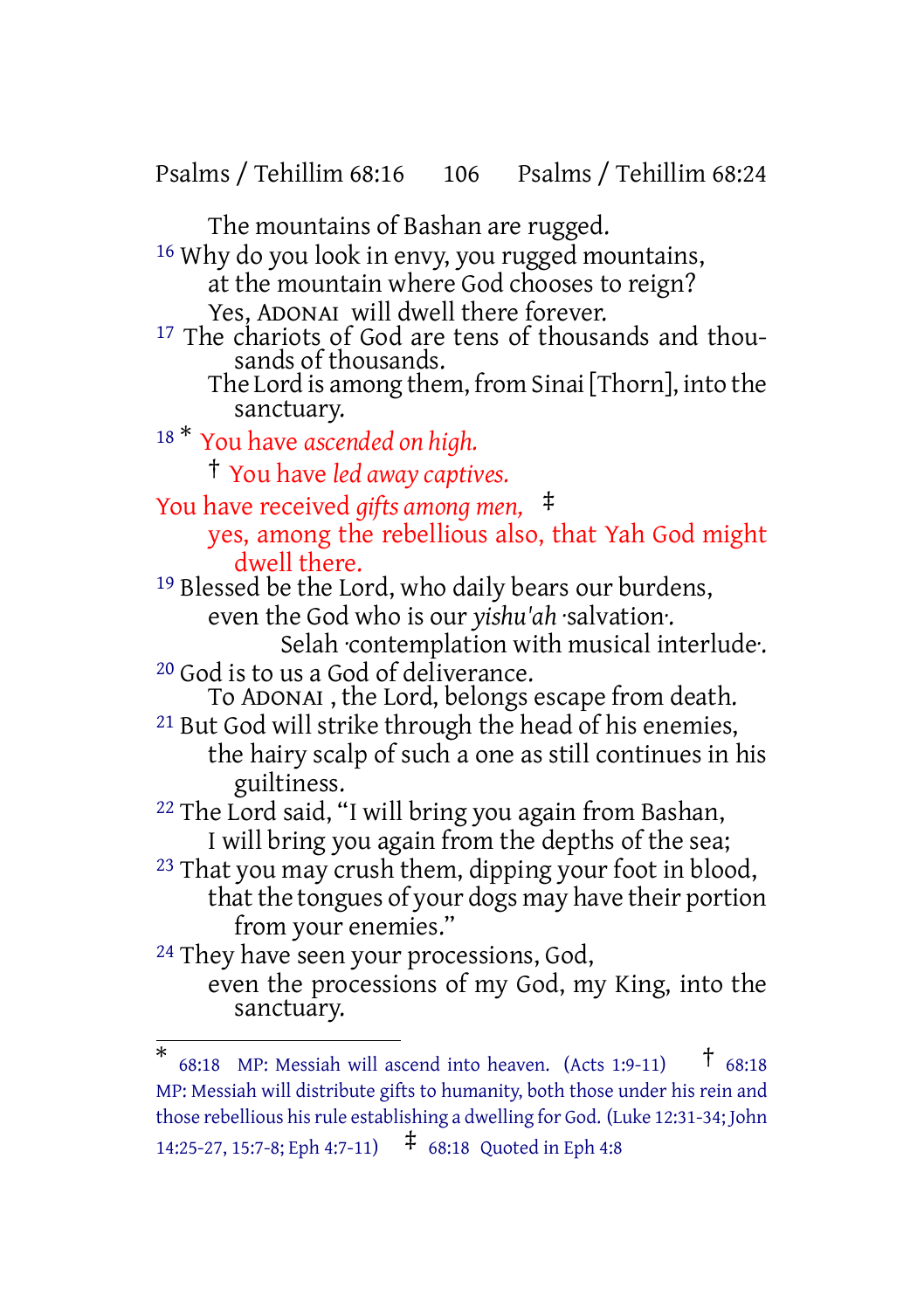The mountains of Bashan are rugged.

[16] Why do you look in envy, you rugged mountains,
at the mountain where God chooses to reign?
Yes, ADONAI will dwell there forever.

[17] The chariots of God are tens of thousands and thousands of thousands.
The Lord is among them, from Sinai [Thorn], into the sanctuary.

[18] * You have *ascended on high.*
† You have *led away captives.*
You have received *gifts among men,* ‡
yes, among the rebellious also, that Yah God might dwell there.

[19] Blessed be the Lord, who daily bears our burdens,
even the God who is our *yishu'ah* ·salvation·.
Selah ·contemplation with musical interlude·.

[20] God is to us a God of deliverance.
To ADONAI , the Lord, belongs escape from death.

[21] But God will strike through the head of his enemies,
the hairy scalp of such a one as still continues in his guiltiness.

[22] The Lord said, "I will bring you again from Bashan,
I will bring you again from the depths of the sea;

[23] That you may crush them, dipping your foot in blood,
that the tongues of your dogs may have their portion from your enemies."

[24] They have seen your processions, God,
even the processions of my God, my King, into the sanctuary.

---

* 68:18 MP: Messiah will ascend into heaven. (Acts 1:9-11) † 68:18 MP: Messiah will distribute gifts to humanity, both those under his rein and those rebellious his rule establishing a dwelling for God. (Luke 12:31-34; John 14:25-27, 15:7-8; Eph 4:7-11) ‡ 68:18 Quoted in Eph 4:8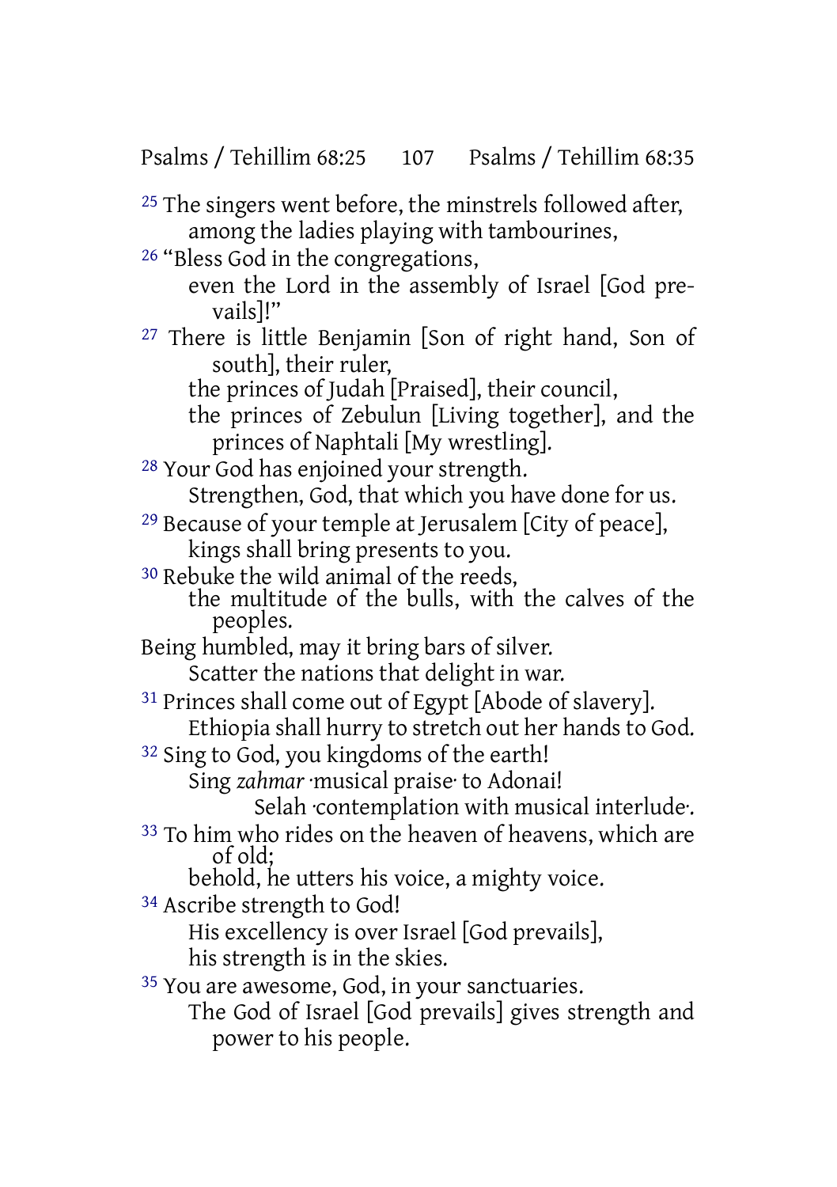[25] The singers went before, the minstrels followed after,
among the ladies playing with tambourines,

[26] "Bless God in the congregations,
even the Lord in the assembly of Israel [God prevails]!"

[27] There is little Benjamin [Son of right hand, Son of south], their ruler,
the princes of Judah [Praised], their council,
the princes of Zebulun [Living together], and the princes of Naphtali [My wrestling].

[28] Your God has enjoined your strength.
Strengthen, God, that which you have done for us.

[29] Because of your temple at Jerusalem [City of peace],
kings shall bring presents to you.

[30] Rebuke the wild animal of the reeds,
the multitude of the bulls, with the calves of the peoples.
Being humbled, may it bring bars of silver.
Scatter the nations that delight in war.

[31] Princes shall come out of Egypt [Abode of slavery].
Ethiopia shall hurry to stretch out her hands to God.

[32] Sing to God, you kingdoms of the earth!
Sing *zahmar* ·musical praise· to Adonai!
Selah ·contemplation with musical interlude·.

[33] To him who rides on the heaven of heavens, which are of old;
behold, he utters his voice, a mighty voice.

[34] Ascribe strength to God!
His excellency is over Israel [God prevails],
his strength is in the skies.

[35] You are awesome, God, in your sanctuaries.
The God of Israel [God prevails] gives strength and power to his people.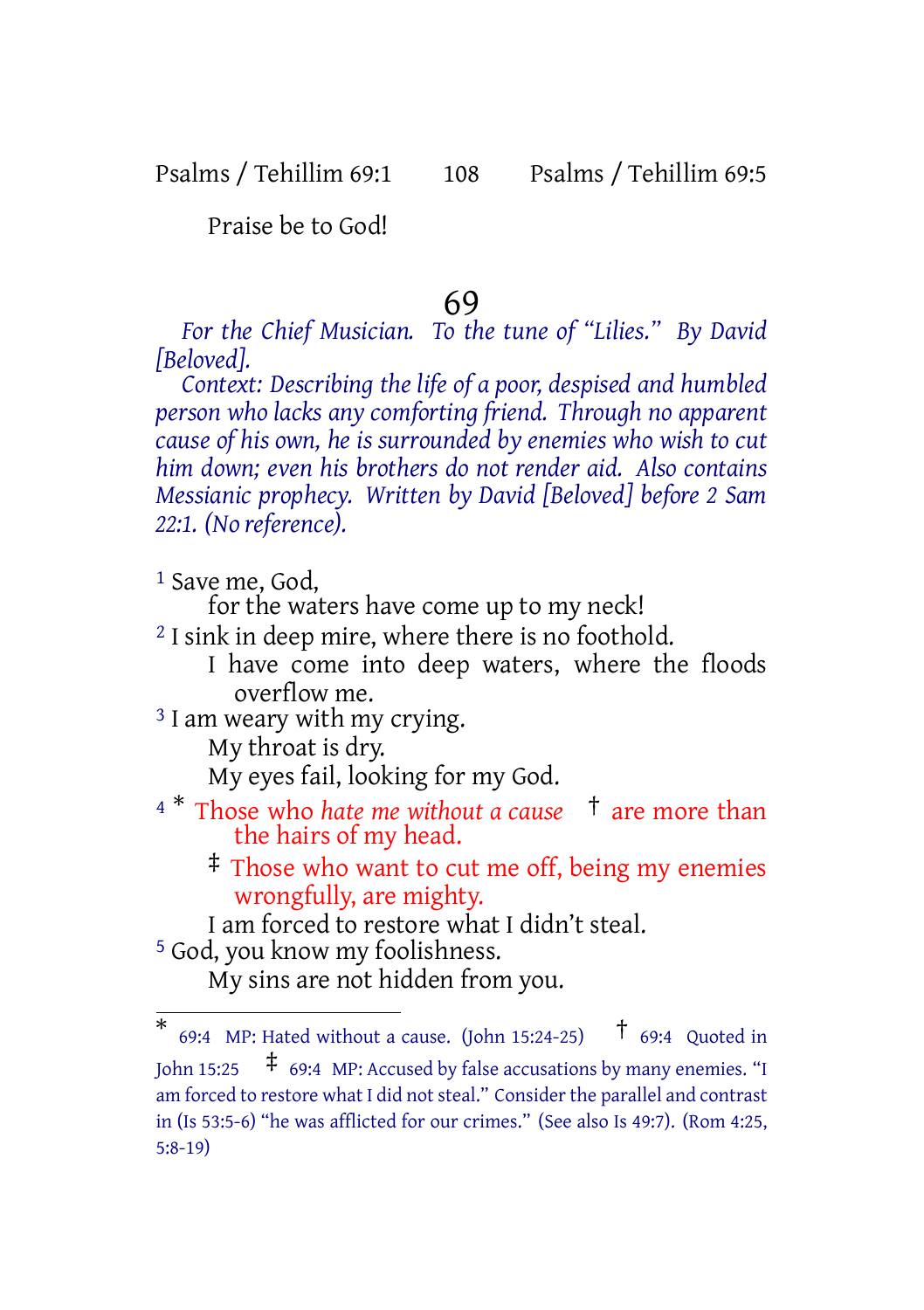Praise be to God!

# 69

*For the Chief Musician. To the tune of "Lilies." By David [Beloved].*

*Context: Describing the life of a poor, despised and humbled person who lacks any comforting friend. Through no apparent cause of his own, he is surrounded by enemies who wish to cut him down; even his brothers do not render aid. Also contains Messianic prophecy. Written by David [Beloved] before 2 Sam 22:1. (No reference).*

[1] Save me, God,
for the waters have come up to my neck!

[2] I sink in deep mire, where there is no foothold.
I have come into deep waters, where the floods overflow me.

[3] I am weary with my crying.
My throat is dry.
My eyes fail, looking for my God.

[4] * Those who *hate me without a cause* † are more than the hairs of my head.
‡ Those who want to cut me off, being my enemies wrongfully, are mighty.
I am forced to restore what I didn't steal.

[5] God, you know my foolishness.
My sins are not hidden from you.

---

* 69:4 MP: Hated without a cause. (John 15:24-25) † 69:4 Quoted in John 15:25 ‡ 69:4 MP: Accused by false accusations by many enemies. "I am forced to restore what I did not steal." Consider the parallel and contrast in (Is 53:5-6) "he was afflicted for our crimes." (See also Is 49:7). (Rom 4:25, 5:8-19)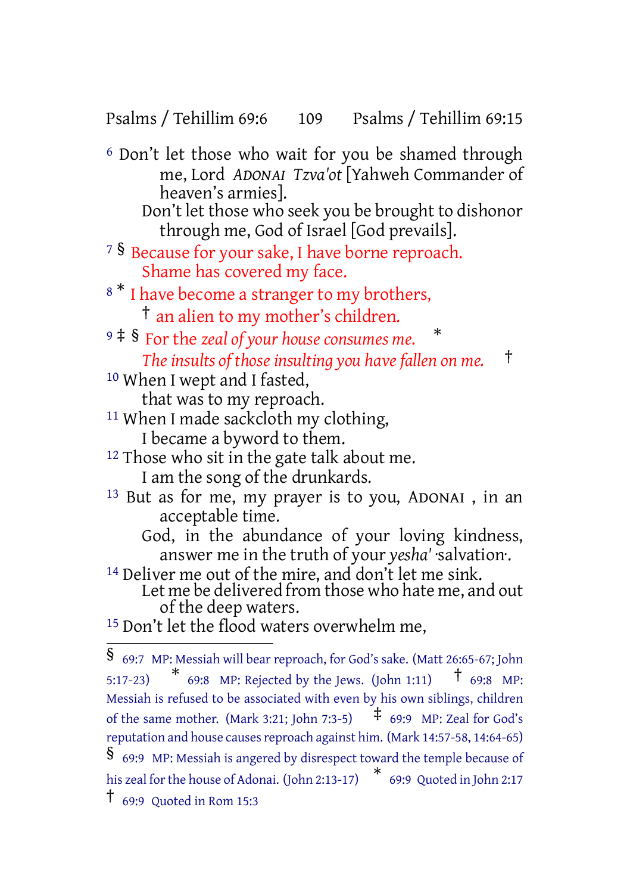6 Don't let those who wait for you be shamed through me, Lord *ADONAI Tzva'ot* [Yahweh Commander of heaven's armies].
Don't let those who seek you be brought to dishonor through me, God of Israel [God prevails].

7 § Because for your sake, I have borne reproach.
Shame has covered my face.

8 * I have become a stranger to my brothers,
† an alien to my mother's children.

9 ‡ § For the *zeal of your house consumes me.* *
*The insults of those insulting you have fallen on me.* †

10 When I wept and I fasted,
that was to my reproach.

11 When I made sackcloth my clothing,
I became a byword to them.

12 Those who sit in the gate talk about me.
I am the song of the drunkards.

13 But as for me, my prayer is to you, ADONAI , in an acceptable time.
God, in the abundance of your loving kindness, answer me in the truth of your *yesha'* ·salvation·.

14 Deliver me out of the mire, and don't let me sink.
Let me be delivered from those who hate me, and out of the deep waters.

15 Don't let the flood waters overwhelm me,

---

§ 69:7 MP: Messiah will bear reproach, for God's sake. (Matt 26:65-67; John 5:17-23) * 69:8 MP: Rejected by the Jews. (John 1:11) † 69:8 MP: Messiah is refused to be associated with even by his own siblings, children of the same mother. (Mark 3:21; John 7:3-5) ‡ 69:9 MP: Zeal for God's reputation and house causes reproach against him. (Mark 14:57-58, 14:64-65) § 69:9 MP: Messiah is angered by disrespect toward the temple because of his zeal for the house of Adonai. (John 2:13-17) * 69:9 Quoted in John 2:17 † 69:9 Quoted in Rom 15:3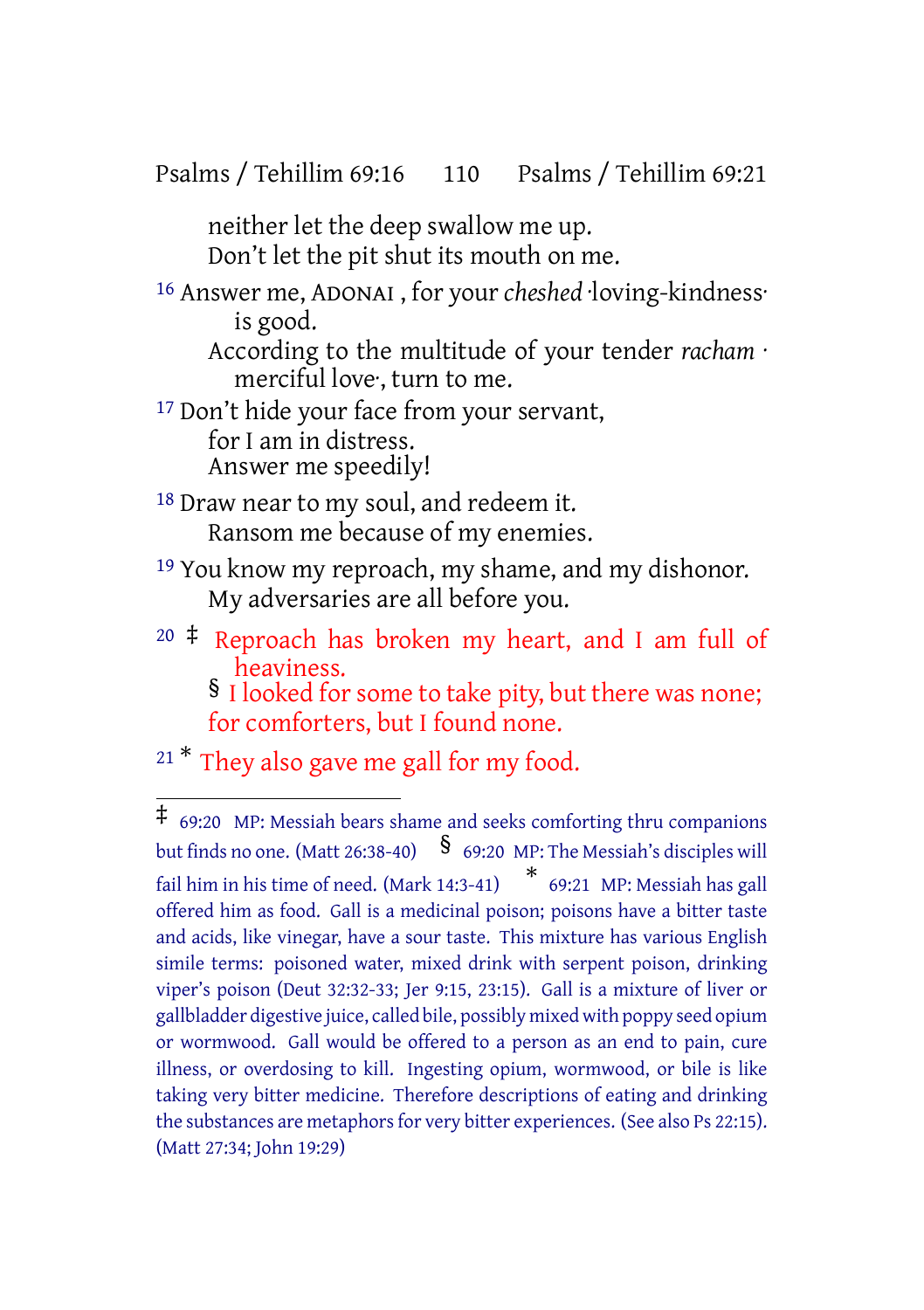neither let the deep swallow me up.
Don't let the pit shut its mouth on me.

16 Answer me, ADONAI , for your *cheshed* ·loving-kindness· is good.
According to the multitude of your tender *racham* · merciful love·, turn to me.

17 Don't hide your face from your servant,
for I am in distress.
Answer me speedily!

18 Draw near to my soul, and redeem it.
Ransom me because of my enemies.

19 You know my reproach, my shame, and my dishonor.
My adversaries are all before you.

20 ‡ Reproach has broken my heart, and I am full of heaviness.
§ I looked for some to take pity, but there was none;
for comforters, but I found none.

21 * They also gave me gall for my food.

---

‡ 69:20 MP: Messiah bears shame and seeks comforting thru companions but finds no one. (Matt 26:38-40) § 69:20 MP: The Messiah's disciples will fail him in his time of need. (Mark 14:3-41) * 69:21 MP: Messiah has gall offered him as food. Gall is a medicinal poison; poisons have a bitter taste and acids, like vinegar, have a sour taste. This mixture has various English simile terms: poisoned water, mixed drink with serpent poison, drinking viper's poison (Deut 32:32-33; Jer 9:15, 23:15). Gall is a mixture of liver or gallbladder digestive juice, called bile, possibly mixed with poppy seed opium or wormwood. Gall would be offered to a person as an end to pain, cure illness, or overdosing to kill. Ingesting opium, wormwood, or bile is like taking very bitter medicine. Therefore descriptions of eating and drinking the substances are metaphors for very bitter experiences. (See also Ps 22:15). (Matt 27:34; John 19:29)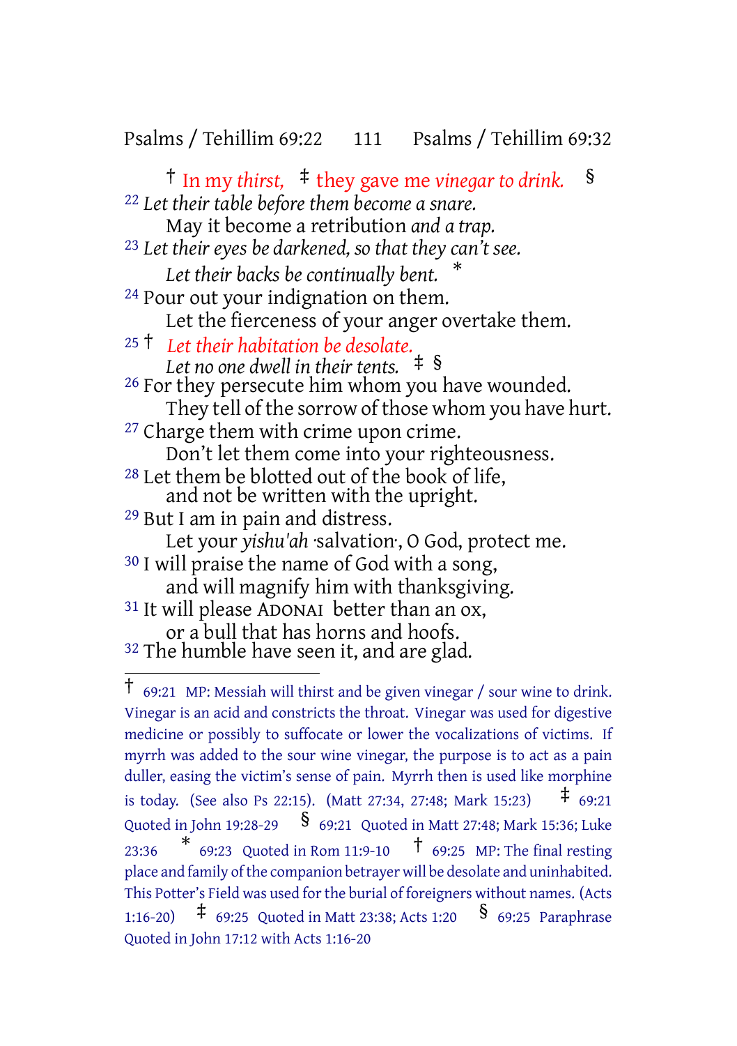† In my *thirst,* ‡ they gave me *vinegar to drink.* §

[22] *Let their table before them become a snare.*
May it become a retribution *and a trap.*

[23] *Let their eyes be darkened, so that they can't see.*
*Let their backs be continually bent.* *

[24] Pour out your indignation on them.
Let the fierceness of your anger overtake them.

[25] † *Let their habitation be desolate.*
*Let no one dwell in their tents.* ‡ §

[26] For they persecute him whom you have wounded.
They tell of the sorrow of those whom you have hurt.

[27] Charge them with crime upon crime.
Don't let them come into your righteousness.

[28] Let them be blotted out of the book of life,
and not be written with the upright.

[29] But I am in pain and distress.
Let your *yishu'ah* ·salvation·, O God, protect me.

[30] I will praise the name of God with a song,
and will magnify him with thanksgiving.

[31] It will please ADONAI better than an ox,
or a bull that has horns and hoofs.

[32] The humble have seen it, and are glad.

---

† 69:21 MP: Messiah will thirst and be given vinegar / sour wine to drink. Vinegar is an acid and constricts the throat. Vinegar was used for digestive medicine or possibly to suffocate or lower the vocalizations of victims. If myrrh was added to the sour wine vinegar, the purpose is to act as a pain duller, easing the victim's sense of pain. Myrrh then is used like morphine is today. (See also Ps 22:15). (Matt 27:34, 27:48; Mark 15:23) ‡ 69:21 Quoted in John 19:28-29 § 69:21 Quoted in Matt 27:48; Mark 15:36; Luke 23:36 * 69:23 Quoted in Rom 11:9-10 † 69:25 MP: The final resting place and family of the companion betrayer will be desolate and uninhabited. This Potter's Field was used for the burial of foreigners without names. (Acts 1:16-20) ‡ 69:25 Quoted in Matt 23:38; Acts 1:20 § 69:25 Paraphrase Quoted in John 17:12 with Acts 1:16-20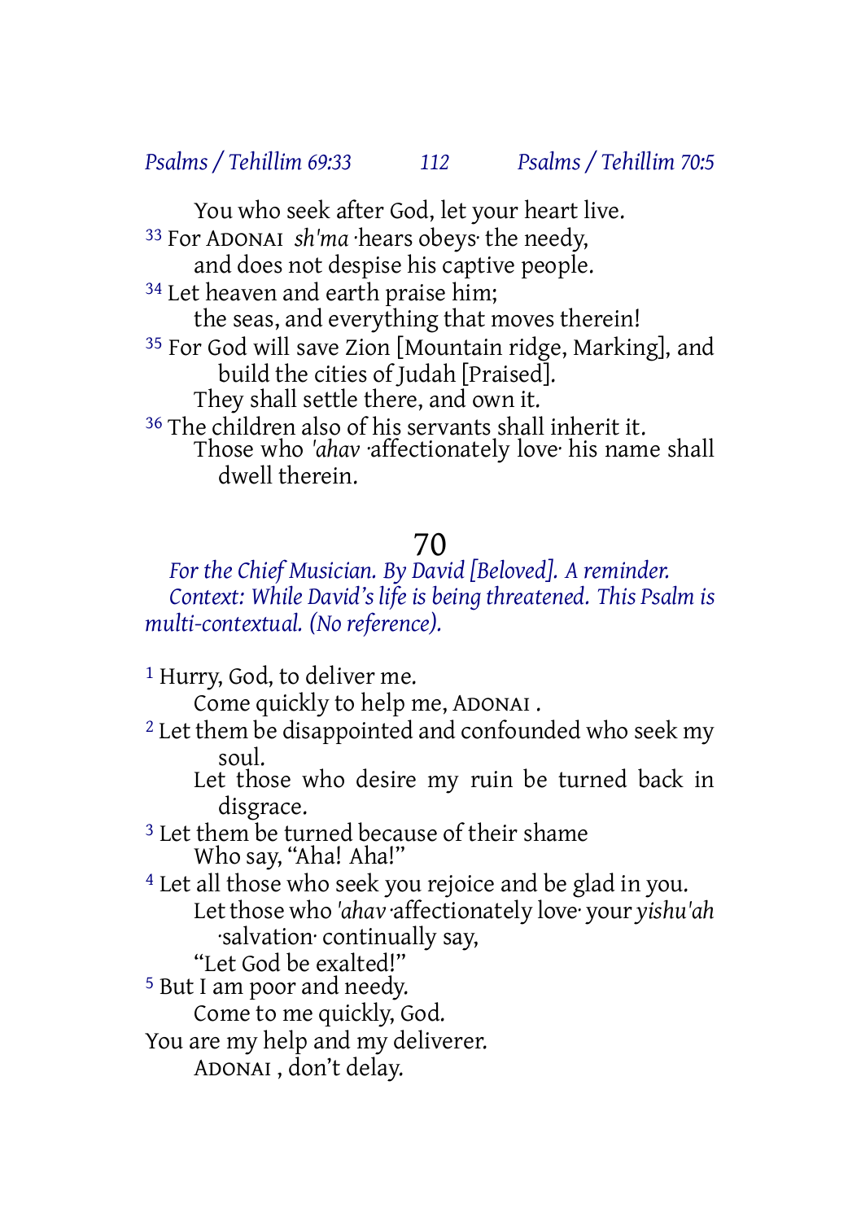You who seek after God, let your heart live.

33 For ADONAI *sh'ma* ·hears obeys· the needy,
and does not despise his captive people.

34 Let heaven and earth praise him;
the seas, and everything that moves therein!

35 For God will save Zion [Mountain ridge, Marking], and build the cities of Judah [Praised].
They shall settle there, and own it.

36 The children also of his servants shall inherit it.
Those who *'ahav* ·affectionately love· his name shall dwell therein.

# 70

*For the Chief Musician. By David [Beloved]. A reminder.*
*Context: While David's life is being threatened. This Psalm is multi-contextual. (No reference).*

1 Hurry, God, to deliver me.
Come quickly to help me, ADONAI .

2 Let them be disappointed and confounded who seek my soul.
Let those who desire my ruin be turned back in disgrace.

3 Let them be turned because of their shame
Who say, "Aha! Aha!"

4 Let all those who seek you rejoice and be glad in you.
Let those who *'ahav* ·affectionately love· your *yishu'ah* ·salvation· continually say,
"Let God be exalted!"

5 But I am poor and needy.
Come to me quickly, God.
You are my help and my deliverer.
ADONAI , don't delay.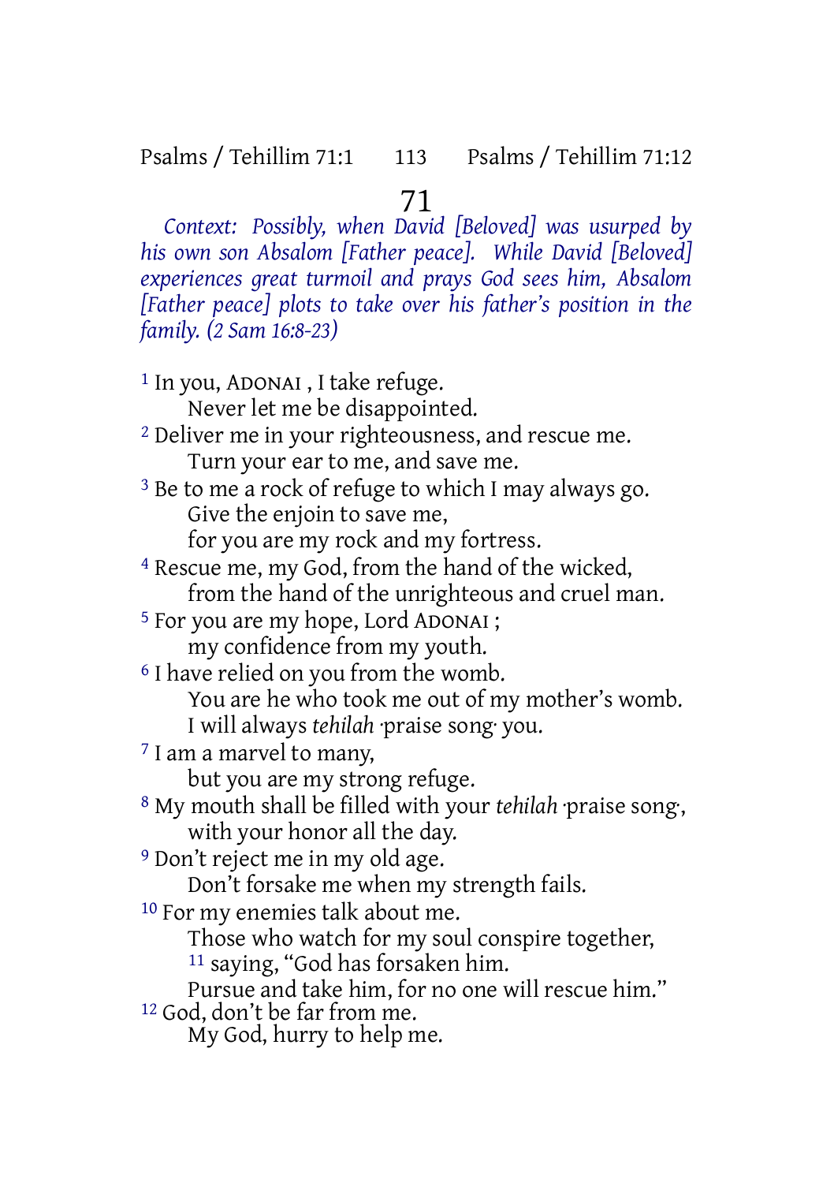# 71

*Context: Possibly, when David [Beloved] was usurped by his own son Absalom [Father peace]. While David [Beloved] experiences great turmoil and prays God sees him, Absalom [Father peace] plots to take over his father's position in the family. (2 Sam 16:8-23)*

1 In you, ADONAI , I take refuge.
Never let me be disappointed.
2 Deliver me in your righteousness, and rescue me.
Turn your ear to me, and save me.
3 Be to me a rock of refuge to which I may always go.
Give the enjoin to save me,
for you are my rock and my fortress.
4 Rescue me, my God, from the hand of the wicked,
from the hand of the unrighteous and cruel man.
5 For you are my hope, Lord ADONAI ;
my confidence from my youth.
6 I have relied on you from the womb.
You are he who took me out of my mother's womb.
I will always *tehilah* ·praise song· you.
7 I am a marvel to many,
but you are my strong refuge.
8 My mouth shall be filled with your *tehilah* ·praise song·,
with your honor all the day.
9 Don't reject me in my old age.
Don't forsake me when my strength fails.
10 For my enemies talk about me.
Those who watch for my soul conspire together,
11 saying, "God has forsaken him.
Pursue and take him, for no one will rescue him."
12 God, don't be far from me.
My God, hurry to help me.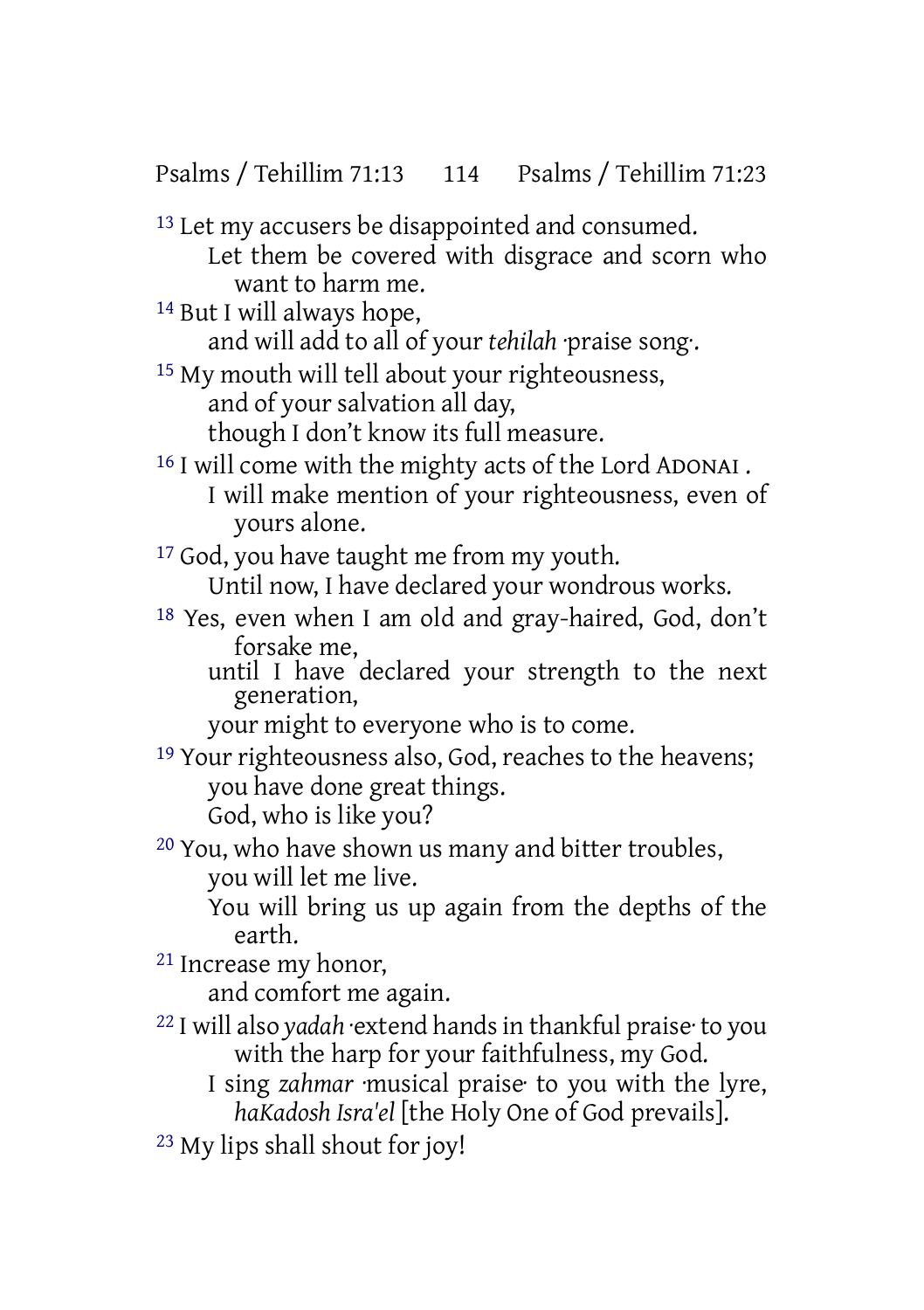[13] Let my accusers be disappointed and consumed.
Let them be covered with disgrace and scorn who want to harm me.

[14] But I will always hope,
and will add to all of your *tehilah* ·praise song·.

[15] My mouth will tell about your righteousness,
and of your salvation all day,
though I don't know its full measure.

[16] I will come with the mighty acts of the Lord ADONAI .
I will make mention of your righteousness, even of yours alone.

[17] God, you have taught me from my youth.
Until now, I have declared your wondrous works.

[18] Yes, even when I am old and gray-haired, God, don't forsake me,
until I have declared your strength to the next generation,
your might to everyone who is to come.

[19] Your righteousness also, God, reaches to the heavens;
you have done great things.
God, who is like you?

[20] You, who have shown us many and bitter troubles,
you will let me live.
You will bring us up again from the depths of the earth.

[21] Increase my honor,
and comfort me again.

[22] I will also *yadah* ·extend hands in thankful praise· to you with the harp for your faithfulness, my God.
I sing *zahmar* ·musical praise· to you with the lyre, *haKadosh Isra'el* [the Holy One of God prevails].

[23] My lips shall shout for joy!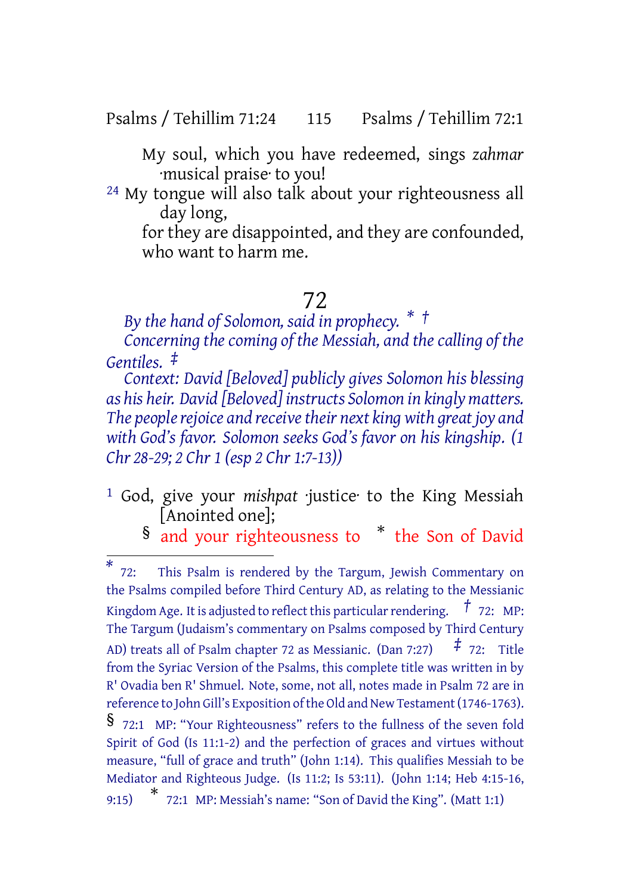My soul, which you have redeemed, sings *zahmar* ·musical praise· to you!

[24] My tongue will also talk about your righteousness all day long,
for they are disappointed, and they are confounded, who want to harm me.

# 72

*By the hand of Solomon, said in prophecy.* [*] [†]
*Concerning the coming of the Messiah, and the calling of the Gentiles.* [‡]
*Context: David [Beloved] publicly gives Solomon his blessing as his heir. David [Beloved] instructs Solomon in kingly matters. The people rejoice and receive their next king with great joy and with God's favor. Solomon seeks God's favor on his kingship. (1 Chr 28-29; 2 Chr 1 (esp 2 Chr 1:7-13))*

[1] God, give your *mishpat* ·justice· to the King Messiah [Anointed one];
[§] and your righteousness to [*] the Son of David

---

[*] 72: This Psalm is rendered by the Targum, Jewish Commentary on the Psalms compiled before Third Century AD, as relating to the Messianic Kingdom Age. It is adjusted to reflect this particular rendering. [†] 72: MP: The Targum (Judaism's commentary on Psalms composed by Third Century AD) treats all of Psalm chapter 72 as Messianic. (Dan 7:27) [‡] 72: Title from the Syriac Version of the Psalms, this complete title was written in by R' Ovadia ben R' Shmuel. Note, some, not all, notes made in Psalm 72 are in reference to John Gill's Exposition of the Old and New Testament (1746-1763).
[§] 72:1 MP: "Your Righteousness" refers to the fullness of the seven fold Spirit of God (Is 11:1-2) and the perfection of graces and virtues without measure, "full of grace and truth" (John 1:14). This qualifies Messiah to be Mediator and Righteous Judge. (Is 11:2; Is 53:11). (John 1:14; Heb 4:15-16, 9:15) [*] 72:1 MP: Messiah's name: "Son of David the King". (Matt 1:1)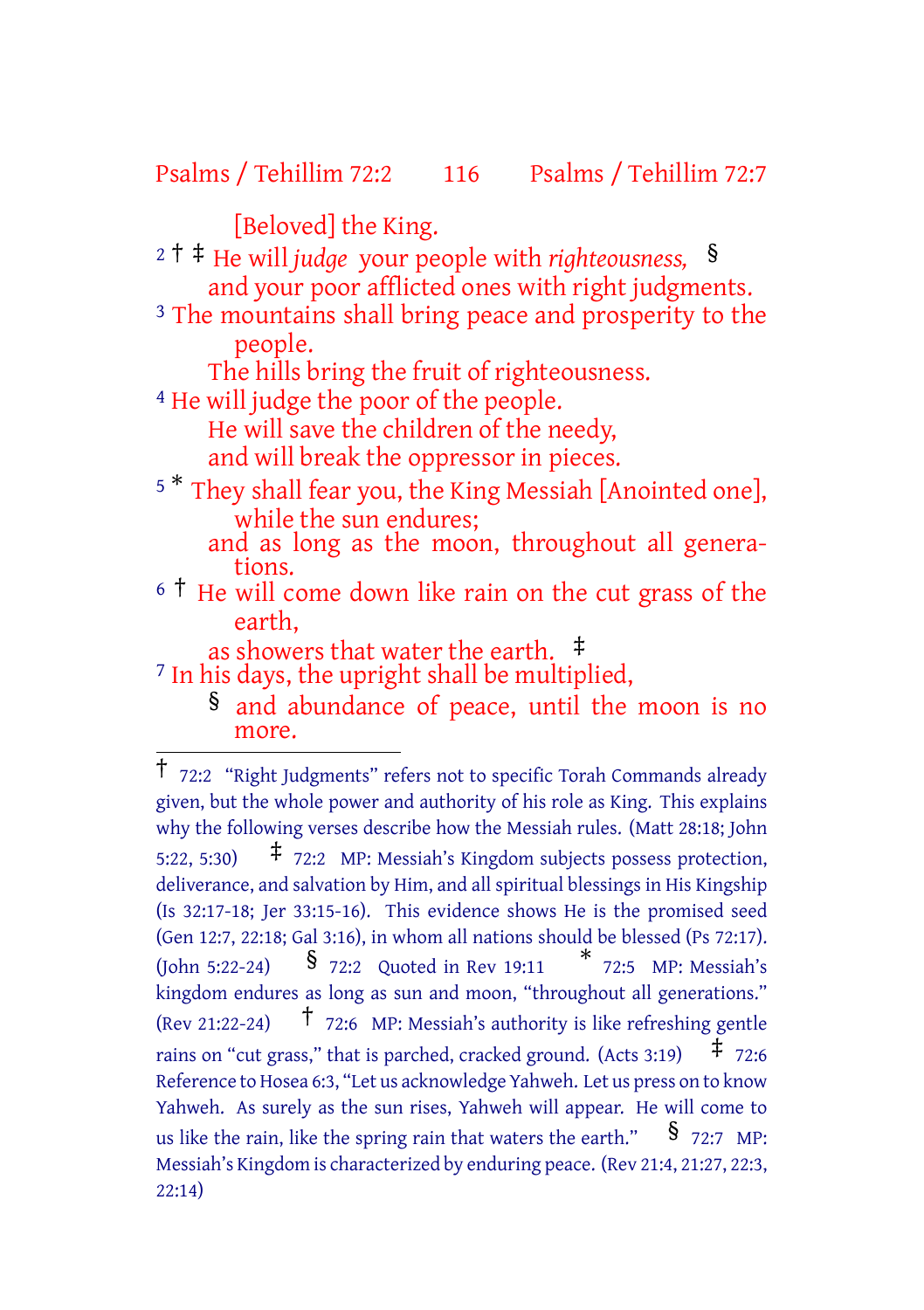[Beloved] the King.

2 † ‡ He will *judge* your people with *righteousness,* §
and your poor afflicted ones with right judgments.

3 The mountains shall bring peace and prosperity to the people.
The hills bring the fruit of righteousness.

4 He will judge the poor of the people.
He will save the children of the needy,
and will break the oppressor in pieces.

5 * They shall fear you, the King Messiah [Anointed one], while the sun endures;
and as long as the moon, throughout all generations.

6 † He will come down like rain on the cut grass of the earth,
as showers that water the earth. ‡

7 In his days, the upright shall be multiplied,
§ and abundance of peace, until the moon is no more.

---

† 72:2 "Right Judgments" refers not to specific Torah Commands already given, but the whole power and authority of his role as King. This explains why the following verses describe how the Messiah rules. (Matt 28:18; John 5:22, 5:30) ‡ 72:2 MP: Messiah's Kingdom subjects possess protection, deliverance, and salvation by Him, and all spiritual blessings in His Kingship (Is 32:17-18; Jer 33:15-16). This evidence shows He is the promised seed (Gen 12:7, 22:18; Gal 3:16), in whom all nations should be blessed (Ps 72:17). (John 5:22-24) § 72:2 Quoted in Rev 19:11 * 72:5 MP: Messiah's kingdom endures as long as sun and moon, "throughout all generations." (Rev 21:22-24) † 72:6 MP: Messiah's authority is like refreshing gentle rains on "cut grass," that is parched, cracked ground. (Acts 3:19) ‡ 72:6 Reference to Hosea 6:3, "Let us acknowledge Yahweh. Let us press on to know Yahweh. As surely as the sun rises, Yahweh will appear. He will come to us like the rain, like the spring rain that waters the earth." § 72:7 MP: Messiah's Kingdom is characterized by enduring peace. (Rev 21:4, 21:27, 22:3, 22:14)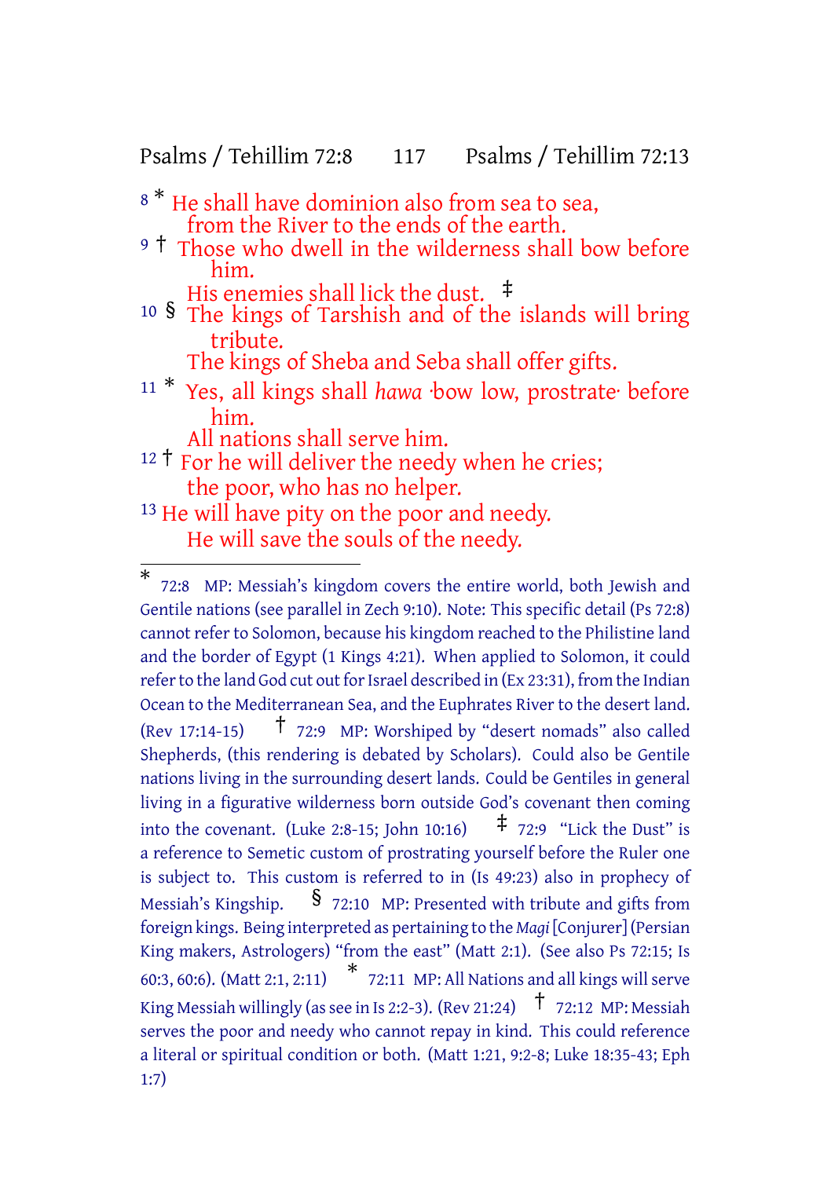8 * He shall have dominion also from sea to sea,
from the River to the ends of the earth.

9 † Those who dwell in the wilderness shall bow before him.
His enemies shall lick the dust. ‡

10 § The kings of Tarshish and of the islands will bring tribute.
The kings of Sheba and Seba shall offer gifts.

11 * Yes, all kings shall *hawa* ·bow low, prostrate· before him.
All nations shall serve him.

12 † For he will deliver the needy when he cries;
the poor, who has no helper.

13 He will have pity on the poor and needy.
He will save the souls of the needy.

---

* 72:8 MP: Messiah's kingdom covers the entire world, both Jewish and Gentile nations (see parallel in Zech 9:10). Note: This specific detail (Ps 72:8) cannot refer to Solomon, because his kingdom reached to the Philistine land and the border of Egypt (1 Kings 4:21). When applied to Solomon, it could refer to the land God cut out for Israel described in (Ex 23:31), from the Indian Ocean to the Mediterranean Sea, and the Euphrates River to the desert land. (Rev 17:14-15) † 72:9 MP: Worshiped by "desert nomads" also called Shepherds, (this rendering is debated by Scholars). Could also be Gentile nations living in the surrounding desert lands. Could be Gentiles in general living in a figurative wilderness born outside God's covenant then coming into the covenant. (Luke 2:8-15; John 10:16) ‡ 72:9 "Lick the Dust" is a reference to Semetic custom of prostrating yourself before the Ruler one is subject to. This custom is referred to in (Is 49:23) also in prophecy of Messiah's Kingship. § 72:10 MP: Presented with tribute and gifts from foreign kings. Being interpreted as pertaining to the *Magi* [Conjurer] (Persian King makers, Astrologers) "from the east" (Matt 2:1). (See also Ps 72:15; Is 60:3, 60:6). (Matt 2:1, 2:11) * 72:11 MP: All Nations and all kings will serve King Messiah willingly (as see in Is 2:2-3). (Rev 21:24) † 72:12 MP: Messiah serves the poor and needy who cannot repay in kind. This could reference a literal or spiritual condition or both. (Matt 1:21, 9:2-8; Luke 18:35-43; Eph 1:7)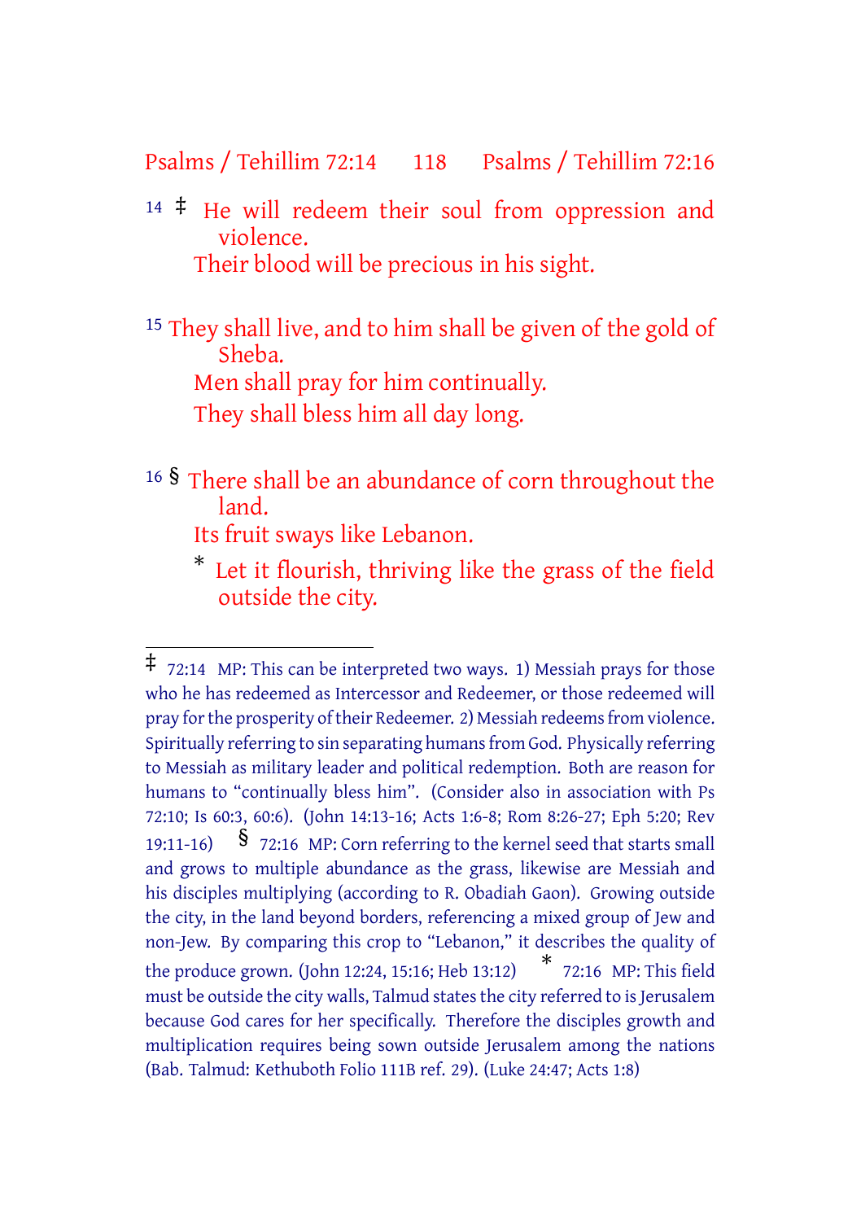14 ‡ He will redeem their soul from oppression and violence.
Their blood will be precious in his sight.

15 They shall live, and to him shall be given of the gold of Sheba.
Men shall pray for him continually.
They shall bless him all day long.

16 § There shall be an abundance of corn throughout the land.
Its fruit sways like Lebanon.
* Let it flourish, thriving like the grass of the field outside the city.

---

‡ 72:14 MP: This can be interpreted two ways. 1) Messiah prays for those who he has redeemed as Intercessor and Redeemer, or those redeemed will pray for the prosperity of their Redeemer. 2) Messiah redeems from violence. Spiritually referring to sin separating humans from God. Physically referring to Messiah as military leader and political redemption. Both are reason for humans to "continually bless him". (Consider also in association with Ps 72:10; Is 60:3, 60:6). (John 14:13-16; Acts 1:6-8; Rom 8:26-27; Eph 5:20; Rev 19:11-16) § 72:16 MP: Corn referring to the kernel seed that starts small and grows to multiple abundance as the grass, likewise are Messiah and his disciples multiplying (according to R. Obadiah Gaon). Growing outside the city, in the land beyond borders, referencing a mixed group of Jew and non-Jew. By comparing this crop to "Lebanon," it describes the quality of the produce grown. (John 12:24, 15:16; Heb 13:12) * 72:16 MP: This field must be outside the city walls, Talmud states the city referred to is Jerusalem because God cares for her specifically. Therefore the disciples growth and multiplication requires being sown outside Jerusalem among the nations (Bab. Talmud: Kethuboth Folio 111B ref. 29). (Luke 24:47; Acts 1:8)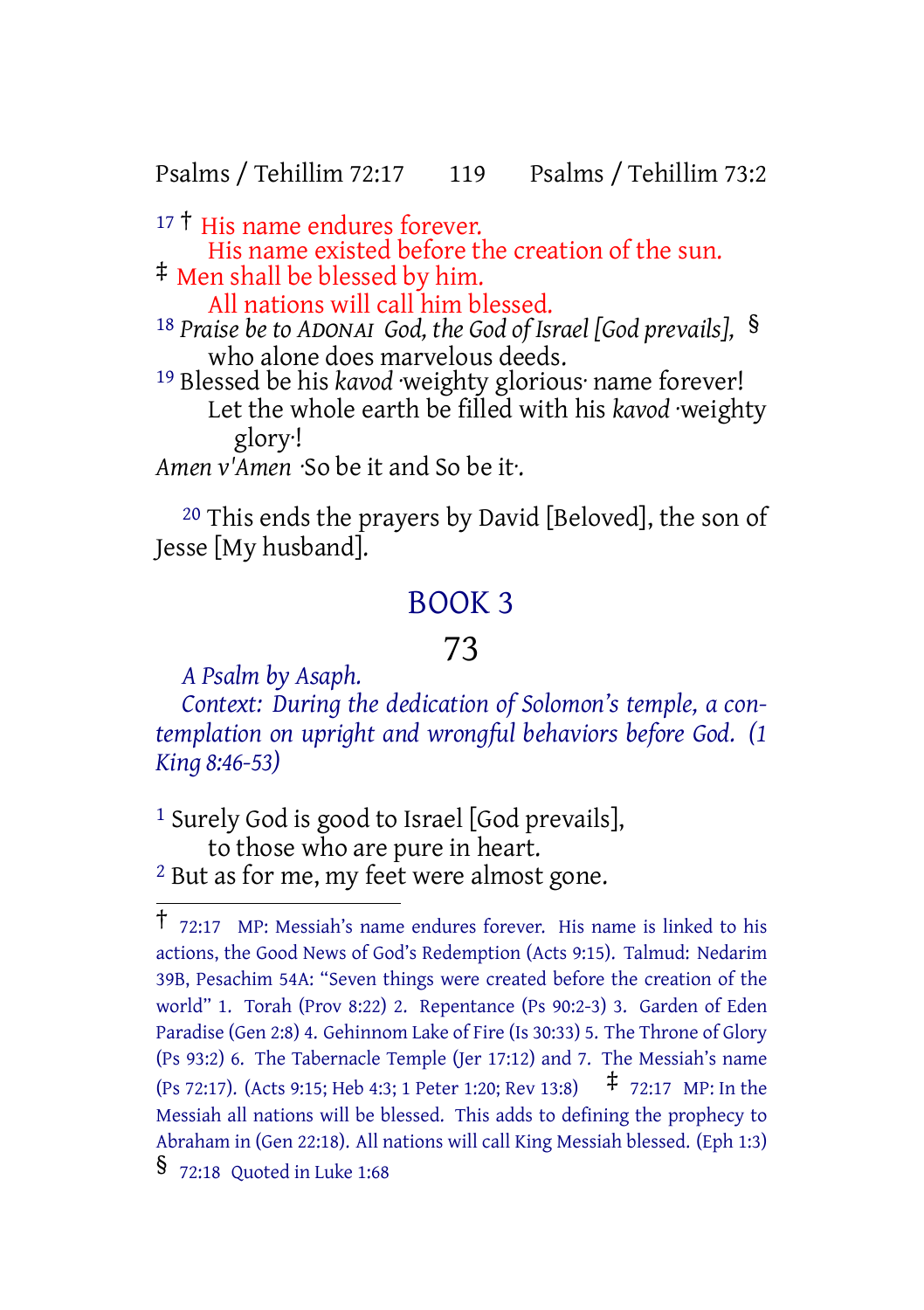[17] † His name endures forever.
His name existed before the creation of the sun.
‡ Men shall be blessed by him.
All nations will call him blessed.
[18] *Praise be to ADONAI God, the God of Israel [God prevails],* §
who alone does marvelous deeds.
[19] Blessed be his *kavod* ·weighty glorious· name forever!
Let the whole earth be filled with his *kavod* ·weighty glory·!
*Amen v'Amen* ·So be it and So be it·.

[20] This ends the prayers by David [Beloved], the son of Jesse [My husband].

## BOOK 3

### 73

*A Psalm by Asaph.*

*Context: During the dedication of Solomon's temple, a contemplation on upright and wrongful behaviors before God. (1 King 8:46-53)*

[1] Surely God is good to Israel [God prevails],
to those who are pure in heart.
[2] But as for me, my feet were almost gone.

---

† 72:17 MP: Messiah's name endures forever. His name is linked to his actions, the Good News of God's Redemption (Acts 9:15). Talmud: Nedarim 39B, Pesachim 54A: "Seven things were created before the creation of the world" 1. Torah (Prov 8:22) 2. Repentance (Ps 90:2-3) 3. Garden of Eden Paradise (Gen 2:8) 4. Gehinnom Lake of Fire (Is 30:33) 5. The Throne of Glory (Ps 93:2) 6. The Tabernacle Temple (Jer 17:12) and 7. The Messiah's name (Ps 72:17). (Acts 9:15; Heb 4:3; 1 Peter 1:20; Rev 13:8) ‡ 72:17 MP: In the Messiah all nations will be blessed. This adds to defining the prophecy to Abraham in (Gen 22:18). All nations will call King Messiah blessed. (Eph 1:3)
§ 72:18 Quoted in Luke 1:68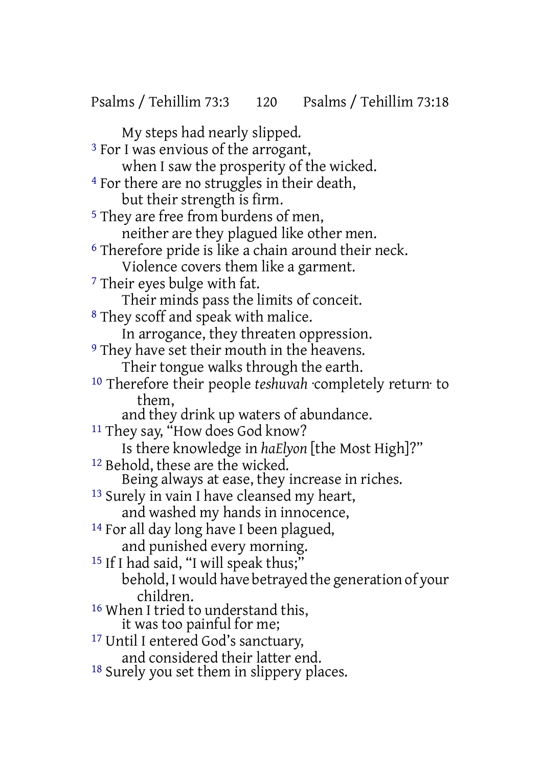My steps had nearly slipped.

[3] For I was envious of the arrogant,
when I saw the prosperity of the wicked.

[4] For there are no struggles in their death,
but their strength is firm.

[5] They are free from burdens of men,
neither are they plagued like other men.

[6] Therefore pride is like a chain around their neck.
Violence covers them like a garment.

[7] Their eyes bulge with fat.
Their minds pass the limits of conceit.

[8] They scoff and speak with malice.
In arrogance, they threaten oppression.

[9] They have set their mouth in the heavens.
Their tongue walks through the earth.

[10] Therefore their people *teshuvah* ·completely return· to them,
and they drink up waters of abundance.

[11] They say, "How does God know?
Is there knowledge in *haElyon* [the Most High]?"

[12] Behold, these are the wicked.
Being always at ease, they increase in riches.

[13] Surely in vain I have cleansed my heart,
and washed my hands in innocence,

[14] For all day long have I been plagued,
and punished every morning.

[15] If I had said, "I will speak thus;"
behold, I would have betrayed the generation of your children.

[16] When I tried to understand this,
it was too painful for me;

[17] Until I entered God's sanctuary,
and considered their latter end.

[18] Surely you set them in slippery places.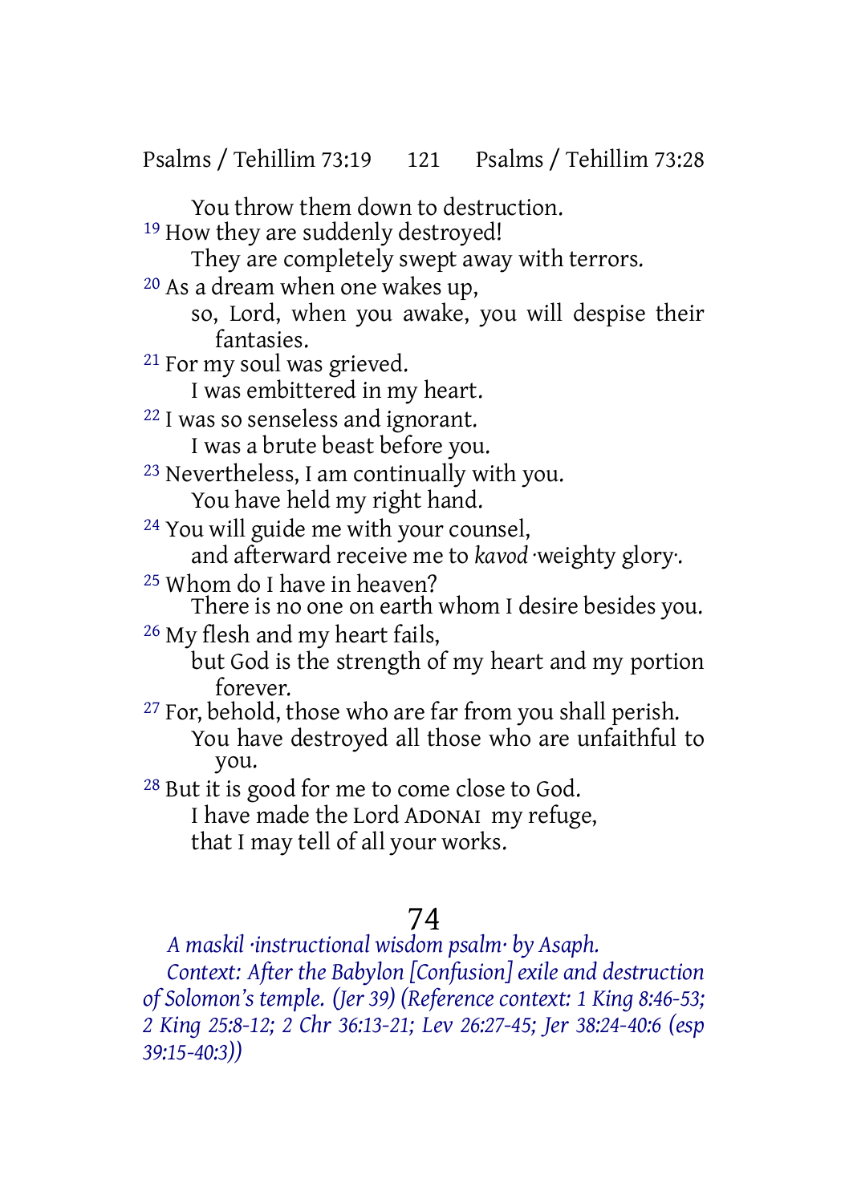You throw them down to destruction.

[19] How they are suddenly destroyed!
They are completely swept away with terrors.

[20] As a dream when one wakes up,
so, Lord, when you awake, you will despise their fantasies.

[21] For my soul was grieved.
I was embittered in my heart.

[22] I was so senseless and ignorant.
I was a brute beast before you.

[23] Nevertheless, I am continually with you.
You have held my right hand.

[24] You will guide me with your counsel,
and afterward receive me to *kavod* ·weighty glory·.

[25] Whom do I have in heaven?
There is no one on earth whom I desire besides you.

[26] My flesh and my heart fails,
but God is the strength of my heart and my portion forever.

[27] For, behold, those who are far from you shall perish.
You have destroyed all those who are unfaithful to you.

[28] But it is good for me to come close to God.
I have made the Lord ADONAI my refuge,
that I may tell of all your works.

# 74

*A maskil ·instructional wisdom psalm· by Asaph.*

*Context: After the Babylon [Confusion] exile and destruction of Solomon's temple. (Jer 39) (Reference context: 1 King 8:46-53; 2 King 25:8-12; 2 Chr 36:13-21; Lev 26:27-45; Jer 38:24-40:6 (esp 39:15-40:3))*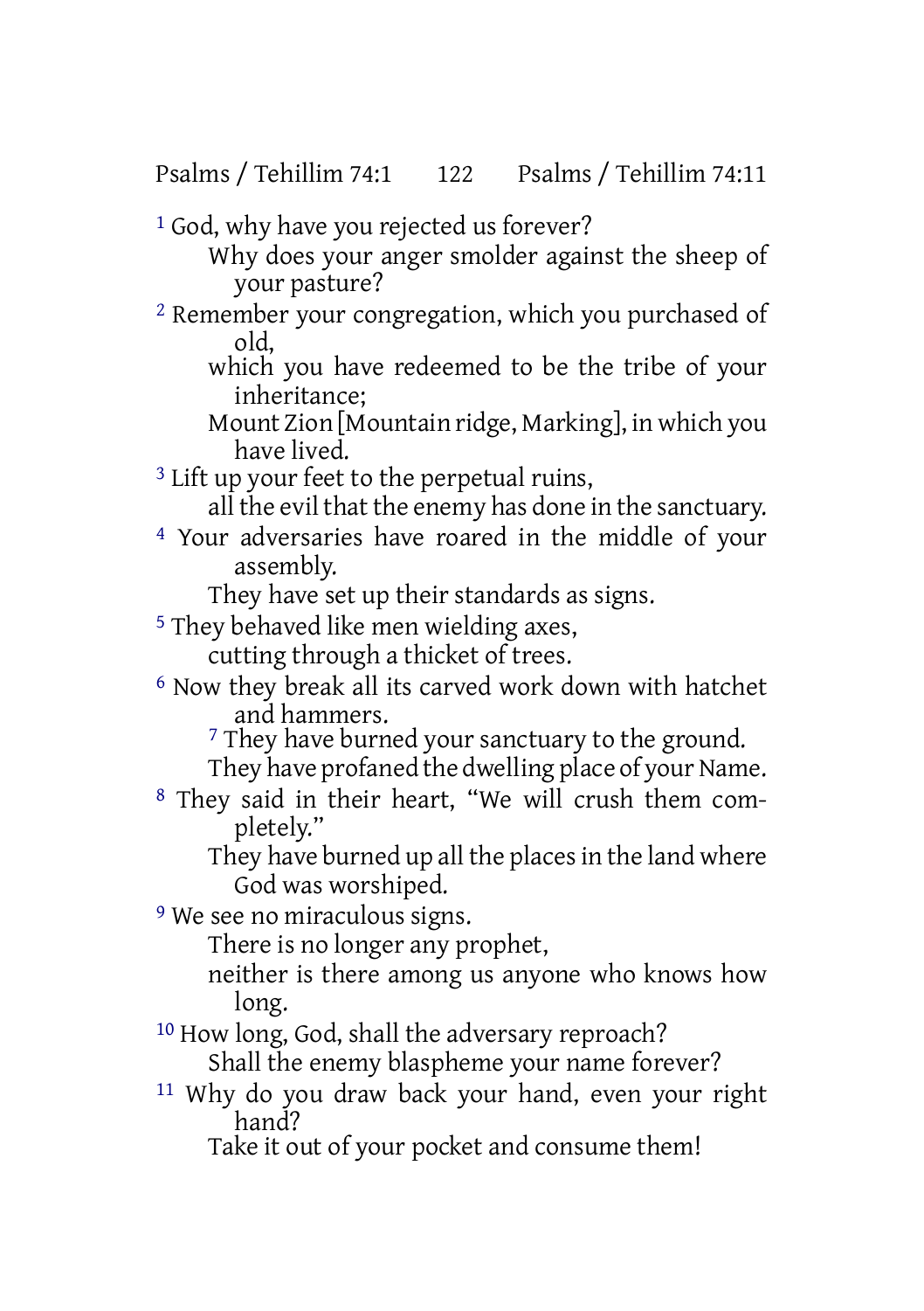[1] God, why have you rejected us forever?
Why does your anger smolder against the sheep of your pasture?
[2] Remember your congregation, which you purchased of old,
which you have redeemed to be the tribe of your inheritance;
Mount Zion [Mountain ridge, Marking], in which you have lived.
[3] Lift up your feet to the perpetual ruins,
all the evil that the enemy has done in the sanctuary.
[4] Your adversaries have roared in the middle of your assembly.
They have set up their standards as signs.
[5] They behaved like men wielding axes,
cutting through a thicket of trees.
[6] Now they break all its carved work down with hatchet and hammers.
[7] They have burned your sanctuary to the ground.
They have profaned the dwelling place of your Name.
[8] They said in their heart, "We will crush them completely."
They have burned up all the places in the land where God was worshiped.
[9] We see no miraculous signs.
There is no longer any prophet,
neither is there among us anyone who knows how long.
[10] How long, God, shall the adversary reproach?
Shall the enemy blaspheme your name forever?
[11] Why do you draw back your hand, even your right hand?
Take it out of your pocket and consume them!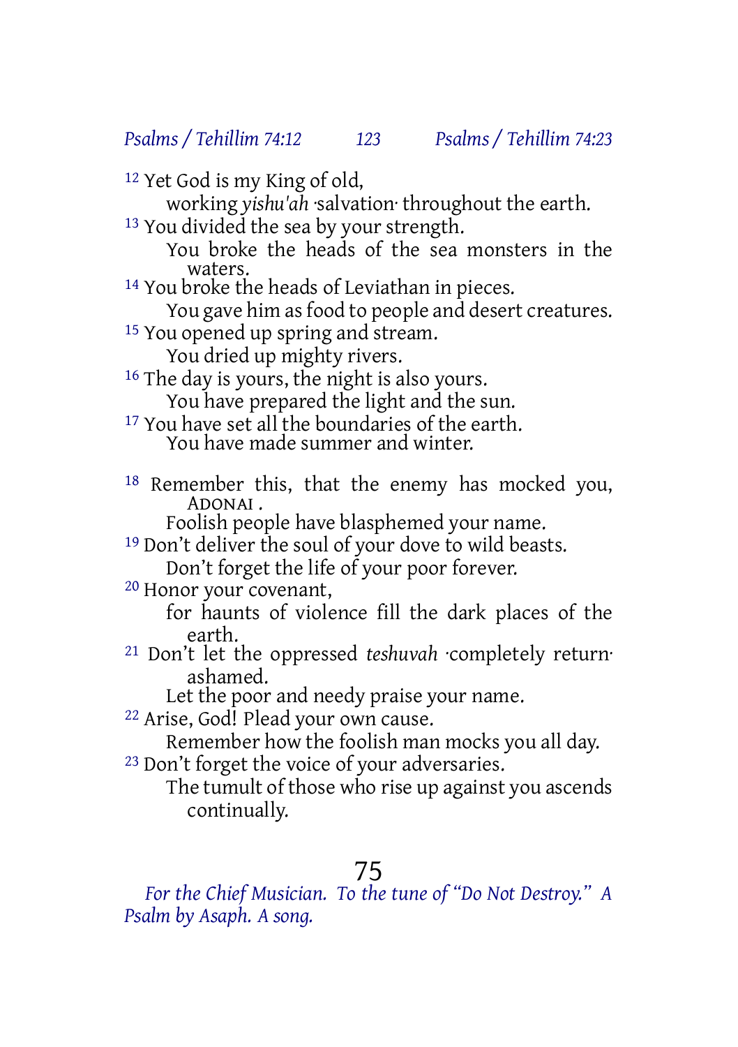[12] Yet God is my King of old,
working *yishu'ah* ·salvation· throughout the earth.
[13] You divided the sea by your strength.
You broke the heads of the sea monsters in the waters.
[14] You broke the heads of Leviathan in pieces.
You gave him as food to people and desert creatures.
[15] You opened up spring and stream.
You dried up mighty rivers.
[16] The day is yours, the night is also yours.
You have prepared the light and the sun.
[17] You have set all the boundaries of the earth.
You have made summer and winter.

[18] Remember this, that the enemy has mocked you, ADONAI .
Foolish people have blasphemed your name.
[19] Don't deliver the soul of your dove to wild beasts.
Don't forget the life of your poor forever.
[20] Honor your covenant,
for haunts of violence fill the dark places of the earth.
[21] Don't let the oppressed *teshuvah* ·completely return· ashamed.
Let the poor and needy praise your name.
[22] Arise, God! Plead your own cause.
Remember how the foolish man mocks you all day.
[23] Don't forget the voice of your adversaries.
The tumult of those who rise up against you ascends continually.

## 75

*For the Chief Musician. To the tune of "Do Not Destroy." A Psalm by Asaph. A song.*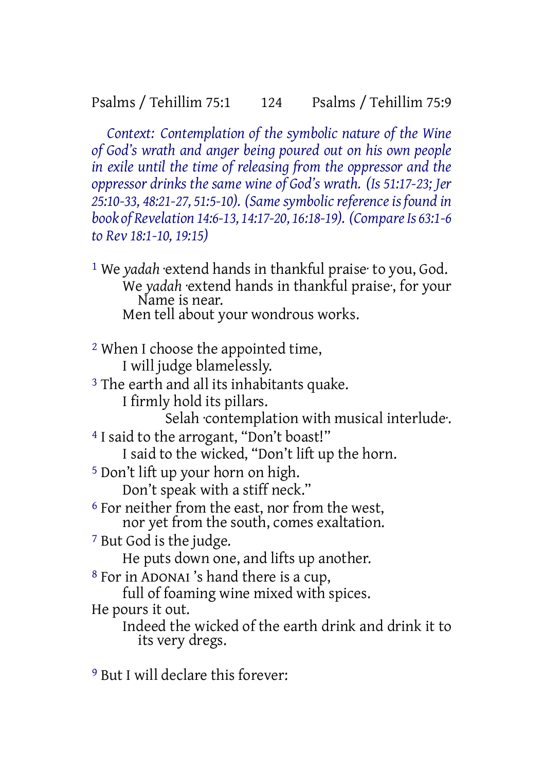*Context: Contemplation of the symbolic nature of the Wine of God's wrath and anger being poured out on his own people in exile until the time of releasing from the oppressor and the oppressor drinks the same wine of God's wrath. (Is 51:17-23; Jer 25:10-33, 48:21-27, 51:5-10). (Same symbolic reference is found in book of Revelation 14:6-13, 14:17-20, 16:18-19). (Compare Is 63:1-6 to Rev 18:1-10, 19:15)*

1 We *yadah* ·extend hands in thankful praise· to you, God.
We *yadah* ·extend hands in thankful praise·, for your Name is near.
Men tell about your wondrous works.

2 When I choose the appointed time,
I will judge blamelessly.
3 The earth and all its inhabitants quake.
I firmly hold its pillars.
Selah ·contemplation with musical interlude·.
4 I said to the arrogant, "Don't boast!"
I said to the wicked, "Don't lift up the horn.
5 Don't lift up your horn on high.
Don't speak with a stiff neck."
6 For neither from the east, nor from the west,
nor yet from the south, comes exaltation.
7 But God is the judge.
He puts down one, and lifts up another.
8 For in ADONAI 's hand there is a cup,
full of foaming wine mixed with spices.
He pours it out.
Indeed the wicked of the earth drink and drink it to its very dregs.

9 But I will declare this forever: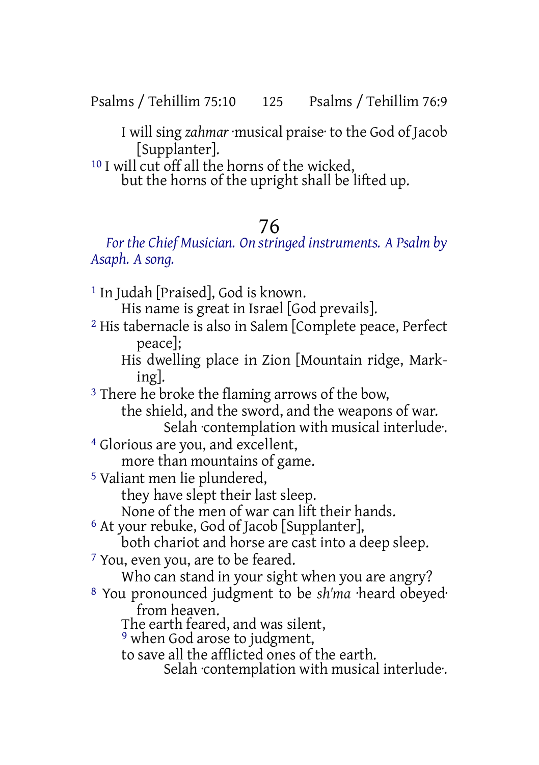I will sing *zahmar* ·musical praise· to the God of Jacob [Supplanter].

10 I will cut off all the horns of the wicked,
but the horns of the upright shall be lifted up.

# 76

*For the Chief Musician. On stringed instruments. A Psalm by Asaph. A song.*

1 In Judah [Praised], God is known.
His name is great in Israel [God prevails].

2 His tabernacle is also in Salem [Complete peace, Perfect peace];
His dwelling place in Zion [Mountain ridge, Marking].

3 There he broke the flaming arrows of the bow,
the shield, and the sword, and the weapons of war.
Selah ·contemplation with musical interlude·.

4 Glorious are you, and excellent,
more than mountains of game.

5 Valiant men lie plundered,
they have slept their last sleep.
None of the men of war can lift their hands.

6 At your rebuke, God of Jacob [Supplanter],
both chariot and horse are cast into a deep sleep.

7 You, even you, are to be feared.
Who can stand in your sight when you are angry?

8 You pronounced judgment to be *sh'ma* ·heard obeyed· from heaven.
The earth feared, and was silent,
9 when God arose to judgment,
to save all the afflicted ones of the earth.
Selah ·contemplation with musical interlude·.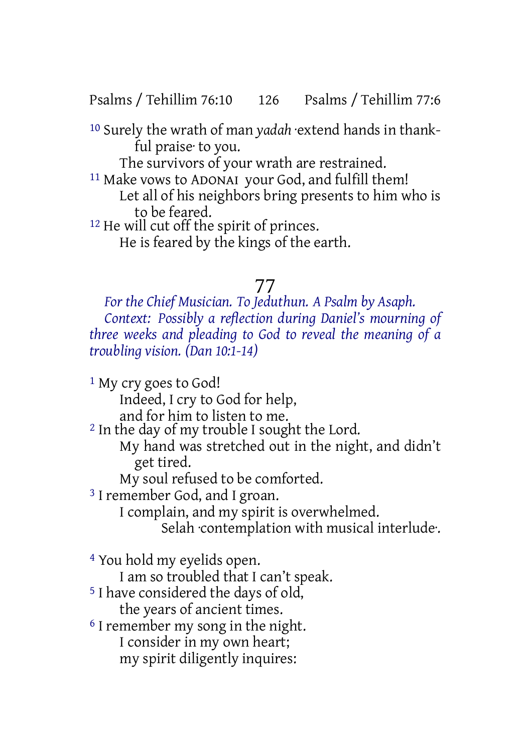[10] Surely the wrath of man *yadah* ·extend hands in thankful praise· to you.
The survivors of your wrath are restrained.
[11] Make vows to ADONAI your God, and fulfill them!
Let all of his neighbors bring presents to him who is to be feared.
[12] He will cut off the spirit of princes.
He is feared by the kings of the earth.

# 77

*For the Chief Musician. To Jeduthun. A Psalm by Asaph.*
*Context: Possibly a reflection during Daniel's mourning of three weeks and pleading to God to reveal the meaning of a troubling vision. (Dan 10:1-14)*

[1] My cry goes to God!
Indeed, I cry to God for help,
and for him to listen to me.
[2] In the day of my trouble I sought the Lord.
My hand was stretched out in the night, and didn't get tired.
My soul refused to be comforted.
[3] I remember God, and I groan.
I complain, and my spirit is overwhelmed.
Selah ·contemplation with musical interlude·.

[4] You hold my eyelids open.
I am so troubled that I can't speak.
[5] I have considered the days of old,
the years of ancient times.
[6] I remember my song in the night.
I consider in my own heart;
my spirit diligently inquires: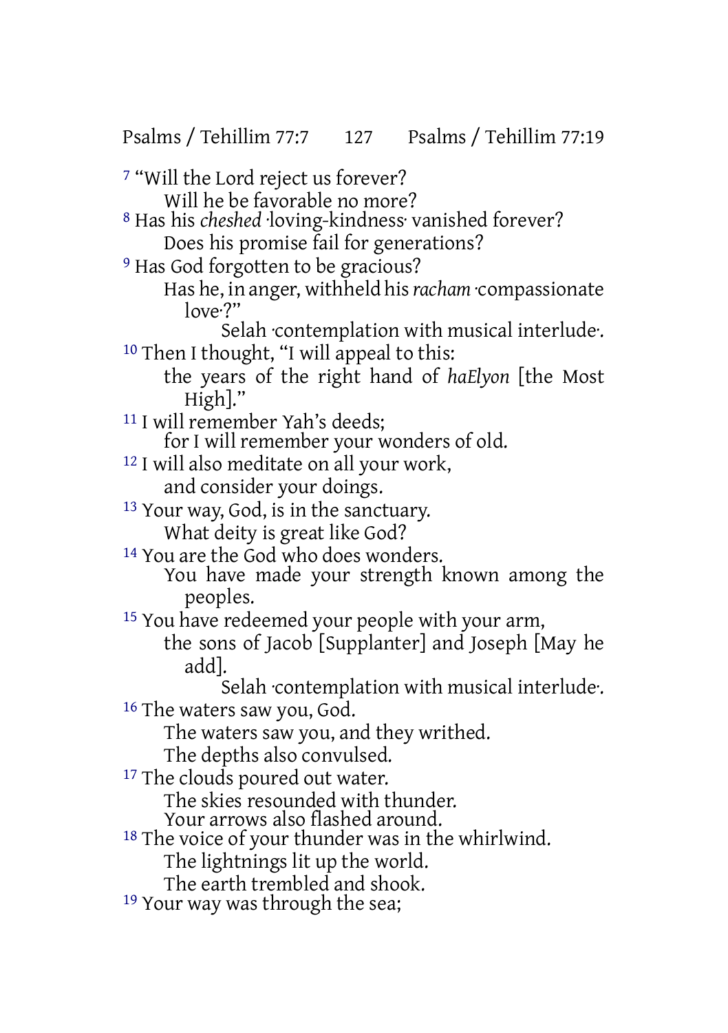[7] "Will the Lord reject us forever?
Will he be favorable no more?
[8] Has his *cheshed* ·loving-kindness· vanished forever?
Does his promise fail for generations?
[9] Has God forgotten to be gracious?
Has he, in anger, withheld his *racham* ·compassionate love·?"
Selah ·contemplation with musical interlude·.
[10] Then I thought, "I will appeal to this:
the years of the right hand of *haElyon* [the Most High]."
[11] I will remember Yah's deeds;
for I will remember your wonders of old.
[12] I will also meditate on all your work,
and consider your doings.
[13] Your way, God, is in the sanctuary.
What deity is great like God?
[14] You are the God who does wonders.
You have made your strength known among the peoples.
[15] You have redeemed your people with your arm,
the sons of Jacob [Supplanter] and Joseph [May he add].
Selah ·contemplation with musical interlude·.
[16] The waters saw you, God.
The waters saw you, and they writhed.
The depths also convulsed.
[17] The clouds poured out water.
The skies resounded with thunder.
Your arrows also flashed around.
[18] The voice of your thunder was in the whirlwind.
The lightnings lit up the world.
The earth trembled and shook.
[19] Your way was through the sea;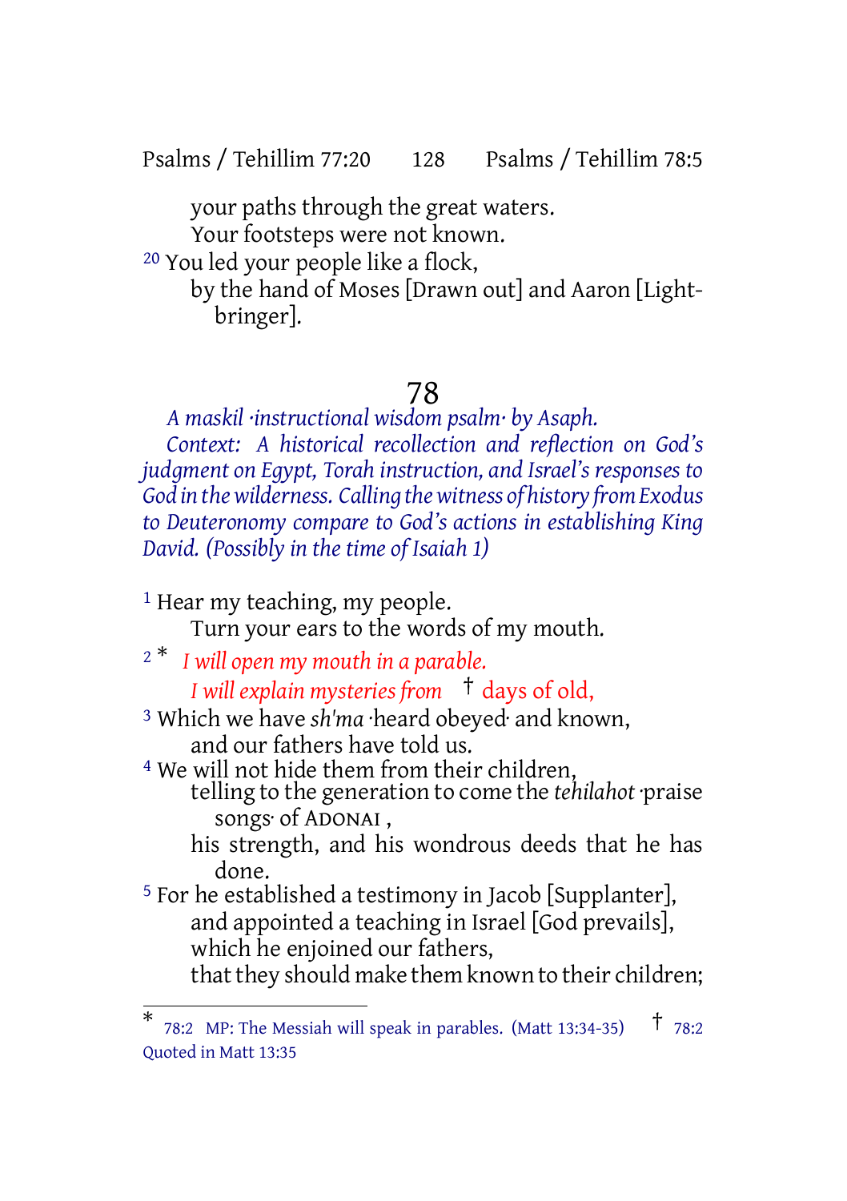your paths through the great waters.
Your footsteps were not known.

[20] You led your people like a flock,
by the hand of Moses [Drawn out] and Aaron [Light-bringer].

# 78

*A maskil ·instructional wisdom psalm· by Asaph.*

*Context: A historical recollection and reflection on God's judgment on Egypt, Torah instruction, and Israel's responses to God in the wilderness. Calling the witness of history from Exodus to Deuteronomy compare to God's actions in establishing King David. (Possibly in the time of Isaiah 1)*

[1] Hear my teaching, my people.
Turn your ears to the words of my mouth.

[2] * *I will open my mouth in a parable.*
*I will explain mysteries from* † days of old,

[3] Which we have *sh'ma* ·heard obeyed· and known,
and our fathers have told us.

[4] We will not hide them from their children,
telling to the generation to come the *tehilahot* ·praise songs· of ADONAI ,
his strength, and his wondrous deeds that he has done.

[5] For he established a testimony in Jacob [Supplanter],
and appointed a teaching in Israel [God prevails],
which he enjoined our fathers,
that they should make them known to their children;

---

* 78:2 MP: The Messiah will speak in parables. (Matt 13:34-35) † 78:2 Quoted in Matt 13:35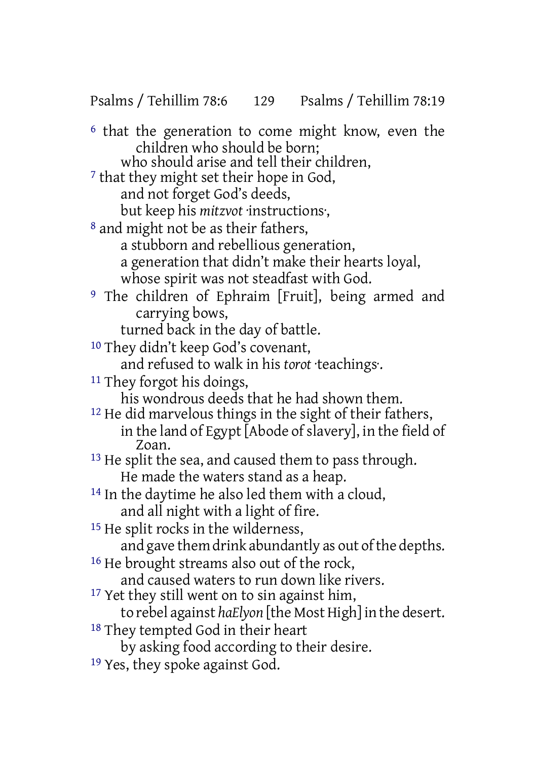[6] that the generation to come might know, even the children who should be born;
who should arise and tell their children,
[7] that they might set their hope in God,
and not forget God's deeds,
but keep his *mitzvot* ·instructions·,
[8] and might not be as their fathers,
a stubborn and rebellious generation,
a generation that didn't make their hearts loyal,
whose spirit was not steadfast with God.
[9] The children of Ephraim [Fruit], being armed and carrying bows,
turned back in the day of battle.
[10] They didn't keep God's covenant,
and refused to walk in his *torot* ·teachings·.
[11] They forgot his doings,
his wondrous deeds that he had shown them.
[12] He did marvelous things in the sight of their fathers,
in the land of Egypt [Abode of slavery], in the field of Zoan.
[13] He split the sea, and caused them to pass through.
He made the waters stand as a heap.
[14] In the daytime he also led them with a cloud,
and all night with a light of fire.
[15] He split rocks in the wilderness,
and gave them drink abundantly as out of the depths.
[16] He brought streams also out of the rock,
and caused waters to run down like rivers.
[17] Yet they still went on to sin against him,
to rebel against *haElyon* [the Most High] in the desert.
[18] They tempted God in their heart
by asking food according to their desire.
[19] Yes, they spoke against God.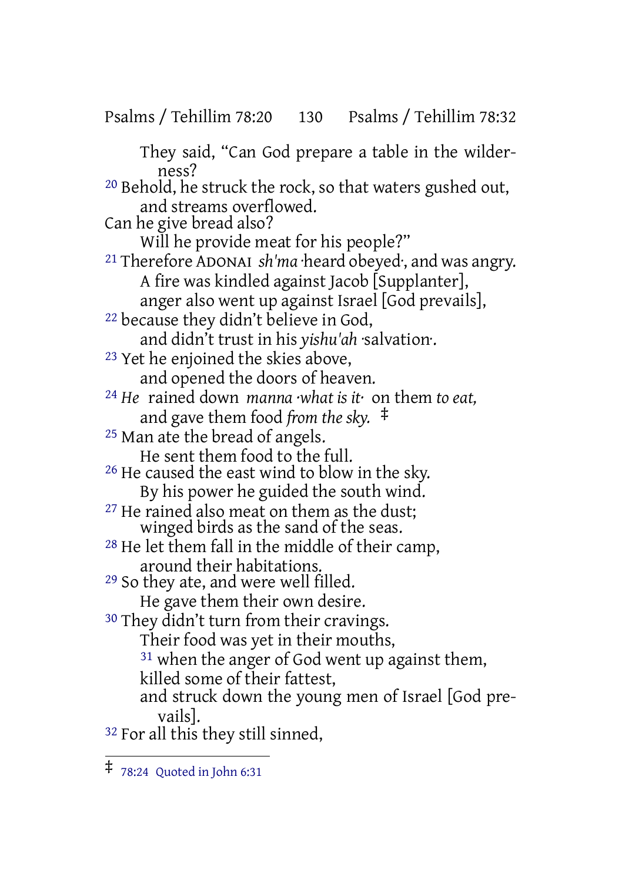They said, "Can God prepare a table in the wilderness?

[20] Behold, he struck the rock, so that waters gushed out, and streams overflowed.

Can he give bread also?

Will he provide meat for his people?"

[21] Therefore ADONAI *sh'ma* ·heard obeyed·, and was angry.

A fire was kindled against Jacob [Supplanter],

anger also went up against Israel [God prevails],

[22] because they didn't believe in God,

and didn't trust in his *yishu'ah* ·salvation·.

[23] Yet he enjoined the skies above,

and opened the doors of heaven.

[24] *He* rained down *manna ·what is it·* on them *to eat,*

and gave them food *from the sky.* ‡

[25] Man ate the bread of angels.

He sent them food to the full.

[26] He caused the east wind to blow in the sky.

By his power he guided the south wind.

[27] He rained also meat on them as the dust;

winged birds as the sand of the seas.

[28] He let them fall in the middle of their camp,

around their habitations.

[29] So they ate, and were well filled.

He gave them their own desire.

[30] They didn't turn from their cravings.

Their food was yet in their mouths,

[31] when the anger of God went up against them,

killed some of their fattest,

and struck down the young men of Israel [God prevails].

[32] For all this they still sinned,

---

‡ 78:24 Quoted in John 6:31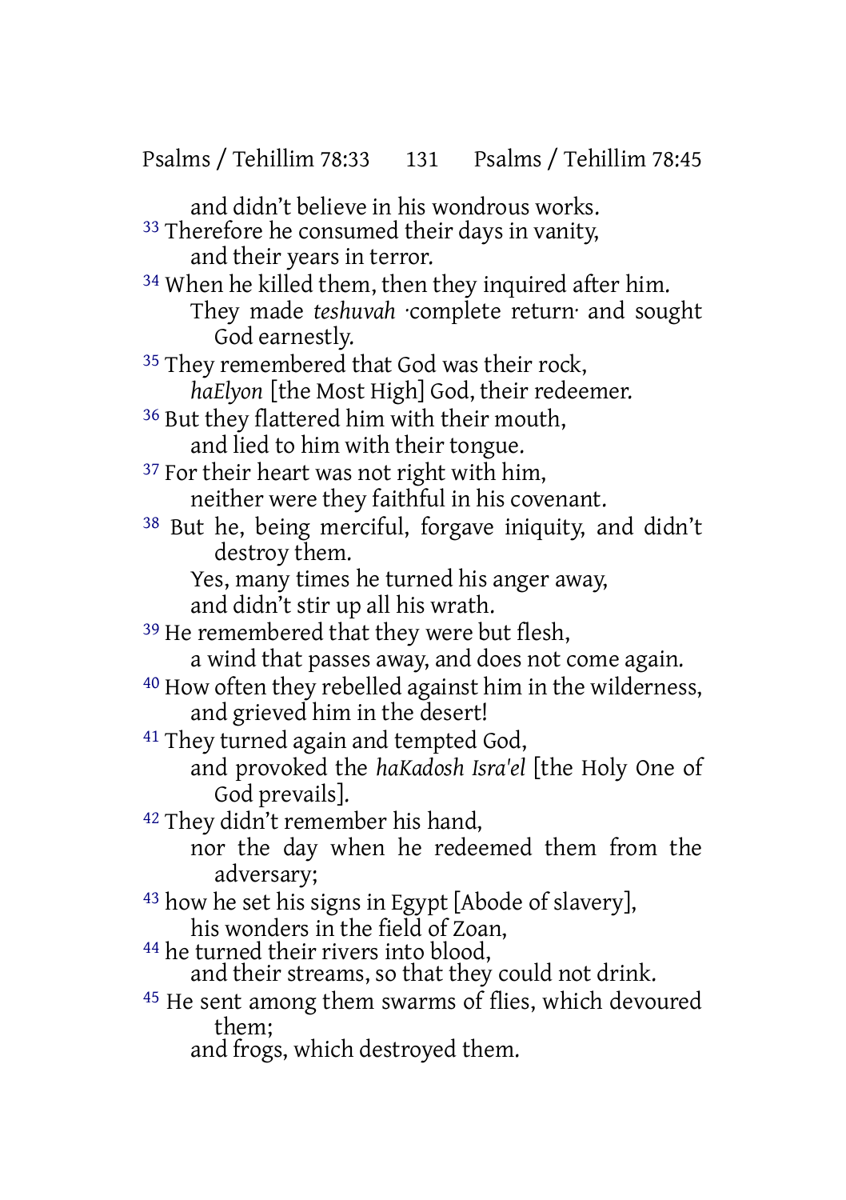and didn't believe in his wondrous works.

33 Therefore he consumed their days in vanity,
and their years in terror.

34 When he killed them, then they inquired after him.
They made *teshuvah* ·complete return· and sought God earnestly.

35 They remembered that God was their rock,
*haElyon* [the Most High] God, their redeemer.

36 But they flattered him with their mouth,
and lied to him with their tongue.

37 For their heart was not right with him,
neither were they faithful in his covenant.

38 But he, being merciful, forgave iniquity, and didn't destroy them.
Yes, many times he turned his anger away,
and didn't stir up all his wrath.

39 He remembered that they were but flesh,
a wind that passes away, and does not come again.

40 How often they rebelled against him in the wilderness,
and grieved him in the desert!

41 They turned again and tempted God,
and provoked the *haKadosh Isra'el* [the Holy One of God prevails].

42 They didn't remember his hand,
nor the day when he redeemed them from the adversary;

43 how he set his signs in Egypt [Abode of slavery],
his wonders in the field of Zoan,

44 he turned their rivers into blood,
and their streams, so that they could not drink.

45 He sent among them swarms of flies, which devoured them;
and frogs, which destroyed them.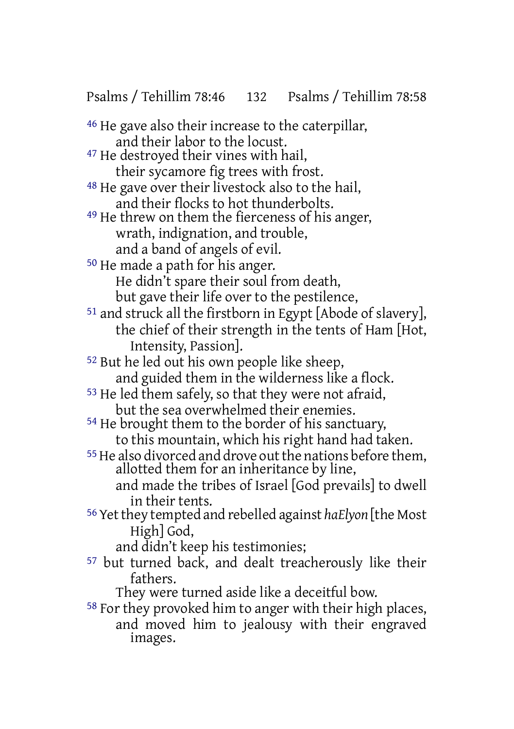[46] He gave also their increase to the caterpillar,
and their labor to the locust.
[47] He destroyed their vines with hail,
their sycamore fig trees with frost.
[48] He gave over their livestock also to the hail,
and their flocks to hot thunderbolts.
[49] He threw on them the fierceness of his anger,
wrath, indignation, and trouble,
and a band of angels of evil.
[50] He made a path for his anger.
He didn't spare their soul from death,
but gave their life over to the pestilence,
[51] and struck all the firstborn in Egypt [Abode of slavery],
the chief of their strength in the tents of Ham [Hot, Intensity, Passion].
[52] But he led out his own people like sheep,
and guided them in the wilderness like a flock.
[53] He led them safely, so that they were not afraid,
but the sea overwhelmed their enemies.
[54] He brought them to the border of his sanctuary,
to this mountain, which his right hand had taken.
[55] He also divorced and drove out the nations before them,
allotted them for an inheritance by line,
and made the tribes of Israel [God prevails] to dwell in their tents.
[56] Yet they tempted and rebelled against *haElyon* [the Most High] God,
and didn't keep his testimonies;
[57] but turned back, and dealt treacherously like their fathers.
They were turned aside like a deceitful bow.
[58] For they provoked him to anger with their high places,
and moved him to jealousy with their engraved images.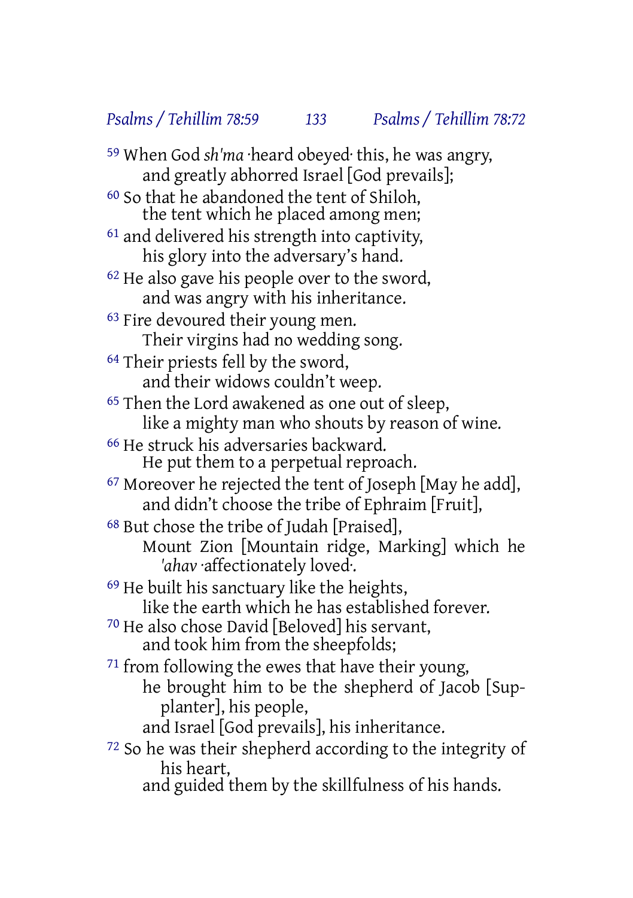59 When God *sh'ma* ·heard obeyed· this, he was angry,
  and greatly abhorred Israel [God prevails];

60 So that he abandoned the tent of Shiloh,
  the tent which he placed among men;

61 and delivered his strength into captivity,
  his glory into the adversary's hand.

62 He also gave his people over to the sword,
  and was angry with his inheritance.

63 Fire devoured their young men.
  Their virgins had no wedding song.

64 Their priests fell by the sword,
  and their widows couldn't weep.

65 Then the Lord awakened as one out of sleep,
  like a mighty man who shouts by reason of wine.

66 He struck his adversaries backward.
  He put them to a perpetual reproach.

67 Moreover he rejected the tent of Joseph [May he add],
  and didn't choose the tribe of Ephraim [Fruit],

68 But chose the tribe of Judah [Praised],
  Mount Zion [Mountain ridge, Marking] which he *'ahav* ·affectionately loved·.

69 He built his sanctuary like the heights,
  like the earth which he has established forever.

70 He also chose David [Beloved] his servant,
  and took him from the sheepfolds;

71 from following the ewes that have their young,
  he brought him to be the shepherd of Jacob [Supplanter], his people,
  and Israel [God prevails], his inheritance.

72 So he was their shepherd according to the integrity of his heart,
  and guided them by the skillfulness of his hands.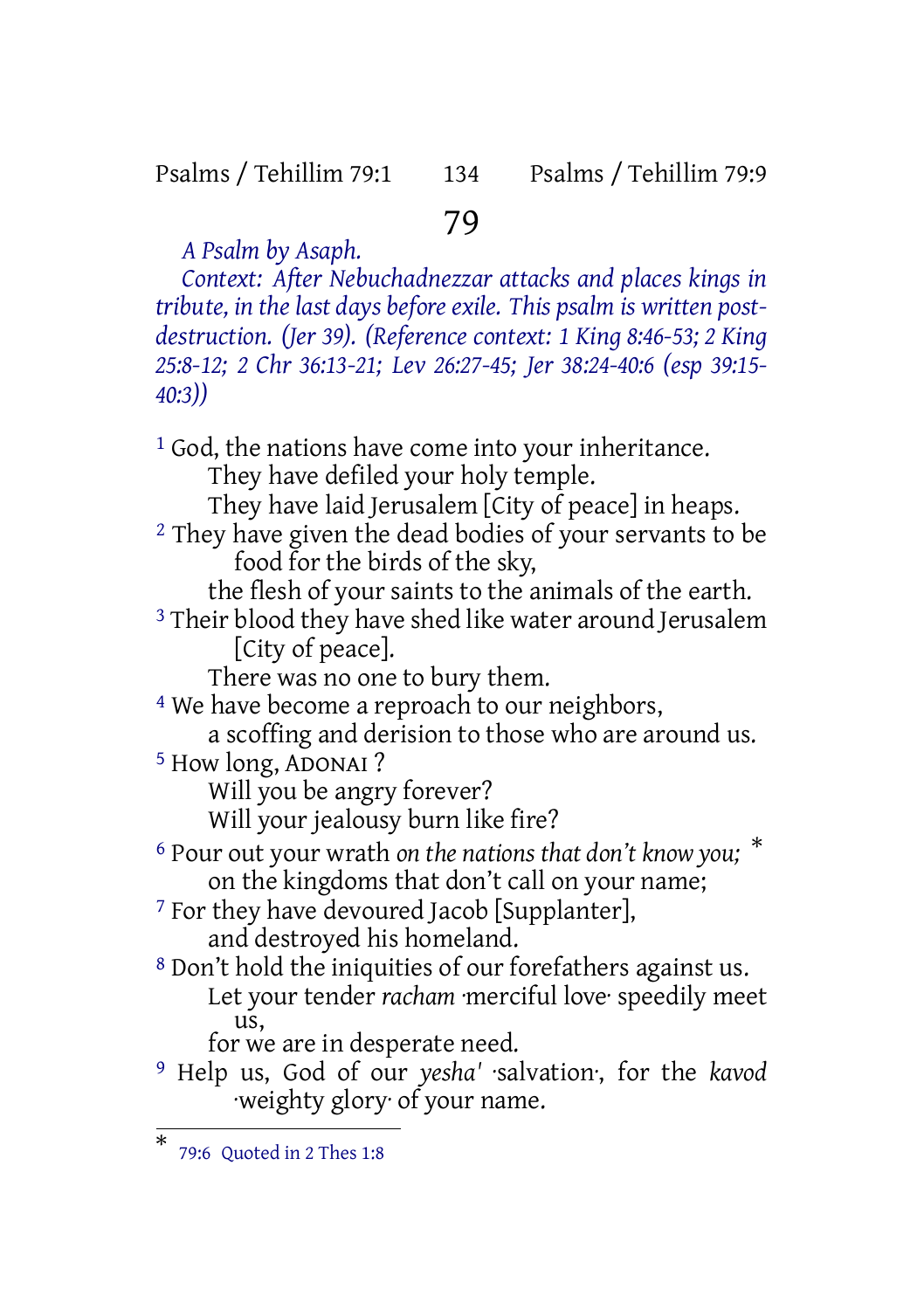# 79

*A Psalm by Asaph.*

*Context: After Nebuchadnezzar attacks and places kings in tribute, in the last days before exile. This psalm is written post-destruction. (Jer 39). (Reference context: 1 King 8:46-53; 2 King 25:8-12; 2 Chr 36:13-21; Lev 26:27-45; Jer 38:24-40:6 (esp 39:15-40:3))*

[1] God, the nations have come into your inheritance.
They have defiled your holy temple.
They have laid Jerusalem [City of peace] in heaps.
[2] They have given the dead bodies of your servants to be food for the birds of the sky,
the flesh of your saints to the animals of the earth.
[3] Their blood they have shed like water around Jerusalem [City of peace].
There was no one to bury them.
[4] We have become a reproach to our neighbors,
a scoffing and derision to those who are around us.
[5] How long, ADONAI ?
Will you be angry forever?
Will your jealousy burn like fire?
[6] Pour out your wrath *on the nations that don't know you;* *
on the kingdoms that don't call on your name;
[7] For they have devoured Jacob [Supplanter],
and destroyed his homeland.
[8] Don't hold the iniquities of our forefathers against us.
Let your tender *racham* ·merciful love· speedily meet us,
for we are in desperate need.
[9] Help us, God of our *yesha'* ·salvation·, for the *kavod* ·weighty glory· of your name.

---

* 79:6 Quoted in 2 Thes 1:8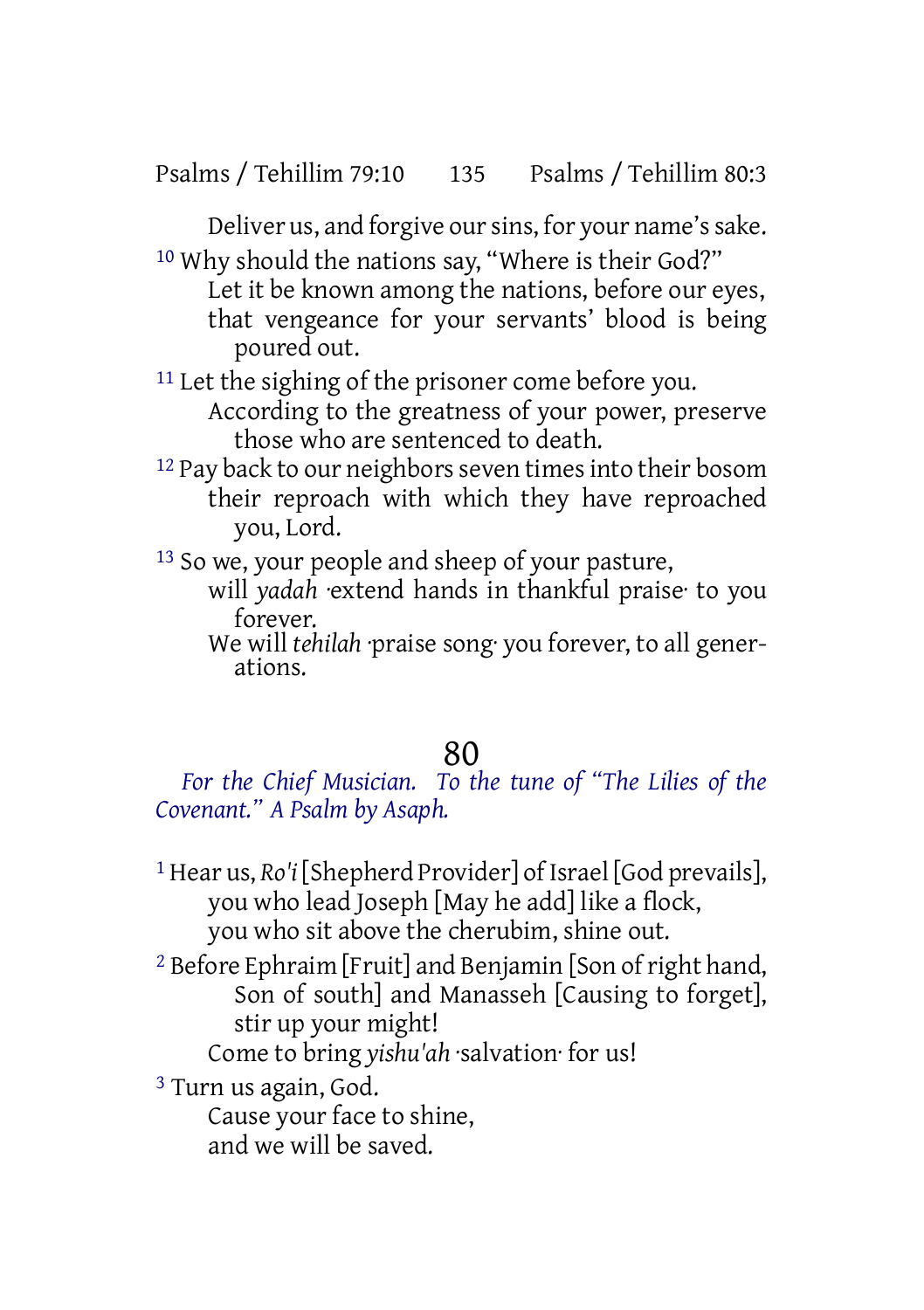Deliver us, and forgive our sins, for your name's sake.

[10] Why should the nations say, "Where is their God?"
Let it be known among the nations, before our eyes,
that vengeance for your servants' blood is being poured out.

[11] Let the sighing of the prisoner come before you.
According to the greatness of your power, preserve those who are sentenced to death.

[12] Pay back to our neighbors seven times into their bosom
their reproach with which they have reproached you, Lord.

[13] So we, your people and sheep of your pasture,
will *yadah* ·extend hands in thankful praise· to you forever.
We will *tehilah* ·praise song· you forever, to all generations.

## 80

*For the Chief Musician. To the tune of "The Lilies of the Covenant." A Psalm by Asaph.*

[1] Hear us, *Ro'i* [Shepherd Provider] of Israel [God prevails],
you who lead Joseph [May he add] like a flock,
you who sit above the cherubim, shine out.

[2] Before Ephraim [Fruit] and Benjamin [Son of right hand, Son of south] and Manasseh [Causing to forget],
stir up your might!
Come to bring *yishu'ah* ·salvation· for us!

[3] Turn us again, God.
Cause your face to shine,
and we will be saved.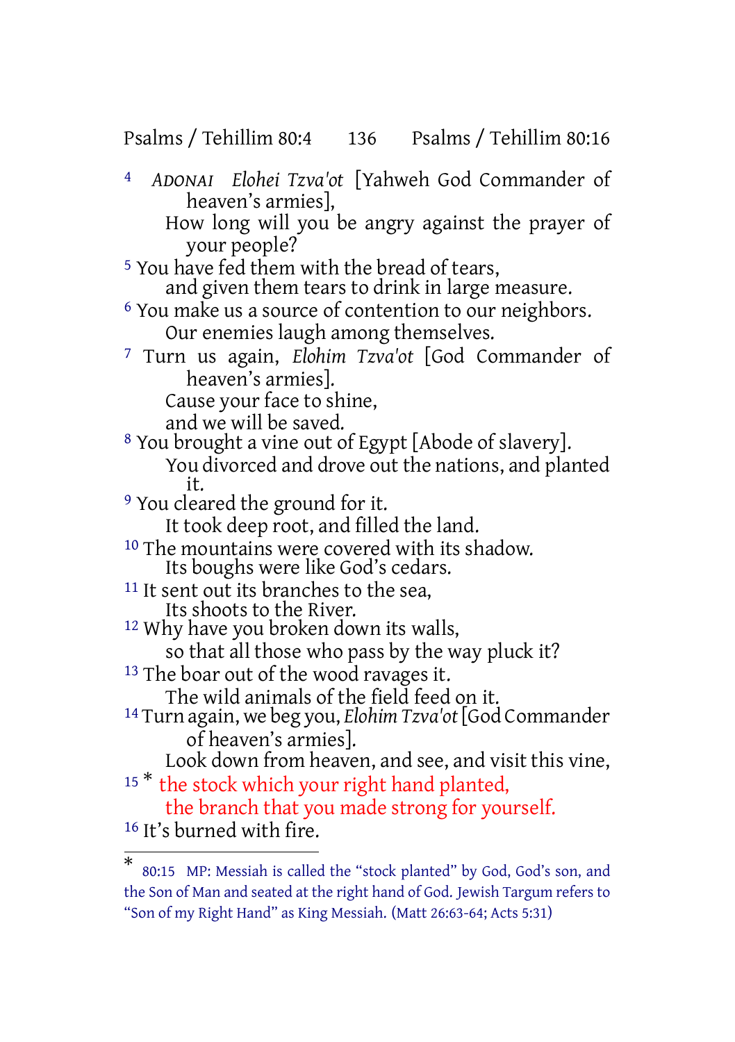[4] *ADONAI Elohei Tzva'ot* [Yahweh God Commander of heaven's armies],
How long will you be angry against the prayer of your people?

[5] You have fed them with the bread of tears,
and given them tears to drink in large measure.

[6] You make us a source of contention to our neighbors.
Our enemies laugh among themselves.

[7] Turn us again, *Elohim Tzva'ot* [God Commander of heaven's armies].
Cause your face to shine,
and we will be saved.

[8] You brought a vine out of Egypt [Abode of slavery].
You divorced and drove out the nations, and planted it.

[9] You cleared the ground for it.
It took deep root, and filled the land.

[10] The mountains were covered with its shadow.
Its boughs were like God's cedars.

[11] It sent out its branches to the sea,
Its shoots to the River.

[12] Why have you broken down its walls,
so that all those who pass by the way pluck it?

[13] The boar out of the wood ravages it.
The wild animals of the field feed on it.

[14] Turn again, we beg you, *Elohim Tzva'ot* [God Commander of heaven's armies].
Look down from heaven, and see, and visit this vine,

[15] * the stock which your right hand planted,
the branch that you made strong for yourself.

[16] It's burned with fire.

---

* 80:15 MP: Messiah is called the "stock planted" by God, God's son, and the Son of Man and seated at the right hand of God. Jewish Targum refers to "Son of my Right Hand" as King Messiah. (Matt 26:63-64; Acts 5:31)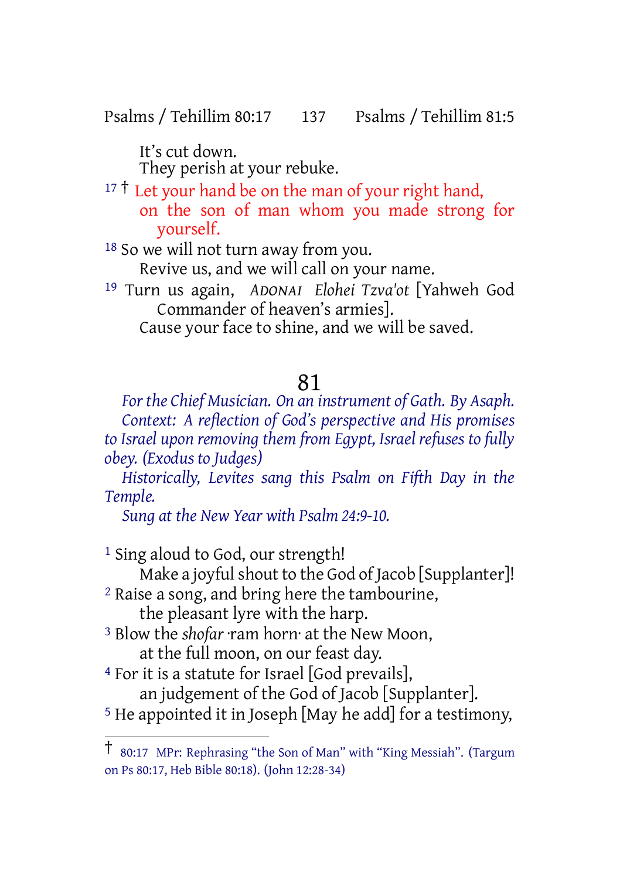It's cut down.
They perish at your rebuke.

17 † Let your hand be on the man of your right hand,
on the son of man whom you made strong for yourself.

18 So we will not turn away from you.
Revive us, and we will call on your name.

19 Turn us again, *ADONAI Elohei Tzva'ot* [Yahweh God Commander of heaven's armies].
Cause your face to shine, and we will be saved.

# 81

*For the Chief Musician. On an instrument of Gath. By Asaph.*

*Context: A reflection of God's perspective and His promises to Israel upon removing them from Egypt, Israel refuses to fully obey. (Exodus to Judges)*

*Historically, Levites sang this Psalm on Fifth Day in the Temple.*

*Sung at the New Year with Psalm 24:9-10.*

1 Sing aloud to God, our strength!
Make a joyful shout to the God of Jacob [Supplanter]!

2 Raise a song, and bring here the tambourine,
the pleasant lyre with the harp.

3 Blow the *shofar* ·ram horn· at the New Moon,
at the full moon, on our feast day.

4 For it is a statute for Israel [God prevails],
an judgement of the God of Jacob [Supplanter].

5 He appointed it in Joseph [May he add] for a testimony,

---

† 80:17 MPr: Rephrasing "the Son of Man" with "King Messiah". (Targum on Ps 80:17, Heb Bible 80:18). (John 12:28-34)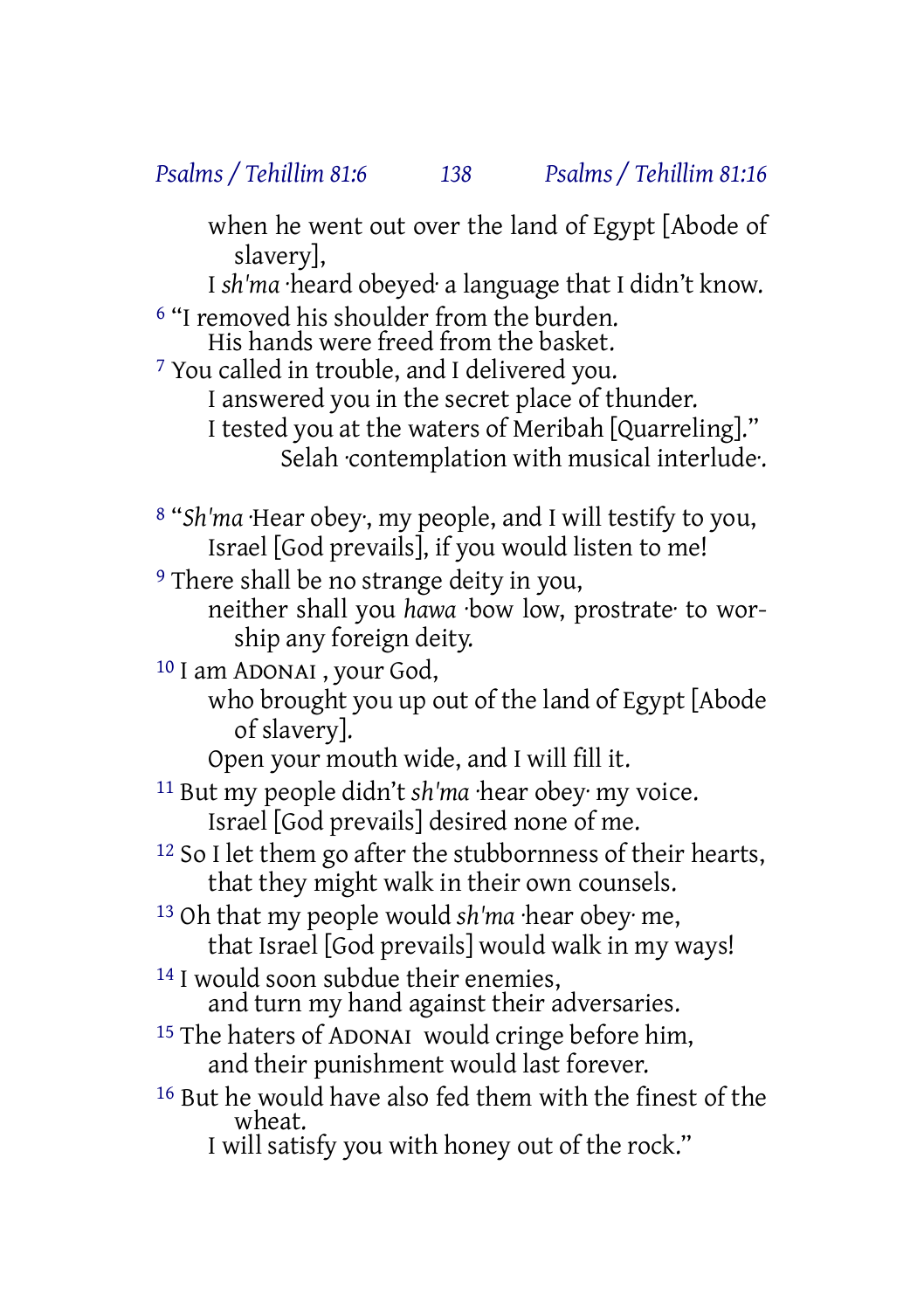when he went out over the land of Egypt [Abode of slavery],

I *sh'ma* ·heard obeyed· a language that I didn't know.

6 "I removed his shoulder from the burden.
His hands were freed from the basket.

7 You called in trouble, and I delivered you.
I answered you in the secret place of thunder.
I tested you at the waters of Meribah [Quarreling]."
Selah ·contemplation with musical interlude·.

8 "*Sh'ma* ·Hear obey·, my people, and I will testify to you,
Israel [God prevails], if you would listen to me!

9 There shall be no strange deity in you,
neither shall you *hawa* ·bow low, prostrate· to worship any foreign deity.

10 I am ADONAI , your God,
who brought you up out of the land of Egypt [Abode of slavery].
Open your mouth wide, and I will fill it.

11 But my people didn't *sh'ma* ·hear obey· my voice.
Israel [God prevails] desired none of me.

12 So I let them go after the stubbornness of their hearts,
that they might walk in their own counsels.

13 Oh that my people would *sh'ma* ·hear obey· me,
that Israel [God prevails] would walk in my ways!

14 I would soon subdue their enemies,
and turn my hand against their adversaries.

15 The haters of ADONAI would cringe before him,
and their punishment would last forever.

16 But he would have also fed them with the finest of the wheat.
I will satisfy you with honey out of the rock."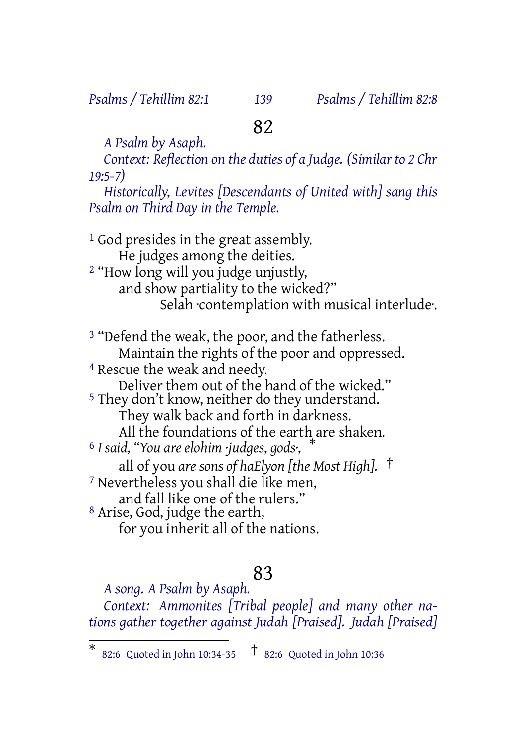# 82

*A Psalm by Asaph.*

*Context: Reflection on the duties of a Judge. (Similar to 2 Chr 19:5-7)*

*Historically, Levites [Descendants of United with] sang this Psalm on Third Day in the Temple.*

[1] God presides in the great assembly.
He judges among the deities.
[2] "How long will you judge unjustly,
and show partiality to the wicked?"
Selah ·contemplation with musical interlude·.

[3] "Defend the weak, the poor, and the fatherless.
Maintain the rights of the poor and oppressed.
[4] Rescue the weak and needy.
Deliver them out of the hand of the wicked."
[5] They don't know, neither do they understand.
They walk back and forth in darkness.
All the foundations of the earth are shaken.
[6] *I said, "You are elohim ·judges, gods·,* *
all of you *are sons of haElyon [the Most High].* †
[7] Nevertheless you shall die like men,
and fall like one of the rulers."
[8] Arise, God, judge the earth,
for you inherit all of the nations.

# 83

*A song. A Psalm by Asaph.*

*Context: Ammonites [Tribal people] and many other nations gather together against Judah [Praised]. Judah [Praised]*

---

* 82:6 Quoted in John 10:34-35 † 82:6 Quoted in John 10:36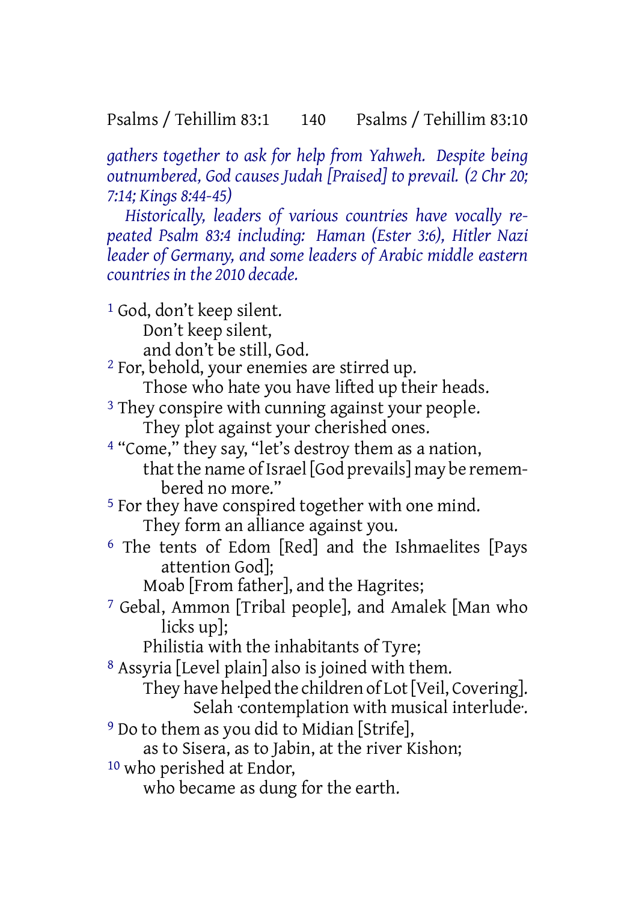*gathers together to ask for help from Yahweh. Despite being outnumbered, God causes Judah [Praised] to prevail. (2 Chr 20; 7:14; Kings 8:44-45)*

*Historically, leaders of various countries have vocally repeated Psalm 83:4 including: Haman (Ester 3:6), Hitler Nazi leader of Germany, and some leaders of Arabic middle eastern countries in the 2010 decade.*

1 God, don't keep silent.
Don't keep silent,
and don't be still, God.

2 For, behold, your enemies are stirred up.
Those who hate you have lifted up their heads.

3 They conspire with cunning against your people.
They plot against your cherished ones.

4 "Come," they say, "let's destroy them as a nation,
that the name of Israel [God prevails] may be remembered no more."

5 For they have conspired together with one mind.
They form an alliance against you.

6 The tents of Edom [Red] and the Ishmaelites [Pays attention God];
Moab [From father], and the Hagrites;

7 Gebal, Ammon [Tribal people], and Amalek [Man who licks up];
Philistia with the inhabitants of Tyre;

8 Assyria [Level plain] also is joined with them.
They have helped the children of Lot [Veil, Covering].
Selah ·contemplation with musical interlude·.

9 Do to them as you did to Midian [Strife],
as to Sisera, as to Jabin, at the river Kishon;

10 who perished at Endor,
who became as dung for the earth.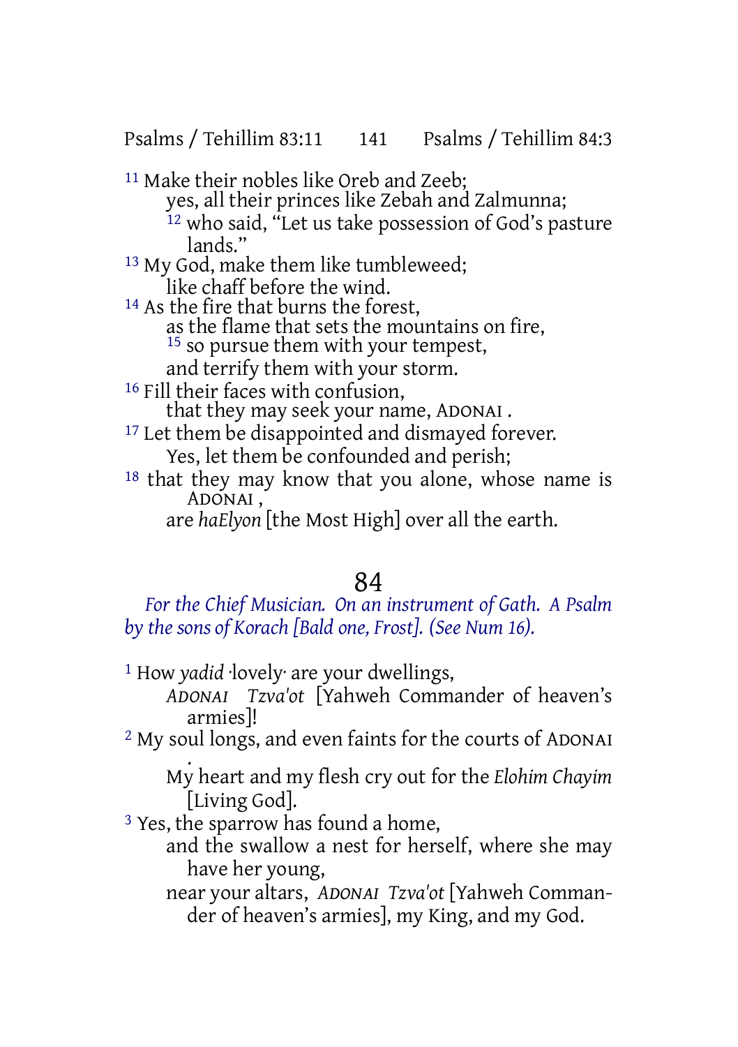[11] Make their nobles like Oreb and Zeeb;
yes, all their princes like Zebah and Zalmunna;
[12] who said, "Let us take possession of God's pasture lands."
[13] My God, make them like tumbleweed;
like chaff before the wind.
[14] As the fire that burns the forest,
as the flame that sets the mountains on fire,
[15] so pursue them with your tempest,
and terrify them with your storm.
[16] Fill their faces with confusion,
that they may seek your name, ADONAI .
[17] Let them be disappointed and dismayed forever.
Yes, let them be confounded and perish;
[18] that they may know that you alone, whose name is ADONAI ,
are *haElyon* [the Most High] over all the earth.

# 84

*For the Chief Musician. On an instrument of Gath. A Psalm by the sons of Korach [Bald one, Frost]. (See Num 16).*

[1] How *yadid* ·lovely· are your dwellings,
*ADONAI Tzva'ot* [Yahweh Commander of heaven's armies]!
[2] My soul longs, and even faints for the courts of ADONAI .
My heart and my flesh cry out for the *Elohim Chayim* [Living God].
[3] Yes, the sparrow has found a home,
and the swallow a nest for herself, where she may have her young,
near your altars, *ADONAI Tzva'ot* [Yahweh Commander of heaven's armies], my King, and my God.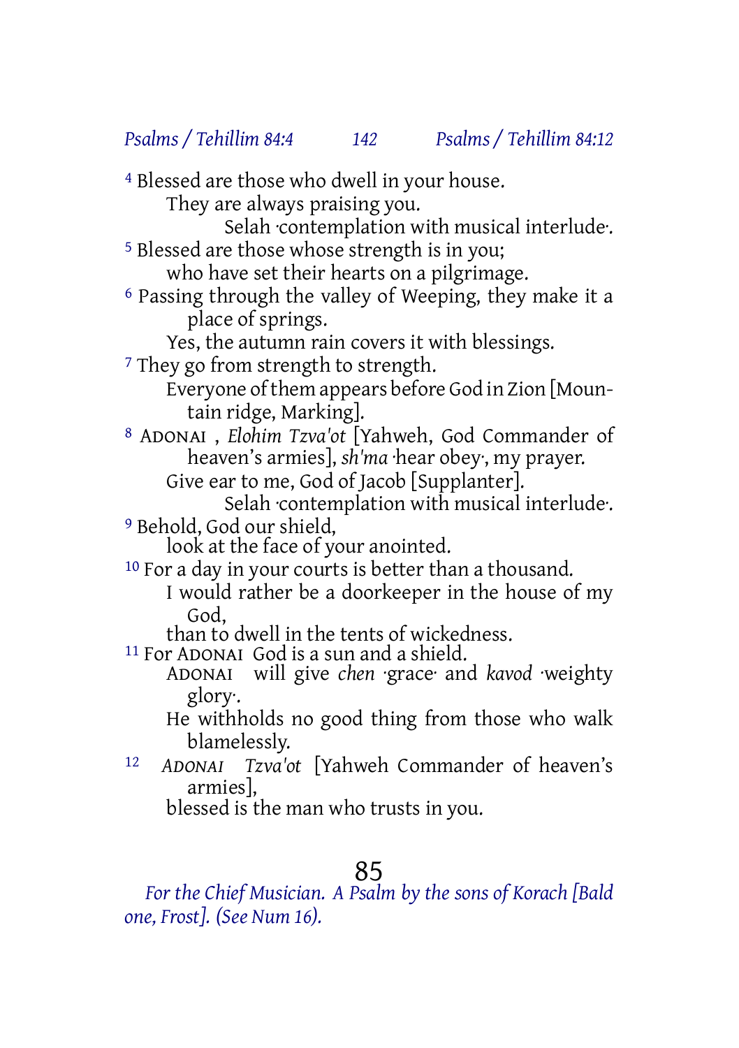[4] Blessed are those who dwell in your house.
They are always praising you.
Selah ·contemplation with musical interlude·.

[5] Blessed are those whose strength is in you;
who have set their hearts on a pilgrimage.

[6] Passing through the valley of Weeping, they make it a place of springs.
Yes, the autumn rain covers it with blessings.

[7] They go from strength to strength.
Everyone of them appears before God in Zion [Mountain ridge, Marking].

[8] ADONAI , *Elohim Tzva'ot* [Yahweh, God Commander of heaven's armies], *sh'ma* ·hear obey·, my prayer.
Give ear to me, God of Jacob [Supplanter].
Selah ·contemplation with musical interlude·.

[9] Behold, God our shield,
look at the face of your anointed.

[10] For a day in your courts is better than a thousand.
I would rather be a doorkeeper in the house of my God,
than to dwell in the tents of wickedness.

[11] For ADONAI God is a sun and a shield.
ADONAI will give *chen* ·grace· and *kavod* ·weighty glory·.
He withholds no good thing from those who walk blamelessly.

[12] *ADONAI Tzva'ot* [Yahweh Commander of heaven's armies],
blessed is the man who trusts in you.

## 85

*For the Chief Musician. A Psalm by the sons of Korach [Bald one, Frost]. (See Num 16).*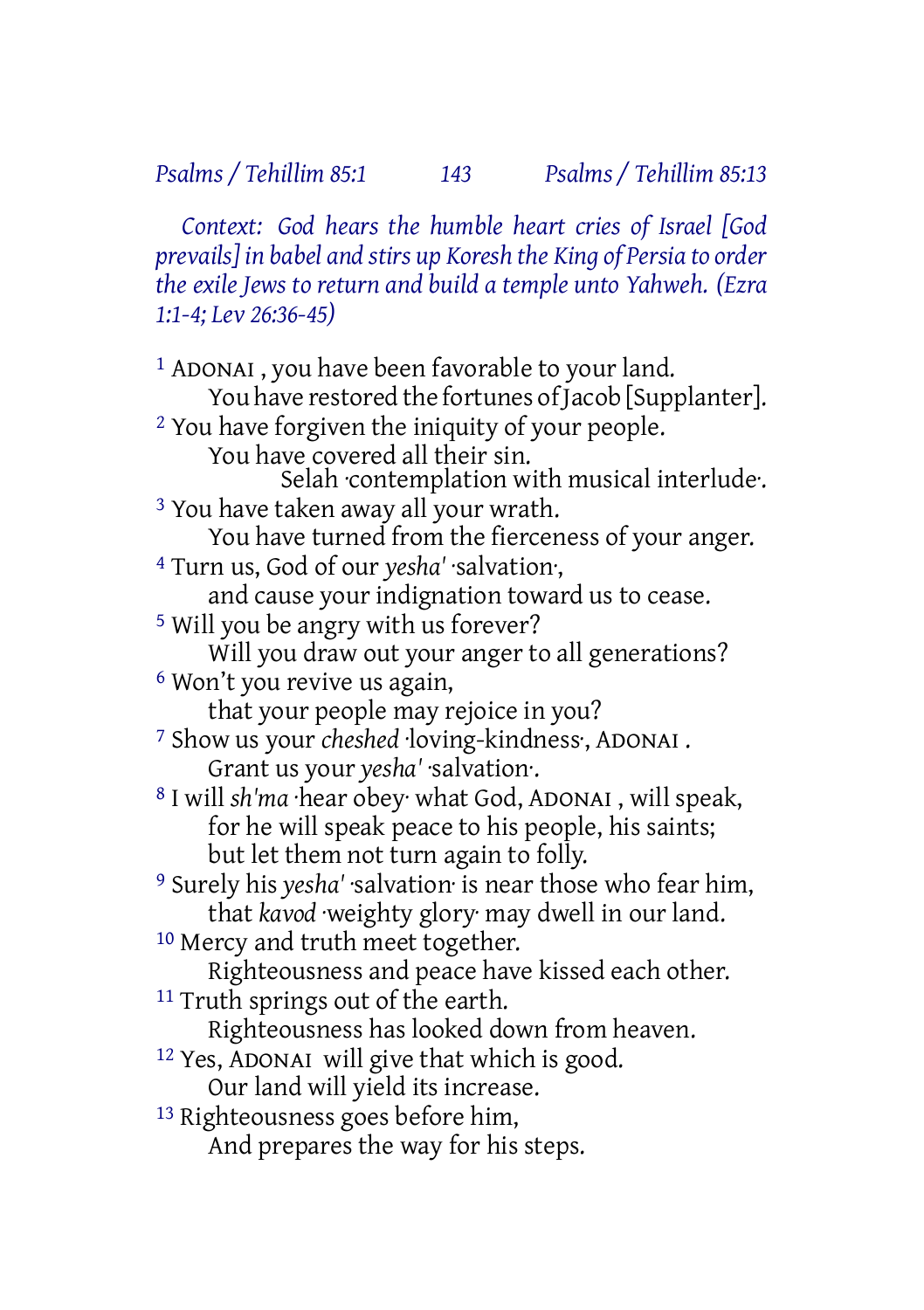*Context: God hears the humble heart cries of Israel [God prevails] in babel and stirs up Koresh the King of Persia to order the exile Jews to return and build a temple unto Yahweh. (Ezra 1:1-4; Lev 26:36-45)*

1 ADONAI , you have been favorable to your land.
You have restored the fortunes of Jacob [Supplanter].
2 You have forgiven the iniquity of your people.
You have covered all their sin.
Selah ·contemplation with musical interlude·.
3 You have taken away all your wrath.
You have turned from the fierceness of your anger.
4 Turn us, God of our *yesha'* ·salvation·,
and cause your indignation toward us to cease.
5 Will you be angry with us forever?
Will you draw out your anger to all generations?
6 Won't you revive us again,
that your people may rejoice in you?
7 Show us your *cheshed* ·loving-kindness·, ADONAI .
Grant us your *yesha'* ·salvation·.
8 I will *sh'ma* ·hear obey· what God, ADONAI , will speak,
for he will speak peace to his people, his saints;
but let them not turn again to folly.
9 Surely his *yesha'* ·salvation· is near those who fear him,
that *kavod* ·weighty glory· may dwell in our land.
10 Mercy and truth meet together.
Righteousness and peace have kissed each other.
11 Truth springs out of the earth.
Righteousness has looked down from heaven.
12 Yes, ADONAI will give that which is good.
Our land will yield its increase.
13 Righteousness goes before him,
And prepares the way for his steps.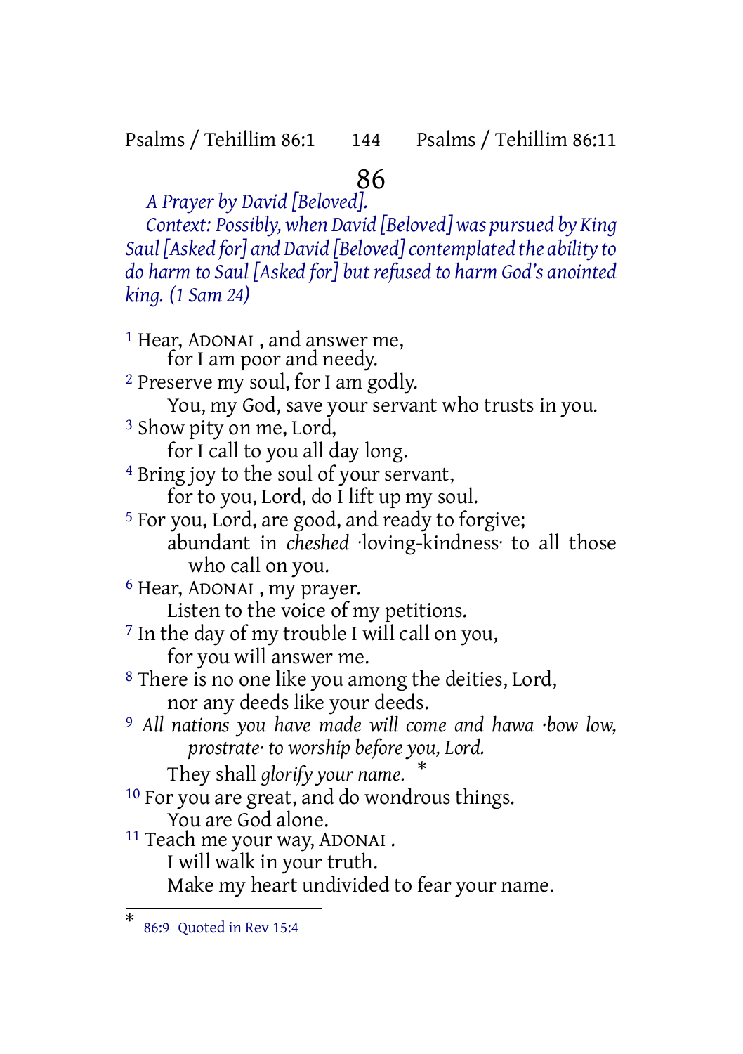# 86

*A Prayer by David [Beloved].*

*Context: Possibly, when David [Beloved] was pursued by King Saul [Asked for] and David [Beloved] contemplated the ability to do harm to Saul [Asked for] but refused to harm God's anointed king. (1 Sam 24)*

[1] Hear, ADONAI , and answer me,
for I am poor and needy.

[2] Preserve my soul, for I am godly.
You, my God, save your servant who trusts in you.

[3] Show pity on me, Lord,
for I call to you all day long.

[4] Bring joy to the soul of your servant,
for to you, Lord, do I lift up my soul.

[5] For you, Lord, are good, and ready to forgive;
abundant in *cheshed* ·loving-kindness· to all those who call on you.

[6] Hear, ADONAI , my prayer.
Listen to the voice of my petitions.

[7] In the day of my trouble I will call on you,
for you will answer me.

[8] There is no one like you among the deities, Lord,
nor any deeds like your deeds.

[9] *All nations you have made will come and hawa ·bow low, prostrate· to worship before you, Lord.*
They shall *glorify your name.* *

[10] For you are great, and do wondrous things.
You are God alone.

[11] Teach me your way, ADONAI .
I will walk in your truth.
Make my heart undivided to fear your name.

---

* 86:9 Quoted in Rev 15:4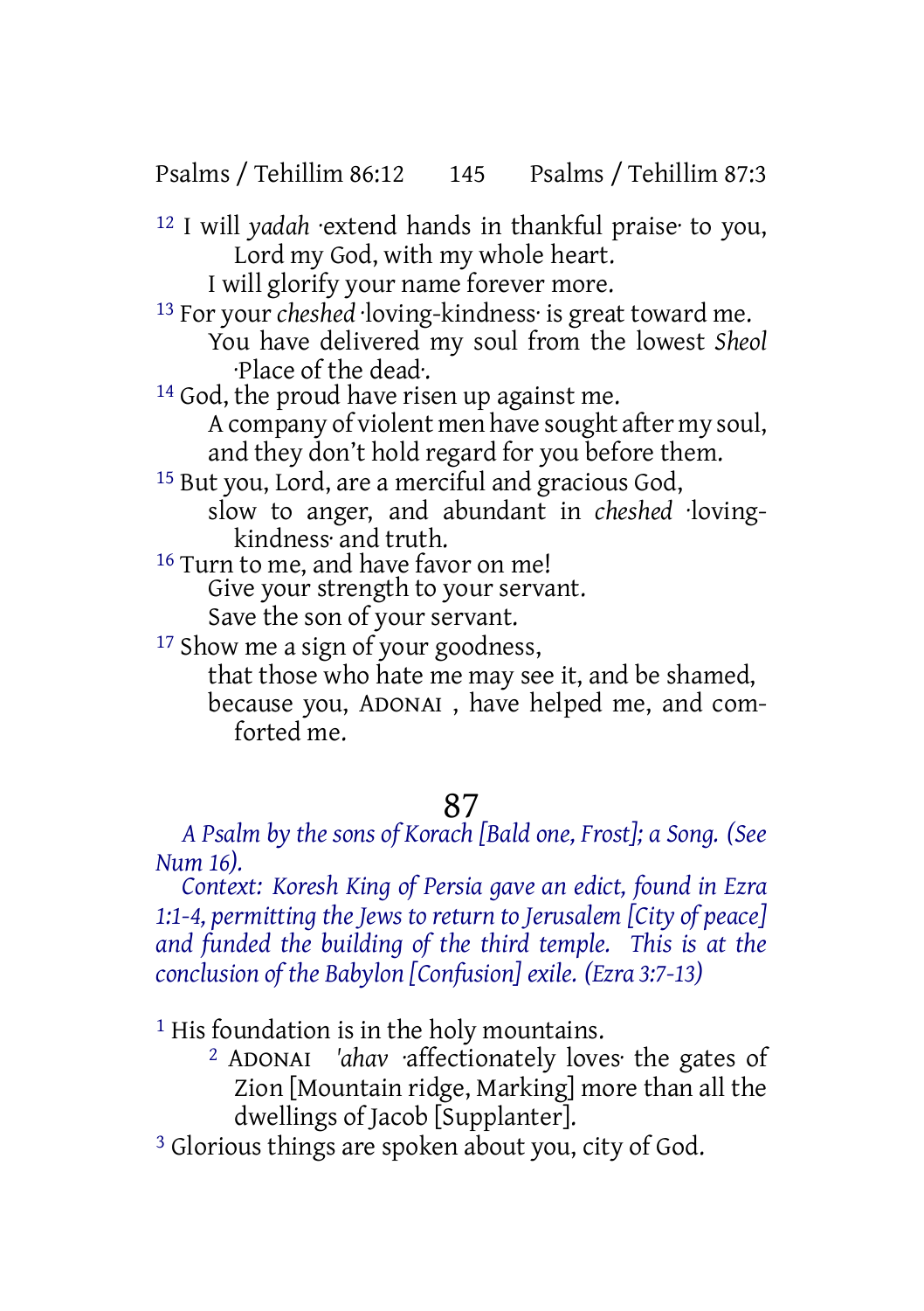[12] I will *yadah* ·extend hands in thankful praise· to you,
Lord my God, with my whole heart.
I will glorify your name forever more.

[13] For your *cheshed* ·loving-kindness· is great toward me.
You have delivered my soul from the lowest *Sheol* ·Place of the dead·.

[14] God, the proud have risen up against me.
A company of violent men have sought after my soul,
and they don't hold regard for you before them.

[15] But you, Lord, are a merciful and gracious God,
slow to anger, and abundant in *cheshed* ·loving-kindness· and truth.

[16] Turn to me, and have favor on me!
Give your strength to your servant.
Save the son of your servant.

[17] Show me a sign of your goodness,
that those who hate me may see it, and be shamed,
because you, ADONAI , have helped me, and comforted me.

# 87

*A Psalm by the sons of Korach [Bald one, Frost]; a Song. (See Num 16).*

*Context: Koresh King of Persia gave an edict, found in Ezra 1:1-4, permitting the Jews to return to Jerusalem [City of peace] and funded the building of the third temple. This is at the conclusion of the Babylon [Confusion] exile. (Ezra 3:7-13)*

[1] His foundation is in the holy mountains.

[2] ADONAI *'ahav* ·affectionately loves· the gates of Zion [Mountain ridge, Marking] more than all the dwellings of Jacob [Supplanter].

[3] Glorious things are spoken about you, city of God.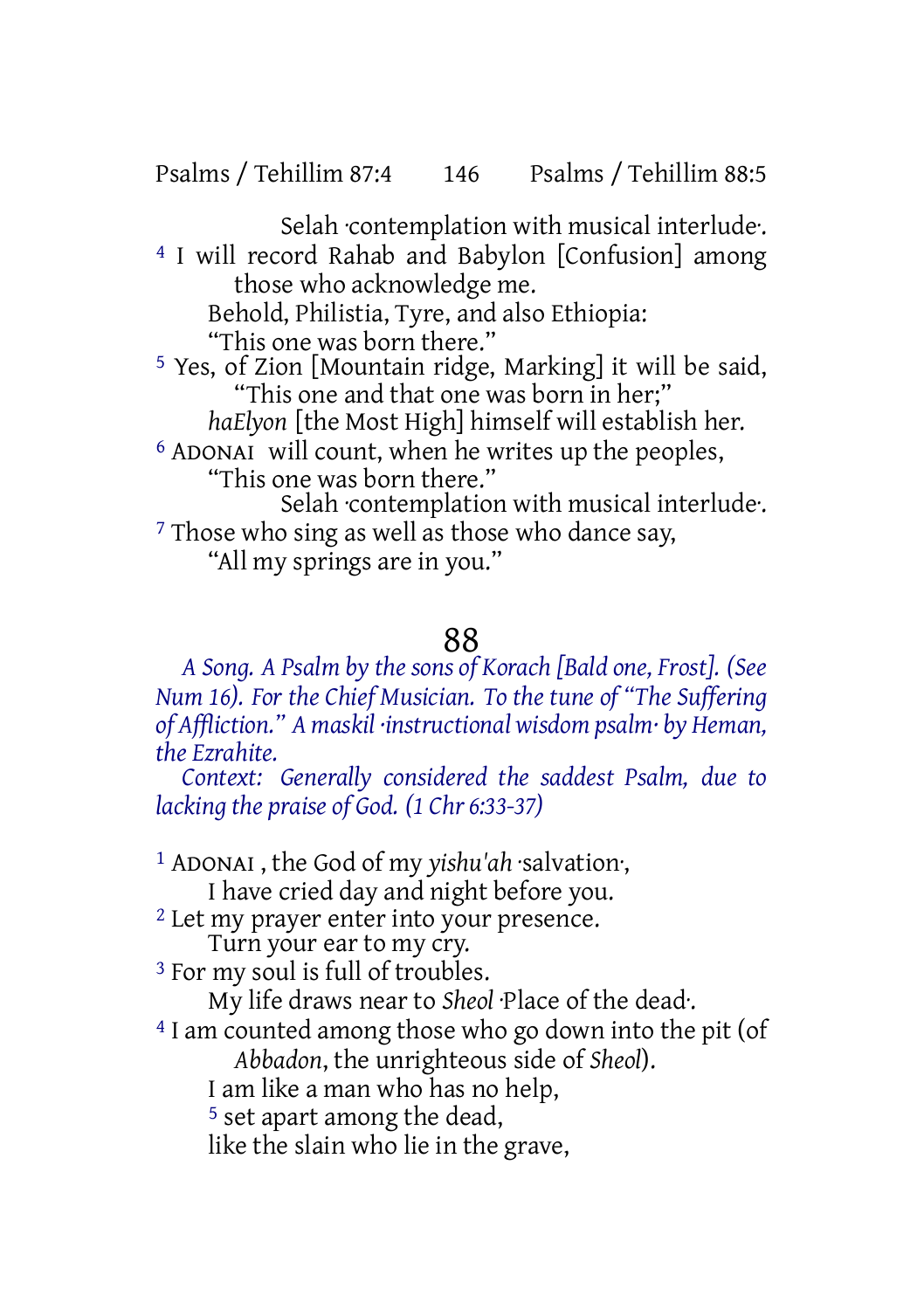Selah ·contemplation with musical interlude·.

[4] I will record Rahab and Babylon [Confusion] among those who acknowledge me.
Behold, Philistia, Tyre, and also Ethiopia:
"This one was born there."

[5] Yes, of Zion [Mountain ridge, Marking] it will be said,
"This one and that one was born in her;"
*haElyon* [the Most High] himself will establish her.

[6] ADONAI will count, when he writes up the peoples,
"This one was born there."
Selah ·contemplation with musical interlude·.

[7] Those who sing as well as those who dance say,
"All my springs are in you."

## 88

*A Song. A Psalm by the sons of Korach [Bald one, Frost]. (See Num 16). For the Chief Musician. To the tune of "The Suffering of Affliction." A maskil ·instructional wisdom psalm· by Heman, the Ezrahite.*

*Context: Generally considered the saddest Psalm, due to lacking the praise of God. (1 Chr 6:33-37)*

[1] ADONAI, the God of my *yishu'ah* ·salvation·,
I have cried day and night before you.

[2] Let my prayer enter into your presence.
Turn your ear to my cry.

[3] For my soul is full of troubles.
My life draws near to *Sheol* ·Place of the dead·.

[4] I am counted among those who go down into the pit (of *Abbadon*, the unrighteous side of *Sheol*).
I am like a man who has no help,
[5] set apart among the dead,
like the slain who lie in the grave,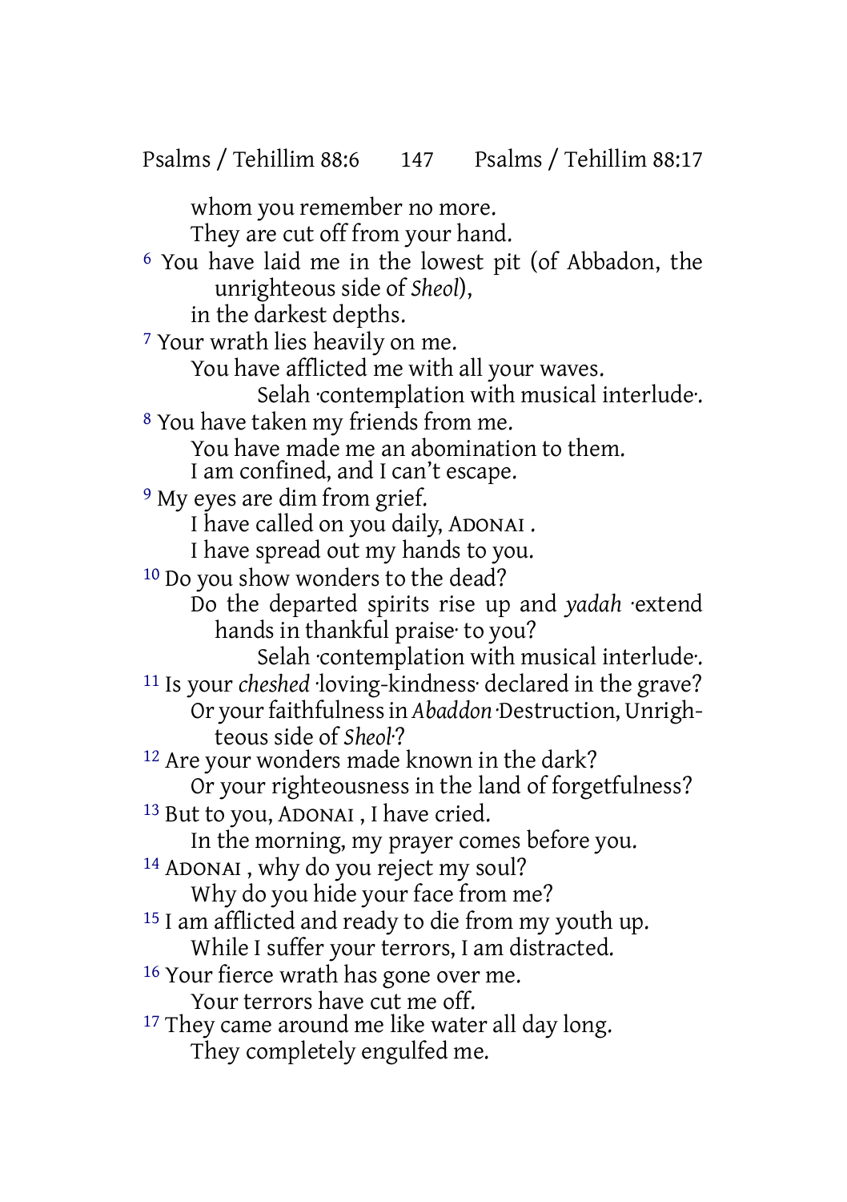whom you remember no more.
They are cut off from your hand.

6 You have laid me in the lowest pit (of Abbadon, the unrighteous side of *Sheol*),
in the darkest depths.

7 Your wrath lies heavily on me.
You have afflicted me with all your waves.
Selah ·contemplation with musical interlude·.

8 You have taken my friends from me.
You have made me an abomination to them.
I am confined, and I can't escape.

9 My eyes are dim from grief.
I have called on you daily, ADONAI .
I have spread out my hands to you.

10 Do you show wonders to the dead?
Do the departed spirits rise up and *yadah* ·extend hands in thankful praise· to you?
Selah ·contemplation with musical interlude·.

11 Is your *cheshed* ·loving-kindness· declared in the grave?
Or your faithfulness in *Abaddon* ·Destruction, Unrighteous side of *Sheol*·?

12 Are your wonders made known in the dark?
Or your righteousness in the land of forgetfulness?

13 But to you, ADONAI , I have cried.
In the morning, my prayer comes before you.

14 ADONAI , why do you reject my soul?
Why do you hide your face from me?

15 I am afflicted and ready to die from my youth up.
While I suffer your terrors, I am distracted.

16 Your fierce wrath has gone over me.
Your terrors have cut me off.

17 They came around me like water all day long.
They completely engulfed me.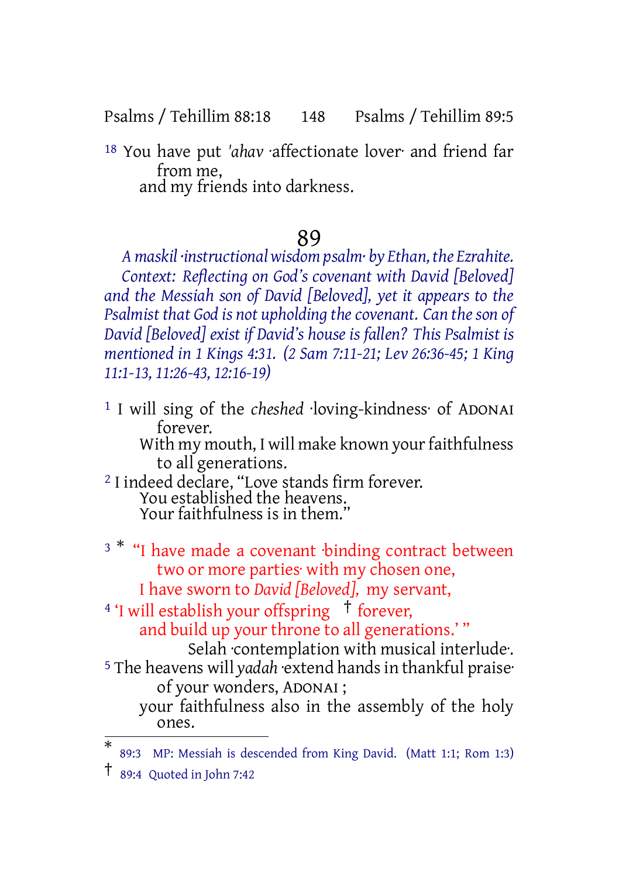18 You have put *'ahav* ·affectionate lover· and friend far from me,
and my friends into darkness.

# 89

*A maskil ·instructional wisdom psalm· by Ethan, the Ezrahite. Context: Reflecting on God's covenant with David [Beloved] and the Messiah son of David [Beloved], yet it appears to the Psalmist that God is not upholding the covenant. Can the son of David [Beloved] exist if David's house is fallen? This Psalmist is mentioned in 1 Kings 4:31. (2 Sam 7:11-21; Lev 26:36-45; 1 King 11:1-13, 11:26-43, 12:16-19)*

1 I will sing of the *cheshed* ·loving-kindness· of ADONAI forever.
With my mouth, I will make known your faithfulness to all generations.
2 I indeed declare, "Love stands firm forever.
You established the heavens.
Your faithfulness is in them."

3 [*] "I have made a covenant ·binding contract between two or more parties· with my chosen one,
I have sworn to *David [Beloved],* my servant,
4 'I will establish your offspring [†] forever,
and build up your throne to all generations.' "
Selah ·contemplation with musical interlude·.
5 The heavens will *yadah* ·extend hands in thankful praise· of your wonders, ADONAI ;
your faithfulness also in the assembly of the holy ones.

---

[*] 89:3 MP: Messiah is descended from King David. (Matt 1:1; Rom 1:3)

[†] 89:4 Quoted in John 7:42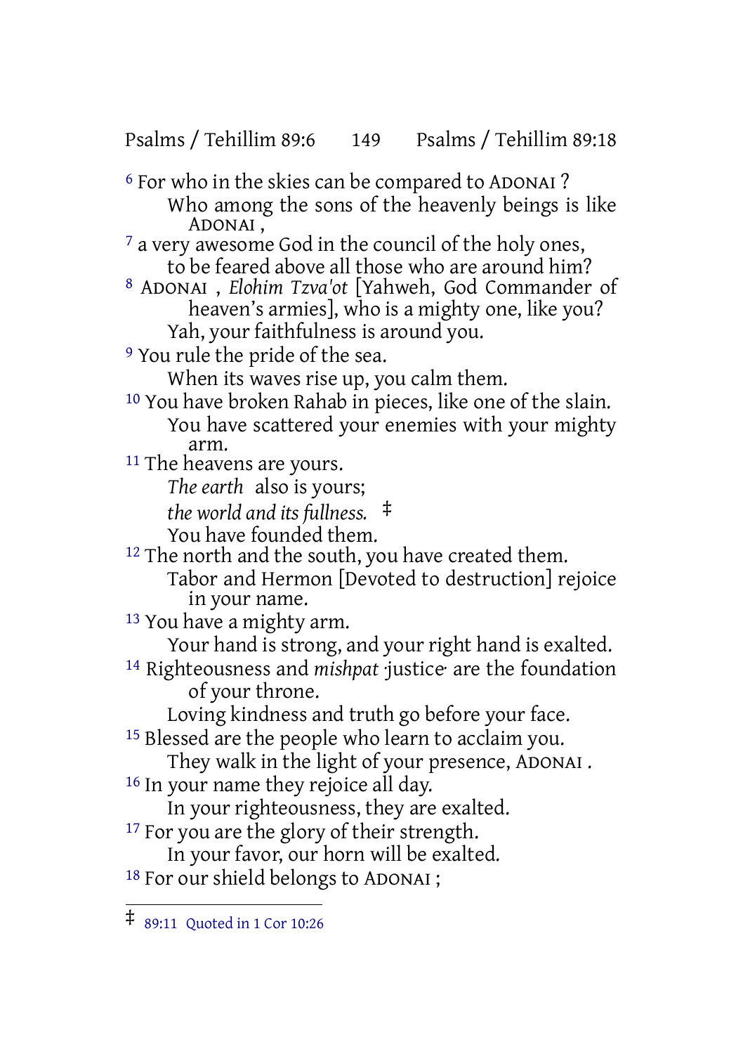[6] For who in the skies can be compared to ADONAI ?
Who among the sons of the heavenly beings is like ADONAI ,
[7] a very awesome God in the council of the holy ones,
to be feared above all those who are around him?
[8] ADONAI , *Elohim Tzva'ot* [Yahweh, God Commander of heaven's armies], who is a mighty one, like you?
Yah, your faithfulness is around you.
[9] You rule the pride of the sea.
When its waves rise up, you calm them.
[10] You have broken Rahab in pieces, like one of the slain.
You have scattered your enemies with your mighty arm.
[11] The heavens are yours.
*The earth* also is yours;
*the world and its fullness.* ‡
You have founded them.
[12] The north and the south, you have created them.
Tabor and Hermon [Devoted to destruction] rejoice in your name.
[13] You have a mighty arm.
Your hand is strong, and your right hand is exalted.
[14] Righteousness and *mishpat* ·justice· are the foundation of your throne.
Loving kindness and truth go before your face.
[15] Blessed are the people who learn to acclaim you.
They walk in the light of your presence, ADONAI .
[16] In your name they rejoice all day.
In your righteousness, they are exalted.
[17] For you are the glory of their strength.
In your favor, our horn will be exalted.
[18] For our shield belongs to ADONAI ;

---

‡ 89:11 Quoted in 1 Cor 10:26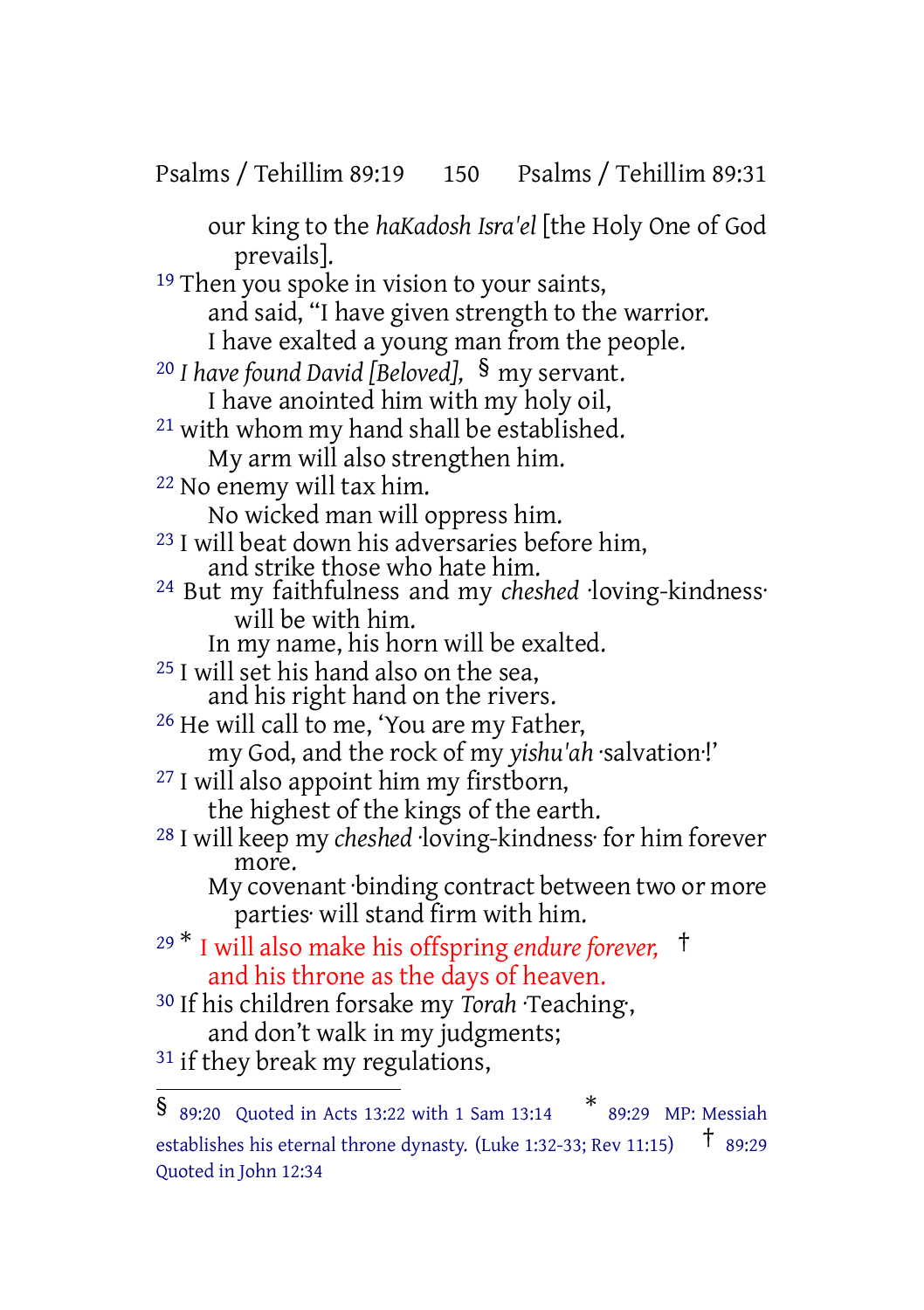our king to the *haKadosh Isra'el* [the Holy One of God prevails].

[19] Then you spoke in vision to your saints,
and said, "I have given strength to the warrior.
I have exalted a young man from the people.

[20] *I have found David [Beloved],* § my servant.
I have anointed him with my holy oil,

[21] with whom my hand shall be established.
My arm will also strengthen him.

[22] No enemy will tax him.
No wicked man will oppress him.

[23] I will beat down his adversaries before him,
and strike those who hate him.

[24] But my faithfulness and my *cheshed* ·loving-kindness· will be with him.
In my name, his horn will be exalted.

[25] I will set his hand also on the sea,
and his right hand on the rivers.

[26] He will call to me, 'You are my Father,
my God, and the rock of my *yishu'ah* ·salvation·!'

[27] I will also appoint him my firstborn,
the highest of the kings of the earth.

[28] I will keep my *cheshed* ·loving-kindness· for him forever more.
My covenant ·binding contract between two or more parties· will stand firm with him.

[29] * I will also make his offspring *endure forever,* †
and his throne as the days of heaven.

[30] If his children forsake my *Torah* ·Teaching·,
and don't walk in my judgments;

[31] if they break my regulations,

---

§ 89:20 Quoted in Acts 13:22 with 1 Sam 13:14

\* 89:29 MP: Messiah establishes his eternal throne dynasty. (Luke 1:32-33; Rev 11:15)

† 89:29 Quoted in John 12:34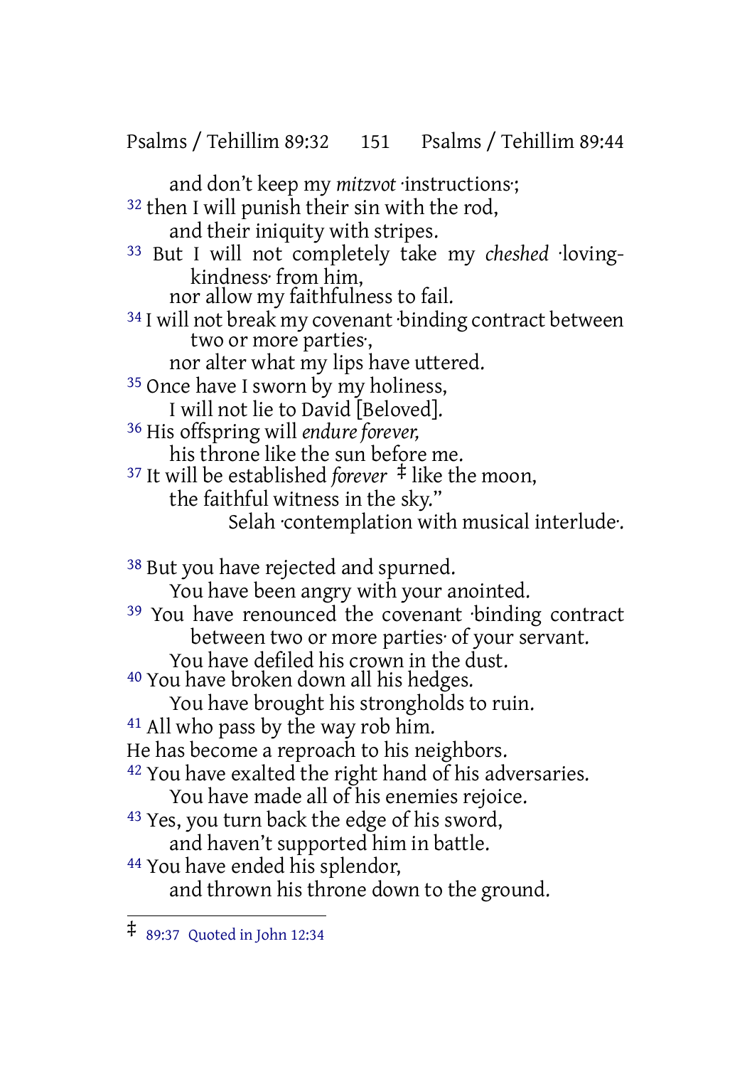and don't keep my *mitzvot* ·instructions·;

32 then I will punish their sin with the rod,
and their iniquity with stripes.

33 But I will not completely take my *cheshed* ·loving-kindness· from him,
nor allow my faithfulness to fail.

34 I will not break my covenant ·binding contract between two or more parties·,
nor alter what my lips have uttered.

35 Once have I sworn by my holiness,
I will not lie to David [Beloved].

36 His offspring will *endure forever*,
his throne like the sun before me.

37 It will be established *forever* ‡ like the moon,
the faithful witness in the sky."
Selah ·contemplation with musical interlude·.

38 But you have rejected and spurned.
You have been angry with your anointed.

39 You have renounced the covenant ·binding contract between two or more parties· of your servant.
You have defiled his crown in the dust.

40 You have broken down all his hedges.
You have brought his strongholds to ruin.

41 All who pass by the way rob him.
He has become a reproach to his neighbors.

42 You have exalted the right hand of his adversaries.
You have made all of his enemies rejoice.

43 Yes, you turn back the edge of his sword,
and haven't supported him in battle.

44 You have ended his splendor,
and thrown his throne down to the ground.

---

‡ 89:37 Quoted in John 12:34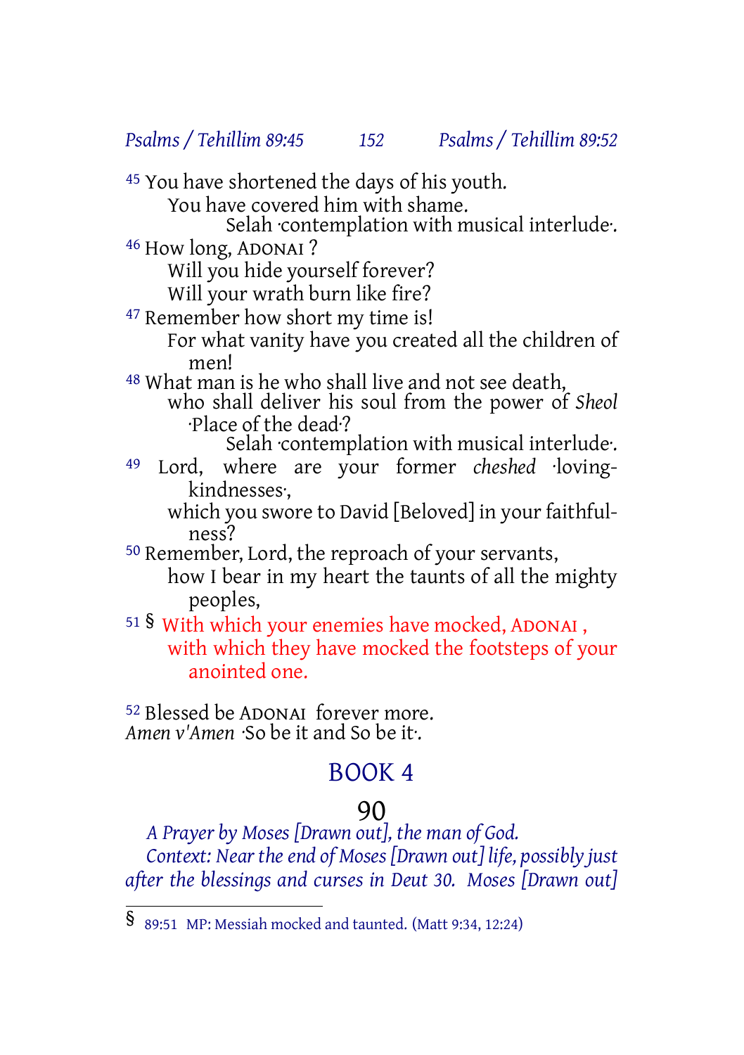[45] You have shortened the days of his youth.
You have covered him with shame.
Selah ·contemplation with musical interlude·.

[46] How long, ADONAI ?
Will you hide yourself forever?
Will your wrath burn like fire?

[47] Remember how short my time is!
For what vanity have you created all the children of men!

[48] What man is he who shall live and not see death,
who shall deliver his soul from the power of *Sheol* ·Place of the dead·?
Selah ·contemplation with musical interlude·.

[49] Lord, where are your former *cheshed* ·loving-kindnesses·,
which you swore to David [Beloved] in your faithfulness?

[50] Remember, Lord, the reproach of your servants,
how I bear in my heart the taunts of all the mighty peoples,

[51] § With which your enemies have mocked, ADONAI ,
with which they have mocked the footsteps of your anointed one.

[52] Blessed be ADONAI forever more.
*Amen v'Amen* ·So be it and So be it·.

# BOOK 4

## 90

*A Prayer by Moses [Drawn out], the man of God.*

*Context: Near the end of Moses [Drawn out] life, possibly just after the blessings and curses in Deut 30. Moses [Drawn out]*

---

§ 89:51 MP: Messiah mocked and taunted. (Matt 9:34, 12:24)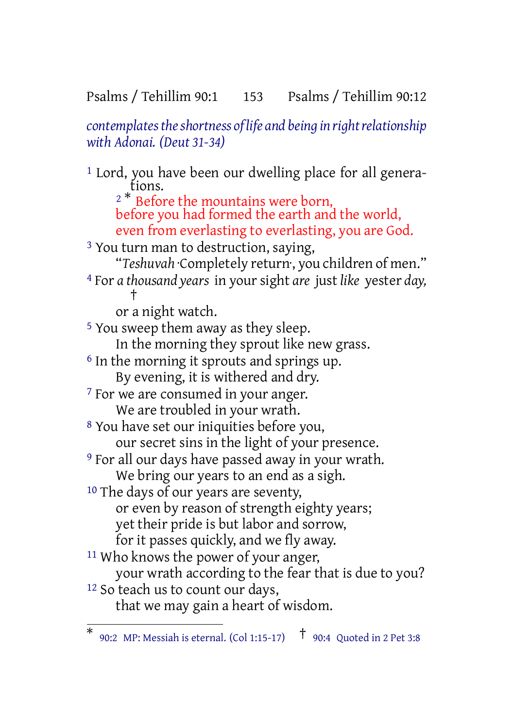*contemplates the shortness of life and being in right relationship with Adonai. (Deut 31-34)*

[1] Lord, you have been our dwelling place for all generations.

[2] * Before the mountains were born,
before you had formed the earth and the world,
even from everlasting to everlasting, you are God.

[3] You turn man to destruction, saying,
"*Teshuvah* ·Completely return·, you children of men."

[4] For *a thousand years* in your sight *are* just *like* yester *day,* †
or a night watch.

[5] You sweep them away as they sleep.
In the morning they sprout like new grass.

[6] In the morning it sprouts and springs up.
By evening, it is withered and dry.

[7] For we are consumed in your anger.
We are troubled in your wrath.

[8] You have set our iniquities before you,
our secret sins in the light of your presence.

[9] For all our days have passed away in your wrath.
We bring our years to an end as a sigh.

[10] The days of our years are seventy,
or even by reason of strength eighty years;
yet their pride is but labor and sorrow,
for it passes quickly, and we fly away.

[11] Who knows the power of your anger,
your wrath according to the fear that is due to you?

[12] So teach us to count our days,
that we may gain a heart of wisdom.

---

* 90:2 MP: Messiah is eternal. (Col 1:15-17) † 90:4 Quoted in 2 Pet 3:8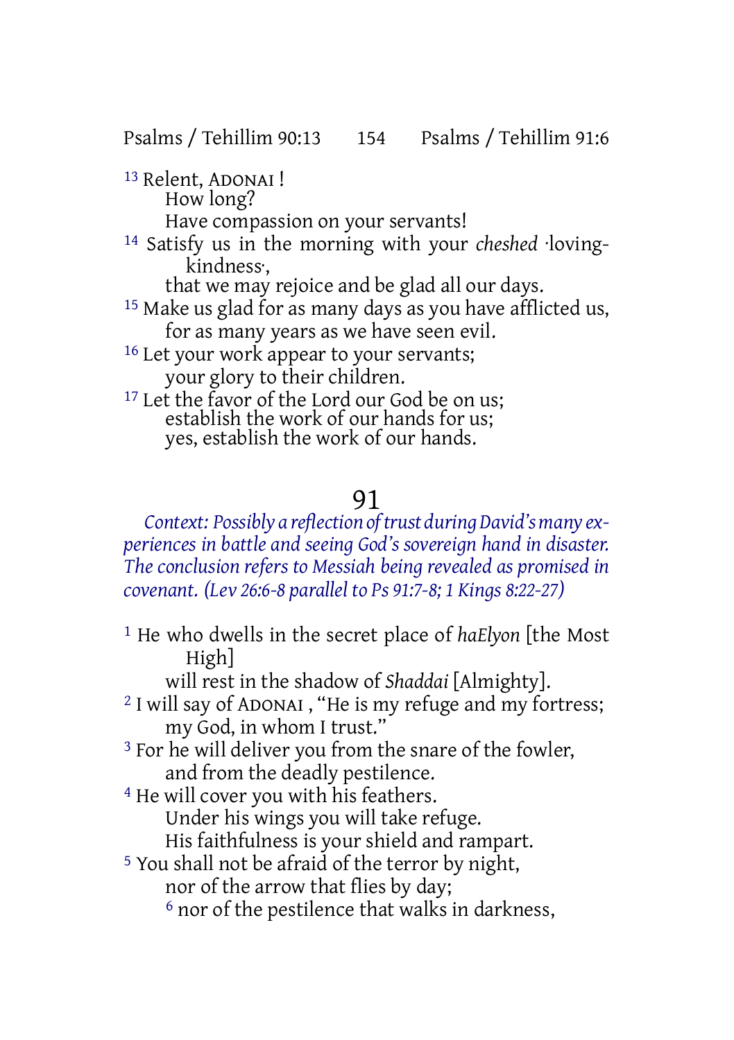13 Relent, ADONAI !  
How long?  
Have compassion on your servants!

14 Satisfy us in the morning with your *cheshed* ·loving-kindness·,  
that we may rejoice and be glad all our days.

15 Make us glad for as many days as you have afflicted us,  
for as many years as we have seen evil.

16 Let your work appear to your servants;  
your glory to their children.

17 Let the favor of the Lord our God be on us;  
establish the work of our hands for us;  
yes, establish the work of our hands.

## 91

*Context: Possibly a reflection of trust during David's many experiences in battle and seeing God's sovereign hand in disaster. The conclusion refers to Messiah being revealed as promised in covenant. (Lev 26:6-8 parallel to Ps 91:7-8; 1 Kings 8:22-27)*

1 He who dwells in the secret place of *haElyon* [the Most High]  
will rest in the shadow of *Shaddai* [Almighty].

2 I will say of ADONAI , "He is my refuge and my fortress;  
my God, in whom I trust."

3 For he will deliver you from the snare of the fowler,  
and from the deadly pestilence.

4 He will cover you with his feathers.  
Under his wings you will take refuge.  
His faithfulness is your shield and rampart.

5 You shall not be afraid of the terror by night,  
nor of the arrow that flies by day;  
6 nor of the pestilence that walks in darkness,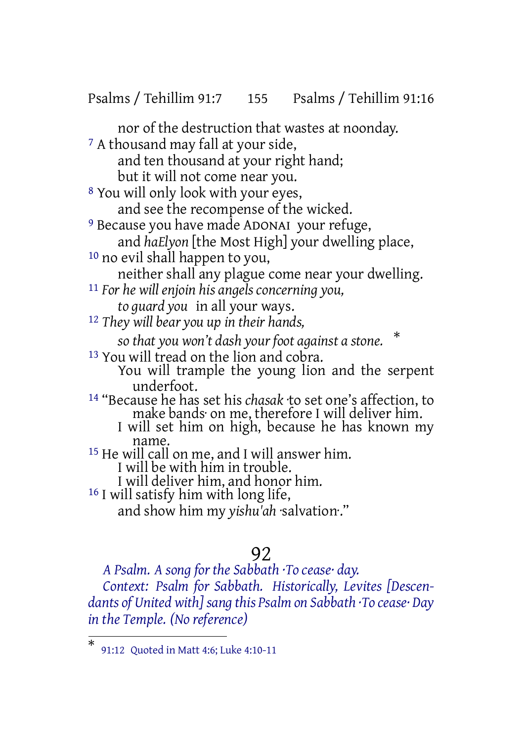nor of the destruction that wastes at noonday.

[7] A thousand may fall at your side,
and ten thousand at your right hand;
but it will not come near you.

[8] You will only look with your eyes,
and see the recompense of the wicked.

[9] Because you have made ADONAI your refuge,
and *haElyon* [the Most High] your dwelling place,

[10] no evil shall happen to you,
neither shall any plague come near your dwelling.

[11] *For he will enjoin his angels concerning you,*
*to guard you* in all your ways.

[12] *They will bear you up in their hands,*
*so that you won't dash your foot against a stone.* *

[13] You will tread on the lion and cobra.
You will trample the young lion and the serpent underfoot.

[14] "Because he has set his *chasak* ·to set one's affection, to make bands· on me, therefore I will deliver him.
I will set him on high, because he has known my name.

[15] He will call on me, and I will answer him.
I will be with him in trouble.
I will deliver him, and honor him.

[16] I will satisfy him with long life,
and show him my *yishu'ah* ·salvation·."

# 92

*A Psalm. A song for the Sabbath ·To cease· day.*

*Context: Psalm for Sabbath. Historically, Levites [Descendants of United with] sang this Psalm on Sabbath ·To cease· Day in the Temple. (No reference)*

---

\* 91:12 Quoted in Matt 4:6; Luke 4:10-11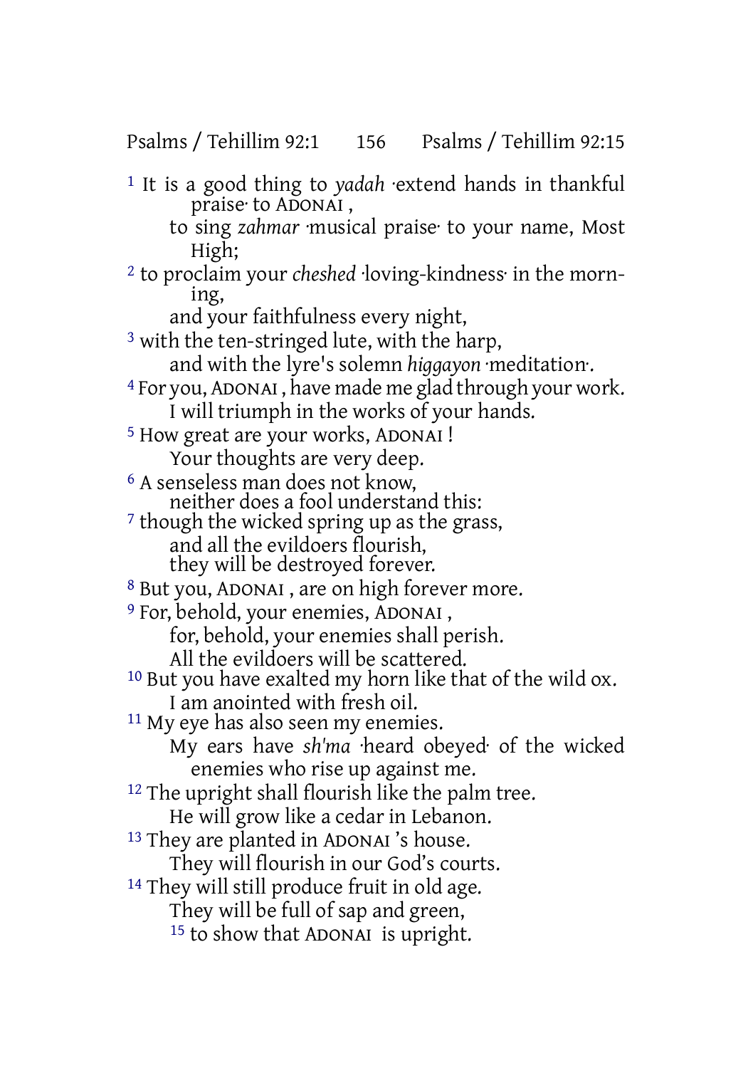[1] It is a good thing to *yadah* ·extend hands in thankful praise· to ADONAI ,
to sing *zahmar* ·musical praise· to your name, Most High;
[2] to proclaim your *cheshed* ·loving-kindness· in the morning,
and your faithfulness every night,
[3] with the ten-stringed lute, with the harp,
and with the lyre's solemn *higgayon* ·meditation·.
[4] For you, ADONAI , have made me glad through your work.
I will triumph in the works of your hands.
[5] How great are your works, ADONAI !
Your thoughts are very deep.
[6] A senseless man does not know,
neither does a fool understand this:
[7] though the wicked spring up as the grass,
and all the evildoers flourish,
they will be destroyed forever.
[8] But you, ADONAI , are on high forever more.
[9] For, behold, your enemies, ADONAI ,
for, behold, your enemies shall perish.
All the evildoers will be scattered.
[10] But you have exalted my horn like that of the wild ox.
I am anointed with fresh oil.
[11] My eye has also seen my enemies.
My ears have *sh'ma* ·heard obeyed· of the wicked enemies who rise up against me.
[12] The upright shall flourish like the palm tree.
He will grow like a cedar in Lebanon.
[13] They are planted in ADONAI 's house.
They will flourish in our God's courts.
[14] They will still produce fruit in old age.
They will be full of sap and green,
[15] to show that ADONAI is upright.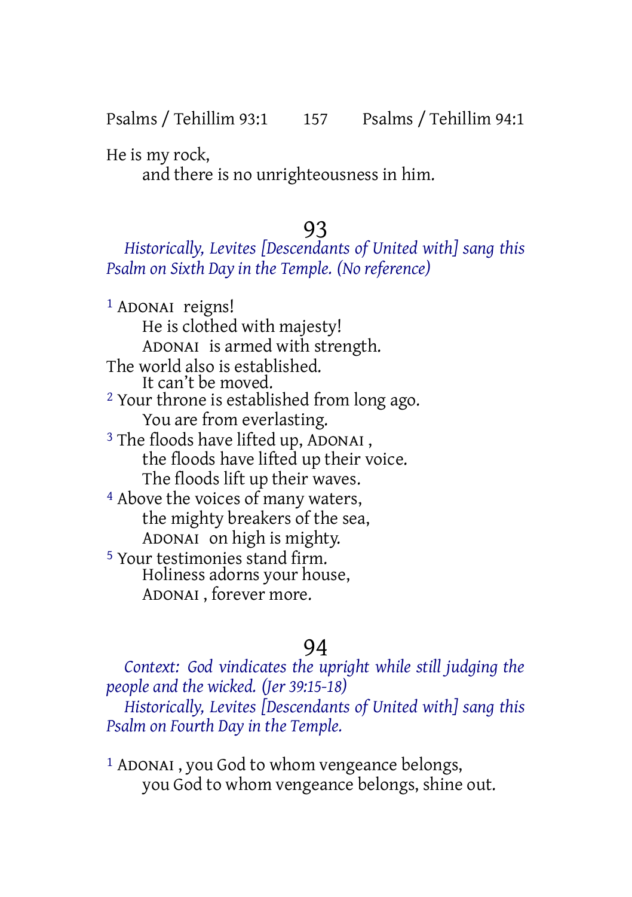He is my rock,
    and there is no unrighteousness in him.

# 93

*Historically, Levites [Descendants of United with] sang this Psalm on Sixth Day in the Temple. (No reference)*

[1] ADONAI reigns!
    He is clothed with majesty!
    ADONAI is armed with strength.
The world also is established.
    It can't be moved.
[2] Your throne is established from long ago.
    You are from everlasting.
[3] The floods have lifted up, ADONAI ,
    the floods have lifted up their voice.
    The floods lift up their waves.
[4] Above the voices of many waters,
    the mighty breakers of the sea,
    ADONAI on high is mighty.
[5] Your testimonies stand firm.
    Holiness adorns your house,
    ADONAI , forever more.

# 94

*Context: God vindicates the upright while still judging the people and the wicked. (Jer 39:15-18)*

*Historically, Levites [Descendants of United with] sang this Psalm on Fourth Day in the Temple.*

[1] ADONAI , you God to whom vengeance belongs,
    you God to whom vengeance belongs, shine out.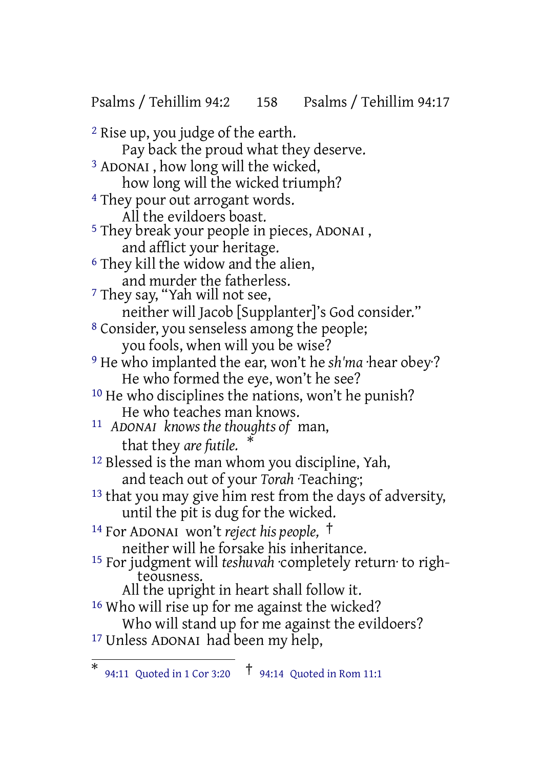[2] Rise up, you judge of the earth.
Pay back the proud what they deserve.
[3] ADONAI , how long will the wicked,
how long will the wicked triumph?
[4] They pour out arrogant words.
All the evildoers boast.
[5] They break your people in pieces, ADONAI ,
and afflict your heritage.
[6] They kill the widow and the alien,
and murder the fatherless.
[7] They say, "Yah will not see,
neither will Jacob [Supplanter]'s God consider."
[8] Consider, you senseless among the people;
you fools, when will you be wise?
[9] He who implanted the ear, won't he *sh'ma* ·hear obey·?
He who formed the eye, won't he see?
[10] He who disciplines the nations, won't he punish?
He who teaches man knows.
[11] *ADONAI knows the thoughts of* man,
that they *are futile.* *
[12] Blessed is the man whom you discipline, Yah,
and teach out of your *Torah* ·Teaching·;
[13] that you may give him rest from the days of adversity,
until the pit is dug for the wicked.
[14] For ADONAI won't *reject his people,* †
neither will he forsake his inheritance.
[15] For judgment will *teshuvah* ·completely return· to righteousness.
All the upright in heart shall follow it.
[16] Who will rise up for me against the wicked?
Who will stand up for me against the evildoers?
[17] Unless ADONAI had been my help,

---

* 94:11 Quoted in 1 Cor 3:20 † 94:14 Quoted in Rom 11:1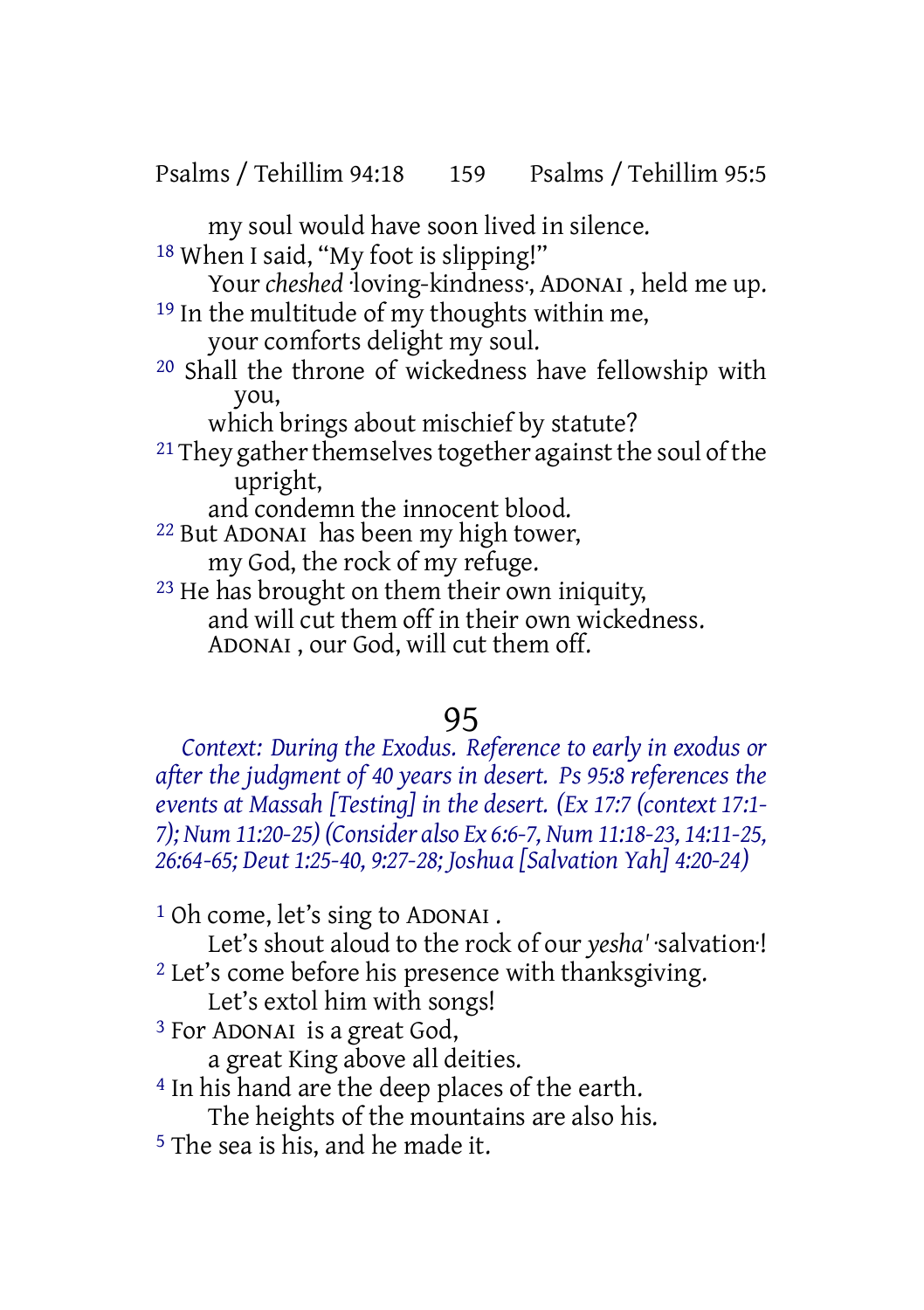my soul would have soon lived in silence.

18 When I said, “My foot is slipping!”
Your *cheshed* ·loving-kindness·, ADONAI , held me up.

19 In the multitude of my thoughts within me,
your comforts delight my soul.

20 Shall the throne of wickedness have fellowship with you,
which brings about mischief by statute?

21 They gather themselves together against the soul of the upright,
and condemn the innocent blood.

22 But ADONAI has been my high tower,
my God, the rock of my refuge.

23 He has brought on them their own iniquity,
and will cut them off in their own wickedness.
ADONAI , our God, will cut them off.

# 95

*Context: During the Exodus. Reference to early in exodus or after the judgment of 40 years in desert. Ps 95:8 references the events at Massah [Testing] in the desert. (Ex 17:7 (context 17:1-7); Num 11:20-25) (Consider also Ex 6:6-7, Num 11:18-23, 14:11-25, 26:64-65; Deut 1:25-40, 9:27-28; Joshua [Salvation Yah] 4:20-24)*

1 Oh come, let’s sing to ADONAI .
Let’s shout aloud to the rock of our *yesha'* ·salvation·!

2 Let’s come before his presence with thanksgiving.
Let’s extol him with songs!

3 For ADONAI is a great God,
a great King above all deities.

4 In his hand are the deep places of the earth.
The heights of the mountains are also his.

5 The sea is his, and he made it.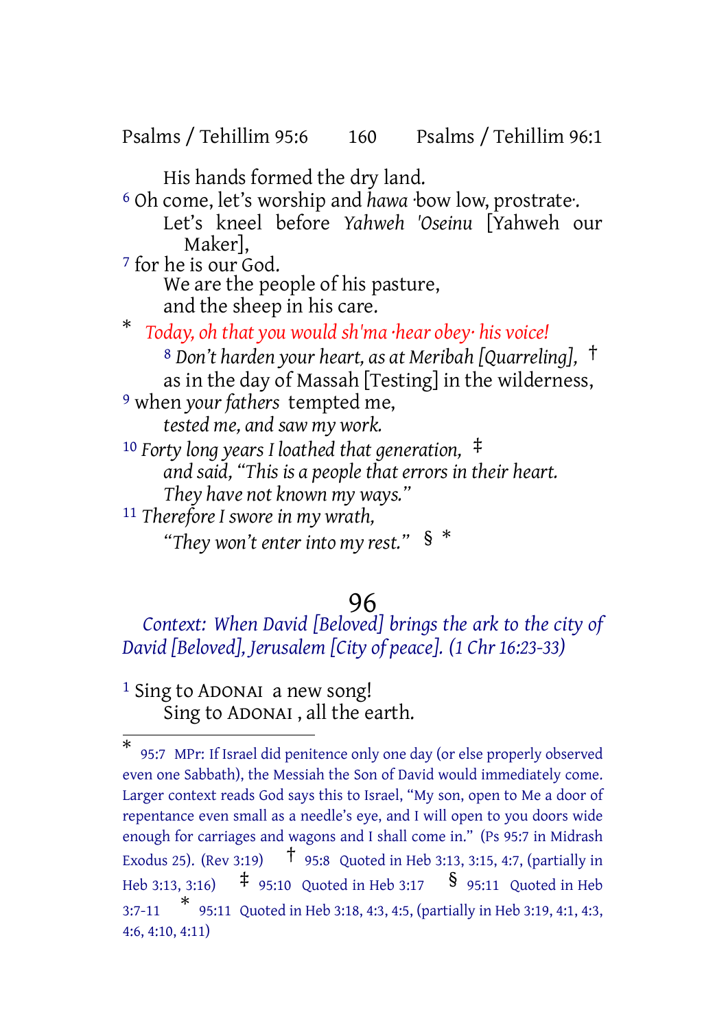His hands formed the dry land.

[6] Oh come, let's worship and *hawa* ·bow low, prostrate·.
Let's kneel before *Yahweh 'Oseinu* [Yahweh our Maker],

[7] for he is our God.
We are the people of his pasture,
and the sheep in his care.

* *Today, oh that you would sh'ma ·hear obey· his voice!*

[8] *Don't harden your heart, as at Meribah [Quarreling],* †
as in the day of Massah [Testing] in the wilderness,

[9] when *your fathers* tempted me,
*tested me, and saw my work.*

[10] *Forty long years I loathed that generation,* ‡
*and said, "This is a people that errors in their heart.*
*They have not known my ways."*

[11] *Therefore I swore in my wrath,*
*"They won't enter into my rest."* § *

# 96

*Context: When David [Beloved] brings the ark to the city of David [Beloved], Jerusalem [City of peace]. (1 Chr 16:23-33)*

[1] Sing to ADONAI a new song!
Sing to ADONAI , all the earth.

---

* 95:7 MPr: If Israel did penitence only one day (or else properly observed even one Sabbath), the Messiah the Son of David would immediately come. Larger context reads God says this to Israel, "My son, open to Me a door of repentance even small as a needle's eye, and I will open to you doors wide enough for carriages and wagons and I shall come in." (Ps 95:7 in Midrash Exodus 25). (Rev 3:19) † 95:8 Quoted in Heb 3:13, 3:15, 4:7, (partially in Heb 3:13, 3:16) ‡ 95:10 Quoted in Heb 3:17 § 95:11 Quoted in Heb 3:7-11 * 95:11 Quoted in Heb 3:18, 4:3, 4:5, (partially in Heb 3:19, 4:1, 4:3, 4:6, 4:10, 4:11)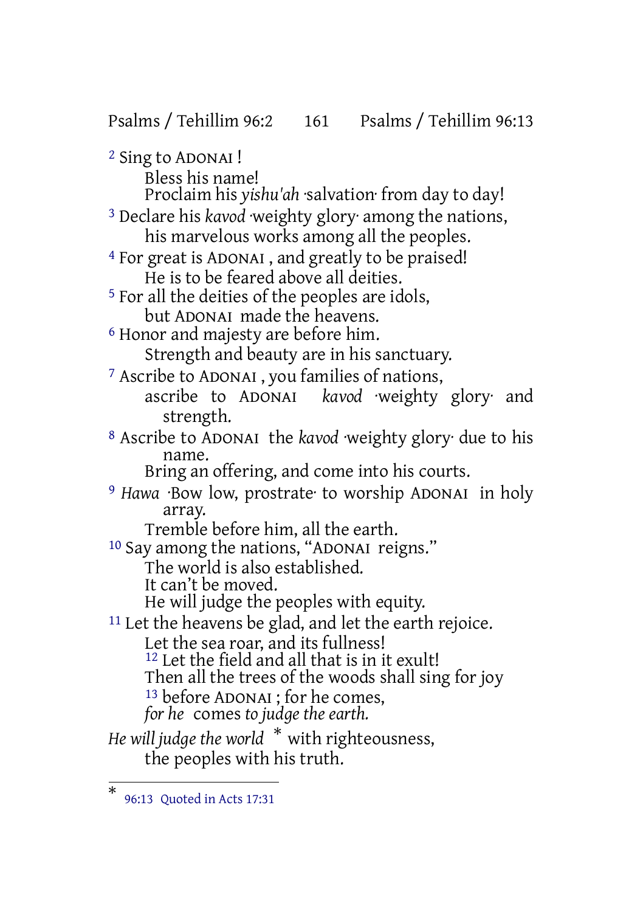[2] Sing to ADONAI !
Bless his name!
Proclaim his *yishu'ah* ·salvation· from day to day!

[3] Declare his *kavod* ·weighty glory· among the nations,
his marvelous works among all the peoples.

[4] For great is ADONAI , and greatly to be praised!
He is to be feared above all deities.

[5] For all the deities of the peoples are idols,
but ADONAI made the heavens.

[6] Honor and majesty are before him.
Strength and beauty are in his sanctuary.

[7] Ascribe to ADONAI , you families of nations,
ascribe to ADONAI *kavod* ·weighty glory· and strength.

[8] Ascribe to ADONAI the *kavod* ·weighty glory· due to his name.
Bring an offering, and come into his courts.

[9] *Hawa* ·Bow low, prostrate· to worship ADONAI in holy array.
Tremble before him, all the earth.

[10] Say among the nations, "ADONAI reigns."
The world is also established.
It can't be moved.
He will judge the peoples with equity.

[11] Let the heavens be glad, and let the earth rejoice.
Let the sea roar, and its fullness!
[12] Let the field and all that is in it exult!
Then all the trees of the woods shall sing for joy
[13] before ADONAI ; for he comes,
*for he* comes *to judge the earth.*

*He will judge the world* * with righteousness,
the peoples with his truth.

---

* 96:13 Quoted in Acts 17:31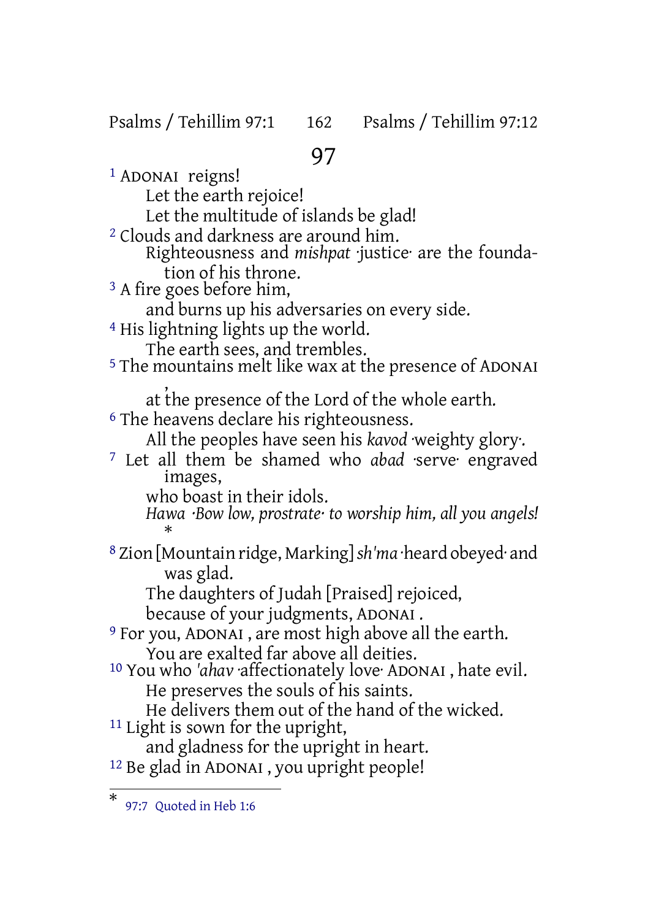# 97

[1] ADONAI reigns!
Let the earth rejoice!
Let the multitude of islands be glad!
[2] Clouds and darkness are around him.
Righteousness and *mishpat* ·justice· are the foundation of his throne.
[3] A fire goes before him,
and burns up his adversaries on every side.
[4] His lightning lights up the world.
The earth sees, and trembles.
[5] The mountains melt like wax at the presence of ADONAI,
at the presence of the Lord of the whole earth.
[6] The heavens declare his righteousness.
All the peoples have seen his *kavod* ·weighty glory·.
[7] Let all them be shamed who *abad* ·serve· engraved images,
who boast in their idols.
*Hawa ·Bow low, prostrate· to worship him, all you angels!* *
[8] Zion [Mountain ridge, Marking] *sh'ma* ·heard obeyed· and was glad.
The daughters of Judah [Praised] rejoiced,
because of your judgments, ADONAI.
[9] For you, ADONAI, are most high above all the earth.
You are exalted far above all deities.
[10] You who *'ahav* ·affectionately love· ADONAI, hate evil.
He preserves the souls of his saints.
He delivers them out of the hand of the wicked.
[11] Light is sown for the upright,
and gladness for the upright in heart.
[12] Be glad in ADONAI, you upright people!

---

* 97:7 Quoted in Heb 1:6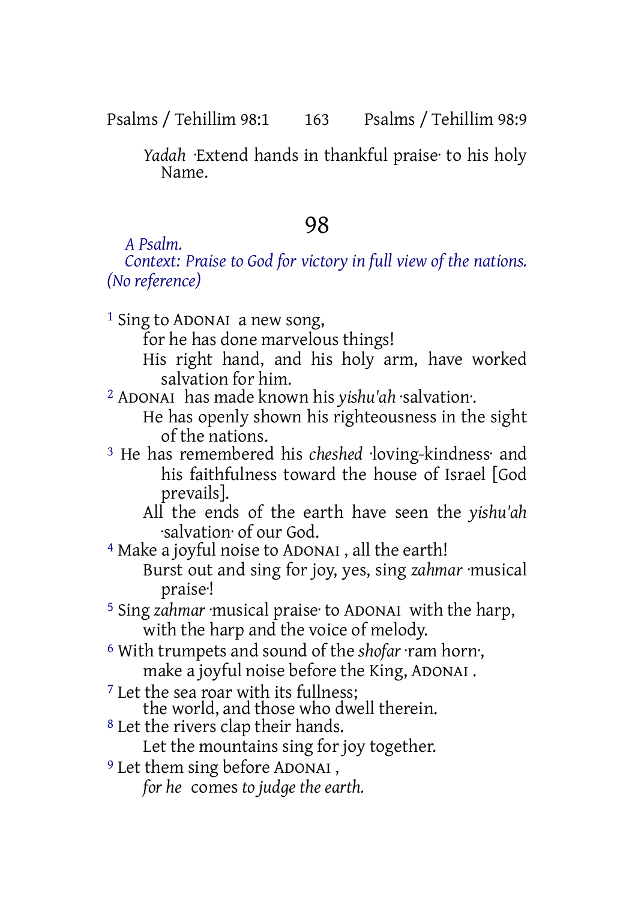*Yadah* ·Extend hands in thankful praise· to his holy Name.

# 98

*A Psalm.*

*Context: Praise to God for victory in full view of the nations. (No reference)*

[1] Sing to ADONAI a new song,
for he has done marvelous things!
His right hand, and his holy arm, have worked salvation for him.

[2] ADONAI has made known his *yishu'ah* ·salvation·.
He has openly shown his righteousness in the sight of the nations.

[3] He has remembered his *cheshed* ·loving-kindness· and his faithfulness toward the house of Israel [God prevails].
All the ends of the earth have seen the *yishu'ah* ·salvation· of our God.

[4] Make a joyful noise to ADONAI , all the earth!
Burst out and sing for joy, yes, sing *zahmar* ·musical praise·!

[5] Sing *zahmar* ·musical praise· to ADONAI with the harp,
with the harp and the voice of melody.

[6] With trumpets and sound of the *shofar* ·ram horn·,
make a joyful noise before the King, ADONAI .

[7] Let the sea roar with its fullness;
the world, and those who dwell therein.

[8] Let the rivers clap their hands.
Let the mountains sing for joy together.

[9] Let them sing before ADONAI ,
*for he* comes *to judge the earth.*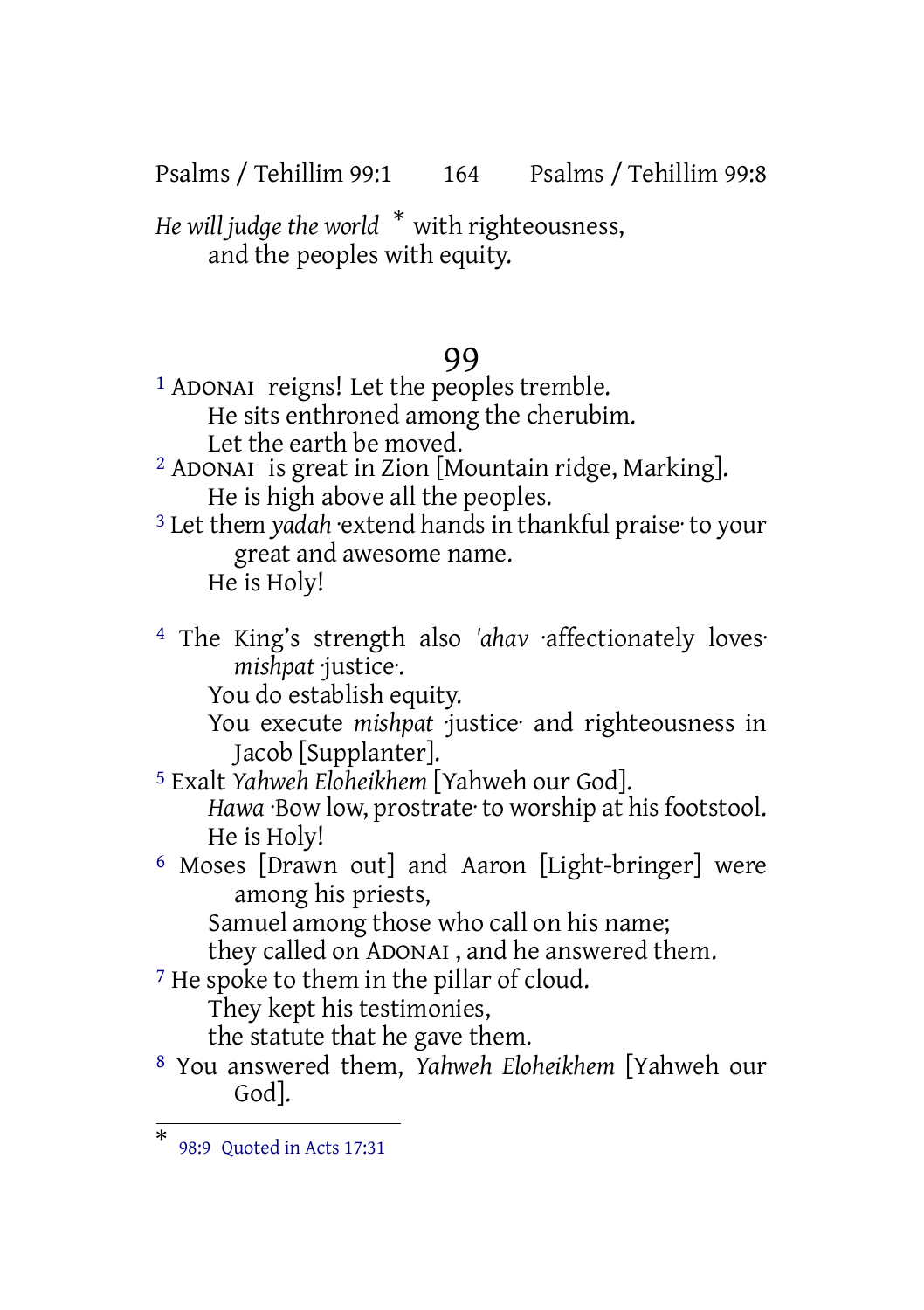*He will judge the world* * with righteousness,
and the peoples with equity.

## 99

[1] ADONAI reigns! Let the peoples tremble.
He sits enthroned among the cherubim.
Let the earth be moved.
[2] ADONAI is great in Zion [Mountain ridge, Marking].
He is high above all the peoples.
[3] Let them *yadah* ·extend hands in thankful praise· to your great and awesome name.
He is Holy!

[4] The King's strength also *'ahav* ·affectionately loves· *mishpat* ·justice·.
You do establish equity.
You execute *mishpat* ·justice· and righteousness in Jacob [Supplanter].
[5] Exalt *Yahweh Eloheikhem* [Yahweh our God].
*Hawa* ·Bow low, prostrate· to worship at his footstool.
He is Holy!
[6] Moses [Drawn out] and Aaron [Light-bringer] were among his priests,
Samuel among those who call on his name;
they called on ADONAI , and he answered them.
[7] He spoke to them in the pillar of cloud.
They kept his testimonies,
the statute that he gave them.
[8] You answered them, *Yahweh Eloheikhem* [Yahweh our God].

---

* 98:9 Quoted in Acts 17:31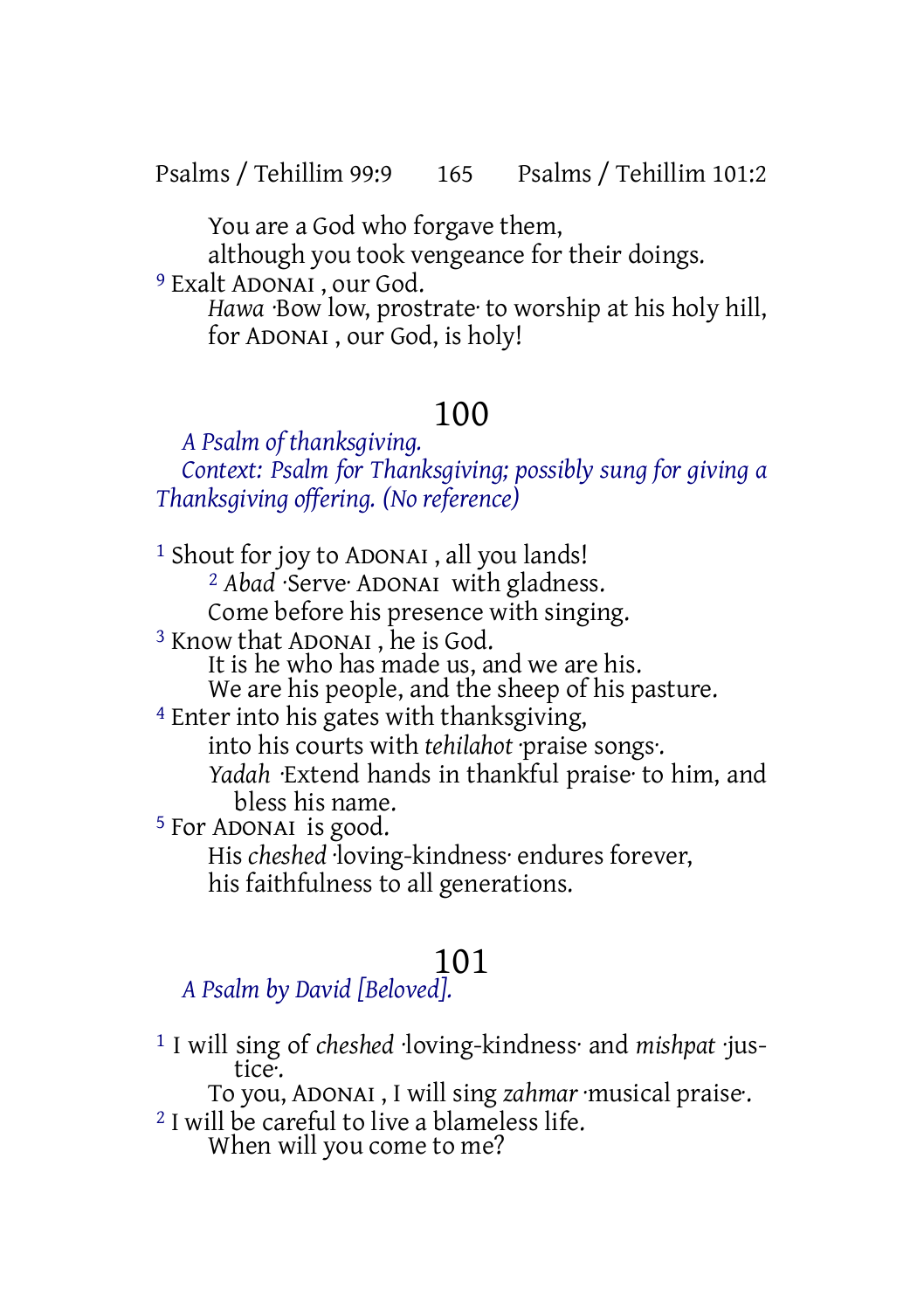You are a God who forgave them,
although you took vengeance for their doings.

9 Exalt ADONAI , our God.
*Hawa* ·Bow low, prostrate· to worship at his holy hill,
for ADONAI , our God, is holy!

## 100

*A Psalm of thanksgiving.*
*Context: Psalm for Thanksgiving; possibly sung for giving a Thanksgiving offering. (No reference)*

1 Shout for joy to ADONAI , all you lands!
2 *Abad* ·Serve· ADONAI with gladness.
Come before his presence with singing.

3 Know that ADONAI , he is God.
It is he who has made us, and we are his.
We are his people, and the sheep of his pasture.

4 Enter into his gates with thanksgiving,
into his courts with *tehilahot* ·praise songs·.
*Yadah* ·Extend hands in thankful praise· to him, and bless his name.

5 For ADONAI is good.
His *cheshed* ·loving-kindness· endures forever,
his faithfulness to all generations.

## 101

*A Psalm by David [Beloved].*

1 I will sing of *cheshed* ·loving-kindness· and *mishpat* ·justice·.
To you, ADONAI , I will sing *zahmar* ·musical praise·.

2 I will be careful to live a blameless life.
When will you come to me?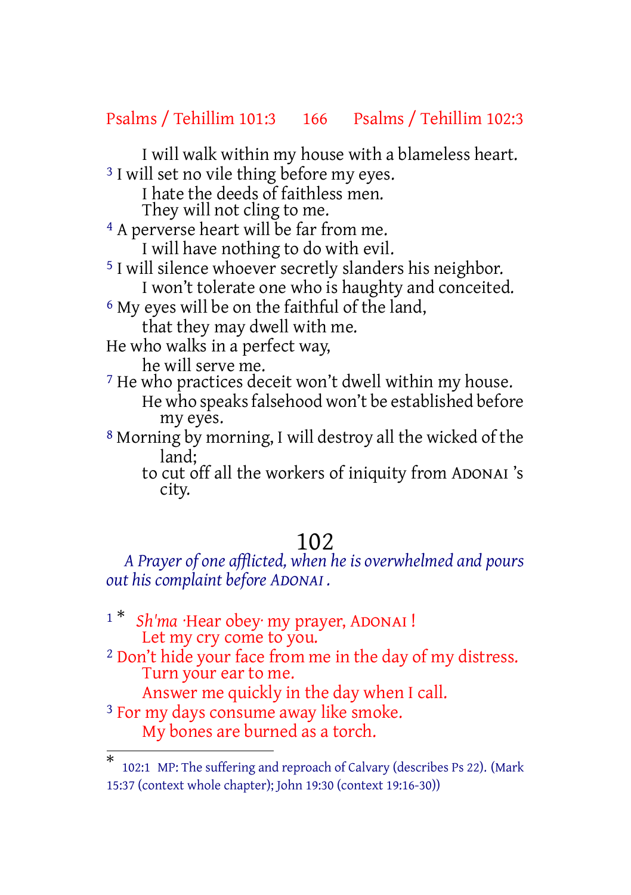I will walk within my house with a blameless heart.
[3] I will set no vile thing before my eyes.
I hate the deeds of faithless men.
They will not cling to me.
[4] A perverse heart will be far from me.
I will have nothing to do with evil.
[5] I will silence whoever secretly slanders his neighbor.
I won't tolerate one who is haughty and conceited.
[6] My eyes will be on the faithful of the land,
that they may dwell with me.
He who walks in a perfect way,
he will serve me.
[7] He who practices deceit won't dwell within my house.
He who speaks falsehood won't be established before my eyes.
[8] Morning by morning, I will destroy all the wicked of the land;
to cut off all the workers of iniquity from ADONAI 's city.

# 102

*A Prayer of one afflicted, when he is overwhelmed and pours out his complaint before ADONAI .*

[1] * *Sh'ma* ·Hear obey· my prayer, ADONAI !
Let my cry come to you.
[2] Don't hide your face from me in the day of my distress.
Turn your ear to me.
Answer me quickly in the day when I call.
[3] For my days consume away like smoke.
My bones are burned as a torch.

---

* 102:1 MP: The suffering and reproach of Calvary (describes Ps 22). (Mark 15:37 (context whole chapter); John 19:30 (context 19:16-30))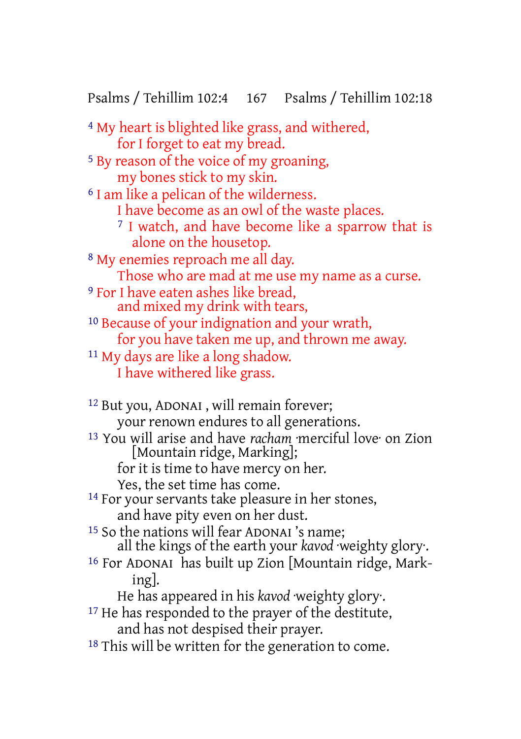[4] My heart is blighted like grass, and withered,
for I forget to eat my bread.
[5] By reason of the voice of my groaning,
my bones stick to my skin.
[6] I am like a pelican of the wilderness.
I have become as an owl of the waste places.
[7] I watch, and have become like a sparrow that is alone on the housetop.
[8] My enemies reproach me all day.
Those who are mad at me use my name as a curse.
[9] For I have eaten ashes like bread,
and mixed my drink with tears,
[10] Because of your indignation and your wrath,
for you have taken me up, and thrown me away.
[11] My days are like a long shadow.
I have withered like grass.

[12] But you, ADONAI , will remain forever;
your renown endures to all generations.
[13] You will arise and have *racham* ·merciful love· on Zion [Mountain ridge, Marking];
for it is time to have mercy on her.
Yes, the set time has come.
[14] For your servants take pleasure in her stones,
and have pity even on her dust.
[15] So the nations will fear ADONAI 's name;
all the kings of the earth your *kavod* ·weighty glory·.
[16] For ADONAI has built up Zion [Mountain ridge, Marking].
He has appeared in his *kavod* ·weighty glory·.
[17] He has responded to the prayer of the destitute,
and has not despised their prayer.
[18] This will be written for the generation to come.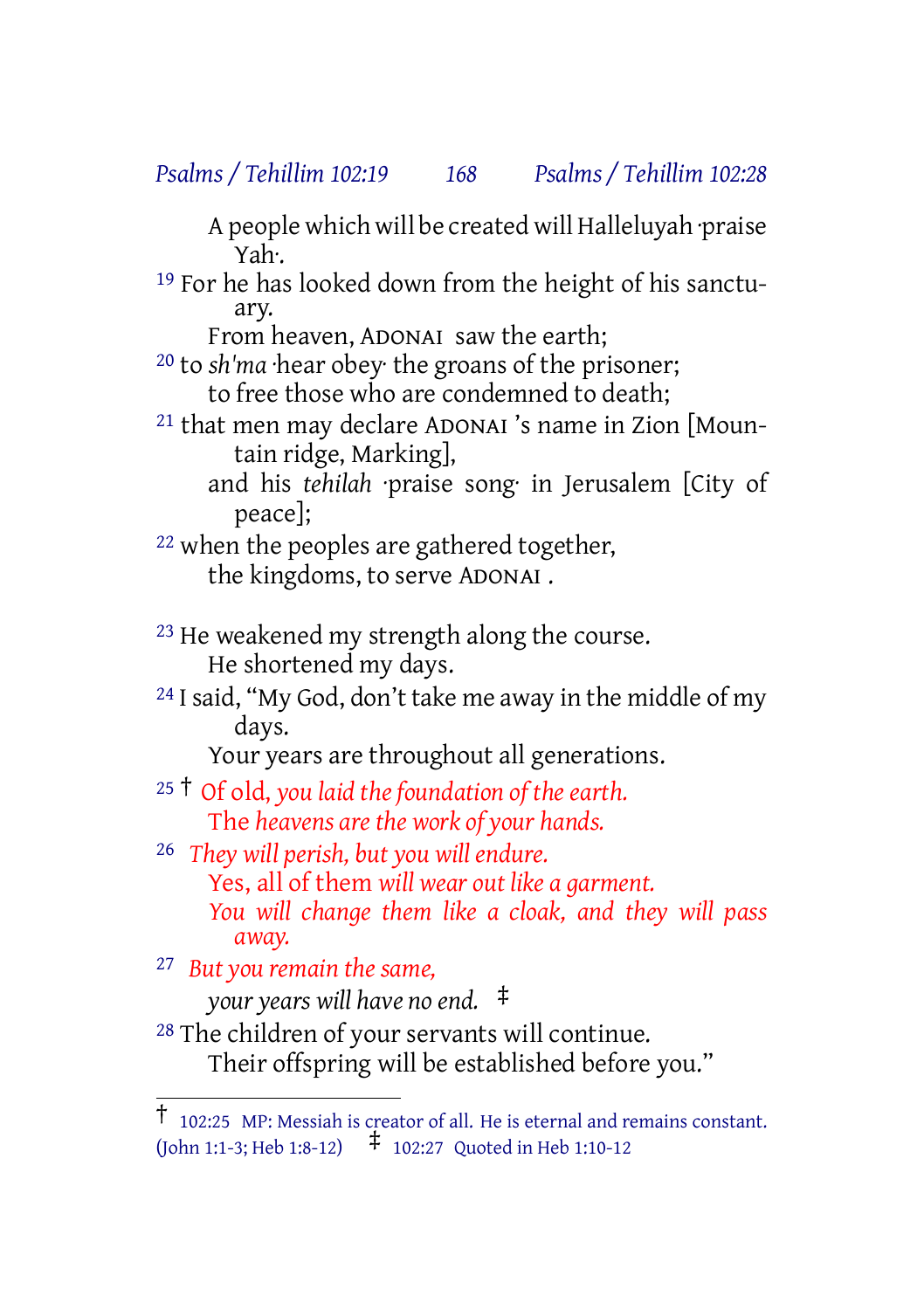A people which will be created will Halleluyah ·praise Yah·.

[19] For he has looked down from the height of his sanctuary.
From heaven, ADONAI saw the earth;

[20] to *sh'ma* ·hear obey· the groans of the prisoner;
to free those who are condemned to death;

[21] that men may declare ADONAI 's name in Zion [Mountain ridge, Marking],
and his *tehilah* ·praise song· in Jerusalem [City of peace];

[22] when the peoples are gathered together,
the kingdoms, to serve ADONAI .

[23] He weakened my strength along the course.
He shortened my days.

[24] I said, "My God, don't take me away in the middle of my days.
Your years are throughout all generations.

[25] † Of old, *you laid the foundation of the earth.*
The *heavens are the work of your hands.*

[26] *They will perish, but you will endure.*
Yes, all of them *will wear out like a garment.*
*You will change them like a cloak, and they will pass away.*

[27] *But you remain the same,*
*your years will have no end.* ‡

[28] The children of your servants will continue.
Their offspring will be established before you."

---

† 102:25 MP: Messiah is creator of all. He is eternal and remains constant. (John 1:1-3; Heb 1:8-12) ‡ 102:27 Quoted in Heb 1:10-12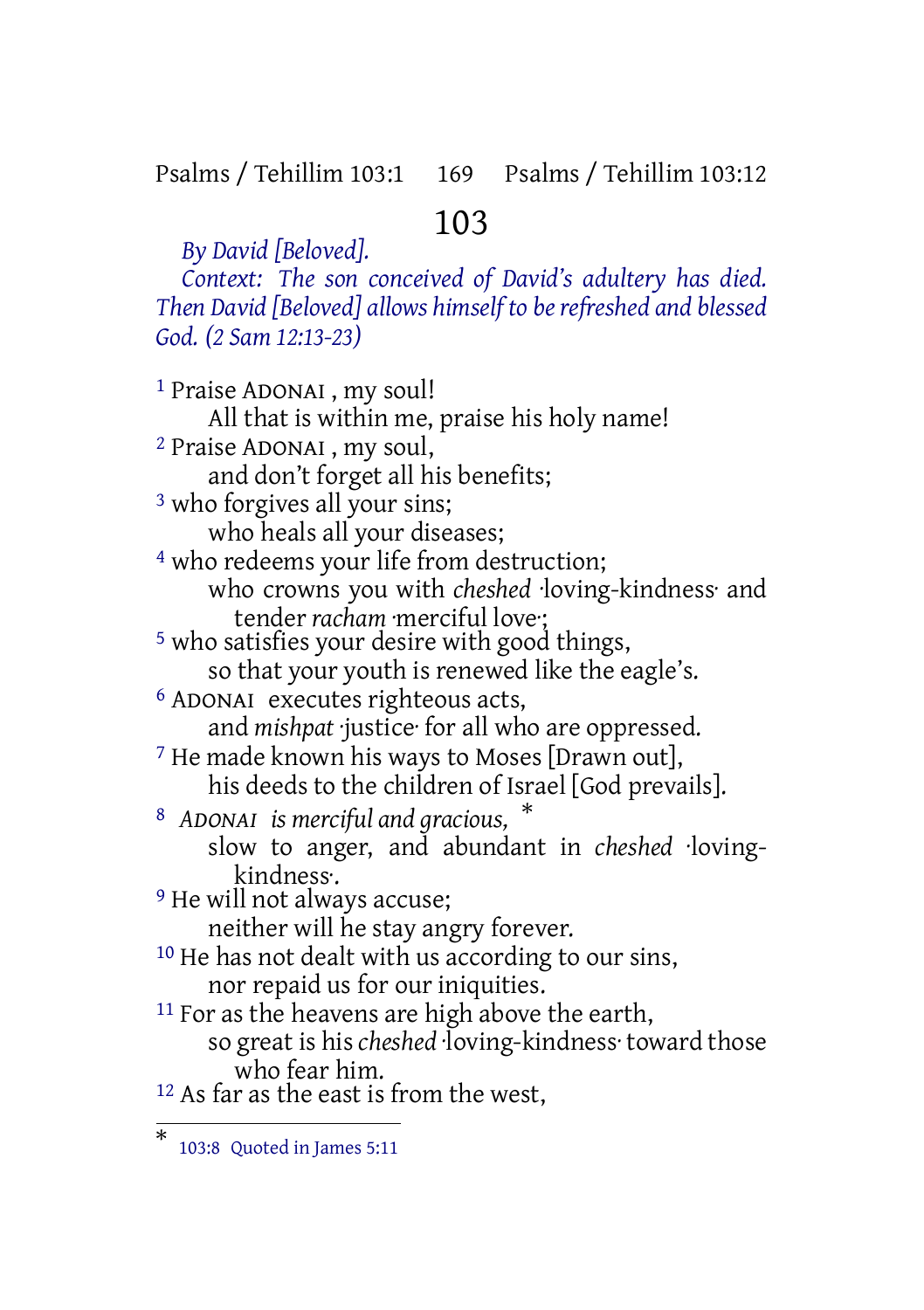# 103

*By David [Beloved].*

*Context: The son conceived of David's adultery has died. Then David [Beloved] allows himself to be refreshed and blessed God. (2 Sam 12:13-23)*

[1] Praise ADONAI , my soul!
All that is within me, praise his holy name!
[2] Praise ADONAI , my soul,
and don't forget all his benefits;
[3] who forgives all your sins;
who heals all your diseases;
[4] who redeems your life from destruction;
who crowns you with *cheshed* ·loving-kindness· and tender *racham* ·merciful love·;
[5] who satisfies your desire with good things,
so that your youth is renewed like the eagle's.
[6] ADONAI executes righteous acts,
and *mishpat* ·justice· for all who are oppressed.
[7] He made known his ways to Moses [Drawn out],
his deeds to the children of Israel [God prevails].
[8] *ADONAI is merciful and gracious,* *
slow to anger, and abundant in *cheshed* ·loving-kindness·.
[9] He will not always accuse;
neither will he stay angry forever.
[10] He has not dealt with us according to our sins,
nor repaid us for our iniquities.
[11] For as the heavens are high above the earth,
so great is his *cheshed* ·loving-kindness· toward those who fear him.
[12] As far as the east is from the west,

---

* 103:8 Quoted in James 5:11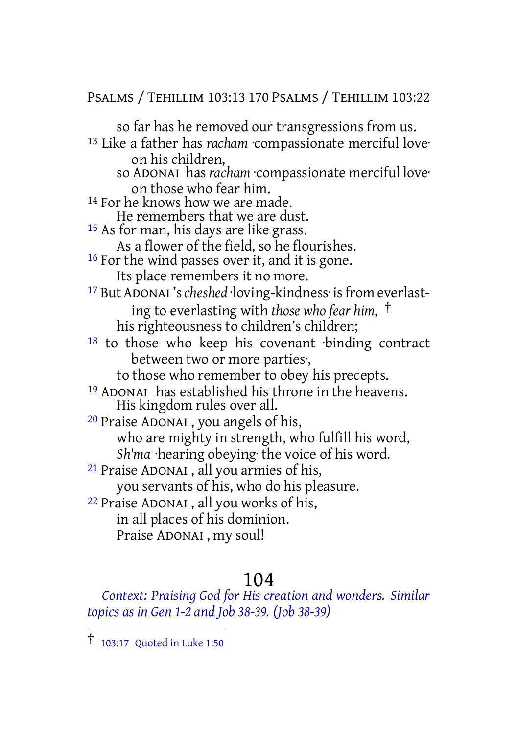so far has he removed our transgressions from us.

[13] Like a father has *racham* ·compassionate merciful love· on his children,
so ADONAI has *racham* ·compassionate merciful love· on those who fear him.

[14] For he knows how we are made.
He remembers that we are dust.

[15] As for man, his days are like grass.
As a flower of the field, so he flourishes.

[16] For the wind passes over it, and it is gone.
Its place remembers it no more.

[17] But ADONAI 's *cheshed* ·loving-kindness· is from everlasting to everlasting with *those who fear him,* †
his righteousness to children's children;

[18] to those who keep his covenant ·binding contract between two or more parties·,
to those who remember to obey his precepts.

[19] ADONAI has established his throne in the heavens.
His kingdom rules over all.

[20] Praise ADONAI , you angels of his,
who are mighty in strength, who fulfill his word,
*Sh'ma* ·hearing obeying· the voice of his word.

[21] Praise ADONAI , all you armies of his,
you servants of his, who do his pleasure.

[22] Praise ADONAI , all you works of his,
in all places of his dominion.
Praise ADONAI , my soul!

## 104

*Context: Praising God for His creation and wonders. Similar topics as in Gen 1-2 and Job 38-39. (Job 38-39)*

---

† 103:17 Quoted in Luke 1:50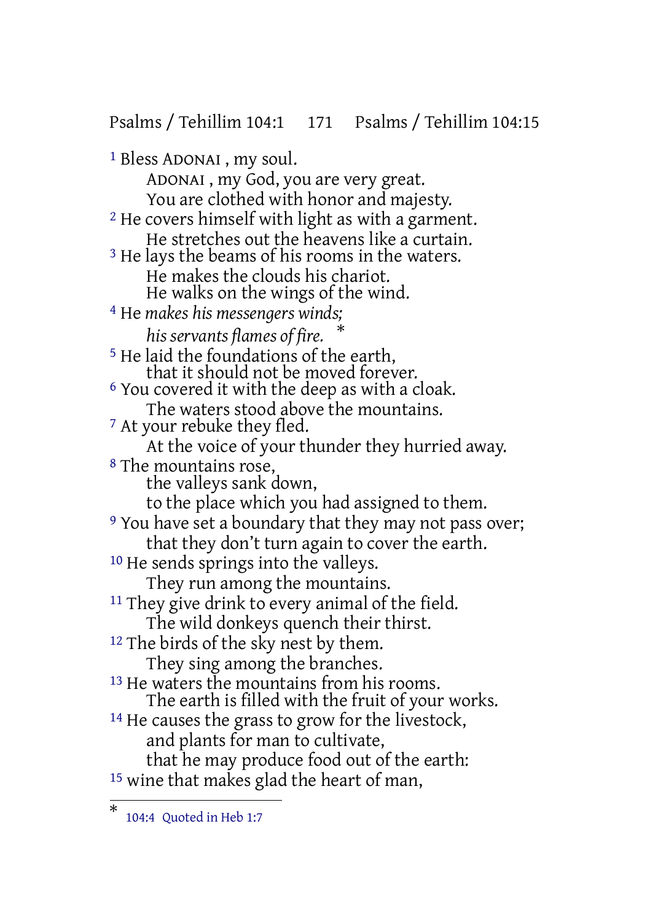[1] Bless ADONAI , my soul.
ADONAI , my God, you are very great.
You are clothed with honor and majesty.
[2] He covers himself with light as with a garment.
He stretches out the heavens like a curtain.
[3] He lays the beams of his rooms in the waters.
He makes the clouds his chariot.
He walks on the wings of the wind.
[4] He *makes his messengers winds;*
*his servants flames of fire.* *
[5] He laid the foundations of the earth,
that it should not be moved forever.
[6] You covered it with the deep as with a cloak.
The waters stood above the mountains.
[7] At your rebuke they fled.
At the voice of your thunder they hurried away.
[8] The mountains rose,
the valleys sank down,
to the place which you had assigned to them.
[9] You have set a boundary that they may not pass over;
that they don't turn again to cover the earth.
[10] He sends springs into the valleys.
They run among the mountains.
[11] They give drink to every animal of the field.
The wild donkeys quench their thirst.
[12] The birds of the sky nest by them.
They sing among the branches.
[13] He waters the mountains from his rooms.
The earth is filled with the fruit of your works.
[14] He causes the grass to grow for the livestock,
and plants for man to cultivate,
that he may produce food out of the earth:
[15] wine that makes glad the heart of man,

---

* 104:4 Quoted in Heb 1:7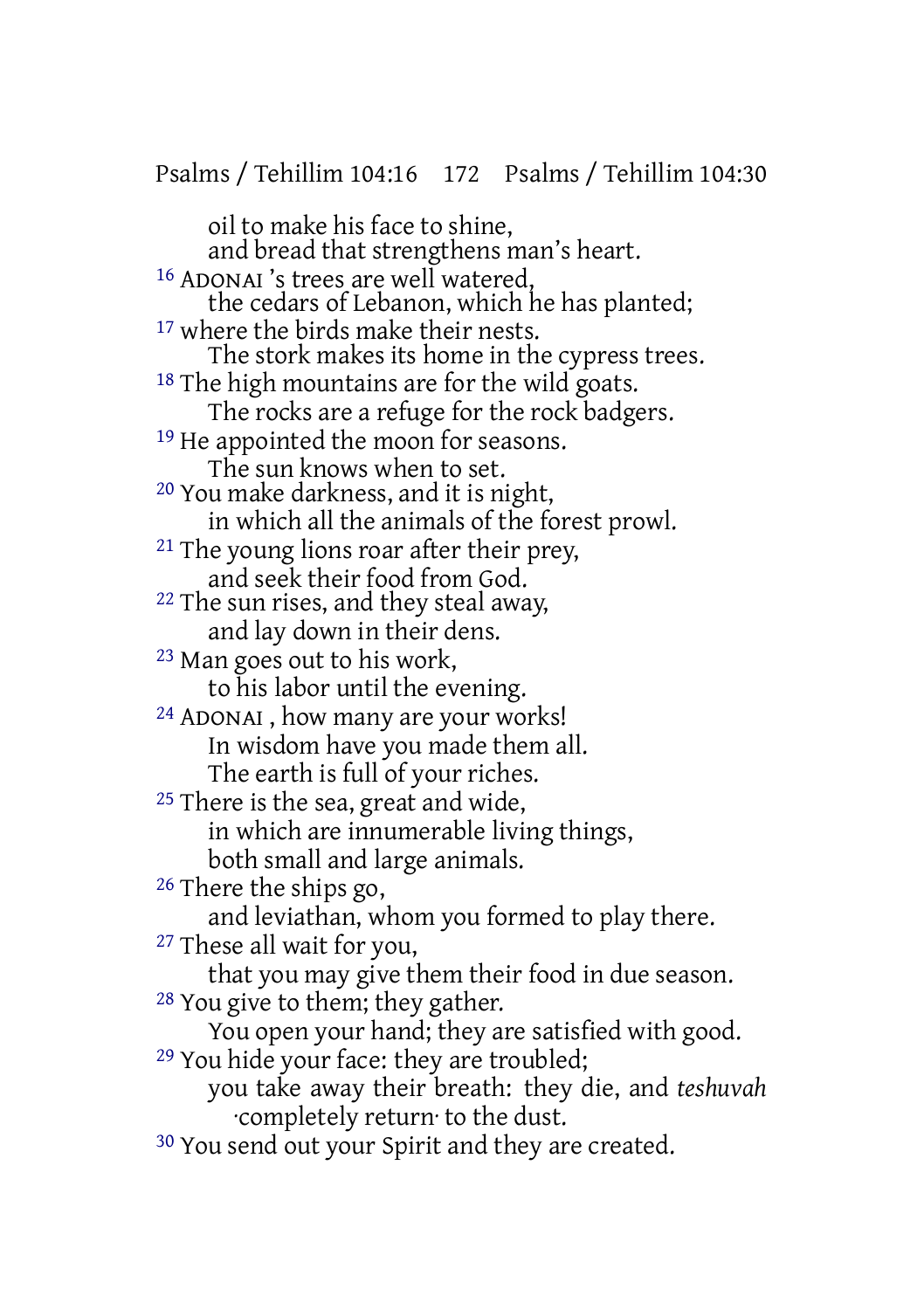oil to make his face to shine,
and bread that strengthens man's heart.

[16] ADONAI 's trees are well watered,
the cedars of Lebanon, which he has planted;

[17] where the birds make their nests.
The stork makes its home in the cypress trees.

[18] The high mountains are for the wild goats.
The rocks are a refuge for the rock badgers.

[19] He appointed the moon for seasons.
The sun knows when to set.

[20] You make darkness, and it is night,
in which all the animals of the forest prowl.

[21] The young lions roar after their prey,
and seek their food from God.

[22] The sun rises, and they steal away,
and lay down in their dens.

[23] Man goes out to his work,
to his labor until the evening.

[24] ADONAI , how many are your works!
In wisdom have you made them all.
The earth is full of your riches.

[25] There is the sea, great and wide,
in which are innumerable living things,
both small and large animals.

[26] There the ships go,
and leviathan, whom you formed to play there.

[27] These all wait for you,
that you may give them their food in due season.

[28] You give to them; they gather.
You open your hand; they are satisfied with good.

[29] You hide your face: they are troubled;
you take away their breath: they die, and *teshuvah* ·completely return· to the dust.

[30] You send out your Spirit and they are created.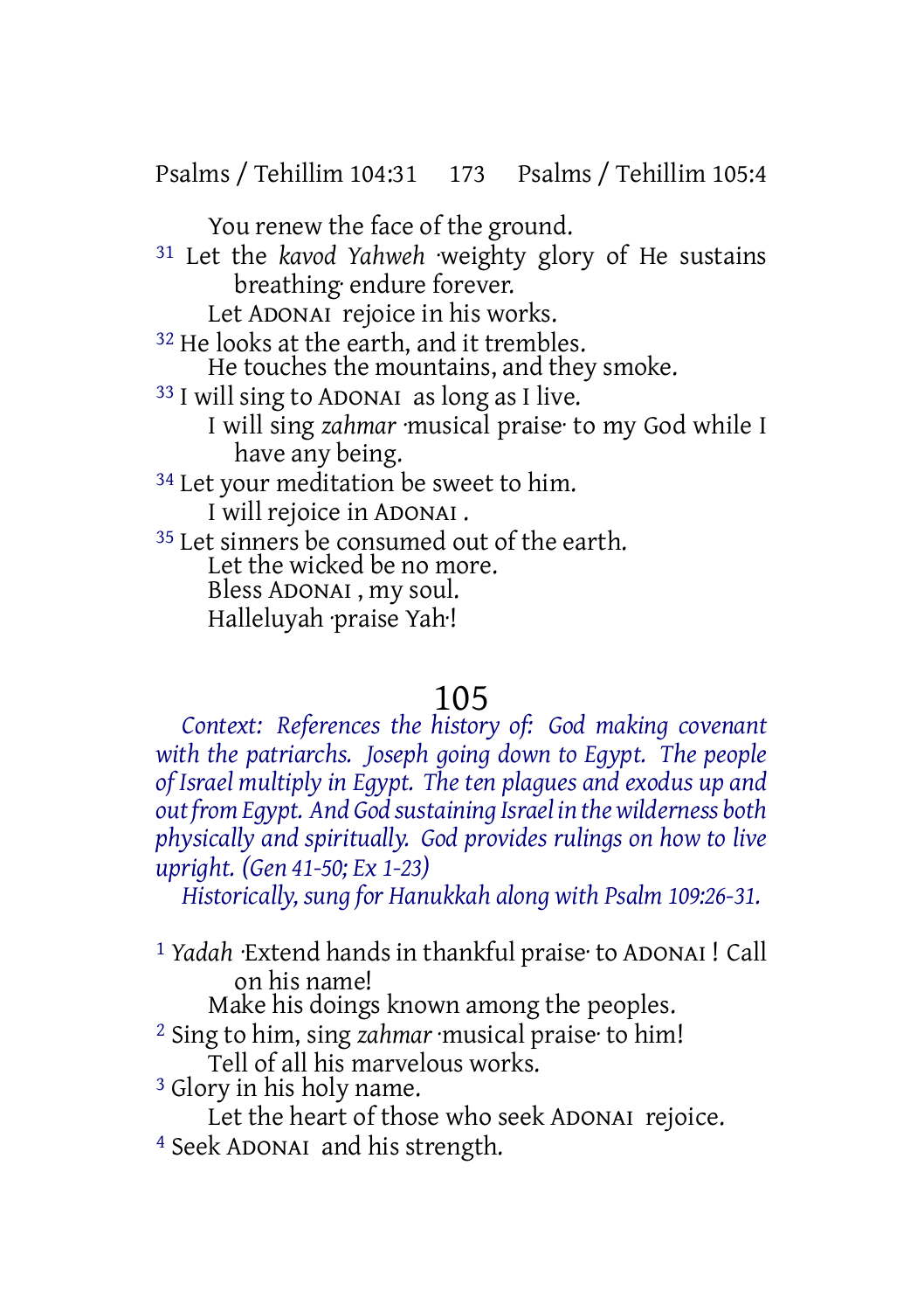You renew the face of the ground.

31 Let the *kavod Yahweh* ·weighty glory of He sustains breathing· endure forever.
Let ADONAI rejoice in his works.

32 He looks at the earth, and it trembles.
He touches the mountains, and they smoke.

33 I will sing to ADONAI as long as I live.
I will sing *zahmar* ·musical praise· to my God while I have any being.

34 Let your meditation be sweet to him.
I will rejoice in ADONAI .

35 Let sinners be consumed out of the earth.
Let the wicked be no more.
Bless ADONAI , my soul.
Halleluyah ·praise Yah·!

# 105

*Context: References the history of: God making covenant with the patriarchs. Joseph going down to Egypt. The people of Israel multiply in Egypt. The ten plagues and exodus up and out from Egypt. And God sustaining Israel in the wilderness both physically and spiritually. God provides rulings on how to live upright. (Gen 41-50; Ex 1-23)*

*Historically, sung for Hanukkah along with Psalm 109:26-31.*

1 *Yadah* ·Extend hands in thankful praise· to ADONAI ! Call on his name!
Make his doings known among the peoples.

2 Sing to him, sing *zahmar* ·musical praise· to him!
Tell of all his marvelous works.

3 Glory in his holy name.
Let the heart of those who seek ADONAI rejoice.

4 Seek ADONAI and his strength.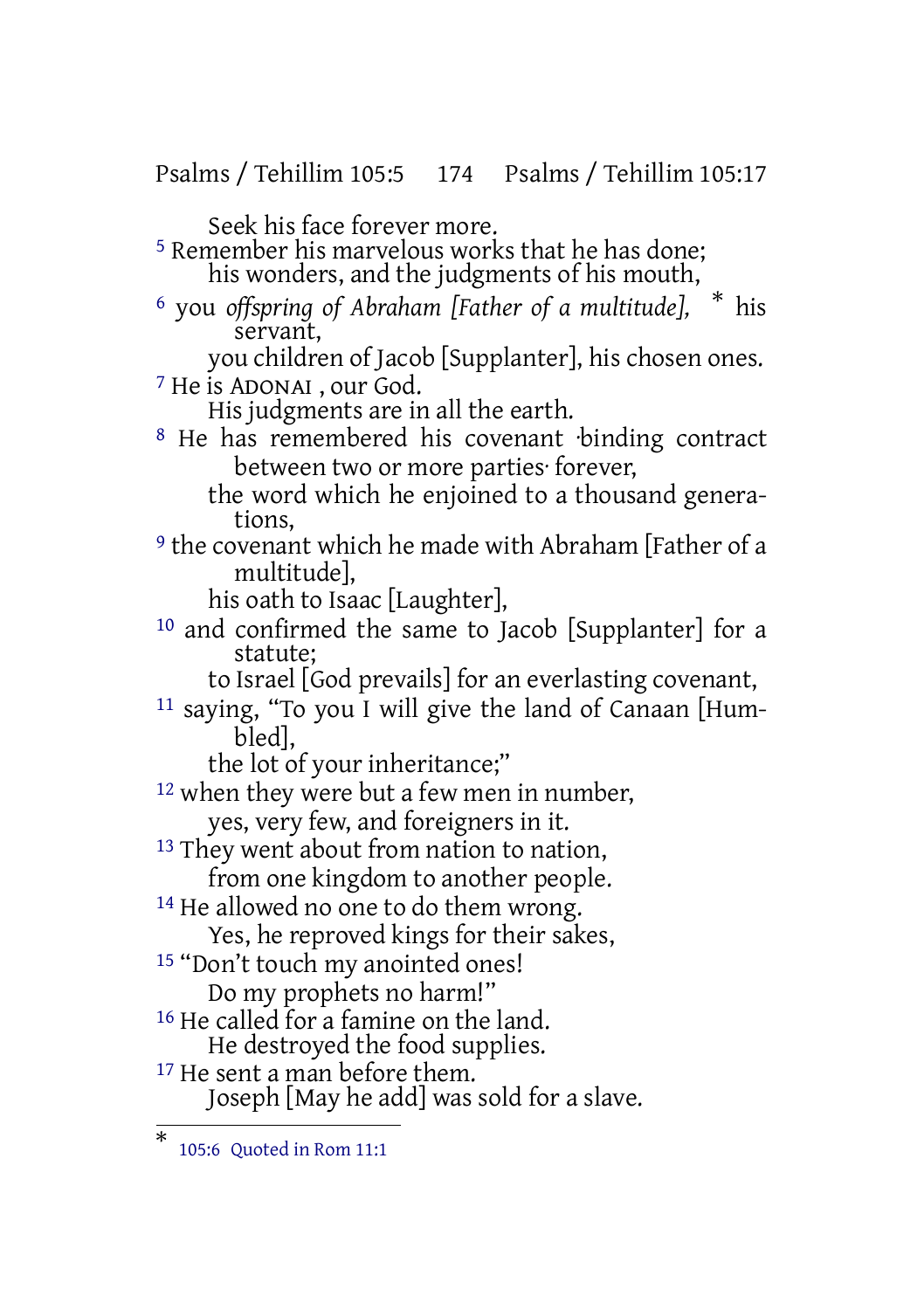Seek his face forever more.

[5] Remember his marvelous works that he has done;
his wonders, and the judgments of his mouth,

[6] you *offspring of Abraham [Father of a multitude],* * his servant,
you children of Jacob [Supplanter], his chosen ones.

[7] He is ADONAI , our God.
His judgments are in all the earth.

[8] He has remembered his covenant ·binding contract between two or more parties· forever,
the word which he enjoined to a thousand generations,

[9] the covenant which he made with Abraham [Father of a multitude],
his oath to Isaac [Laughter],

[10] and confirmed the same to Jacob [Supplanter] for a statute;
to Israel [God prevails] for an everlasting covenant,

[11] saying, "To you I will give the land of Canaan [Humbled],
the lot of your inheritance;"

[12] when they were but a few men in number,
yes, very few, and foreigners in it.

[13] They went about from nation to nation,
from one kingdom to another people.

[14] He allowed no one to do them wrong.
Yes, he reproved kings for their sakes,

[15] "Don't touch my anointed ones!
Do my prophets no harm!"

[16] He called for a famine on the land.
He destroyed the food supplies.

[17] He sent a man before them.
Joseph [May he add] was sold for a slave.

---

* 105:6 Quoted in Rom 11:1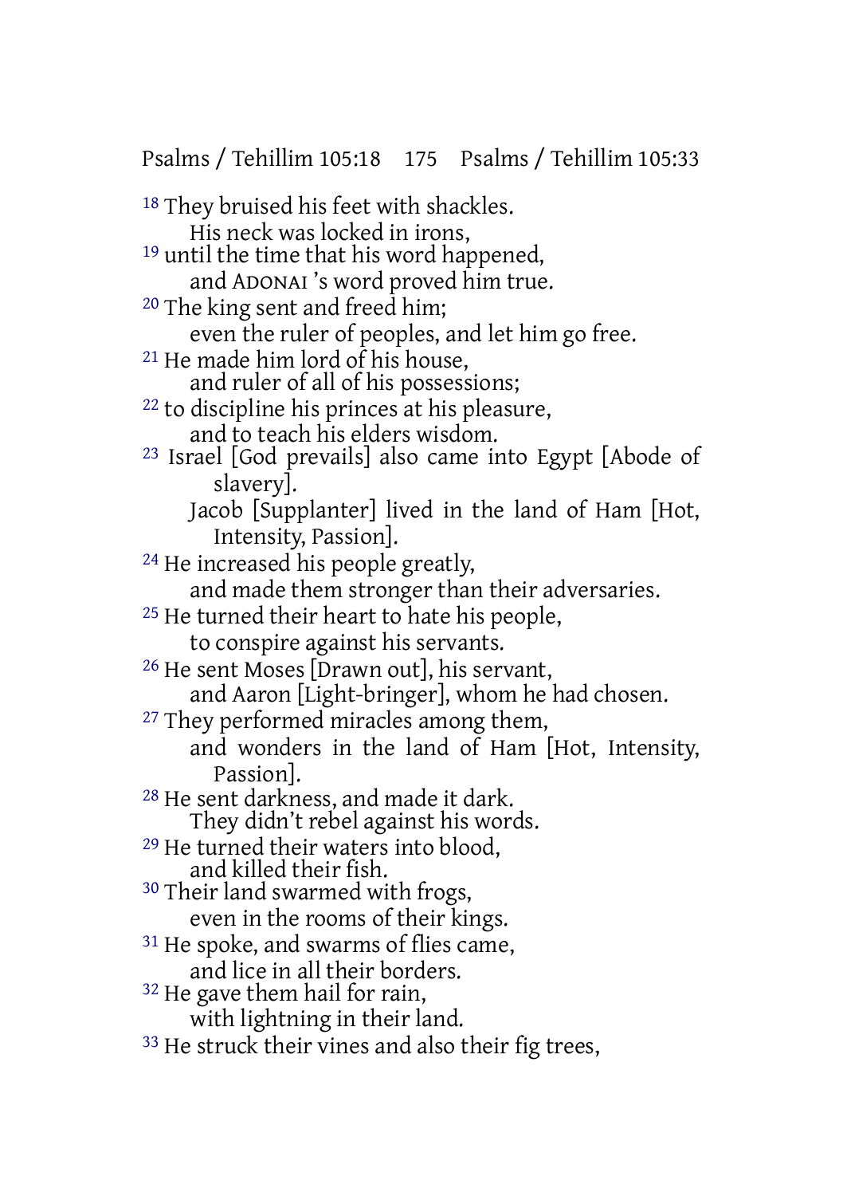[18] They bruised his feet with shackles.
His neck was locked in irons,
[19] until the time that his word happened,
and ADONAI 's word proved him true.
[20] The king sent and freed him;
even the ruler of peoples, and let him go free.
[21] He made him lord of his house,
and ruler of all of his possessions;
[22] to discipline his princes at his pleasure,
and to teach his elders wisdom.
[23] Israel [God prevails] also came into Egypt [Abode of slavery].
Jacob [Supplanter] lived in the land of Ham [Hot, Intensity, Passion].
[24] He increased his people greatly,
and made them stronger than their adversaries.
[25] He turned their heart to hate his people,
to conspire against his servants.
[26] He sent Moses [Drawn out], his servant,
and Aaron [Light-bringer], whom he had chosen.
[27] They performed miracles among them,
and wonders in the land of Ham [Hot, Intensity, Passion].
[28] He sent darkness, and made it dark.
They didn't rebel against his words.
[29] He turned their waters into blood,
and killed their fish.
[30] Their land swarmed with frogs,
even in the rooms of their kings.
[31] He spoke, and swarms of flies came,
and lice in all their borders.
[32] He gave them hail for rain,
with lightning in their land.
[33] He struck their vines and also their fig trees,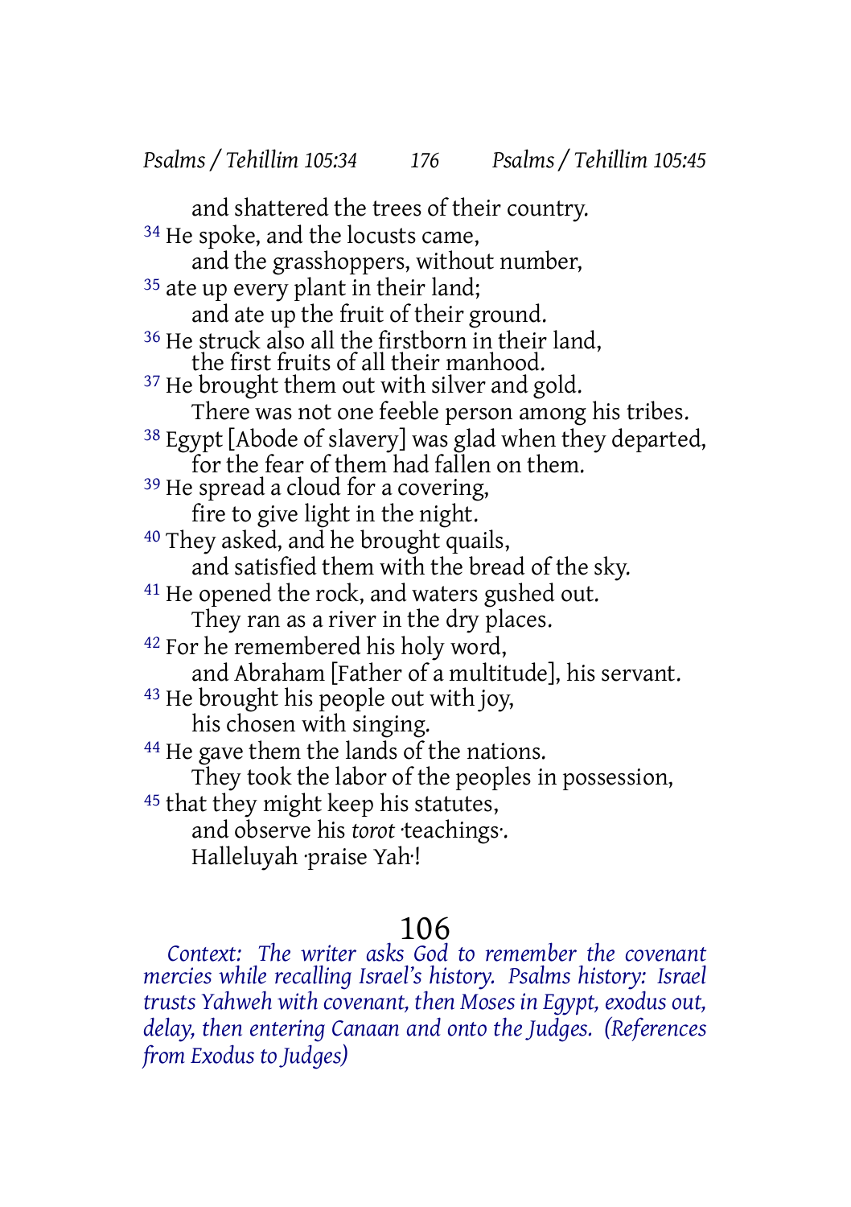and shattered the trees of their country.

34 He spoke, and the locusts came,
and the grasshoppers, without number,
35 ate up every plant in their land;
and ate up the fruit of their ground.
36 He struck also all the firstborn in their land,
the first fruits of all their manhood.
37 He brought them out with silver and gold.
There was not one feeble person among his tribes.
38 Egypt [Abode of slavery] was glad when they departed,
for the fear of them had fallen on them.
39 He spread a cloud for a covering,
fire to give light in the night.
40 They asked, and he brought quails,
and satisfied them with the bread of the sky.
41 He opened the rock, and waters gushed out.
They ran as a river in the dry places.
42 For he remembered his holy word,
and Abraham [Father of a multitude], his servant.
43 He brought his people out with joy,
his chosen with singing.
44 He gave them the lands of the nations.
They took the labor of the peoples in possession,
45 that they might keep his statutes,
and observe his *torot* ·teachings·.
Halleluyah ·praise Yah·!

# 106

*Context: The writer asks God to remember the covenant mercies while recalling Israel's history. Psalms history: Israel trusts Yahweh with covenant, then Moses in Egypt, exodus out, delay, then entering Canaan and onto the Judges. (References from Exodus to Judges)*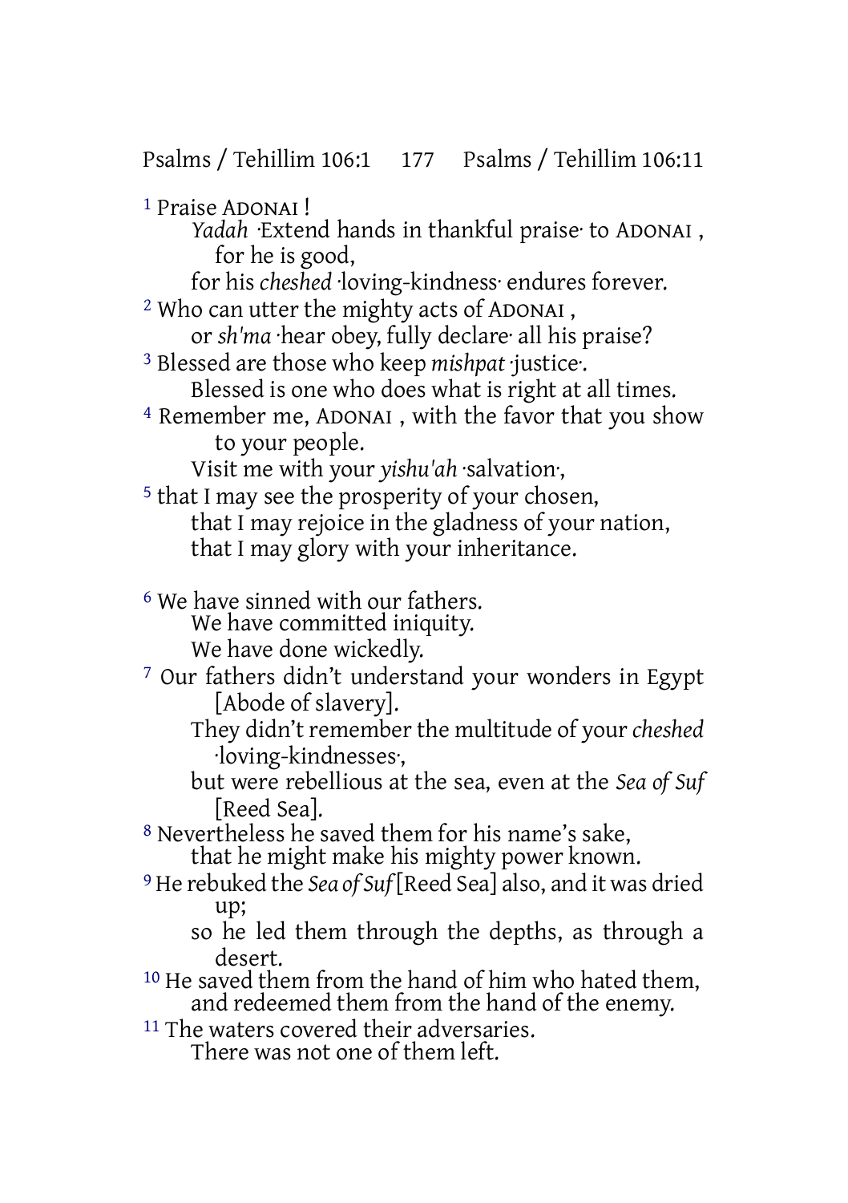[1] Praise ADONAI!
*Yadah* ·Extend hands in thankful praise· to ADONAI,
for he is good,
for his *cheshed* ·loving-kindness· endures forever.
[2] Who can utter the mighty acts of ADONAI,
or *sh'ma* ·hear obey, fully declare· all his praise?
[3] Blessed are those who keep *mishpat* ·justice·.
Blessed is one who does what is right at all times.
[4] Remember me, ADONAI, with the favor that you show to your people.
Visit me with your *yishu'ah* ·salvation·,
[5] that I may see the prosperity of your chosen,
that I may rejoice in the gladness of your nation,
that I may glory with your inheritance.

[6] We have sinned with our fathers.
We have committed iniquity.
We have done wickedly.
[7] Our fathers didn't understand your wonders in Egypt [Abode of slavery].
They didn't remember the multitude of your *cheshed* ·loving-kindnesses·,
but were rebellious at the sea, even at the *Sea of Suf* [Reed Sea].
[8] Nevertheless he saved them for his name's sake,
that he might make his mighty power known.
[9] He rebuked the *Sea of Suf* [Reed Sea] also, and it was dried up;
so he led them through the depths, as through a desert.
[10] He saved them from the hand of him who hated them,
and redeemed them from the hand of the enemy.
[11] The waters covered their adversaries.
There was not one of them left.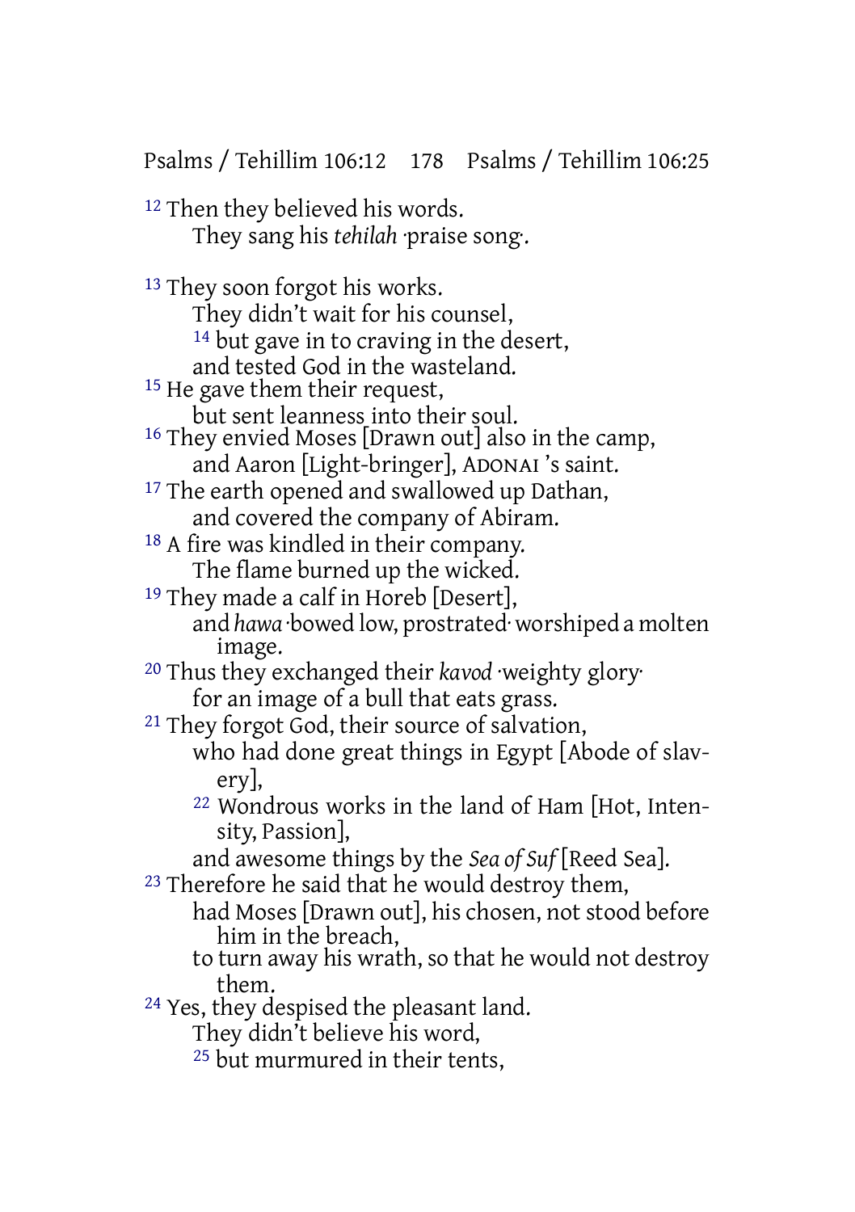[12] Then they believed his words.
They sang his *tehilah* ·praise song·.

[13] They soon forgot his works.
They didn't wait for his counsel,
[14] but gave in to craving in the desert,
and tested God in the wasteland.
[15] He gave them their request,
but sent leanness into their soul.
[16] They envied Moses [Drawn out] also in the camp,
and Aaron [Light-bringer], ADONAI 's saint.
[17] The earth opened and swallowed up Dathan,
and covered the company of Abiram.
[18] A fire was kindled in their company.
The flame burned up the wicked.
[19] They made a calf in Horeb [Desert],
and *hawa* ·bowed low, prostrated· worshiped a molten image.
[20] Thus they exchanged their *kavod* ·weighty glory·
for an image of a bull that eats grass.
[21] They forgot God, their source of salvation,
who had done great things in Egypt [Abode of slavery],
[22] Wondrous works in the land of Ham [Hot, Intensity, Passion],
and awesome things by the *Sea of Suf* [Reed Sea].
[23] Therefore he said that he would destroy them,
had Moses [Drawn out], his chosen, not stood before him in the breach,
to turn away his wrath, so that he would not destroy them.
[24] Yes, they despised the pleasant land.
They didn't believe his word,
[25] but murmured in their tents,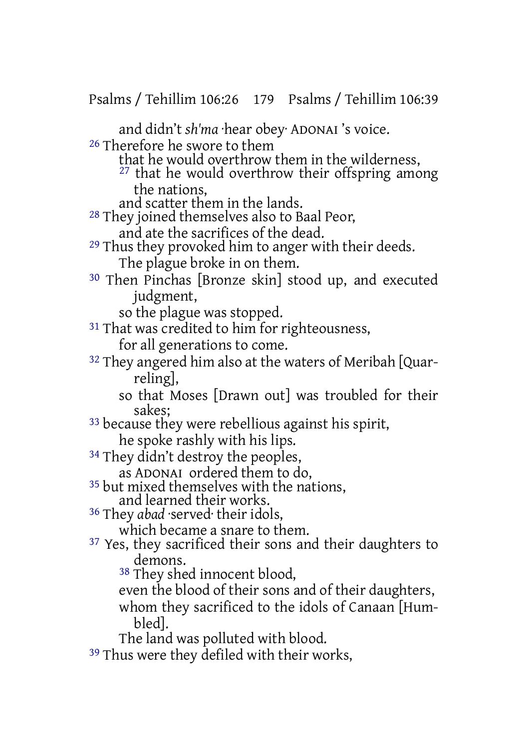and didn't *sh'ma* ·hear obey· ADONAI 's voice.

26 Therefore he swore to them
that he would overthrow them in the wilderness,
27 that he would overthrow their offspring among the nations,
and scatter them in the lands.

28 They joined themselves also to Baal Peor,
and ate the sacrifices of the dead.

29 Thus they provoked him to anger with their deeds.
The plague broke in on them.

30 Then Pinchas [Bronze skin] stood up, and executed judgment,
so the plague was stopped.

31 That was credited to him for righteousness,
for all generations to come.

32 They angered him also at the waters of Meribah [Quarreling],
so that Moses [Drawn out] was troubled for their sakes;

33 because they were rebellious against his spirit,
he spoke rashly with his lips.

34 They didn't destroy the peoples,
as ADONAI ordered them to do,

35 but mixed themselves with the nations,
and learned their works.

36 They *abad* ·served· their idols,
which became a snare to them.

37 Yes, they sacrificed their sons and their daughters to demons.
38 They shed innocent blood,
even the blood of their sons and of their daughters,
whom they sacrificed to the idols of Canaan [Humbled].
The land was polluted with blood.

39 Thus were they defiled with their works,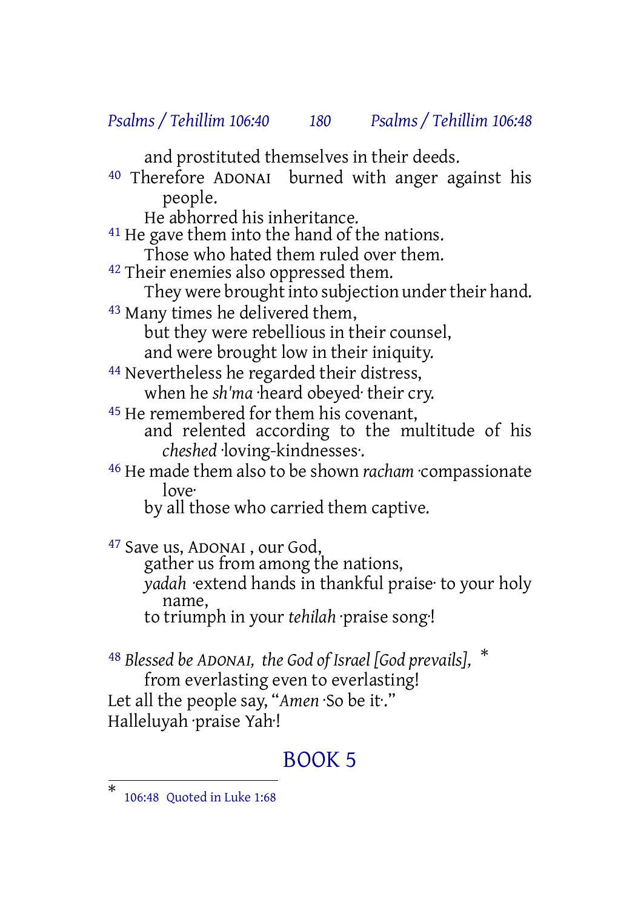and prostituted themselves in their deeds.

[40] Therefore ADONAI burned with anger against his people.
He abhorred his inheritance.

[41] He gave them into the hand of the nations.
Those who hated them ruled over them.

[42] Their enemies also oppressed them.
They were brought into subjection under their hand.

[43] Many times he delivered them,
but they were rebellious in their counsel,
and were brought low in their iniquity.

[44] Nevertheless he regarded their distress,
when he *sh'ma* ·heard obeyed· their cry.

[45] He remembered for them his covenant,
and relented according to the multitude of his *cheshed* ·loving-kindnesses·.

[46] He made them also to be shown *racham* ·compassionate love·
by all those who carried them captive.

[47] Save us, ADONAI , our God,
gather us from among the nations,
*yadah* ·extend hands in thankful praise· to your holy name,
to triumph in your *tehilah* ·praise song·!

[48] *Blessed be ADONAI, the God of Israel [God prevails],* *
from everlasting even to everlasting!
Let all the people say, "*Amen* ·So be it·."
Halleluyah ·praise Yah·!

# BOOK 5

* 106:48 Quoted in Luke 1:68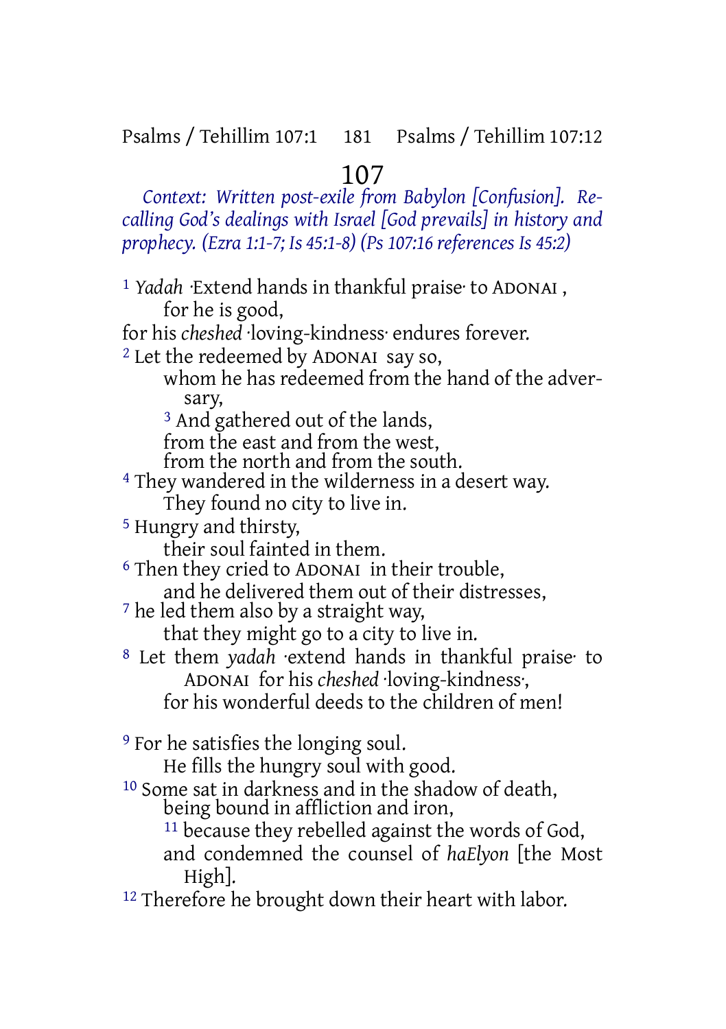# 107

*Context: Written post-exile from Babylon [Confusion]. Recalling God's dealings with Israel [God prevails] in history and prophecy. (Ezra 1:1-7; Is 45:1-8) (Ps 107:16 references Is 45:2)*

[1] *Yadah* ·Extend hands in thankful praise· to ADONAI ,
for he is good,
for his *cheshed* ·loving-kindness· endures forever.
[2] Let the redeemed by ADONAI say so,
whom he has redeemed from the hand of the adversary,
[3] And gathered out of the lands,
from the east and from the west,
from the north and from the south.
[4] They wandered in the wilderness in a desert way.
They found no city to live in.
[5] Hungry and thirsty,
their soul fainted in them.
[6] Then they cried to ADONAI in their trouble,
and he delivered them out of their distresses,
[7] he led them also by a straight way,
that they might go to a city to live in.
[8] Let them *yadah* ·extend hands in thankful praise· to ADONAI for his *cheshed* ·loving-kindness·,
for his wonderful deeds to the children of men!

[9] For he satisfies the longing soul.
He fills the hungry soul with good.
[10] Some sat in darkness and in the shadow of death,
being bound in affliction and iron,
[11] because they rebelled against the words of God,
and condemned the counsel of *haElyon* [the Most High].
[12] Therefore he brought down their heart with labor.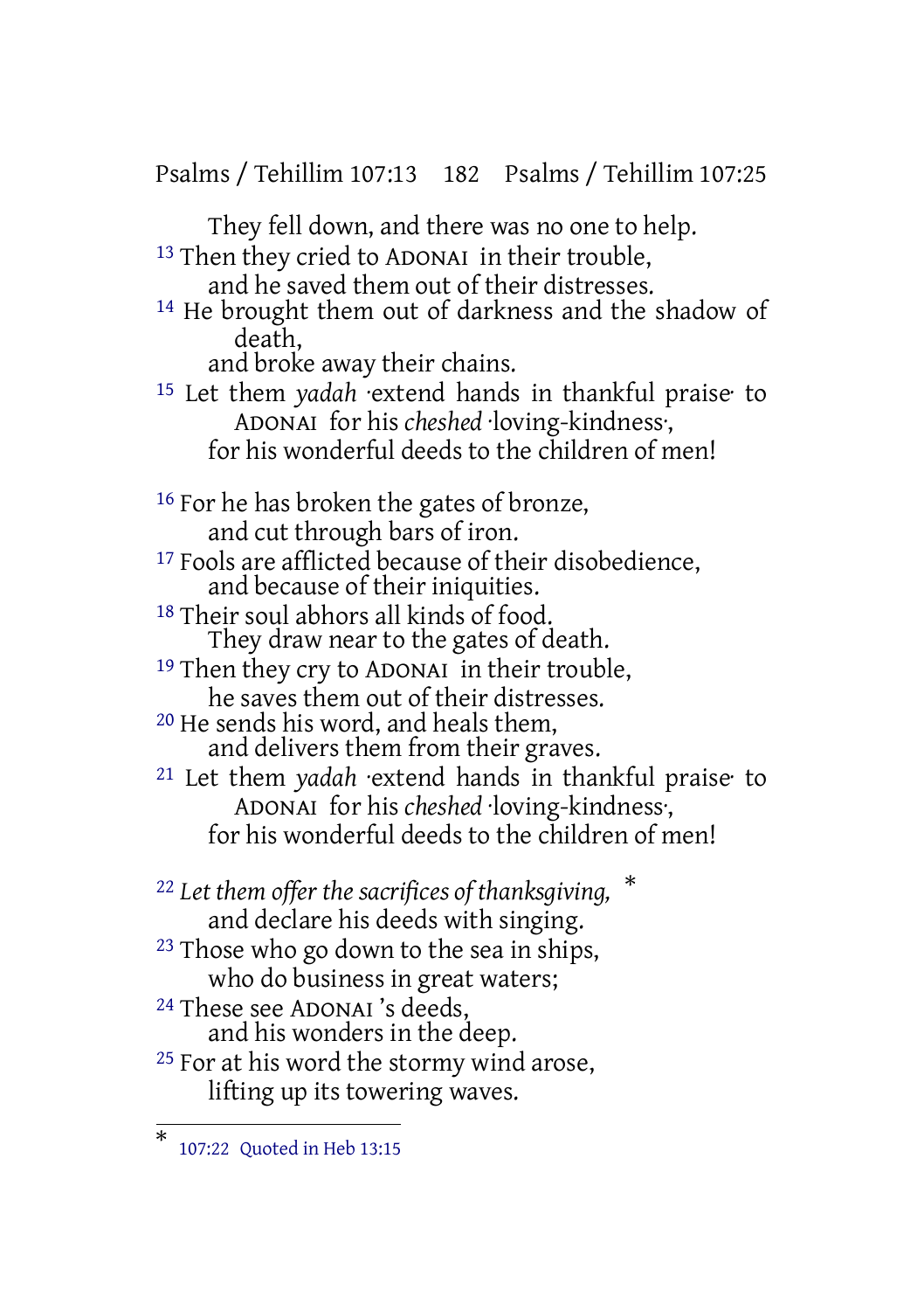They fell down, and there was no one to help.

[13] Then they cried to ADONAI in their trouble,
and he saved them out of their distresses.

[14] He brought them out of darkness and the shadow of death,
and broke away their chains.

[15] Let them *yadah* ·extend hands in thankful praise· to ADONAI for his *cheshed* ·loving-kindness·,
for his wonderful deeds to the children of men!

[16] For he has broken the gates of bronze,
and cut through bars of iron.

[17] Fools are afflicted because of their disobedience,
and because of their iniquities.

[18] Their soul abhors all kinds of food.
They draw near to the gates of death.

[19] Then they cry to ADONAI in their trouble,
he saves them out of their distresses.

[20] He sends his word, and heals them,
and delivers them from their graves.

[21] Let them *yadah* ·extend hands in thankful praise· to ADONAI for his *cheshed* ·loving-kindness·,
for his wonderful deeds to the children of men!

[22] *Let them offer the sacrifices of thanksgiving,* *
and declare his deeds with singing.

[23] Those who go down to the sea in ships,
who do business in great waters;

[24] These see ADONAI 's deeds,
and his wonders in the deep.

[25] For at his word the stormy wind arose,
lifting up its towering waves.

---

* 107:22 Quoted in Heb 13:15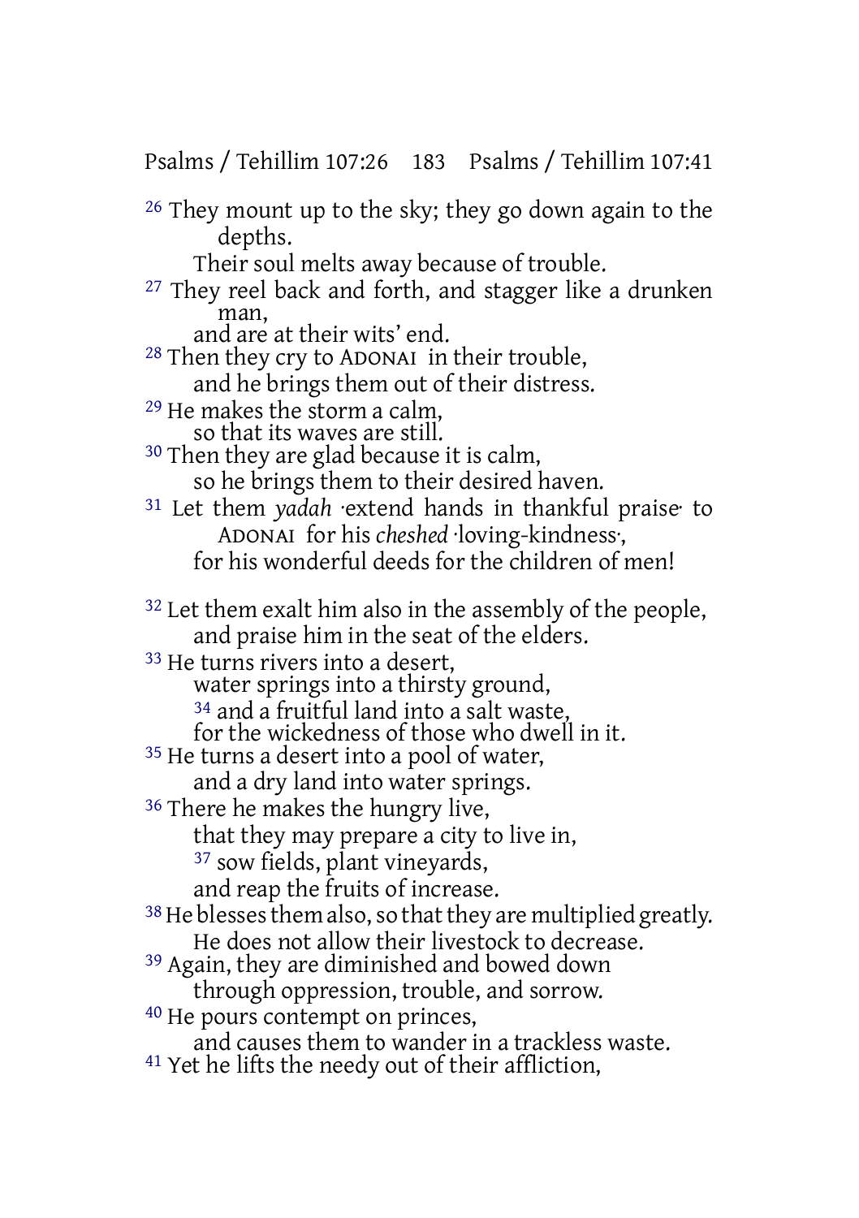26 They mount up to the sky; they go down again to the depths.
Their soul melts away because of trouble.
27 They reel back and forth, and stagger like a drunken man,
and are at their wits' end.
28 Then they cry to ADONAI in their trouble,
and he brings them out of their distress.
29 He makes the storm a calm,
so that its waves are still.
30 Then they are glad because it is calm,
so he brings them to their desired haven.
31 Let them *yadah* ·extend hands in thankful praise· to ADONAI for his *cheshed* ·loving-kindness·,
for his wonderful deeds for the children of men!

32 Let them exalt him also in the assembly of the people,
and praise him in the seat of the elders.
33 He turns rivers into a desert,
water springs into a thirsty ground,
34 and a fruitful land into a salt waste,
for the wickedness of those who dwell in it.
35 He turns a desert into a pool of water,
and a dry land into water springs.
36 There he makes the hungry live,
that they may prepare a city to live in,
37 sow fields, plant vineyards,
and reap the fruits of increase.
38 He blesses them also, so that they are multiplied greatly.
He does not allow their livestock to decrease.
39 Again, they are diminished and bowed down
through oppression, trouble, and sorrow.
40 He pours contempt on princes,
and causes them to wander in a trackless waste.
41 Yet he lifts the needy out of their affliction,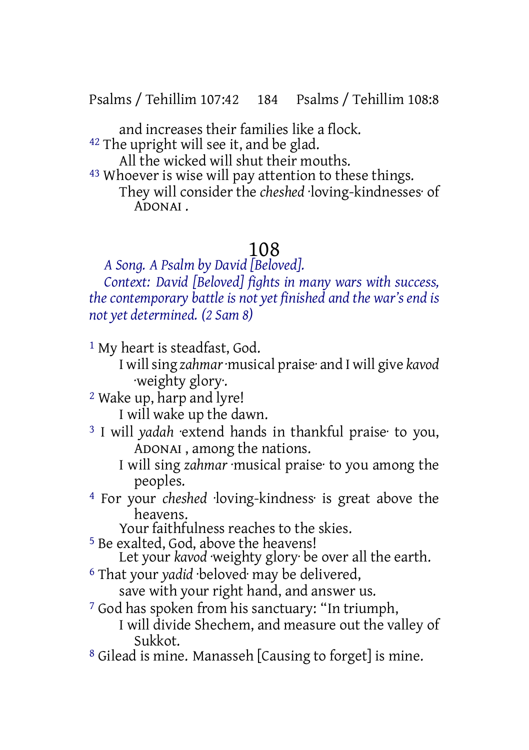and increases their families like a flock.

[42] The upright will see it, and be glad.
All the wicked will shut their mouths.

[43] Whoever is wise will pay attention to these things.
They will consider the *cheshed* ·loving-kindnesses· of ADONAI .

# 108

*A Song. A Psalm by David [Beloved].*

*Context: David [Beloved] fights in many wars with success, the contemporary battle is not yet finished and the war's end is not yet determined. (2 Sam 8)*

[1] My heart is steadfast, God.
I will sing *zahmar* ·musical praise· and I will give *kavod* ·weighty glory·.

[2] Wake up, harp and lyre!
I will wake up the dawn.

[3] I will *yadah* ·extend hands in thankful praise· to you, ADONAI , among the nations.
I will sing *zahmar* ·musical praise· to you among the peoples.

[4] For your *cheshed* ·loving-kindness· is great above the heavens.
Your faithfulness reaches to the skies.

[5] Be exalted, God, above the heavens!
Let your *kavod* ·weighty glory· be over all the earth.

[6] That your *yadid* ·beloved· may be delivered,
save with your right hand, and answer us.

[7] God has spoken from his sanctuary: "In triumph,
I will divide Shechem, and measure out the valley of Sukkot.

[8] Gilead is mine. Manasseh [Causing to forget] is mine.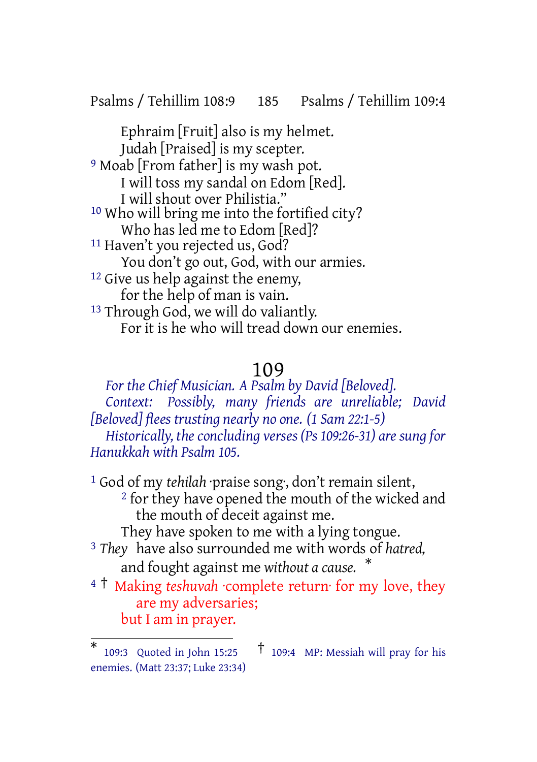Ephraim [Fruit] also is my helmet.
Judah [Praised] is my scepter.

[9] Moab [From father] is my wash pot.
I will toss my sandal on Edom [Red].
I will shout over Philistia."

[10] Who will bring me into the fortified city?
Who has led me to Edom [Red]?

[11] Haven't you rejected us, God?
You don't go out, God, with our armies.

[12] Give us help against the enemy,
for the help of man is vain.

[13] Through God, we will do valiantly.
For it is he who will tread down our enemies.

# 109

*For the Chief Musician. A Psalm by David [Beloved].*

*Context: Possibly, many friends are unreliable; David [Beloved] flees trusting nearly no one. (1 Sam 22:1-5)*

*Historically, the concluding verses (Ps 109:26-31) are sung for Hanukkah with Psalm 105.*

[1] God of my *tehilah* ·praise song·, don't remain silent,
[2] for they have opened the mouth of the wicked and the mouth of deceit against me.
They have spoken to me with a lying tongue.

[3] *They* have also surrounded me with words of *hatred,*
and fought against me *without a cause.* *

[4] † Making *teshuvah* ·complete return· for my love, they are my adversaries;
but I am in prayer.

---

\* 109:3 Quoted in John 15:25 † 109:4 MP: Messiah will pray for his enemies. (Matt 23:37; Luke 23:34)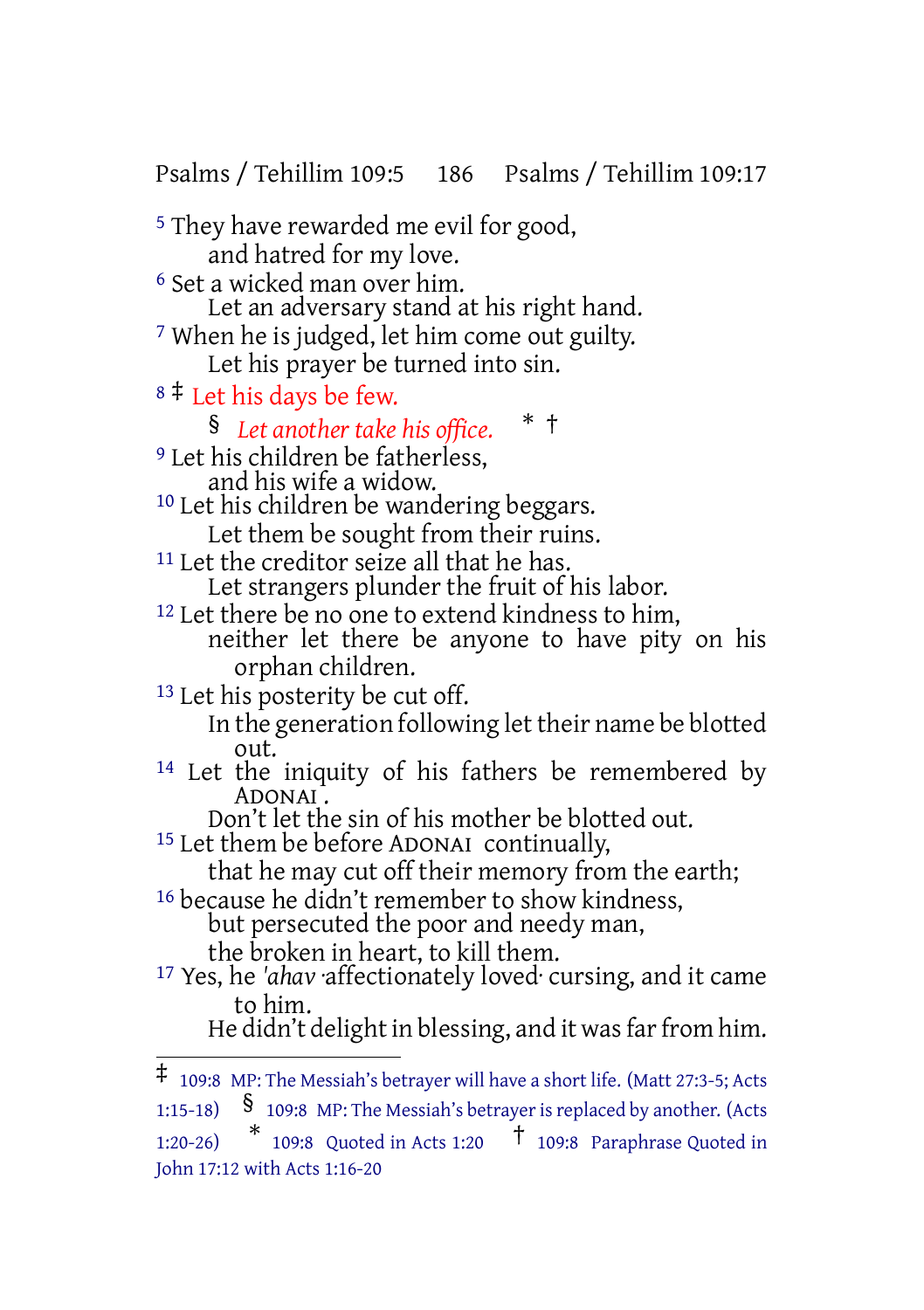[5] They have rewarded me evil for good,
and hatred for my love.

[6] Set a wicked man over him.
Let an adversary stand at his right hand.

[7] When he is judged, let him come out guilty.
Let his prayer be turned into sin.

[8] ‡ Let his days be few.
§ *Let another take his office.* * †

[9] Let his children be fatherless,
and his wife a widow.

[10] Let his children be wandering beggars.
Let them be sought from their ruins.

[11] Let the creditor seize all that he has.
Let strangers plunder the fruit of his labor.

[12] Let there be no one to extend kindness to him,
neither let there be anyone to have pity on his orphan children.

[13] Let his posterity be cut off.
In the generation following let their name be blotted out.

[14] Let the iniquity of his fathers be remembered by ADONAI.
Don't let the sin of his mother be blotted out.

[15] Let them be before ADONAI continually,
that he may cut off their memory from the earth;

[16] because he didn't remember to show kindness,
but persecuted the poor and needy man,
the broken in heart, to kill them.

[17] Yes, he *'ahav* ·affectionately loved· cursing, and it came to him.
He didn't delight in blessing, and it was far from him.

---

‡ 109:8 MP: The Messiah's betrayer will have a short life. (Matt 27:3-5; Acts 1:15-18) § 109:8 MP: The Messiah's betrayer is replaced by another. (Acts 1:20-26) * 109:8 Quoted in Acts 1:20 † 109:8 Paraphrase Quoted in John 17:12 with Acts 1:16-20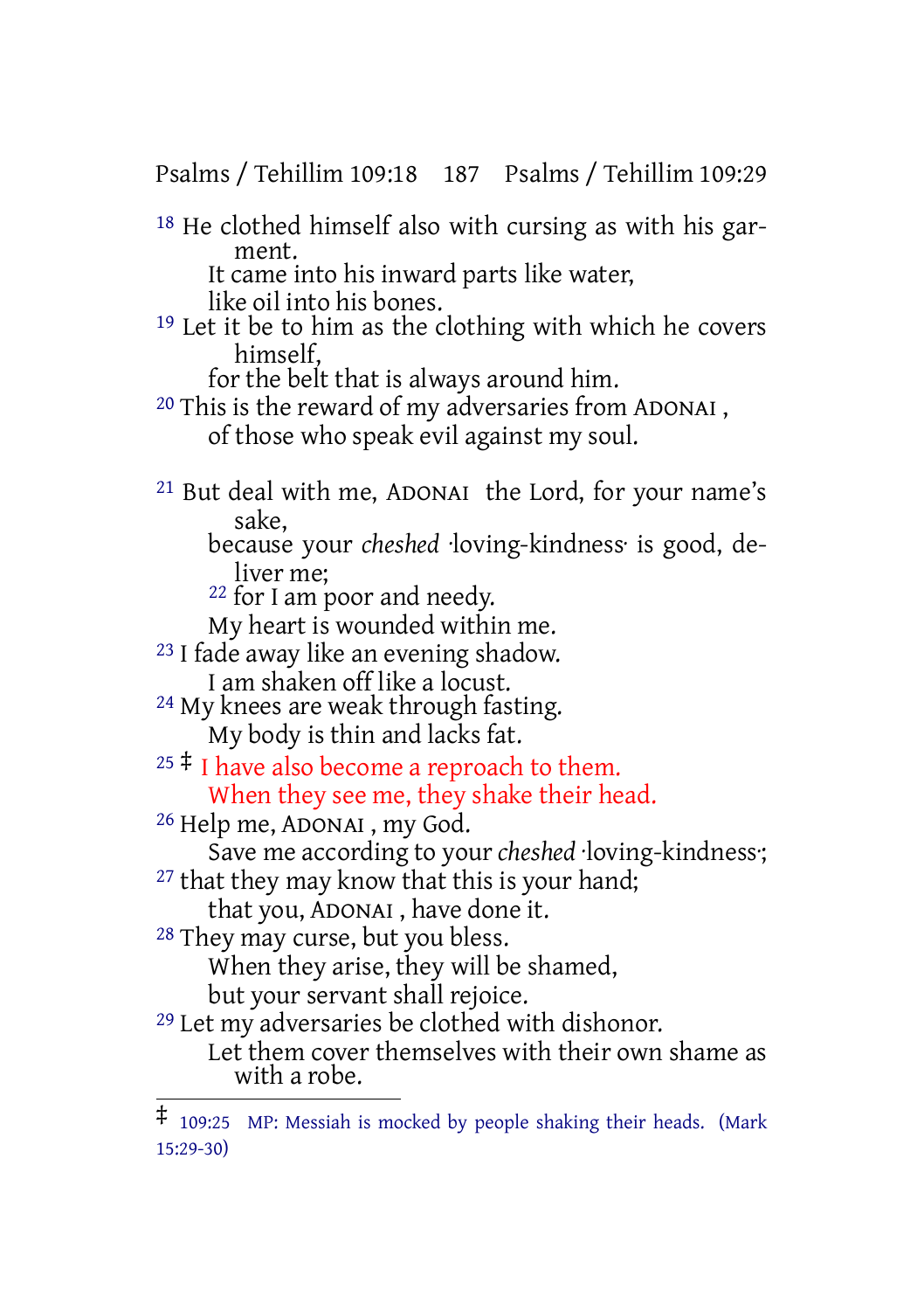[18] He clothed himself also with cursing as with his garment.
It came into his inward parts like water,
like oil into his bones.
[19] Let it be to him as the clothing with which he covers himself,
for the belt that is always around him.
[20] This is the reward of my adversaries from ADONAI ,
of those who speak evil against my soul.

[21] But deal with me, ADONAI the Lord, for your name's sake,
because your *cheshed* ·loving-kindness· is good, deliver me;
[22] for I am poor and needy.
My heart is wounded within me.
[23] I fade away like an evening shadow.
I am shaken off like a locust.
[24] My knees are weak through fasting.
My body is thin and lacks fat.
[25] ‡ I have also become a reproach to them.
When they see me, they shake their head.
[26] Help me, ADONAI , my God.
Save me according to your *cheshed* ·loving-kindness·;
[27] that they may know that this is your hand;
that you, ADONAI , have done it.
[28] They may curse, but you bless.
When they arise, they will be shamed,
but your servant shall rejoice.
[29] Let my adversaries be clothed with dishonor.
Let them cover themselves with their own shame as with a robe.

---

‡ 109:25 MP: Messiah is mocked by people shaking their heads. (Mark 15:29-30)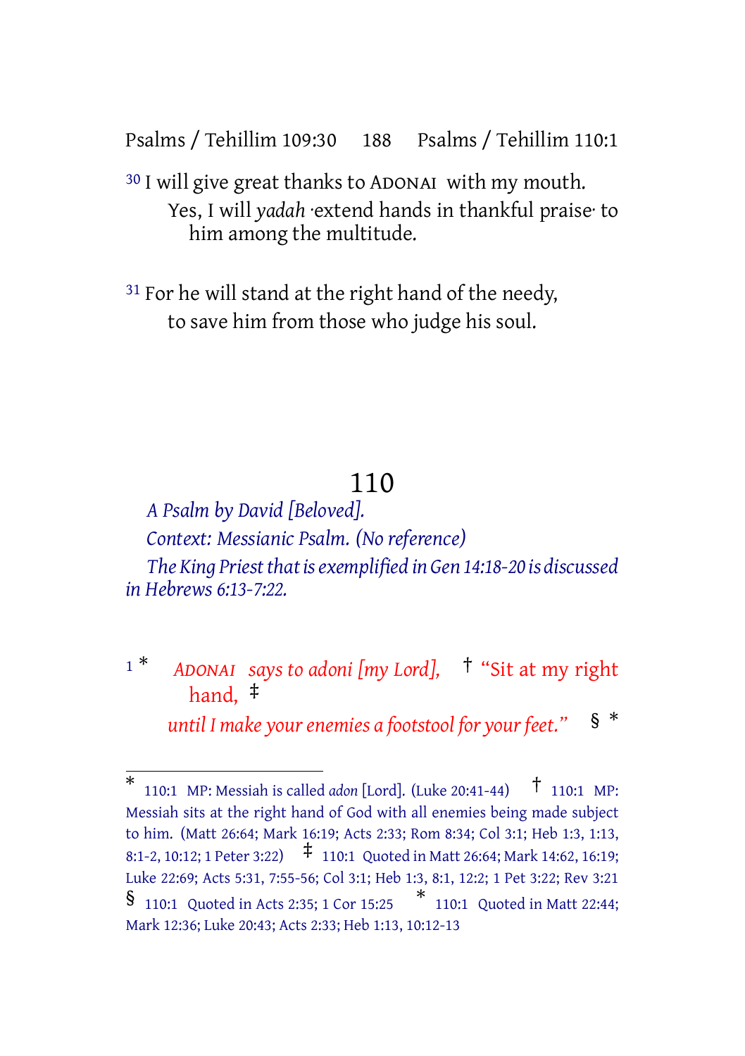30 I will give great thanks to ADONAI with my mouth.
Yes, I will *yadah* ·extend hands in thankful praise· to him among the multitude.

31 For he will stand at the right hand of the needy,
to save him from those who judge his soul.

# 110

*A Psalm by David [Beloved].*
*Context: Messianic Psalm. (No reference)*
*The King Priest that is exemplified in Gen 14:18-20 is discussed in Hebrews 6:13-7:22.*

1 * *ADONAI says to adoni [my Lord],* † "Sit at my right hand, ‡
*until I make your enemies a footstool for your feet."* § *

---

* 110:1 MP: Messiah is called *adon* [Lord]. (Luke 20:41-44) † 110:1 MP: Messiah sits at the right hand of God with all enemies being made subject to him. (Matt 26:64; Mark 16:19; Acts 2:33; Rom 8:34; Col 3:1; Heb 1:3, 1:13, 8:1-2, 10:12; 1 Peter 3:22) ‡ 110:1 Quoted in Matt 26:64; Mark 14:62, 16:19; Luke 22:69; Acts 5:31, 7:55-56; Col 3:1; Heb 1:3, 8:1, 12:2; 1 Pet 3:22; Rev 3:21 § 110:1 Quoted in Acts 2:35; 1 Cor 15:25 * 110:1 Quoted in Matt 22:44; Mark 12:36; Luke 20:43; Acts 2:33; Heb 1:13, 10:12-13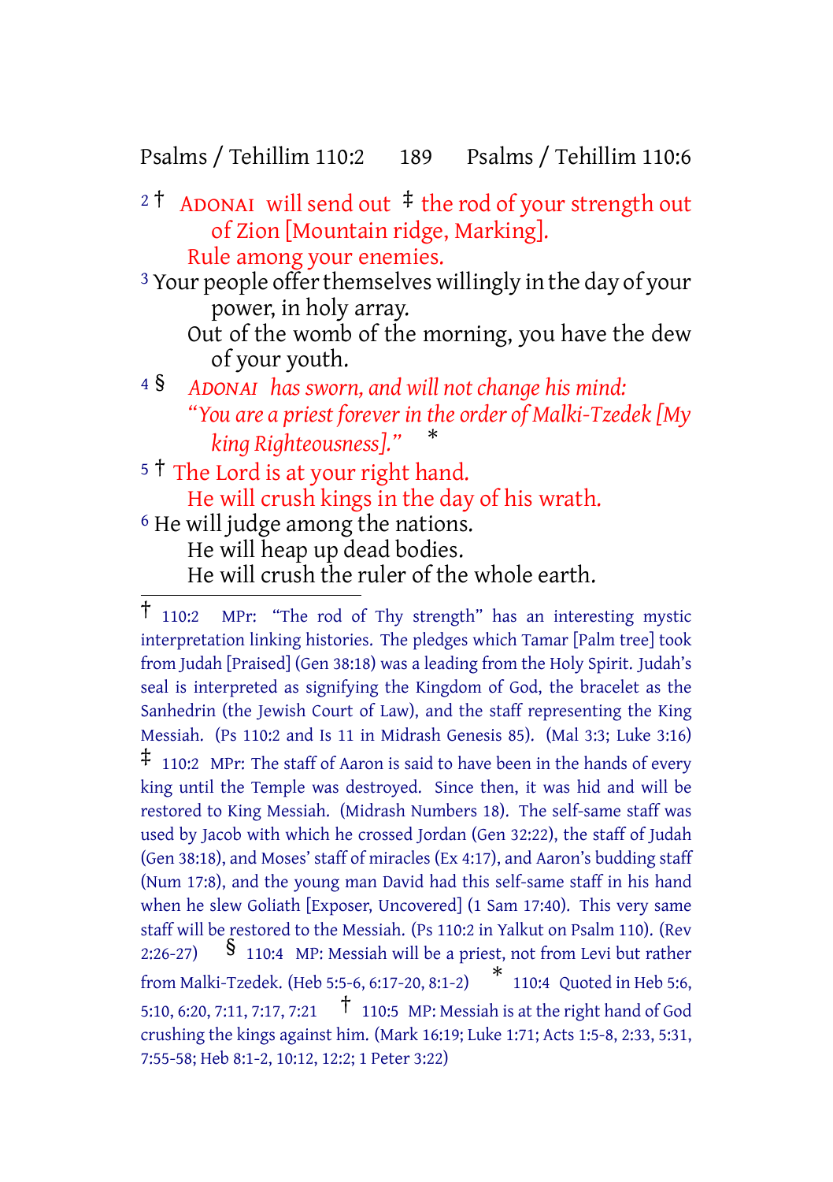2 † ADONAI will send out ‡ the rod of your strength out of Zion [Mountain ridge, Marking].
Rule among your enemies.

3 Your people offer themselves willingly in the day of your power, in holy array.
Out of the womb of the morning, you have the dew of your youth.

4 § *ADONAI has sworn, and will not change his mind:*
*"You are a priest forever in the order of Malki-Tzedek [My king Righteousness]."* *

5 † The Lord is at your right hand.
He will crush kings in the day of his wrath.

6 He will judge among the nations.
He will heap up dead bodies.
He will crush the ruler of the whole earth.

---

† 110:2 MPr: "The rod of Thy strength" has an interesting mystic interpretation linking histories. The pledges which Tamar [Palm tree] took from Judah [Praised] (Gen 38:18) was a leading from the Holy Spirit. Judah's seal is interpreted as signifying the Kingdom of God, the bracelet as the Sanhedrin (the Jewish Court of Law), and the staff representing the King Messiah. (Ps 110:2 and Is 11 in Midrash Genesis 85). (Mal 3:3; Luke 3:16)

‡ 110:2 MPr: The staff of Aaron is said to have been in the hands of every king until the Temple was destroyed. Since then, it was hid and will be restored to King Messiah. (Midrash Numbers 18). The self-same staff was used by Jacob with which he crossed Jordan (Gen 32:22), the staff of Judah (Gen 38:18), and Moses' staff of miracles (Ex 4:17), and Aaron's budding staff (Num 17:8), and the young man David had this self-same staff in his hand when he slew Goliath [Exposer, Uncovered] (1 Sam 17:40). This very same staff will be restored to the Messiah. (Ps 110:2 in Yalkut on Psalm 110). (Rev 2:26-27)

§ 110:4 MP: Messiah will be a priest, not from Levi but rather from Malki-Tzedek. (Heb 5:5-6, 6:17-20, 8:1-2)

* 110:4 Quoted in Heb 5:6, 5:10, 6:20, 7:11, 7:17, 7:21

† 110:5 MP: Messiah is at the right hand of God crushing the kings against him. (Mark 16:19; Luke 1:71; Acts 1:5-8, 2:33, 5:31, 7:55-58; Heb 8:1-2, 10:12, 12:2; 1 Peter 3:22)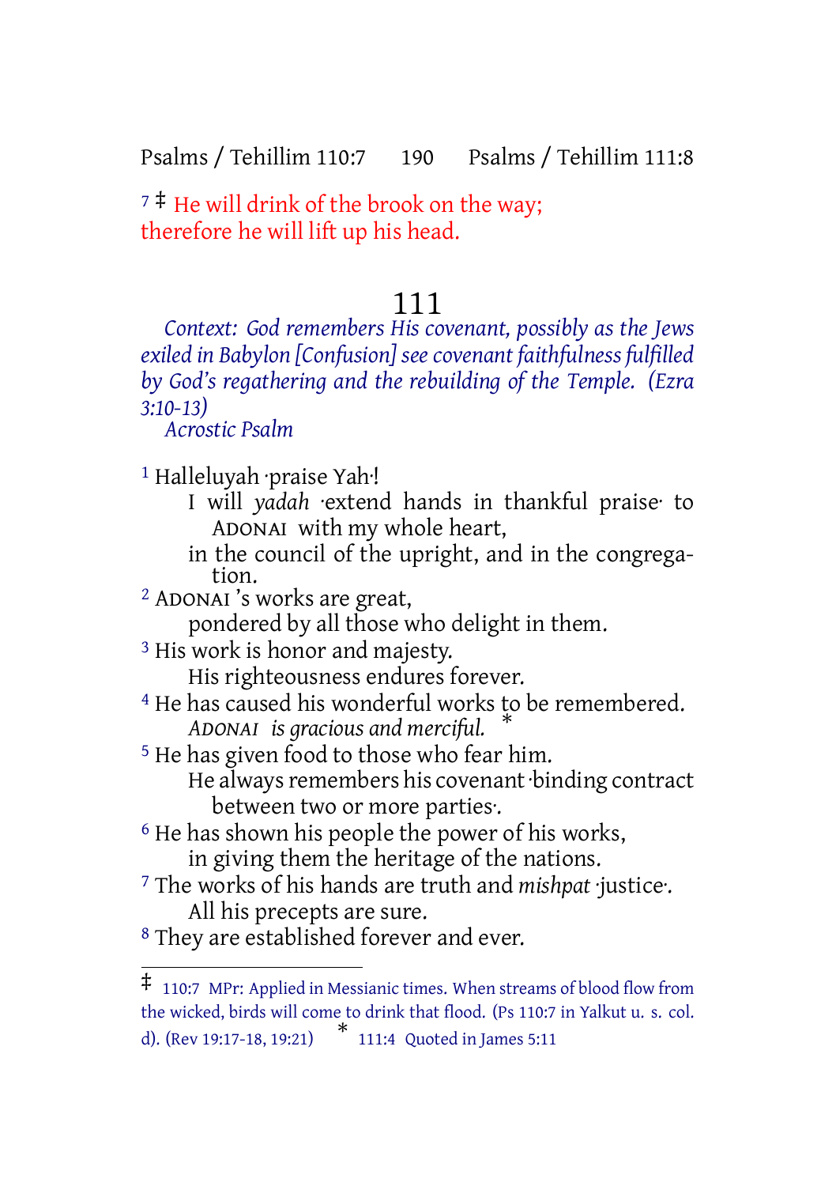7 ‡ He will drink of the brook on the way;
therefore he will lift up his head.

# 111

*Context: God remembers His covenant, possibly as the Jews exiled in Babylon [Confusion] see covenant faithfulness fulfilled by God's regathering and the rebuilding of the Temple. (Ezra 3:10-13)*

*Acrostic Psalm*

1 Halleluyah ·praise Yah·!
I will *yadah* ·extend hands in thankful praise· to ADONAI with my whole heart,
in the council of the upright, and in the congregation.

2 ADONAI 's works are great,
pondered by all those who delight in them.

3 His work is honor and majesty.
His righteousness endures forever.

4 He has caused his wonderful works to be remembered.
*ADONAI is gracious and merciful.* *

5 He has given food to those who fear him.
He always remembers his covenant ·binding contract between two or more parties·.

6 He has shown his people the power of his works,
in giving them the heritage of the nations.

7 The works of his hands are truth and *mishpat* ·justice·.
All his precepts are sure.

8 They are established forever and ever.

---

‡ 110:7 MPr: Applied in Messianic times. When streams of blood flow from the wicked, birds will come to drink that flood. (Ps 110:7 in Yalkut u. s. col. d). (Rev 19:17-18, 19:21)

* 111:4 Quoted in James 5:11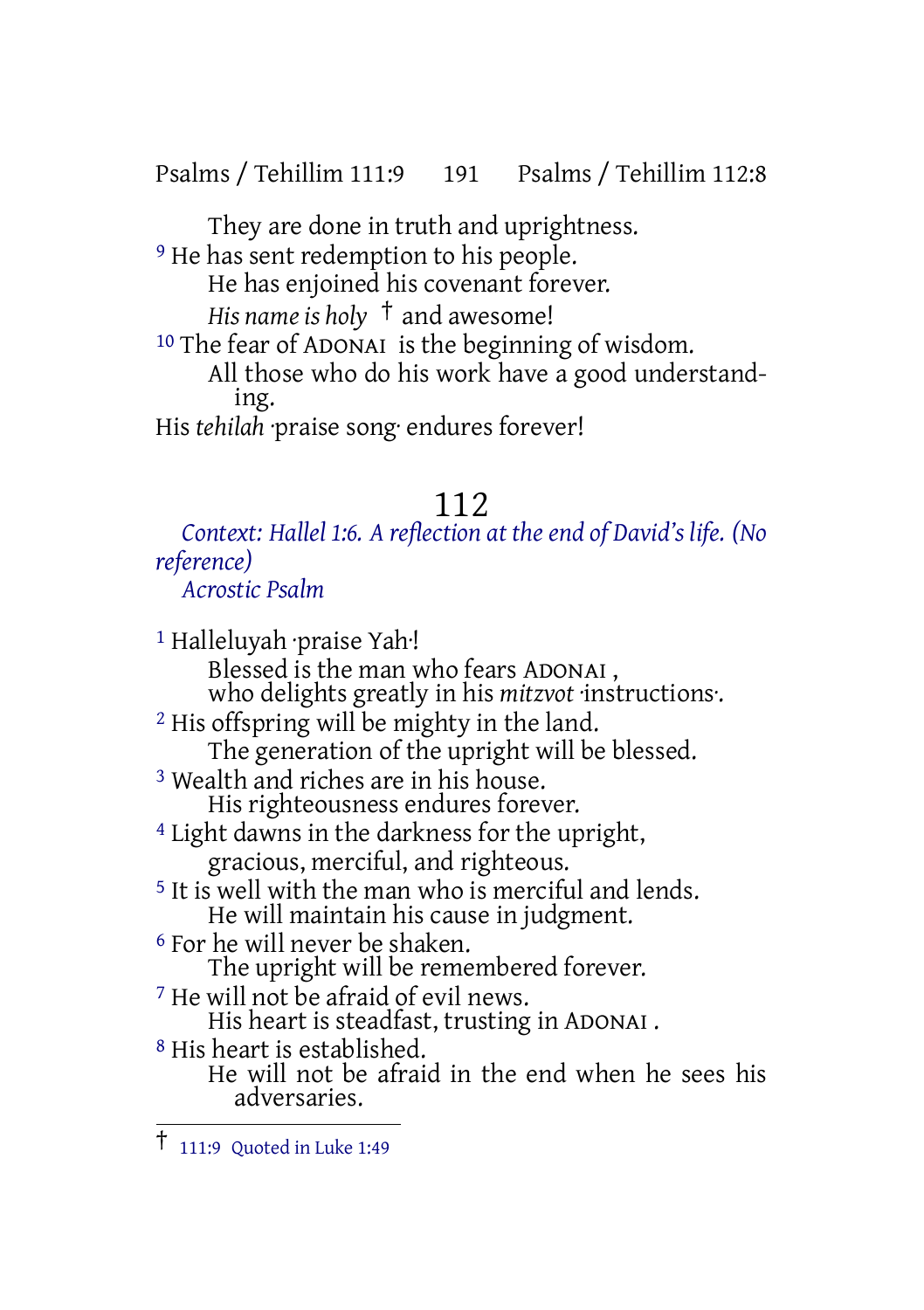They are done in truth and uprightness.

[9] He has sent redemption to his people.
He has enjoined his covenant forever.
*His name is holy* † and awesome!

[10] The fear of ADONAI is the beginning of wisdom.
All those who do his work have a good understanding.
His *tehilah* ·praise song· endures forever!

# 112

*Context: Hallel 1:6. A reflection at the end of David's life. (No reference)*
*Acrostic Psalm*

[1] Halleluyah ·praise Yah·!
Blessed is the man who fears ADONAI ,
who delights greatly in his *mitzvot* ·instructions·.

[2] His offspring will be mighty in the land.
The generation of the upright will be blessed.

[3] Wealth and riches are in his house.
His righteousness endures forever.

[4] Light dawns in the darkness for the upright,
gracious, merciful, and righteous.

[5] It is well with the man who is merciful and lends.
He will maintain his cause in judgment.

[6] For he will never be shaken.
The upright will be remembered forever.

[7] He will not be afraid of evil news.
His heart is steadfast, trusting in ADONAI .

[8] His heart is established.
He will not be afraid in the end when he sees his adversaries.

---

† 111:9 Quoted in Luke 1:49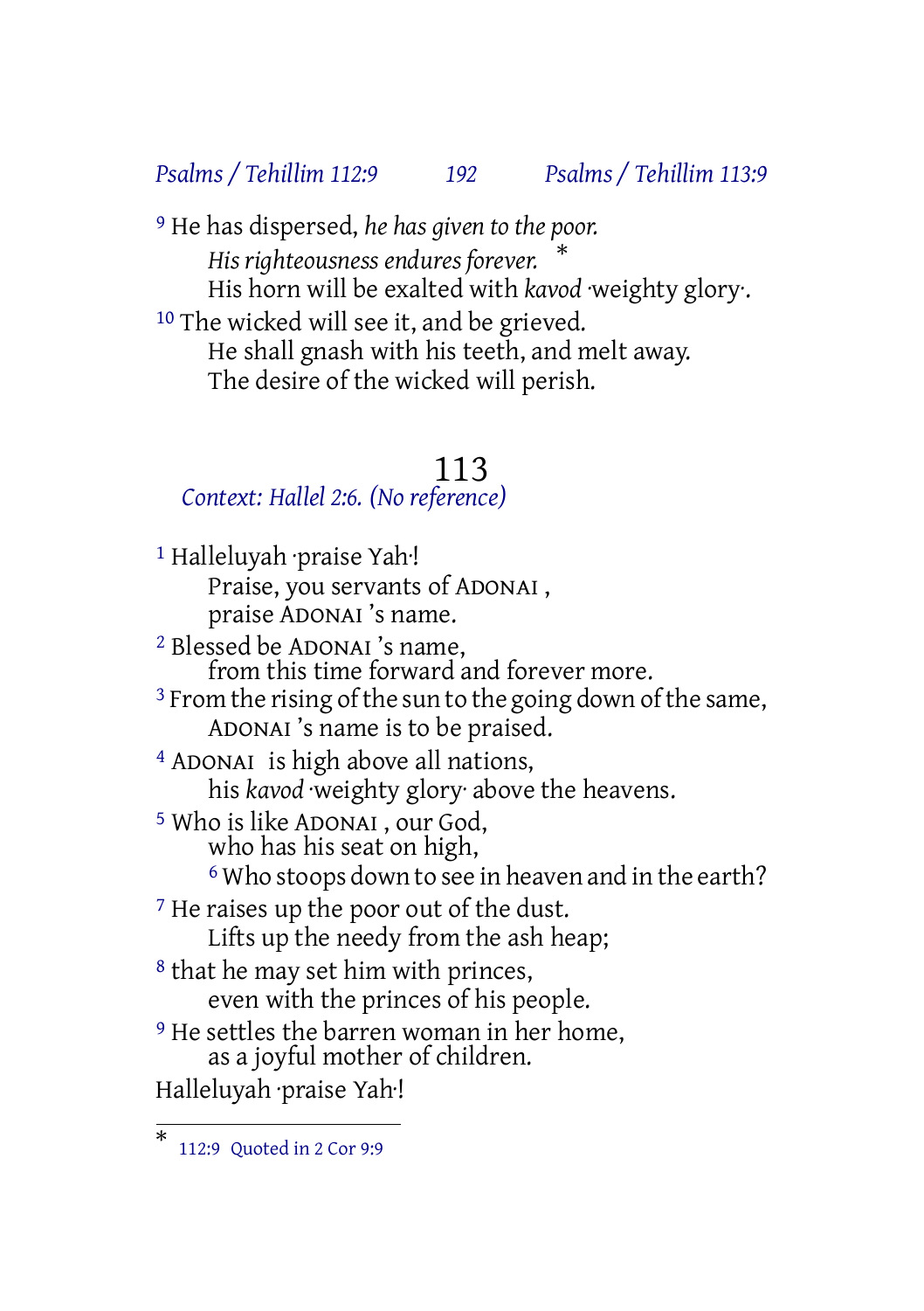[9] He has dispersed, *he has given to the poor.*
*His righteousness endures forever.* *
His horn will be exalted with *kavod* ·weighty glory·.

[10] The wicked will see it, and be grieved.
He shall gnash with his teeth, and melt away.
The desire of the wicked will perish.

# 113

*Context: Hallel 2:6. (No reference)*

[1] Halleluyah ·praise Yah·!
Praise, you servants of ADONAI ,
praise ADONAI 's name.

[2] Blessed be ADONAI 's name,
from this time forward and forever more.

[3] From the rising of the sun to the going down of the same,
ADONAI 's name is to be praised.

[4] ADONAI is high above all nations,
his *kavod* ·weighty glory· above the heavens.

[5] Who is like ADONAI , our God,
who has his seat on high,
[6] Who stoops down to see in heaven and in the earth?

[7] He raises up the poor out of the dust.
Lifts up the needy from the ash heap;

[8] that he may set him with princes,
even with the princes of his people.

[9] He settles the barren woman in her home,
as a joyful mother of children.

Halleluyah ·praise Yah·!

---

* 112:9 Quoted in 2 Cor 9:9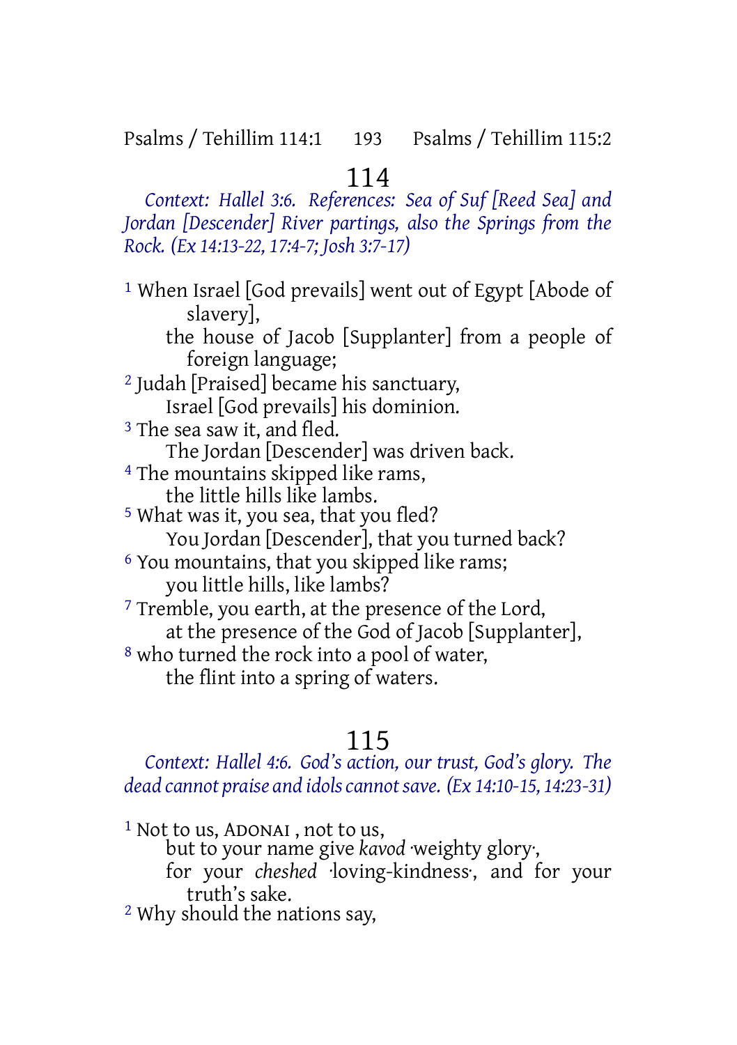# 114

*Context: Hallel 3:6. References: Sea of Suf [Reed Sea] and Jordan [Descender] River partings, also the Springs from the Rock. (Ex 14:13-22, 17:4-7; Josh 3:7-17)*

[1] When Israel [God prevails] went out of Egypt [Abode of slavery],
the house of Jacob [Supplanter] from a people of foreign language;
[2] Judah [Praised] became his sanctuary,
Israel [God prevails] his dominion.
[3] The sea saw it, and fled.
The Jordan [Descender] was driven back.
[4] The mountains skipped like rams,
the little hills like lambs.
[5] What was it, you sea, that you fled?
You Jordan [Descender], that you turned back?
[6] You mountains, that you skipped like rams;
you little hills, like lambs?
[7] Tremble, you earth, at the presence of the Lord,
at the presence of the God of Jacob [Supplanter],
[8] who turned the rock into a pool of water,
the flint into a spring of waters.

# 115

*Context: Hallel 4:6. God's action, our trust, God's glory. The dead cannot praise and idols cannot save. (Ex 14:10-15, 14:23-31)*

[1] Not to us, ADONAI , not to us,
but to your name give *kavod* ·weighty glory·,
for your *cheshed* ·loving-kindness·, and for your truth's sake.
[2] Why should the nations say,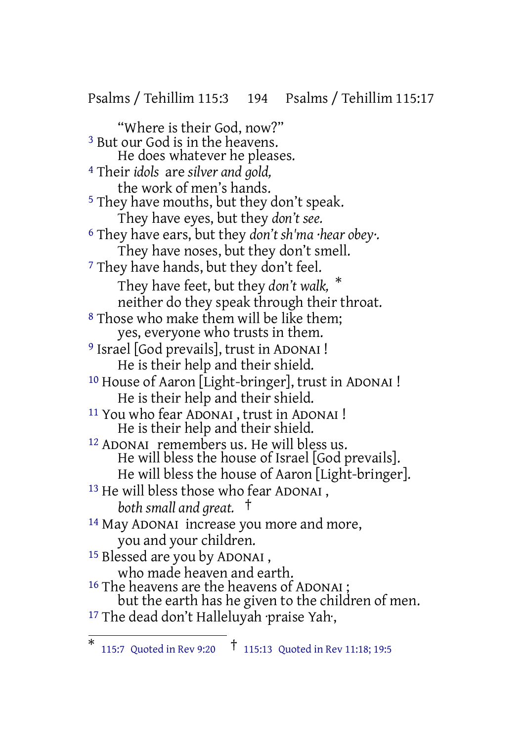"Where is their God, now?"
3 But our God is in the heavens.
He does whatever he pleases.
4 Their *idols* are *silver and gold,*
the work of men's hands.
5 They have mouths, but they don't speak.
They have eyes, but they *don't see.*
6 They have ears, but they *don't sh'ma ·hear obey·.*
They have noses, but they don't smell.
7 They have hands, but they don't feel.
They have feet, but they *don't walk,* *
neither do they speak through their throat.
8 Those who make them will be like them;
yes, everyone who trusts in them.
9 Israel [God prevails], trust in ADONAI !
He is their help and their shield.
10 House of Aaron [Light-bringer], trust in ADONAI !
He is their help and their shield.
11 You who fear ADONAI , trust in ADONAI !
He is their help and their shield.
12 ADONAI remembers us. He will bless us.
He will bless the house of Israel [God prevails].
He will bless the house of Aaron [Light-bringer].
13 He will bless those who fear ADONAI ,
*both small and great.* †
14 May ADONAI increase you more and more,
you and your children.
15 Blessed are you by ADONAI ,
who made heaven and earth.
16 The heavens are the heavens of ADONAI ;
but the earth has he given to the children of men.
17 The dead don't Halleluyah ·praise Yah·,

---

* 115:7 Quoted in Rev 9:20 † 115:13 Quoted in Rev 11:18; 19:5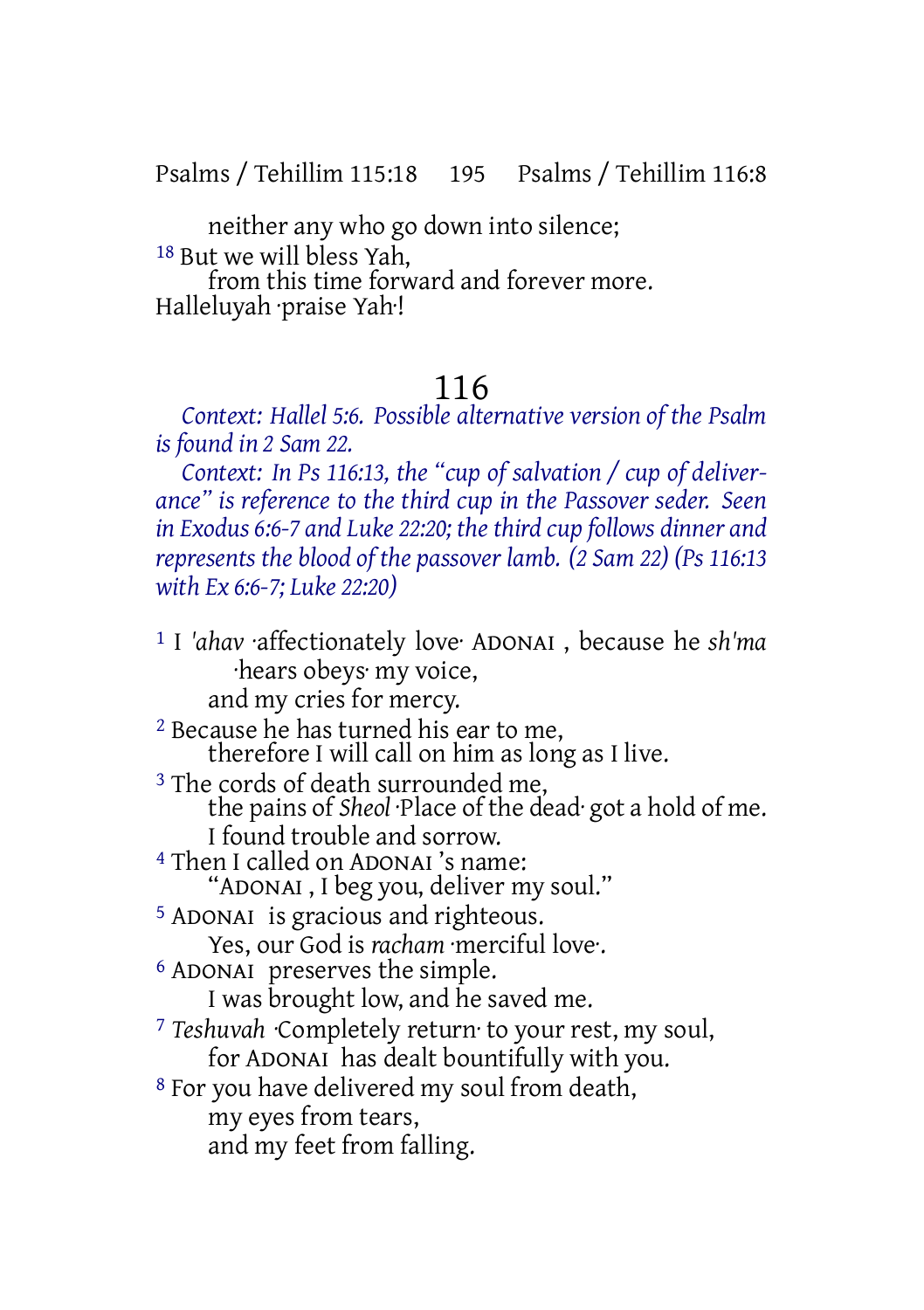neither any who go down into silence;
18 But we will bless Yah,
from this time forward and forever more.
Halleluyah ·praise Yah·!

## 116

*Context: Hallel 5:6. Possible alternative version of the Psalm is found in 2 Sam 22.*

*Context: In Ps 116:13, the "cup of salvation / cup of deliverance" is reference to the third cup in the Passover seder. Seen in Exodus 6:6-7 and Luke 22:20; the third cup follows dinner and represents the blood of the passover lamb. (2 Sam 22) (Ps 116:13 with Ex 6:6-7; Luke 22:20)*

1 I *'ahav* ·affectionately love· ADONAI , because he *sh'ma* ·hears obeys· my voice,
and my cries for mercy.
2 Because he has turned his ear to me,
therefore I will call on him as long as I live.
3 The cords of death surrounded me,
the pains of *Sheol* ·Place of the dead· got a hold of me.
I found trouble and sorrow.
4 Then I called on ADONAI 's name:
"ADONAI , I beg you, deliver my soul."
5 ADONAI is gracious and righteous.
Yes, our God is *racham* ·merciful love·.
6 ADONAI preserves the simple.
I was brought low, and he saved me.
7 *Teshuvah* ·Completely return· to your rest, my soul,
for ADONAI has dealt bountifully with you.
8 For you have delivered my soul from death,
my eyes from tears,
and my feet from falling.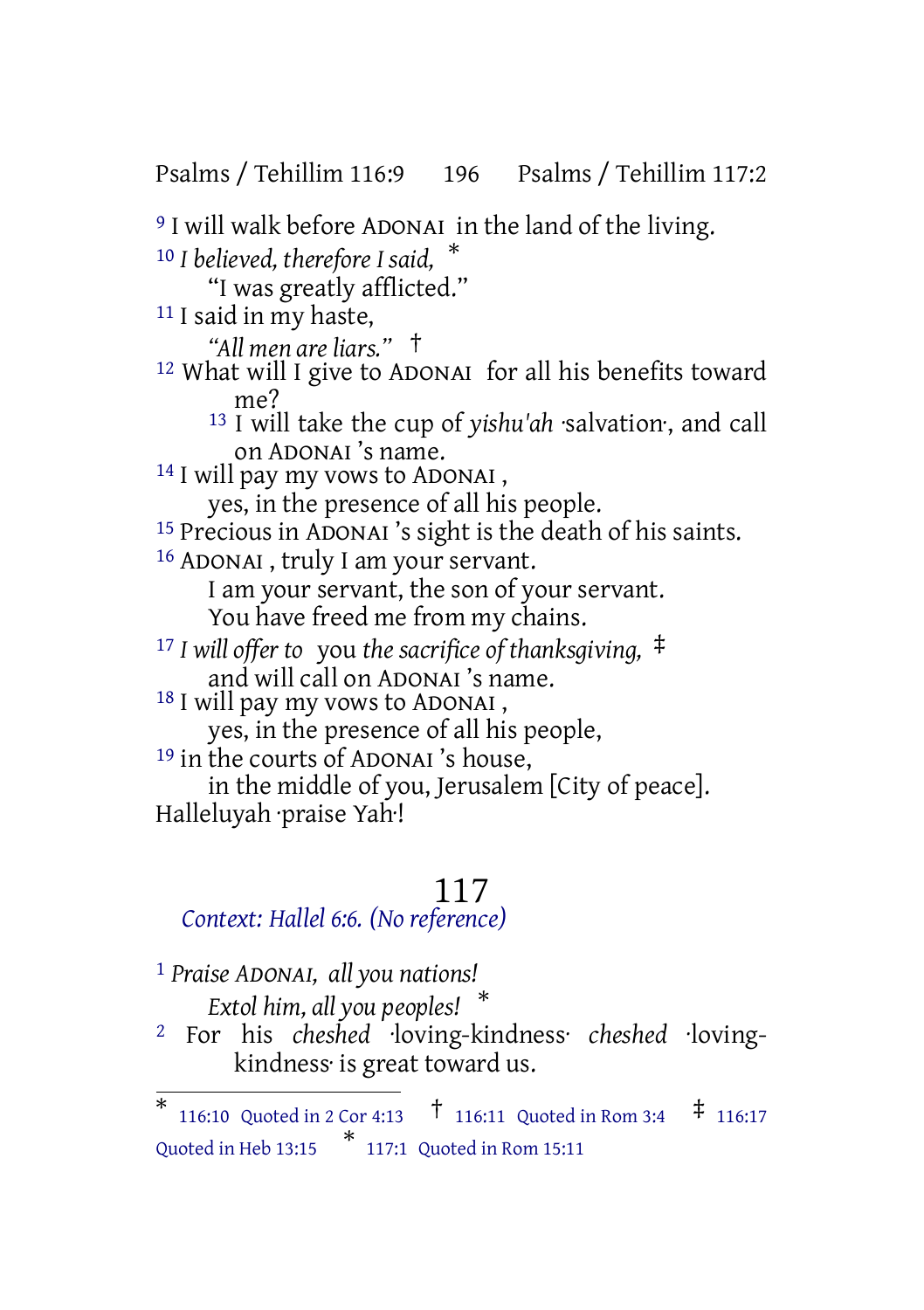[9] I will walk before ADONAI in the land of the living.
[10] *I believed, therefore I said,* *
  "I was greatly afflicted."
[11] I said in my haste,
  *"All men are liars."* †
[12] What will I give to ADONAI for all his benefits toward me?
  [13] I will take the cup of *yishu'ah* ·salvation·, and call on ADONAI 's name.
[14] I will pay my vows to ADONAI ,
  yes, in the presence of all his people.
[15] Precious in ADONAI 's sight is the death of his saints.
[16] ADONAI , truly I am your servant.
  I am your servant, the son of your servant.
  You have freed me from my chains.
[17] *I will offer to* you *the sacrifice of thanksgiving,* ‡
  and will call on ADONAI 's name.
[18] I will pay my vows to ADONAI ,
  yes, in the presence of all his people,
[19] in the courts of ADONAI 's house,
  in the middle of you, Jerusalem [City of peace].
Halleluyah ·praise Yah·!

# 117

*Context: Hallel 6:6. (No reference)*

[1] *Praise ADONAI, all you nations!*
  *Extol him, all you peoples!* *
[2] For his *cheshed* ·loving-kindness· *cheshed* ·loving-kindness· is great toward us.

---

* 116:10 Quoted in 2 Cor 4:13 † 116:11 Quoted in Rom 3:4 ‡ 116:17 Quoted in Heb 13:15 * 117:1 Quoted in Rom 15:11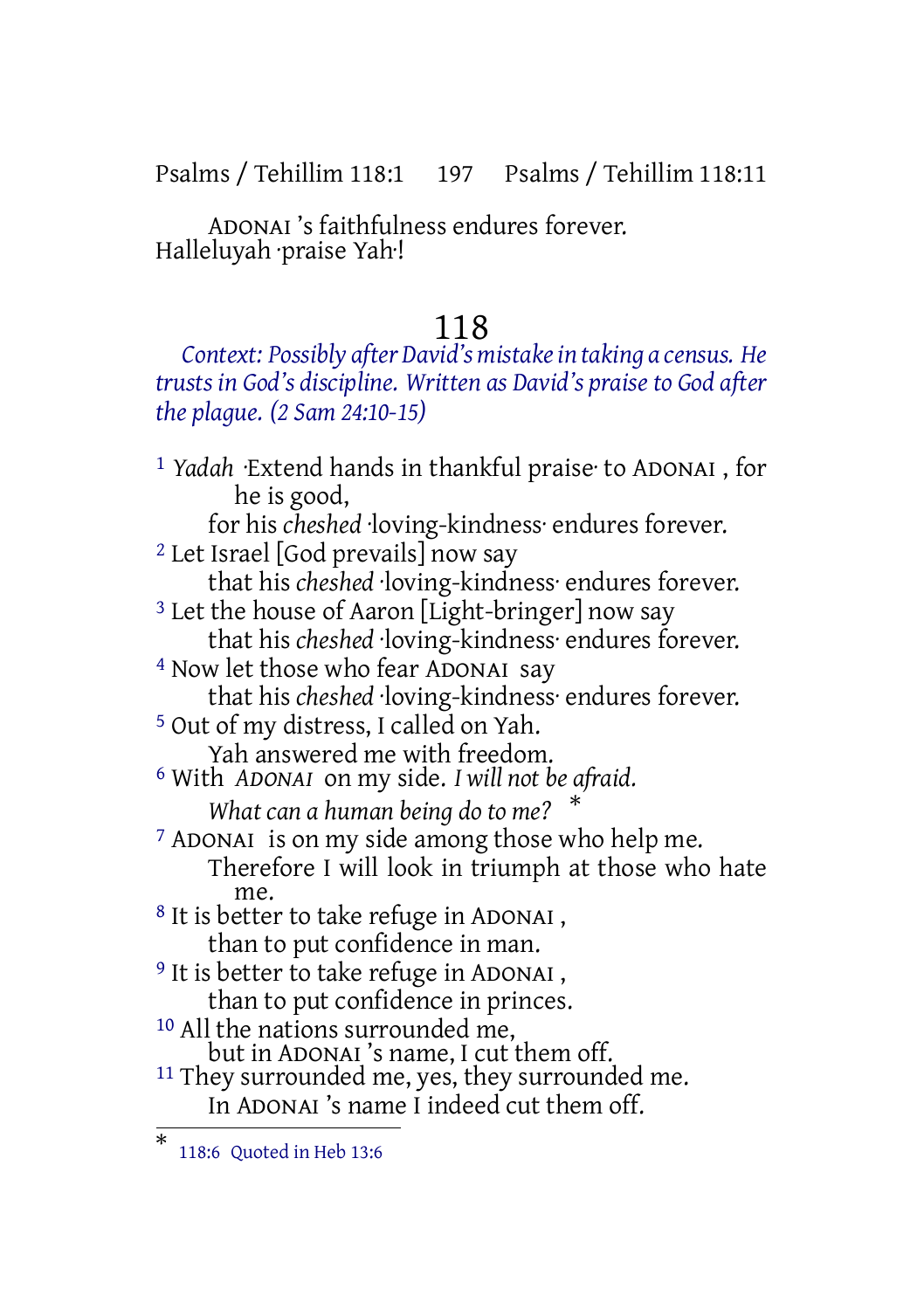ADONAI 's faithfulness endures forever.
Halleluyah ·praise Yah·!

# 118

*Context: Possibly after David's mistake in taking a census. He trusts in God's discipline. Written as David's praise to God after the plague. (2 Sam 24:10-15)*

1 *Yadah* ·Extend hands in thankful praise· to ADONAI , for he is good,
for his *cheshed* ·loving-kindness· endures forever.
2 Let Israel [God prevails] now say
that his *cheshed* ·loving-kindness· endures forever.
3 Let the house of Aaron [Light-bringer] now say
that his *cheshed* ·loving-kindness· endures forever.
4 Now let those who fear ADONAI say
that his *cheshed* ·loving-kindness· endures forever.
5 Out of my distress, I called on Yah.
Yah answered me with freedom.
6 With *ADONAI* on my side. *I will not be afraid.*
*What can a human being do to me?* *
7 ADONAI is on my side among those who help me.
Therefore I will look in triumph at those who hate me.
8 It is better to take refuge in ADONAI ,
than to put confidence in man.
9 It is better to take refuge in ADONAI ,
than to put confidence in princes.
10 All the nations surrounded me,
but in ADONAI 's name, I cut them off.
11 They surrounded me, yes, they surrounded me.
In ADONAI 's name I indeed cut them off.

---

* 118:6 Quoted in Heb 13:6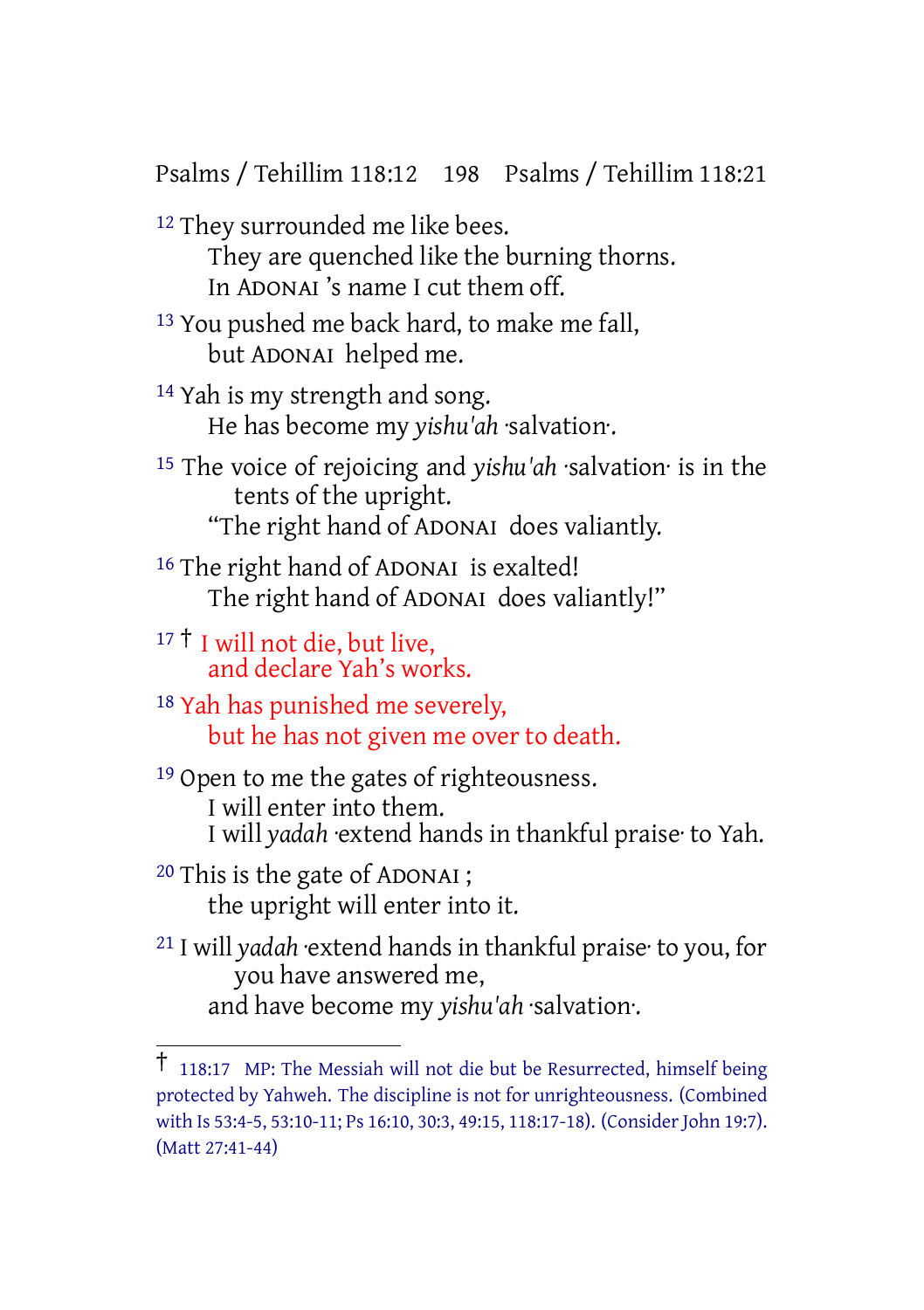12 They surrounded me like bees.
They are quenched like the burning thorns.
In ADONAI 's name I cut them off.

13 You pushed me back hard, to make me fall,
but ADONAI helped me.

14 Yah is my strength and song.
He has become my *yishu'ah* ·salvation·.

15 The voice of rejoicing and *yishu'ah* ·salvation· is in the tents of the upright.
"The right hand of ADONAI does valiantly.

16 The right hand of ADONAI is exalted!
The right hand of ADONAI does valiantly!"

17 † I will not die, but live,
and declare Yah's works.

18 Yah has punished me severely,
but he has not given me over to death.

19 Open to me the gates of righteousness.
I will enter into them.
I will *yadah* ·extend hands in thankful praise· to Yah.

20 This is the gate of ADONAI ;
the upright will enter into it.

21 I will *yadah* ·extend hands in thankful praise· to you, for you have answered me,
and have become my *yishu'ah* ·salvation·.

---

† 118:17 MP: The Messiah will not die but be Resurrected, himself being protected by Yahweh. The discipline is not for unrighteousness. (Combined with Is 53:4-5, 53:10-11; Ps 16:10, 30:3, 49:15, 118:17-18). (Consider John 19:7). (Matt 27:41-44)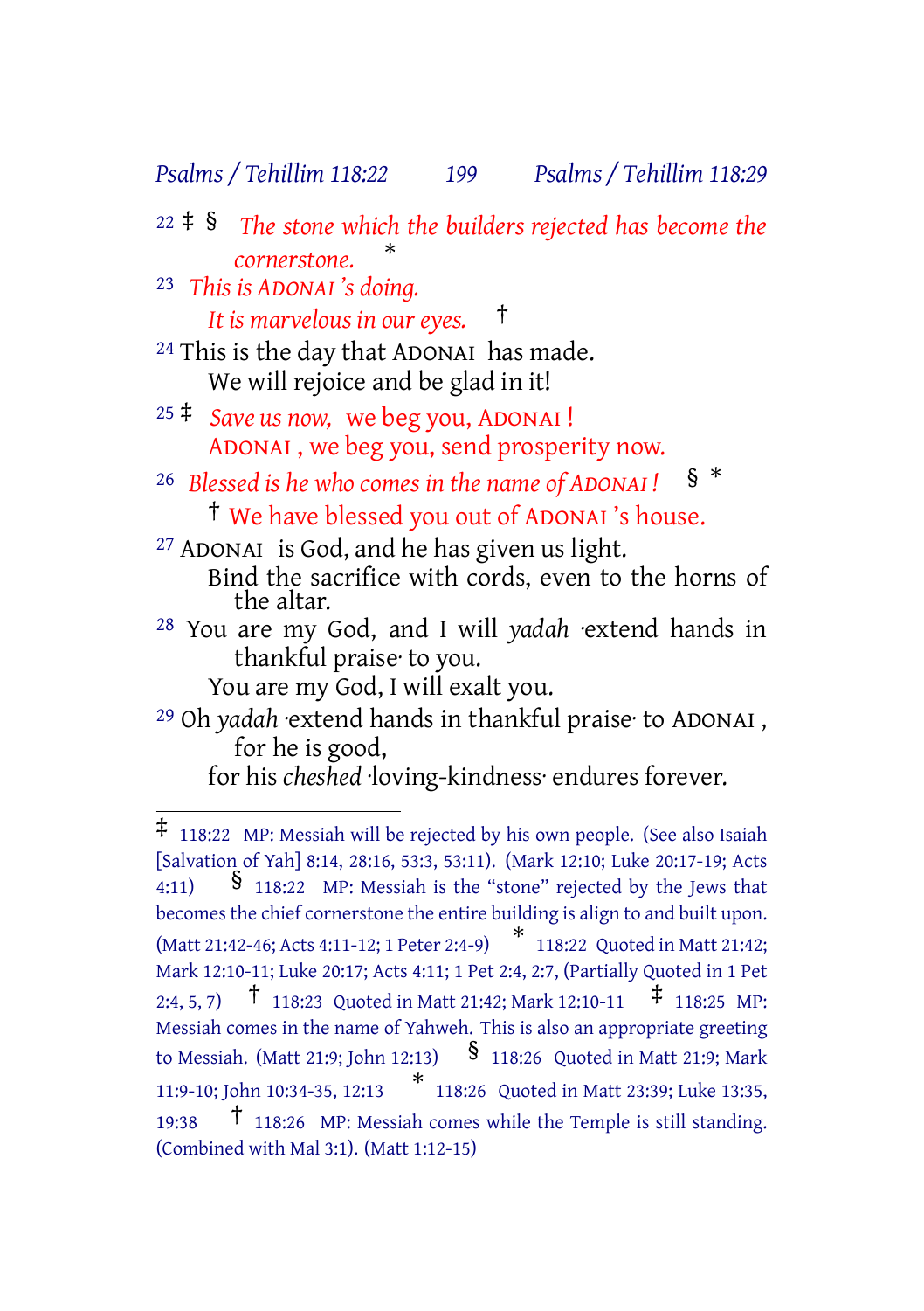22 ‡ § *The stone which the builders rejected has become the cornerstone.* *

23 *This is ADONAI 's doing.*
*It is marvelous in our eyes.* †

24 This is the day that ADONAI has made.
We will rejoice and be glad in it!

25 ‡ *Save us now,* we beg you, ADONAI !
ADONAI , we beg you, send prosperity now.

26 *Blessed is he who comes in the name of ADONAI !* § *
† We have blessed you out of ADONAI 's house.

27 ADONAI is God, and he has given us light.
Bind the sacrifice with cords, even to the horns of the altar.

28 You are my God, and I will *yadah* ·extend hands in thankful praise· to you.
You are my God, I will exalt you.

29 Oh *yadah* ·extend hands in thankful praise· to ADONAI , for he is good,
for his *cheshed* ·loving-kindness· endures forever.

---

‡ 118:22 MP: Messiah will be rejected by his own people. (See also Isaiah [Salvation of Yah] 8:14, 28:16, 53:3, 53:11). (Mark 12:10; Luke 20:17-19; Acts 4:11) § 118:22 MP: Messiah is the "stone" rejected by the Jews that becomes the chief cornerstone the entire building is align to and built upon. (Matt 21:42-46; Acts 4:11-12; 1 Peter 2:4-9) * 118:22 Quoted in Matt 21:42; Mark 12:10-11; Luke 20:17; Acts 4:11; 1 Pet 2:4, 2:7, (Partially Quoted in 1 Pet 2:4, 5, 7) † 118:23 Quoted in Matt 21:42; Mark 12:10-11 ‡ 118:25 MP: Messiah comes in the name of Yahweh. This is also an appropriate greeting to Messiah. (Matt 21:9; John 12:13) § 118:26 Quoted in Matt 21:9; Mark 11:9-10; John 10:34-35, 12:13 * 118:26 Quoted in Matt 23:39; Luke 13:35, 19:38 † 118:26 MP: Messiah comes while the Temple is still standing. (Combined with Mal 3:1). (Matt 1:12-15)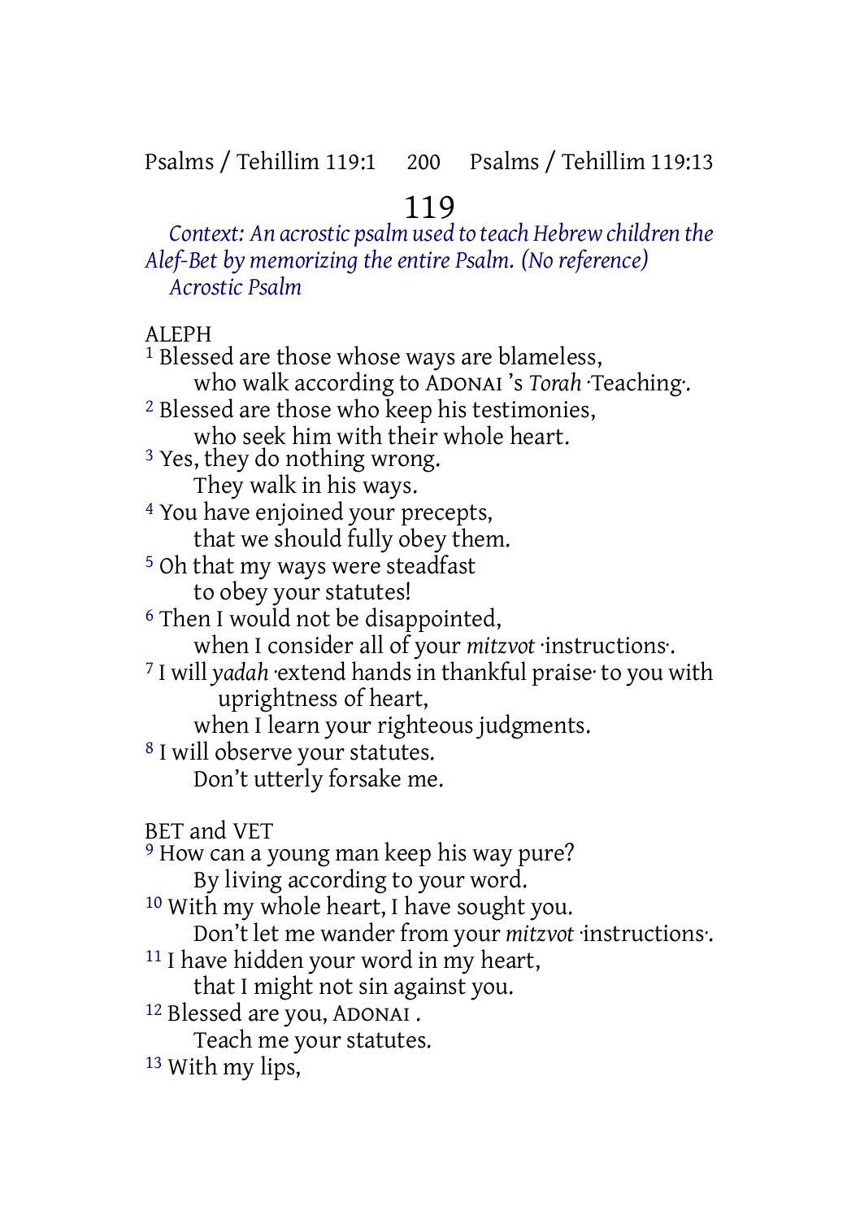# 119

*Context: An acrostic psalm used to teach Hebrew children the Alef-Bet by memorizing the entire Psalm. (No reference)*
*Acrostic Psalm*

ALEPH

[1] Blessed are those whose ways are blameless,
who walk according to ADONAI 's *Torah* ·Teaching·.
[2] Blessed are those who keep his testimonies,
who seek him with their whole heart.
[3] Yes, they do nothing wrong.
They walk in his ways.
[4] You have enjoined your precepts,
that we should fully obey them.
[5] Oh that my ways were steadfast
to obey your statutes!
[6] Then I would not be disappointed,
when I consider all of your *mitzvot* ·instructions·.
[7] I will *yadah* ·extend hands in thankful praise· to you with uprightness of heart,
when I learn your righteous judgments.
[8] I will observe your statutes.
Don't utterly forsake me.

BET and VET

[9] How can a young man keep his way pure?
By living according to your word.
[10] With my whole heart, I have sought you.
Don't let me wander from your *mitzvot* ·instructions·.
[11] I have hidden your word in my heart,
that I might not sin against you.
[12] Blessed are you, ADONAI .
Teach me your statutes.
[13] With my lips,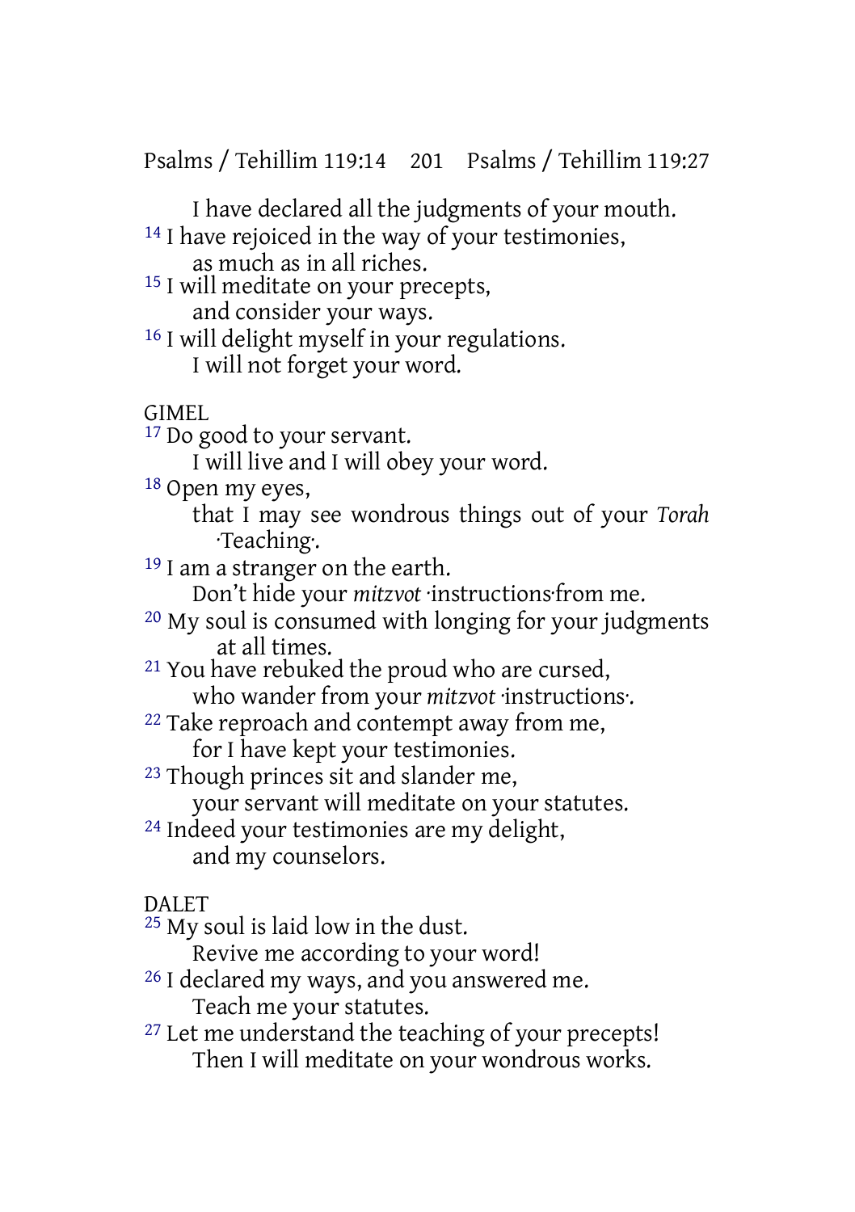I have declared all the judgments of your mouth.

[14] I have rejoiced in the way of your testimonies,
as much as in all riches.

[15] I will meditate on your precepts,
and consider your ways.

[16] I will delight myself in your regulations.
I will not forget your word.

GIMEL

[17] Do good to your servant.
I will live and I will obey your word.

[18] Open my eyes,
that I may see wondrous things out of your *Torah* ·Teaching·.

[19] I am a stranger on the earth.
Don't hide your *mitzvot* ·instructions·from me.

[20] My soul is consumed with longing for your judgments at all times.

[21] You have rebuked the proud who are cursed,
who wander from your *mitzvot* ·instructions·.

[22] Take reproach and contempt away from me,
for I have kept your testimonies.

[23] Though princes sit and slander me,
your servant will meditate on your statutes.

[24] Indeed your testimonies are my delight,
and my counselors.

DALET

[25] My soul is laid low in the dust.
Revive me according to your word!

[26] I declared my ways, and you answered me.
Teach me your statutes.

[27] Let me understand the teaching of your precepts!
Then I will meditate on your wondrous works.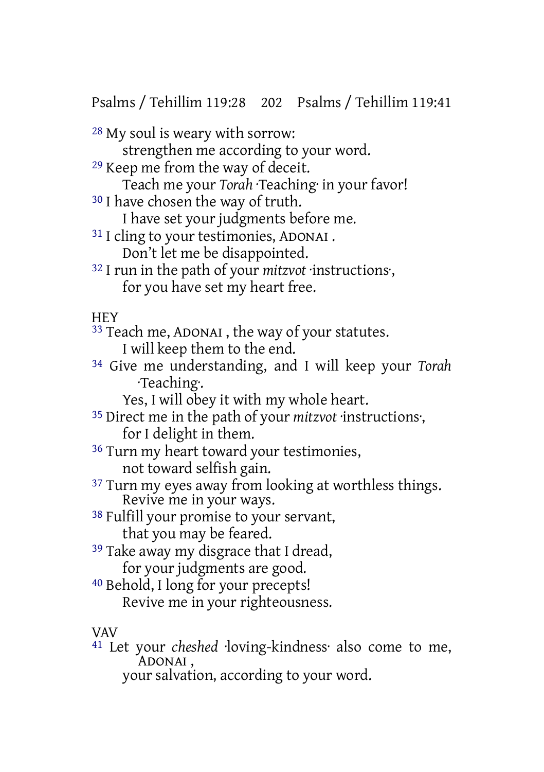[28] My soul is weary with sorrow:
strengthen me according to your word.
[29] Keep me from the way of deceit.
Teach me your *Torah* ·Teaching· in your favor!
[30] I have chosen the way of truth.
I have set your judgments before me.
[31] I cling to your testimonies, ADONAI .
Don't let me be disappointed.
[32] I run in the path of your *mitzvot* ·instructions·,
for you have set my heart free.

HEY

[33] Teach me, ADONAI , the way of your statutes.
I will keep them to the end.
[34] Give me understanding, and I will keep your *Torah* ·Teaching·.
Yes, I will obey it with my whole heart.
[35] Direct me in the path of your *mitzvot* ·instructions·,
for I delight in them.
[36] Turn my heart toward your testimonies,
not toward selfish gain.
[37] Turn my eyes away from looking at worthless things.
Revive me in your ways.
[38] Fulfill your promise to your servant,
that you may be feared.
[39] Take away my disgrace that I dread,
for your judgments are good.
[40] Behold, I long for your precepts!
Revive me in your righteousness.

VAV

[41] Let your *cheshed* ·loving-kindness· also come to me, ADONAI ,
your salvation, according to your word.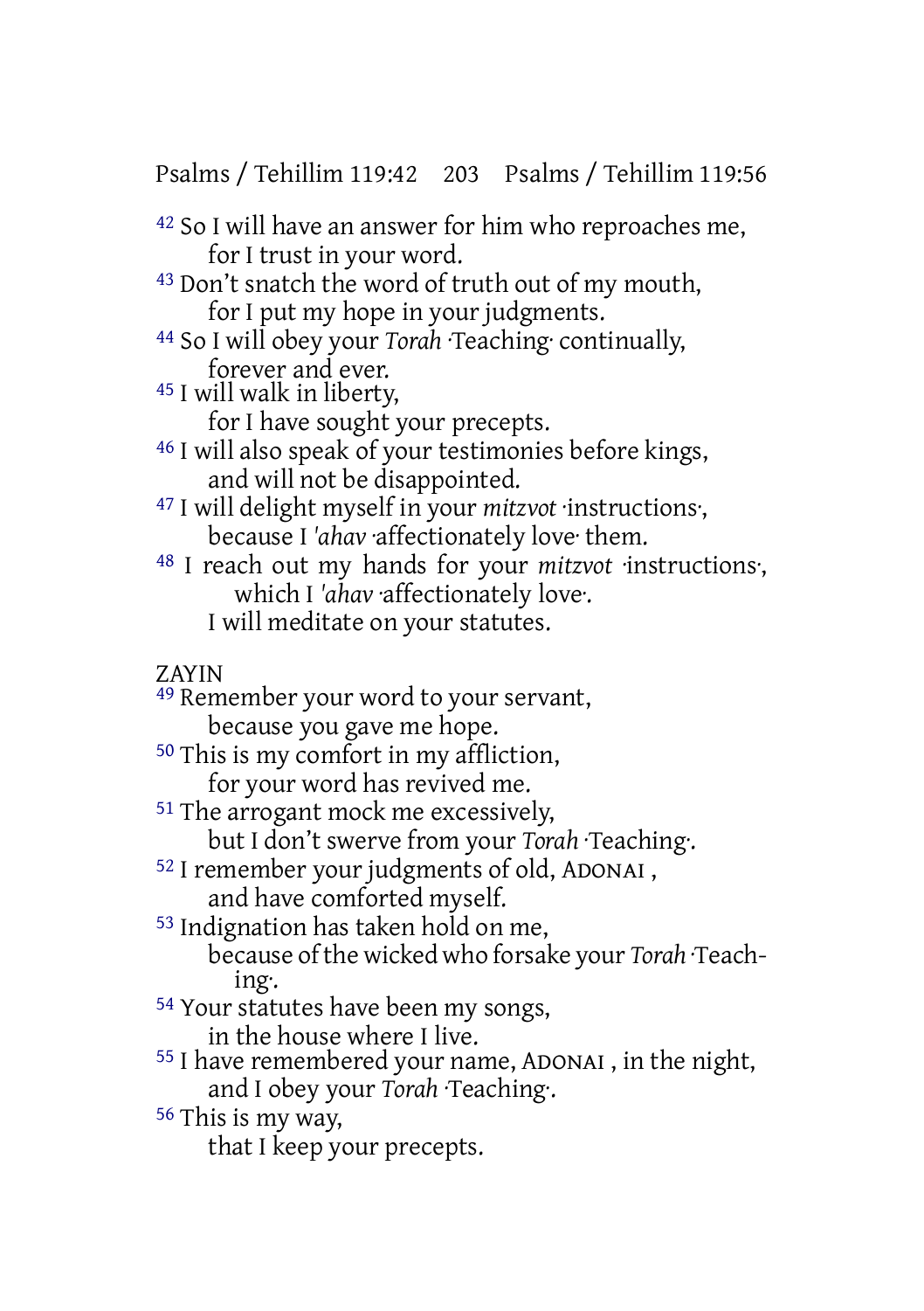[42] So I will have an answer for him who reproaches me,
for I trust in your word.
[43] Don't snatch the word of truth out of my mouth,
for I put my hope in your judgments.
[44] So I will obey your *Torah* ·Teaching· continually,
forever and ever.
[45] I will walk in liberty,
for I have sought your precepts.
[46] I will also speak of your testimonies before kings,
and will not be disappointed.
[47] I will delight myself in your *mitzvot* ·instructions·,
because I *'ahav* ·affectionately love· them.
[48] I reach out my hands for your *mitzvot* ·instructions·,
which I *'ahav* ·affectionately love·.
I will meditate on your statutes.

ZAYIN

[49] Remember your word to your servant,
because you gave me hope.
[50] This is my comfort in my affliction,
for your word has revived me.
[51] The arrogant mock me excessively,
but I don't swerve from your *Torah* ·Teaching·.
[52] I remember your judgments of old, ADONAI ,
and have comforted myself.
[53] Indignation has taken hold on me,
because of the wicked who forsake your *Torah* ·Teaching·.
[54] Your statutes have been my songs,
in the house where I live.
[55] I have remembered your name, ADONAI , in the night,
and I obey your *Torah* ·Teaching·.
[56] This is my way,
that I keep your precepts.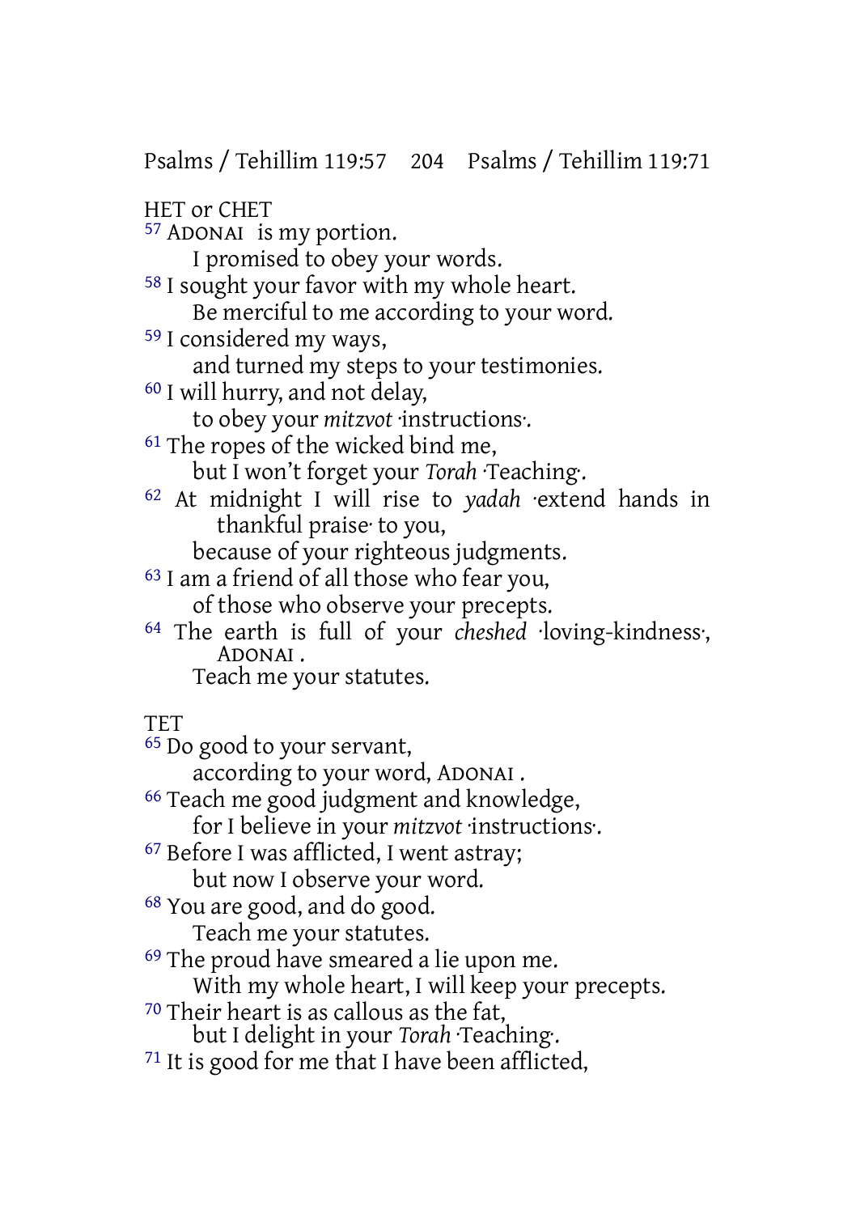HET or CHET

[57] ADONAI is my portion.
I promised to obey your words.
[58] I sought your favor with my whole heart.
Be merciful to me according to your word.
[59] I considered my ways,
and turned my steps to your testimonies.
[60] I will hurry, and not delay,
to obey your *mitzvot* ·instructions·.
[61] The ropes of the wicked bind me,
but I won't forget your *Torah* ·Teaching·.
[62] At midnight I will rise to *yadah* ·extend hands in thankful praise· to you,
because of your righteous judgments.
[63] I am a friend of all those who fear you,
of those who observe your precepts.
[64] The earth is full of your *cheshed* ·loving-kindness·, ADONAI .
Teach me your statutes.

TET

[65] Do good to your servant,
according to your word, ADONAI .
[66] Teach me good judgment and knowledge,
for I believe in your *mitzvot* ·instructions·.
[67] Before I was afflicted, I went astray;
but now I observe your word.
[68] You are good, and do good.
Teach me your statutes.
[69] The proud have smeared a lie upon me.
With my whole heart, I will keep your precepts.
[70] Their heart is as callous as the fat,
but I delight in your *Torah* ·Teaching·.
[71] It is good for me that I have been afflicted,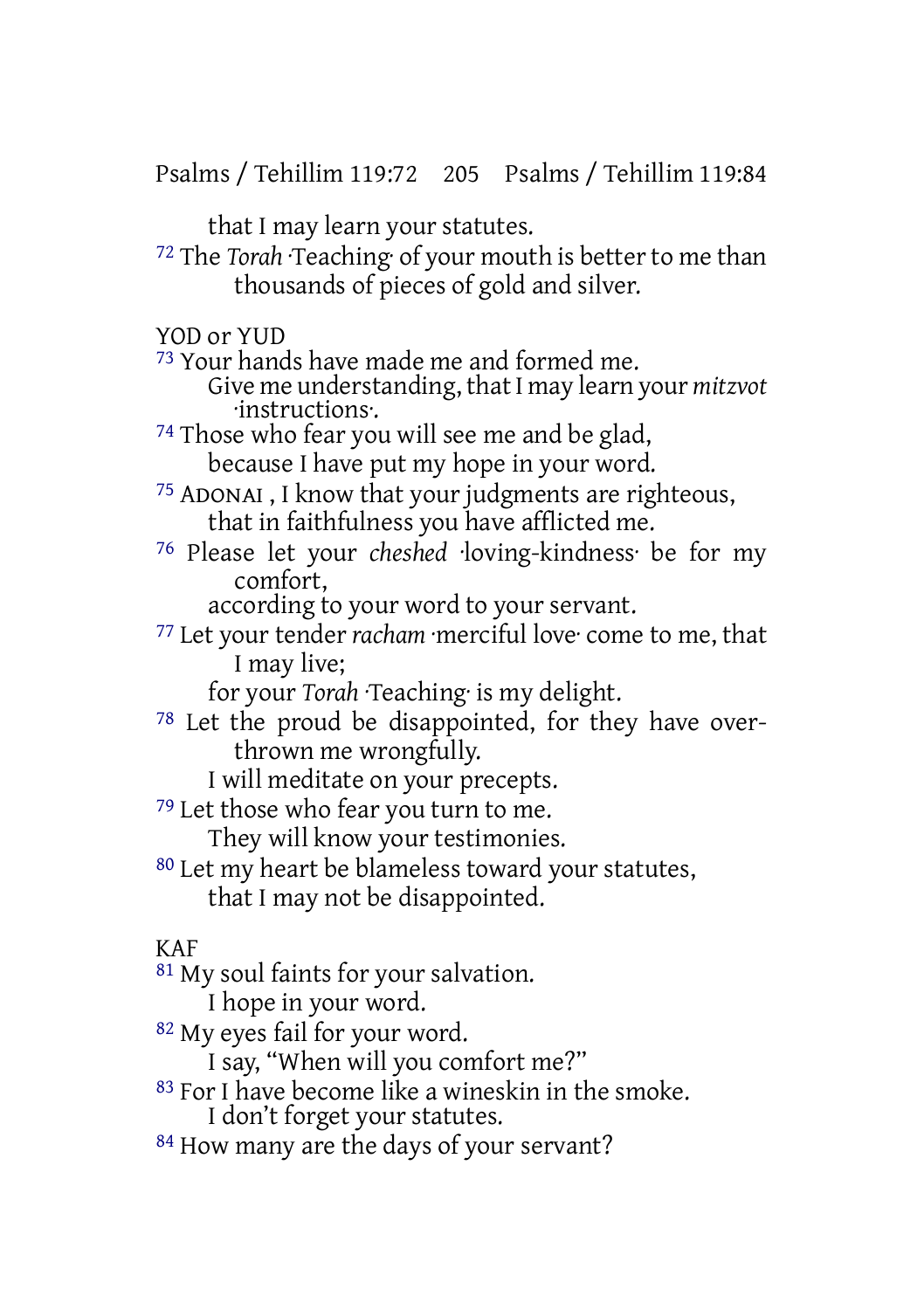that I may learn your statutes.

[72] The *Torah* ·Teaching· of your mouth is better to me than thousands of pieces of gold and silver.

YOD or YUD

[73] Your hands have made me and formed me.
Give me understanding, that I may learn your *mitzvot* ·instructions·.

[74] Those who fear you will see me and be glad,
because I have put my hope in your word.

[75] ADONAI , I know that your judgments are righteous,
that in faithfulness you have afflicted me.

[76] Please let your *cheshed* ·loving-kindness· be for my comfort,
according to your word to your servant.

[77] Let your tender *racham* ·merciful love· come to me, that I may live;
for your *Torah* ·Teaching· is my delight.

[78] Let the proud be disappointed, for they have overthrown me wrongfully.
I will meditate on your precepts.

[79] Let those who fear you turn to me.
They will know your testimonies.

[80] Let my heart be blameless toward your statutes,
that I may not be disappointed.

KAF

[81] My soul faints for your salvation.
I hope in your word.

[82] My eyes fail for your word.
I say, "When will you comfort me?"

[83] For I have become like a wineskin in the smoke.
I don't forget your statutes.

[84] How many are the days of your servant?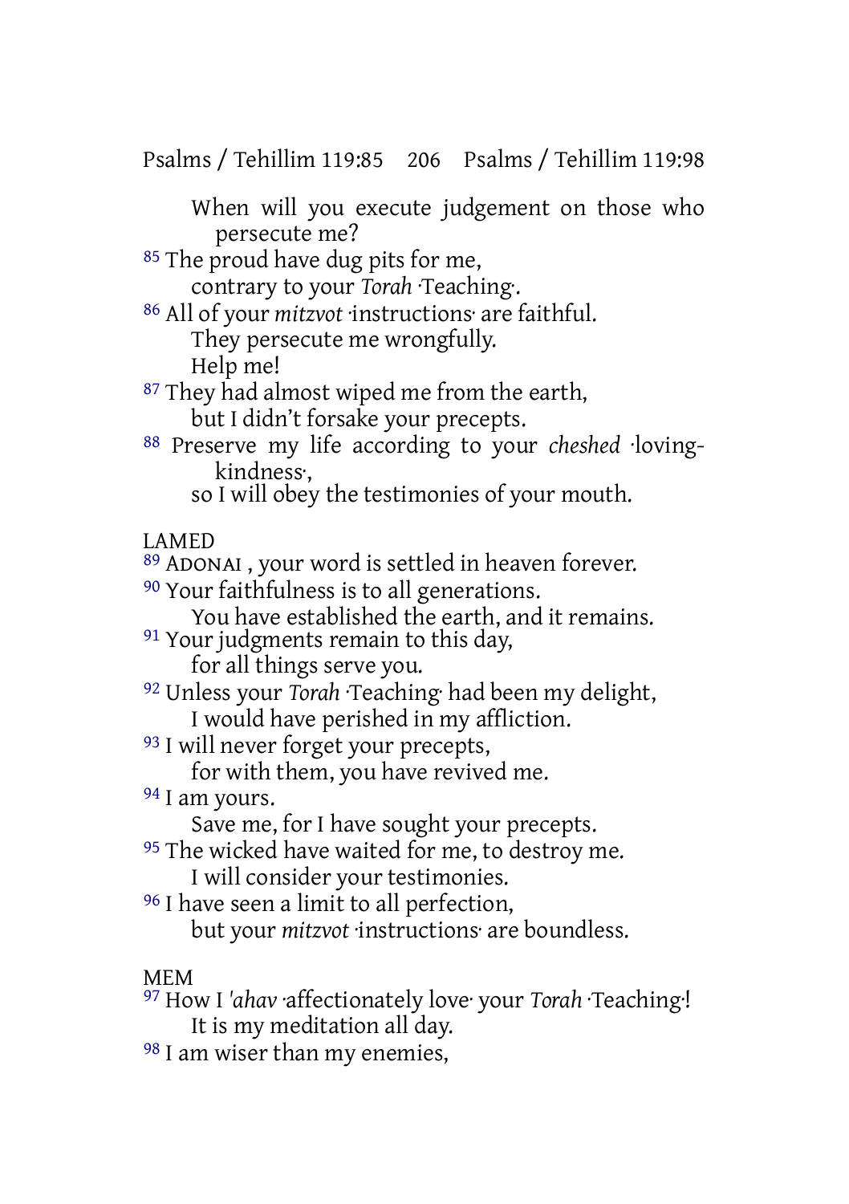When will you execute judgement on those who persecute me?

85 The proud have dug pits for me,
contrary to your *Torah* ·Teaching·.

86 All of your *mitzvot* ·instructions· are faithful.
They persecute me wrongfully.
Help me!

87 They had almost wiped me from the earth,
but I didn't forsake your precepts.

88 Preserve my life according to your *cheshed* ·loving-kindness·,
so I will obey the testimonies of your mouth.

LAMED

89 ADONAI , your word is settled in heaven forever.

90 Your faithfulness is to all generations.
You have established the earth, and it remains.

91 Your judgments remain to this day,
for all things serve you.

92 Unless your *Torah* ·Teaching· had been my delight,
I would have perished in my affliction.

93 I will never forget your precepts,
for with them, you have revived me.

94 I am yours.
Save me, for I have sought your precepts.

95 The wicked have waited for me, to destroy me.
I will consider your testimonies.

96 I have seen a limit to all perfection,
but your *mitzvot* ·instructions· are boundless.

MEM

97 How I *'ahav* ·affectionately love· your *Torah* ·Teaching·!
It is my meditation all day.

98 I am wiser than my enemies,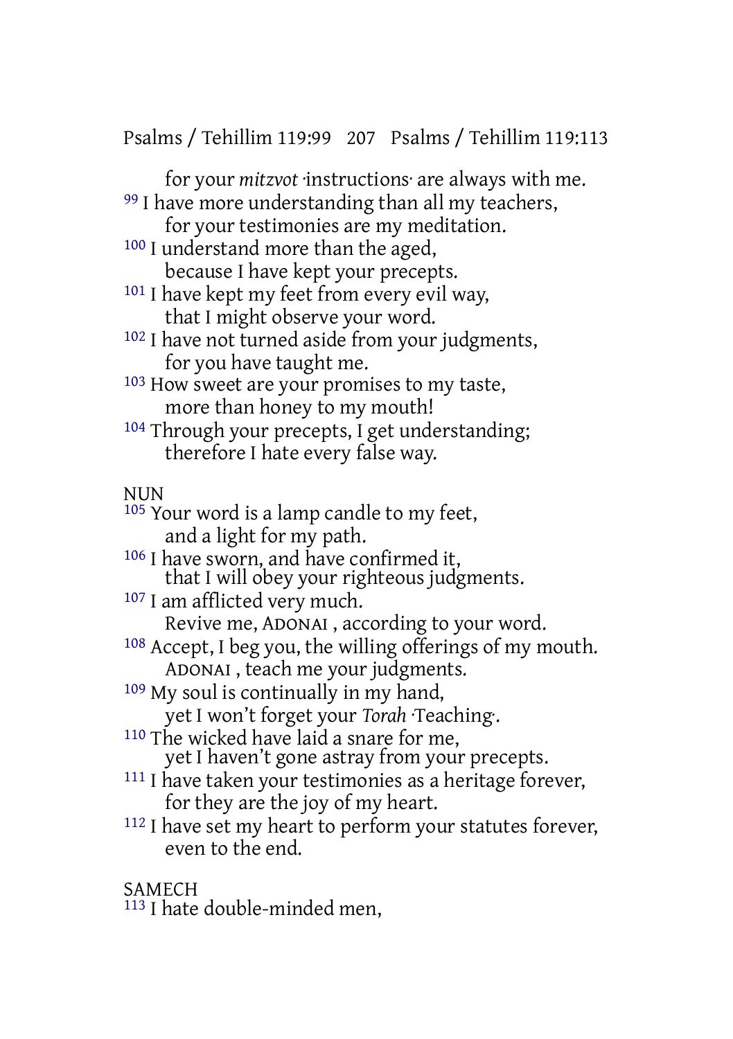for your *mitzvot* ·instructions· are always with me.
[99] I have more understanding than all my teachers,
for your testimonies are my meditation.
[100] I understand more than the aged,
because I have kept your precepts.
[101] I have kept my feet from every evil way,
that I might observe your word.
[102] I have not turned aside from your judgments,
for you have taught me.
[103] How sweet are your promises to my taste,
more than honey to my mouth!
[104] Through your precepts, I get understanding;
therefore I hate every false way.

NUN

[105] Your word is a lamp candle to my feet,
and a light for my path.
[106] I have sworn, and have confirmed it,
that I will obey your righteous judgments.
[107] I am afflicted very much.
Revive me, ADONAI , according to your word.
[108] Accept, I beg you, the willing offerings of my mouth.
ADONAI , teach me your judgments.
[109] My soul is continually in my hand,
yet I won't forget your *Torah* ·Teaching·.
[110] The wicked have laid a snare for me,
yet I haven't gone astray from your precepts.
[111] I have taken your testimonies as a heritage forever,
for they are the joy of my heart.
[112] I have set my heart to perform your statutes forever,
even to the end.

SAMECH

[113] I hate double-minded men,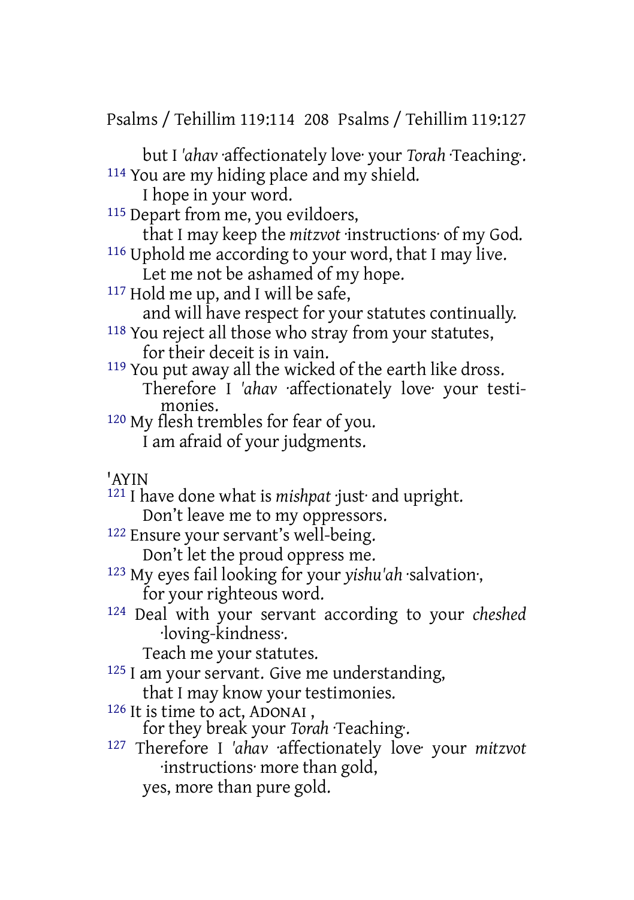but I *'ahav* ·affectionately love· your *Torah* ·Teaching·.

114 You are my hiding place and my shield.
I hope in your word.

115 Depart from me, you evildoers,
that I may keep the *mitzvot* ·instructions· of my God.

116 Uphold me according to your word, that I may live.
Let me not be ashamed of my hope.

117 Hold me up, and I will be safe,
and will have respect for your statutes continually.

118 You reject all those who stray from your statutes,
for their deceit is in vain.

119 You put away all the wicked of the earth like dross.
Therefore I *'ahav* ·affectionately love· your testimonies.

120 My flesh trembles for fear of you.
I am afraid of your judgments.

'AYIN

121 I have done what is *mishpat* ·just· and upright.
Don't leave me to my oppressors.

122 Ensure your servant's well-being.
Don't let the proud oppress me.

123 My eyes fail looking for your *yishu'ah* ·salvation·,
for your righteous word.

124 Deal with your servant according to your *cheshed* ·loving-kindness·.
Teach me your statutes.

125 I am your servant. Give me understanding,
that I may know your testimonies.

126 It is time to act, ADONAI ,
for they break your *Torah* ·Teaching·.

127 Therefore I *'ahav* ·affectionately love· your *mitzvot* ·instructions· more than gold,
yes, more than pure gold.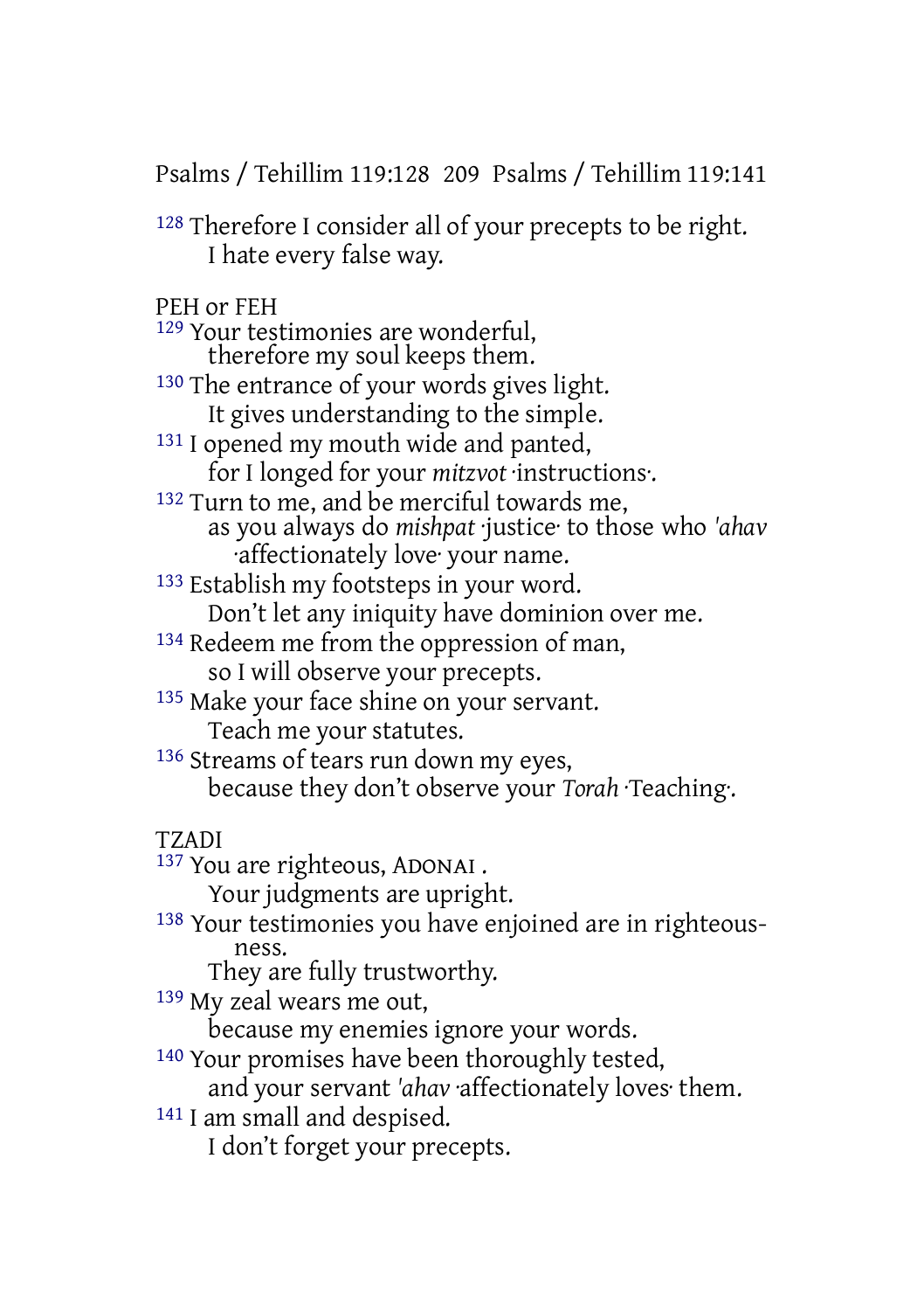[128] Therefore I consider all of your precepts to be right.
I hate every false way.

PEH or FEH

[129] Your testimonies are wonderful,
therefore my soul keeps them.
[130] The entrance of your words gives light.
It gives understanding to the simple.
[131] I opened my mouth wide and panted,
for I longed for your *mitzvot* ·instructions·.
[132] Turn to me, and be merciful towards me,
as you always do *mishpat* ·justice· to those who *'ahav* ·affectionately love· your name.
[133] Establish my footsteps in your word.
Don't let any iniquity have dominion over me.
[134] Redeem me from the oppression of man,
so I will observe your precepts.
[135] Make your face shine on your servant.
Teach me your statutes.
[136] Streams of tears run down my eyes,
because they don't observe your *Torah* ·Teaching·.

TZADI

[137] You are righteous, ADONAI .
Your judgments are upright.
[138] Your testimonies you have enjoined are in righteousness.
They are fully trustworthy.
[139] My zeal wears me out,
because my enemies ignore your words.
[140] Your promises have been thoroughly tested,
and your servant *'ahav* ·affectionately loves· them.
[141] I am small and despised.
I don't forget your precepts.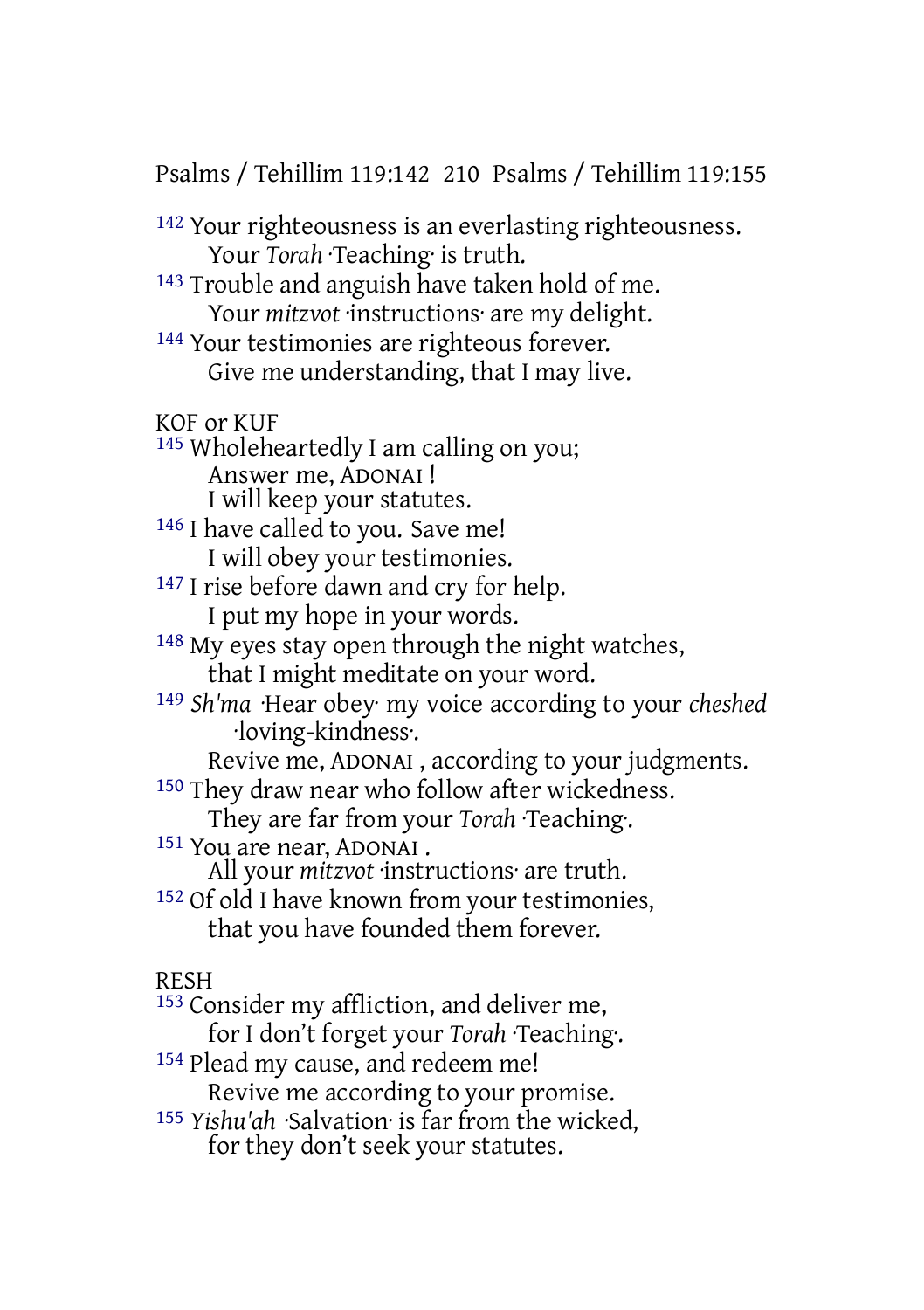[142] Your righteousness is an everlasting righteousness.
Your *Torah* ·Teaching· is truth.
[143] Trouble and anguish have taken hold of me.
Your *mitzvot* ·instructions· are my delight.
[144] Your testimonies are righteous forever.
Give me understanding, that I may live.

KOF or KUF

[145] Wholeheartedly I am calling on you;
Answer me, ADONAI !
I will keep your statutes.
[146] I have called to you. Save me!
I will obey your testimonies.
[147] I rise before dawn and cry for help.
I put my hope in your words.
[148] My eyes stay open through the night watches,
that I might meditate on your word.
[149] *Sh'ma* ·Hear obey· my voice according to your *cheshed* ·loving-kindness·.
Revive me, ADONAI , according to your judgments.
[150] They draw near who follow after wickedness.
They are far from your *Torah* ·Teaching·.
[151] You are near, ADONAI .
All your *mitzvot* ·instructions· are truth.
[152] Of old I have known from your testimonies,
that you have founded them forever.

RESH

[153] Consider my affliction, and deliver me,
for I don't forget your *Torah* ·Teaching·.
[154] Plead my cause, and redeem me!
Revive me according to your promise.
[155] *Yishu'ah* ·Salvation· is far from the wicked,
for they don't seek your statutes.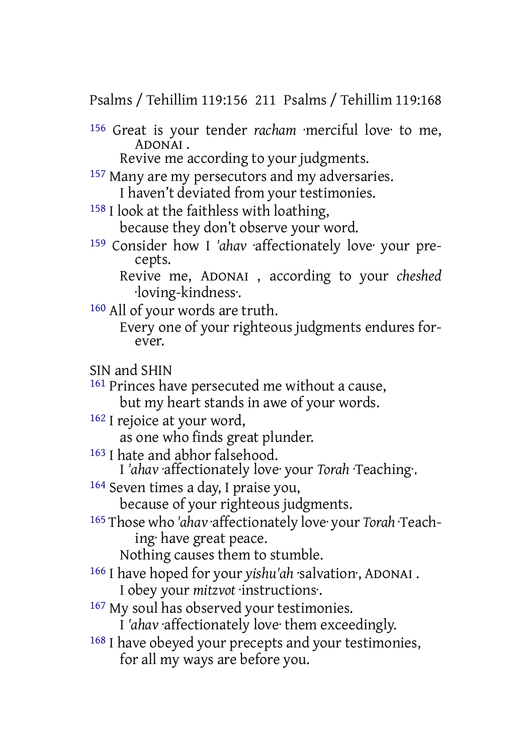156 Great is your tender *racham* ·merciful love· to me, ADONAI .
Revive me according to your judgments.

157 Many are my persecutors and my adversaries.
I haven't deviated from your testimonies.

158 I look at the faithless with loathing,
because they don't observe your word.

159 Consider how I *'ahav* ·affectionately love· your precepts.
Revive me, ADONAI , according to your *cheshed* ·loving-kindness·.

160 All of your words are truth.
Every one of your righteous judgments endures forever.

SIN and SHIN

161 Princes have persecuted me without a cause,
but my heart stands in awe of your words.

162 I rejoice at your word,
as one who finds great plunder.

163 I hate and abhor falsehood.
I *'ahav* ·affectionately love· your *Torah* ·Teaching·.

164 Seven times a day, I praise you,
because of your righteous judgments.

165 Those who *'ahav* ·affectionately love· your *Torah* ·Teaching· have great peace.
Nothing causes them to stumble.

166 I have hoped for your *yishu'ah* ·salvation·, ADONAI .
I obey your *mitzvot* ·instructions·.

167 My soul has observed your testimonies.
I *'ahav* ·affectionately love· them exceedingly.

168 I have obeyed your precepts and your testimonies,
for all my ways are before you.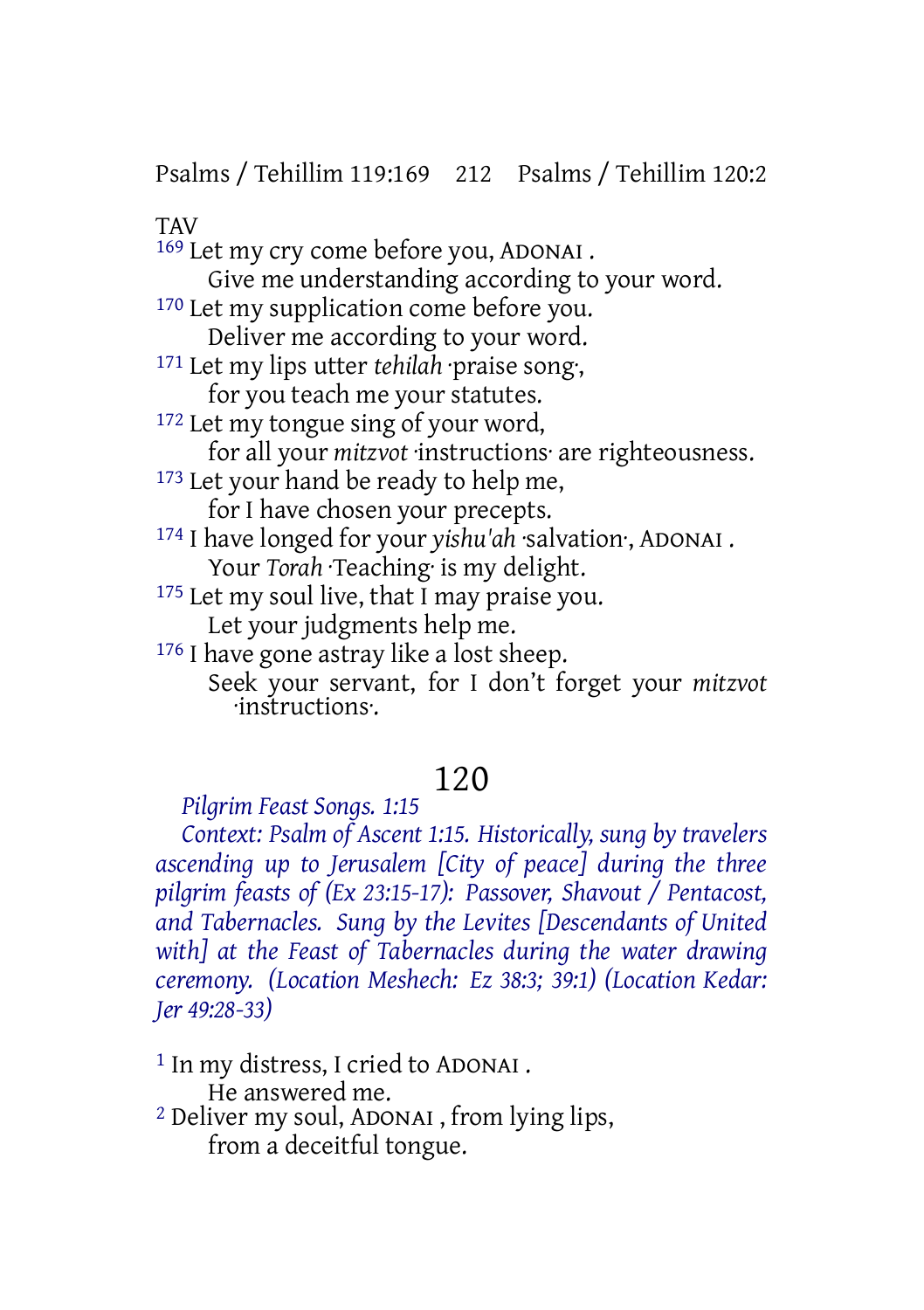TAV

169 Let my cry come before you, ADONAI .
    Give me understanding according to your word.
170 Let my supplication come before you.
    Deliver me according to your word.
171 Let my lips utter *tehilah* ·praise song·,
    for you teach me your statutes.
172 Let my tongue sing of your word,
    for all your *mitzvot* ·instructions· are righteousness.
173 Let your hand be ready to help me,
    for I have chosen your precepts.
174 I have longed for your *yishu'ah* ·salvation·, ADONAI .
    Your *Torah* ·Teaching· is my delight.
175 Let my soul live, that I may praise you.
    Let your judgments help me.
176 I have gone astray like a lost sheep.
    Seek your servant, for I don't forget your *mitzvot* ·instructions·.

## 120

*Pilgrim Feast Songs. 1:15*

*Context: Psalm of Ascent 1:15. Historically, sung by travelers ascending up to Jerusalem [City of peace] during the three pilgrim feasts of (Ex 23:15-17): Passover, Shavout / Pentacost, and Tabernacles. Sung by the Levites [Descendants of United with] at the Feast of Tabernacles during the water drawing ceremony. (Location Meshech: Ez 38:3; 39:1) (Location Kedar: Jer 49:28-33)*

1 In my distress, I cried to ADONAI .
    He answered me.
2 Deliver my soul, ADONAI , from lying lips,
    from a deceitful tongue.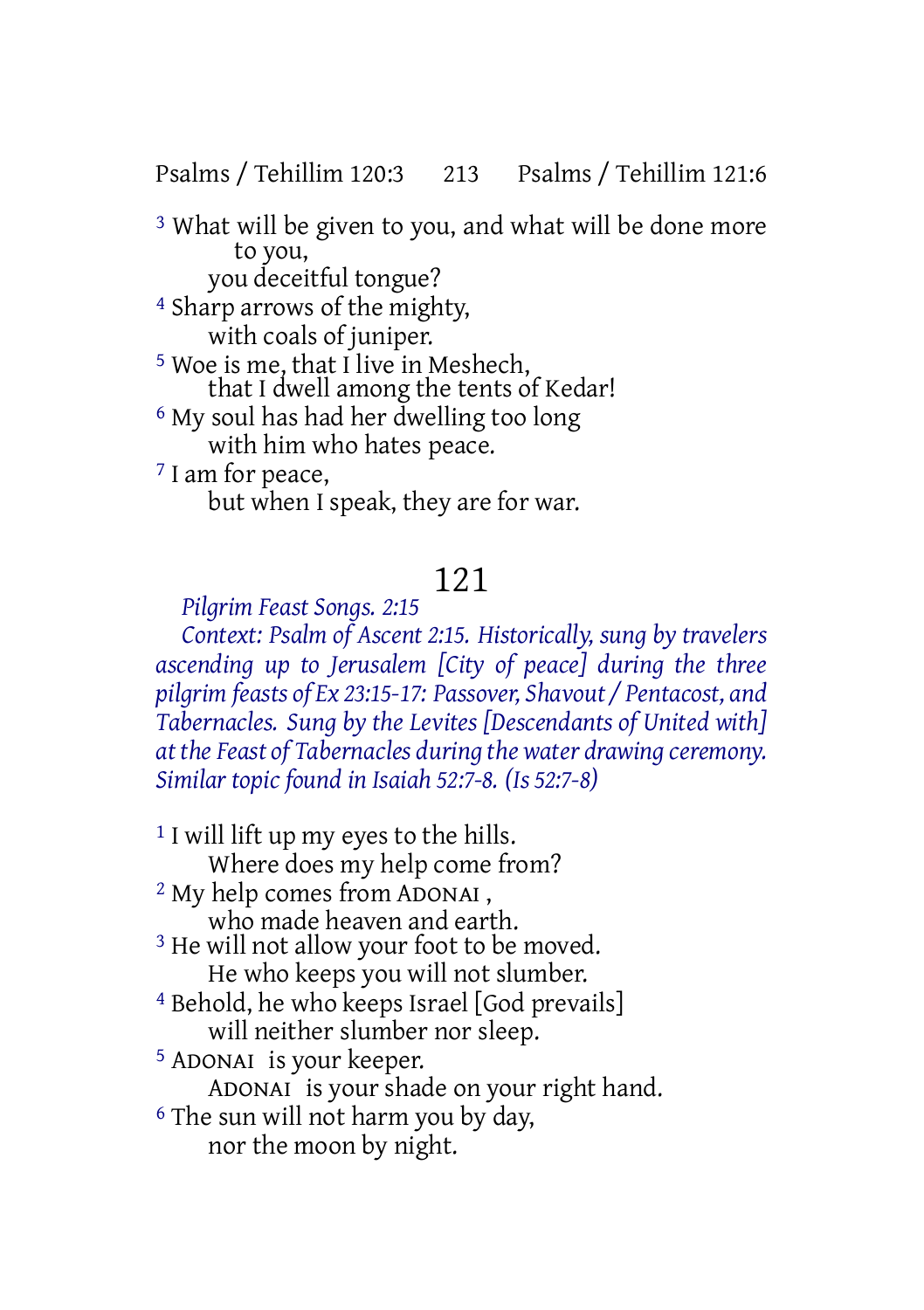[3] What will be given to you, and what will be done more to you,
you deceitful tongue?
[4] Sharp arrows of the mighty,
with coals of juniper.
[5] Woe is me, that I live in Meshech,
that I dwell among the tents of Kedar!
[6] My soul has had her dwelling too long
with him who hates peace.
[7] I am for peace,
but when I speak, they are for war.

# 121

*Pilgrim Feast Songs. 2:15*

*Context: Psalm of Ascent 2:15. Historically, sung by travelers ascending up to Jerusalem [City of peace] during the three pilgrim feasts of Ex 23:15-17: Passover, Shavout / Pentacost, and Tabernacles. Sung by the Levites [Descendants of United with] at the Feast of Tabernacles during the water drawing ceremony. Similar topic found in Isaiah 52:7-8. (Is 52:7-8)*

[1] I will lift up my eyes to the hills.
Where does my help come from?
[2] My help comes from ADONAI ,
who made heaven and earth.
[3] He will not allow your foot to be moved.
He who keeps you will not slumber.
[4] Behold, he who keeps Israel [God prevails]
will neither slumber nor sleep.
[5] ADONAI is your keeper.
ADONAI is your shade on your right hand.
[6] The sun will not harm you by day,
nor the moon by night.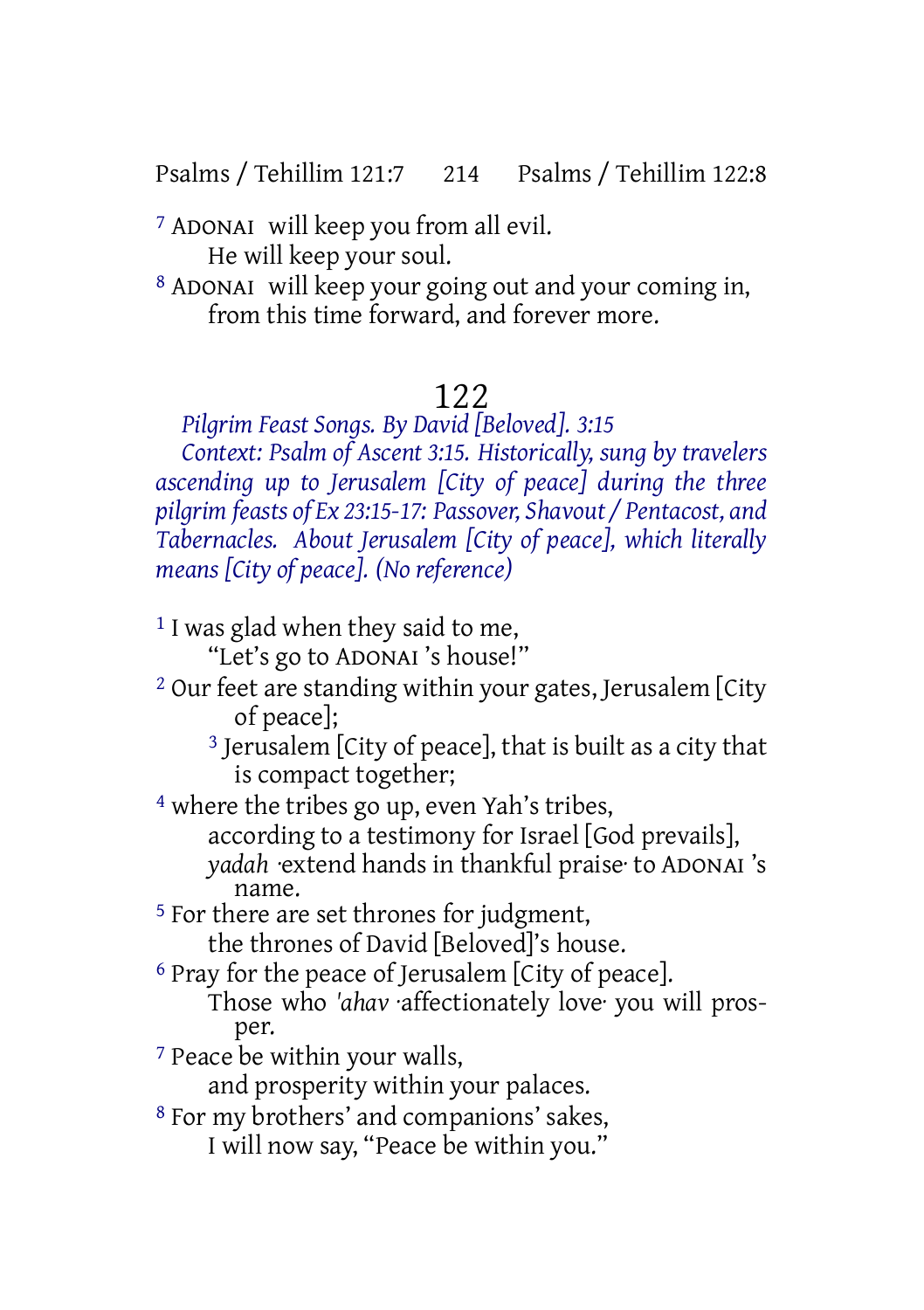[7] ADONAI will keep you from all evil.
He will keep your soul.
[8] ADONAI will keep your going out and your coming in,
from this time forward, and forever more.

## 122

*Pilgrim Feast Songs. By David [Beloved]. 3:15*

*Context: Psalm of Ascent 3:15. Historically, sung by travelers ascending up to Jerusalem [City of peace] during the three pilgrim feasts of Ex 23:15-17: Passover, Shavout / Pentacost, and Tabernacles. About Jerusalem [City of peace], which literally means [City of peace]. (No reference)*

[1] I was glad when they said to me,
"Let's go to ADONAI 's house!"
[2] Our feet are standing within your gates, Jerusalem [City of peace];
[3] Jerusalem [City of peace], that is built as a city that is compact together;
[4] where the tribes go up, even Yah's tribes,
according to a testimony for Israel [God prevails],
*yadah* ·extend hands in thankful praise· to ADONAI 's name.
[5] For there are set thrones for judgment,
the thrones of David [Beloved]'s house.
[6] Pray for the peace of Jerusalem [City of peace].
Those who *'ahav* ·affectionately love· you will prosper.
[7] Peace be within your walls,
and prosperity within your palaces.
[8] For my brothers' and companions' sakes,
I will now say, "Peace be within you."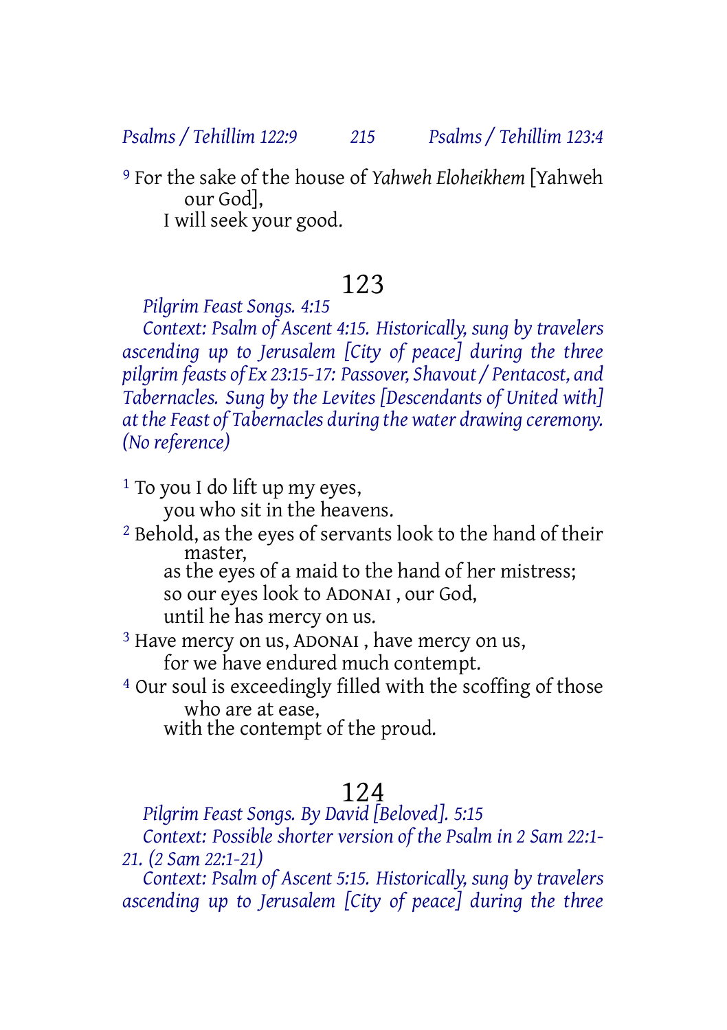[9] For the sake of the house of *Yahweh Eloheikhem* [Yahweh our God],
I will seek your good.

## 123

*Pilgrim Feast Songs. 4:15*

*Context: Psalm of Ascent 4:15. Historically, sung by travelers ascending up to Jerusalem [City of peace] during the three pilgrim feasts of Ex 23:15-17: Passover, Shavout / Pentacost, and Tabernacles. Sung by the Levites [Descendants of United with] at the Feast of Tabernacles during the water drawing ceremony. (No reference)*

[1] To you I do lift up my eyes,
you who sit in the heavens.
[2] Behold, as the eyes of servants look to the hand of their master,
as the eyes of a maid to the hand of her mistress;
so our eyes look to ADONAI , our God,
until he has mercy on us.
[3] Have mercy on us, ADONAI , have mercy on us,
for we have endured much contempt.
[4] Our soul is exceedingly filled with the scoffing of those who are at ease,
with the contempt of the proud.

## 124

*Pilgrim Feast Songs. By David [Beloved]. 5:15*

*Context: Possible shorter version of the Psalm in 2 Sam 22:1-21. (2 Sam 22:1-21)*

*Context: Psalm of Ascent 5:15. Historically, sung by travelers ascending up to Jerusalem [City of peace] during the three*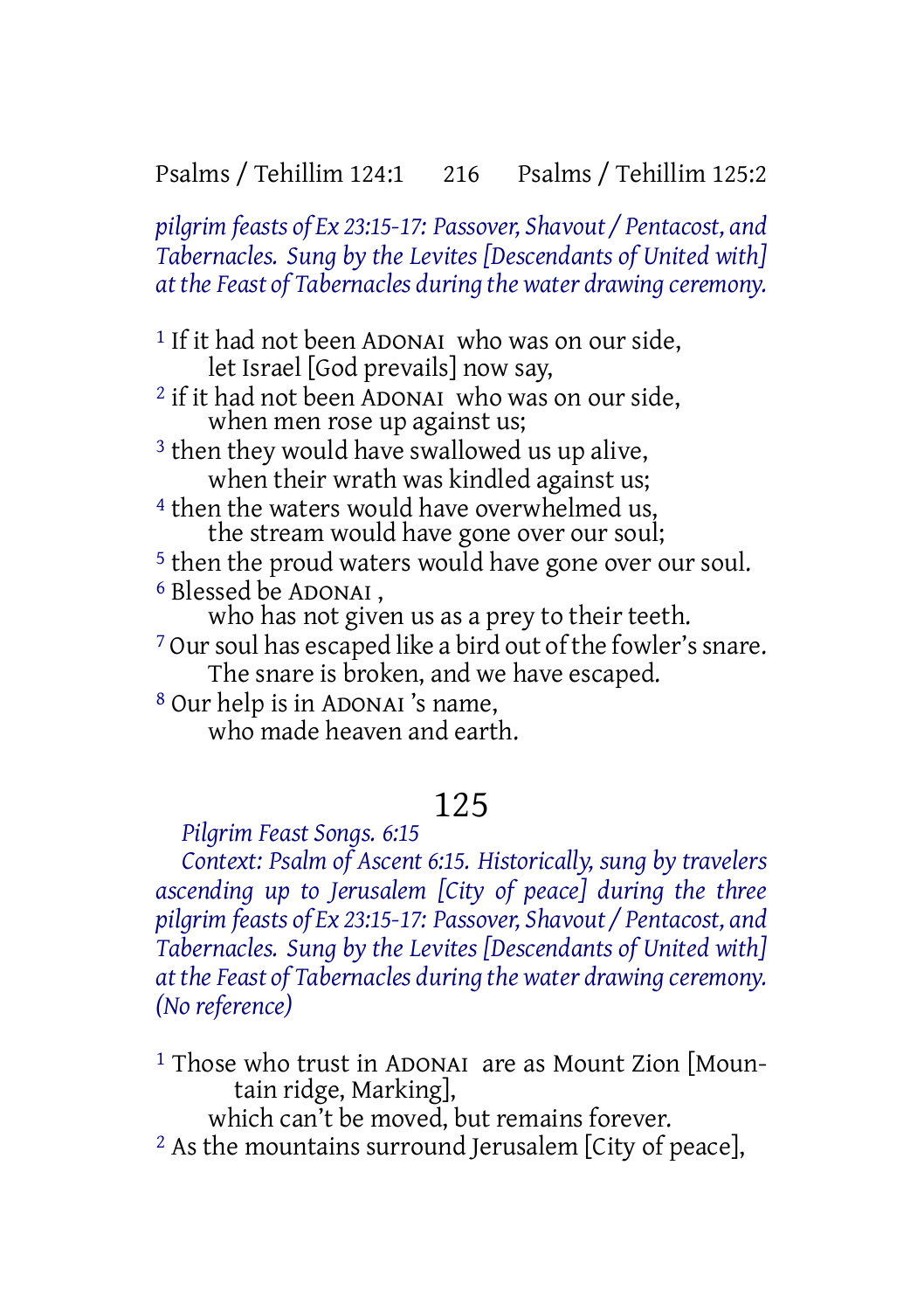*pilgrim feasts of Ex 23:15-17: Passover, Shavout / Pentacost, and Tabernacles. Sung by the Levites [Descendants of United with] at the Feast of Tabernacles during the water drawing ceremony.*

[1] If it had not been ADONAI who was on our side,
let Israel [God prevails] now say,
[2] if it had not been ADONAI who was on our side,
when men rose up against us;
[3] then they would have swallowed us up alive,
when their wrath was kindled against us;
[4] then the waters would have overwhelmed us,
the stream would have gone over our soul;
[5] then the proud waters would have gone over our soul.
[6] Blessed be ADONAI ,
who has not given us as a prey to their teeth.
[7] Our soul has escaped like a bird out of the fowler's snare.
The snare is broken, and we have escaped.
[8] Our help is in ADONAI 's name,
who made heaven and earth.

# 125

*Pilgrim Feast Songs. 6:15*

*Context: Psalm of Ascent 6:15. Historically, sung by travelers ascending up to Jerusalem [City of peace] during the three pilgrim feasts of Ex 23:15-17: Passover, Shavout / Pentacost, and Tabernacles. Sung by the Levites [Descendants of United with] at the Feast of Tabernacles during the water drawing ceremony. (No reference)*

[1] Those who trust in ADONAI are as Mount Zion [Mountain ridge, Marking],
which can't be moved, but remains forever.
[2] As the mountains surround Jerusalem [City of peace],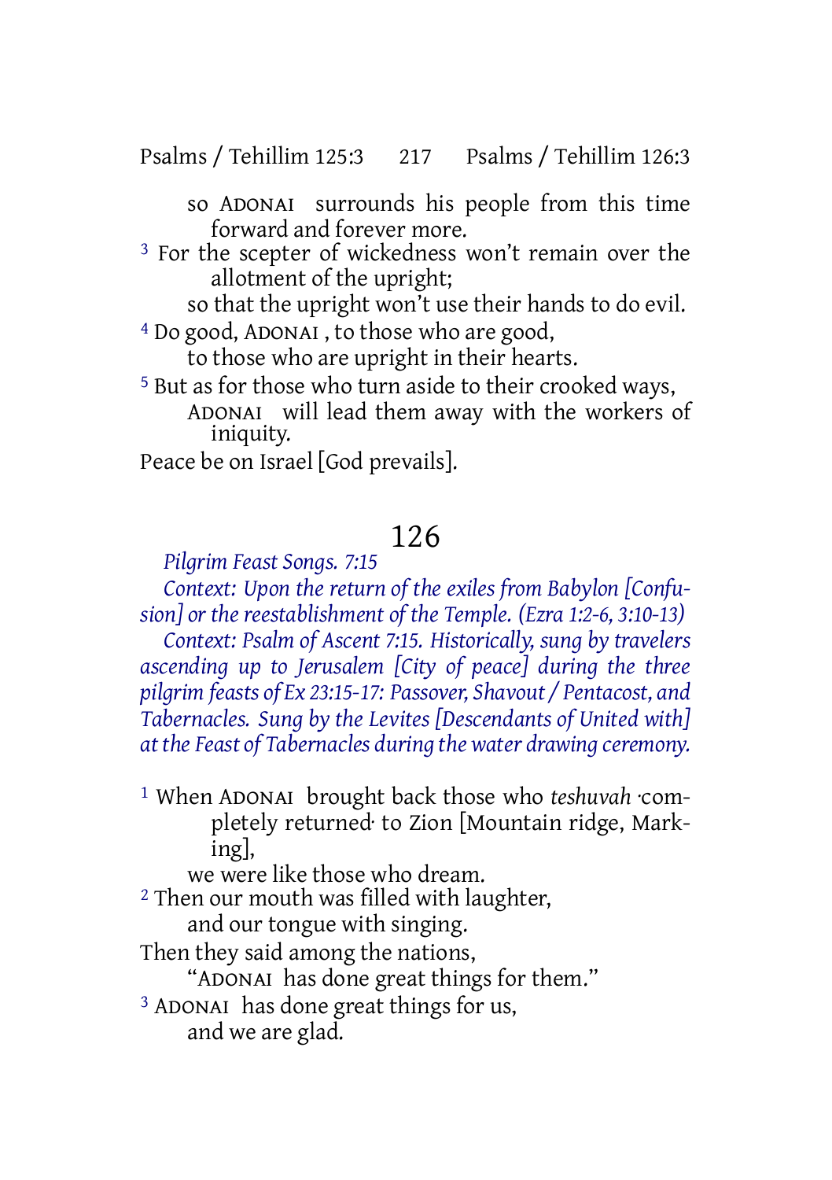so ADONAI surrounds his people from this time forward and forever more.

[3] For the scepter of wickedness won't remain over the allotment of the upright;
so that the upright won't use their hands to do evil.

[4] Do good, ADONAI , to those who are good,
to those who are upright in their hearts.

[5] But as for those who turn aside to their crooked ways,
ADONAI will lead them away with the workers of iniquity.

Peace be on Israel [God prevails].

## 126

*Pilgrim Feast Songs. 7:15*

*Context: Upon the return of the exiles from Babylon [Confusion] or the reestablishment of the Temple. (Ezra 1:2-6, 3:10-13)*

*Context: Psalm of Ascent 7:15. Historically, sung by travelers ascending up to Jerusalem [City of peace] during the three pilgrim feasts of Ex 23:15-17: Passover, Shavout / Pentacost, and Tabernacles. Sung by the Levites [Descendants of United with] at the Feast of Tabernacles during the water drawing ceremony.*

[1] When ADONAI brought back those who *teshuvah* ·completely returned· to Zion [Mountain ridge, Marking],
we were like those who dream.

[2] Then our mouth was filled with laughter,
and our tongue with singing.
Then they said among the nations,
"ADONAI has done great things for them."

[3] ADONAI has done great things for us,
and we are glad.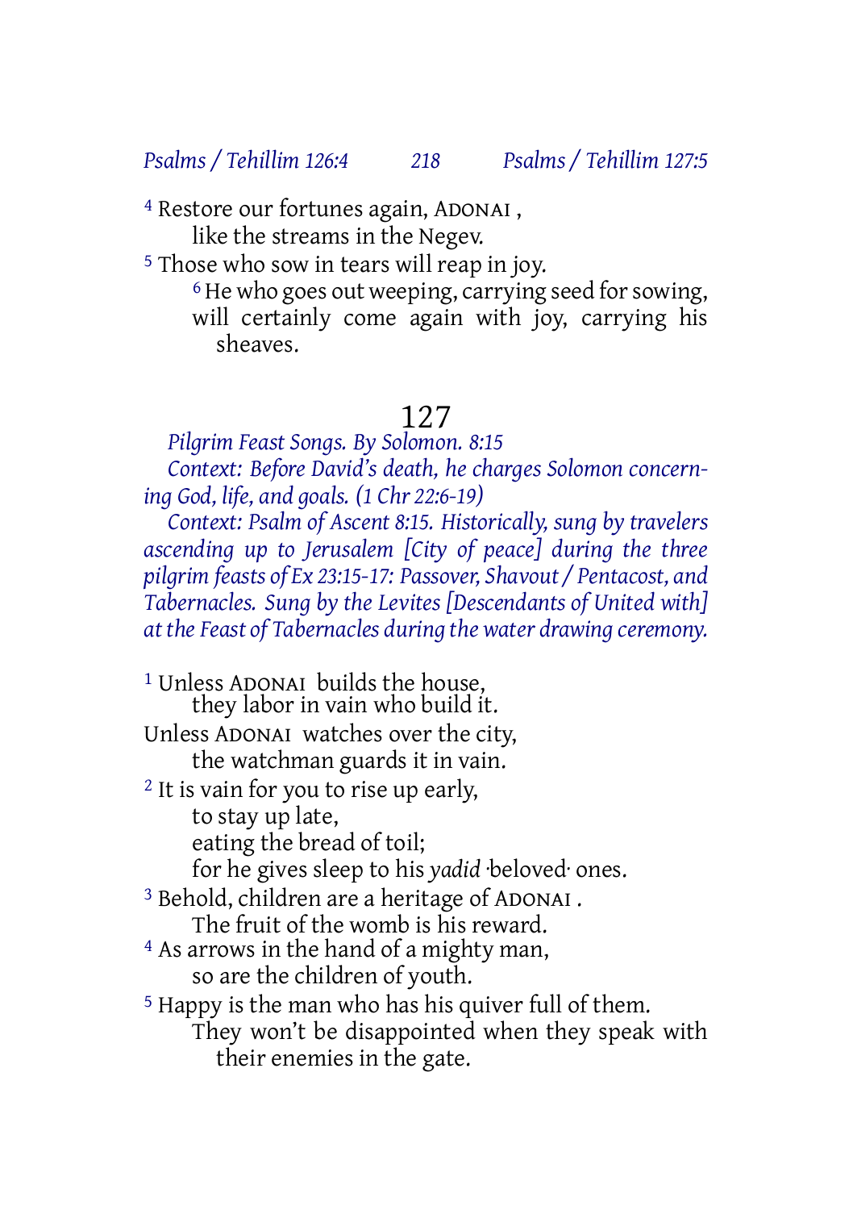[4] Restore our fortunes again, ADONAI ,
like the streams in the Negev.
[5] Those who sow in tears will reap in joy.
[6] He who goes out weeping, carrying seed for sowing,
will certainly come again with joy, carrying his sheaves.

## 127

*Pilgrim Feast Songs. By Solomon. 8:15*

*Context: Before David's death, he charges Solomon concerning God, life, and goals. (1 Chr 22:6-19)*

*Context: Psalm of Ascent 8:15. Historically, sung by travelers ascending up to Jerusalem [City of peace] during the three pilgrim feasts of Ex 23:15-17: Passover, Shavout / Pentacost, and Tabernacles. Sung by the Levites [Descendants of United with] at the Feast of Tabernacles during the water drawing ceremony.*

[1] Unless ADONAI builds the house,
they labor in vain who build it.
Unless ADONAI watches over the city,
the watchman guards it in vain.
[2] It is vain for you to rise up early,
to stay up late,
eating the bread of toil;
for he gives sleep to his *yadid* ·beloved· ones.
[3] Behold, children are a heritage of ADONAI .
The fruit of the womb is his reward.
[4] As arrows in the hand of a mighty man,
so are the children of youth.
[5] Happy is the man who has his quiver full of them.
They won't be disappointed when they speak with their enemies in the gate.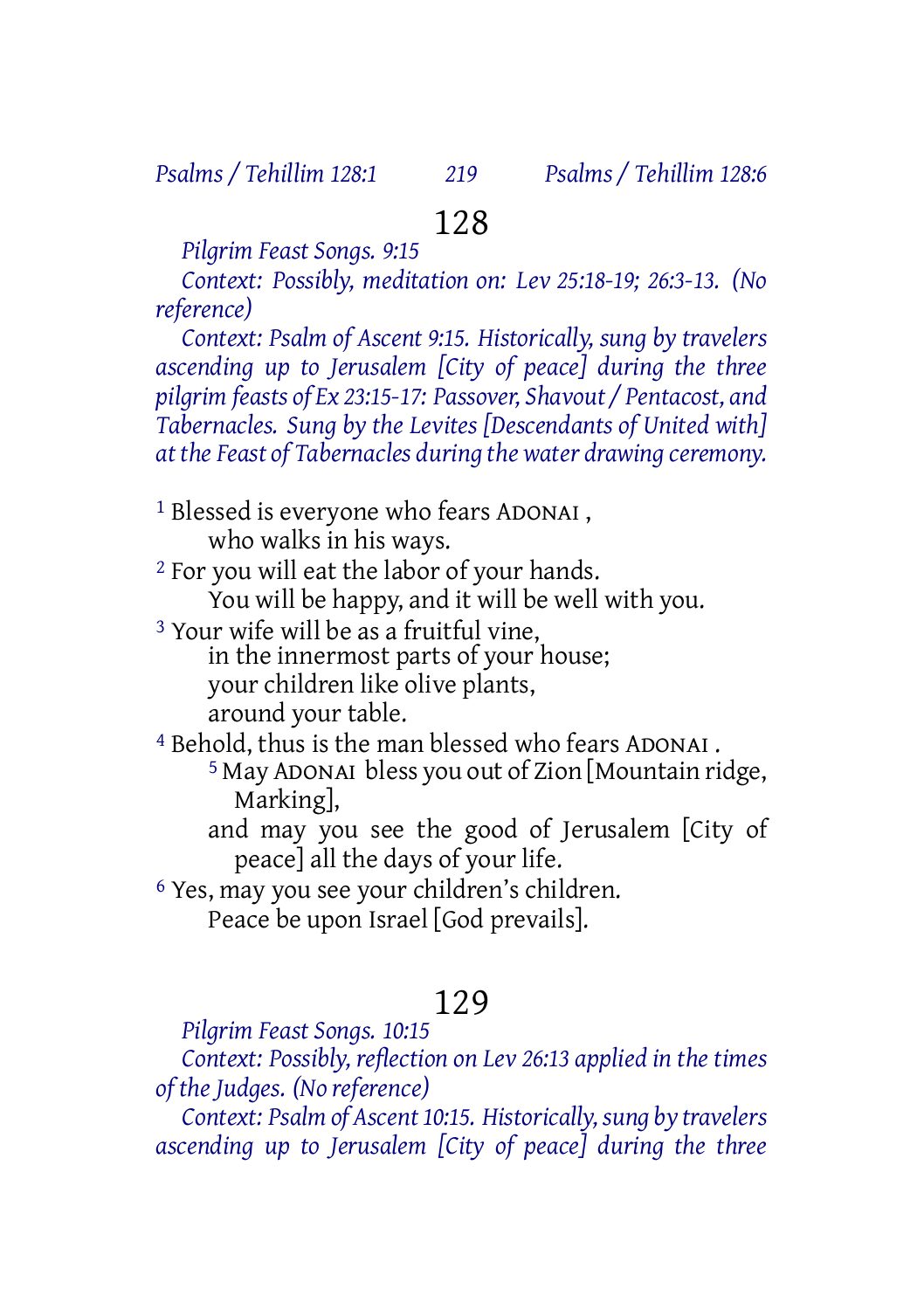# 128

*Pilgrim Feast Songs. 9:15*

*Context: Possibly, meditation on: Lev 25:18-19; 26:3-13. (No reference)*

*Context: Psalm of Ascent 9:15. Historically, sung by travelers ascending up to Jerusalem [City of peace] during the three pilgrim feasts of Ex 23:15-17: Passover, Shavout / Pentacost, and Tabernacles. Sung by the Levites [Descendants of United with] at the Feast of Tabernacles during the water drawing ceremony.*

[1] Blessed is everyone who fears ADONAI ,
who walks in his ways.
[2] For you will eat the labor of your hands.
You will be happy, and it will be well with you.
[3] Your wife will be as a fruitful vine,
in the innermost parts of your house;
your children like olive plants,
around your table.
[4] Behold, thus is the man blessed who fears ADONAI .
[5] May ADONAI bless you out of Zion [Mountain ridge, Marking],
and may you see the good of Jerusalem [City of peace] all the days of your life.
[6] Yes, may you see your children's children.
Peace be upon Israel [God prevails].

# 129

*Pilgrim Feast Songs. 10:15*

*Context: Possibly, reflection on Lev 26:13 applied in the times of the Judges. (No reference)*

*Context: Psalm of Ascent 10:15. Historically, sung by travelers ascending up to Jerusalem [City of peace] during the three*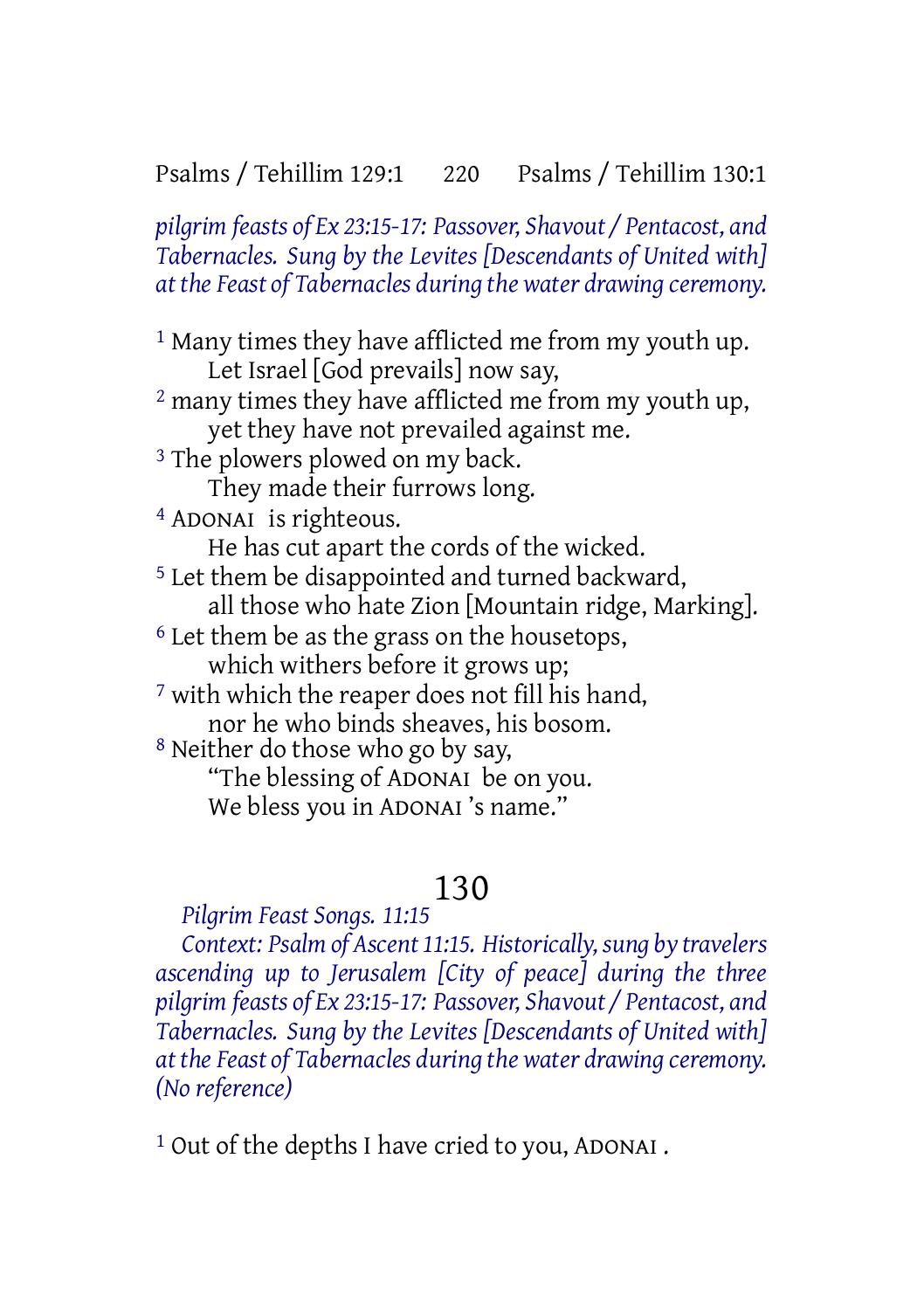*pilgrim feasts of Ex 23:15-17: Passover, Shavout / Pentacost, and Tabernacles. Sung by the Levites [Descendants of United with] at the Feast of Tabernacles during the water drawing ceremony.*

[1] Many times they have afflicted me from my youth up.
Let Israel [God prevails] now say,
[2] many times they have afflicted me from my youth up,
yet they have not prevailed against me.
[3] The plowers plowed on my back.
They made their furrows long.
[4] ADONAI is righteous.
He has cut apart the cords of the wicked.
[5] Let them be disappointed and turned backward,
all those who hate Zion [Mountain ridge, Marking].
[6] Let them be as the grass on the housetops,
which withers before it grows up;
[7] with which the reaper does not fill his hand,
nor he who binds sheaves, his bosom.
[8] Neither do those who go by say,
"The blessing of ADONAI be on you.
We bless you in ADONAI 's name."

# 130

*Pilgrim Feast Songs. 11:15*

*Context: Psalm of Ascent 11:15. Historically, sung by travelers ascending up to Jerusalem [City of peace] during the three pilgrim feasts of Ex 23:15-17: Passover, Shavout / Pentacost, and Tabernacles. Sung by the Levites [Descendants of United with] at the Feast of Tabernacles during the water drawing ceremony. (No reference)*

[1] Out of the depths I have cried to you, ADONAI .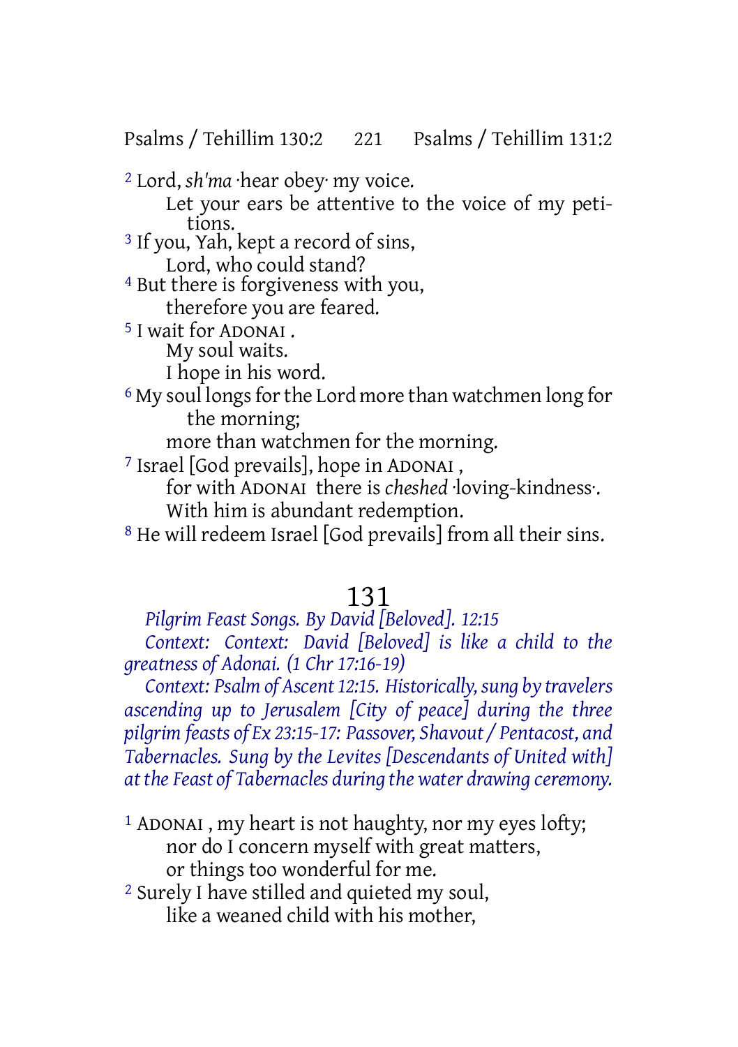[2] Lord, *sh'ma* ·hear obey· my voice.
Let your ears be attentive to the voice of my petitions.
[3] If you, Yah, kept a record of sins,
Lord, who could stand?
[4] But there is forgiveness with you,
therefore you are feared.
[5] I wait for ADONAI .
My soul waits.
I hope in his word.
[6] My soul longs for the Lord more than watchmen long for the morning;
more than watchmen for the morning.
[7] Israel [God prevails], hope in ADONAI ,
for with ADONAI there is *cheshed* ·loving-kindness·.
With him is abundant redemption.
[8] He will redeem Israel [God prevails] from all their sins.

# 131

*Pilgrim Feast Songs. By David [Beloved]. 12:15*

*Context: Context: David [Beloved] is like a child to the greatness of Adonai. (1 Chr 17:16-19)*

*Context: Psalm of Ascent 12:15. Historically, sung by travelers ascending up to Jerusalem [City of peace] during the three pilgrim feasts of Ex 23:15-17: Passover, Shavout / Pentacost, and Tabernacles. Sung by the Levites [Descendants of United with] at the Feast of Tabernacles during the water drawing ceremony.*

[1] ADONAI , my heart is not haughty, nor my eyes lofty;
nor do I concern myself with great matters,
or things too wonderful for me.
[2] Surely I have stilled and quieted my soul,
like a weaned child with his mother,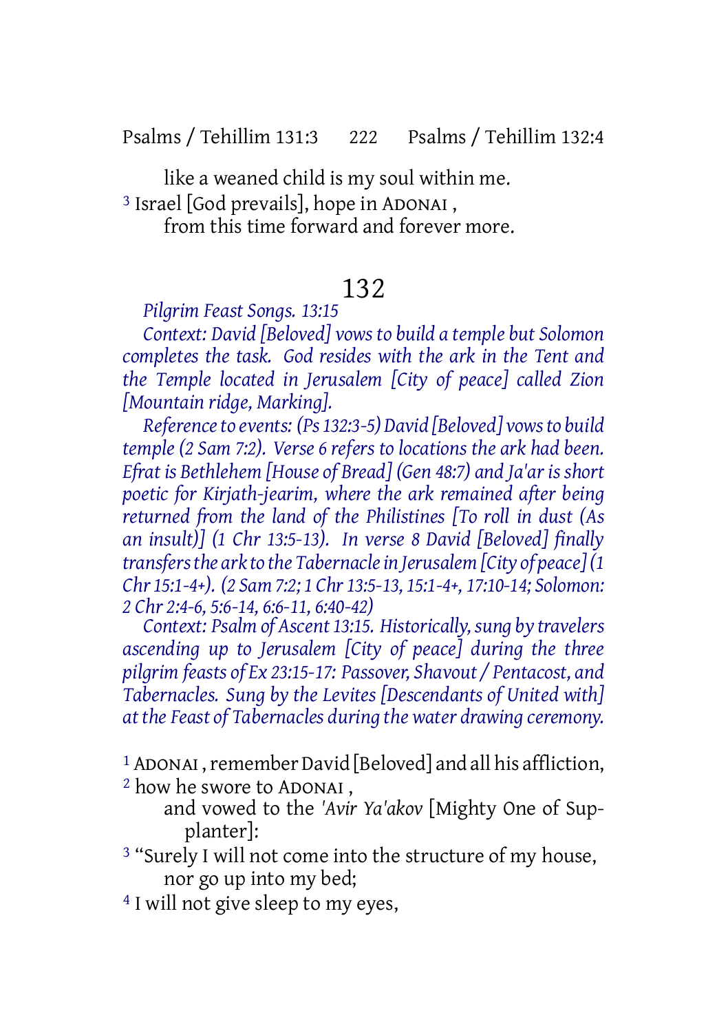like a weaned child is my soul within me.

[3] Israel [God prevails], hope in ADONAI ,
from this time forward and forever more.

## 132

*Pilgrim Feast Songs. 13:15*

*Context: David [Beloved] vows to build a temple but Solomon completes the task. God resides with the ark in the Tent and the Temple located in Jerusalem [City of peace] called Zion [Mountain ridge, Marking].*

*Reference to events: (Ps 132:3-5) David [Beloved] vows to build temple (2 Sam 7:2). Verse 6 refers to locations the ark had been. Efrat is Bethlehem [House of Bread] (Gen 48:7) and Ja'ar is short poetic for Kirjath-jearim, where the ark remained after being returned from the land of the Philistines [To roll in dust (As an insult)] (1 Chr 13:5-13). In verse 8 David [Beloved] finally transfers the ark to the Tabernacle in Jerusalem [City of peace] (1 Chr 15:1-4+). (2 Sam 7:2; 1 Chr 13:5-13, 15:1-4+, 17:10-14; Solomon: 2 Chr 2:4-6, 5:6-14, 6:6-11, 6:40-42)*

*Context: Psalm of Ascent 13:15. Historically, sung by travelers ascending up to Jerusalem [City of peace] during the three pilgrim feasts of Ex 23:15-17: Passover, Shavout / Pentacost, and Tabernacles. Sung by the Levites [Descendants of United with] at the Feast of Tabernacles during the water drawing ceremony.*

[1] ADONAI , remember David [Beloved] and all his affliction,

[2] how he swore to ADONAI ,
and vowed to the *'Avir Ya'akov* [Mighty One of Supplanter]:

[3] "Surely I will not come into the structure of my house,
nor go up into my bed;

[4] I will not give sleep to my eyes,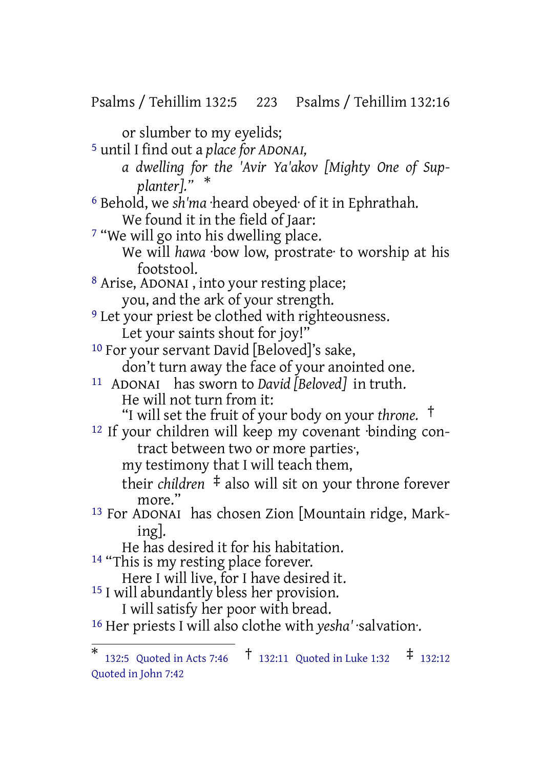or slumber to my eyelids;

5 until I find out a *place for ADONAI,*
*a dwelling for the 'Avir Ya'akov [Mighty One of Supplanter].*" *

6 Behold, we *sh'ma* ·heard obeyed· of it in Ephrathah.
We found it in the field of Jaar:

7 "We will go into his dwelling place.
We will *hawa* ·bow low, prostrate· to worship at his footstool.

8 Arise, ADONAI , into your resting place;
you, and the ark of your strength.

9 Let your priest be clothed with righteousness.
Let your saints shout for joy!"

10 For your servant David [Beloved]'s sake,
don't turn away the face of your anointed one.

11 ADONAI has sworn to *David [Beloved]* in truth.
He will not turn from it:
"I will set the fruit of your body on your *throne.* †

12 If your children will keep my covenant ·binding contract between two or more parties·,
my testimony that I will teach them,
their *children* ‡ also will sit on your throne forever more."

13 For ADONAI has chosen Zion [Mountain ridge, Marking].
He has desired it for his habitation.

14 "This is my resting place forever.
Here I will live, for I have desired it.

15 I will abundantly bless her provision.
I will satisfy her poor with bread.

16 Her priests I will also clothe with *yesha'* ·salvation·.

---

* 132:5 Quoted in Acts 7:46 † 132:11 Quoted in Luke 1:32 ‡ 132:12 Quoted in John 7:42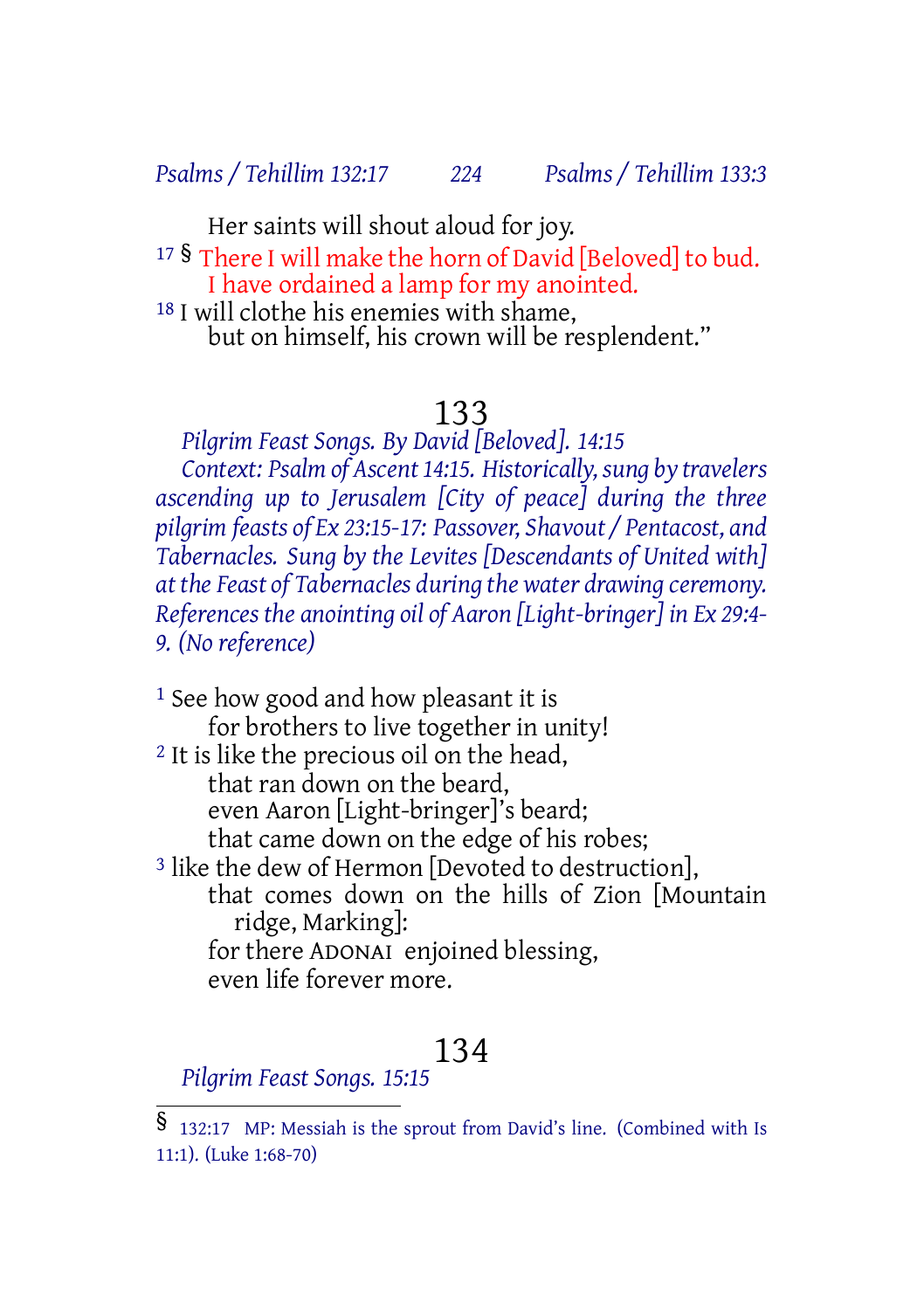Her saints will shout aloud for joy.

17 § There I will make the horn of David [Beloved] to bud.
I have ordained a lamp for my anointed.

18 I will clothe his enemies with shame,
but on himself, his crown will be resplendent."

## 133

*Pilgrim Feast Songs. By David [Beloved]. 14:15*

*Context: Psalm of Ascent 14:15. Historically, sung by travelers ascending up to Jerusalem [City of peace] during the three pilgrim feasts of Ex 23:15-17: Passover, Shavout / Pentacost, and Tabernacles. Sung by the Levites [Descendants of United with] at the Feast of Tabernacles during the water drawing ceremony. References the anointing oil of Aaron [Light-bringer] in Ex 29:4-9. (No reference)*

1 See how good and how pleasant it is
for brothers to live together in unity!

2 It is like the precious oil on the head,
that ran down on the beard,
even Aaron [Light-bringer]'s beard;
that came down on the edge of his robes;

3 like the dew of Hermon [Devoted to destruction],
that comes down on the hills of Zion [Mountain ridge, Marking]:
for there ADONAI enjoined blessing,
even life forever more.

## 134

*Pilgrim Feast Songs. 15:15*

---

§ 132:17 MP: Messiah is the sprout from David's line. (Combined with Is 11:1). (Luke 1:68-70)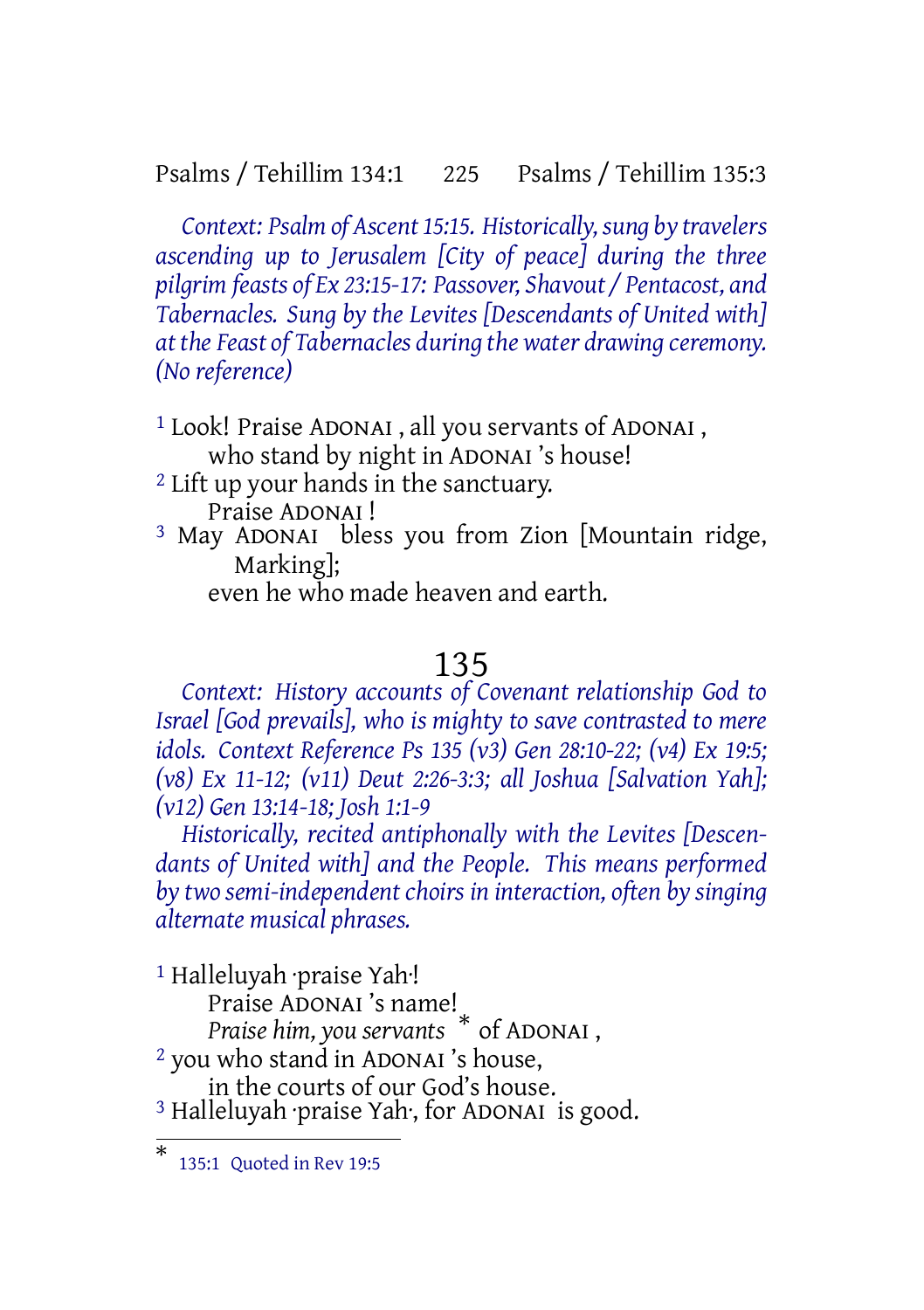*Context: Psalm of Ascent 15:15. Historically, sung by travelers ascending up to Jerusalem [City of peace] during the three pilgrim feasts of Ex 23:15-17: Passover, Shavout / Pentacost, and Tabernacles. Sung by the Levites [Descendants of United with] at the Feast of Tabernacles during the water drawing ceremony. (No reference)*

[1] Look! Praise ADONAI , all you servants of ADONAI ,
who stand by night in ADONAI 's house!
[2] Lift up your hands in the sanctuary.
Praise ADONAI !
[3] May ADONAI bless you from Zion [Mountain ridge, Marking];
even he who made heaven and earth.

# 135

*Context: History accounts of Covenant relationship God to Israel [God prevails], who is mighty to save contrasted to mere idols. Context Reference Ps 135 (v3) Gen 28:10-22; (v4) Ex 19:5; (v8) Ex 11-12; (v11) Deut 2:26-3:3; all Joshua [Salvation Yah]; (v12) Gen 13:14-18; Josh 1:1-9*

*Historically, recited antiphonally with the Levites [Descendants of United with] and the People. This means performed by two semi-independent choirs in interaction, often by singing alternate musical phrases.*

[1] Halleluyah ·praise Yah·!
Praise ADONAI 's name!
*Praise him, you servants* * of ADONAI ,
[2] you who stand in ADONAI 's house,
in the courts of our God's house.
[3] Halleluyah ·praise Yah·, for ADONAI is good.

---

* 135:1 Quoted in Rev 19:5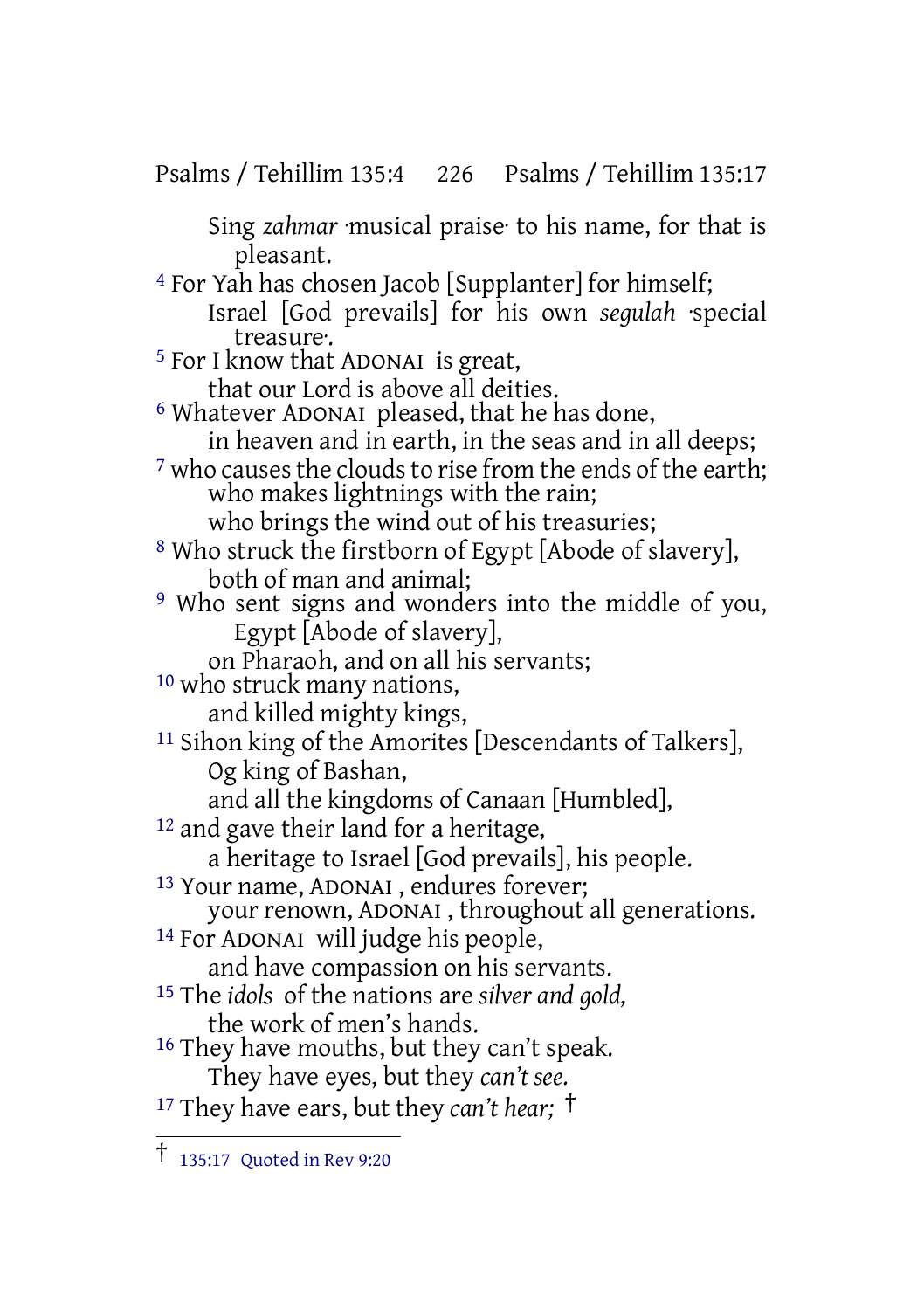Sing *zahmar* ·musical praise· to his name, for that is pleasant.

[4] For Yah has chosen Jacob [Supplanter] for himself;
Israel [God prevails] for his own *segulah* ·special treasure·.

[5] For I know that ADONAI is great,
that our Lord is above all deities.

[6] Whatever ADONAI pleased, that he has done,
in heaven and in earth, in the seas and in all deeps;

[7] who causes the clouds to rise from the ends of the earth;
who makes lightnings with the rain;
who brings the wind out of his treasuries;

[8] Who struck the firstborn of Egypt [Abode of slavery],
both of man and animal;

[9] Who sent signs and wonders into the middle of you, Egypt [Abode of slavery],
on Pharaoh, and on all his servants;

[10] who struck many nations,
and killed mighty kings,

[11] Sihon king of the Amorites [Descendants of Talkers],
Og king of Bashan,
and all the kingdoms of Canaan [Humbled],

[12] and gave their land for a heritage,
a heritage to Israel [God prevails], his people.

[13] Your name, ADONAI , endures forever;
your renown, ADONAI , throughout all generations.

[14] For ADONAI will judge his people,
and have compassion on his servants.

[15] The *idols* of the nations are *silver and gold,*
the work of men's hands.

[16] They have mouths, but they can't speak.
They have eyes, but they *can't see.*

[17] They have ears, but they *can't hear;* †

---

† 135:17 Quoted in Rev 9:20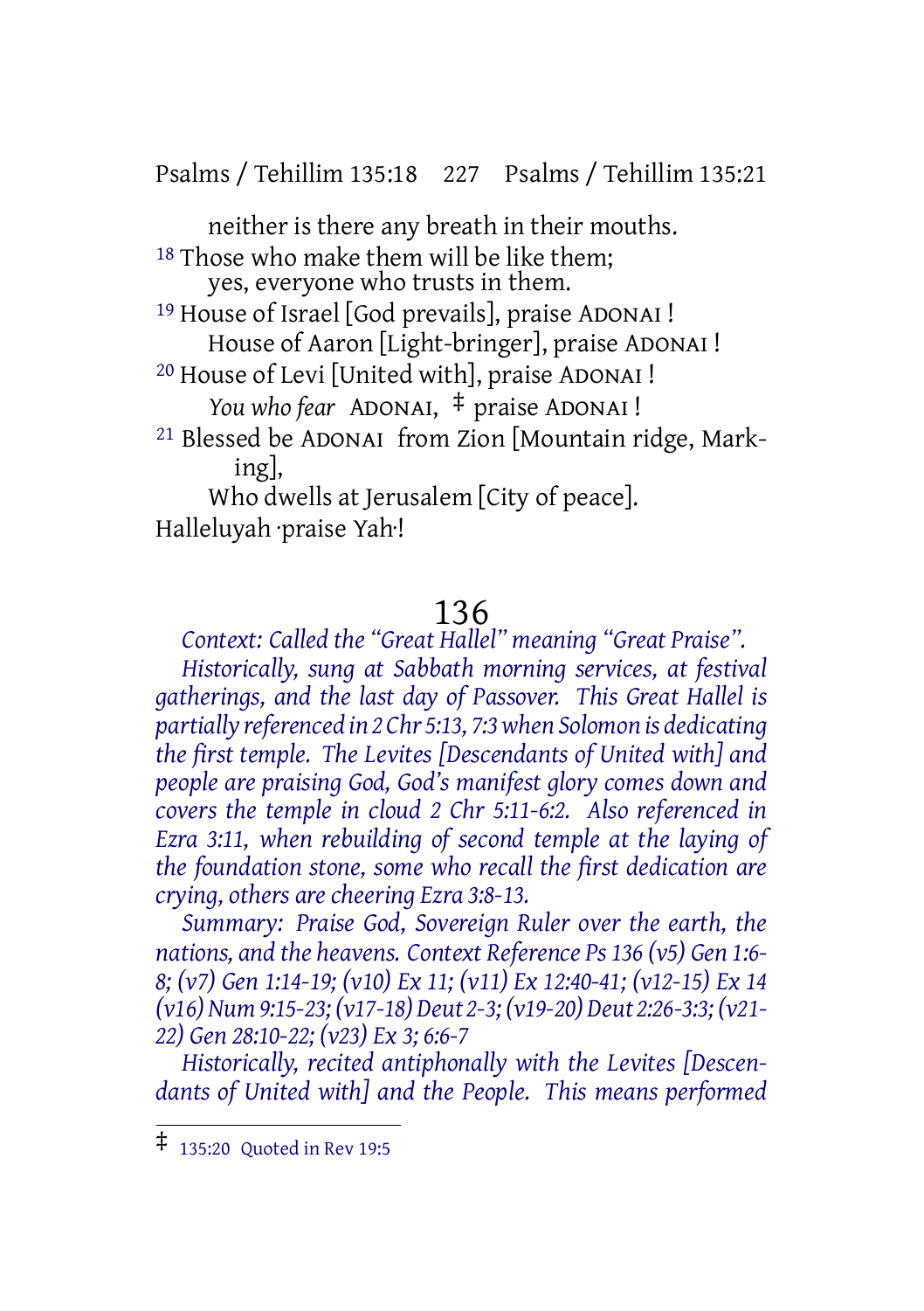neither is there any breath in their mouths.

18 Those who make them will be like them;
yes, everyone who trusts in them.

19 House of Israel [God prevails], praise ADONAI !
House of Aaron [Light-bringer], praise ADONAI !

20 House of Levi [United with], praise ADONAI !
*You who fear* ADONAI, ‡ praise ADONAI !

21 Blessed be ADONAI from Zion [Mountain ridge, Marking],
Who dwells at Jerusalem [City of peace].

Halleluyah ·praise Yah·!

## 136

*Context: Called the "Great Hallel" meaning "Great Praise".*

*Historically, sung at Sabbath morning services, at festival gatherings, and the last day of Passover. This Great Hallel is partially referenced in 2 Chr 5:13, 7:3 when Solomon is dedicating the first temple. The Levites [Descendants of United with] and people are praising God, God's manifest glory comes down and covers the temple in cloud 2 Chr 5:11-6:2. Also referenced in Ezra 3:11, when rebuilding of second temple at the laying of the foundation stone, some who recall the first dedication are crying, others are cheering Ezra 3:8-13.*

*Summary: Praise God, Sovereign Ruler over the earth, the nations, and the heavens. Context Reference Ps 136 (v5) Gen 1:6-8; (v7) Gen 1:14-19; (v10) Ex 11; (v11) Ex 12:40-41; (v12-15) Ex 14 (v16) Num 9:15-23; (v17-18) Deut 2-3; (v19-20) Deut 2:26-3:3; (v21-22) Gen 28:10-22; (v23) Ex 3; 6:6-7*

*Historically, recited antiphonally with the Levites [Descendants of United with] and the People. This means performed*

---

‡ 135:20 Quoted in Rev 19:5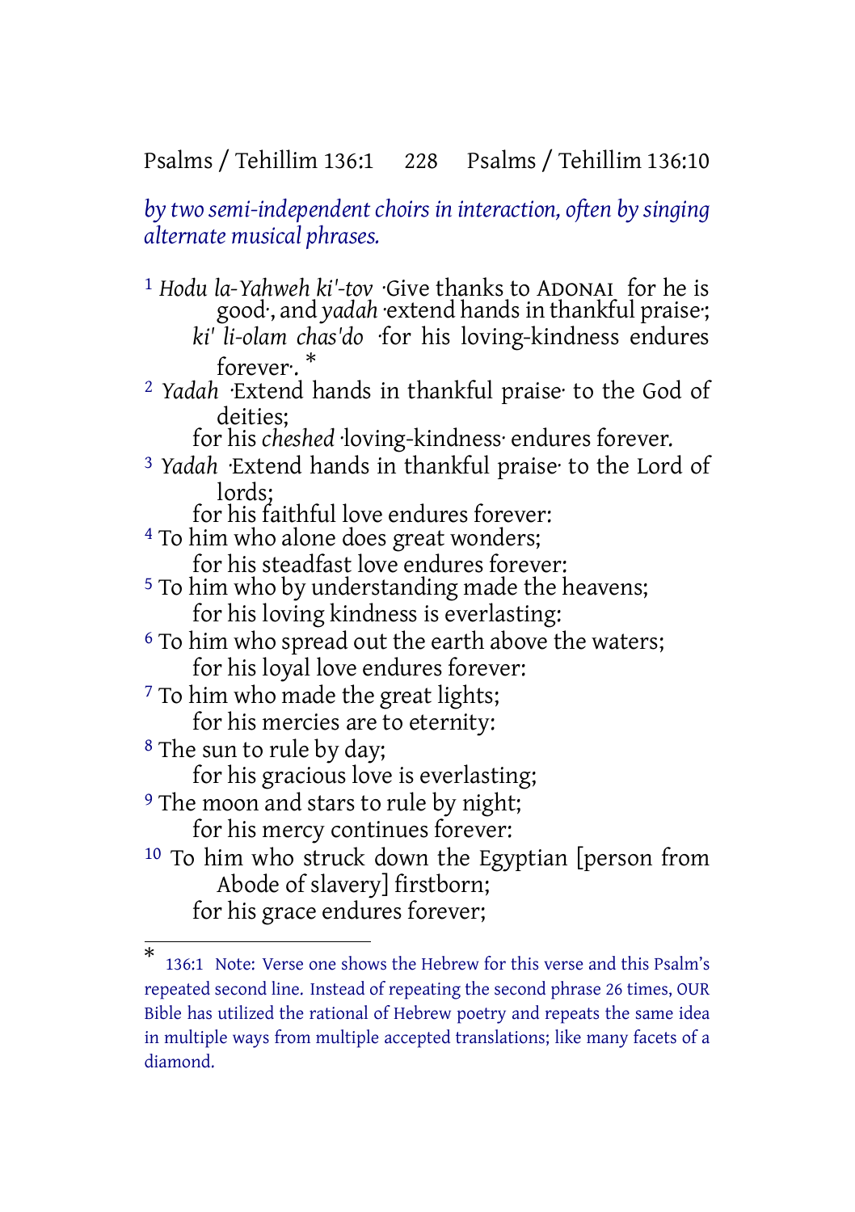*by two semi-independent choirs in interaction, often by singing alternate musical phrases.*

[1] *Hodu la-Yahweh ki'-tov* ·Give thanks to ADONAI for he is good·, and *yadah* ·extend hands in thankful praise·;
*ki' li-olam chas'do* ·for his loving-kindness endures forever·. *

[2] *Yadah* ·Extend hands in thankful praise· to the God of deities;
for his *cheshed* ·loving-kindness· endures forever.

[3] *Yadah* ·Extend hands in thankful praise· to the Lord of lords;
for his faithful love endures forever:

[4] To him who alone does great wonders;
for his steadfast love endures forever:

[5] To him who by understanding made the heavens;
for his loving kindness is everlasting:

[6] To him who spread out the earth above the waters;
for his loyal love endures forever:

[7] To him who made the great lights;
for his mercies are to eternity:

[8] The sun to rule by day;
for his gracious love is everlasting;

[9] The moon and stars to rule by night;
for his mercy continues forever:

[10] To him who struck down the Egyptian [person from Abode of slavery] firstborn;
for his grace endures forever;

---

* 136:1 Note: Verse one shows the Hebrew for this verse and this Psalm's repeated second line. Instead of repeating the second phrase 26 times, OUR Bible has utilized the rational of Hebrew poetry and repeats the same idea in multiple ways from multiple accepted translations; like many facets of a diamond.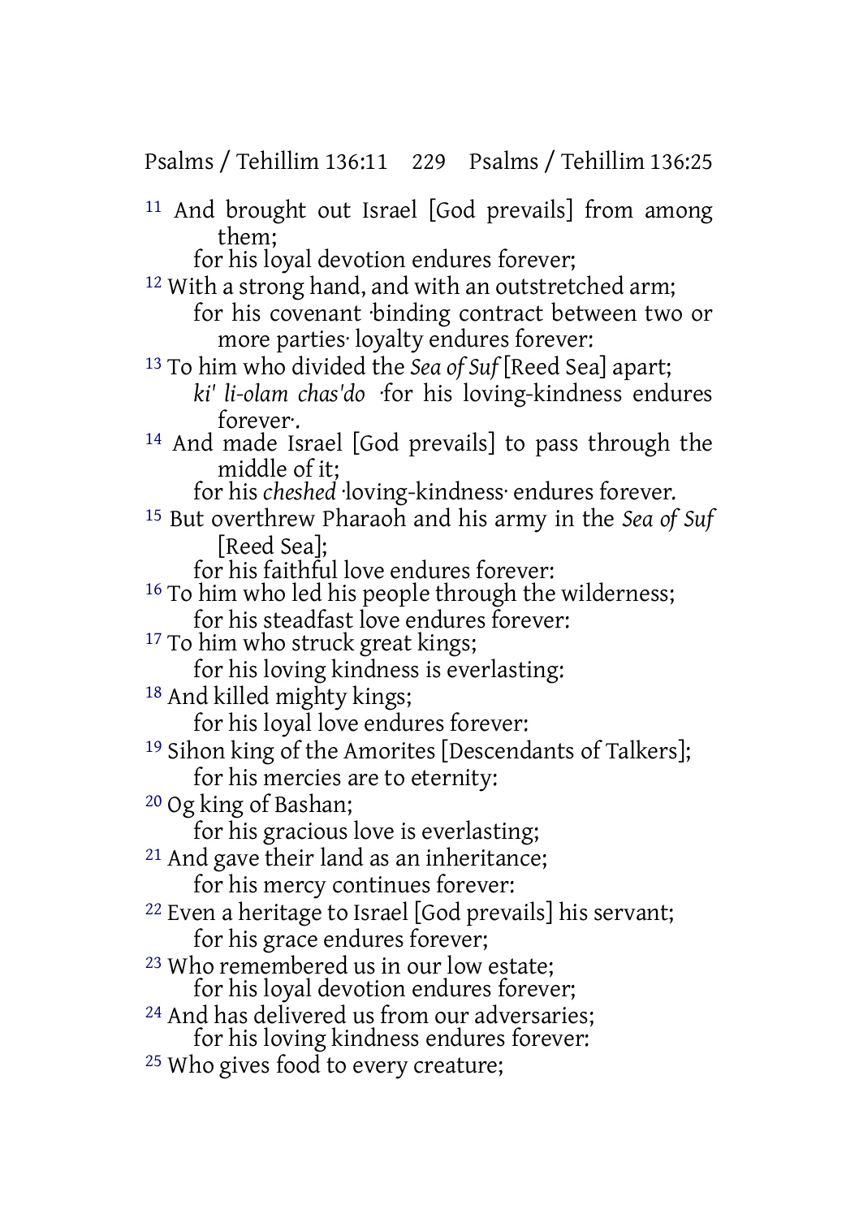11 And brought out Israel [God prevails] from among them;
for his loyal devotion endures forever;

12 With a strong hand, and with an outstretched arm;
for his covenant ·binding contract between two or more parties· loyalty endures forever:

13 To him who divided the *Sea of Suf* [Reed Sea] apart;
*ki' li-olam chas'do* ·for his loving-kindness endures forever·.

14 And made Israel [God prevails] to pass through the middle of it;
for his *cheshed* ·loving-kindness· endures forever.

15 But overthrew Pharaoh and his army in the *Sea of Suf* [Reed Sea];
for his faithful love endures forever:

16 To him who led his people through the wilderness;
for his steadfast love endures forever:

17 To him who struck great kings;
for his loving kindness is everlasting:

18 And killed mighty kings;
for his loyal love endures forever:

19 Sihon king of the Amorites [Descendants of Talkers];
for his mercies are to eternity:

20 Og king of Bashan;
for his gracious love is everlasting;

21 And gave their land as an inheritance;
for his mercy continues forever:

22 Even a heritage to Israel [God prevails] his servant;
for his grace endures forever;

23 Who remembered us in our low estate;
for his loyal devotion endures forever;

24 And has delivered us from our adversaries;
for his loving kindness endures forever:

25 Who gives food to every creature;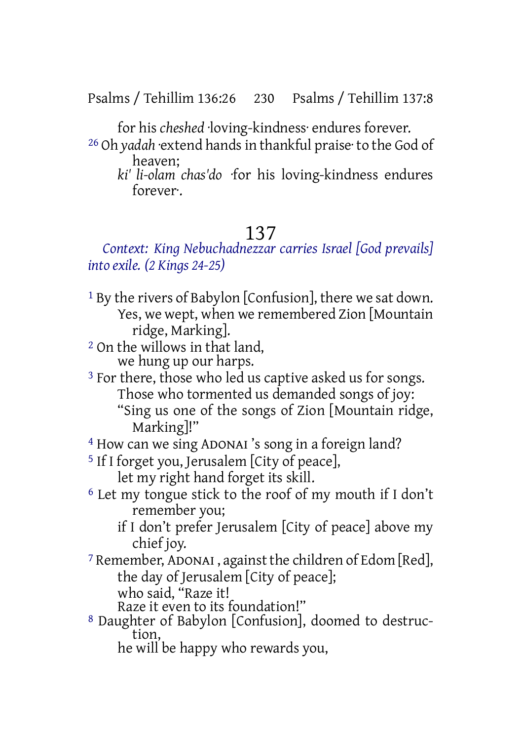for his *cheshed* ·loving-kindness· endures forever.

26 Oh *yadah* ·extend hands in thankful praise· to the God of heaven;
*ki' li-olam chas'do* ·for his loving-kindness endures forever·.

# 137

*Context: King Nebuchadnezzar carries Israel [God prevails] into exile. (2 Kings 24-25)*

1 By the rivers of Babylon [Confusion], there we sat down.
Yes, we wept, when we remembered Zion [Mountain ridge, Marking].

2 On the willows in that land,
we hung up our harps.

3 For there, those who led us captive asked us for songs.
Those who tormented us demanded songs of joy:
"Sing us one of the songs of Zion [Mountain ridge, Marking]!"

4 How can we sing ADONAI 's song in a foreign land?

5 If I forget you, Jerusalem [City of peace],
let my right hand forget its skill.

6 Let my tongue stick to the roof of my mouth if I don't remember you;
if I don't prefer Jerusalem [City of peace] above my chief joy.

7 Remember, ADONAI , against the children of Edom [Red],
the day of Jerusalem [City of peace];
who said, "Raze it!
Raze it even to its foundation!"

8 Daughter of Babylon [Confusion], doomed to destruction,
he will be happy who rewards you,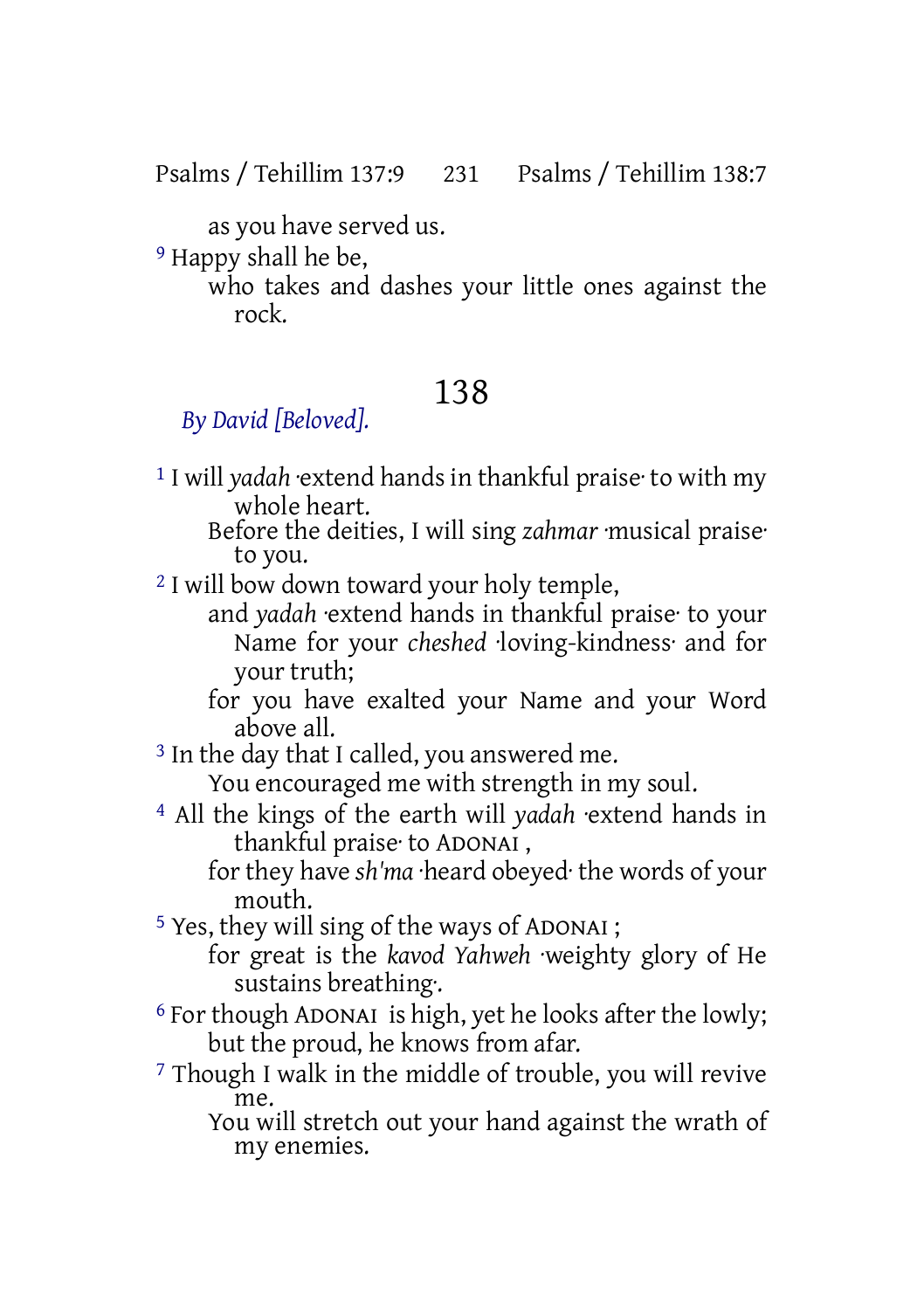as you have served us.

[9] Happy shall he be,

who takes and dashes your little ones against the rock.

# 138

*By David [Beloved].*

[1] I will *yadah* ·extend hands in thankful praise· to with my whole heart.

Before the deities, I will sing *zahmar* ·musical praise· to you.

[2] I will bow down toward your holy temple,

and *yadah* ·extend hands in thankful praise· to your Name for your *cheshed* ·loving-kindness· and for your truth;

for you have exalted your Name and your Word above all.

[3] In the day that I called, you answered me.

You encouraged me with strength in my soul.

[4] All the kings of the earth will *yadah* ·extend hands in thankful praise· to ADONAI ,

for they have *sh'ma* ·heard obeyed· the words of your mouth.

[5] Yes, they will sing of the ways of ADONAI ;

for great is the *kavod Yahweh* ·weighty glory of He sustains breathing·.

[6] For though ADONAI is high, yet he looks after the lowly;

but the proud, he knows from afar.

[7] Though I walk in the middle of trouble, you will revive me.

You will stretch out your hand against the wrath of my enemies.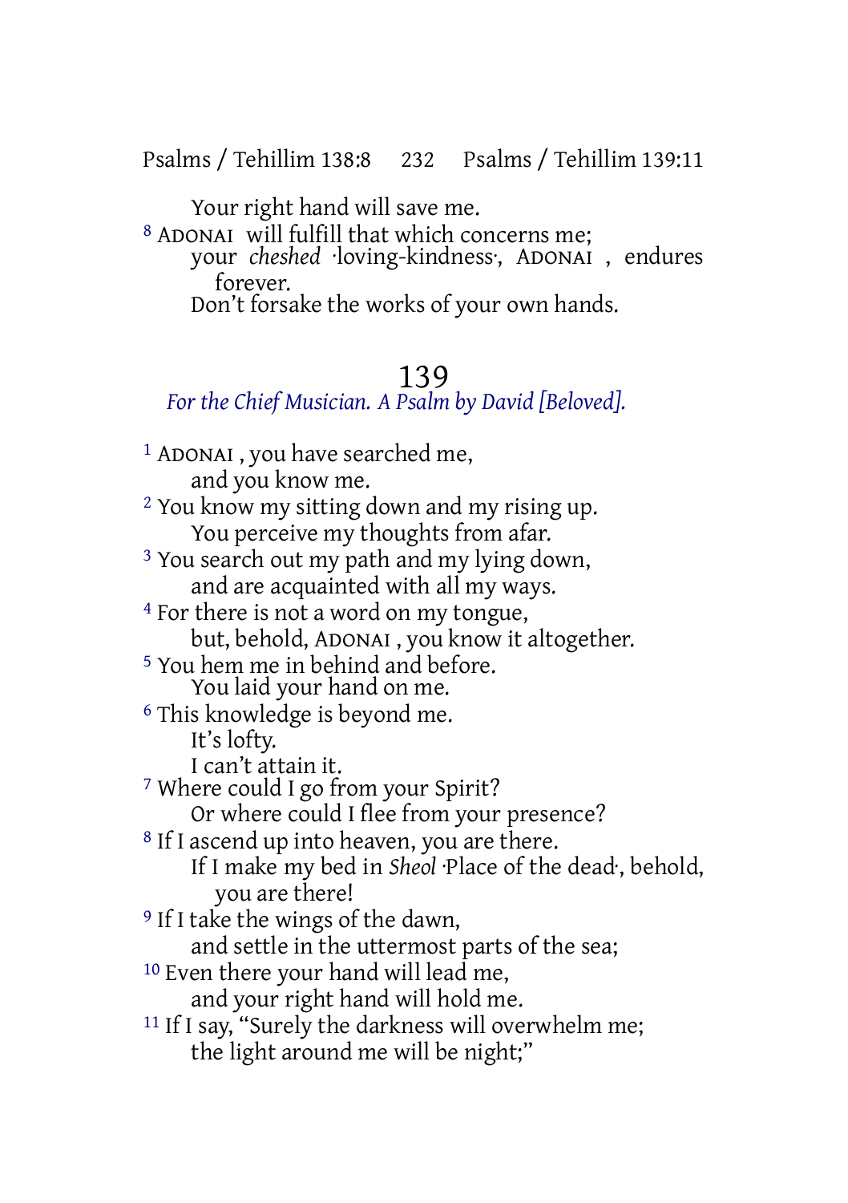Your right hand will save me.

[8] ADONAI will fulfill that which concerns me;
your *cheshed* ·loving-kindness·, ADONAI , endures forever.
Don't forsake the works of your own hands.

# 139

*For the Chief Musician. A Psalm by David [Beloved].*

[1] ADONAI , you have searched me,
and you know me.
[2] You know my sitting down and my rising up.
You perceive my thoughts from afar.
[3] You search out my path and my lying down,
and are acquainted with all my ways.
[4] For there is not a word on my tongue,
but, behold, ADONAI , you know it altogether.
[5] You hem me in behind and before.
You laid your hand on me.
[6] This knowledge is beyond me.
It's lofty.
I can't attain it.
[7] Where could I go from your Spirit?
Or where could I flee from your presence?
[8] If I ascend up into heaven, you are there.
If I make my bed in *Sheol* ·Place of the dead·, behold, you are there!
[9] If I take the wings of the dawn,
and settle in the uttermost parts of the sea;
[10] Even there your hand will lead me,
and your right hand will hold me.
[11] If I say, "Surely the darkness will overwhelm me;
the light around me will be night;"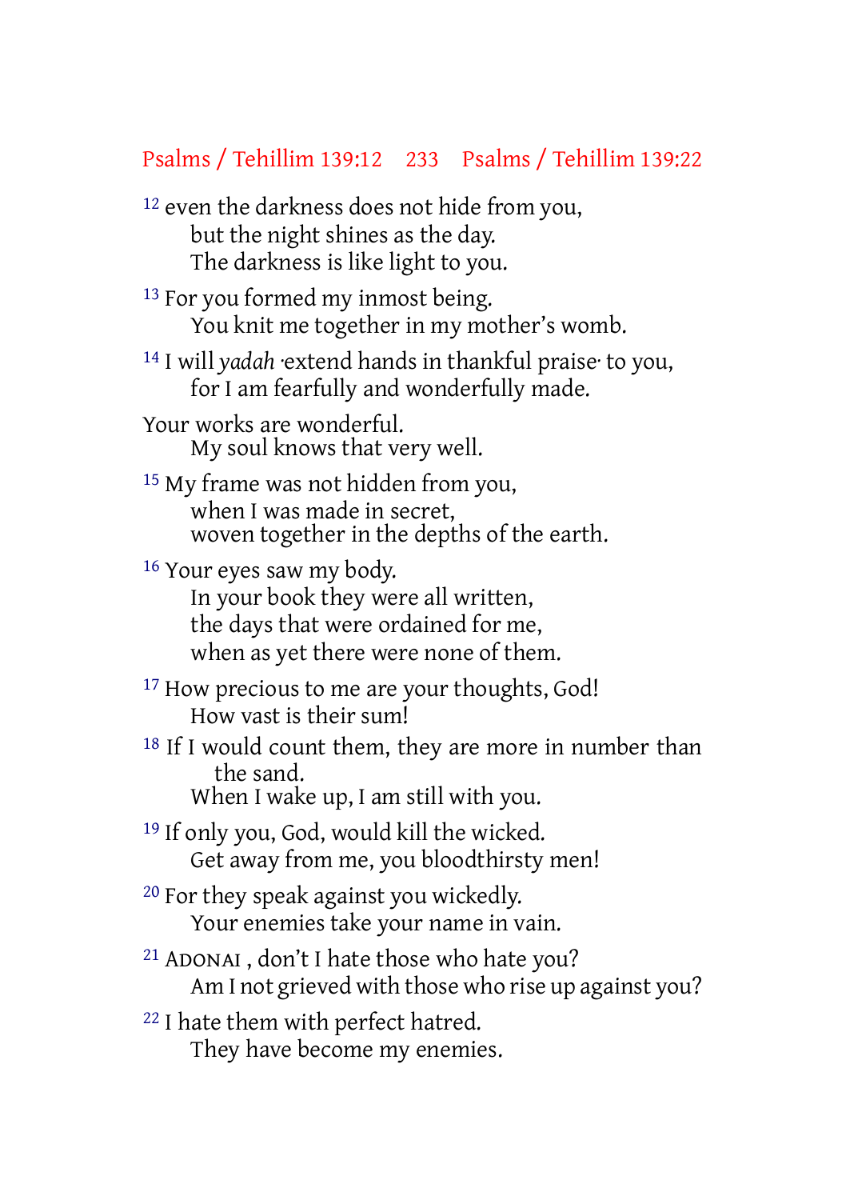[12] even the darkness does not hide from you,
but the night shines as the day.
The darkness is like light to you.

[13] For you formed my inmost being.
You knit me together in my mother's womb.

[14] I will *yadah* ·extend hands in thankful praise· to you,
for I am fearfully and wonderfully made.

Your works are wonderful.
My soul knows that very well.

[15] My frame was not hidden from you,
when I was made in secret,
woven together in the depths of the earth.

[16] Your eyes saw my body.
In your book they were all written,
the days that were ordained for me,
when as yet there were none of them.

[17] How precious to me are your thoughts, God!
How vast is their sum!

[18] If I would count them, they are more in number than the sand.
When I wake up, I am still with you.

[19] If only you, God, would kill the wicked.
Get away from me, you bloodthirsty men!

[20] For they speak against you wickedly.
Your enemies take your name in vain.

[21] ADONAI , don't I hate those who hate you?
Am I not grieved with those who rise up against you?

[22] I hate them with perfect hatred.
They have become my enemies.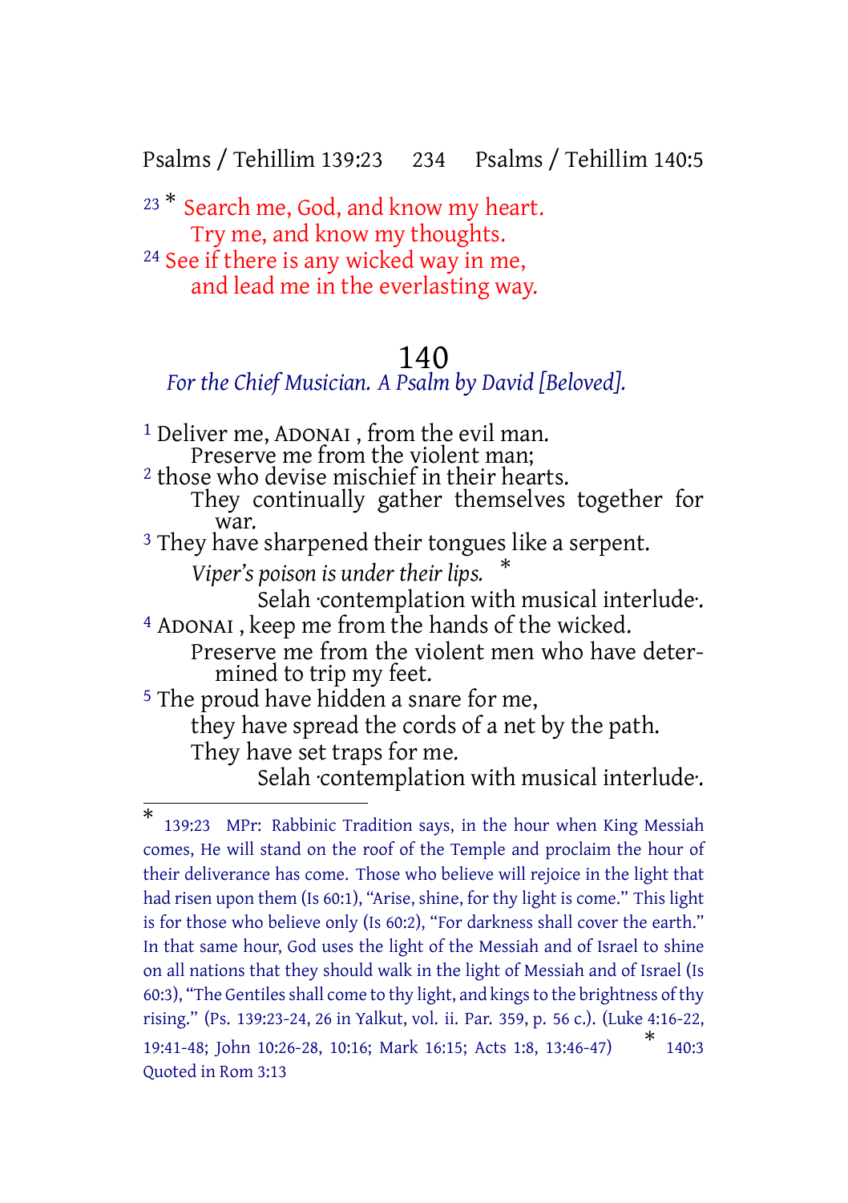23 * Search me, God, and know my heart.
Try me, and know my thoughts.
24 See if there is any wicked way in me,
and lead me in the everlasting way.

# 140

*For the Chief Musician. A Psalm by David [Beloved].*

1 Deliver me, ADONAI , from the evil man.
Preserve me from the violent man;
2 those who devise mischief in their hearts.
They continually gather themselves together for war.
3 They have sharpened their tongues like a serpent.
*Viper's poison is under their lips.* *
Selah ·contemplation with musical interlude·.
4 ADONAI , keep me from the hands of the wicked.
Preserve me from the violent men who have determined to trip my feet.
5 The proud have hidden a snare for me,
they have spread the cords of a net by the path.
They have set traps for me.
Selah ·contemplation with musical interlude·.

---

* 139:23 MPr: Rabbinic Tradition says, in the hour when King Messiah comes, He will stand on the roof of the Temple and proclaim the hour of their deliverance has come. Those who believe will rejoice in the light that had risen upon them (Is 60:1), "Arise, shine, for thy light is come." This light is for those who believe only (Is 60:2), "For darkness shall cover the earth." In that same hour, God uses the light of the Messiah and of Israel to shine on all nations that they should walk in the light of Messiah and of Israel (Is 60:3), "The Gentiles shall come to thy light, and kings to the brightness of thy rising." (Ps. 139:23-24, 26 in Yalkut, vol. ii. Par. 359, p. 56 c.). (Luke 4:16-22, 19:41-48; John 10:26-28, 10:16; Mark 16:15; Acts 1:8, 13:46-47)

* 140:3 Quoted in Rom 3:13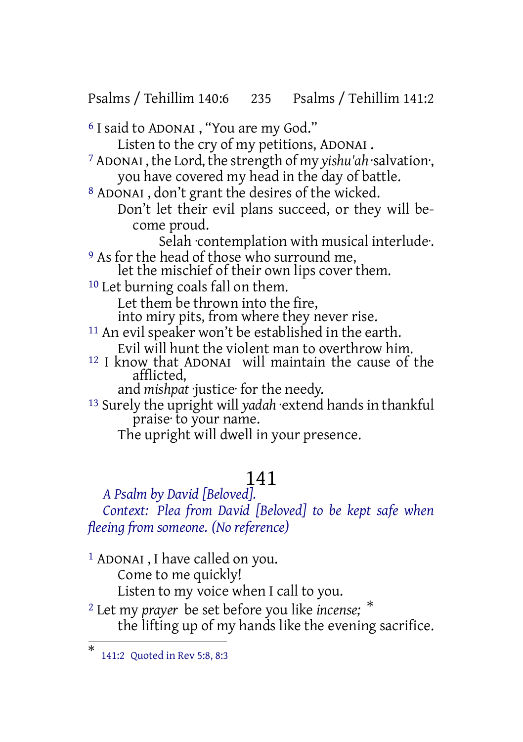6 I said to ADONAI , “You are my God.”
Listen to the cry of my petitions, ADONAI .

7 ADONAI , the Lord, the strength of my *yishu'ah* ·salvation·,
you have covered my head in the day of battle.

8 ADONAI , don’t grant the desires of the wicked.
Don’t let their evil plans succeed, or they will become proud.
Selah ·contemplation with musical interlude·.

9 As for the head of those who surround me,
let the mischief of their own lips cover them.

10 Let burning coals fall on them.
Let them be thrown into the fire,
into miry pits, from where they never rise.

11 An evil speaker won’t be established in the earth.
Evil will hunt the violent man to overthrow him.

12 I know that ADONAI will maintain the cause of the afflicted,
and *mishpat* ·justice· for the needy.

13 Surely the upright will *yadah* ·extend hands in thankful praise· to your name.
The upright will dwell in your presence.

# 141

*A Psalm by David [Beloved].*

*Context: Plea from David [Beloved] to be kept safe when fleeing from someone. (No reference)*

1 ADONAI , I have called on you.
Come to me quickly!
Listen to my voice when I call to you.

2 Let my *prayer* be set before you like *incense;* *
the lifting up of my hands like the evening sacrifice.

---

* 141:2 Quoted in Rev 5:8, 8:3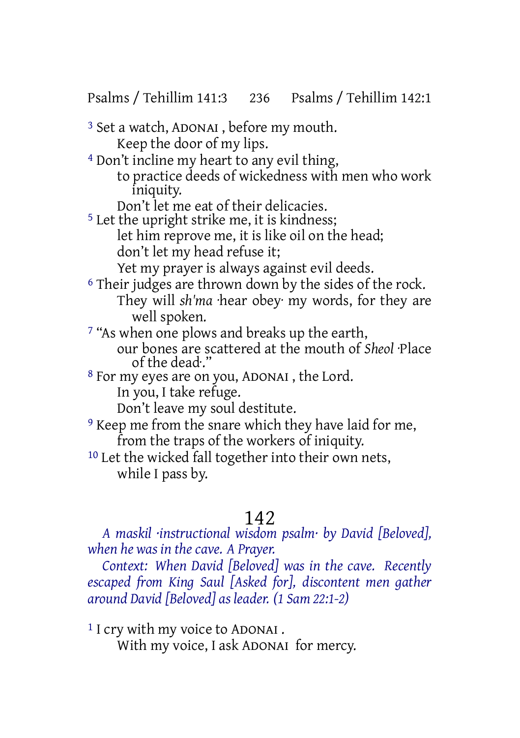[3] Set a watch, ADONAI , before my mouth.
Keep the door of my lips.
[4] Don't incline my heart to any evil thing,
to practice deeds of wickedness with men who work iniquity.
Don't let me eat of their delicacies.
[5] Let the upright strike me, it is kindness;
let him reprove me, it is like oil on the head;
don't let my head refuse it;
Yet my prayer is always against evil deeds.
[6] Their judges are thrown down by the sides of the rock.
They will *sh'ma* ·hear obey· my words, for they are well spoken.
[7] "As when one plows and breaks up the earth,
our bones are scattered at the mouth of *Sheol* ·Place of the dead·."
[8] For my eyes are on you, ADONAI , the Lord.
In you, I take refuge.
Don't leave my soul destitute.
[9] Keep me from the snare which they have laid for me,
from the traps of the workers of iniquity.
[10] Let the wicked fall together into their own nets,
while I pass by.

# 142

*A maskil ·instructional wisdom psalm· by David [Beloved], when he was in the cave. A Prayer.*

*Context: When David [Beloved] was in the cave. Recently escaped from King Saul [Asked for], discontent men gather around David [Beloved] as leader. (1 Sam 22:1-2)*

[1] I cry with my voice to ADONAI .
With my voice, I ask ADONAI for mercy.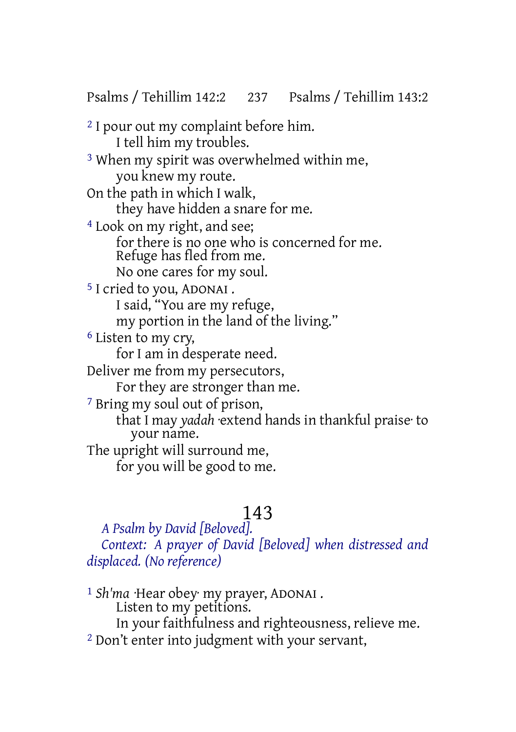[2] I pour out my complaint before him.
I tell him my troubles.
[3] When my spirit was overwhelmed within me,
you knew my route.
On the path in which I walk,
they have hidden a snare for me.
[4] Look on my right, and see;
for there is no one who is concerned for me.
Refuge has fled from me.
No one cares for my soul.
[5] I cried to you, ADONAI .
I said, "You are my refuge,
my portion in the land of the living."
[6] Listen to my cry,
for I am in desperate need.
Deliver me from my persecutors,
For they are stronger than me.
[7] Bring my soul out of prison,
that I may *yadah* ·extend hands in thankful praise· to your name.
The upright will surround me,
for you will be good to me.

# 143

*A Psalm by David [Beloved].*
*Context: A prayer of David [Beloved] when distressed and displaced. (No reference)*

[1] *Sh'ma* ·Hear obey· my prayer, ADONAI .
Listen to my petitions.
In your faithfulness and righteousness, relieve me.
[2] Don't enter into judgment with your servant,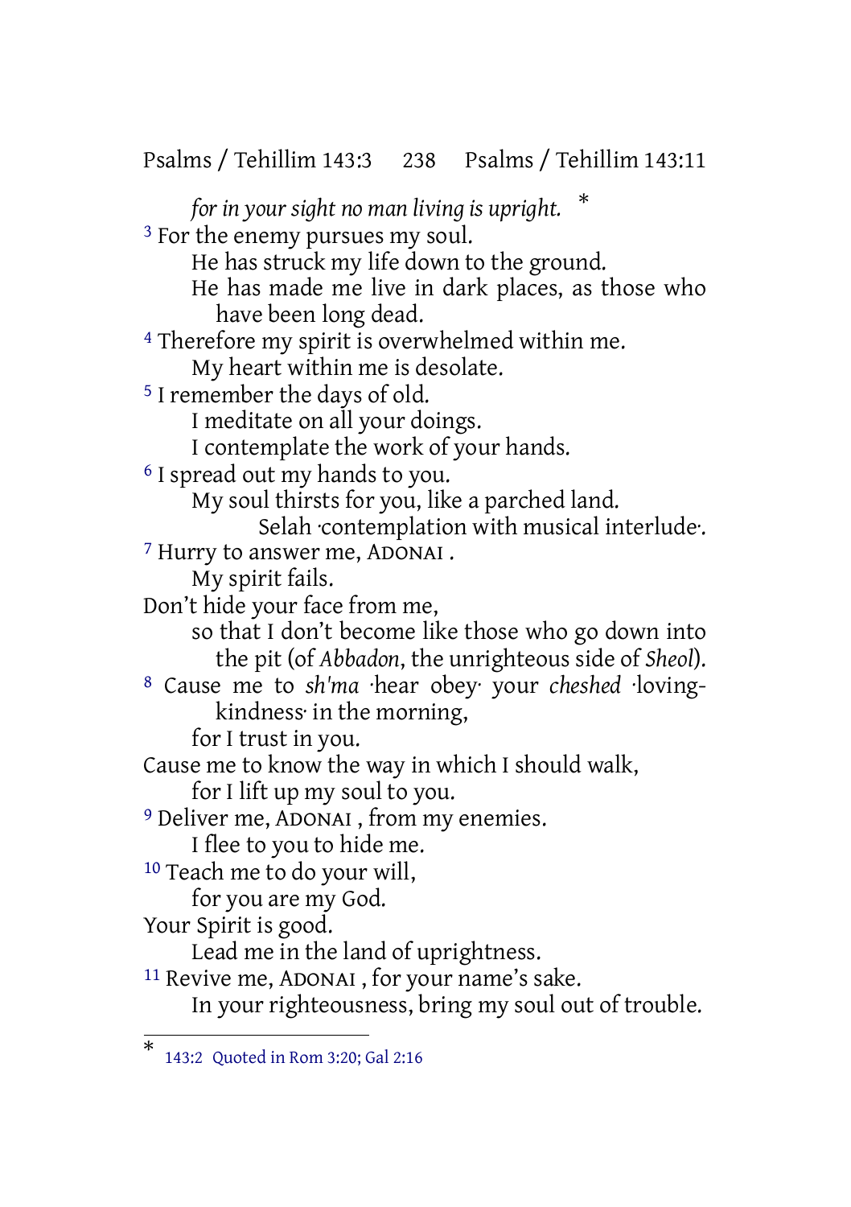*for in your sight no man living is upright.* *

[3] For the enemy pursues my soul.
He has struck my life down to the ground.
He has made me live in dark places, as those who have been long dead.

[4] Therefore my spirit is overwhelmed within me.
My heart within me is desolate.

[5] I remember the days of old.
I meditate on all your doings.
I contemplate the work of your hands.

[6] I spread out my hands to you.
My soul thirsts for you, like a parched land.
Selah ·contemplation with musical interlude·.

[7] Hurry to answer me, ADONAI .
My spirit fails.
Don't hide your face from me,
so that I don't become like those who go down into the pit (of *Abbadon*, the unrighteous side of *Sheol*).

[8] Cause me to *sh'ma* ·hear obey· your *cheshed* ·loving-kindness· in the morning,
for I trust in you.
Cause me to know the way in which I should walk,
for I lift up my soul to you.

[9] Deliver me, ADONAI , from my enemies.
I flee to you to hide me.

[10] Teach me to do your will,
for you are my God.
Your Spirit is good.
Lead me in the land of uprightness.

[11] Revive me, ADONAI , for your name's sake.
In your righteousness, bring my soul out of trouble.

---

\* 143:2 Quoted in Rom 3:20; Gal 2:16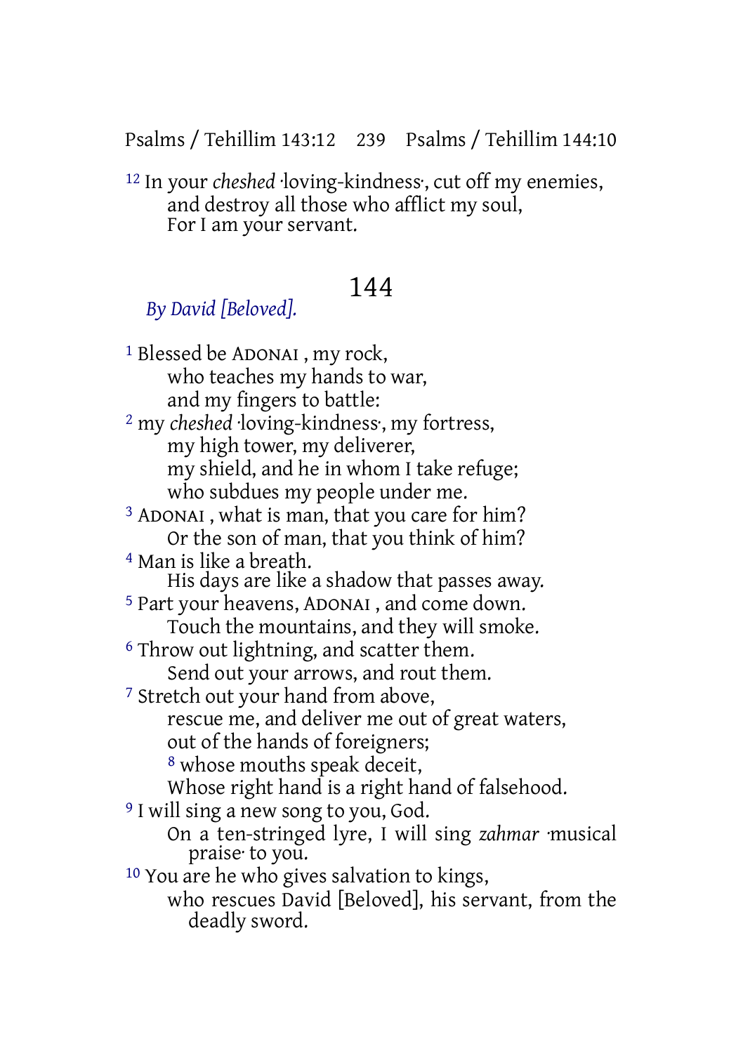[12] In your *cheshed* ·loving-kindness·, cut off my enemies,
and destroy all those who afflict my soul,
For I am your servant.

## 144

*By David [Beloved].*

[1] Blessed be ADONAI , my rock,
who teaches my hands to war,
and my fingers to battle:
[2] my *cheshed* ·loving-kindness·, my fortress,
my high tower, my deliverer,
my shield, and he in whom I take refuge;
who subdues my people under me.
[3] ADONAI , what is man, that you care for him?
Or the son of man, that you think of him?
[4] Man is like a breath.
His days are like a shadow that passes away.
[5] Part your heavens, ADONAI , and come down.
Touch the mountains, and they will smoke.
[6] Throw out lightning, and scatter them.
Send out your arrows, and rout them.
[7] Stretch out your hand from above,
rescue me, and deliver me out of great waters,
out of the hands of foreigners;
[8] whose mouths speak deceit,
Whose right hand is a right hand of falsehood.
[9] I will sing a new song to you, God.
On a ten-stringed lyre, I will sing *zahmar* ·musical praise· to you.
[10] You are he who gives salvation to kings,
who rescues David [Beloved], his servant, from the deadly sword.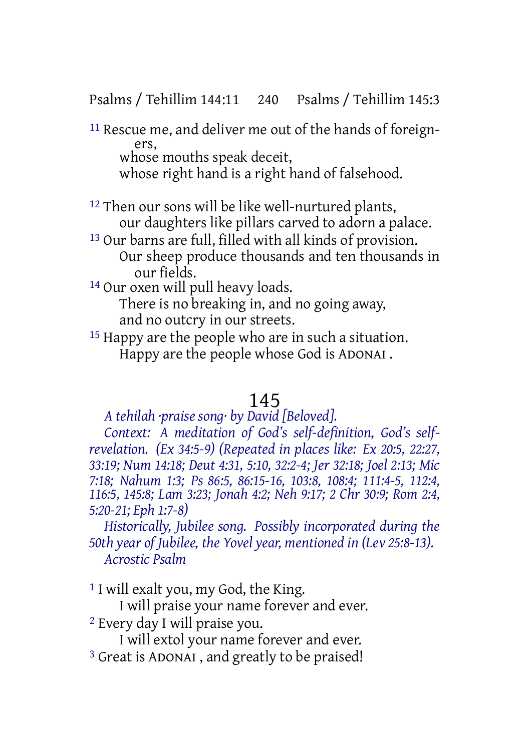[11] Rescue me, and deliver me out of the hands of foreigners,
whose mouths speak deceit,
whose right hand is a right hand of falsehood.

[12] Then our sons will be like well-nurtured plants,
our daughters like pillars carved to adorn a palace.
[13] Our barns are full, filled with all kinds of provision.
Our sheep produce thousands and ten thousands in our fields.
[14] Our oxen will pull heavy loads.
There is no breaking in, and no going away,
and no outcry in our streets.
[15] Happy are the people who are in such a situation.
Happy are the people whose God is ADONAI .

# 145

*A tehilah ·praise song· by David [Beloved].*

*Context: A meditation of God's self-definition, God's self-revelation. (Ex 34:5-9) (Repeated in places like: Ex 20:5, 22:27, 33:19; Num 14:18; Deut 4:31, 5:10, 32:2-4; Jer 32:18; Joel 2:13; Mic 7:18; Nahum 1:3; Ps 86:5, 86:15-16, 103:8, 108:4; 111:4-5, 112:4, 116:5, 145:8; Lam 3:23; Jonah 4:2; Neh 9:17; 2 Chr 30:9; Rom 2:4, 5:20-21; Eph 1:7-8)*

*Historically, Jubilee song. Possibly incorporated during the 50th year of Jubilee, the Yovel year, mentioned in (Lev 25:8-13).*

*Acrostic Psalm*

[1] I will exalt you, my God, the King.
I will praise your name forever and ever.
[2] Every day I will praise you.
I will extol your name forever and ever.
[3] Great is ADONAI , and greatly to be praised!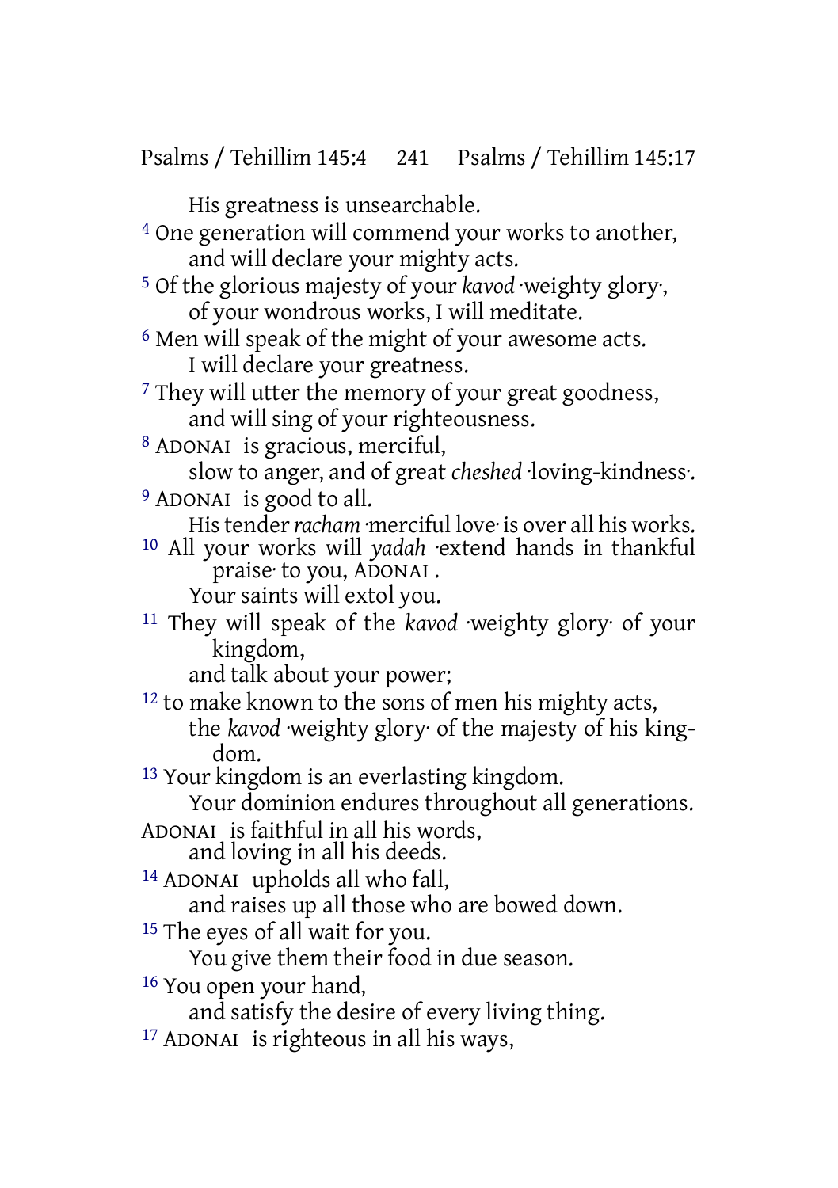His greatness is unsearchable.

[4] One generation will commend your works to another,
and will declare your mighty acts.

[5] Of the glorious majesty of your *kavod* ·weighty glory·,
of your wondrous works, I will meditate.

[6] Men will speak of the might of your awesome acts.
I will declare your greatness.

[7] They will utter the memory of your great goodness,
and will sing of your righteousness.

[8] ADONAI is gracious, merciful,
slow to anger, and of great *cheshed* ·loving-kindness·.

[9] ADONAI is good to all.
His tender *racham* ·merciful love· is over all his works.

[10] All your works will *yadah* ·extend hands in thankful praise· to you, ADONAI .
Your saints will extol you.

[11] They will speak of the *kavod* ·weighty glory· of your kingdom,
and talk about your power;

[12] to make known to the sons of men his mighty acts,
the *kavod* ·weighty glory· of the majesty of his kingdom.

[13] Your kingdom is an everlasting kingdom.
Your dominion endures throughout all generations.
ADONAI is faithful in all his words,
and loving in all his deeds.

[14] ADONAI upholds all who fall,
and raises up all those who are bowed down.

[15] The eyes of all wait for you.
You give them their food in due season.

[16] You open your hand,
and satisfy the desire of every living thing.

[17] ADONAI is righteous in all his ways,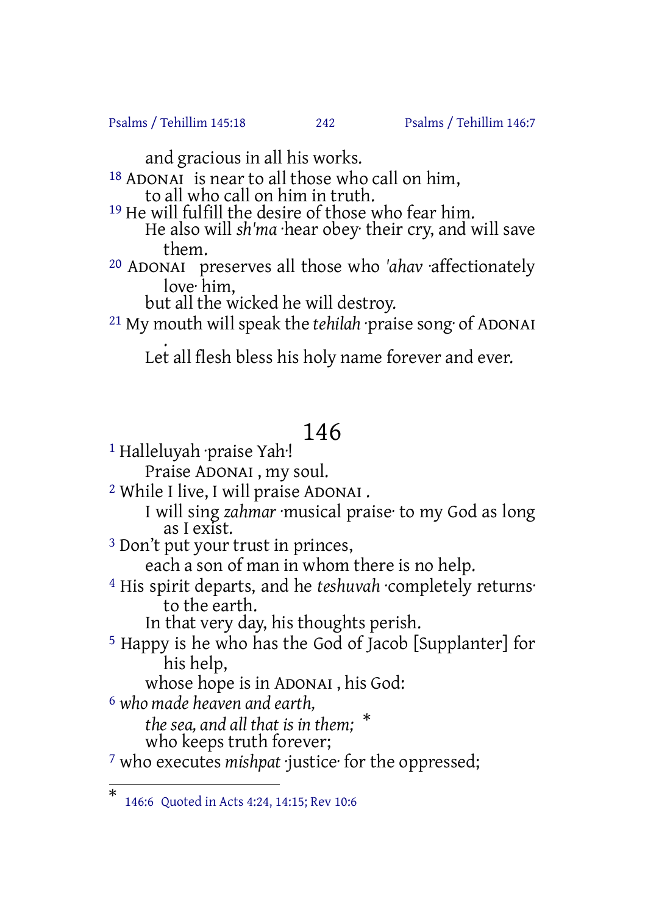and gracious in all his works.

[18] ADONAI is near to all those who call on him,
to all who call on him in truth.

[19] He will fulfill the desire of those who fear him.
He also will *sh'ma* ·hear obey· their cry, and will save them.

[20] ADONAI preserves all those who *'ahav* ·affectionately love· him,
but all the wicked he will destroy.

[21] My mouth will speak the *tehilah* ·praise song· of ADONAI .
Let all flesh bless his holy name forever and ever.

# 146

[1] Halleluyah ·praise Yah·!
Praise ADONAI , my soul.

[2] While I live, I will praise ADONAI .
I will sing *zahmar* ·musical praise· to my God as long as I exist.

[3] Don't put your trust in princes,
each a son of man in whom there is no help.

[4] His spirit departs, and he *teshuvah* ·completely returns· to the earth.
In that very day, his thoughts perish.

[5] Happy is he who has the God of Jacob [Supplanter] for his help,
whose hope is in ADONAI , his God:

[6] *who made heaven and earth,*
*the sea, and all that is in them;* *
who keeps truth forever;

[7] who executes *mishpat* ·justice· for the oppressed;

---

* 146:6 Quoted in Acts 4:24, 14:15; Rev 10:6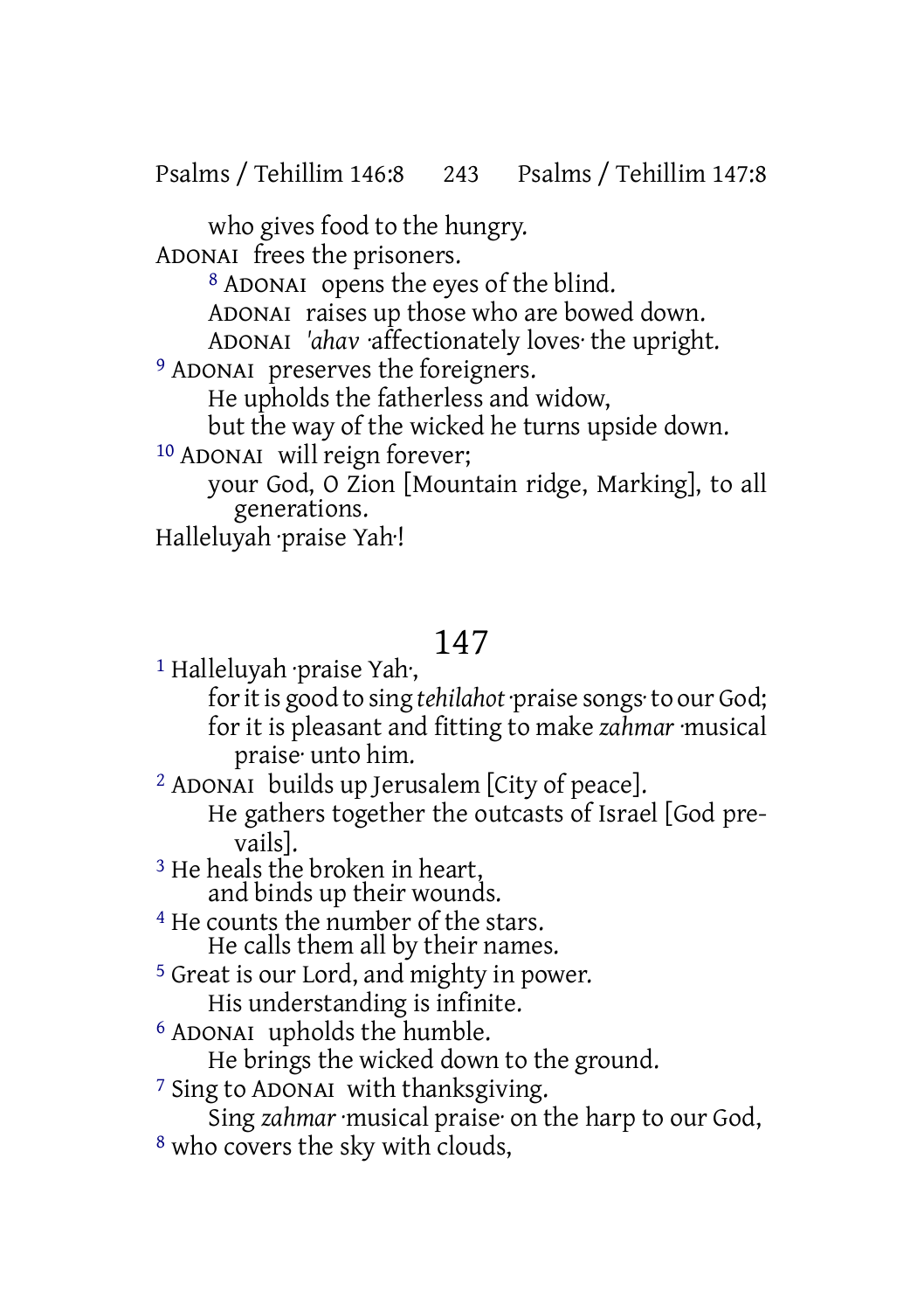who gives food to the hungry.
ADONAI frees the prisoners.
[8] ADONAI opens the eyes of the blind.
ADONAI raises up those who are bowed down.
ADONAI *'ahav* ·affectionately loves· the upright.
[9] ADONAI preserves the foreigners.
He upholds the fatherless and widow,
but the way of the wicked he turns upside down.
[10] ADONAI will reign forever;
your God, O Zion [Mountain ridge, Marking], to all generations.
Halleluyah ·praise Yah·!

## 147

[1] Halleluyah ·praise Yah·,
for it is good to sing *tehilahot* ·praise songs· to our God;
for it is pleasant and fitting to make *zahmar* ·musical praise· unto him.
[2] ADONAI builds up Jerusalem [City of peace].
He gathers together the outcasts of Israel [God prevails].
[3] He heals the broken in heart,
and binds up their wounds.
[4] He counts the number of the stars.
He calls them all by their names.
[5] Great is our Lord, and mighty in power.
His understanding is infinite.
[6] ADONAI upholds the humble.
He brings the wicked down to the ground.
[7] Sing to ADONAI with thanksgiving.
Sing *zahmar* ·musical praise· on the harp to our God,
[8] who covers the sky with clouds,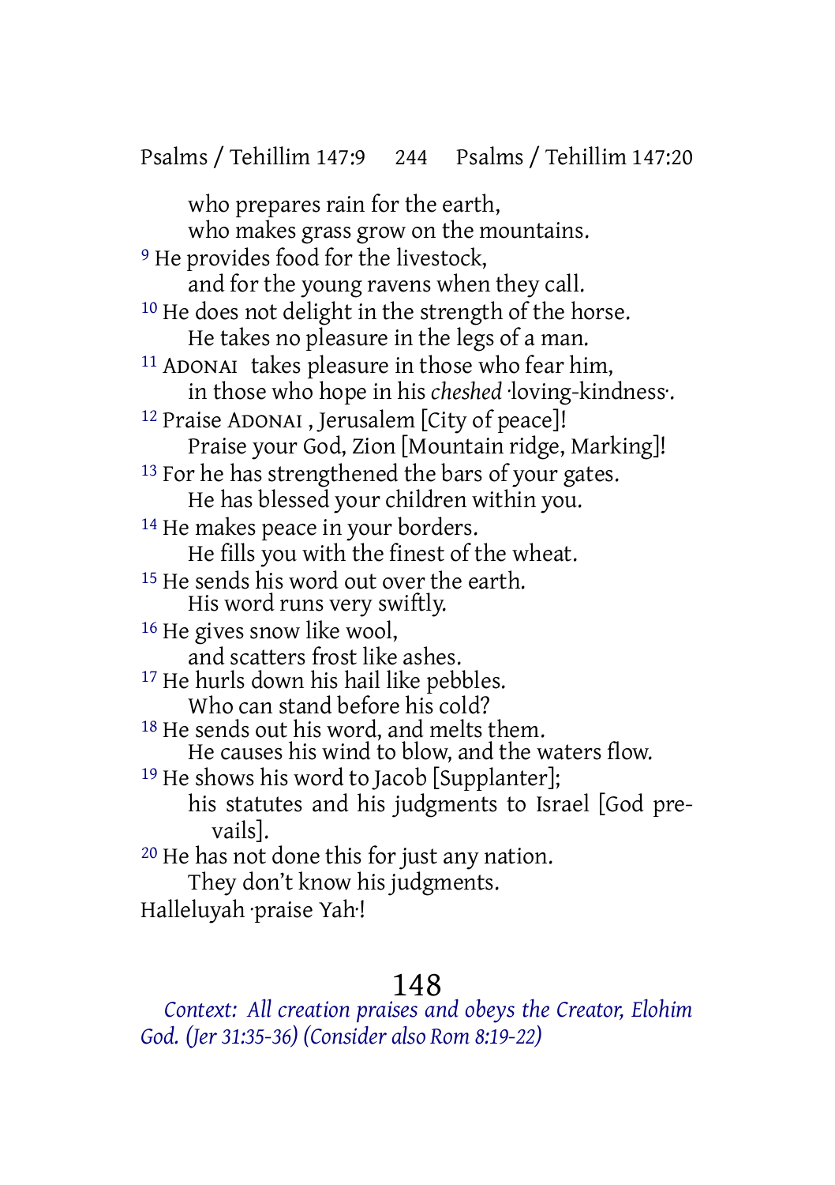who prepares rain for the earth,
who makes grass grow on the mountains.

[9] He provides food for the livestock,
and for the young ravens when they call.

[10] He does not delight in the strength of the horse.
He takes no pleasure in the legs of a man.

[11] ADONAI takes pleasure in those who fear him,
in those who hope in his *cheshed* ·loving-kindness·.

[12] Praise ADONAI , Jerusalem [City of peace]!
Praise your God, Zion [Mountain ridge, Marking]!

[13] For he has strengthened the bars of your gates.
He has blessed your children within you.

[14] He makes peace in your borders.
He fills you with the finest of the wheat.

[15] He sends his word out over the earth.
His word runs very swiftly.

[16] He gives snow like wool,
and scatters frost like ashes.

[17] He hurls down his hail like pebbles.
Who can stand before his cold?

[18] He sends out his word, and melts them.
He causes his wind to blow, and the waters flow.

[19] He shows his word to Jacob [Supplanter];
his statutes and his judgments to Israel [God prevails].

[20] He has not done this for just any nation.
They don't know his judgments.

Halleluyah ·praise Yah·!

## 148

*Context: All creation praises and obeys the Creator, Elohim God. (Jer 31:35-36) (Consider also Rom 8:19-22)*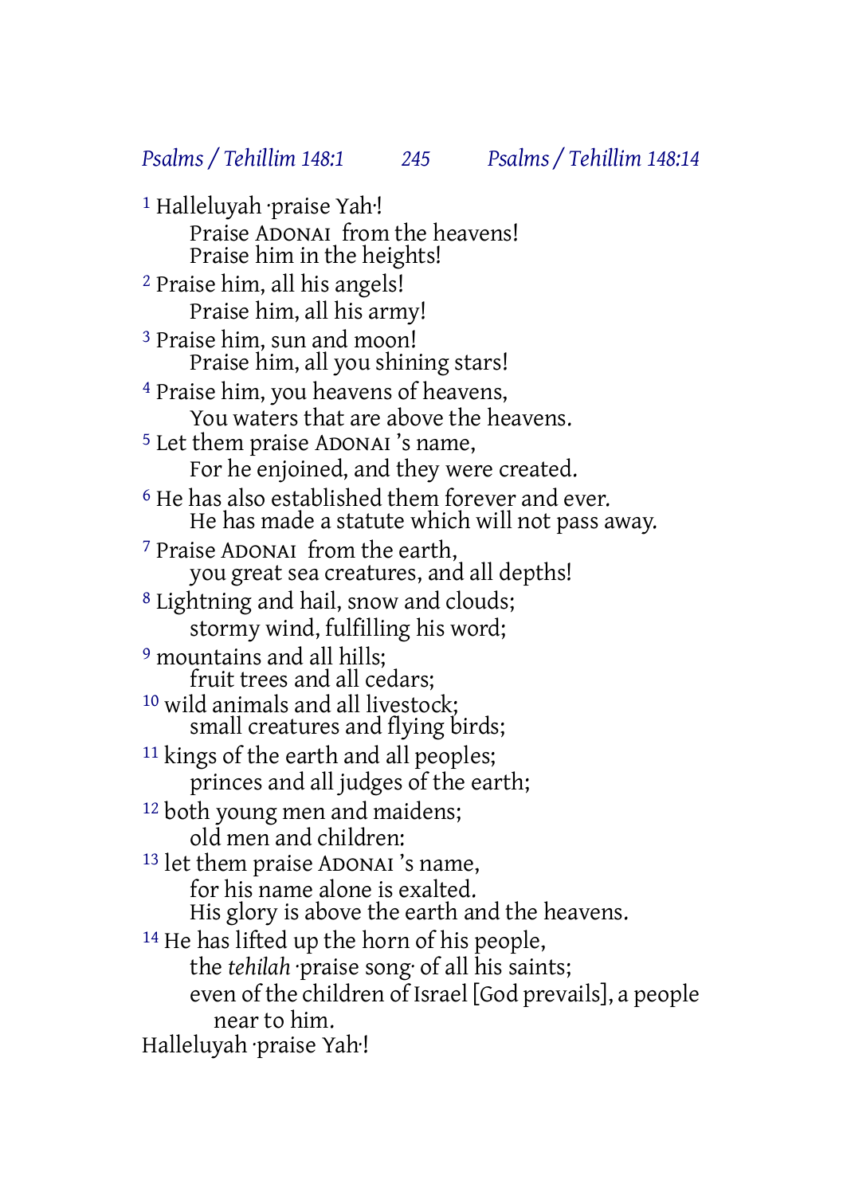[1] Halleluyah ·praise Yah·!
Praise ADONAI from the heavens!
Praise him in the heights!

[2] Praise him, all his angels!
Praise him, all his army!

[3] Praise him, sun and moon!
Praise him, all you shining stars!

[4] Praise him, you heavens of heavens,
You waters that are above the heavens.

[5] Let them praise ADONAI 's name,
For he enjoined, and they were created.

[6] He has also established them forever and ever.
He has made a statute which will not pass away.

[7] Praise ADONAI from the earth,
you great sea creatures, and all depths!

[8] Lightning and hail, snow and clouds;
stormy wind, fulfilling his word;

[9] mountains and all hills;
fruit trees and all cedars;

[10] wild animals and all livestock;
small creatures and flying birds;

[11] kings of the earth and all peoples;
princes and all judges of the earth;

[12] both young men and maidens;
old men and children:

[13] let them praise ADONAI 's name,
for his name alone is exalted.
His glory is above the earth and the heavens.

[14] He has lifted up the horn of his people,
the *tehilah* ·praise song· of all his saints;
even of the children of Israel [God prevails], a people near to him.

Halleluyah ·praise Yah·!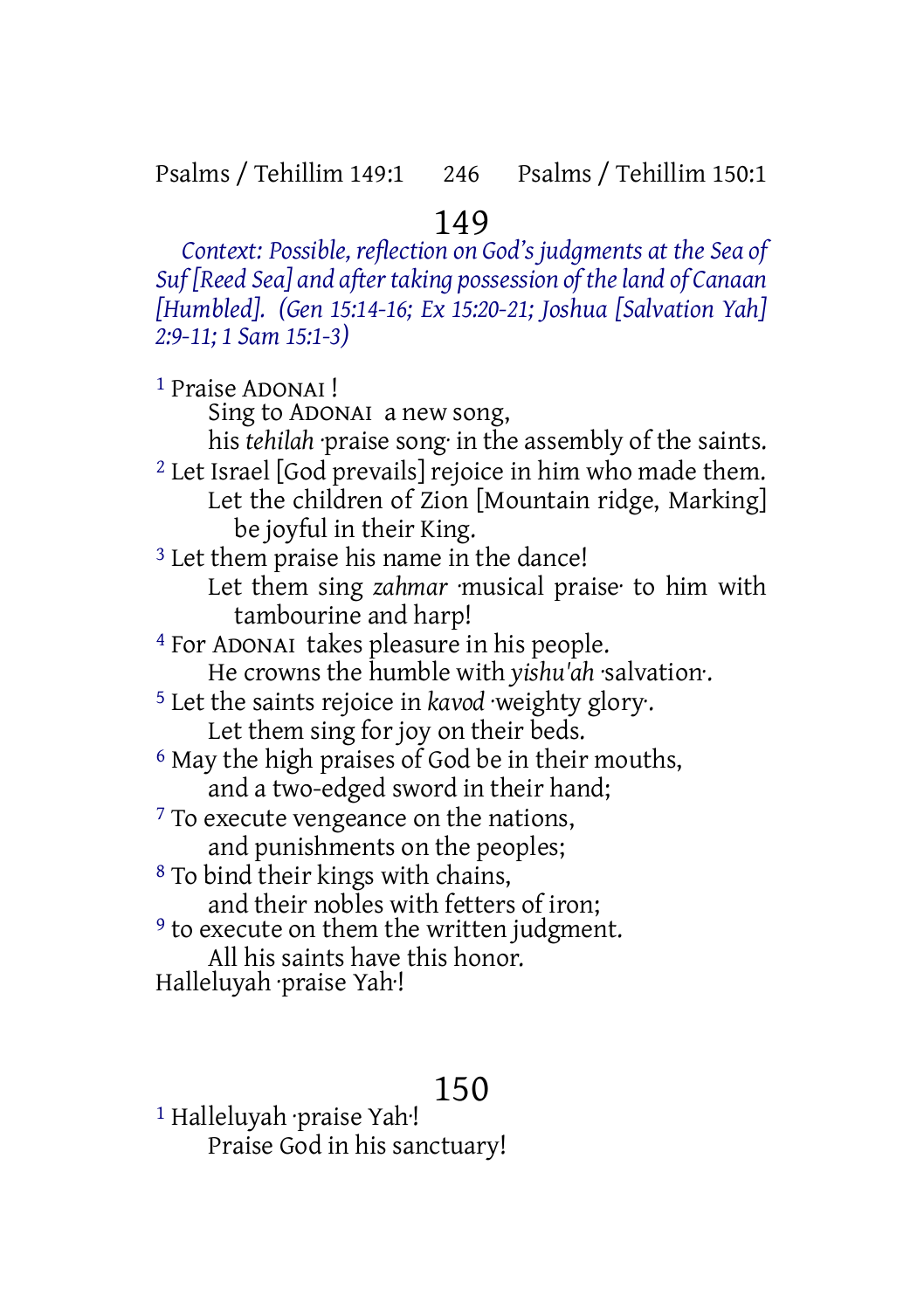# 149

*Context: Possible, reflection on God's judgments at the Sea of Suf [Reed Sea] and after taking possession of the land of Canaan [Humbled]. (Gen 15:14-16; Ex 15:20-21; Joshua [Salvation Yah] 2:9-11; 1 Sam 15:1-3)*

[1] Praise ADONAI !
Sing to ADONAI a new song,
his *tehilah* ·praise song· in the assembly of the saints.
[2] Let Israel [God prevails] rejoice in him who made them.
Let the children of Zion [Mountain ridge, Marking] be joyful in their King.
[3] Let them praise his name in the dance!
Let them sing *zahmar* ·musical praise· to him with tambourine and harp!
[4] For ADONAI takes pleasure in his people.
He crowns the humble with *yishu'ah* ·salvation·.
[5] Let the saints rejoice in *kavod* ·weighty glory·.
Let them sing for joy on their beds.
[6] May the high praises of God be in their mouths,
and a two-edged sword in their hand;
[7] To execute vengeance on the nations,
and punishments on the peoples;
[8] To bind their kings with chains,
and their nobles with fetters of iron;
[9] to execute on them the written judgment.
All his saints have this honor.
Halleluyah ·praise Yah·!

# 150

[1] Halleluyah ·praise Yah·!
Praise God in his sanctuary!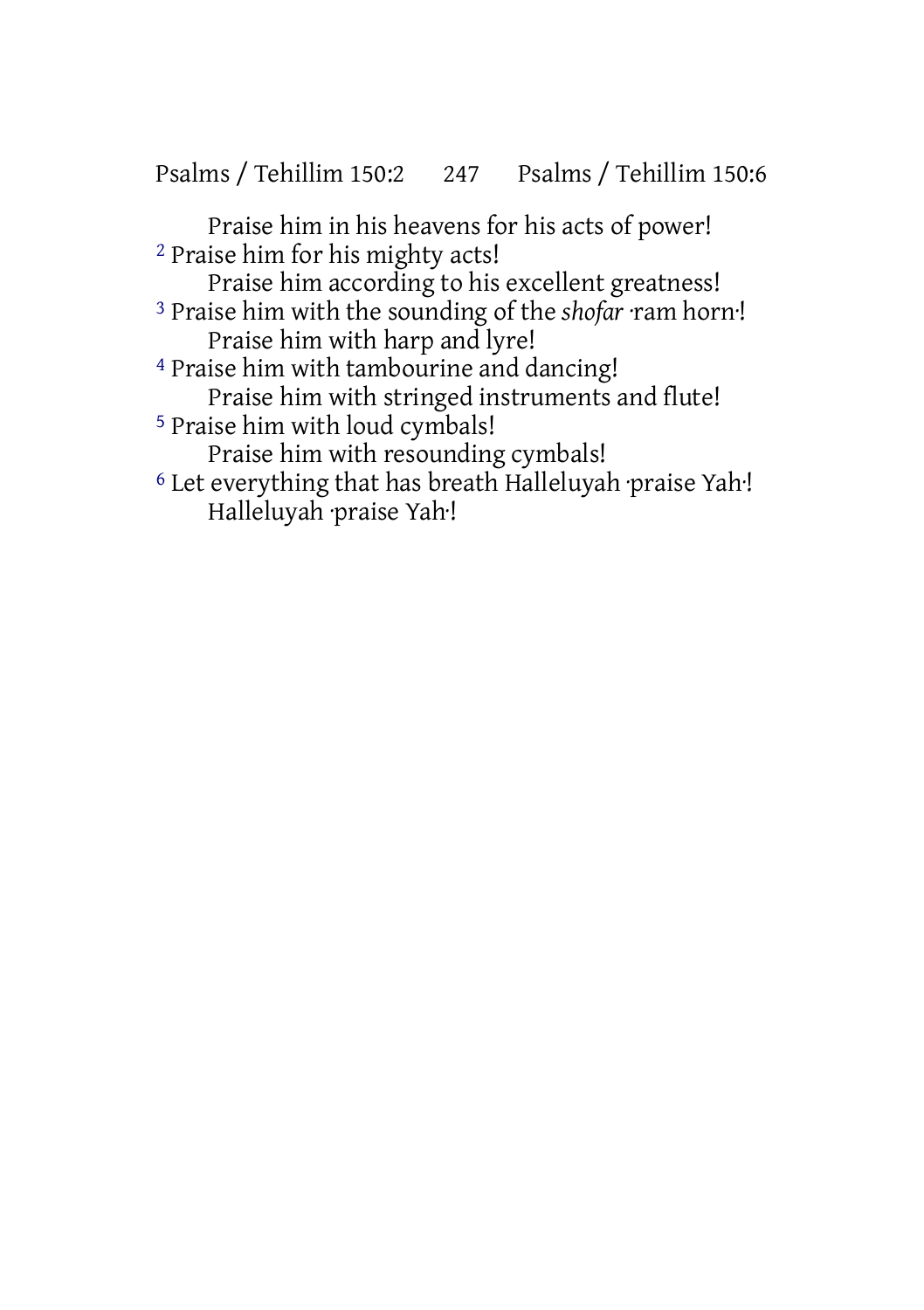Praise him in his heavens for his acts of power!
[2] Praise him for his mighty acts!
Praise him according to his excellent greatness!
[3] Praise him with the sounding of the *shofar* ·ram horn·!
Praise him with harp and lyre!
[4] Praise him with tambourine and dancing!
Praise him with stringed instruments and flute!
[5] Praise him with loud cymbals!
Praise him with resounding cymbals!
[6] Let everything that has breath Halleluyah ·praise Yah·!
Halleluyah ·praise Yah·!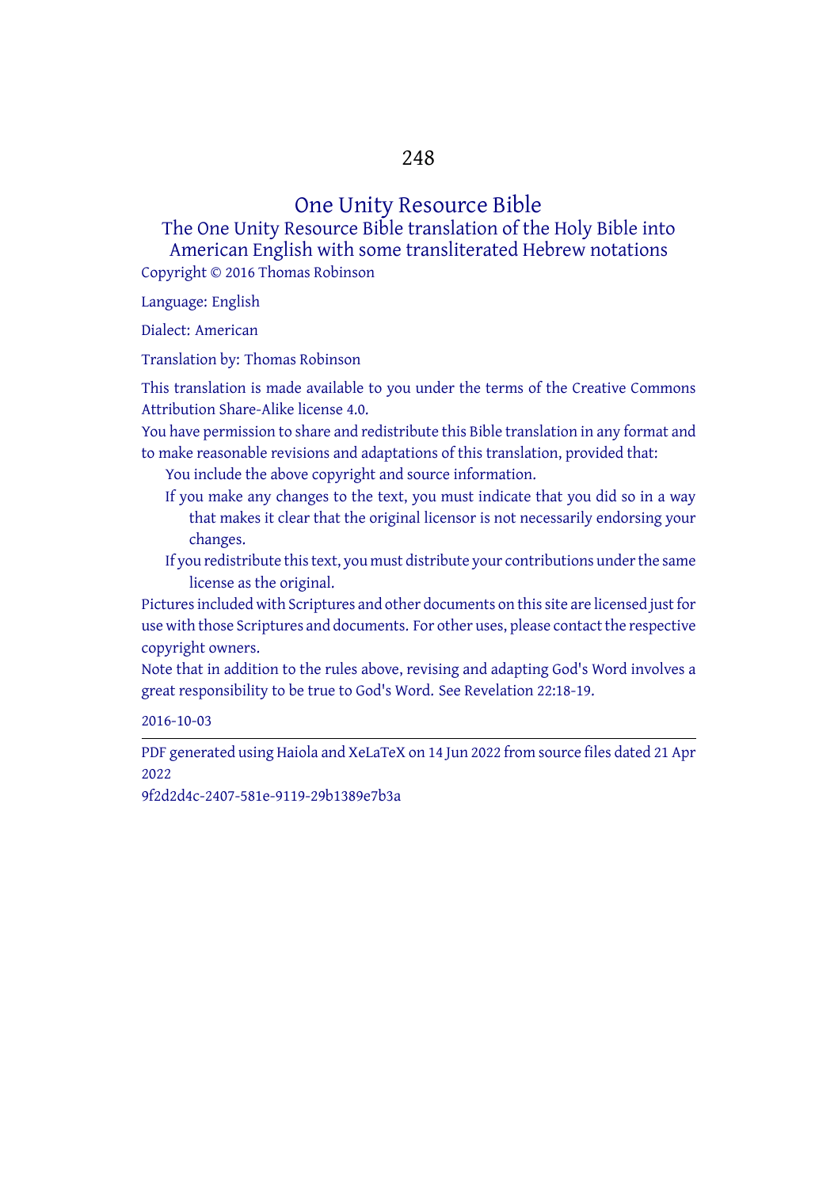# One Unity Resource Bible

The One Unity Resource Bible translation of the Holy Bible into American English with some transliterated Hebrew notations

Copyright © 2016 Thomas Robinson

Language: English

Dialect: American

Translation by: Thomas Robinson

This translation is made available to you under the terms of the Creative Commons Attribution Share-Alike license 4.0.

You have permission to share and redistribute this Bible translation in any format and to make reasonable revisions and adaptations of this translation, provided that:

- You include the above copyright and source information.
- If you make any changes to the text, you must indicate that you did so in a way that makes it clear that the original licensor is not necessarily endorsing your changes.
- If you redistribute this text, you must distribute your contributions under the same license as the original.

Pictures included with Scriptures and other documents on this site are licensed just for use with those Scriptures and documents. For other uses, please contact the respective copyright owners.

Note that in addition to the rules above, revising and adapting God's Word involves a great responsibility to be true to God's Word. See Revelation 22:18-19.

2016-10-03

---

PDF generated using Haiola and XeLaTeX on 14 Jun 2022 from source files dated 21 Apr 2022

9f2d2d4c-2407-581e-9119-29b1389e7b3a